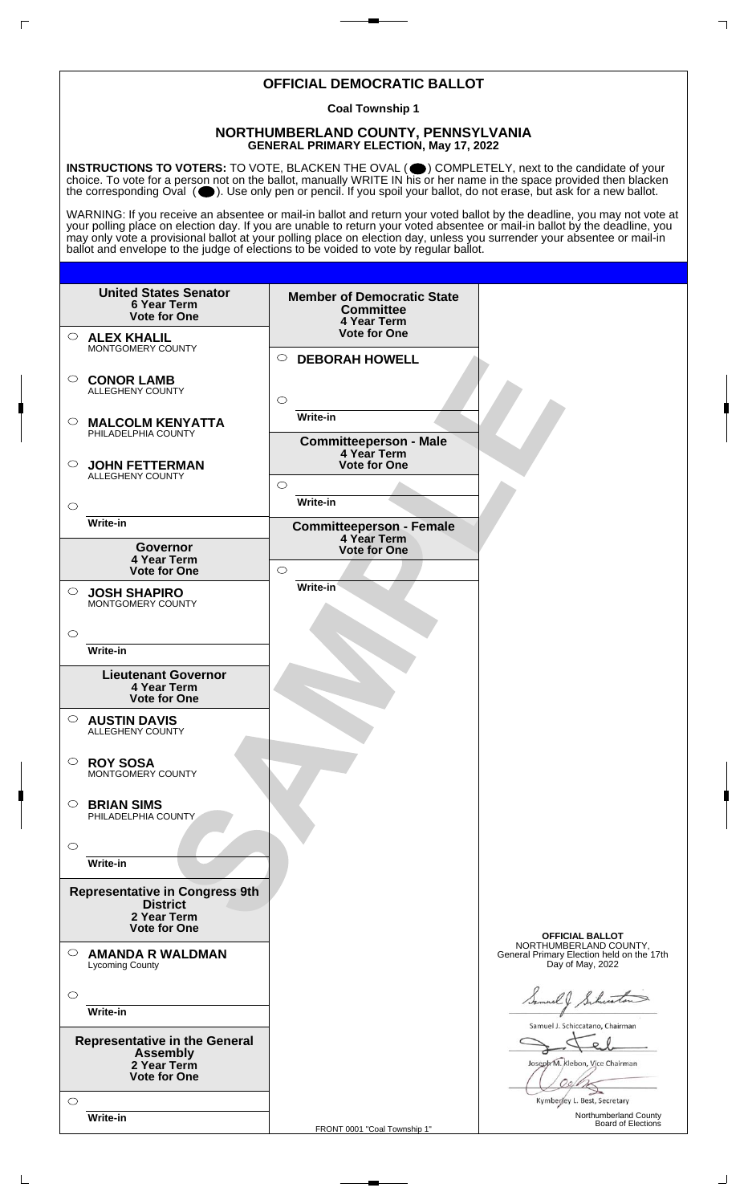# OFFICIAL DEMOCRATIC BALLOT

**Coal Township 1**

## NORTHUMBERLAND COUNTY, PENNSYLVANIA
### GENERAL PRIMARY ELECTION, May 17, 2022

**INSTRUCTIONS TO VOTERS:** TO VOTE, BLACKEN THE OVAL ( ● ) COMPLETELY, next to the candidate of your choice. To vote for a person not on the ballot, manually WRITE IN his or her name in the space provided then blacken the corresponding Oval ( ● ). Use only pen or pencil. If you spoil your ballot, do not erase, but ask for a new ballot.

WARNING: If you receive an absentee or mail-in ballot and return your voted ballot by the deadline, you may not vote at your polling place on election day. If you are unable to return your voted absentee or mail-in ballot by the deadline, you may only vote a provisional ballot at your polling place on election day, unless you surrender your absentee or mail-in ballot and envelope to the judge of elections to be voided to vote by regular ballot.

**United States Senator**
**6 Year Term**
**Vote for One**

- ○ **ALEX KHALIL** MONTGOMERY COUNTY
- ○ **CONOR LAMB** ALLEGHENY COUNTY
- ○ **MALCOLM KENYATTA** PHILADELPHIA COUNTY
- ○ **JOHN FETTERMAN** ALLEGHENY COUNTY
- ○ Write-in

**Governor**
**4 Year Term**
**Vote for One**

- ○ **JOSH SHAPIRO** MONTGOMERY COUNTY
- ○ Write-in

**Lieutenant Governor**
**4 Year Term**
**Vote for One**

- ○ **AUSTIN DAVIS** ALLEGHENY COUNTY
- ○ **ROY SOSA** MONTGOMERY COUNTY
- ○ **BRIAN SIMS** PHILADELPHIA COUNTY
- ○ Write-in

**Representative in Congress 9th District**
**2 Year Term**
**Vote for One**

- ○ **AMANDA R WALDMAN** Lycoming County
- ○ Write-in

**Representative in the General Assembly**
**2 Year Term**
**Vote for One**

- ○ Write-in

**Member of Democratic State Committee**
**4 Year Term**
**Vote for One**

- ○ **DEBORAH HOWELL**
- ○ Write-in

**Committeeperson - Male**
**4 Year Term**
**Vote for One**

- ○ Write-in

**Committeeperson - Female**
**4 Year Term**
**Vote for One**

- ○ Write-in

SAMPLE

**OFFICIAL BALLOT**
NORTHUMBERLAND COUNTY,
General Primary Election held on the 17th Day of May, 2022

Samuel J. Schiccatano, Chairman

Joseph M. Klebon, Vice Chairman

Kymberley L. Best, Secretary

Northumberland County Board of Elections

FRONT 0001 "Coal Township 1"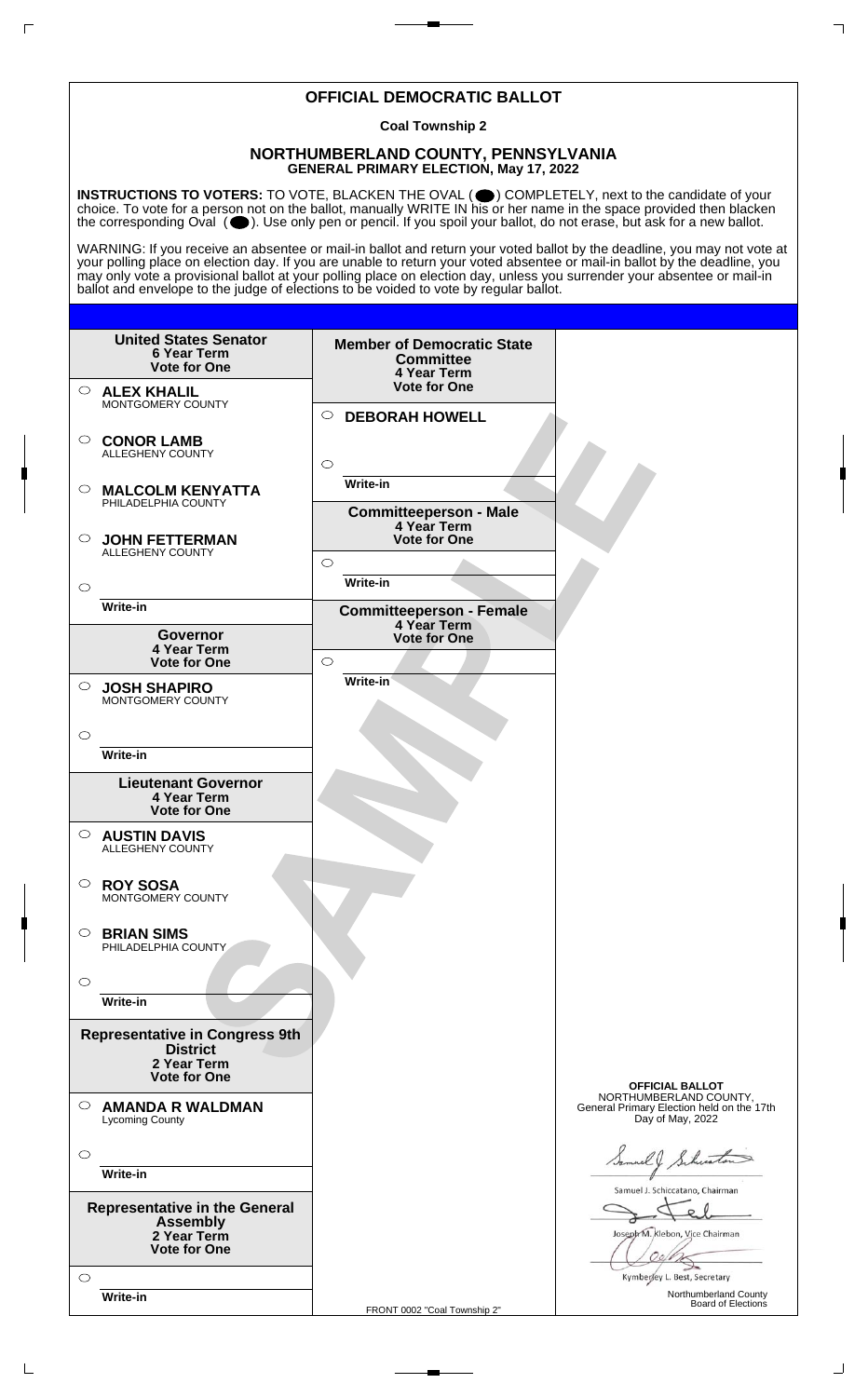# OFFICIAL DEMOCRATIC BALLOT

**Coal Township 2**

## NORTHUMBERLAND COUNTY, PENNSYLVANIA
**GENERAL PRIMARY ELECTION, May 17, 2022**

**INSTRUCTIONS TO VOTERS:** TO VOTE, BLACKEN THE OVAL ( ⬤ ) COMPLETELY, next to the candidate of your choice. To vote for a person not on the ballot, manually WRITE IN his or her name in the space provided then blacken the corresponding Oval ( ⬤ ). Use only pen or pencil. If you spoil your ballot, do not erase, but ask for a new ballot.

WARNING: If you receive an absentee or mail-in ballot and return your voted ballot by the deadline, you may not vote at your polling place on election day. If you are unable to return your voted absentee or mail-in ballot by the deadline, you may only vote a provisional ballot at your polling place on election day, unless you surrender your absentee or mail-in ballot and envelope to the judge of elections to be voided to vote by regular ballot.

**United States Senator**
**6 Year Term**
**Vote for One**

- ○ **ALEX KHALIL** MONTGOMERY COUNTY
- ○ **CONOR LAMB** ALLEGHENY COUNTY
- ○ **MALCOLM KENYATTA** PHILADELPHIA COUNTY
- ○ **JOHN FETTERMAN** ALLEGHENY COUNTY
- ○ ______ Write-in

**Governor**
**4 Year Term**
**Vote for One**

- ○ **JOSH SHAPIRO** MONTGOMERY COUNTY
- ○ ______ Write-in

**Lieutenant Governor**
**4 Year Term**
**Vote for One**

- ○ **AUSTIN DAVIS** ALLEGHENY COUNTY
- ○ **ROY SOSA** MONTGOMERY COUNTY
- ○ **BRIAN SIMS** PHILADELPHIA COUNTY
- ○ ______ Write-in

**Representative in Congress 9th District**
**2 Year Term**
**Vote for One**

- ○ **AMANDA R WALDMAN** Lycoming County
- ○ ______ Write-in

**Representative in the General Assembly**
**2 Year Term**
**Vote for One**

- ○ ______ Write-in

**Member of Democratic State Committee**
**4 Year Term**
**Vote for One**

- ○ **DEBORAH HOWELL**
- ○ ______ Write-in

**Committeeperson - Male**
**4 Year Term**
**Vote for One**

- ○ ______ Write-in

**Committeeperson - Female**
**4 Year Term**
**Vote for One**

- ○ ______ Write-in

SAMPLE

**OFFICIAL BALLOT**
NORTHUMBERLAND COUNTY,
General Primary Election held on the 17th Day of May, 2022

Samuel J. Schiccatano, Chairman

Joseph M. Klebon, Vice Chairman

Kymberley L. Best, Secretary

Northumberland County Board of Elections

FRONT 0002 "Coal Township 2"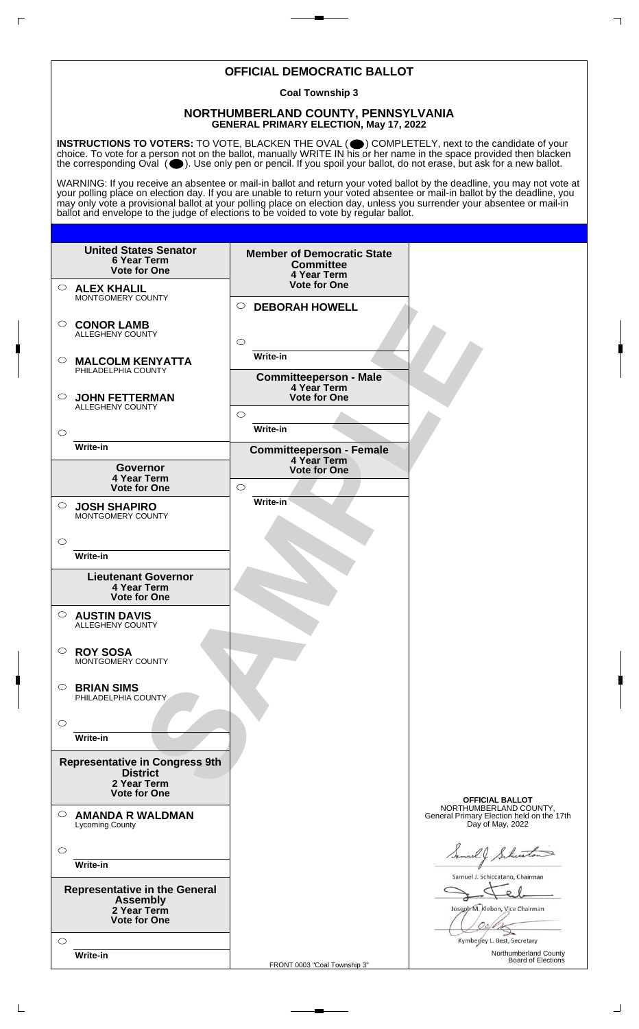# OFFICIAL DEMOCRATIC BALLOT

**Coal Township 3**

## NORTHUMBERLAND COUNTY, PENNSYLVANIA
### GENERAL PRIMARY ELECTION, May 17, 2022

**INSTRUCTIONS TO VOTERS:** TO VOTE, BLACKEN THE OVAL ( ⬤ ) COMPLETELY, next to the candidate of your choice. To vote for a person not on the ballot, manually WRITE IN his or her name in the space provided then blacken the corresponding Oval ( ⬤ ). Use only pen or pencil. If you spoil your ballot, do not erase, but ask for a new ballot.

WARNING: If you receive an absentee or mail-in ballot and return your voted ballot by the deadline, you may not vote at your polling place on election day. If you are unable to return your voted absentee or mail-in ballot by the deadline, you may only vote a provisional ballot at your polling place on election day, unless you surrender your absentee or mail-in ballot and envelope to the judge of elections to be voided to vote by regular ballot.

**United States Senator**
**6 Year Term**
**Vote for One**

- ○ **ALEX KHALIL** MONTGOMERY COUNTY
- ○ **CONOR LAMB** ALLEGHENY COUNTY
- ○ **MALCOLM KENYATTA** PHILADELPHIA COUNTY
- ○ **JOHN FETTERMAN** ALLEGHENY COUNTY
- ○ Write-in

**Governor**
**4 Year Term**
**Vote for One**

- ○ **JOSH SHAPIRO** MONTGOMERY COUNTY
- ○ Write-in

**Lieutenant Governor**
**4 Year Term**
**Vote for One**

- ○ **AUSTIN DAVIS** ALLEGHENY COUNTY
- ○ **ROY SOSA** MONTGOMERY COUNTY
- ○ **BRIAN SIMS** PHILADELPHIA COUNTY
- ○ Write-in

**Representative in Congress 9th District**
**2 Year Term**
**Vote for One**

- ○ **AMANDA R WALDMAN** Lycoming County
- ○ Write-in

**Representative in the General Assembly**
**2 Year Term**
**Vote for One**

- ○ Write-in

**Member of Democratic State Committee**
**4 Year Term**
**Vote for One**

- ○ **DEBORAH HOWELL**
- ○ Write-in

**Committeeperson - Male**
**4 Year Term**
**Vote for One**

- ○ Write-in

**Committeeperson - Female**
**4 Year Term**
**Vote for One**

- ○ Write-in

SAMPLE

**OFFICIAL BALLOT**
NORTHUMBERLAND COUNTY,
General Primary Election held on the 17th Day of May, 2022

Samuel J. Schiccatano, Chairman

Joseph M. Klebon, Vice Chairman

Kymberley L. Best, Secretary

Northumberland County Board of Elections

FRONT 0003 "Coal Township 3"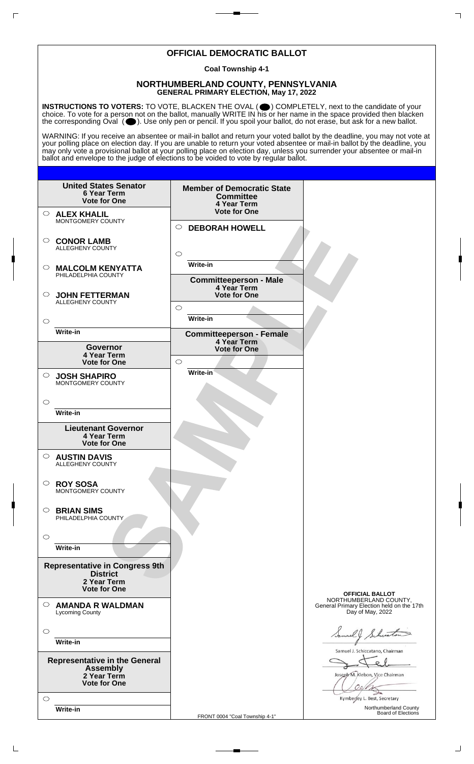# OFFICIAL DEMOCRATIC BALLOT

**Coal Township 4-1**

## NORTHUMBERLAND COUNTY, PENNSYLVANIA

**GENERAL PRIMARY ELECTION, May 17, 2022**

**INSTRUCTIONS TO VOTERS:** TO VOTE, BLACKEN THE OVAL ( ) COMPLETELY, next to the candidate of your choice. To vote for a person not on the ballot, manually WRITE IN his or her name in the space provided then blacken the corresponding Oval ( ). Use only pen or pencil. If you spoil your ballot, do not erase, but ask for a new ballot.

WARNING: If you receive an absentee or mail-in ballot and return your voted ballot by the deadline, you may not vote at your polling place on election day. If you are unable to return your voted absentee or mail-in ballot by the deadline, you may only vote a provisional ballot at your polling place on election day, unless you surrender your absentee or mail-in ballot and envelope to the judge of elections to be voided to vote by regular ballot.

**United States Senator**
**6 Year Term**
**Vote for One**

- ○ **ALEX KHALIL** MONTGOMERY COUNTY
- ○ **CONOR LAMB** ALLEGHENY COUNTY
- ○ **MALCOLM KENYATTA** PHILADELPHIA COUNTY
- ○ **JOHN FETTERMAN** ALLEGHENY COUNTY
- ○ Write-in

**Governor**
**4 Year Term**
**Vote for One**

- ○ **JOSH SHAPIRO** MONTGOMERY COUNTY
- ○ Write-in

**Lieutenant Governor**
**4 Year Term**
**Vote for One**

- ○ **AUSTIN DAVIS** ALLEGHENY COUNTY
- ○ **ROY SOSA** MONTGOMERY COUNTY
- ○ **BRIAN SIMS** PHILADELPHIA COUNTY
- ○ Write-in

**Representative in Congress 9th District**
**2 Year Term**
**Vote for One**

- ○ **AMANDA R WALDMAN** Lycoming County
- ○ Write-in

**Representative in the General Assembly**
**2 Year Term**
**Vote for One**

- ○ Write-in

**Member of Democratic State Committee**
**4 Year Term**
**Vote for One**

- ○ **DEBORAH HOWELL**
- ○ Write-in

**Committeeperson - Male**
**4 Year Term**
**Vote for One**

- ○ Write-in

**Committeeperson - Female**
**4 Year Term**
**Vote for One**

- ○ Write-in

SAMPLE

**OFFICIAL BALLOT**
NORTHUMBERLAND COUNTY,
General Primary Election held on the 17th Day of May, 2022

Samuel J. Schiccatano, Chairman

Joseph M. Klebon, Vice Chairman

Kymberley L. Best, Secretary

Northumberland County Board of Elections

FRONT 0004 "Coal Township 4-1"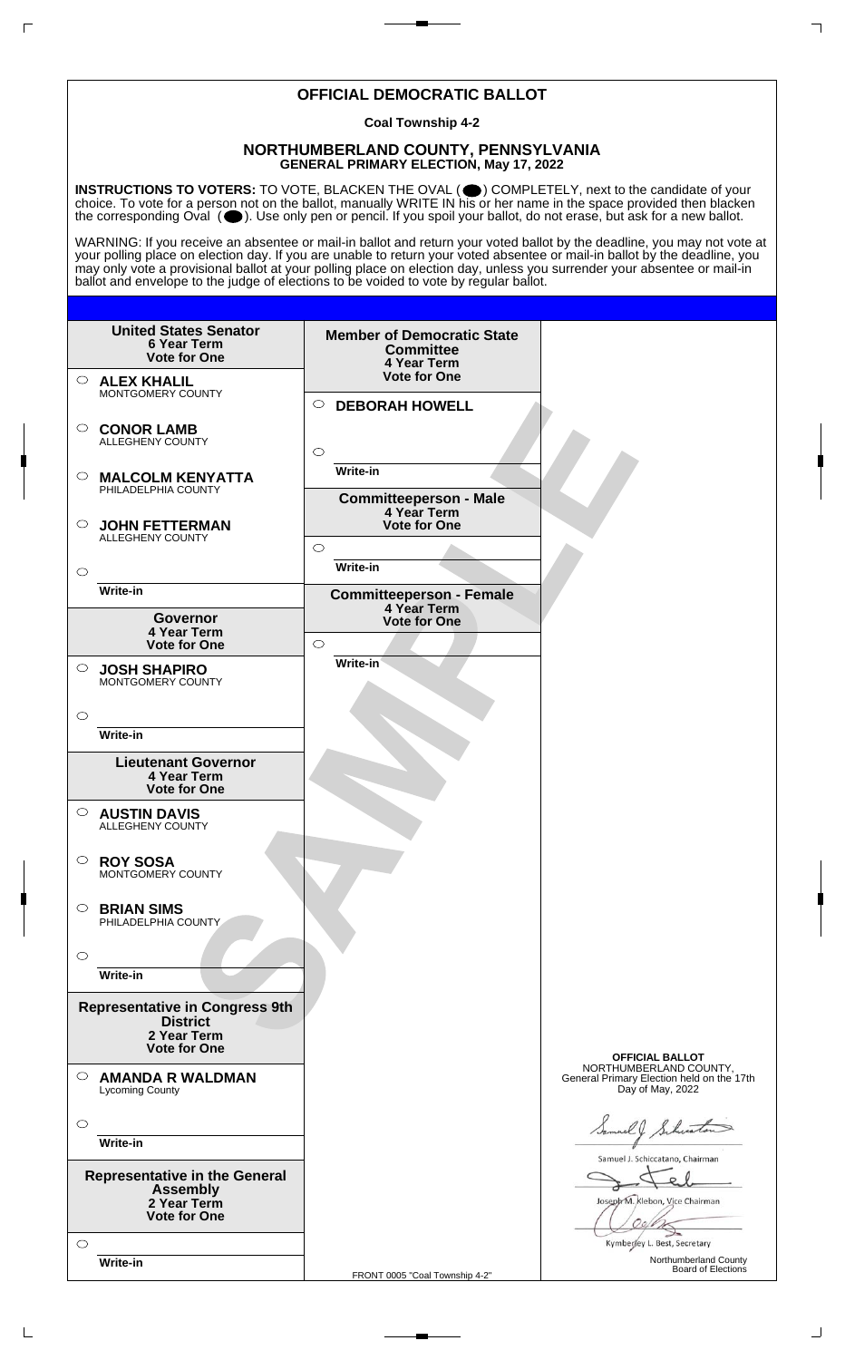# OFFICIAL DEMOCRATIC BALLOT

**Coal Township 4-2**

## NORTHUMBERLAND COUNTY, PENNSYLVANIA
**GENERAL PRIMARY ELECTION, May 17, 2022**

**INSTRUCTIONS TO VOTERS:** TO VOTE, BLACKEN THE OVAL (⬤) COMPLETELY, next to the candidate of your choice. To vote for a person not on the ballot, manually WRITE IN his or her name in the space provided then blacken the corresponding Oval (⬤). Use only pen or pencil. If you spoil your ballot, do not erase, but ask for a new ballot.

WARNING: If you receive an absentee or mail-in ballot and return your voted ballot by the deadline, you may not vote at your polling place on election day. If you are unable to return your voted absentee or mail-in ballot by the deadline, you may only vote a provisional ballot at your polling place on election day, unless you surrender your absentee or mail-in ballot and envelope to the judge of elections to be voided to vote by regular ballot.

### United States Senator
**6 Year Term**
**Vote for One**

- ○ **ALEX KHALIL** MONTGOMERY COUNTY
- ○ **CONOR LAMB** ALLEGHENY COUNTY
- ○ **MALCOLM KENYATTA** PHILADELPHIA COUNTY
- ○ **JOHN FETTERMAN** ALLEGHENY COUNTY
- ○ Write-in

### Governor
**4 Year Term**
**Vote for One**

- ○ **JOSH SHAPIRO** MONTGOMERY COUNTY
- ○ Write-in

### Lieutenant Governor
**4 Year Term**
**Vote for One**

- ○ **AUSTIN DAVIS** ALLEGHENY COUNTY
- ○ **ROY SOSA** MONTGOMERY COUNTY
- ○ **BRIAN SIMS** PHILADELPHIA COUNTY
- ○ Write-in

### Representative in Congress 9th District
**2 Year Term**
**Vote for One**

- ○ **AMANDA R WALDMAN** Lycoming County
- ○ Write-in

### Representative in the General Assembly
**2 Year Term**
**Vote for One**

- ○ Write-in

### Member of Democratic State Committee
**4 Year Term**
**Vote for One**

- ○ **DEBORAH HOWELL**
- ○ Write-in

### Committeeperson - Male
**4 Year Term**
**Vote for One**

- ○ Write-in

### Committeeperson - Female
**4 Year Term**
**Vote for One**

- ○ Write-in

SAMPLE

**OFFICIAL BALLOT**
NORTHUMBERLAND COUNTY,
General Primary Election held on the 17th Day of May, 2022

Samuel J. Schiccatano, Chairman

Joseph M. Klebon, Vice Chairman

Kymberley L. Best, Secretary

Northumberland County Board of Elections

FRONT 0005 "Coal Township 4-2"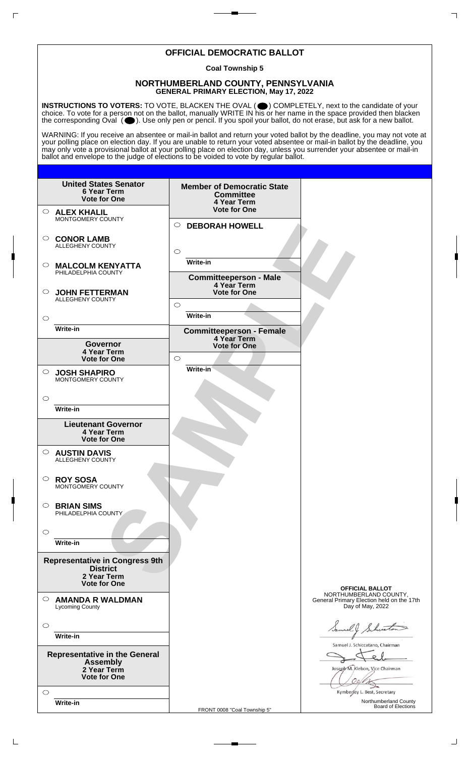# OFFICIAL DEMOCRATIC BALLOT

**Coal Township 5**

## NORTHUMBERLAND COUNTY, PENNSYLVANIA
### GENERAL PRIMARY ELECTION, May 17, 2022

**INSTRUCTIONS TO VOTERS:** TO VOTE, BLACKEN THE OVAL ( ⬤ ) COMPLETELY, next to the candidate of your choice. To vote for a person not on the ballot, manually WRITE IN his or her name in the space provided then blacken the corresponding Oval ( ⬤ ). Use only pen or pencil. If you spoil your ballot, do not erase, but ask for a new ballot.

WARNING: If you receive an absentee or mail-in ballot and return your voted ballot by the deadline, you may not vote at your polling place on election day. If you are unable to return your voted absentee or mail-in ballot by the deadline, you may only vote a provisional ballot at your polling place on election day, unless you surrender your absentee or mail-in ballot and envelope to the judge of elections to be voided to vote by regular ballot.

**United States Senator**
**6 Year Term**
**Vote for One**

- ○ **ALEX KHALIL** — MONTGOMERY COUNTY
- ○ **CONOR LAMB** — ALLEGHENY COUNTY
- ○ **MALCOLM KENYATTA** — PHILADELPHIA COUNTY
- ○ **JOHN FETTERMAN** — ALLEGHENY COUNTY
- ○ ________ Write-in

**Governor**
**4 Year Term**
**Vote for One**

- ○ **JOSH SHAPIRO** — MONTGOMERY COUNTY
- ○ ________ Write-in

**Lieutenant Governor**
**4 Year Term**
**Vote for One**

- ○ **AUSTIN DAVIS** — ALLEGHENY COUNTY
- ○ **ROY SOSA** — MONTGOMERY COUNTY
- ○ **BRIAN SIMS** — PHILADELPHIA COUNTY
- ○ ________ Write-in

**Representative in Congress 9th District**
**2 Year Term**
**Vote for One**

- ○ **AMANDA R WALDMAN** — Lycoming County
- ○ ________ Write-in

**Representative in the General Assembly**
**2 Year Term**
**Vote for One**

- ○ ________ Write-in

**Member of Democratic State Committee**
**4 Year Term**
**Vote for One**

- ○ **DEBORAH HOWELL**
- ○ ________ Write-in

**Committeeperson - Male**
**4 Year Term**
**Vote for One**

- ○ ________ Write-in

**Committeeperson - Female**
**4 Year Term**
**Vote for One**

- ○ ________ Write-in

SAMPLE

**OFFICIAL BALLOT**
NORTHUMBERLAND COUNTY,
General Primary Election held on the 17th Day of May, 2022

Samuel J. Schiccatano, Chairman

Joseph M. Klebon, Vice Chairman

Kymberley L. Best, Secretary

Northumberland County Board of Elections

FRONT 0008 "Coal Township 5"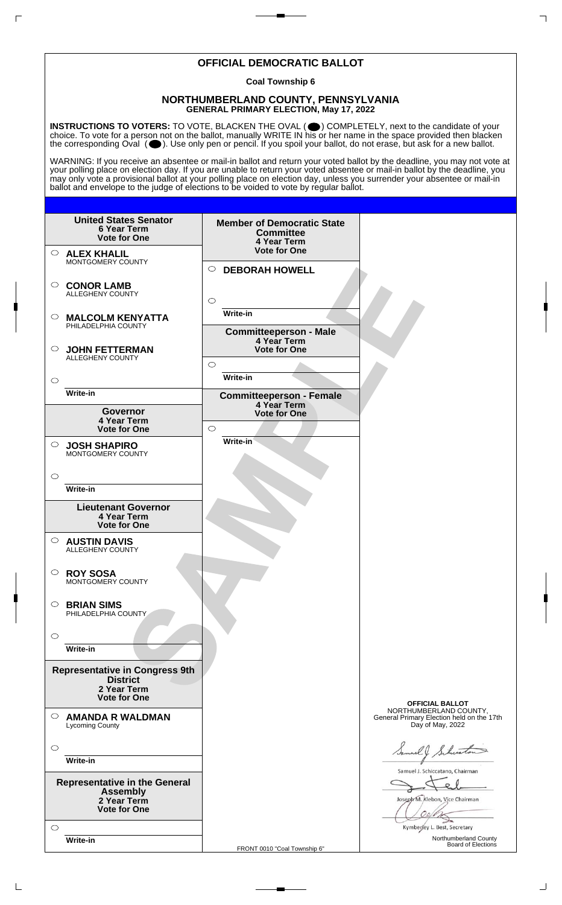# OFFICIAL DEMOCRATIC BALLOT

**Coal Township 6**

## NORTHUMBERLAND COUNTY, PENNSYLVANIA
**GENERAL PRIMARY ELECTION, May 17, 2022**

**INSTRUCTIONS TO VOTERS:** TO VOTE, BLACKEN THE OVAL ( ⬤ ) COMPLETELY, next to the candidate of your choice. To vote for a person not on the ballot, manually WRITE IN his or her name in the space provided then blacken the corresponding Oval ( ⬤ ). Use only pen or pencil. If you spoil your ballot, do not erase, but ask for a new ballot.

WARNING: If you receive an absentee or mail-in ballot and return your voted ballot by the deadline, you may not vote at your polling place on election day. If you are unable to return your voted absentee or mail-in ballot by the deadline, you may only vote a provisional ballot at your polling place on election day, unless you surrender your absentee or mail-in ballot and envelope to the judge of elections to be voided to vote by regular ballot.

**United States Senator**
**6 Year Term**
**Vote for One**

- ◯ **ALEX KHALIL** MONTGOMERY COUNTY
- ◯ **CONOR LAMB** ALLEGHENY COUNTY
- ◯ **MALCOLM KENYATTA** PHILADELPHIA COUNTY
- ◯ **JOHN FETTERMAN** ALLEGHENY COUNTY
- ◯ Write-in

**Governor**
**4 Year Term**
**Vote for One**

- ◯ **JOSH SHAPIRO** MONTGOMERY COUNTY
- ◯ Write-in

**Lieutenant Governor**
**4 Year Term**
**Vote for One**

- ◯ **AUSTIN DAVIS** ALLEGHENY COUNTY
- ◯ **ROY SOSA** MONTGOMERY COUNTY
- ◯ **BRIAN SIMS** PHILADELPHIA COUNTY
- ◯ Write-in

**Representative in Congress 9th District**
**2 Year Term**
**Vote for One**

- ◯ **AMANDA R WALDMAN** Lycoming County
- ◯ Write-in

**Representative in the General Assembly**
**2 Year Term**
**Vote for One**

- ◯ Write-in

**Member of Democratic State Committee**
**4 Year Term**
**Vote for One**

- ◯ **DEBORAH HOWELL**
- ◯ Write-in

**Committeeperson - Male**
**4 Year Term**
**Vote for One**

- ◯ Write-in

**Committeeperson - Female**
**4 Year Term**
**Vote for One**

- ◯ Write-in

SAMPLE

**OFFICIAL BALLOT**
NORTHUMBERLAND COUNTY,
General Primary Election held on the 17th Day of May, 2022

Samuel J. Schiccatano, Chairman

Joseph M. Klebon, Vice Chairman

Kymberley L. Best, Secretary

Northumberland County Board of Elections

FRONT 0010 "Coal Township 6"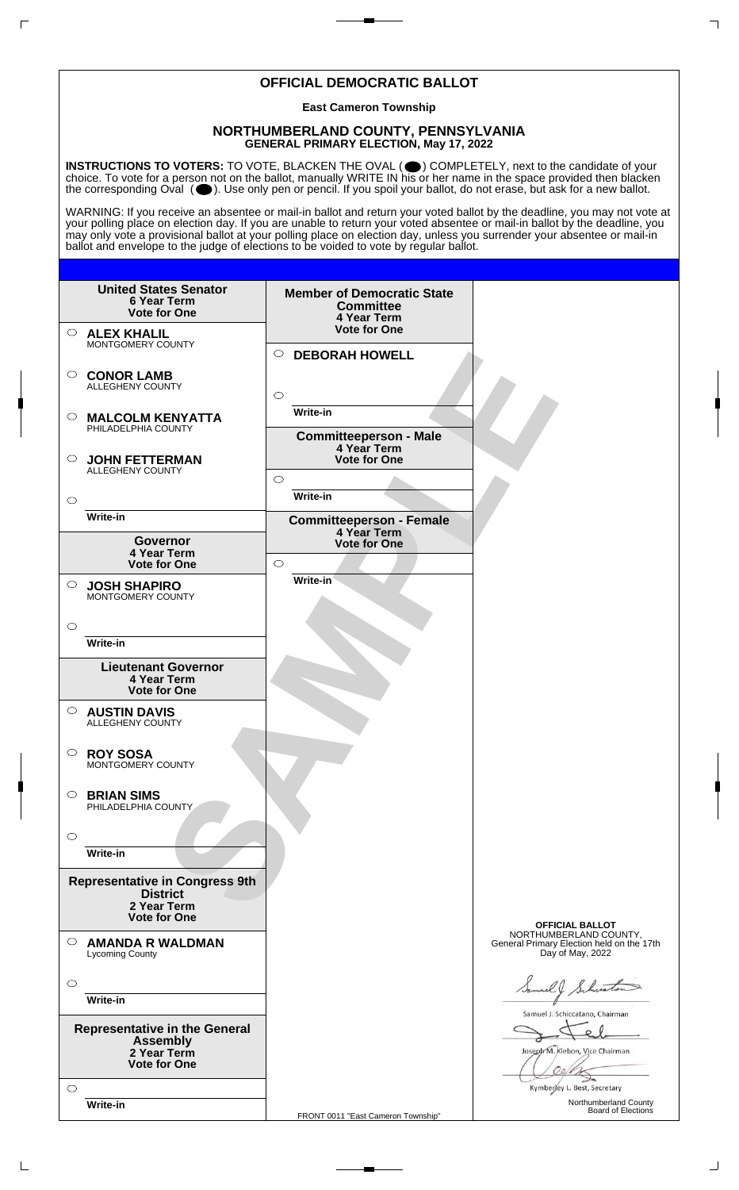# OFFICIAL DEMOCRATIC BALLOT

**East Cameron Township**

## NORTHUMBERLAND COUNTY, PENNSYLVANIA
**GENERAL PRIMARY ELECTION, May 17, 2022**

**INSTRUCTIONS TO VOTERS:** TO VOTE, BLACKEN THE OVAL (⬤) COMPLETELY, next to the candidate of your choice. To vote for a person not on the ballot, manually WRITE IN his or her name in the space provided then blacken the corresponding Oval (⬤). Use only pen or pencil. If you spoil your ballot, do not erase, but ask for a new ballot.

WARNING: If you receive an absentee or mail-in ballot and return your voted ballot by the deadline, you may not vote at your polling place on election day. If you are unable to return your voted absentee or mail-in ballot by the deadline, you may only vote a provisional ballot at your polling place on election day, unless you surrender your absentee or mail-in ballot and envelope to the judge of elections to be voided to vote by regular ballot.

**United States Senator**
**6 Year Term**
**Vote for One**

- ○ **ALEX KHALIL** MONTGOMERY COUNTY
- ○ **CONOR LAMB** ALLEGHENY COUNTY
- ○ **MALCOLM KENYATTA** PHILADELPHIA COUNTY
- ○ **JOHN FETTERMAN** ALLEGHENY COUNTY
- ○ Write-in

**Governor**
**4 Year Term**
**Vote for One**

- ○ **JOSH SHAPIRO** MONTGOMERY COUNTY
- ○ Write-in

**Lieutenant Governor**
**4 Year Term**
**Vote for One**

- ○ **AUSTIN DAVIS** ALLEGHENY COUNTY
- ○ **ROY SOSA** MONTGOMERY COUNTY
- ○ **BRIAN SIMS** PHILADELPHIA COUNTY
- ○ Write-in

**Representative in Congress 9th District**
**2 Year Term**
**Vote for One**

- ○ **AMANDA R WALDMAN** Lycoming County
- ○ Write-in

**Representative in the General Assembly**
**2 Year Term**
**Vote for One**

- ○ Write-in

**Member of Democratic State Committee**
**4 Year Term**
**Vote for One**

- ○ **DEBORAH HOWELL**
- ○ Write-in

**Committeeperson - Male**
**4 Year Term**
**Vote for One**

- ○ Write-in

**Committeeperson - Female**
**4 Year Term**
**Vote for One**

- ○ Write-in

SAMPLE

**OFFICIAL BALLOT**
NORTHUMBERLAND COUNTY,
General Primary Election held on the 17th Day of May, 2022

Samuel J. Schiccatano, Chairman

Joseph M. Klebon, Vice Chairman

Kymberley L. Best, Secretary

Northumberland County Board of Elections

FRONT 0011 "East Cameron Township"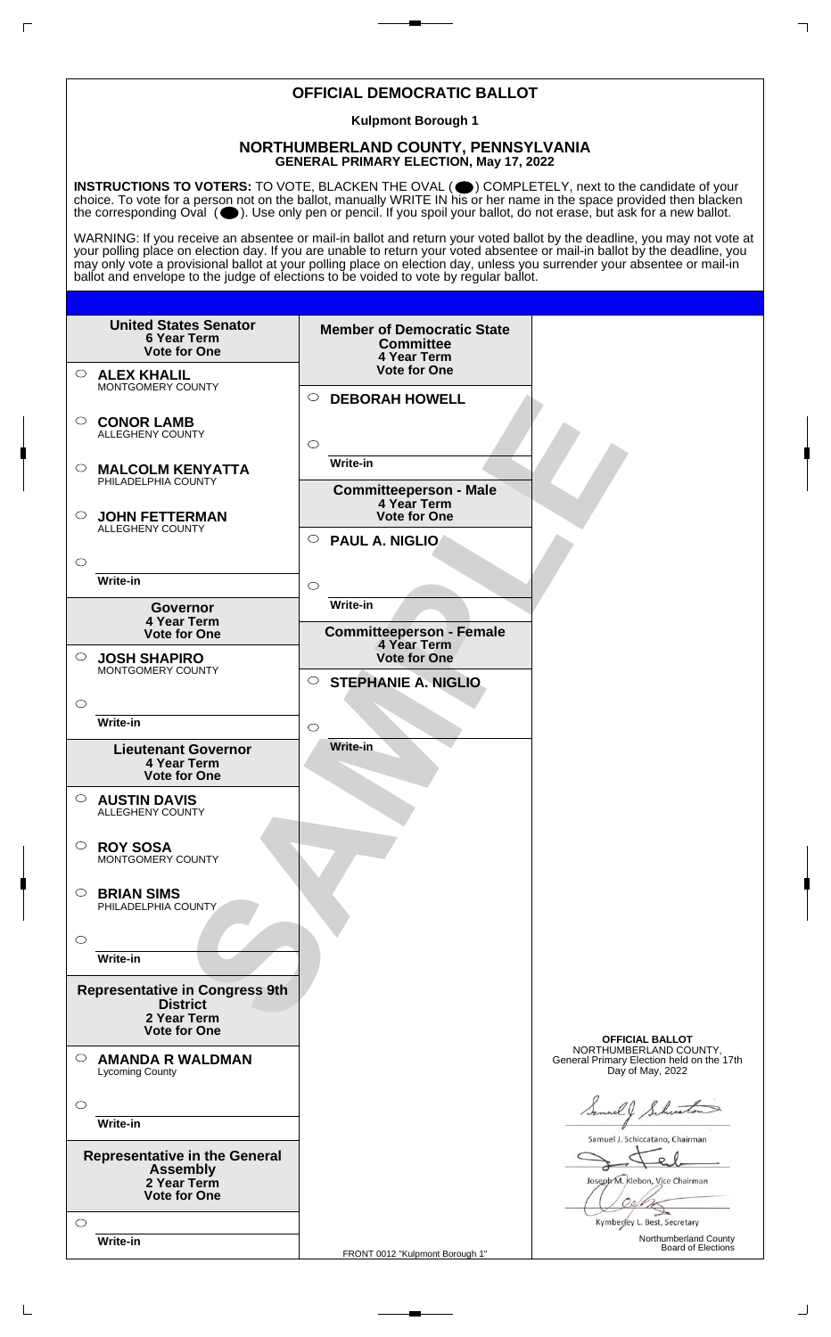# OFFICIAL DEMOCRATIC BALLOT

**Kulpmont Borough 1**

## NORTHUMBERLAND COUNTY, PENNSYLVANIA
**GENERAL PRIMARY ELECTION, May 17, 2022**

**INSTRUCTIONS TO VOTERS:** TO VOTE, BLACKEN THE OVAL ( ) COMPLETELY, next to the candidate of your choice. To vote for a person not on the ballot, manually WRITE IN his or her name in the space provided then blacken the corresponding Oval ( ). Use only pen or pencil. If you spoil your ballot, do not erase, but ask for a new ballot.

WARNING: If you receive an absentee or mail-in ballot and return your voted ballot by the deadline, you may not vote at your polling place on election day. If you are unable to return your voted absentee or mail-in ballot by the deadline, you may only vote a provisional ballot at your polling place on election day, unless you surrender your absentee or mail-in ballot and envelope to the judge of elections to be voided to vote by regular ballot.

### United States Senator
**6 Year Term**
**Vote for One**

- ○ **ALEX KHALIL** – MONTGOMERY COUNTY
- ○ **CONOR LAMB** – ALLEGHENY COUNTY
- ○ **MALCOLM KENYATTA** – PHILADELPHIA COUNTY
- ○ **JOHN FETTERMAN** – ALLEGHENY COUNTY
- ○ Write-in

### Governor
**4 Year Term**
**Vote for One**

- ○ **JOSH SHAPIRO** – MONTGOMERY COUNTY
- ○ Write-in

### Lieutenant Governor
**4 Year Term**
**Vote for One**

- ○ **AUSTIN DAVIS** – ALLEGHENY COUNTY
- ○ **ROY SOSA** – MONTGOMERY COUNTY
- ○ **BRIAN SIMS** – PHILADELPHIA COUNTY
- ○ Write-in

### Representative in Congress 9th District
**2 Year Term**
**Vote for One**

- ○ **AMANDA R WALDMAN** – Lycoming County
- ○ Write-in

### Representative in the General Assembly
**2 Year Term**
**Vote for One**

- ○ Write-in

### Member of Democratic State Committee
**4 Year Term**
**Vote for One**

- ○ **DEBORAH HOWELL**
- ○ Write-in

### Committeeperson - Male
**4 Year Term**
**Vote for One**

- ○ **PAUL A. NIGLIO**
- ○ Write-in

### Committeeperson - Female
**4 Year Term**
**Vote for One**

- ○ **STEPHANIE A. NIGLIO**
- ○ Write-in

SAMPLE

**OFFICIAL BALLOT**
NORTHUMBERLAND COUNTY,
General Primary Election held on the 17th Day of May, 2022

Samuel J. Schiccatano, Chairman

Joseph M. Klebon, Vice Chairman

Kymberley L. Best, Secretary

Northumberland County Board of Elections

FRONT 0012 "Kulpmont Borough 1"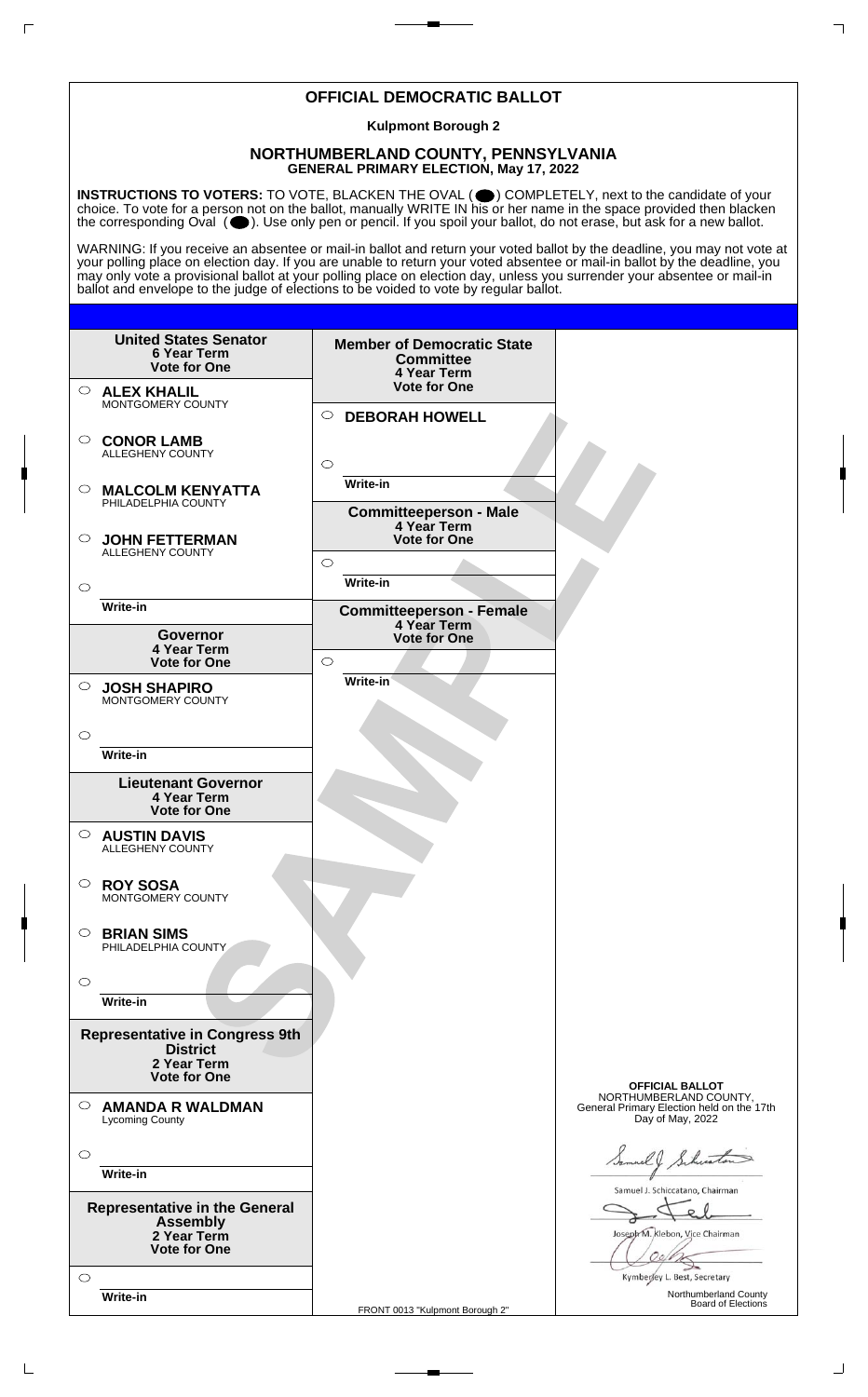# OFFICIAL DEMOCRATIC BALLOT

**Kulpmont Borough 2**

## NORTHUMBERLAND COUNTY, PENNSYLVANIA
**GENERAL PRIMARY ELECTION, May 17, 2022**

**INSTRUCTIONS TO VOTERS:** TO VOTE, BLACKEN THE OVAL (⬤) COMPLETELY, next to the candidate of your choice. To vote for a person not on the ballot, manually WRITE IN his or her name in the space provided then blacken the corresponding Oval (⬤). Use only pen or pencil. If you spoil your ballot, do not erase, but ask for a new ballot.

WARNING: If you receive an absentee or mail-in ballot and return your voted ballot by the deadline, you may not vote at your polling place on election day. If you are unable to return your voted absentee or mail-in ballot by the deadline, you may only vote a provisional ballot at your polling place on election day, unless you surrender your absentee or mail-in ballot and envelope to the judge of elections to be voided to vote by regular ballot.

### United States Senator
**6 Year Term**
**Vote for One**

- ◯ **ALEX KHALIL** MONTGOMERY COUNTY
- ◯ **CONOR LAMB** ALLEGHENY COUNTY
- ◯ **MALCOLM KENYATTA** PHILADELPHIA COUNTY
- ◯ **JOHN FETTERMAN** ALLEGHENY COUNTY
- ◯ Write-in

### Governor
**4 Year Term**
**Vote for One**

- ◯ **JOSH SHAPIRO** MONTGOMERY COUNTY
- ◯ Write-in

### Lieutenant Governor
**4 Year Term**
**Vote for One**

- ◯ **AUSTIN DAVIS** ALLEGHENY COUNTY
- ◯ **ROY SOSA** MONTGOMERY COUNTY
- ◯ **BRIAN SIMS** PHILADELPHIA COUNTY
- ◯ Write-in

### Representative in Congress 9th District
**2 Year Term**
**Vote for One**

- ◯ **AMANDA R WALDMAN** Lycoming County
- ◯ Write-in

### Representative in the General Assembly
**2 Year Term**
**Vote for One**

- ◯ Write-in

### Member of Democratic State Committee
**4 Year Term**
**Vote for One**

- ◯ **DEBORAH HOWELL**
- ◯ Write-in

### Committeeperson - Male
**4 Year Term**
**Vote for One**

- ◯ Write-in

### Committeeperson - Female
**4 Year Term**
**Vote for One**

- ◯ Write-in

SAMPLE

**OFFICIAL BALLOT**
NORTHUMBERLAND COUNTY,
General Primary Election held on the 17th Day of May, 2022

Samuel J. Schiccatano, Chairman

Joseph M. Klebon, Vice Chairman

Kymberley L. Best, Secretary

Northumberland County Board of Elections

FRONT 0013 "Kulpmont Borough 2"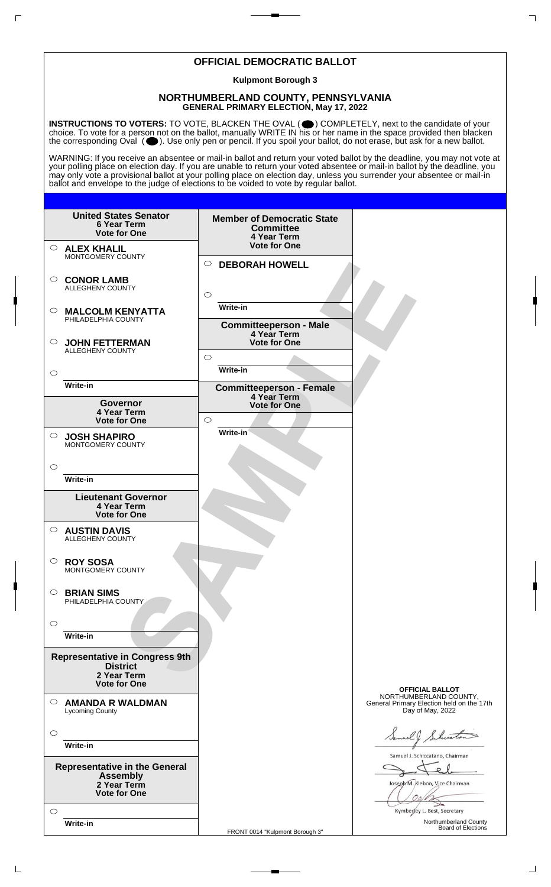# OFFICIAL DEMOCRATIC BALLOT

**Kulpmont Borough 3**

## NORTHUMBERLAND COUNTY, PENNSYLVANIA
**GENERAL PRIMARY ELECTION, May 17, 2022**

**INSTRUCTIONS TO VOTERS:** TO VOTE, BLACKEN THE OVAL ( ⬬ ) COMPLETELY, next to the candidate of your choice. To vote for a person not on the ballot, manually WRITE IN his or her name in the space provided then blacken the corresponding Oval ( ⬬ ). Use only pen or pencil. If you spoil your ballot, do not erase, but ask for a new ballot.

WARNING: If you receive an absentee or mail-in ballot and return your voted ballot by the deadline, you may not vote at your polling place on election day. If you are unable to return your voted absentee or mail-in ballot by the deadline, you may only vote a provisional ballot at your polling place on election day, unless you surrender your absentee or mail-in ballot and envelope to the judge of elections to be voided to vote by regular ballot.

**United States Senator**
**6 Year Term**
**Vote for One**

- ○ **ALEX KHALIL** MONTGOMERY COUNTY
- ○ **CONOR LAMB** ALLEGHENY COUNTY
- ○ **MALCOLM KENYATTA** PHILADELPHIA COUNTY
- ○ **JOHN FETTERMAN** ALLEGHENY COUNTY
- ○ Write-in

**Governor**
**4 Year Term**
**Vote for One**

- ○ **JOSH SHAPIRO** MONTGOMERY COUNTY
- ○ Write-in

**Lieutenant Governor**
**4 Year Term**
**Vote for One**

- ○ **AUSTIN DAVIS** ALLEGHENY COUNTY
- ○ **ROY SOSA** MONTGOMERY COUNTY
- ○ **BRIAN SIMS** PHILADELPHIA COUNTY
- ○ Write-in

**Representative in Congress 9th District**
**2 Year Term**
**Vote for One**

- ○ **AMANDA R WALDMAN** Lycoming County
- ○ Write-in

**Representative in the General Assembly**
**2 Year Term**
**Vote for One**

- ○ Write-in

**Member of Democratic State Committee**
**4 Year Term**
**Vote for One**

- ○ **DEBORAH HOWELL**
- ○ Write-in

**Committeeperson - Male**
**4 Year Term**
**Vote for One**

- ○ Write-in

**Committeeperson - Female**
**4 Year Term**
**Vote for One**

- ○ Write-in

SAMPLE

**OFFICIAL BALLOT**
NORTHUMBERLAND COUNTY,
General Primary Election held on the 17th Day of May, 2022

Samuel J. Schiccatano, Chairman

Joseph M. Klebon, Vice Chairman

Kymberley L. Best, Secretary

Northumberland County Board of Elections

FRONT 0014 "Kulpmont Borough 3"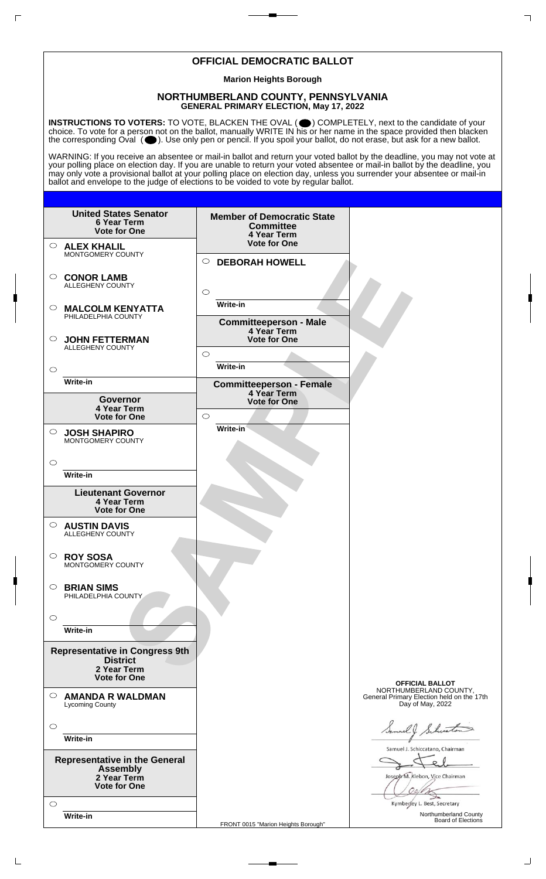# OFFICIAL DEMOCRATIC BALLOT

**Marion Heights Borough**

## NORTHUMBERLAND COUNTY, PENNSYLVANIA
**GENERAL PRIMARY ELECTION, May 17, 2022**

**INSTRUCTIONS TO VOTERS:** TO VOTE, BLACKEN THE OVAL ( ) COMPLETELY, next to the candidate of your choice. To vote for a person not on the ballot, manually WRITE IN his or her name in the space provided then blacken the corresponding Oval ( ). Use only pen or pencil. If you spoil your ballot, do not erase, but ask for a new ballot.

WARNING: If you receive an absentee or mail-in ballot and return your voted ballot by the deadline, you may not vote at your polling place on election day. If you are unable to return your voted absentee or mail-in ballot by the deadline, you may only vote a provisional ballot at your polling place on election day, unless you surrender your absentee or mail-in ballot and envelope to the judge of elections to be voided to vote by regular ballot.

**United States Senator**
**6 Year Term**
**Vote for One**

- ○ **ALEX KHALIL** MONTGOMERY COUNTY
- ○ **CONOR LAMB** ALLEGHENY COUNTY
- ○ **MALCOLM KENYATTA** PHILADELPHIA COUNTY
- ○ **JOHN FETTERMAN** ALLEGHENY COUNTY
- ○ Write-in

**Governor**
**4 Year Term**
**Vote for One**

- ○ **JOSH SHAPIRO** MONTGOMERY COUNTY
- ○ Write-in

**Lieutenant Governor**
**4 Year Term**
**Vote for One**

- ○ **AUSTIN DAVIS** ALLEGHENY COUNTY
- ○ **ROY SOSA** MONTGOMERY COUNTY
- ○ **BRIAN SIMS** PHILADELPHIA COUNTY
- ○ Write-in

**Representative in Congress 9th District**
**2 Year Term**
**Vote for One**

- ○ **AMANDA R WALDMAN** Lycoming County
- ○ Write-in

**Representative in the General Assembly**
**2 Year Term**
**Vote for One**

- ○ Write-in

**Member of Democratic State Committee**
**4 Year Term**
**Vote for One**

- ○ **DEBORAH HOWELL**
- ○ Write-in

**Committeeperson - Male**
**4 Year Term**
**Vote for One**

- ○ Write-in

**Committeeperson - Female**
**4 Year Term**
**Vote for One**

- ○ Write-in

SAMPLE

**OFFICIAL BALLOT**
NORTHUMBERLAND COUNTY,
General Primary Election held on the 17th Day of May, 2022

Samuel J. Schiccatano, Chairman

Joseph M. Klebon, Vice Chairman

Kymberley L. Best, Secretary

Northumberland County Board of Elections

FRONT 0015 "Marion Heights Borough"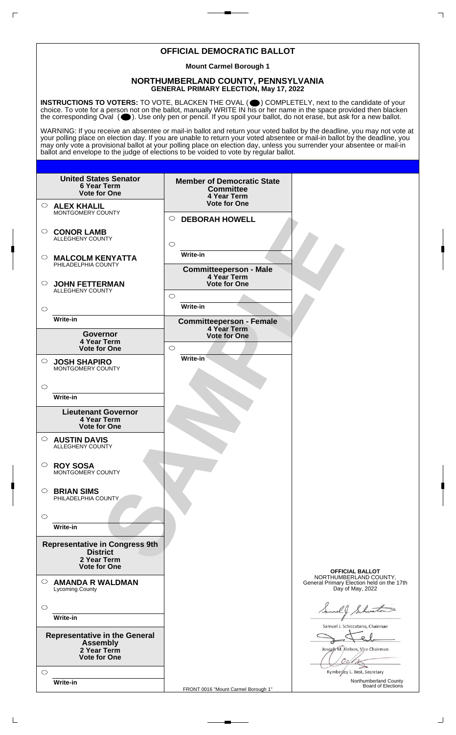# OFFICIAL DEMOCRATIC BALLOT

**Mount Carmel Borough 1**

## NORTHUMBERLAND COUNTY, PENNSYLVANIA
**GENERAL PRIMARY ELECTION, May 17, 2022**

**INSTRUCTIONS TO VOTERS:** TO VOTE, BLACKEN THE OVAL ( ⬤ ) COMPLETELY, next to the candidate of your choice. To vote for a person not on the ballot, manually WRITE IN his or her name in the space provided then blacken the corresponding Oval ( ⬤ ). Use only pen or pencil. If you spoil your ballot, do not erase, but ask for a new ballot.

WARNING: If you receive an absentee or mail-in ballot and return your voted ballot by the deadline, you may not vote at your polling place on election day. If you are unable to return your voted absentee or mail-in ballot by the deadline, you may only vote a provisional ballot at your polling place on election day, unless you surrender your absentee or mail-in ballot and envelope to the judge of elections to be voided to vote by regular ballot.

**United States Senator**
**6 Year Term**
**Vote for One**

- ○ **ALEX KHALIL** MONTGOMERY COUNTY
- ○ **CONOR LAMB** ALLEGHENY COUNTY
- ○ **MALCOLM KENYATTA** PHILADELPHIA COUNTY
- ○ **JOHN FETTERMAN** ALLEGHENY COUNTY
- ○ Write-in

**Governor**
**4 Year Term**
**Vote for One**

- ○ **JOSH SHAPIRO** MONTGOMERY COUNTY
- ○ Write-in

**Lieutenant Governor**
**4 Year Term**
**Vote for One**

- ○ **AUSTIN DAVIS** ALLEGHENY COUNTY
- ○ **ROY SOSA** MONTGOMERY COUNTY
- ○ **BRIAN SIMS** PHILADELPHIA COUNTY
- ○ Write-in

**Representative in Congress 9th District**
**2 Year Term**
**Vote for One**

- ○ **AMANDA R WALDMAN** Lycoming County
- ○ Write-in

**Representative in the General Assembly**
**2 Year Term**
**Vote for One**

- ○ Write-in

**Member of Democratic State Committee**
**4 Year Term**
**Vote for One**

- ○ **DEBORAH HOWELL**
- ○ Write-in

**Committeeperson - Male**
**4 Year Term**
**Vote for One**

- ○ Write-in

**Committeeperson - Female**
**4 Year Term**
**Vote for One**

- ○ Write-in

SAMPLE

**OFFICIAL BALLOT**
NORTHUMBERLAND COUNTY,
General Primary Election held on the 17th Day of May, 2022

Samuel J. Schiccatano, Chairman

Joseph M. Klebon, Vice Chairman

Kymberley L. Best, Secretary

Northumberland County Board of Elections

FRONT 0016 "Mount Carmel Borough 1"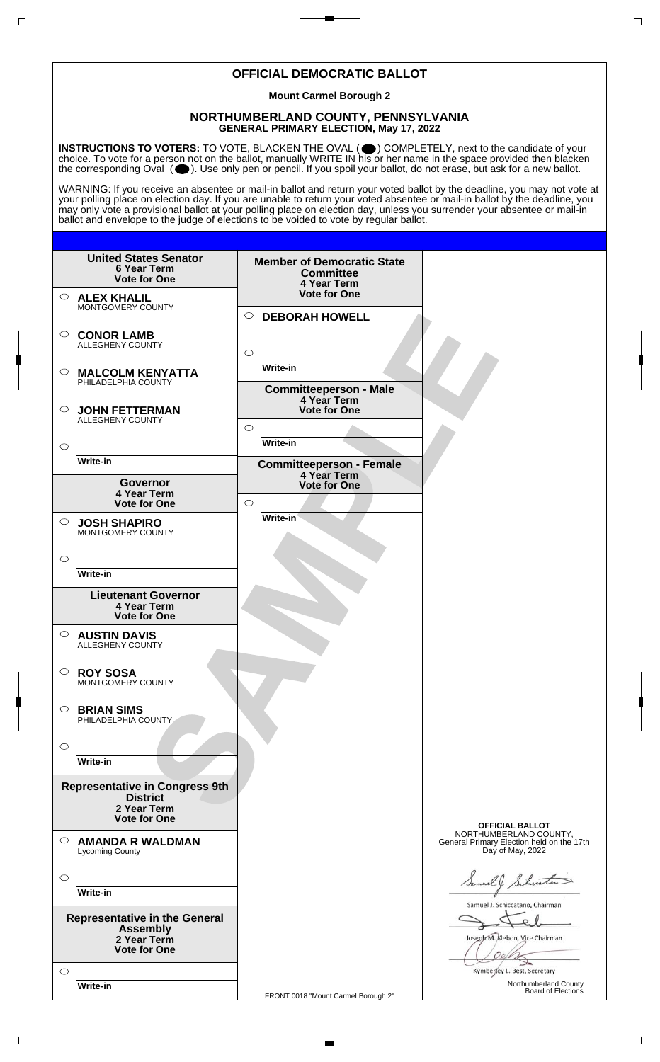# OFFICIAL DEMOCRATIC BALLOT

**Mount Carmel Borough 2**

## NORTHUMBERLAND COUNTY, PENNSYLVANIA
**GENERAL PRIMARY ELECTION, May 17, 2022**

**INSTRUCTIONS TO VOTERS:** TO VOTE, BLACKEN THE OVAL ( ⬤ ) COMPLETELY, next to the candidate of your choice. To vote for a person not on the ballot, manually WRITE IN his or her name in the space provided then blacken the corresponding Oval ( ⬤ ). Use only pen or pencil. If you spoil your ballot, do not erase, but ask for a new ballot.

WARNING: If you receive an absentee or mail-in ballot and return your voted ballot by the deadline, you may not vote at your polling place on election day. If you are unable to return your voted absentee or mail-in ballot by the deadline, you may only vote a provisional ballot at your polling place on election day, unless you surrender your absentee or mail-in ballot and envelope to the judge of elections to be voided to vote by regular ballot.

### United States Senator
**6 Year Term**
**Vote for One**

- ○ **ALEX KHALIL** MONTGOMERY COUNTY
- ○ **CONOR LAMB** ALLEGHENY COUNTY
- ○ **MALCOLM KENYATTA** PHILADELPHIA COUNTY
- ○ **JOHN FETTERMAN** ALLEGHENY COUNTY
- ○ Write-in

### Governor
**4 Year Term**
**Vote for One**

- ○ **JOSH SHAPIRO** MONTGOMERY COUNTY
- ○ Write-in

### Lieutenant Governor
**4 Year Term**
**Vote for One**

- ○ **AUSTIN DAVIS** ALLEGHENY COUNTY
- ○ **ROY SOSA** MONTGOMERY COUNTY
- ○ **BRIAN SIMS** PHILADELPHIA COUNTY
- ○ Write-in

### Representative in Congress 9th District
**2 Year Term**
**Vote for One**

- ○ **AMANDA R WALDMAN** Lycoming County
- ○ Write-in

### Representative in the General Assembly
**2 Year Term**
**Vote for One**

- ○ Write-in

### Member of Democratic State Committee
**4 Year Term**
**Vote for One**

- ○ **DEBORAH HOWELL**
- ○ Write-in

### Committeeperson - Male
**4 Year Term**
**Vote for One**

- ○ Write-in

### Committeeperson - Female
**4 Year Term**
**Vote for One**

- ○ Write-in

SAMPLE

**OFFICIAL BALLOT**
NORTHUMBERLAND COUNTY,
General Primary Election held on the 17th Day of May, 2022

Samuel J. Schiccatano, Chairman

Joseph M. Klebon, Vice Chairman

Kymberley L. Best, Secretary

Northumberland County Board of Elections

FRONT 0018 "Mount Carmel Borough 2"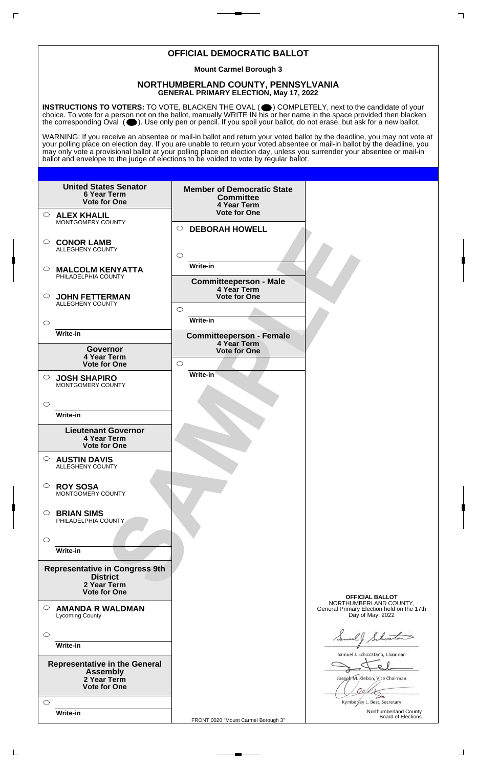# OFFICIAL DEMOCRATIC BALLOT

**Mount Carmel Borough 3**

## NORTHUMBERLAND COUNTY, PENNSYLVANIA
**GENERAL PRIMARY ELECTION, May 17, 2022**

**INSTRUCTIONS TO VOTERS:** TO VOTE, BLACKEN THE OVAL ( ⬤ ) COMPLETELY, next to the candidate of your choice. To vote for a person not on the ballot, manually WRITE IN his or her name in the space provided then blacken the corresponding Oval ( ⬤ ). Use only pen or pencil. If you spoil your ballot, do not erase, but ask for a new ballot.

WARNING: If you receive an absentee or mail-in ballot and return your voted ballot by the deadline, you may not vote at your polling place on election day. If you are unable to return your voted absentee or mail-in ballot by the deadline, you may only vote a provisional ballot at your polling place on election day, unless you surrender your absentee or mail-in ballot and envelope to the judge of elections to be voided to vote by regular ballot.

**United States Senator**
**6 Year Term**
**Vote for One**

- ○ **ALEX KHALIL** MONTGOMERY COUNTY
- ○ **CONOR LAMB** ALLEGHENY COUNTY
- ○ **MALCOLM KENYATTA** PHILADELPHIA COUNTY
- ○ **JOHN FETTERMAN** ALLEGHENY COUNTY
- ○ Write-in

**Governor**
**4 Year Term**
**Vote for One**

- ○ **JOSH SHAPIRO** MONTGOMERY COUNTY
- ○ Write-in

**Lieutenant Governor**
**4 Year Term**
**Vote for One**

- ○ **AUSTIN DAVIS** ALLEGHENY COUNTY
- ○ **ROY SOSA** MONTGOMERY COUNTY
- ○ **BRIAN SIMS** PHILADELPHIA COUNTY
- ○ Write-in

**Representative in Congress 9th District**
**2 Year Term**
**Vote for One**

- ○ **AMANDA R WALDMAN** Lycoming County
- ○ Write-in

**Representative in the General Assembly**
**2 Year Term**
**Vote for One**

- ○ Write-in

**Member of Democratic State Committee**
**4 Year Term**
**Vote for One**

- ○ **DEBORAH HOWELL**
- ○ Write-in

**Committeeperson - Male**
**4 Year Term**
**Vote for One**

- ○ Write-in

**Committeeperson - Female**
**4 Year Term**
**Vote for One**

- ○ Write-in

SAMPLE

**OFFICIAL BALLOT**
NORTHUMBERLAND COUNTY,
General Primary Election held on the 17th Day of May, 2022

Samuel J. Schiccatano, Chairman

Joseph M. Klebon, Vice Chairman

Kymberley L. Best, Secretary

Northumberland County Board of Elections

FRONT 0020 "Mount Carmel Borough 3"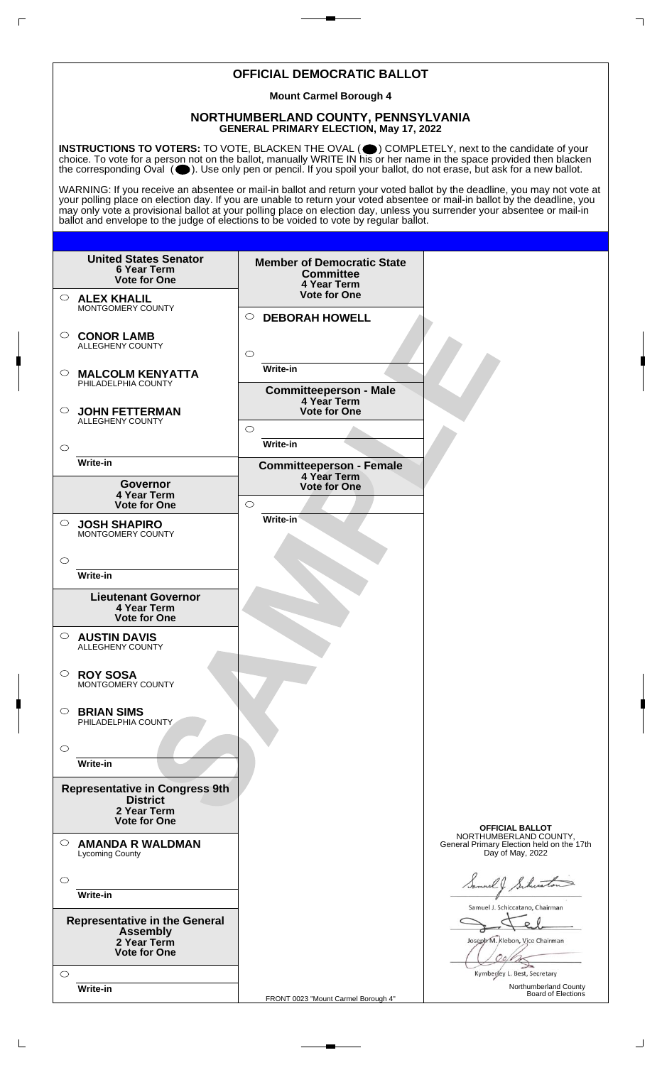# OFFICIAL DEMOCRATIC BALLOT

**Mount Carmel Borough 4**

## NORTHUMBERLAND COUNTY, PENNSYLVANIA
**GENERAL PRIMARY ELECTION, May 17, 2022**

**INSTRUCTIONS TO VOTERS:** TO VOTE, BLACKEN THE OVAL ( ⬤ ) COMPLETELY, next to the candidate of your choice. To vote for a person not on the ballot, manually WRITE IN his or her name in the space provided then blacken the corresponding Oval ( ⬤ ). Use only pen or pencil. If you spoil your ballot, do not erase, but ask for a new ballot.

WARNING: If you receive an absentee or mail-in ballot and return your voted ballot by the deadline, you may not vote at your polling place on election day. If you are unable to return your voted absentee or mail-in ballot by the deadline, you may only vote a provisional ballot at your polling place on election day, unless you surrender your absentee or mail-in ballot and envelope to the judge of elections to be voided to vote by regular ballot.

**United States Senator**
**6 Year Term**
**Vote for One**

- ○ **ALEX KHALIL** MONTGOMERY COUNTY
- ○ **CONOR LAMB** ALLEGHENY COUNTY
- ○ **MALCOLM KENYATTA** PHILADELPHIA COUNTY
- ○ **JOHN FETTERMAN** ALLEGHENY COUNTY
- ○ Write-in

**Governor**
**4 Year Term**
**Vote for One**

- ○ **JOSH SHAPIRO** MONTGOMERY COUNTY
- ○ Write-in

**Lieutenant Governor**
**4 Year Term**
**Vote for One**

- ○ **AUSTIN DAVIS** ALLEGHENY COUNTY
- ○ **ROY SOSA** MONTGOMERY COUNTY
- ○ **BRIAN SIMS** PHILADELPHIA COUNTY
- ○ Write-in

**Representative in Congress 9th District**
**2 Year Term**
**Vote for One**

- ○ **AMANDA R WALDMAN** Lycoming County
- ○ Write-in

**Representative in the General Assembly**
**2 Year Term**
**Vote for One**

- ○ Write-in

**Member of Democratic State Committee**
**4 Year Term**
**Vote for One**

- ○ **DEBORAH HOWELL**
- ○ Write-in

**Committeeperson - Male**
**4 Year Term**
**Vote for One**

- ○ Write-in

**Committeeperson - Female**
**4 Year Term**
**Vote for One**

- ○ Write-in

SAMPLE

**OFFICIAL BALLOT**
NORTHUMBERLAND COUNTY,
General Primary Election held on the 17th Day of May, 2022

Samuel J. Schiccatano, Chairman

Joseph M. Klebon, Vice Chairman

Kymberley L. Best, Secretary

Northumberland County Board of Elections

FRONT 0023 "Mount Carmel Borough 4"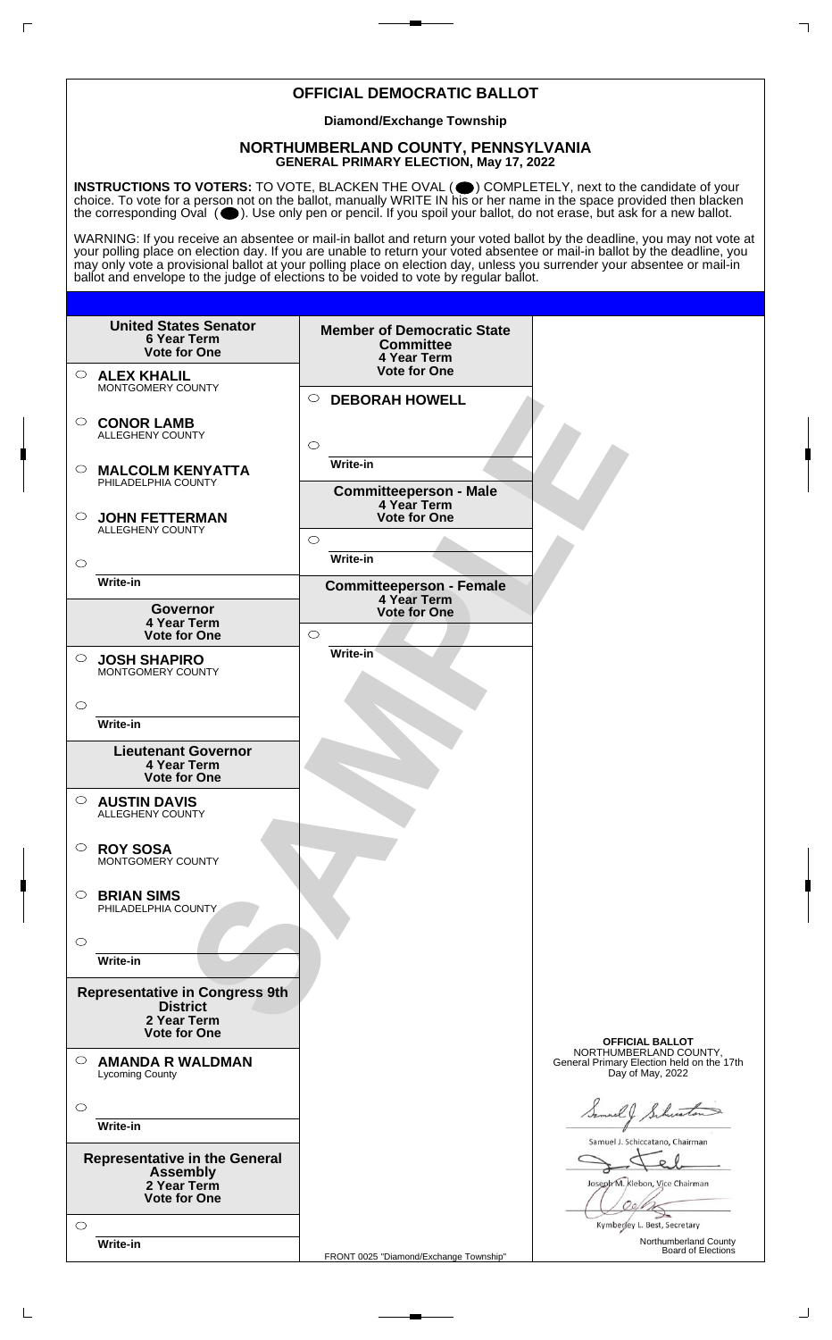# OFFICIAL DEMOCRATIC BALLOT

**Diamond/Exchange Township**

## NORTHUMBERLAND COUNTY, PENNSYLVANIA
**GENERAL PRIMARY ELECTION, May 17, 2022**

**INSTRUCTIONS TO VOTERS:** TO VOTE, BLACKEN THE OVAL (⬤) COMPLETELY, next to the candidate of your choice. To vote for a person not on the ballot, manually WRITE IN his or her name in the space provided then blacken the corresponding Oval (⬤). Use only pen or pencil. If you spoil your ballot, do not erase, but ask for a new ballot.

WARNING: If you receive an absentee or mail-in ballot and return your voted ballot by the deadline, you may not vote at your polling place on election day. If you are unable to return your voted absentee or mail-in ballot by the deadline, you may only vote a provisional ballot at your polling place on election day, unless you surrender your absentee or mail-in ballot and envelope to the judge of elections to be voided to vote by regular ballot.

### United States Senator
**6 Year Term**
**Vote for One**

- ○ **ALEX KHALIL** MONTGOMERY COUNTY
- ○ **CONOR LAMB** ALLEGHENY COUNTY
- ○ **MALCOLM KENYATTA** PHILADELPHIA COUNTY
- ○ **JOHN FETTERMAN** ALLEGHENY COUNTY
- ○ Write-in

### Governor
**4 Year Term**
**Vote for One**

- ○ **JOSH SHAPIRO** MONTGOMERY COUNTY
- ○ Write-in

### Lieutenant Governor
**4 Year Term**
**Vote for One**

- ○ **AUSTIN DAVIS** ALLEGHENY COUNTY
- ○ **ROY SOSA** MONTGOMERY COUNTY
- ○ **BRIAN SIMS** PHILADELPHIA COUNTY
- ○ Write-in

### Representative in Congress 9th District
**2 Year Term**
**Vote for One**

- ○ **AMANDA R WALDMAN** Lycoming County
- ○ Write-in

### Representative in the General Assembly
**2 Year Term**
**Vote for One**

- ○ Write-in

### Member of Democratic State Committee
**4 Year Term**
**Vote for One**

- ○ **DEBORAH HOWELL**
- ○ Write-in

### Committeeperson - Male
**4 Year Term**
**Vote for One**

- ○ Write-in

### Committeeperson - Female
**4 Year Term**
**Vote for One**

- ○ Write-in

SAMPLE

**OFFICIAL BALLOT**
NORTHUMBERLAND COUNTY,
General Primary Election held on the 17th Day of May, 2022

Samuel J. Schiccatano, Chairman

Joseph M. Klebon, Vice Chairman

Kymberley L. Best, Secretary

Northumberland County Board of Elections

FRONT 0025 "Diamond/Exchange Township"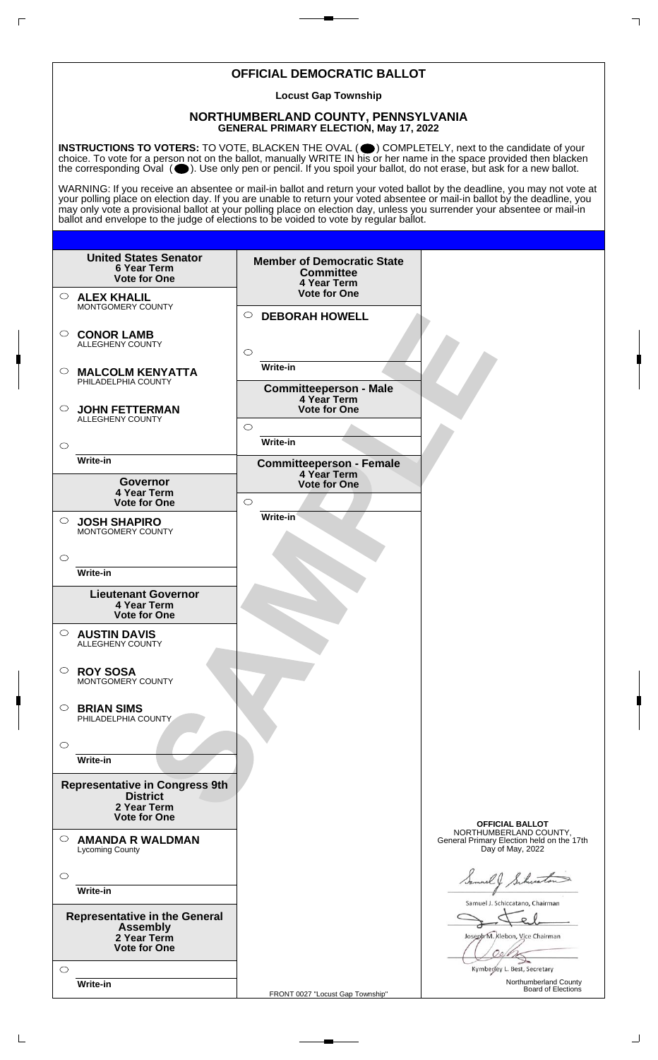# OFFICIAL DEMOCRATIC BALLOT

**Locust Gap Township**

## NORTHUMBERLAND COUNTY, PENNSYLVANIA
**GENERAL PRIMARY ELECTION, May 17, 2022**

**INSTRUCTIONS TO VOTERS:** TO VOTE, BLACKEN THE OVAL ( ● ) COMPLETELY, next to the candidate of your choice. To vote for a person not on the ballot, manually WRITE IN his or her name in the space provided then blacken the corresponding Oval ( ● ). Use only pen or pencil. If you spoil your ballot, do not erase, but ask for a new ballot.

WARNING: If you receive an absentee or mail-in ballot and return your voted ballot by the deadline, you may not vote at your polling place on election day. If you are unable to return your voted absentee or mail-in ballot by the deadline, you may only vote a provisional ballot at your polling place on election day, unless you surrender your absentee or mail-in ballot and envelope to the judge of elections to be voided to vote by regular ballot.

**United States Senator**
**6 Year Term**
**Vote for One**

- ○ **ALEX KHALIL** MONTGOMERY COUNTY
- ○ **CONOR LAMB** ALLEGHENY COUNTY
- ○ **MALCOLM KENYATTA** PHILADELPHIA COUNTY
- ○ **JOHN FETTERMAN** ALLEGHENY COUNTY
- ○ Write-in

**Governor**
**4 Year Term**
**Vote for One**

- ○ **JOSH SHAPIRO** MONTGOMERY COUNTY
- ○ Write-in

**Lieutenant Governor**
**4 Year Term**
**Vote for One**

- ○ **AUSTIN DAVIS** ALLEGHENY COUNTY
- ○ **ROY SOSA** MONTGOMERY COUNTY
- ○ **BRIAN SIMS** PHILADELPHIA COUNTY
- ○ Write-in

**Representative in Congress 9th District**
**2 Year Term**
**Vote for One**

- ○ **AMANDA R WALDMAN** Lycoming County
- ○ Write-in

**Representative in the General Assembly**
**2 Year Term**
**Vote for One**

- ○ Write-in

**Member of Democratic State Committee**
**4 Year Term**
**Vote for One**

- ○ **DEBORAH HOWELL**
- ○ Write-in

**Committeeperson - Male**
**4 Year Term**
**Vote for One**

- ○ Write-in

**Committeeperson - Female**
**4 Year Term**
**Vote for One**

- ○ Write-in

SAMPLE

**OFFICIAL BALLOT**
NORTHUMBERLAND COUNTY,
General Primary Election held on the 17th Day of May, 2022

Samuel J. Schiccatano, Chairman

Joseph M. Klebon, Vice Chairman

Kymberley L. Best, Secretary

Northumberland County Board of Elections

FRONT 0027 "Locust Gap Township"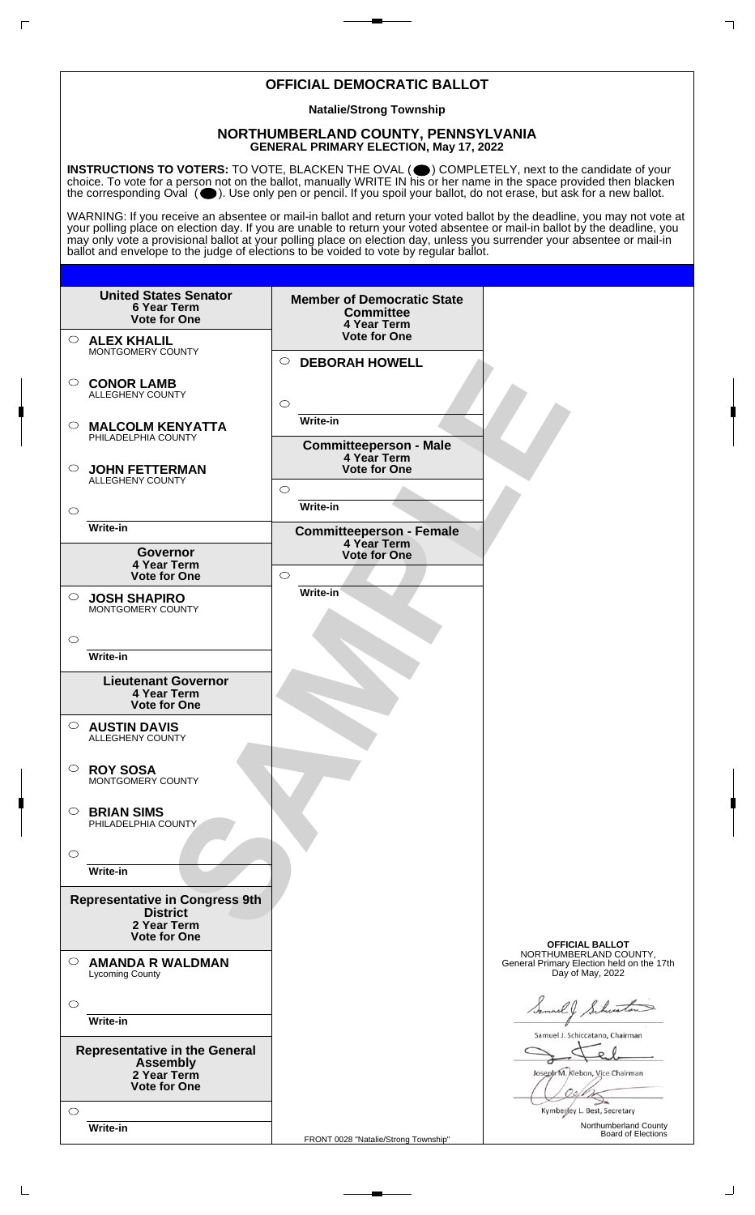# OFFICIAL DEMOCRATIC BALLOT

**Natalie/Strong Township**

## NORTHUMBERLAND COUNTY, PENNSYLVANIA
**GENERAL PRIMARY ELECTION, May 17, 2022**

**INSTRUCTIONS TO VOTERS:** TO VOTE, BLACKEN THE OVAL ( ⬤ ) COMPLETELY, next to the candidate of your choice. To vote for a person not on the ballot, manually WRITE IN his or her name in the space provided then blacken the corresponding Oval ( ⬤ ). Use only pen or pencil. If you spoil your ballot, do not erase, but ask for a new ballot.

WARNING: If you receive an absentee or mail-in ballot and return your voted ballot by the deadline, you may not vote at your polling place on election day. If you are unable to return your voted absentee or mail-in ballot by the deadline, you may only vote a provisional ballot at your polling place on election day, unless you surrender your absentee or mail-in ballot and envelope to the judge of elections to be voided to vote by regular ballot.

**United States Senator**
**6 Year Term**
**Vote for One**

- ○ **ALEX KHALIL** MONTGOMERY COUNTY
- ○ **CONOR LAMB** ALLEGHENY COUNTY
- ○ **MALCOLM KENYATTA** PHILADELPHIA COUNTY
- ○ **JOHN FETTERMAN** ALLEGHENY COUNTY
- ○ Write-in

**Governor**
**4 Year Term**
**Vote for One**

- ○ **JOSH SHAPIRO** MONTGOMERY COUNTY
- ○ Write-in

**Lieutenant Governor**
**4 Year Term**
**Vote for One**

- ○ **AUSTIN DAVIS** ALLEGHENY COUNTY
- ○ **ROY SOSA** MONTGOMERY COUNTY
- ○ **BRIAN SIMS** PHILADELPHIA COUNTY
- ○ Write-in

**Representative in Congress 9th District**
**2 Year Term**
**Vote for One**

- ○ **AMANDA R WALDMAN** Lycoming County
- ○ Write-in

**Representative in the General Assembly**
**2 Year Term**
**Vote for One**

- ○ Write-in

**Member of Democratic State Committee**
**4 Year Term**
**Vote for One**

- ○ **DEBORAH HOWELL**
- ○ Write-in

**Committeeperson - Male**
**4 Year Term**
**Vote for One**

- ○ Write-in

**Committeeperson - Female**
**4 Year Term**
**Vote for One**

- ○ Write-in

SAMPLE

**OFFICIAL BALLOT**
NORTHUMBERLAND COUNTY,
General Primary Election held on the 17th Day of May, 2022

Samuel J. Schiccatano, Chairman

Joseph M. Klebon, Vice Chairman

Kymberley L. Best, Secretary

Northumberland County Board of Elections

FRONT 0028 "Natalie/Strong Township"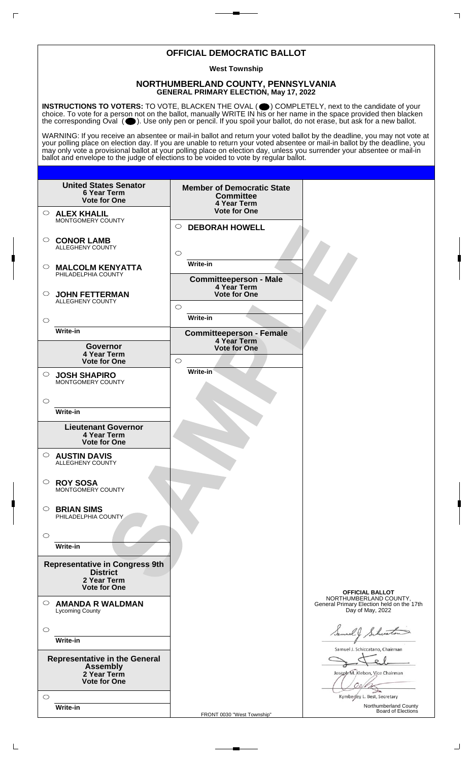# OFFICIAL DEMOCRATIC BALLOT

**West Township**

## NORTHUMBERLAND COUNTY, PENNSYLVANIA
**GENERAL PRIMARY ELECTION, May 17, 2022**

**INSTRUCTIONS TO VOTERS:** TO VOTE, BLACKEN THE OVAL ( ⬤ ) COMPLETELY, next to the candidate of your choice. To vote for a person not on the ballot, manually WRITE IN his or her name in the space provided then blacken the corresponding Oval ( ⬤ ). Use only pen or pencil. If you spoil your ballot, do not erase, but ask for a new ballot.

WARNING: If you receive an absentee or mail-in ballot and return your voted ballot by the deadline, you may not vote at your polling place on election day. If you are unable to return your voted absentee or mail-in ballot by the deadline, you may only vote a provisional ballot at your polling place on election day, unless you surrender your absentee or mail-in ballot and envelope to the judge of elections to be voided to vote by regular ballot.

### United States Senator
**6 Year Term**
**Vote for One**

- ○ **ALEX KHALIL** MONTGOMERY COUNTY
- ○ **CONOR LAMB** ALLEGHENY COUNTY
- ○ **MALCOLM KENYATTA** PHILADELPHIA COUNTY
- ○ **JOHN FETTERMAN** ALLEGHENY COUNTY
- ○ Write-in

### Governor
**4 Year Term**
**Vote for One**

- ○ **JOSH SHAPIRO** MONTGOMERY COUNTY
- ○ Write-in

### Lieutenant Governor
**4 Year Term**
**Vote for One**

- ○ **AUSTIN DAVIS** ALLEGHENY COUNTY
- ○ **ROY SOSA** MONTGOMERY COUNTY
- ○ **BRIAN SIMS** PHILADELPHIA COUNTY
- ○ Write-in

### Representative in Congress 9th District
**2 Year Term**
**Vote for One**

- ○ **AMANDA R WALDMAN** Lycoming County
- ○ Write-in

### Representative in the General Assembly
**2 Year Term**
**Vote for One**

- ○ Write-in

### Member of Democratic State Committee
**4 Year Term**
**Vote for One**

- ○ **DEBORAH HOWELL**
- ○ Write-in

### Committeeperson - Male
**4 Year Term**
**Vote for One**

- ○ Write-in

### Committeeperson - Female
**4 Year Term**
**Vote for One**

- ○ Write-in

SAMPLE

**OFFICIAL BALLOT**
NORTHUMBERLAND COUNTY,
General Primary Election held on the 17th Day of May, 2022

Samuel J. Schiccatano, Chairman

Joseph M. Klebon, Vice Chairman

Kymberley L. Best, Secretary

Northumberland County Board of Elections

FRONT 0030 "West Township"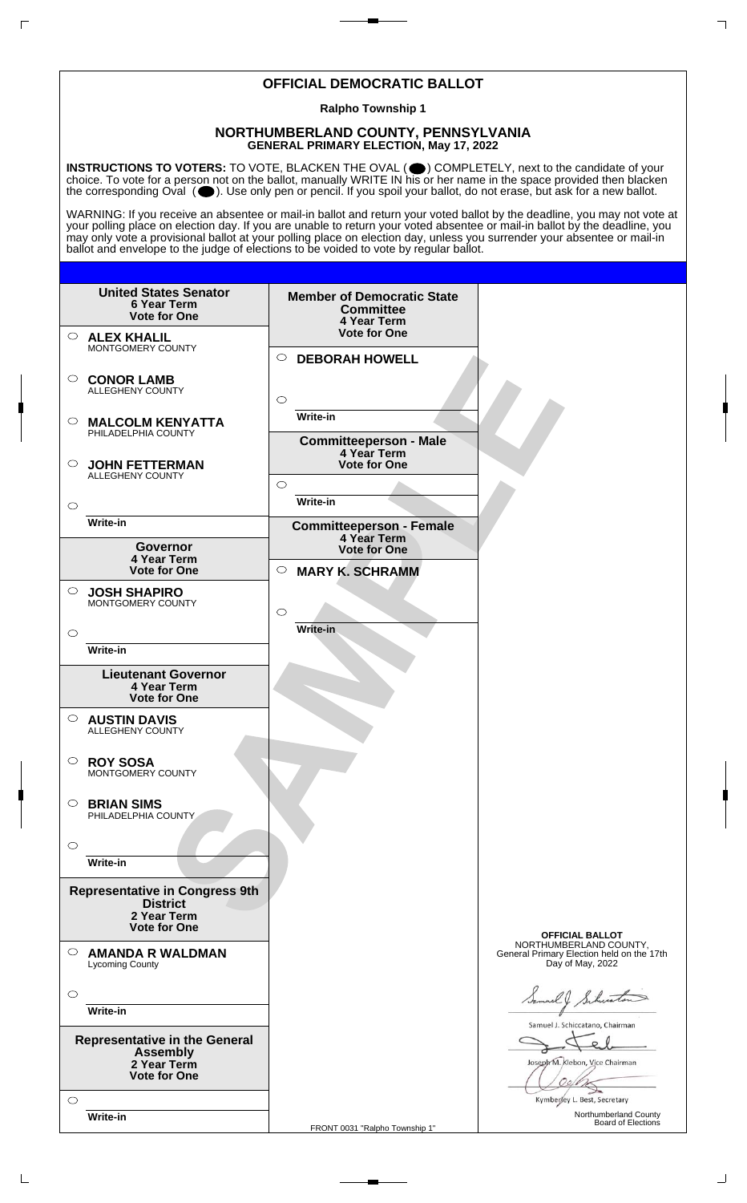# OFFICIAL DEMOCRATIC BALLOT

**Ralpho Township 1**

## NORTHUMBERLAND COUNTY, PENNSYLVANIA
**GENERAL PRIMARY ELECTION, May 17, 2022**

**INSTRUCTIONS TO VOTERS:** TO VOTE, BLACKEN THE OVAL ( ⬤ ) COMPLETELY, next to the candidate of your choice. To vote for a person not on the ballot, manually WRITE IN his or her name in the space provided then blacken the corresponding Oval ( ⬤ ). Use only pen or pencil. If you spoil your ballot, do not erase, but ask for a new ballot.

WARNING: If you receive an absentee or mail-in ballot and return your voted ballot by the deadline, you may not vote at your polling place on election day. If you are unable to return your voted absentee or mail-in ballot by the deadline, you may only vote a provisional ballot at your polling place on election day, unless you surrender your absentee or mail-in ballot and envelope to the judge of elections to be voided to vote by regular ballot.

**United States Senator**
**6 Year Term**
**Vote for One**

- ○ **ALEX KHALIL** MONTGOMERY COUNTY
- ○ **CONOR LAMB** ALLEGHENY COUNTY
- ○ **MALCOLM KENYATTA** PHILADELPHIA COUNTY
- ○ **JOHN FETTERMAN** ALLEGHENY COUNTY
- ○ Write-in

**Governor**
**4 Year Term**
**Vote for One**

- ○ **JOSH SHAPIRO** MONTGOMERY COUNTY
- ○ Write-in

**Lieutenant Governor**
**4 Year Term**
**Vote for One**

- ○ **AUSTIN DAVIS** ALLEGHENY COUNTY
- ○ **ROY SOSA** MONTGOMERY COUNTY
- ○ **BRIAN SIMS** PHILADELPHIA COUNTY
- ○ Write-in

**Representative in Congress 9th District**
**2 Year Term**
**Vote for One**

- ○ **AMANDA R WALDMAN** Lycoming County
- ○ Write-in

**Representative in the General Assembly**
**2 Year Term**
**Vote for One**

- ○ Write-in

**Member of Democratic State Committee**
**4 Year Term**
**Vote for One**

- ○ **DEBORAH HOWELL**
- ○ Write-in

**Committeeperson - Male**
**4 Year Term**
**Vote for One**

- ○ Write-in

**Committeeperson - Female**
**4 Year Term**
**Vote for One**

- ○ **MARY K. SCHRAMM**
- ○ Write-in

SAMPLE

**OFFICIAL BALLOT**
NORTHUMBERLAND COUNTY,
General Primary Election held on the 17th Day of May, 2022

Samuel J. Schiccatano, Chairman

Joseph M. Klebon, Vice Chairman

Kymberley L. Best, Secretary

Northumberland County Board of Elections

FRONT 0031 "Ralpho Township 1"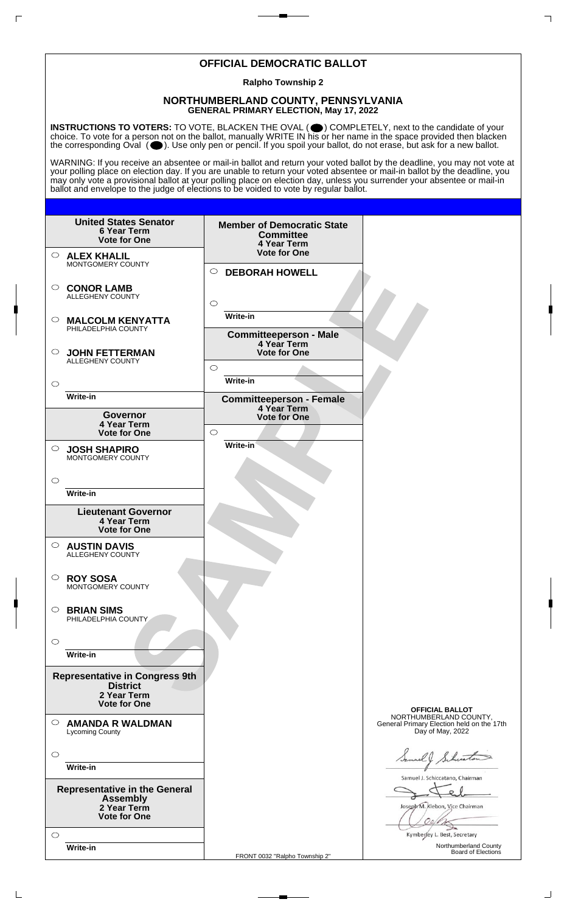# OFFICIAL DEMOCRATIC BALLOT

**Ralpho Township 2**

## NORTHUMBERLAND COUNTY, PENNSYLVANIA
**GENERAL PRIMARY ELECTION, May 17, 2022**

**INSTRUCTIONS TO VOTERS:** TO VOTE, BLACKEN THE OVAL ( ⬬ ) COMPLETELY, next to the candidate of your choice. To vote for a person not on the ballot, manually WRITE IN his or her name in the space provided then blacken the corresponding Oval ( ⬬ ). Use only pen or pencil. If you spoil your ballot, do not erase, but ask for a new ballot.

WARNING: If you receive an absentee or mail-in ballot and return your voted ballot by the deadline, you may not vote at your polling place on election day. If you are unable to return your voted absentee or mail-in ballot by the deadline, you may only vote a provisional ballot at your polling place on election day, unless you surrender your absentee or mail-in ballot and envelope to the judge of elections to be voided to vote by regular ballot.

**United States Senator**
**6 Year Term**
**Vote for One**

- ○ **ALEX KHALIL** MONTGOMERY COUNTY
- ○ **CONOR LAMB** ALLEGHENY COUNTY
- ○ **MALCOLM KENYATTA** PHILADELPHIA COUNTY
- ○ **JOHN FETTERMAN** ALLEGHENY COUNTY
- ○ Write-in

**Governor**
**4 Year Term**
**Vote for One**

- ○ **JOSH SHAPIRO** MONTGOMERY COUNTY
- ○ Write-in

**Lieutenant Governor**
**4 Year Term**
**Vote for One**

- ○ **AUSTIN DAVIS** ALLEGHENY COUNTY
- ○ **ROY SOSA** MONTGOMERY COUNTY
- ○ **BRIAN SIMS** PHILADELPHIA COUNTY
- ○ Write-in

**Representative in Congress 9th District**
**2 Year Term**
**Vote for One**

- ○ **AMANDA R WALDMAN** Lycoming County
- ○ Write-in

**Representative in the General Assembly**
**2 Year Term**
**Vote for One**

- ○ Write-in

**Member of Democratic State Committee**
**4 Year Term**
**Vote for One**

- ○ **DEBORAH HOWELL**
- ○ Write-in

**Committeeperson - Male**
**4 Year Term**
**Vote for One**

- ○ Write-in

**Committeeperson - Female**
**4 Year Term**
**Vote for One**

- ○ Write-in

SAMPLE

**OFFICIAL BALLOT**
NORTHUMBERLAND COUNTY,
General Primary Election held on the 17th Day of May, 2022

Samuel J. Schiccatano, Chairman

Joseph M. Klebon, Vice Chairman

Kymberley L. Best, Secretary

Northumberland County Board of Elections

FRONT 0032 "Ralpho Township 2"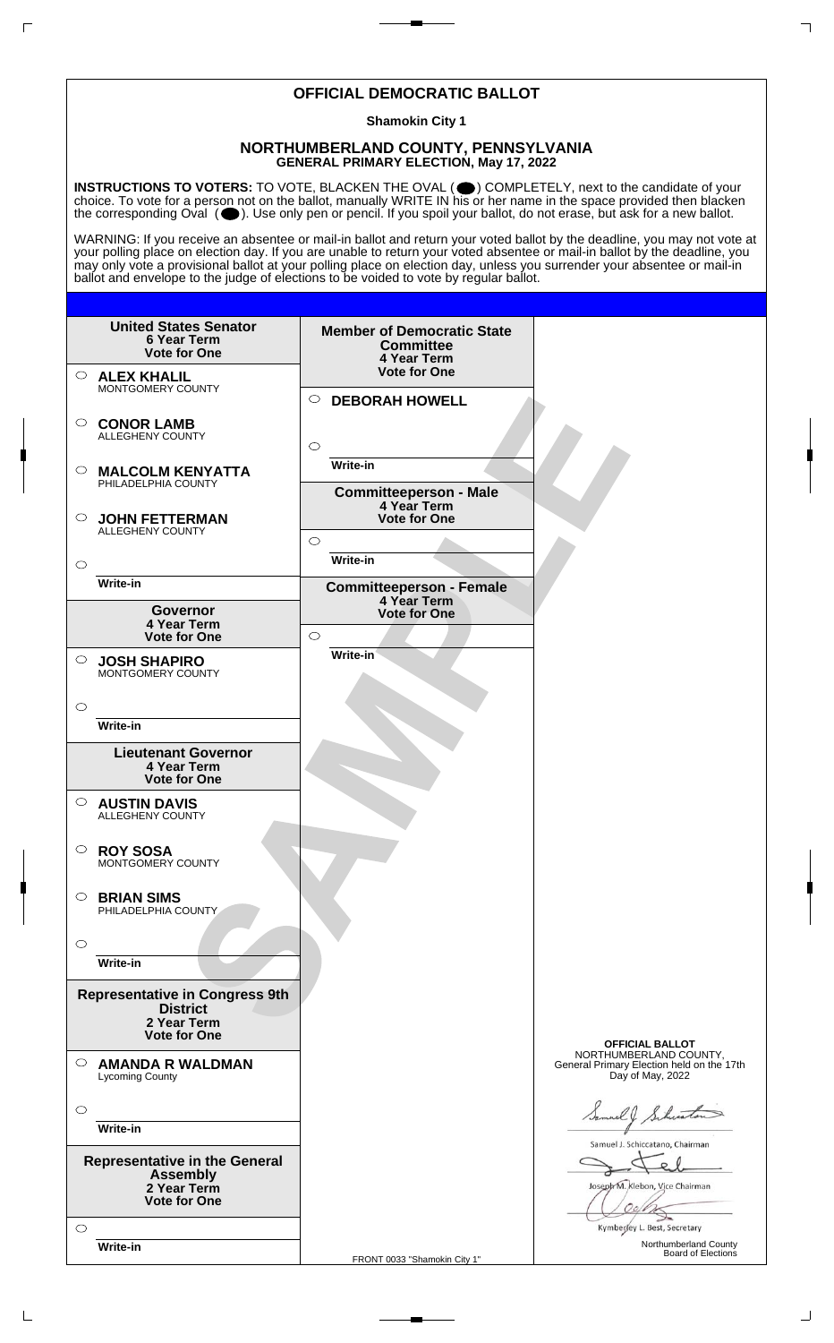# OFFICIAL DEMOCRATIC BALLOT

**Shamokin City 1**

## NORTHUMBERLAND COUNTY, PENNSYLVANIA
**GENERAL PRIMARY ELECTION, May 17, 2022**

**INSTRUCTIONS TO VOTERS:** TO VOTE, BLACKEN THE OVAL ( ) COMPLETELY, next to the candidate of your choice. To vote for a person not on the ballot, manually WRITE IN his or her name in the space provided then blacken the corresponding Oval ( ). Use only pen or pencil. If you spoil your ballot, do not erase, but ask for a new ballot.

WARNING: If you receive an absentee or mail-in ballot and return your voted ballot by the deadline, you may not vote at your polling place on election day. If you are unable to return your voted absentee or mail-in ballot by the deadline, you may only vote a provisional ballot at your polling place on election day, unless you surrender your absentee or mail-in ballot and envelope to the judge of elections to be voided to vote by regular ballot.

**United States Senator**
**6 Year Term**
**Vote for One**

- ○ **ALEX KHALIL** MONTGOMERY COUNTY
- ○ **CONOR LAMB** ALLEGHENY COUNTY
- ○ **MALCOLM KENYATTA** PHILADELPHIA COUNTY
- ○ **JOHN FETTERMAN** ALLEGHENY COUNTY
- ○ Write-in

**Governor**
**4 Year Term**
**Vote for One**

- ○ **JOSH SHAPIRO** MONTGOMERY COUNTY
- ○ Write-in

**Lieutenant Governor**
**4 Year Term**
**Vote for One**

- ○ **AUSTIN DAVIS** ALLEGHENY COUNTY
- ○ **ROY SOSA** MONTGOMERY COUNTY
- ○ **BRIAN SIMS** PHILADELPHIA COUNTY
- ○ Write-in

**Representative in Congress 9th District**
**2 Year Term**
**Vote for One**

- ○ **AMANDA R WALDMAN** Lycoming County
- ○ Write-in

**Representative in the General Assembly**
**2 Year Term**
**Vote for One**

- ○ Write-in

**Member of Democratic State Committee**
**4 Year Term**
**Vote for One**

- ○ **DEBORAH HOWELL**
- ○ Write-in

**Committeeperson - Male**
**4 Year Term**
**Vote for One**

- ○ Write-in

**Committeeperson - Female**
**4 Year Term**
**Vote for One**

- ○ Write-in

SAMPLE

**OFFICIAL BALLOT**
NORTHUMBERLAND COUNTY,
General Primary Election held on the 17th Day of May, 2022

Samuel J. Schiccatano, Chairman

Joseph M. Klebon, Vice Chairman

Kymberley L. Best, Secretary

Northumberland County Board of Elections

FRONT 0033 "Shamokin City 1"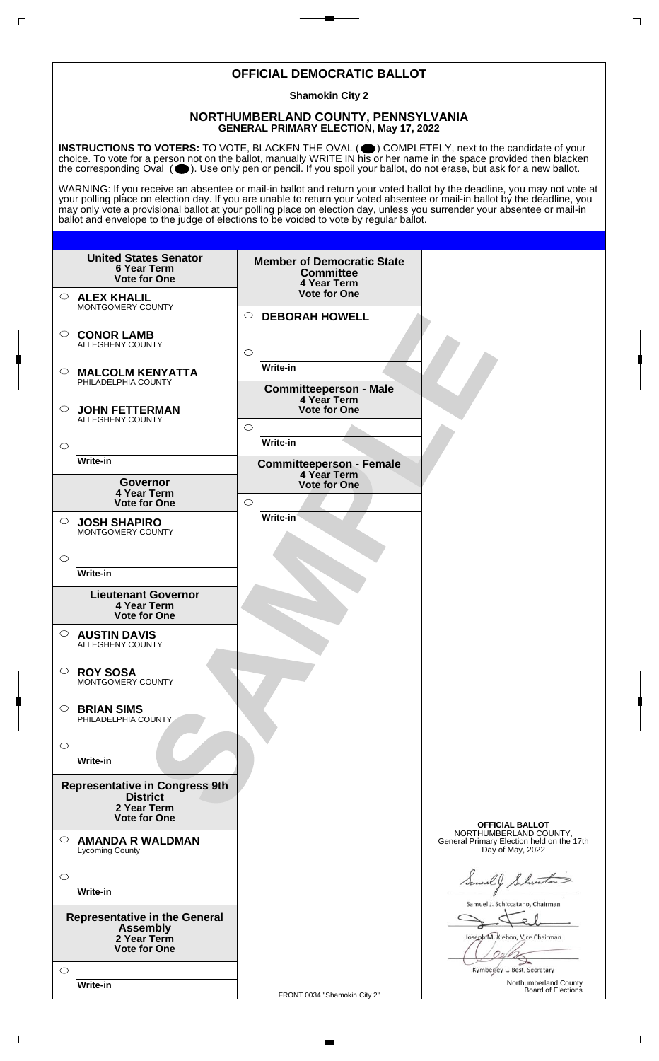# OFFICIAL DEMOCRATIC BALLOT

**Shamokin City 2**

## NORTHUMBERLAND COUNTY, PENNSYLVANIA
**GENERAL PRIMARY ELECTION, May 17, 2022**

**INSTRUCTIONS TO VOTERS:** TO VOTE, BLACKEN THE OVAL ( ● ) COMPLETELY, next to the candidate of your choice. To vote for a person not on the ballot, manually WRITE IN his or her name in the space provided then blacken the corresponding Oval ( ● ). Use only pen or pencil. If you spoil your ballot, do not erase, but ask for a new ballot.

WARNING: If you receive an absentee or mail-in ballot and return your voted ballot by the deadline, you may not vote at your polling place on election day. If you are unable to return your voted absentee or mail-in ballot by the deadline, you may only vote a provisional ballot at your polling place on election day, unless you surrender your absentee or mail-in ballot and envelope to the judge of elections to be voided to vote by regular ballot.

### United States Senator
**6 Year Term**
**Vote for One**

- ○ **ALEX KHALIL** MONTGOMERY COUNTY
- ○ **CONOR LAMB** ALLEGHENY COUNTY
- ○ **MALCOLM KENYATTA** PHILADELPHIA COUNTY
- ○ **JOHN FETTERMAN** ALLEGHENY COUNTY
- ○ Write-in

### Governor
**4 Year Term**
**Vote for One**

- ○ **JOSH SHAPIRO** MONTGOMERY COUNTY
- ○ Write-in

### Lieutenant Governor
**4 Year Term**
**Vote for One**

- ○ **AUSTIN DAVIS** ALLEGHENY COUNTY
- ○ **ROY SOSA** MONTGOMERY COUNTY
- ○ **BRIAN SIMS** PHILADELPHIA COUNTY
- ○ Write-in

### Representative in Congress 9th District
**2 Year Term**
**Vote for One**

- ○ **AMANDA R WALDMAN** Lycoming County
- ○ Write-in

### Representative in the General Assembly
**2 Year Term**
**Vote for One**

- ○ Write-in

### Member of Democratic State Committee
**4 Year Term**
**Vote for One**

- ○ **DEBORAH HOWELL**
- ○ Write-in

### Committeeperson - Male
**4 Year Term**
**Vote for One**

- ○ Write-in

### Committeeperson - Female
**4 Year Term**
**Vote for One**

- ○ Write-in

SAMPLE

**OFFICIAL BALLOT**
NORTHUMBERLAND COUNTY,
General Primary Election held on the 17th Day of May, 2022

Samuel J. Schiccatano, Chairman

Joseph M. Klebon, Vice Chairman

Kymberley L. Best, Secretary

Northumberland County Board of Elections

FRONT 0034 "Shamokin City 2"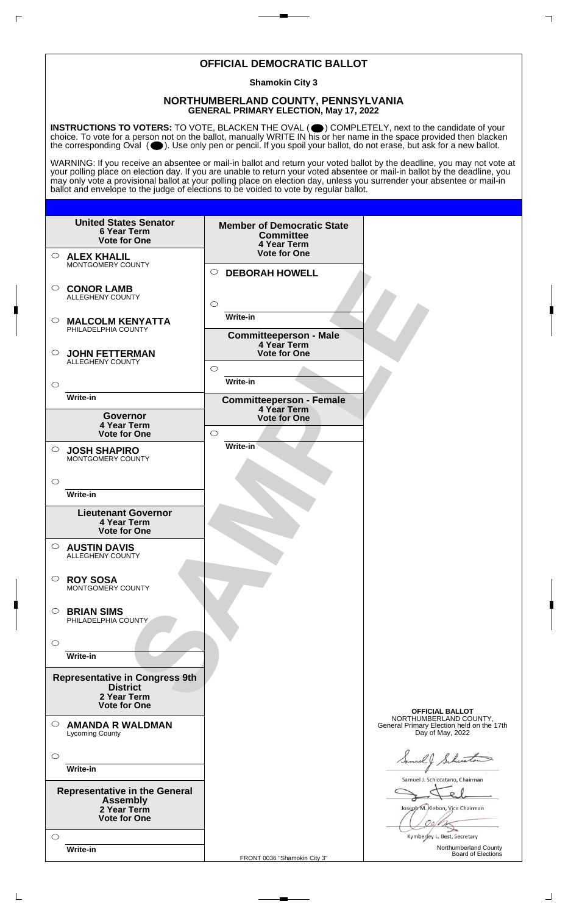# OFFICIAL DEMOCRATIC BALLOT

**Shamokin City 3**

## NORTHUMBERLAND COUNTY, PENNSYLVANIA
**GENERAL PRIMARY ELECTION, May 17, 2022**

**INSTRUCTIONS TO VOTERS:** TO VOTE, BLACKEN THE OVAL (⬤) COMPLETELY, next to the candidate of your choice. To vote for a person not on the ballot, manually WRITE IN his or her name in the space provided then blacken the corresponding Oval (⬤). Use only pen or pencil. If you spoil your ballot, do not erase, but ask for a new ballot.

WARNING: If you receive an absentee or mail-in ballot and return your voted ballot by the deadline, you may not vote at your polling place on election day. If you are unable to return your voted absentee or mail-in ballot by the deadline, you may only vote a provisional ballot at your polling place on election day, unless you surrender your absentee or mail-in ballot and envelope to the judge of elections to be voided to vote by regular ballot.

### United States Senator
**6 Year Term**
**Vote for One**

- ○ **ALEX KHALIL** MONTGOMERY COUNTY
- ○ **CONOR LAMB** ALLEGHENY COUNTY
- ○ **MALCOLM KENYATTA** PHILADELPHIA COUNTY
- ○ **JOHN FETTERMAN** ALLEGHENY COUNTY
- ○ Write-in

### Governor
**4 Year Term**
**Vote for One**

- ○ **JOSH SHAPIRO** MONTGOMERY COUNTY
- ○ Write-in

### Lieutenant Governor
**4 Year Term**
**Vote for One**

- ○ **AUSTIN DAVIS** ALLEGHENY COUNTY
- ○ **ROY SOSA** MONTGOMERY COUNTY
- ○ **BRIAN SIMS** PHILADELPHIA COUNTY
- ○ Write-in

### Representative in Congress 9th District
**2 Year Term**
**Vote for One**

- ○ **AMANDA R WALDMAN** Lycoming County
- ○ Write-in

### Representative in the General Assembly
**2 Year Term**
**Vote for One**

- ○ Write-in

### Member of Democratic State Committee
**4 Year Term**
**Vote for One**

- ○ **DEBORAH HOWELL**
- ○ Write-in

### Committeeperson - Male
**4 Year Term**
**Vote for One**

- ○ Write-in

### Committeeperson - Female
**4 Year Term**
**Vote for One**

- ○ Write-in

SAMPLE

**OFFICIAL BALLOT**
NORTHUMBERLAND COUNTY,
General Primary Election held on the 17th Day of May, 2022

Samuel J. Schiccatano, Chairman

Joseph M. Klebon, Vice Chairman

Kymberley L. Best, Secretary

Northumberland County Board of Elections

FRONT 0036 "Shamokin City 3"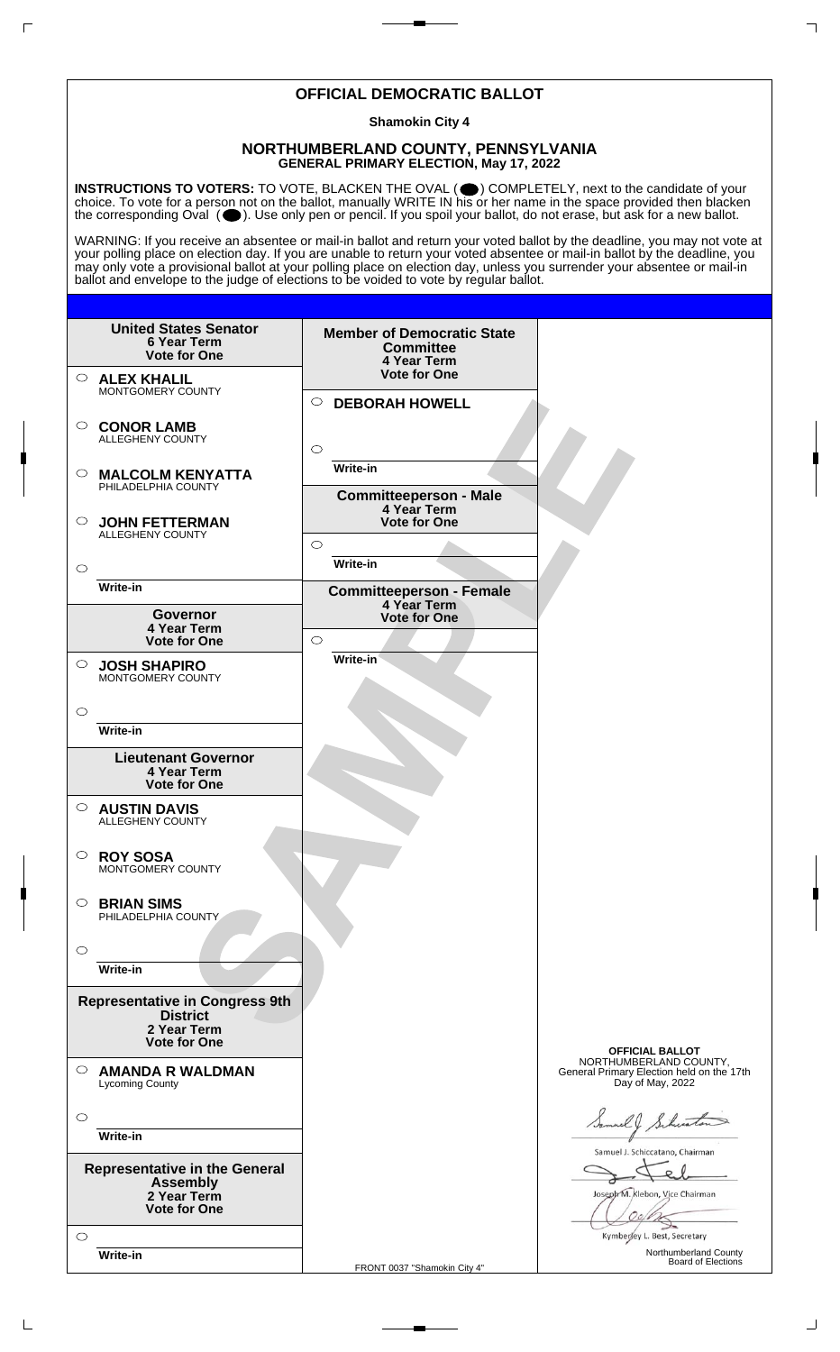# OFFICIAL DEMOCRATIC BALLOT

**Shamokin City 4**

## NORTHUMBERLAND COUNTY, PENNSYLVANIA
**GENERAL PRIMARY ELECTION, May 17, 2022**

**INSTRUCTIONS TO VOTERS:** TO VOTE, BLACKEN THE OVAL ( ⬤ ) COMPLETELY, next to the candidate of your choice. To vote for a person not on the ballot, manually WRITE IN his or her name in the space provided then blacken the corresponding Oval ( ⬤ ). Use only pen or pencil. If you spoil your ballot, do not erase, but ask for a new ballot.

WARNING: If you receive an absentee or mail-in ballot and return your voted ballot by the deadline, you may not vote at your polling place on election day. If you are unable to return your voted absentee or mail-in ballot by the deadline, you may only vote a provisional ballot at your polling place on election day, unless you surrender your absentee or mail-in ballot and envelope to the judge of elections to be voided to vote by regular ballot.

### United States Senator
**6 Year Term**
**Vote for One**

- ○ **ALEX KHALIL** MONTGOMERY COUNTY
- ○ **CONOR LAMB** ALLEGHENY COUNTY
- ○ **MALCOLM KENYATTA** PHILADELPHIA COUNTY
- ○ **JOHN FETTERMAN** ALLEGHENY COUNTY
- ○ Write-in

### Governor
**4 Year Term**
**Vote for One**

- ○ **JOSH SHAPIRO** MONTGOMERY COUNTY
- ○ Write-in

### Lieutenant Governor
**4 Year Term**
**Vote for One**

- ○ **AUSTIN DAVIS** ALLEGHENY COUNTY
- ○ **ROY SOSA** MONTGOMERY COUNTY
- ○ **BRIAN SIMS** PHILADELPHIA COUNTY
- ○ Write-in

### Representative in Congress 9th District
**2 Year Term**
**Vote for One**

- ○ **AMANDA R WALDMAN** Lycoming County
- ○ Write-in

### Representative in the General Assembly
**2 Year Term**
**Vote for One**

- ○ Write-in

### Member of Democratic State Committee
**4 Year Term**
**Vote for One**

- ○ **DEBORAH HOWELL**
- ○ Write-in

### Committeeperson - Male
**4 Year Term**
**Vote for One**

- ○ Write-in

### Committeeperson - Female
**4 Year Term**
**Vote for One**

- ○ Write-in

SAMPLE

**OFFICIAL BALLOT**
NORTHUMBERLAND COUNTY,
General Primary Election held on the 17th Day of May, 2022

Samuel J. Schiccatano, Chairman

Joseph M. Klebon, Vice Chairman

Kymberley L. Best, Secretary

Northumberland County Board of Elections

FRONT 0037 "Shamokin City 4"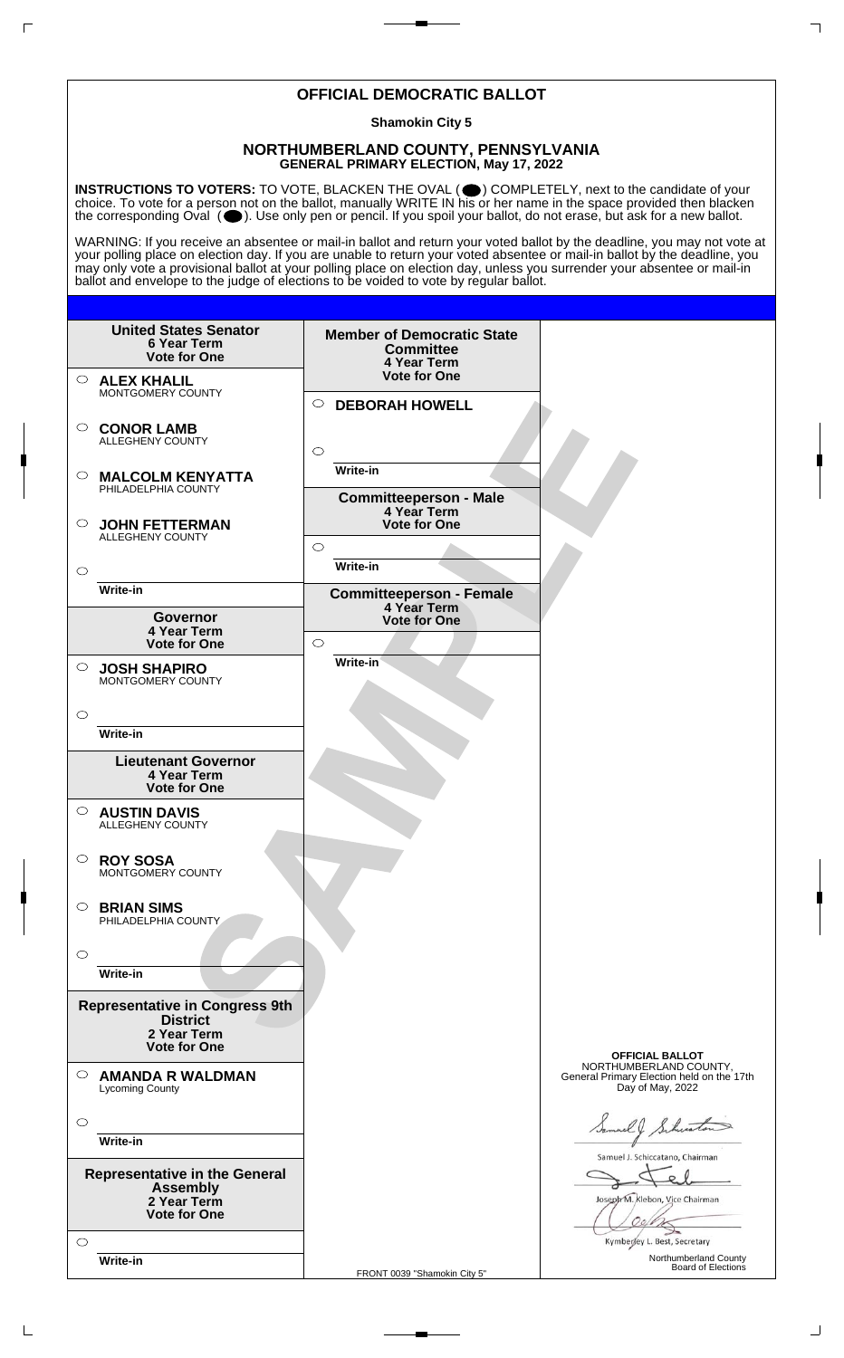# OFFICIAL DEMOCRATIC BALLOT

**Shamokin City 5**

## NORTHUMBERLAND COUNTY, PENNSYLVANIA
**GENERAL PRIMARY ELECTION, May 17, 2022**

**INSTRUCTIONS TO VOTERS:** TO VOTE, BLACKEN THE OVAL ( ⬤ ) COMPLETELY, next to the candidate of your choice. To vote for a person not on the ballot, manually WRITE IN his or her name in the space provided then blacken the corresponding Oval ( ⬤ ). Use only pen or pencil. If you spoil your ballot, do not erase, but ask for a new ballot.

WARNING: If you receive an absentee or mail-in ballot and return your voted ballot by the deadline, you may not vote at your polling place on election day. If you are unable to return your voted absentee or mail-in ballot by the deadline, you may only vote a provisional ballot at your polling place on election day, unless you surrender your absentee or mail-in ballot and envelope to the judge of elections to be voided to vote by regular ballot.

**United States Senator**
**6 Year Term**
**Vote for One**

- ○ **ALEX KHALIL** MONTGOMERY COUNTY
- ○ **CONOR LAMB** ALLEGHENY COUNTY
- ○ **MALCOLM KENYATTA** PHILADELPHIA COUNTY
- ○ **JOHN FETTERMAN** ALLEGHENY COUNTY
- ○ Write-in

**Governor**
**4 Year Term**
**Vote for One**

- ○ **JOSH SHAPIRO** MONTGOMERY COUNTY
- ○ Write-in

**Lieutenant Governor**
**4 Year Term**
**Vote for One**

- ○ **AUSTIN DAVIS** ALLEGHENY COUNTY
- ○ **ROY SOSA** MONTGOMERY COUNTY
- ○ **BRIAN SIMS** PHILADELPHIA COUNTY
- ○ Write-in

**Representative in Congress 9th District**
**2 Year Term**
**Vote for One**

- ○ **AMANDA R WALDMAN** Lycoming County
- ○ Write-in

**Representative in the General Assembly**
**2 Year Term**
**Vote for One**

- ○ Write-in

**Member of Democratic State Committee**
**4 Year Term**
**Vote for One**

- ○ **DEBORAH HOWELL**
- ○ Write-in

**Committeeperson - Male**
**4 Year Term**
**Vote for One**

- ○ Write-in

**Committeeperson - Female**
**4 Year Term**
**Vote for One**

- ○ Write-in

SAMPLE

**OFFICIAL BALLOT**
NORTHUMBERLAND COUNTY,
General Primary Election held on the 17th Day of May, 2022

Samuel J. Schiccatano, Chairman

Joseph M. Klebon, Vice Chairman

Kymberley L. Best, Secretary

Northumberland County Board of Elections

FRONT 0039 "Shamokin City 5"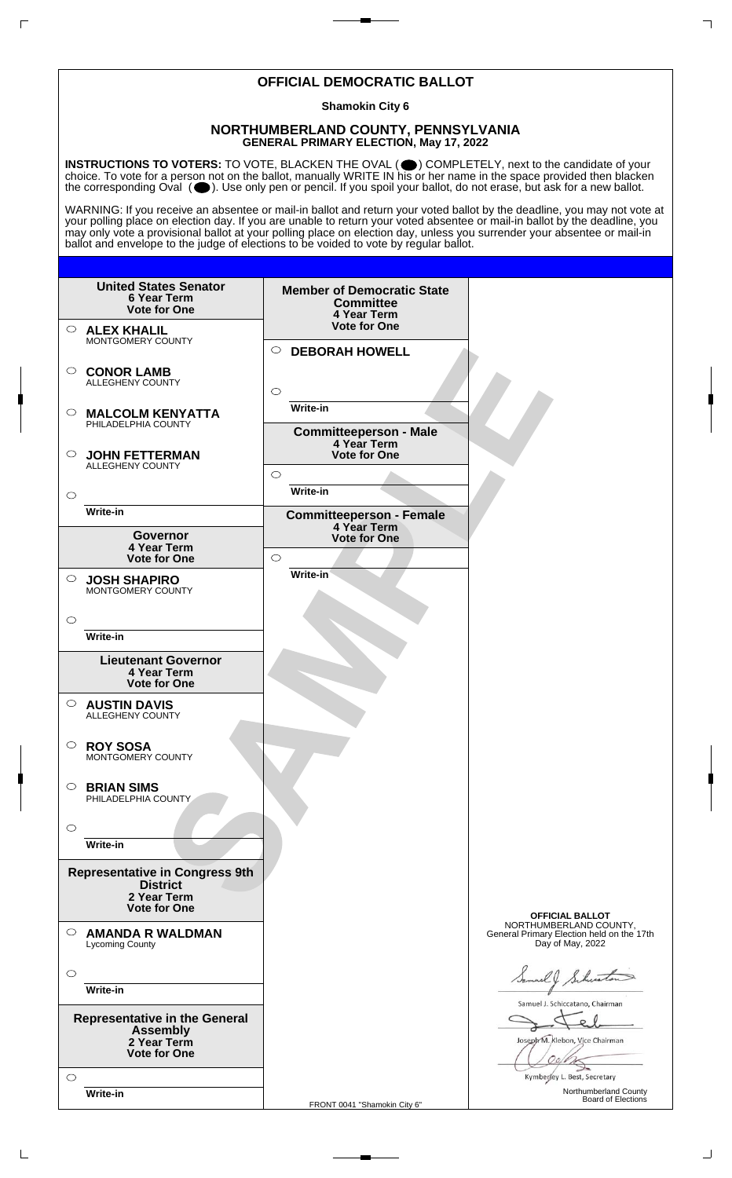# OFFICIAL DEMOCRATIC BALLOT

**Shamokin City 6**

## NORTHUMBERLAND COUNTY, PENNSYLVANIA
**GENERAL PRIMARY ELECTION, May 17, 2022**

**INSTRUCTIONS TO VOTERS:** TO VOTE, BLACKEN THE OVAL ( ⬤ ) COMPLETELY, next to the candidate of your choice. To vote for a person not on the ballot, manually WRITE IN his or her name in the space provided then blacken the corresponding Oval ( ⬤ ). Use only pen or pencil. If you spoil your ballot, do not erase, but ask for a new ballot.

WARNING: If you receive an absentee or mail-in ballot and return your voted ballot by the deadline, you may not vote at your polling place on election day. If you are unable to return your voted absentee or mail-in ballot by the deadline, you may only vote a provisional ballot at your polling place on election day, unless you surrender your absentee or mail-in ballot and envelope to the judge of elections to be voided to vote by regular ballot.

### United States Senator
**6 Year Term**
**Vote for One**

- ○ **ALEX KHALIL** MONTGOMERY COUNTY
- ○ **CONOR LAMB** ALLEGHENY COUNTY
- ○ **MALCOLM KENYATTA** PHILADELPHIA COUNTY
- ○ **JOHN FETTERMAN** ALLEGHENY COUNTY
- ○ Write-in

### Governor
**4 Year Term**
**Vote for One**

- ○ **JOSH SHAPIRO** MONTGOMERY COUNTY
- ○ Write-in

### Lieutenant Governor
**4 Year Term**
**Vote for One**

- ○ **AUSTIN DAVIS** ALLEGHENY COUNTY
- ○ **ROY SOSA** MONTGOMERY COUNTY
- ○ **BRIAN SIMS** PHILADELPHIA COUNTY
- ○ Write-in

### Representative in Congress 9th District
**2 Year Term**
**Vote for One**

- ○ **AMANDA R WALDMAN** Lycoming County
- ○ Write-in

### Representative in the General Assembly
**2 Year Term**
**Vote for One**

- ○ Write-in

### Member of Democratic State Committee
**4 Year Term**
**Vote for One**

- ○ **DEBORAH HOWELL**
- ○ Write-in

### Committeeperson - Male
**4 Year Term**
**Vote for One**

- ○ Write-in

### Committeeperson - Female
**4 Year Term**
**Vote for One**

- ○ Write-in

SAMPLE

**OFFICIAL BALLOT**
NORTHUMBERLAND COUNTY,
General Primary Election held on the 17th Day of May, 2022

Samuel J. Schiccatano, Chairman

Joseph M. Klebon, Vice Chairman

Kymberley L. Best, Secretary

Northumberland County Board of Elections

FRONT 0041 "Shamokin City 6"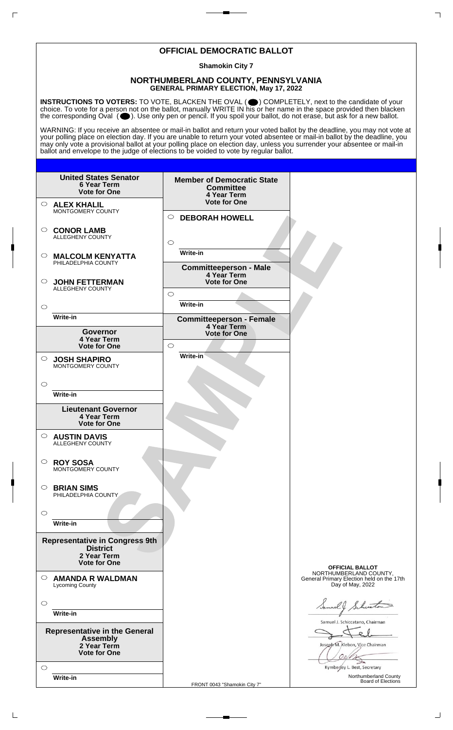# OFFICIAL DEMOCRATIC BALLOT

**Shamokin City 7**

## NORTHUMBERLAND COUNTY, PENNSYLVANIA
**GENERAL PRIMARY ELECTION, May 17, 2022**

**INSTRUCTIONS TO VOTERS:** TO VOTE, BLACKEN THE OVAL ( ⬤ ) COMPLETELY, next to the candidate of your choice. To vote for a person not on the ballot, manually WRITE IN his or her name in the space provided then blacken the corresponding Oval ( ⬤ ). Use only pen or pencil. If you spoil your ballot, do not erase, but ask for a new ballot.

WARNING: If you receive an absentee or mail-in ballot and return your voted ballot by the deadline, you may not vote at your polling place on election day. If you are unable to return your voted absentee or mail-in ballot by the deadline, you may only vote a provisional ballot at your polling place on election day, unless you surrender your absentee or mail-in ballot and envelope to the judge of elections to be voided to vote by regular ballot.

**United States Senator**
**6 Year Term**
**Vote for One**

- ○ **ALEX KHALIL** MONTGOMERY COUNTY
- ○ **CONOR LAMB** ALLEGHENY COUNTY
- ○ **MALCOLM KENYATTA** PHILADELPHIA COUNTY
- ○ **JOHN FETTERMAN** ALLEGHENY COUNTY
- ○ Write-in

**Governor**
**4 Year Term**
**Vote for One**

- ○ **JOSH SHAPIRO** MONTGOMERY COUNTY
- ○ Write-in

**Lieutenant Governor**
**4 Year Term**
**Vote for One**

- ○ **AUSTIN DAVIS** ALLEGHENY COUNTY
- ○ **ROY SOSA** MONTGOMERY COUNTY
- ○ **BRIAN SIMS** PHILADELPHIA COUNTY
- ○ Write-in

**Representative in Congress 9th District**
**2 Year Term**
**Vote for One**

- ○ **AMANDA R WALDMAN** Lycoming County
- ○ Write-in

**Representative in the General Assembly**
**2 Year Term**
**Vote for One**

- ○ Write-in

**Member of Democratic State Committee**
**4 Year Term**
**Vote for One**

- ○ **DEBORAH HOWELL**
- ○ Write-in

**Committeeperson - Male**
**4 Year Term**
**Vote for One**

- ○ Write-in

**Committeeperson - Female**
**4 Year Term**
**Vote for One**

- ○ Write-in

SAMPLE

**OFFICIAL BALLOT**
NORTHUMBERLAND COUNTY,
General Primary Election held on the 17th Day of May, 2022

Samuel J. Schiccatano, Chairman

Joseph M. Klebon, Vice Chairman

Kymberley L. Best, Secretary

Northumberland County Board of Elections

FRONT 0043 "Shamokin City 7"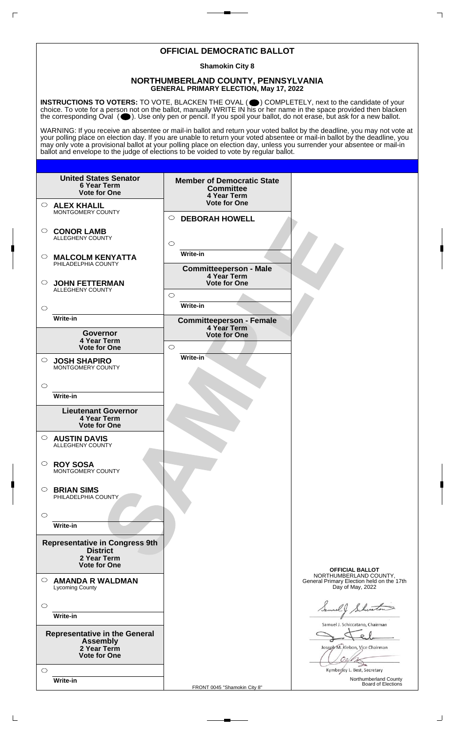# OFFICIAL DEMOCRATIC BALLOT

**Shamokin City 8**

## NORTHUMBERLAND COUNTY, PENNSYLVANIA
**GENERAL PRIMARY ELECTION, May 17, 2022**

**INSTRUCTIONS TO VOTERS:** TO VOTE, BLACKEN THE OVAL ( ⬤ ) COMPLETELY, next to the candidate of your choice. To vote for a person not on the ballot, manually WRITE IN his or her name in the space provided then blacken the corresponding Oval ( ⬤ ). Use only pen or pencil. If you spoil your ballot, do not erase, but ask for a new ballot.

WARNING: If you receive an absentee or mail-in ballot and return your voted ballot by the deadline, you may not vote at your polling place on election day. If you are unable to return your voted absentee or mail-in ballot by the deadline, you may only vote a provisional ballot at your polling place on election day, unless you surrender your absentee or mail-in ballot and envelope to the judge of elections to be voided to vote by regular ballot.

**United States Senator**
**6 Year Term**
**Vote for One**

○ **ALEX KHALIL** MONTGOMERY COUNTY

○ **CONOR LAMB** ALLEGHENY COUNTY

○ **MALCOLM KENYATTA** PHILADELPHIA COUNTY

○ **JOHN FETTERMAN** ALLEGHENY COUNTY

○ ______ Write-in

**Governor**
**4 Year Term**
**Vote for One**

○ **JOSH SHAPIRO** MONTGOMERY COUNTY

○ ______ Write-in

**Lieutenant Governor**
**4 Year Term**
**Vote for One**

○ **AUSTIN DAVIS** ALLEGHENY COUNTY

○ **ROY SOSA** MONTGOMERY COUNTY

○ **BRIAN SIMS** PHILADELPHIA COUNTY

○ ______ Write-in

**Representative in Congress 9th District**
**2 Year Term**
**Vote for One**

○ **AMANDA R WALDMAN** Lycoming County

○ ______ Write-in

**Representative in the General Assembly**
**2 Year Term**
**Vote for One**

○ ______ Write-in

**Member of Democratic State Committee**
**4 Year Term**
**Vote for One**

○ **DEBORAH HOWELL**

○ ______ Write-in

**Committeeperson - Male**
**4 Year Term**
**Vote for One**

○ ______ Write-in

**Committeeperson - Female**
**4 Year Term**
**Vote for One**

○ ______ Write-in

SAMPLE

FRONT 0045 "Shamokin City 8"

**OFFICIAL BALLOT**
NORTHUMBERLAND COUNTY,
General Primary Election held on the 17th Day of May, 2022

Samuel J. Schiccatano, Chairman

Joseph M. Klebon, Vice Chairman

Kymberley L. Best, Secretary

Northumberland County Board of Elections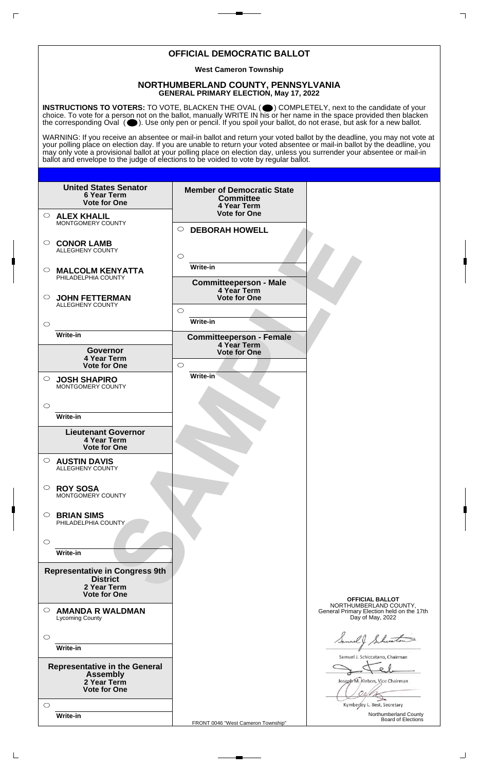# OFFICIAL DEMOCRATIC BALLOT

**West Cameron Township**

## NORTHUMBERLAND COUNTY, PENNSYLVANIA
**GENERAL PRIMARY ELECTION, May 17, 2022**

**INSTRUCTIONS TO VOTERS:** TO VOTE, BLACKEN THE OVAL ( ⬤ ) COMPLETELY, next to the candidate of your choice. To vote for a person not on the ballot, manually WRITE IN his or her name in the space provided then blacken the corresponding Oval ( ⬤ ). Use only pen or pencil. If you spoil your ballot, do not erase, but ask for a new ballot.

WARNING: If you receive an absentee or mail-in ballot and return your voted ballot by the deadline, you may not vote at your polling place on election day. If you are unable to return your voted absentee or mail-in ballot by the deadline, you may only vote a provisional ballot at your polling place on election day, unless you surrender your absentee or mail-in ballot and envelope to the judge of elections to be voided to vote by regular ballot.

**United States Senator**
**6 Year Term**
**Vote for One**

- ○ **ALEX KHALIL** MONTGOMERY COUNTY
- ○ **CONOR LAMB** ALLEGHENY COUNTY
- ○ **MALCOLM KENYATTA** PHILADELPHIA COUNTY
- ○ **JOHN FETTERMAN** ALLEGHENY COUNTY
- ○ ______ Write-in

**Governor**
**4 Year Term**
**Vote for One**

- ○ **JOSH SHAPIRO** MONTGOMERY COUNTY
- ○ ______ Write-in

**Lieutenant Governor**
**4 Year Term**
**Vote for One**

- ○ **AUSTIN DAVIS** ALLEGHENY COUNTY
- ○ **ROY SOSA** MONTGOMERY COUNTY
- ○ **BRIAN SIMS** PHILADELPHIA COUNTY
- ○ ______ Write-in

**Representative in Congress 9th District**
**2 Year Term**
**Vote for One**

- ○ **AMANDA R WALDMAN** Lycoming County
- ○ ______ Write-in

**Representative in the General Assembly**
**2 Year Term**
**Vote for One**

- ○ ______ Write-in

**Member of Democratic State Committee**
**4 Year Term**
**Vote for One**

- ○ **DEBORAH HOWELL**
- ○ ______ Write-in

**Committeeperson - Male**
**4 Year Term**
**Vote for One**

- ○ ______ Write-in

**Committeeperson - Female**
**4 Year Term**
**Vote for One**

- ○ ______ Write-in

SAMPLE

**OFFICIAL BALLOT**
NORTHUMBERLAND COUNTY,
General Primary Election held on the 17th Day of May, 2022

Samuel J. Schiccatano, Chairman

Joseph M. Klebon, Vice Chairman

Kymberley L. Best, Secretary

Northumberland County Board of Elections

FRONT 0046 "West Cameron Township"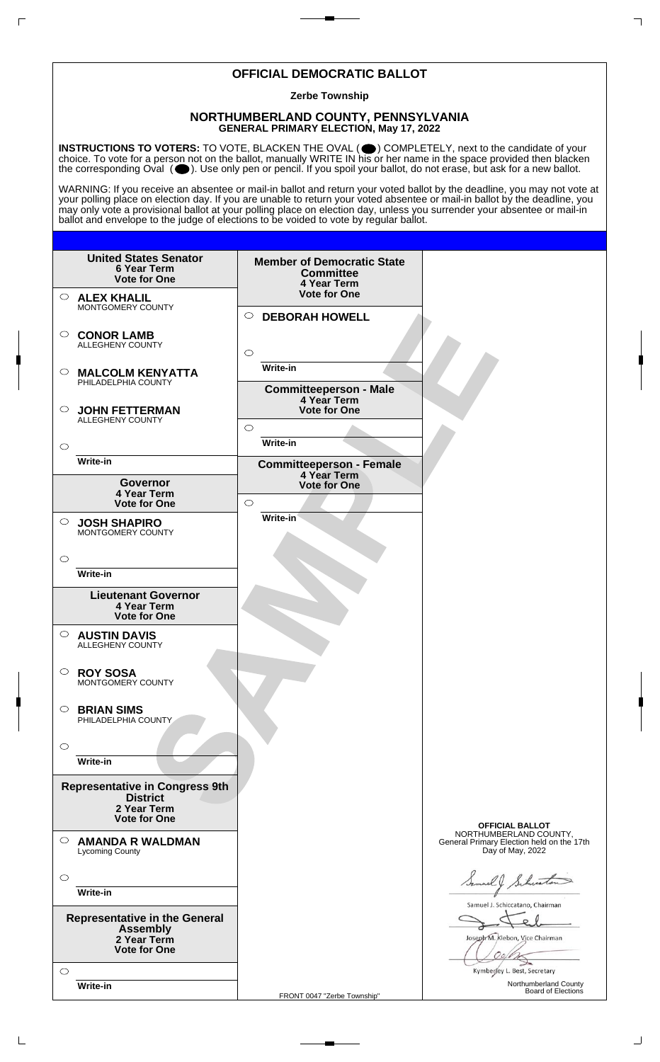# OFFICIAL DEMOCRATIC BALLOT

**Zerbe Township**

## NORTHUMBERLAND COUNTY, PENNSYLVANIA
**GENERAL PRIMARY ELECTION, May 17, 2022**

**INSTRUCTIONS TO VOTERS:** TO VOTE, BLACKEN THE OVAL ( ⬤ ) COMPLETELY, next to the candidate of your choice. To vote for a person not on the ballot, manually WRITE IN his or her name in the space provided then blacken the corresponding Oval ( ⬤ ). Use only pen or pencil. If you spoil your ballot, do not erase, but ask for a new ballot.

WARNING: If you receive an absentee or mail-in ballot and return your voted ballot by the deadline, you may not vote at your polling place on election day. If you are unable to return your voted absentee or mail-in ballot by the deadline, you may only vote a provisional ballot at your polling place on election day, unless you surrender your absentee or mail-in ballot and envelope to the judge of elections to be voided to vote by regular ballot.

**United States Senator**
**6 Year Term**
**Vote for One**

- ○ **ALEX KHALIL** MONTGOMERY COUNTY
- ○ **CONOR LAMB** ALLEGHENY COUNTY
- ○ **MALCOLM KENYATTA** PHILADELPHIA COUNTY
- ○ **JOHN FETTERMAN** ALLEGHENY COUNTY
- ○ Write-in

**Governor**
**4 Year Term**
**Vote for One**

- ○ **JOSH SHAPIRO** MONTGOMERY COUNTY
- ○ Write-in

**Lieutenant Governor**
**4 Year Term**
**Vote for One**

- ○ **AUSTIN DAVIS** ALLEGHENY COUNTY
- ○ **ROY SOSA** MONTGOMERY COUNTY
- ○ **BRIAN SIMS** PHILADELPHIA COUNTY
- ○ Write-in

**Representative in Congress 9th District**
**2 Year Term**
**Vote for One**

- ○ **AMANDA R WALDMAN** Lycoming County
- ○ Write-in

**Representative in the General Assembly**
**2 Year Term**
**Vote for One**

- ○ Write-in

**Member of Democratic State Committee**
**4 Year Term**
**Vote for One**

- ○ **DEBORAH HOWELL**
- ○ Write-in

**Committeeperson - Male**
**4 Year Term**
**Vote for One**

- ○ Write-in

**Committeeperson - Female**
**4 Year Term**
**Vote for One**

- ○ Write-in

SAMPLE

**OFFICIAL BALLOT**
NORTHUMBERLAND COUNTY,
General Primary Election held on the 17th Day of May, 2022

Samuel J. Schiccatano, Chairman

Joseph M. Klebon, Vice Chairman

Kymberley L. Best, Secretary

Northumberland County Board of Elections

FRONT 0047 "Zerbe Township"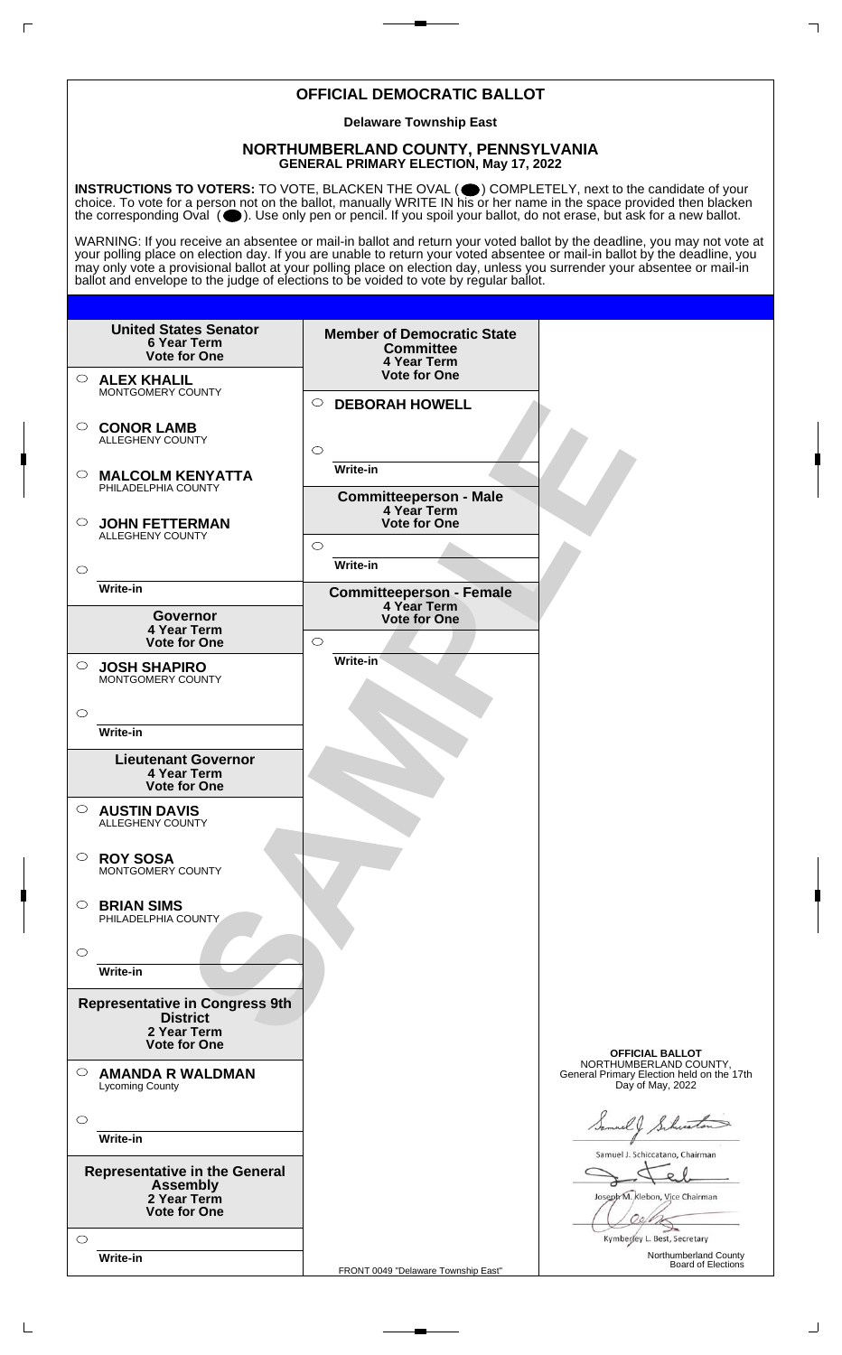# OFFICIAL DEMOCRATIC BALLOT

**Delaware Township East**

## NORTHUMBERLAND COUNTY, PENNSYLVANIA
**GENERAL PRIMARY ELECTION, May 17, 2022**

**INSTRUCTIONS TO VOTERS:** TO VOTE, BLACKEN THE OVAL ( ) COMPLETELY, next to the candidate of your choice. To vote for a person not on the ballot, manually WRITE IN his or her name in the space provided then blacken the corresponding Oval ( ). Use only pen or pencil. If you spoil your ballot, do not erase, but ask for a new ballot.

WARNING: If you receive an absentee or mail-in ballot and return your voted ballot by the deadline, you may not vote at your polling place on election day. If you are unable to return your voted absentee or mail-in ballot by the deadline, you may only vote a provisional ballot at your polling place on election day, unless you surrender your absentee or mail-in ballot and envelope to the judge of elections to be voided to vote by regular ballot.

**United States Senator**
**6 Year Term**
**Vote for One**

- ○ **ALEX KHALIL** MONTGOMERY COUNTY
- ○ **CONOR LAMB** ALLEGHENY COUNTY
- ○ **MALCOLM KENYATTA** PHILADELPHIA COUNTY
- ○ **JOHN FETTERMAN** ALLEGHENY COUNTY
- ○ ______ Write-in

**Governor**
**4 Year Term**
**Vote for One**

- ○ **JOSH SHAPIRO** MONTGOMERY COUNTY
- ○ ______ Write-in

**Lieutenant Governor**
**4 Year Term**
**Vote for One**

- ○ **AUSTIN DAVIS** ALLEGHENY COUNTY
- ○ **ROY SOSA** MONTGOMERY COUNTY
- ○ **BRIAN SIMS** PHILADELPHIA COUNTY
- ○ ______ Write-in

**Representative in Congress 9th District**
**2 Year Term**
**Vote for One**

- ○ **AMANDA R WALDMAN** Lycoming County
- ○ ______ Write-in

**Representative in the General Assembly**
**2 Year Term**
**Vote for One**

- ○ ______ Write-in

**Member of Democratic State Committee**
**4 Year Term**
**Vote for One**

- ○ **DEBORAH HOWELL**
- ○ ______ Write-in

**Committeeperson - Male**
**4 Year Term**
**Vote for One**

- ○ ______ Write-in

**Committeeperson - Female**
**4 Year Term**
**Vote for One**

- ○ ______ Write-in

SAMPLE

**OFFICIAL BALLOT**
NORTHUMBERLAND COUNTY,
General Primary Election held on the 17th Day of May, 2022

Samuel J. Schiccatano, Chairman

Joseph M. Klebon, Vice Chairman

Kymberley L. Best, Secretary

Northumberland County Board of Elections

FRONT 0049 "Delaware Township East"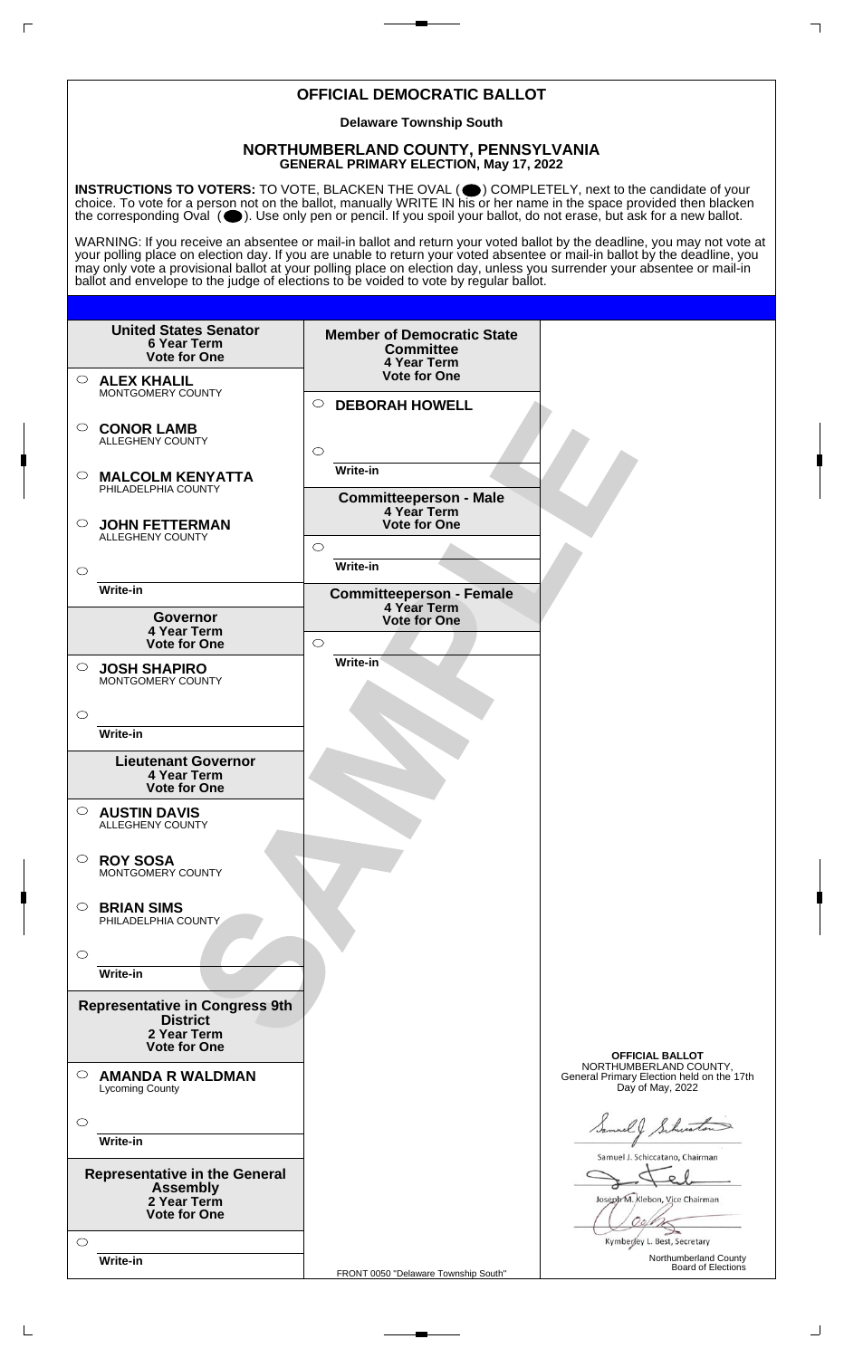# OFFICIAL DEMOCRATIC BALLOT

**Delaware Township South**

## NORTHUMBERLAND COUNTY, PENNSYLVANIA
**GENERAL PRIMARY ELECTION, May 17, 2022**

**INSTRUCTIONS TO VOTERS:** TO VOTE, BLACKEN THE OVAL ( ⬬ ) COMPLETELY, next to the candidate of your choice. To vote for a person not on the ballot, manually WRITE IN his or her name in the space provided then blacken the corresponding Oval ( ⬬ ). Use only pen or pencil. If you spoil your ballot, do not erase, but ask for a new ballot.

WARNING: If you receive an absentee or mail-in ballot and return your voted ballot by the deadline, you may not vote at your polling place on election day. If you are unable to return your voted absentee or mail-in ballot by the deadline, you may only vote a provisional ballot at your polling place on election day, unless you surrender your absentee or mail-in ballot and envelope to the judge of elections to be voided to vote by regular ballot.

**United States Senator**
**6 Year Term**
**Vote for One**

○ **ALEX KHALIL** MONTGOMERY COUNTY

○ **CONOR LAMB** ALLEGHENY COUNTY

○ **MALCOLM KENYATTA** PHILADELPHIA COUNTY

○ **JOHN FETTERMAN** ALLEGHENY COUNTY

○ ______ Write-in

**Governor**
**4 Year Term**
**Vote for One**

○ **JOSH SHAPIRO** MONTGOMERY COUNTY

○ ______ Write-in

**Lieutenant Governor**
**4 Year Term**
**Vote for One**

○ **AUSTIN DAVIS** ALLEGHENY COUNTY

○ **ROY SOSA** MONTGOMERY COUNTY

○ **BRIAN SIMS** PHILADELPHIA COUNTY

○ ______ Write-in

**Representative in Congress 9th District**
**2 Year Term**
**Vote for One**

○ **AMANDA R WALDMAN** Lycoming County

○ ______ Write-in

**Representative in the General Assembly**
**2 Year Term**
**Vote for One**

○ ______ Write-in

**Member of Democratic State Committee**
**4 Year Term**
**Vote for One**

○ **DEBORAH HOWELL**

○ ______ Write-in

**Committeeperson - Male**
**4 Year Term**
**Vote for One**

○ ______ Write-in

**Committeeperson - Female**
**4 Year Term**
**Vote for One**

○ ______ Write-in

SAMPLE

**OFFICIAL BALLOT**
NORTHUMBERLAND COUNTY,
General Primary Election held on the 17th Day of May, 2022

Samuel J. Schiccatano, Chairman

Joseph M. Klebon, Vice Chairman

Kymberley L. Best, Secretary

Northumberland County Board of Elections

FRONT 0050 "Delaware Township South"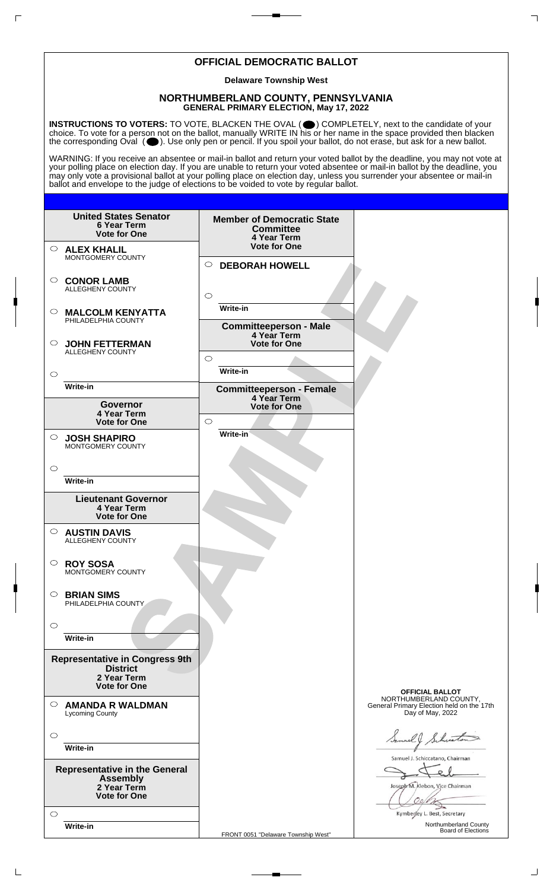# OFFICIAL DEMOCRATIC BALLOT

**Delaware Township West**

## NORTHUMBERLAND COUNTY, PENNSYLVANIA
**GENERAL PRIMARY ELECTION, May 17, 2022**

**INSTRUCTIONS TO VOTERS:** TO VOTE, BLACKEN THE OVAL ( ⬤ ) COMPLETELY, next to the candidate of your choice. To vote for a person not on the ballot, manually WRITE IN his or her name in the space provided then blacken the corresponding Oval ( ⬤ ). Use only pen or pencil. If you spoil your ballot, do not erase, but ask for a new ballot.

WARNING: If you receive an absentee or mail-in ballot and return your voted ballot by the deadline, you may not vote at your polling place on election day. If you are unable to return your voted absentee or mail-in ballot by the deadline, you may only vote a provisional ballot at your polling place on election day, unless you surrender your absentee or mail-in ballot and envelope to the judge of elections to be voided to vote by regular ballot.

**United States Senator**
**6 Year Term**
**Vote for One**

- ○ **ALEX KHALIL** MONTGOMERY COUNTY
- ○ **CONOR LAMB** ALLEGHENY COUNTY
- ○ **MALCOLM KENYATTA** PHILADELPHIA COUNTY
- ○ **JOHN FETTERMAN** ALLEGHENY COUNTY
- ○ Write-in

**Governor**
**4 Year Term**
**Vote for One**

- ○ **JOSH SHAPIRO** MONTGOMERY COUNTY
- ○ Write-in

**Lieutenant Governor**
**4 Year Term**
**Vote for One**

- ○ **AUSTIN DAVIS** ALLEGHENY COUNTY
- ○ **ROY SOSA** MONTGOMERY COUNTY
- ○ **BRIAN SIMS** PHILADELPHIA COUNTY
- ○ Write-in

**Representative in Congress 9th District**
**2 Year Term**
**Vote for One**

- ○ **AMANDA R WALDMAN** Lycoming County
- ○ Write-in

**Representative in the General Assembly**
**2 Year Term**
**Vote for One**

- ○ Write-in

**Member of Democratic State Committee**
**4 Year Term**
**Vote for One**

- ○ **DEBORAH HOWELL**
- ○ Write-in

**Committeeperson - Male**
**4 Year Term**
**Vote for One**

- ○ Write-in

**Committeeperson - Female**
**4 Year Term**
**Vote for One**

- ○ Write-in

SAMPLE

**OFFICIAL BALLOT**
NORTHUMBERLAND COUNTY,
General Primary Election held on the 17th Day of May, 2022

Samuel J. Schiccatano, Chairman

Joseph M. Klebon, Vice Chairman

Kymberley L. Best, Secretary

Northumberland County Board of Elections

FRONT 0051 "Delaware Township West"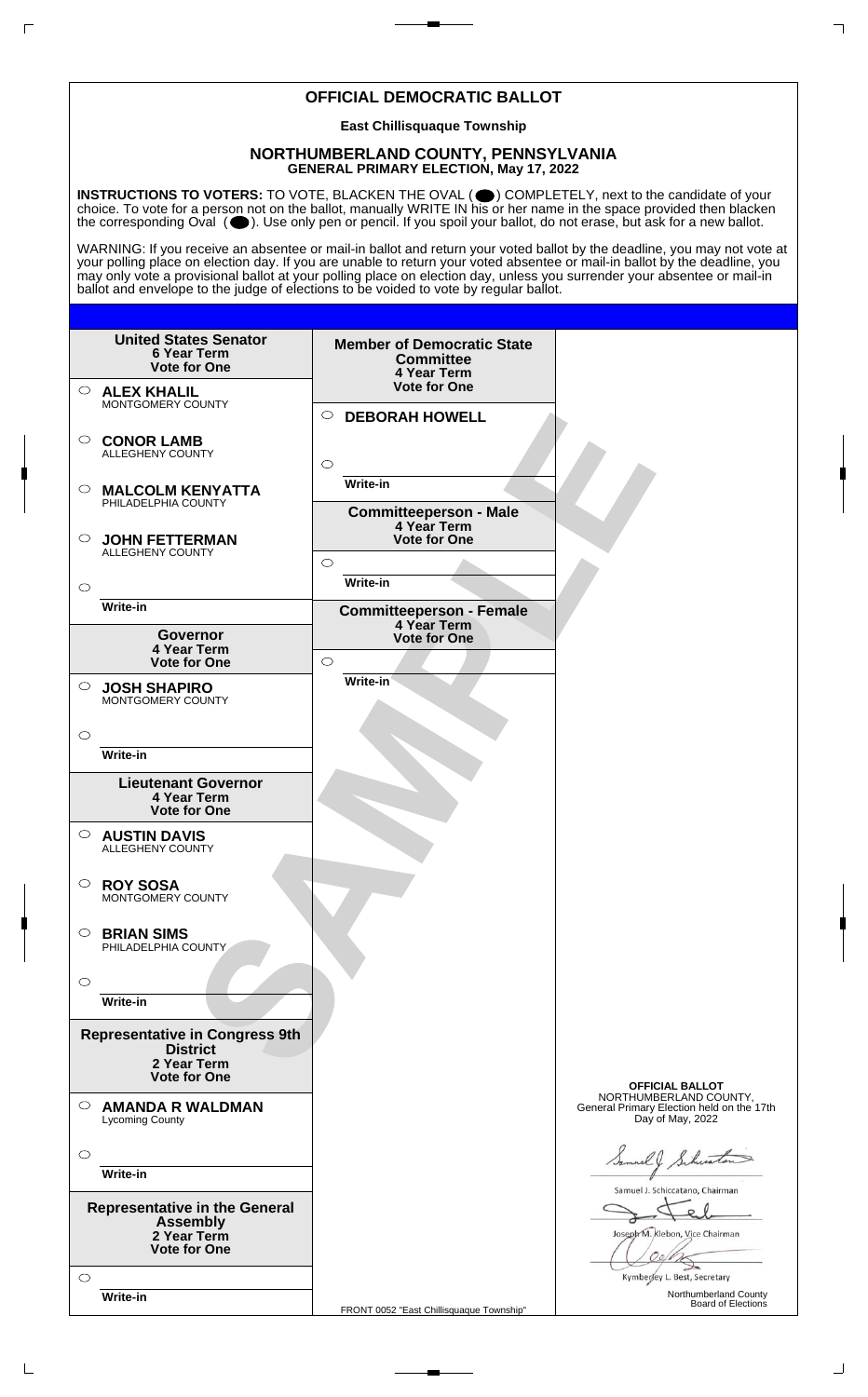# OFFICIAL DEMOCRATIC BALLOT

**East Chillisquaque Township**

## NORTHUMBERLAND COUNTY, PENNSYLVANIA
**GENERAL PRIMARY ELECTION, May 17, 2022**

**INSTRUCTIONS TO VOTERS:** TO VOTE, BLACKEN THE OVAL ( ⬤ ) COMPLETELY, next to the candidate of your choice. To vote for a person not on the ballot, manually WRITE IN his or her name in the space provided then blacken the corresponding Oval ( ⬤ ). Use only pen or pencil. If you spoil your ballot, do not erase, but ask for a new ballot.

WARNING: If you receive an absentee or mail-in ballot and return your voted ballot by the deadline, you may not vote at your polling place on election day. If you are unable to return your voted absentee or mail-in ballot by the deadline, you may only vote a provisional ballot at your polling place on election day, unless you surrender your absentee or mail-in ballot and envelope to the judge of elections to be voided to vote by regular ballot.

**United States Senator**
**6 Year Term**
**Vote for One**

- ○ **ALEX KHALIL** MONTGOMERY COUNTY
- ○ **CONOR LAMB** ALLEGHENY COUNTY
- ○ **MALCOLM KENYATTA** PHILADELPHIA COUNTY
- ○ **JOHN FETTERMAN** ALLEGHENY COUNTY
- ○ Write-in

**Governor**
**4 Year Term**
**Vote for One**

- ○ **JOSH SHAPIRO** MONTGOMERY COUNTY
- ○ Write-in

**Lieutenant Governor**
**4 Year Term**
**Vote for One**

- ○ **AUSTIN DAVIS** ALLEGHENY COUNTY
- ○ **ROY SOSA** MONTGOMERY COUNTY
- ○ **BRIAN SIMS** PHILADELPHIA COUNTY
- ○ Write-in

**Representative in Congress 9th District**
**2 Year Term**
**Vote for One**

- ○ **AMANDA R WALDMAN** Lycoming County
- ○ Write-in

**Representative in the General Assembly**
**2 Year Term**
**Vote for One**

- ○ Write-in

**Member of Democratic State Committee**
**4 Year Term**
**Vote for One**

- ○ **DEBORAH HOWELL**
- ○ Write-in

**Committeeperson - Male**
**4 Year Term**
**Vote for One**

- ○ Write-in

**Committeeperson - Female**
**4 Year Term**
**Vote for One**

- ○ Write-in

SAMPLE

**OFFICIAL BALLOT**
NORTHUMBERLAND COUNTY,
General Primary Election held on the 17th Day of May, 2022

Samuel J. Schiccatano, Chairman

Joseph M. Klebon, Vice Chairman

Kymberley L. Best, Secretary

Northumberland County Board of Elections

FRONT 0052 "East Chillisquaque Township"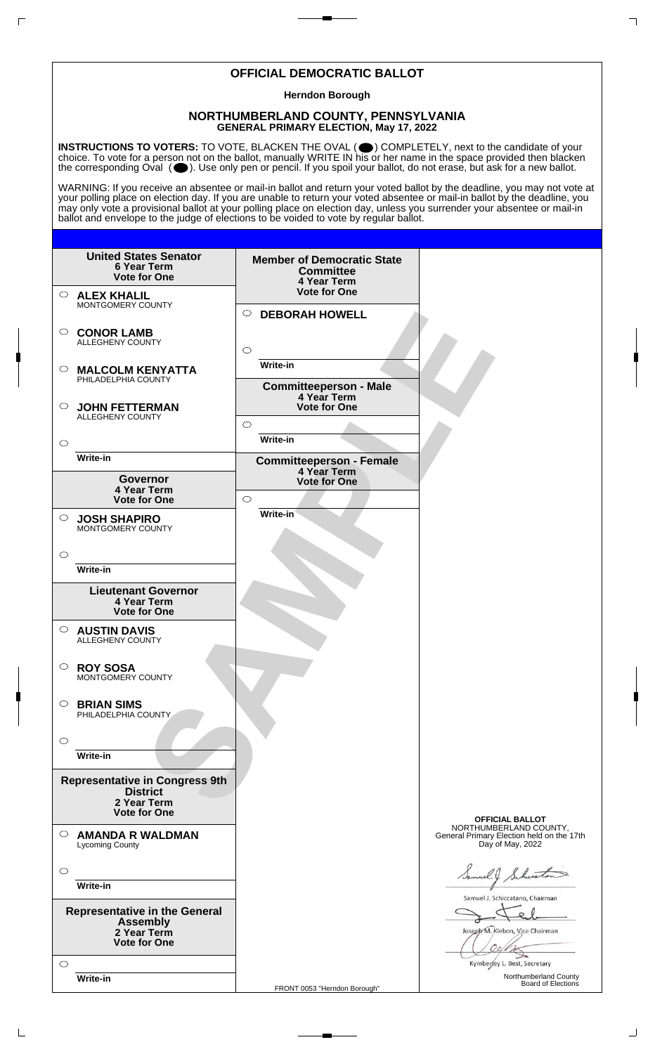# OFFICIAL DEMOCRATIC BALLOT

**Herndon Borough**

## NORTHUMBERLAND COUNTY, PENNSYLVANIA
**GENERAL PRIMARY ELECTION, May 17, 2022**

**INSTRUCTIONS TO VOTERS:** TO VOTE, BLACKEN THE OVAL ( ⬤ ) COMPLETELY, next to the candidate of your choice. To vote for a person not on the ballot, manually WRITE IN his or her name in the space provided then blacken the corresponding Oval ( ⬤ ). Use only pen or pencil. If you spoil your ballot, do not erase, but ask for a new ballot.

WARNING: If you receive an absentee or mail-in ballot and return your voted ballot by the deadline, you may not vote at your polling place on election day. If you are unable to return your voted absentee or mail-in ballot by the deadline, you may only vote a provisional ballot at your polling place on election day, unless you surrender your absentee or mail-in ballot and envelope to the judge of elections to be voided to vote by regular ballot.

**United States Senator**
**6 Year Term**
**Vote for One**

- ○ **ALEX KHALIL** MONTGOMERY COUNTY
- ○ **CONOR LAMB** ALLEGHENY COUNTY
- ○ **MALCOLM KENYATTA** PHILADELPHIA COUNTY
- ○ **JOHN FETTERMAN** ALLEGHENY COUNTY
- ○ Write-in

**Governor**
**4 Year Term**
**Vote for One**

- ○ **JOSH SHAPIRO** MONTGOMERY COUNTY
- ○ Write-in

**Lieutenant Governor**
**4 Year Term**
**Vote for One**

- ○ **AUSTIN DAVIS** ALLEGHENY COUNTY
- ○ **ROY SOSA** MONTGOMERY COUNTY
- ○ **BRIAN SIMS** PHILADELPHIA COUNTY
- ○ Write-in

**Representative in Congress 9th District**
**2 Year Term**
**Vote for One**

- ○ **AMANDA R WALDMAN** Lycoming County
- ○ Write-in

**Representative in the General Assembly**
**2 Year Term**
**Vote for One**

- ○ Write-in

**Member of Democratic State Committee**
**4 Year Term**
**Vote for One**

- ○ **DEBORAH HOWELL**
- ○ Write-in

**Committeeperson - Male**
**4 Year Term**
**Vote for One**

- ○ Write-in

**Committeeperson - Female**
**4 Year Term**
**Vote for One**

- ○ Write-in

SAMPLE

**OFFICIAL BALLOT**
NORTHUMBERLAND COUNTY,
General Primary Election held on the 17th Day of May, 2022

Samuel J. Schiccatano, Chairman

Joseph M. Klebon, Vice Chairman

Kymberley L. Best, Secretary

Northumberland County Board of Elections

FRONT 0053 "Herndon Borough"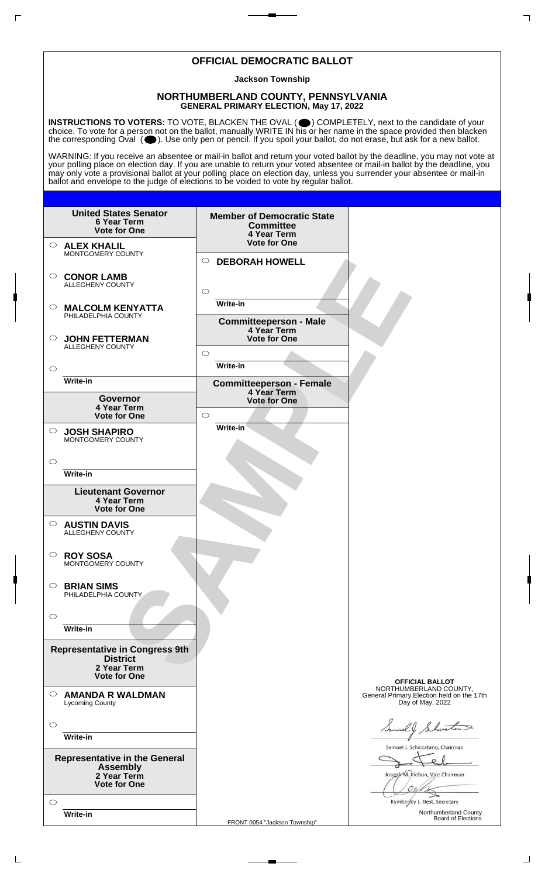# OFFICIAL DEMOCRATIC BALLOT

**Jackson Township**

## NORTHUMBERLAND COUNTY, PENNSYLVANIA
**GENERAL PRIMARY ELECTION, May 17, 2022**

**INSTRUCTIONS TO VOTERS:** TO VOTE, BLACKEN THE OVAL ( ⬤ ) COMPLETELY, next to the candidate of your choice. To vote for a person not on the ballot, manually WRITE IN his or her name in the space provided then blacken the corresponding Oval ( ⬤ ). Use only pen or pencil. If you spoil your ballot, do not erase, but ask for a new ballot.

WARNING: If you receive an absentee or mail-in ballot and return your voted ballot by the deadline, you may not vote at your polling place on election day. If you are unable to return your voted absentee or mail-in ballot by the deadline, you may only vote a provisional ballot at your polling place on election day, unless you surrender your absentee or mail-in ballot and envelope to the judge of elections to be voided to vote by regular ballot.

**United States Senator**
**6 Year Term**
**Vote for One**

- ○ **ALEX KHALIL** MONTGOMERY COUNTY
- ○ **CONOR LAMB** ALLEGHENY COUNTY
- ○ **MALCOLM KENYATTA** PHILADELPHIA COUNTY
- ○ **JOHN FETTERMAN** ALLEGHENY COUNTY
- ○ Write-in

**Governor**
**4 Year Term**
**Vote for One**

- ○ **JOSH SHAPIRO** MONTGOMERY COUNTY
- ○ Write-in

**Lieutenant Governor**
**4 Year Term**
**Vote for One**

- ○ **AUSTIN DAVIS** ALLEGHENY COUNTY
- ○ **ROY SOSA** MONTGOMERY COUNTY
- ○ **BRIAN SIMS** PHILADELPHIA COUNTY
- ○ Write-in

**Representative in Congress 9th District**
**2 Year Term**
**Vote for One**

- ○ **AMANDA R WALDMAN** Lycoming County
- ○ Write-in

**Representative in the General Assembly**
**2 Year Term**
**Vote for One**

- ○ Write-in

**Member of Democratic State Committee**
**4 Year Term**
**Vote for One**

- ○ **DEBORAH HOWELL**
- ○ Write-in

**Committeeperson - Male**
**4 Year Term**
**Vote for One**

- ○ Write-in

**Committeeperson - Female**
**4 Year Term**
**Vote for One**

- ○ Write-in

SAMPLE

**OFFICIAL BALLOT**
NORTHUMBERLAND COUNTY,
General Primary Election held on the 17th Day of May, 2022

Samuel J. Schiccatano, Chairman

Joseph M. Klebon, Vice Chairman

Kymberley L. Best, Secretary

Northumberland County Board of Elections

FRONT 0054 "Jackson Township"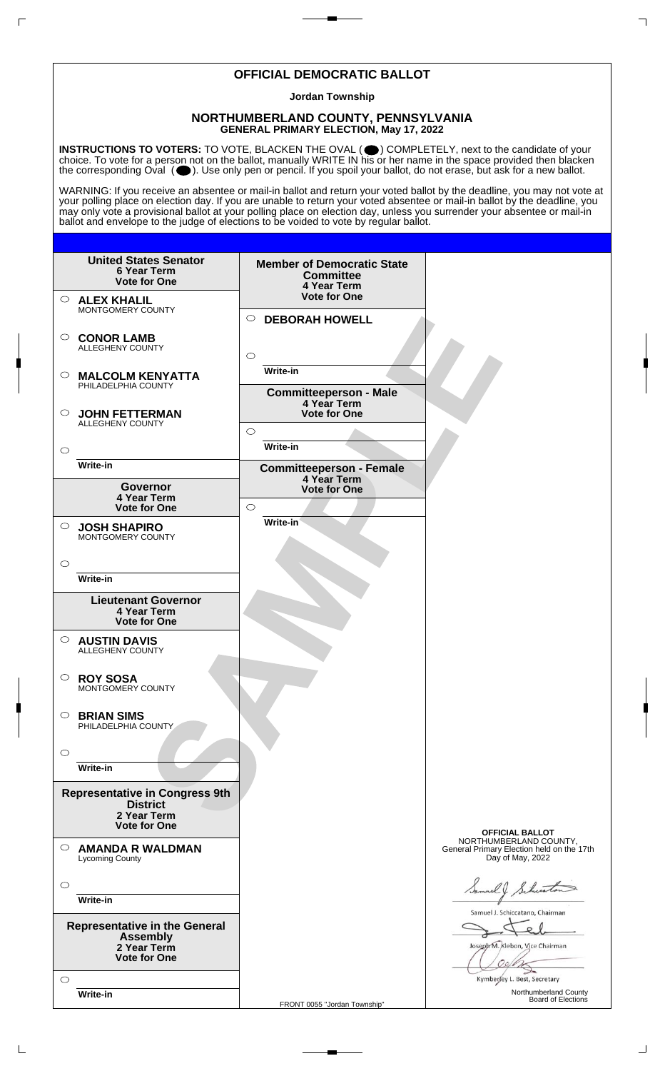# OFFICIAL DEMOCRATIC BALLOT

**Jordan Township**

## NORTHUMBERLAND COUNTY, PENNSYLVANIA
**GENERAL PRIMARY ELECTION, May 17, 2022**

**INSTRUCTIONS TO VOTERS:** TO VOTE, BLACKEN THE OVAL ( ⬬ ) COMPLETELY, next to the candidate of your choice. To vote for a person not on the ballot, manually WRITE IN his or her name in the space provided then blacken the corresponding Oval ( ⬬ ). Use only pen or pencil. If you spoil your ballot, do not erase, but ask for a new ballot.

WARNING: If you receive an absentee or mail-in ballot and return your voted ballot by the deadline, you may not vote at your polling place on election day. If you are unable to return your voted absentee or mail-in ballot by the deadline, you may only vote a provisional ballot at your polling place on election day, unless you surrender your absentee or mail-in ballot and envelope to the judge of elections to be voided to vote by regular ballot.

**United States Senator**
**6 Year Term**
**Vote for One**

- ○ **ALEX KHALIL** MONTGOMERY COUNTY
- ○ **CONOR LAMB** ALLEGHENY COUNTY
- ○ **MALCOLM KENYATTA** PHILADELPHIA COUNTY
- ○ **JOHN FETTERMAN** ALLEGHENY COUNTY
- ○ Write-in

**Governor**
**4 Year Term**
**Vote for One**

- ○ **JOSH SHAPIRO** MONTGOMERY COUNTY
- ○ Write-in

**Lieutenant Governor**
**4 Year Term**
**Vote for One**

- ○ **AUSTIN DAVIS** ALLEGHENY COUNTY
- ○ **ROY SOSA** MONTGOMERY COUNTY
- ○ **BRIAN SIMS** PHILADELPHIA COUNTY
- ○ Write-in

**Representative in Congress 9th District**
**2 Year Term**
**Vote for One**

- ○ **AMANDA R WALDMAN** Lycoming County
- ○ Write-in

**Representative in the General Assembly**
**2 Year Term**
**Vote for One**

- ○ Write-in

**Member of Democratic State Committee**
**4 Year Term**
**Vote for One**

- ○ **DEBORAH HOWELL**
- ○ Write-in

**Committeeperson - Male**
**4 Year Term**
**Vote for One**

- ○ Write-in

**Committeeperson - Female**
**4 Year Term**
**Vote for One**

- ○ Write-in

SAMPLE

**OFFICIAL BALLOT**
NORTHUMBERLAND COUNTY,
General Primary Election held on the 17th Day of May, 2022

Samuel J. Schiccatano, Chairman

Joseph M. Klebon, Vice Chairman

Kymberley L. Best, Secretary

Northumberland County Board of Elections

FRONT 0055 "Jordan Township"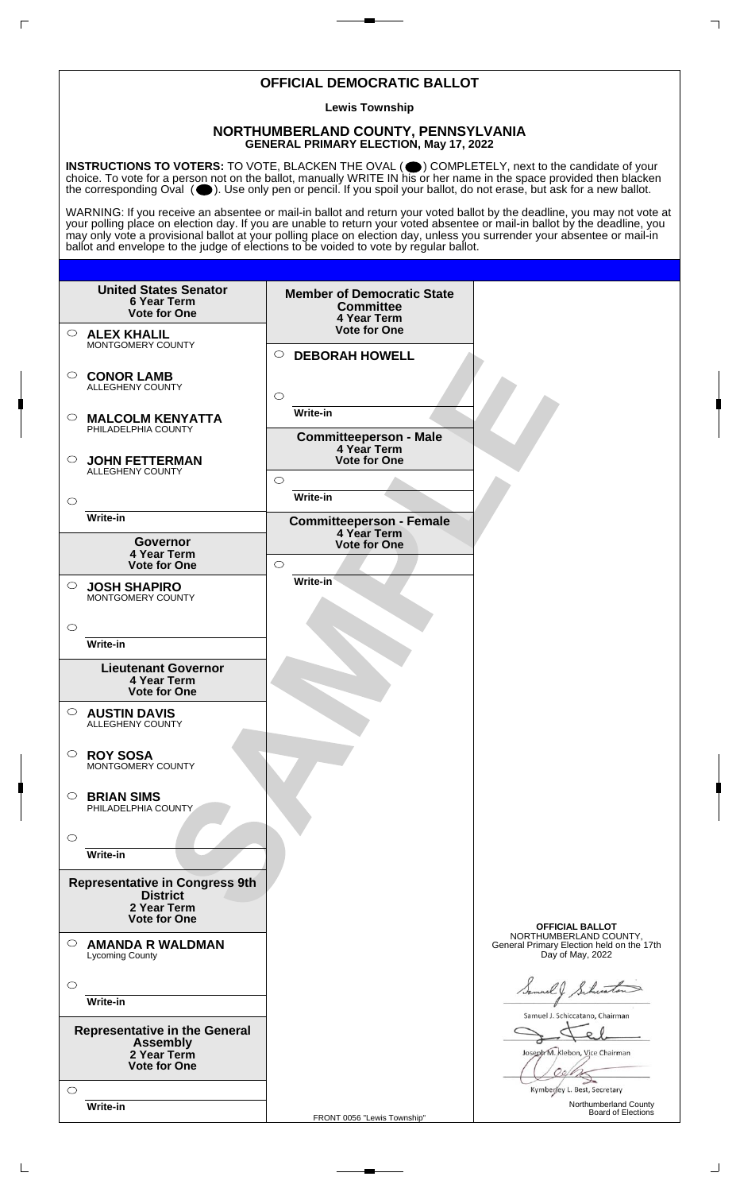# OFFICIAL DEMOCRATIC BALLOT

**Lewis Township**

## NORTHUMBERLAND COUNTY, PENNSYLVANIA
**GENERAL PRIMARY ELECTION, May 17, 2022**

**INSTRUCTIONS TO VOTERS:** TO VOTE, BLACKEN THE OVAL ( ⬤ ) COMPLETELY, next to the candidate of your choice. To vote for a person not on the ballot, manually WRITE IN his or her name in the space provided then blacken the corresponding Oval ( ⬤ ). Use only pen or pencil. If you spoil your ballot, do not erase, but ask for a new ballot.

WARNING: If you receive an absentee or mail-in ballot and return your voted ballot by the deadline, you may not vote at your polling place on election day. If you are unable to return your voted absentee or mail-in ballot by the deadline, you may only vote a provisional ballot at your polling place on election day, unless you surrender your absentee or mail-in ballot and envelope to the judge of elections to be voided to vote by regular ballot.

**United States Senator**
**6 Year Term**
**Vote for One**

- ○ **ALEX KHALIL** MONTGOMERY COUNTY
- ○ **CONOR LAMB** ALLEGHENY COUNTY
- ○ **MALCOLM KENYATTA** PHILADELPHIA COUNTY
- ○ **JOHN FETTERMAN** ALLEGHENY COUNTY
- ○ Write-in

**Governor**
**4 Year Term**
**Vote for One**

- ○ **JOSH SHAPIRO** MONTGOMERY COUNTY
- ○ Write-in

**Lieutenant Governor**
**4 Year Term**
**Vote for One**

- ○ **AUSTIN DAVIS** ALLEGHENY COUNTY
- ○ **ROY SOSA** MONTGOMERY COUNTY
- ○ **BRIAN SIMS** PHILADELPHIA COUNTY
- ○ Write-in

**Representative in Congress 9th District**
**2 Year Term**
**Vote for One**

- ○ **AMANDA R WALDMAN** Lycoming County
- ○ Write-in

**Representative in the General Assembly**
**2 Year Term**
**Vote for One**

- ○ Write-in

**Member of Democratic State Committee**
**4 Year Term**
**Vote for One**

- ○ **DEBORAH HOWELL**
- ○ Write-in

**Committeeperson - Male**
**4 Year Term**
**Vote for One**

- ○ Write-in

**Committeeperson - Female**
**4 Year Term**
**Vote for One**

- ○ Write-in

**OFFICIAL BALLOT**
NORTHUMBERLAND COUNTY,
General Primary Election held on the 17th Day of May, 2022

Samuel J. Schiccatano, Chairman

Joseph M. Klebon, Vice Chairman

Kymberley L. Best, Secretary

Northumberland County Board of Elections

FRONT 0056 "Lewis Township"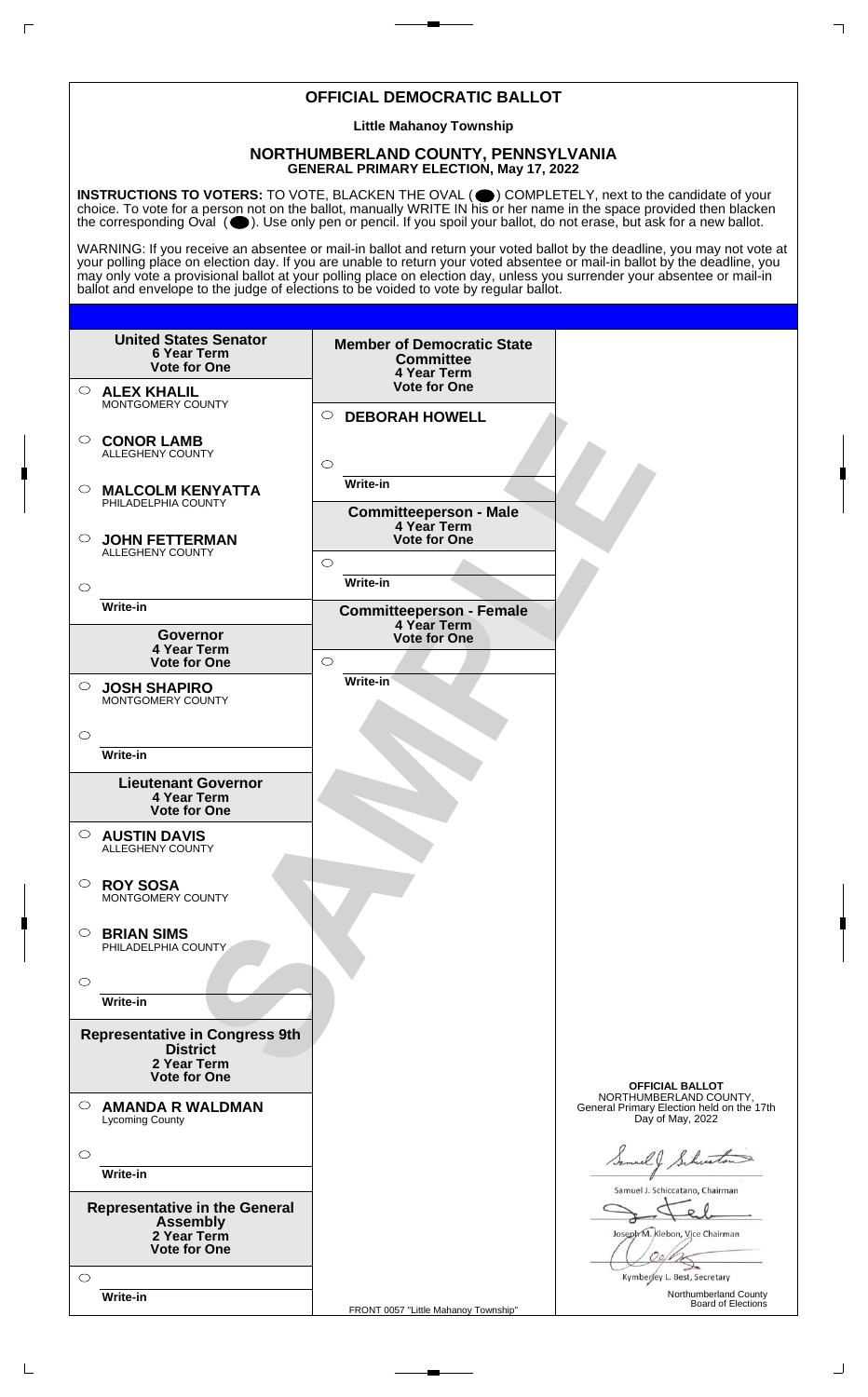# OFFICIAL DEMOCRATIC BALLOT

**Little Mahanoy Township**

## NORTHUMBERLAND COUNTY, PENNSYLVANIA
**GENERAL PRIMARY ELECTION, May 17, 2022**

**INSTRUCTIONS TO VOTERS:** TO VOTE, BLACKEN THE OVAL ( ● ) COMPLETELY, next to the candidate of your choice. To vote for a person not on the ballot, manually WRITE IN his or her name in the space provided then blacken the corresponding Oval ( ● ). Use only pen or pencil. If you spoil your ballot, do not erase, but ask for a new ballot.

WARNING: If you receive an absentee or mail-in ballot and return your voted ballot by the deadline, you may not vote at your polling place on election day. If you are unable to return your voted absentee or mail-in ballot by the deadline, you may only vote a provisional ballot at your polling place on election day, unless you surrender your absentee or mail-in ballot and envelope to the judge of elections to be voided to vote by regular ballot.

### United States Senator
**6 Year Term**
**Vote for One**

- ○ **ALEX KHALIL** MONTGOMERY COUNTY
- ○ **CONOR LAMB** ALLEGHENY COUNTY
- ○ **MALCOLM KENYATTA** PHILADELPHIA COUNTY
- ○ **JOHN FETTERMAN** ALLEGHENY COUNTY
- ○ Write-in

### Governor
**4 Year Term**
**Vote for One**

- ○ **JOSH SHAPIRO** MONTGOMERY COUNTY
- ○ Write-in

### Lieutenant Governor
**4 Year Term**
**Vote for One**

- ○ **AUSTIN DAVIS** ALLEGHENY COUNTY
- ○ **ROY SOSA** MONTGOMERY COUNTY
- ○ **BRIAN SIMS** PHILADELPHIA COUNTY
- ○ Write-in

### Representative in Congress 9th District
**2 Year Term**
**Vote for One**

- ○ **AMANDA R WALDMAN** Lycoming County
- ○ Write-in

### Representative in the General Assembly
**2 Year Term**
**Vote for One**

- ○ Write-in

### Member of Democratic State Committee
**4 Year Term**
**Vote for One**

- ○ **DEBORAH HOWELL**
- ○ Write-in

### Committeeperson - Male
**4 Year Term**
**Vote for One**

- ○ Write-in

### Committeeperson - Female
**4 Year Term**
**Vote for One**

- ○ Write-in

SAMPLE

**OFFICIAL BALLOT**
NORTHUMBERLAND COUNTY,
General Primary Election held on the 17th Day of May, 2022

Samuel J. Schiccatano, Chairman

Joseph M. Klebon, Vice Chairman

Kymberley L. Best, Secretary

Northumberland County Board of Elections

FRONT 0057 "Little Mahanoy Township"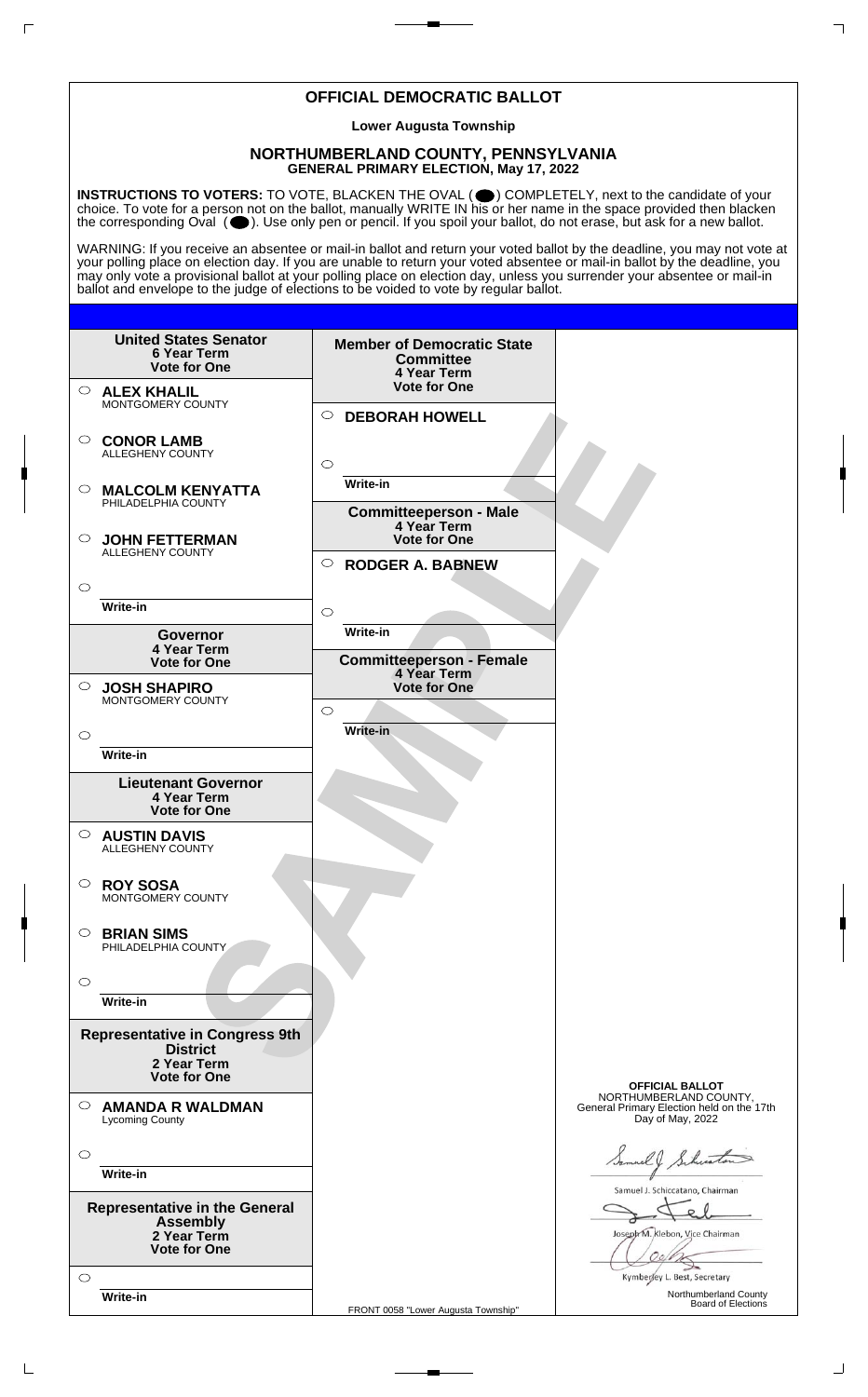# OFFICIAL DEMOCRATIC BALLOT

**Lower Augusta Township**

## NORTHUMBERLAND COUNTY, PENNSYLVANIA
**GENERAL PRIMARY ELECTION, May 17, 2022**

**INSTRUCTIONS TO VOTERS:** TO VOTE, BLACKEN THE OVAL ( ⬤ ) COMPLETELY, next to the candidate of your choice. To vote for a person not on the ballot, manually WRITE IN his or her name in the space provided then blacken the corresponding Oval ( ⬤ ). Use only pen or pencil. If you spoil your ballot, do not erase, but ask for a new ballot.

WARNING: If you receive an absentee or mail-in ballot and return your voted ballot by the deadline, you may not vote at your polling place on election day. If you are unable to return your voted absentee or mail-in ballot by the deadline, you may only vote a provisional ballot at your polling place on election day, unless you surrender your absentee or mail-in ballot and envelope to the judge of elections to be voided to vote by regular ballot.

**United States Senator**
**6 Year Term**
**Vote for One**

- ○ **ALEX KHALIL** MONTGOMERY COUNTY
- ○ **CONOR LAMB** ALLEGHENY COUNTY
- ○ **MALCOLM KENYATTA** PHILADELPHIA COUNTY
- ○ **JOHN FETTERMAN** ALLEGHENY COUNTY
- ○ Write-in

**Governor**
**4 Year Term**
**Vote for One**

- ○ **JOSH SHAPIRO** MONTGOMERY COUNTY
- ○ Write-in

**Lieutenant Governor**
**4 Year Term**
**Vote for One**

- ○ **AUSTIN DAVIS** ALLEGHENY COUNTY
- ○ **ROY SOSA** MONTGOMERY COUNTY
- ○ **BRIAN SIMS** PHILADELPHIA COUNTY
- ○ Write-in

**Representative in Congress 9th District**
**2 Year Term**
**Vote for One**

- ○ **AMANDA R WALDMAN** Lycoming County
- ○ Write-in

**Representative in the General Assembly**
**2 Year Term**
**Vote for One**

- ○ Write-in

**Member of Democratic State Committee**
**4 Year Term**
**Vote for One**

- ○ **DEBORAH HOWELL**
- ○ Write-in

**Committeeperson - Male**
**4 Year Term**
**Vote for One**

- ○ **RODGER A. BABNEW**
- ○ Write-in

**Committeeperson - Female**
**4 Year Term**
**Vote for One**

- ○ Write-in

SAMPLE

**OFFICIAL BALLOT**
NORTHUMBERLAND COUNTY,
General Primary Election held on the 17th Day of May, 2022

Samuel J. Schiccatano, Chairman

Joseph M. Klebon, Vice Chairman

Kymberley L. Best, Secretary

Northumberland County Board of Elections

FRONT 0058 "Lower Augusta Township"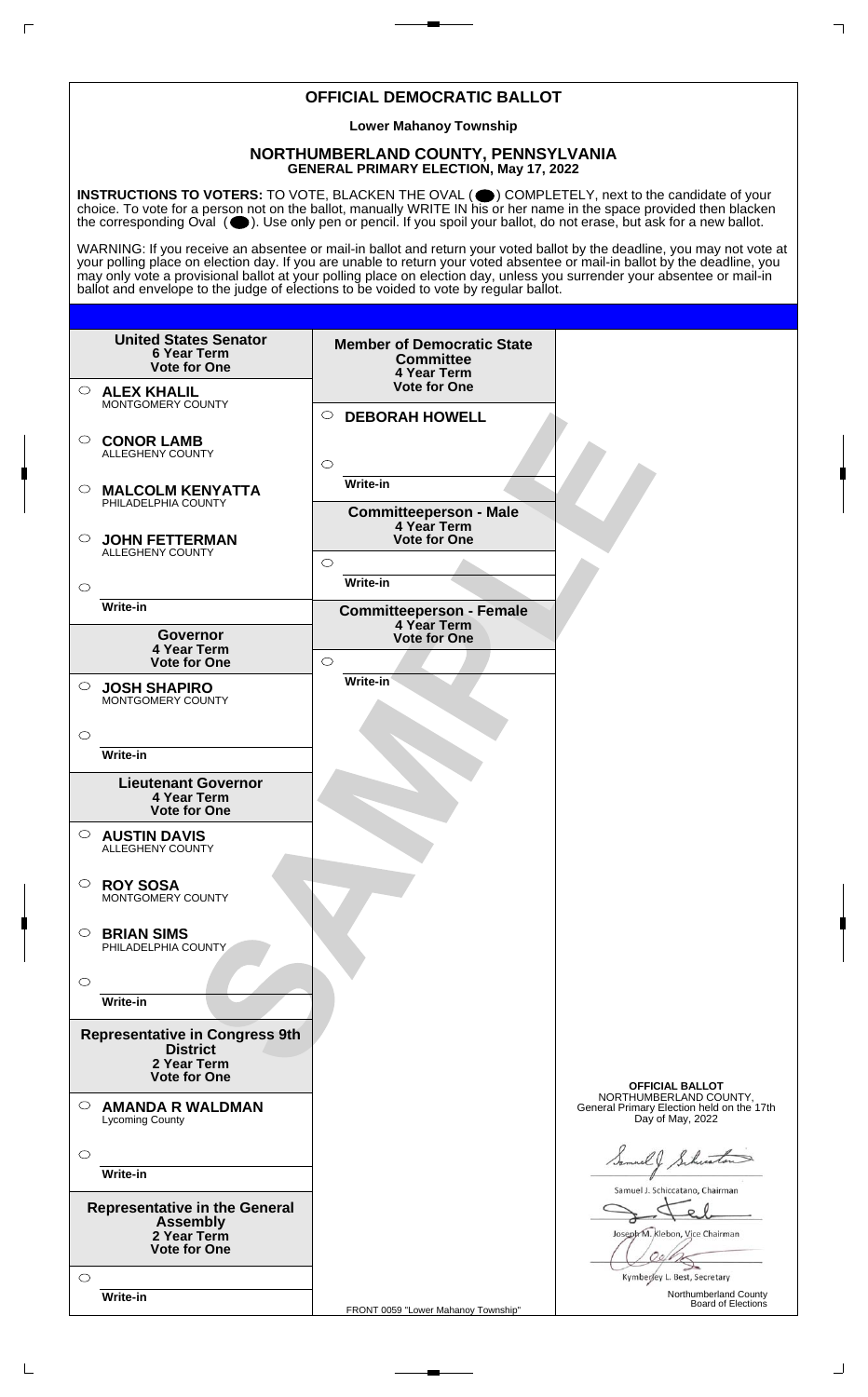# OFFICIAL DEMOCRATIC BALLOT

**Lower Mahanoy Township**

## NORTHUMBERLAND COUNTY, PENNSYLVANIA
**GENERAL PRIMARY ELECTION, May 17, 2022**

**INSTRUCTIONS TO VOTERS:** TO VOTE, BLACKEN THE OVAL (⬤) COMPLETELY, next to the candidate of your choice. To vote for a person not on the ballot, manually WRITE IN his or her name in the space provided then blacken the corresponding Oval (⬤). Use only pen or pencil. If you spoil your ballot, do not erase, but ask for a new ballot.

WARNING: If you receive an absentee or mail-in ballot and return your voted ballot by the deadline, you may not vote at your polling place on election day. If you are unable to return your voted absentee or mail-in ballot by the deadline, you may only vote a provisional ballot at your polling place on election day, unless you surrender your absentee or mail-in ballot and envelope to the judge of elections to be voided to vote by regular ballot.

### United States Senator
**6 Year Term**
**Vote for One**

- ○ **ALEX KHALIL** — MONTGOMERY COUNTY
- ○ **CONOR LAMB** — ALLEGHENY COUNTY
- ○ **MALCOLM KENYATTA** — PHILADELPHIA COUNTY
- ○ **JOHN FETTERMAN** — ALLEGHENY COUNTY
- ○ Write-in

### Governor
**4 Year Term**
**Vote for One**

- ○ **JOSH SHAPIRO** — MONTGOMERY COUNTY
- ○ Write-in

### Lieutenant Governor
**4 Year Term**
**Vote for One**

- ○ **AUSTIN DAVIS** — ALLEGHENY COUNTY
- ○ **ROY SOSA** — MONTGOMERY COUNTY
- ○ **BRIAN SIMS** — PHILADELPHIA COUNTY
- ○ Write-in

### Representative in Congress 9th District
**2 Year Term**
**Vote for One**

- ○ **AMANDA R WALDMAN** — Lycoming County
- ○ Write-in

### Representative in the General Assembly
**2 Year Term**
**Vote for One**

- ○ Write-in

### Member of Democratic State Committee
**4 Year Term**
**Vote for One**

- ○ **DEBORAH HOWELL**
- ○ Write-in

### Committeeperson - Male
**4 Year Term**
**Vote for One**

- ○ Write-in

### Committeeperson - Female
**4 Year Term**
**Vote for One**

- ○ Write-in

SAMPLE

**OFFICIAL BALLOT**
NORTHUMBERLAND COUNTY,
General Primary Election held on the 17th Day of May, 2022

Samuel J. Schiccatano, Chairman

Joseph M. Klebon, Vice Chairman

Kymberley L. Best, Secretary

Northumberland County Board of Elections

FRONT 0059 "Lower Mahanoy Township"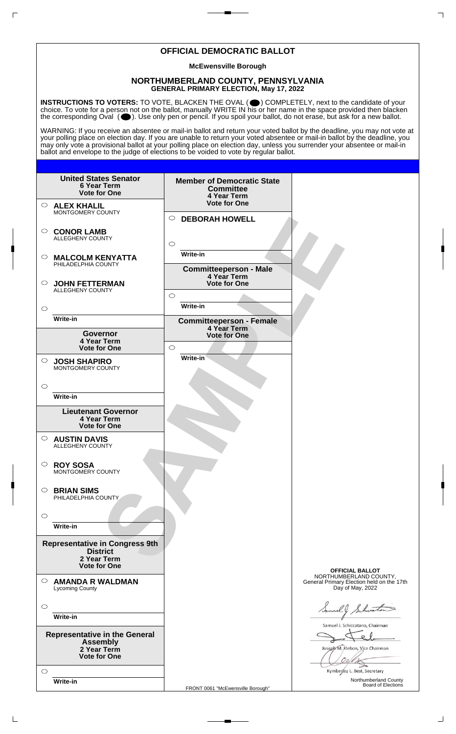# OFFICIAL DEMOCRATIC BALLOT

**McEwensville Borough**

## NORTHUMBERLAND COUNTY, PENNSYLVANIA
**GENERAL PRIMARY ELECTION, May 17, 2022**

**INSTRUCTIONS TO VOTERS:** TO VOTE, BLACKEN THE OVAL ( ) COMPLETELY, next to the candidate of your choice. To vote for a person not on the ballot, manually WRITE IN his or her name in the space provided then blacken the corresponding Oval ( ). Use only pen or pencil. If you spoil your ballot, do not erase, but ask for a new ballot.

WARNING: If you receive an absentee or mail-in ballot and return your voted ballot by the deadline, you may not vote at your polling place on election day. If you are unable to return your voted absentee or mail-in ballot by the deadline, you may only vote a provisional ballot at your polling place on election day, unless you surrender your absentee or mail-in ballot and envelope to the judge of elections to be voided to vote by regular ballot.

### United States Senator
**6 Year Term**
**Vote for One**

- ○ **ALEX KHALIL** MONTGOMERY COUNTY
- ○ **CONOR LAMB** ALLEGHENY COUNTY
- ○ **MALCOLM KENYATTA** PHILADELPHIA COUNTY
- ○ **JOHN FETTERMAN** ALLEGHENY COUNTY
- ○ Write-in

### Governor
**4 Year Term**
**Vote for One**

- ○ **JOSH SHAPIRO** MONTGOMERY COUNTY
- ○ Write-in

### Lieutenant Governor
**4 Year Term**
**Vote for One**

- ○ **AUSTIN DAVIS** ALLEGHENY COUNTY
- ○ **ROY SOSA** MONTGOMERY COUNTY
- ○ **BRIAN SIMS** PHILADELPHIA COUNTY
- ○ Write-in

### Representative in Congress 9th District
**2 Year Term**
**Vote for One**

- ○ **AMANDA R WALDMAN** Lycoming County
- ○ Write-in

### Representative in the General Assembly
**2 Year Term**
**Vote for One**

- ○ Write-in

### Member of Democratic State Committee
**4 Year Term**
**Vote for One**

- ○ **DEBORAH HOWELL**
- ○ Write-in

### Committeeperson - Male
**4 Year Term**
**Vote for One**

- ○ Write-in

### Committeeperson - Female
**4 Year Term**
**Vote for One**

- ○ Write-in

SAMPLE

**OFFICIAL BALLOT**
NORTHUMBERLAND COUNTY,
General Primary Election held on the 17th Day of May, 2022

Samuel J. Schiccatano, Chairman

Joseph M. Klebon, Vice Chairman

Kymberley L. Best, Secretary

Northumberland County Board of Elections

FRONT 0061 "McEwensville Borough"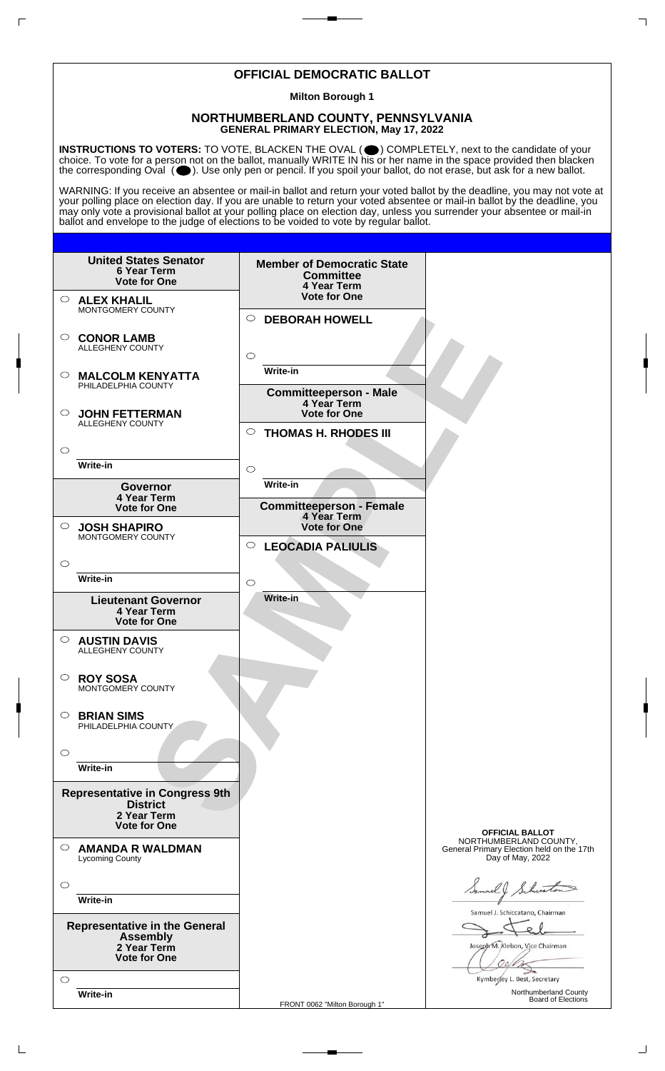# OFFICIAL DEMOCRATIC BALLOT

**Milton Borough 1**

## NORTHUMBERLAND COUNTY, PENNSYLVANIA
**GENERAL PRIMARY ELECTION, May 17, 2022**

**INSTRUCTIONS TO VOTERS:** TO VOTE, BLACKEN THE OVAL ( ⬤ ) COMPLETELY, next to the candidate of your choice. To vote for a person not on the ballot, manually WRITE IN his or her name in the space provided then blacken the corresponding Oval ( ⬤ ). Use only pen or pencil. If you spoil your ballot, do not erase, but ask for a new ballot.

WARNING: If you receive an absentee or mail-in ballot and return your voted ballot by the deadline, you may not vote at your polling place on election day. If you are unable to return your voted absentee or mail-in ballot by the deadline, you may only vote a provisional ballot at your polling place on election day, unless you surrender your absentee or mail-in ballot and envelope to the judge of elections to be voided to vote by regular ballot.

**United States Senator**
**6 Year Term**
**Vote for One**

- ○ **ALEX KHALIL** MONTGOMERY COUNTY
- ○ **CONOR LAMB** ALLEGHENY COUNTY
- ○ **MALCOLM KENYATTA** PHILADELPHIA COUNTY
- ○ **JOHN FETTERMAN** ALLEGHENY COUNTY
- ○ ______ Write-in

**Governor**
**4 Year Term**
**Vote for One**

- ○ **JOSH SHAPIRO** MONTGOMERY COUNTY
- ○ ______ Write-in

**Lieutenant Governor**
**4 Year Term**
**Vote for One**

- ○ **AUSTIN DAVIS** ALLEGHENY COUNTY
- ○ **ROY SOSA** MONTGOMERY COUNTY
- ○ **BRIAN SIMS** PHILADELPHIA COUNTY
- ○ ______ Write-in

**Representative in Congress 9th District**
**2 Year Term**
**Vote for One**

- ○ **AMANDA R WALDMAN** Lycoming County
- ○ ______ Write-in

**Representative in the General Assembly**
**2 Year Term**
**Vote for One**

- ○ ______ Write-in

**Member of Democratic State Committee**
**4 Year Term**
**Vote for One**

- ○ **DEBORAH HOWELL**
- ○ ______ Write-in

**Committeeperson - Male**
**4 Year Term**
**Vote for One**

- ○ **THOMAS H. RHODES III**
- ○ ______ Write-in

**Committeeperson - Female**
**4 Year Term**
**Vote for One**

- ○ **LEOCADIA PALIULIS**
- ○ ______ Write-in

SAMPLE

**OFFICIAL BALLOT**
NORTHUMBERLAND COUNTY,
General Primary Election held on the 17th Day of May, 2022

Samuel J. Schiccatano, Chairman

Joseph M. Klebon, Vice Chairman

Kymberley L. Best, Secretary

Northumberland County Board of Elections

FRONT 0062 "Milton Borough 1"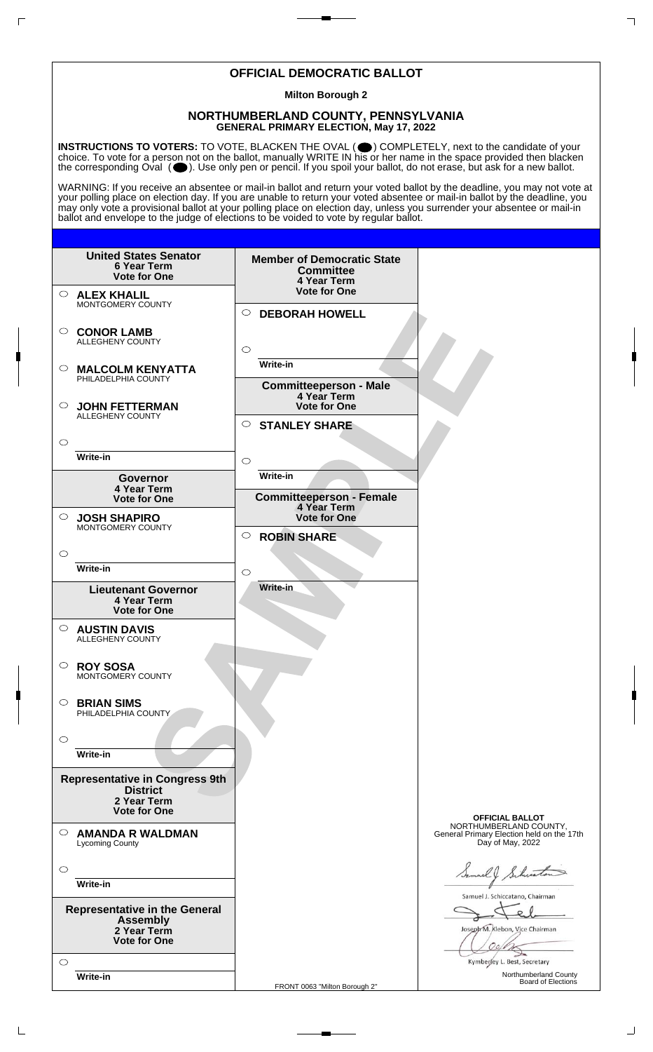# OFFICIAL DEMOCRATIC BALLOT

**Milton Borough 2**

## NORTHUMBERLAND COUNTY, PENNSYLVANIA
**GENERAL PRIMARY ELECTION, May 17, 2022**

**INSTRUCTIONS TO VOTERS:** TO VOTE, BLACKEN THE OVAL ( ) COMPLETELY, next to the candidate of your choice. To vote for a person not on the ballot, manually WRITE IN his or her name in the space provided then blacken the corresponding Oval ( ). Use only pen or pencil. If you spoil your ballot, do not erase, but ask for a new ballot.

WARNING: If you receive an absentee or mail-in ballot and return your voted ballot by the deadline, you may not vote at your polling place on election day. If you are unable to return your voted absentee or mail-in ballot by the deadline, you may only vote a provisional ballot at your polling place on election day, unless you surrender your absentee or mail-in ballot and envelope to the judge of elections to be voided to vote by regular ballot.

**United States Senator**
**6 Year Term**
**Vote for One**

- ○ **ALEX KHALIL** MONTGOMERY COUNTY
- ○ **CONOR LAMB** ALLEGHENY COUNTY
- ○ **MALCOLM KENYATTA** PHILADELPHIA COUNTY
- ○ **JOHN FETTERMAN** ALLEGHENY COUNTY
- ○ Write-in

**Governor**
**4 Year Term**
**Vote for One**

- ○ **JOSH SHAPIRO** MONTGOMERY COUNTY
- ○ Write-in

**Lieutenant Governor**
**4 Year Term**
**Vote for One**

- ○ **AUSTIN DAVIS** ALLEGHENY COUNTY
- ○ **ROY SOSA** MONTGOMERY COUNTY
- ○ **BRIAN SIMS** PHILADELPHIA COUNTY
- ○ Write-in

**Representative in Congress 9th District**
**2 Year Term**
**Vote for One**

- ○ **AMANDA R WALDMAN** Lycoming County
- ○ Write-in

**Representative in the General Assembly**
**2 Year Term**
**Vote for One**

- ○ Write-in

**Member of Democratic State Committee**
**4 Year Term**
**Vote for One**

- ○ **DEBORAH HOWELL**
- ○ Write-in

**Committeeperson - Male**
**4 Year Term**
**Vote for One**

- ○ **STANLEY SHARE**
- ○ Write-in

**Committeeperson - Female**
**4 Year Term**
**Vote for One**

- ○ **ROBIN SHARE**
- ○ Write-in

SAMPLE

**OFFICIAL BALLOT**
NORTHUMBERLAND COUNTY,
General Primary Election held on the 17th Day of May, 2022

Samuel J. Schiccatano, Chairman

Joseph M. Klebon, Vice Chairman

Kymberley L. Best, Secretary

Northumberland County Board of Elections

FRONT 0063 "Milton Borough 2"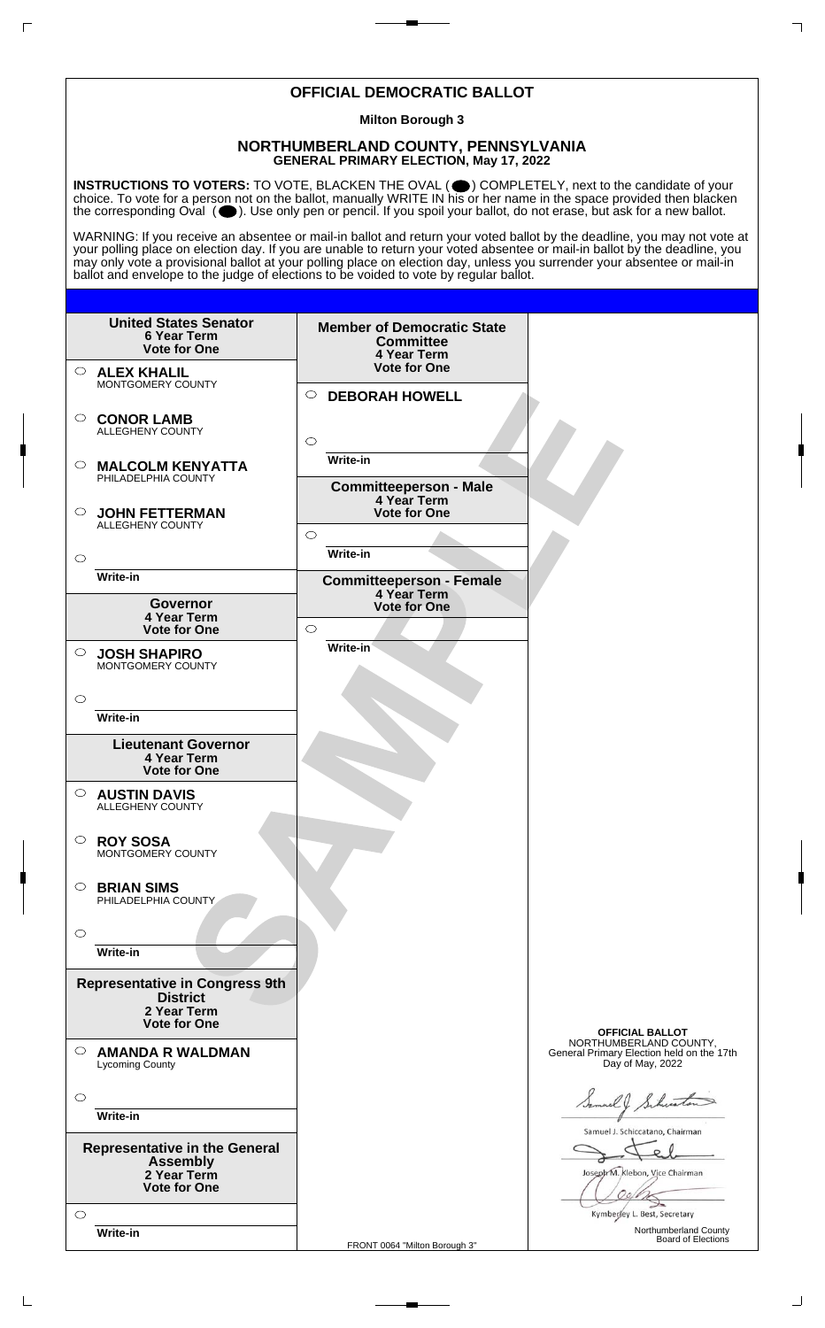# OFFICIAL DEMOCRATIC BALLOT

**Milton Borough 3**

## NORTHUMBERLAND COUNTY, PENNSYLVANIA
**GENERAL PRIMARY ELECTION, May 17, 2022**

**INSTRUCTIONS TO VOTERS:** TO VOTE, BLACKEN THE OVAL ( ● ) COMPLETELY, next to the candidate of your choice. To vote for a person not on the ballot, manually WRITE IN his or her name in the space provided then blacken the corresponding Oval ( ● ). Use only pen or pencil. If you spoil your ballot, do not erase, but ask for a new ballot.

WARNING: If you receive an absentee or mail-in ballot and return your voted ballot by the deadline, you may not vote at your polling place on election day. If you are unable to return your voted absentee or mail-in ballot by the deadline, you may only vote a provisional ballot at your polling place on election day, unless you surrender your absentee or mail-in ballot and envelope to the judge of elections to be voided to vote by regular ballot.

### United States Senator
**6 Year Term**
**Vote for One**

- ○ **ALEX KHALIL** MONTGOMERY COUNTY
- ○ **CONOR LAMB** ALLEGHENY COUNTY
- ○ **MALCOLM KENYATTA** PHILADELPHIA COUNTY
- ○ **JOHN FETTERMAN** ALLEGHENY COUNTY
- ○ Write-in

### Governor
**4 Year Term**
**Vote for One**

- ○ **JOSH SHAPIRO** MONTGOMERY COUNTY
- ○ Write-in

### Lieutenant Governor
**4 Year Term**
**Vote for One**

- ○ **AUSTIN DAVIS** ALLEGHENY COUNTY
- ○ **ROY SOSA** MONTGOMERY COUNTY
- ○ **BRIAN SIMS** PHILADELPHIA COUNTY
- ○ Write-in

### Representative in Congress 9th District
**2 Year Term**
**Vote for One**

- ○ **AMANDA R WALDMAN** Lycoming County
- ○ Write-in

### Representative in the General Assembly
**2 Year Term**
**Vote for One**

- ○ Write-in

### Member of Democratic State Committee
**4 Year Term**
**Vote for One**

- ○ **DEBORAH HOWELL**
- ○ Write-in

### Committeeperson - Male
**4 Year Term**
**Vote for One**

- ○ Write-in

### Committeeperson - Female
**4 Year Term**
**Vote for One**

- ○ Write-in

SAMPLE

**OFFICIAL BALLOT**
NORTHUMBERLAND COUNTY,
General Primary Election held on the 17th Day of May, 2022

Samuel J. Schiccatano, Chairman

Joseph M. Klebon, Vice Chairman

Kymberley L. Best, Secretary

Northumberland County Board of Elections

FRONT 0064 "Milton Borough 3"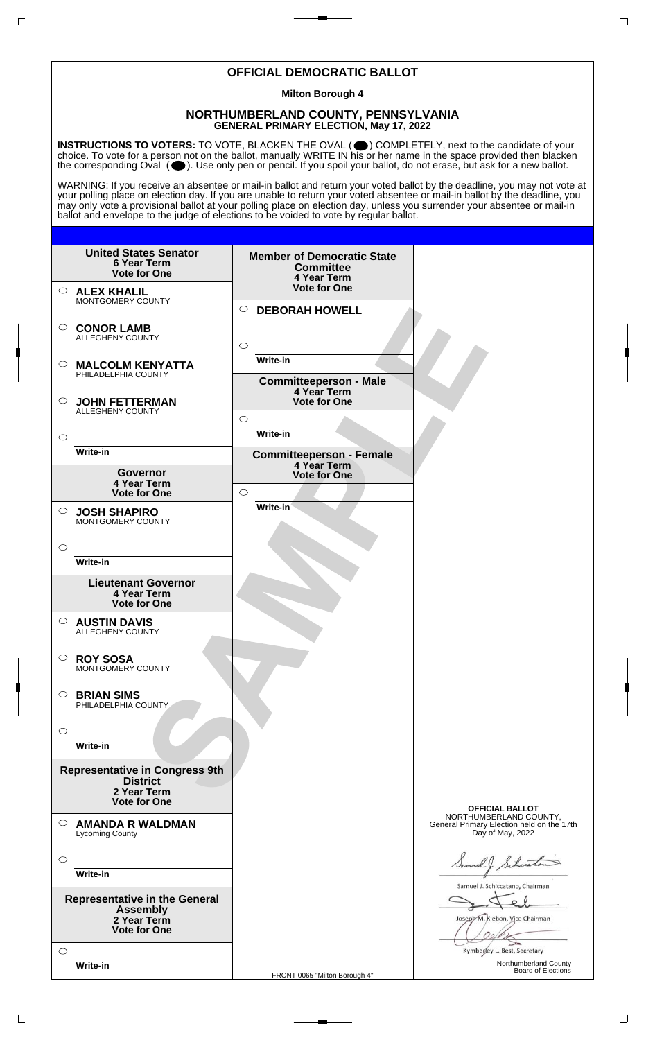# OFFICIAL DEMOCRATIC BALLOT

**Milton Borough 4**

## NORTHUMBERLAND COUNTY, PENNSYLVANIA
**GENERAL PRIMARY ELECTION, May 17, 2022**

**INSTRUCTIONS TO VOTERS:** TO VOTE, BLACKEN THE OVAL ( ⬤ ) COMPLETELY, next to the candidate of your choice. To vote for a person not on the ballot, manually WRITE IN his or her name in the space provided then blacken the corresponding Oval ( ⬤ ). Use only pen or pencil. If you spoil your ballot, do not erase, but ask for a new ballot.

WARNING: If you receive an absentee or mail-in ballot and return your voted ballot by the deadline, you may not vote at your polling place on election day. If you are unable to return your voted absentee or mail-in ballot by the deadline, you may only vote a provisional ballot at your polling place on election day, unless you surrender your absentee or mail-in ballot and envelope to the judge of elections to be voided to vote by regular ballot.

**United States Senator**
**6 Year Term**
**Vote for One**

- ○ **ALEX KHALIL** MONTGOMERY COUNTY
- ○ **CONOR LAMB** ALLEGHENY COUNTY
- ○ **MALCOLM KENYATTA** PHILADELPHIA COUNTY
- ○ **JOHN FETTERMAN** ALLEGHENY COUNTY
- ○ ______ Write-in

**Governor**
**4 Year Term**
**Vote for One**

- ○ **JOSH SHAPIRO** MONTGOMERY COUNTY
- ○ ______ Write-in

**Lieutenant Governor**
**4 Year Term**
**Vote for One**

- ○ **AUSTIN DAVIS** ALLEGHENY COUNTY
- ○ **ROY SOSA** MONTGOMERY COUNTY
- ○ **BRIAN SIMS** PHILADELPHIA COUNTY
- ○ ______ Write-in

**Representative in Congress 9th District**
**2 Year Term**
**Vote for One**

- ○ **AMANDA R WALDMAN** Lycoming County
- ○ ______ Write-in

**Representative in the General Assembly**
**2 Year Term**
**Vote for One**

- ○ ______ Write-in

**Member of Democratic State Committee**
**4 Year Term**
**Vote for One**

- ○ **DEBORAH HOWELL**
- ○ ______ Write-in

**Committeeperson - Male**
**4 Year Term**
**Vote for One**

- ○ ______ Write-in

**Committeeperson - Female**
**4 Year Term**
**Vote for One**

- ○ ______ Write-in

SAMPLE

**OFFICIAL BALLOT**
NORTHUMBERLAND COUNTY,
General Primary Election held on the 17th Day of May, 2022

Samuel J. Schiccatano, Chairman

Joseph M. Klebon, Vice Chairman

Kymberley L. Best, Secretary

Northumberland County Board of Elections

FRONT 0065 "Milton Borough 4"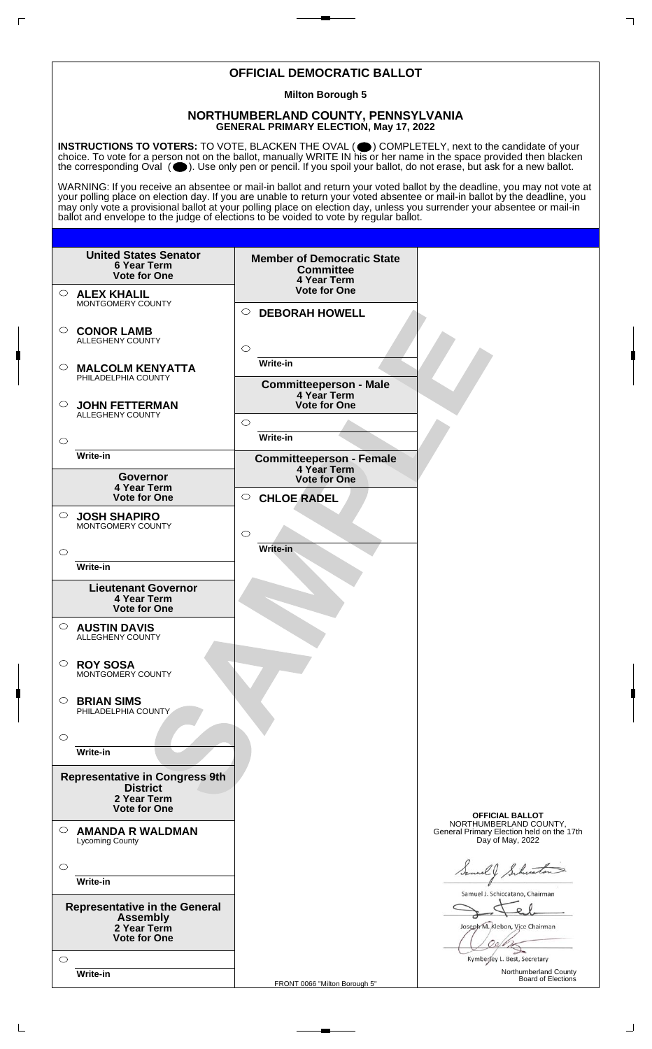# OFFICIAL DEMOCRATIC BALLOT

**Milton Borough 5**

## NORTHUMBERLAND COUNTY, PENNSYLVANIA
**GENERAL PRIMARY ELECTION, May 17, 2022**

**INSTRUCTIONS TO VOTERS:** TO VOTE, BLACKEN THE OVAL ( ⬤ ) COMPLETELY, next to the candidate of your choice. To vote for a person not on the ballot, manually WRITE IN his or her name in the space provided then blacken the corresponding Oval ( ⬤ ). Use only pen or pencil. If you spoil your ballot, do not erase, but ask for a new ballot.

WARNING: If you receive an absentee or mail-in ballot and return your voted ballot by the deadline, you may not vote at your polling place on election day. If you are unable to return your voted absentee or mail-in ballot by the deadline, you may only vote a provisional ballot at your polling place on election day, unless you surrender your absentee or mail-in ballot and envelope to the judge of elections to be voided to vote by regular ballot.

### United States Senator
**6 Year Term**
**Vote for One**

- ○ **ALEX KHALIL** MONTGOMERY COUNTY
- ○ **CONOR LAMB** ALLEGHENY COUNTY
- ○ **MALCOLM KENYATTA** PHILADELPHIA COUNTY
- ○ **JOHN FETTERMAN** ALLEGHENY COUNTY
- ○ Write-in

### Governor
**4 Year Term**
**Vote for One**

- ○ **JOSH SHAPIRO** MONTGOMERY COUNTY
- ○ Write-in

### Lieutenant Governor
**4 Year Term**
**Vote for One**

- ○ **AUSTIN DAVIS** ALLEGHENY COUNTY
- ○ **ROY SOSA** MONTGOMERY COUNTY
- ○ **BRIAN SIMS** PHILADELPHIA COUNTY
- ○ Write-in

### Representative in Congress 9th District
**2 Year Term**
**Vote for One**

- ○ **AMANDA R WALDMAN** Lycoming County
- ○ Write-in

### Representative in the General Assembly
**2 Year Term**
**Vote for One**

- ○ Write-in

### Member of Democratic State Committee
**4 Year Term**
**Vote for One**

- ○ **DEBORAH HOWELL**
- ○ Write-in

### Committeeperson - Male
**4 Year Term**
**Vote for One**

- ○ Write-in

### Committeeperson - Female
**4 Year Term**
**Vote for One**

- ○ **CHLOE RADEL**
- ○ Write-in

SAMPLE

**OFFICIAL BALLOT**
NORTHUMBERLAND COUNTY,
General Primary Election held on the 17th Day of May, 2022

Samuel J. Schiccatano, Chairman

Joseph M. Klebon, Vice Chairman

Kymberley L. Best, Secretary

Northumberland County Board of Elections

FRONT 0066 "Milton Borough 5"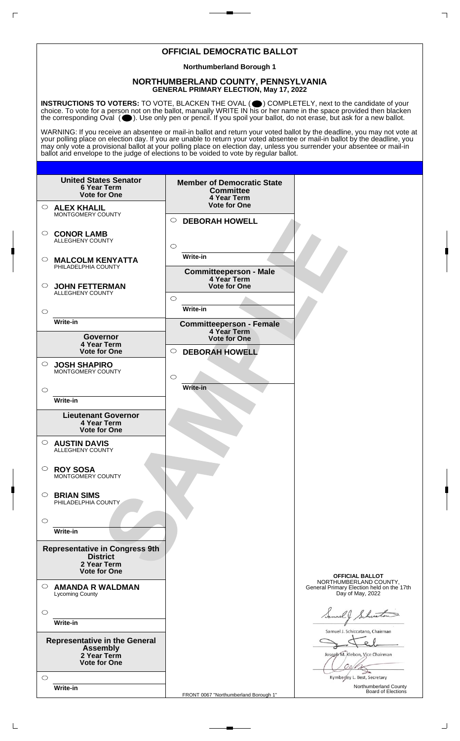# OFFICIAL DEMOCRATIC BALLOT

**Northumberland Borough 1**

## NORTHUMBERLAND COUNTY, PENNSYLVANIA

**GENERAL PRIMARY ELECTION, May 17, 2022**

**INSTRUCTIONS TO VOTERS:** TO VOTE, BLACKEN THE OVAL ( ⬤ ) COMPLETELY, next to the candidate of your choice. To vote for a person not on the ballot, manually WRITE IN his or her name in the space provided then blacken the corresponding Oval ( ⬤ ). Use only pen or pencil. If you spoil your ballot, do not erase, but ask for a new ballot.

WARNING: If you receive an absentee or mail-in ballot and return your voted ballot by the deadline, you may not vote at your polling place on election day. If you are unable to return your voted absentee or mail-in ballot by the deadline, you may only vote a provisional ballot at your polling place on election day, unless you surrender your absentee or mail-in ballot and envelope to the judge of elections to be voided to vote by regular ballot.

### United States Senator
**6 Year Term**
**Vote for One**

- ○ **ALEX KHALIL** MONTGOMERY COUNTY
- ○ **CONOR LAMB** ALLEGHENY COUNTY
- ○ **MALCOLM KENYATTA** PHILADELPHIA COUNTY
- ○ **JOHN FETTERMAN** ALLEGHENY COUNTY
- ○ Write-in

### Governor
**4 Year Term**
**Vote for One**

- ○ **JOSH SHAPIRO** MONTGOMERY COUNTY
- ○ Write-in

### Lieutenant Governor
**4 Year Term**
**Vote for One**

- ○ **AUSTIN DAVIS** ALLEGHENY COUNTY
- ○ **ROY SOSA** MONTGOMERY COUNTY
- ○ **BRIAN SIMS** PHILADELPHIA COUNTY
- ○ Write-in

### Representative in Congress 9th District
**2 Year Term**
**Vote for One**

- ○ **AMANDA R WALDMAN** Lycoming County
- ○ Write-in

### Representative in the General Assembly
**2 Year Term**
**Vote for One**

- ○ Write-in

### Member of Democratic State Committee
**4 Year Term**
**Vote for One**

- ○ **DEBORAH HOWELL**
- ○ Write-in

### Committeeperson - Male
**4 Year Term**
**Vote for One**

- ○ Write-in

### Committeeperson - Female
**4 Year Term**
**Vote for One**

- ○ **DEBORAH HOWELL**
- ○ Write-in

SAMPLE

**OFFICIAL BALLOT**
NORTHUMBERLAND COUNTY,
General Primary Election held on the 17th Day of May, 2022

Samuel J. Schiccatano, Chairman

Joseph M. Klebon, Vice Chairman

Kymberley L. Best, Secretary

Northumberland County Board of Elections

FRONT 0067 "Northumberland Borough 1"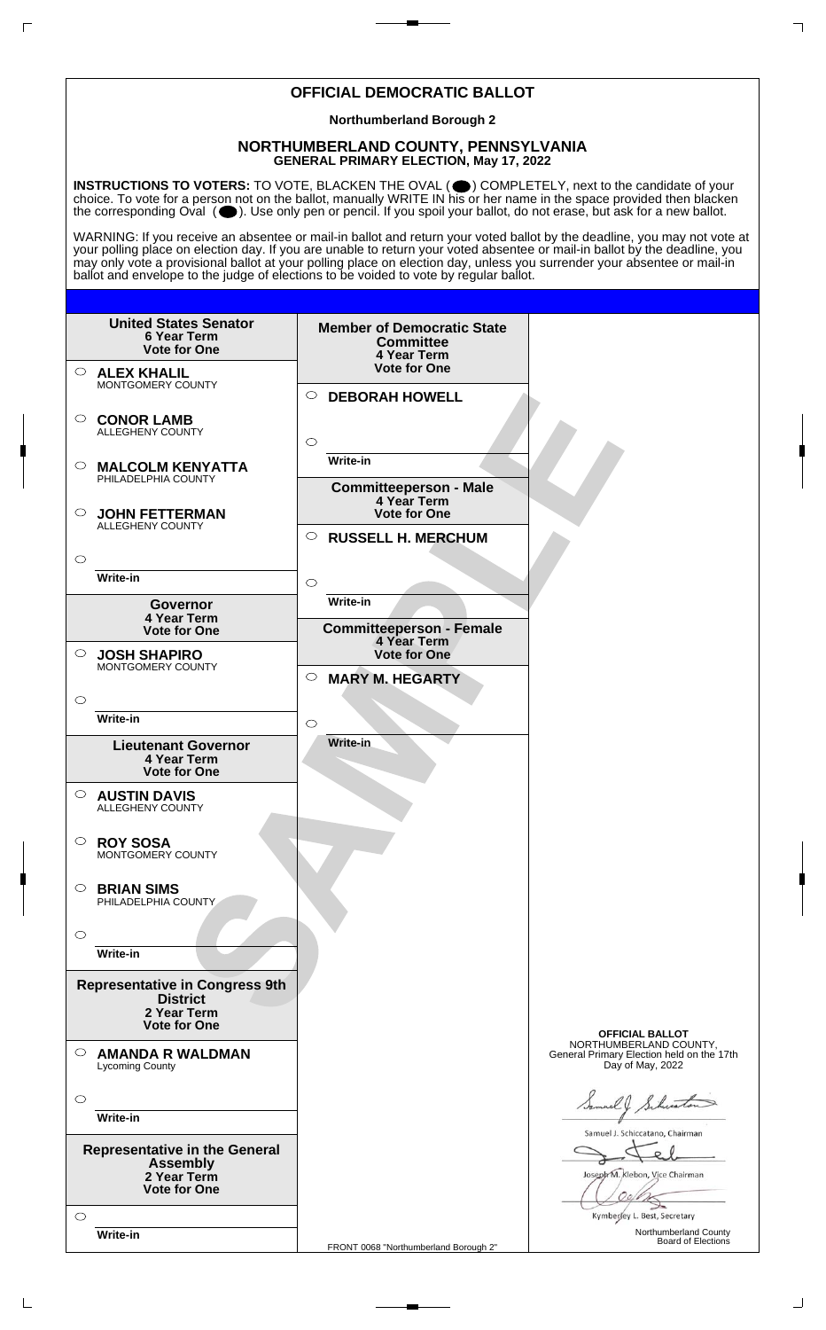# OFFICIAL DEMOCRATIC BALLOT

**Northumberland Borough 2**

## NORTHUMBERLAND COUNTY, PENNSYLVANIA
**GENERAL PRIMARY ELECTION, May 17, 2022**

**INSTRUCTIONS TO VOTERS:** TO VOTE, BLACKEN THE OVAL ( ⬤ ) COMPLETELY, next to the candidate of your choice. To vote for a person not on the ballot, manually WRITE IN his or her name in the space provided then blacken the corresponding Oval ( ⬤ ). Use only pen or pencil. If you spoil your ballot, do not erase, but ask for a new ballot.

WARNING: If you receive an absentee or mail-in ballot and return your voted ballot by the deadline, you may not vote at your polling place on election day. If you are unable to return your voted absentee or mail-in ballot by the deadline, you may only vote a provisional ballot at your polling place on election day, unless you surrender your absentee or mail-in ballot and envelope to the judge of elections to be voided to vote by regular ballot.

### United States Senator
**6 Year Term**
**Vote for One**

- ○ **ALEX KHALIL** MONTGOMERY COUNTY
- ○ **CONOR LAMB** ALLEGHENY COUNTY
- ○ **MALCOLM KENYATTA** PHILADELPHIA COUNTY
- ○ **JOHN FETTERMAN** ALLEGHENY COUNTY
- ○ Write-in

### Governor
**4 Year Term**
**Vote for One**

- ○ **JOSH SHAPIRO** MONTGOMERY COUNTY
- ○ Write-in

### Lieutenant Governor
**4 Year Term**
**Vote for One**

- ○ **AUSTIN DAVIS** ALLEGHENY COUNTY
- ○ **ROY SOSA** MONTGOMERY COUNTY
- ○ **BRIAN SIMS** PHILADELPHIA COUNTY
- ○ Write-in

### Representative in Congress 9th District
**2 Year Term**
**Vote for One**

- ○ **AMANDA R WALDMAN** Lycoming County
- ○ Write-in

### Representative in the General Assembly
**2 Year Term**
**Vote for One**

- ○ Write-in

### Member of Democratic State Committee
**4 Year Term**
**Vote for One**

- ○ **DEBORAH HOWELL**
- ○ Write-in

### Committeeperson - Male
**4 Year Term**
**Vote for One**

- ○ **RUSSELL H. MERCHUM**
- ○ Write-in

### Committeeperson - Female
**4 Year Term**
**Vote for One**

- ○ **MARY M. HEGARTY**
- ○ Write-in

SAMPLE

**OFFICIAL BALLOT**
NORTHUMBERLAND COUNTY,
General Primary Election held on the 17th Day of May, 2022

Samuel J. Schiccatano, Chairman

Joseph M. Klebon, Vice Chairman

Kymberley L. Best, Secretary

Northumberland County Board of Elections

FRONT 0068 "Northumberland Borough 2"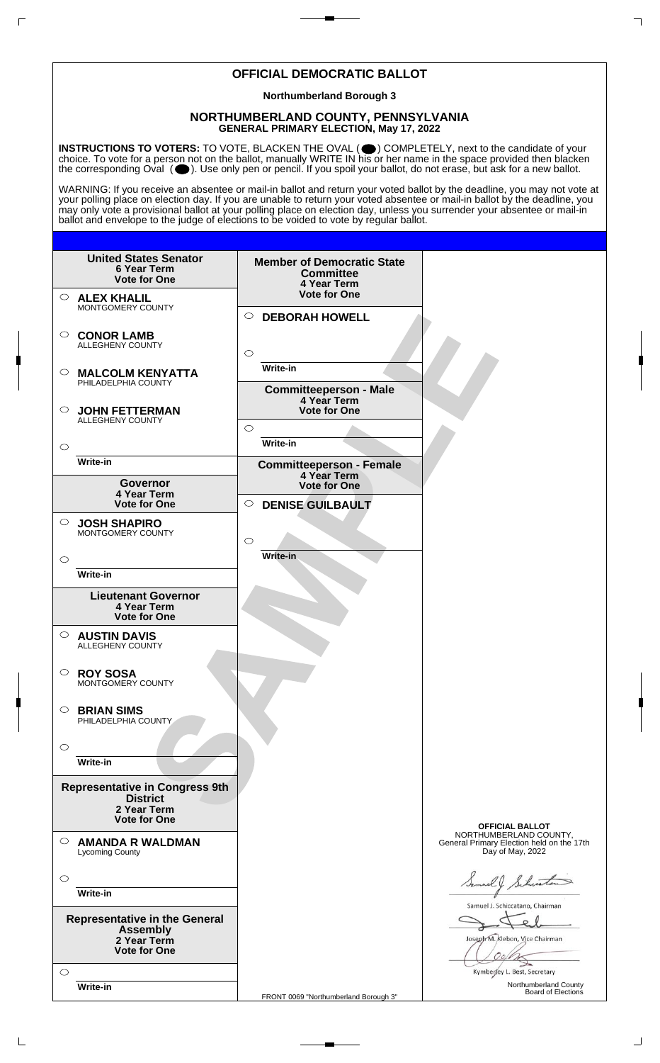# OFFICIAL DEMOCRATIC BALLOT

**Northumberland Borough 3**

## NORTHUMBERLAND COUNTY, PENNSYLVANIA

**GENERAL PRIMARY ELECTION, May 17, 2022**

**INSTRUCTIONS TO VOTERS:** TO VOTE, BLACKEN THE OVAL ( ) COMPLETELY, next to the candidate of your choice. To vote for a person not on the ballot, manually WRITE IN his or her name in the space provided then blacken the corresponding Oval ( ). Use only pen or pencil. If you spoil your ballot, do not erase, but ask for a new ballot.

WARNING: If you receive an absentee or mail-in ballot and return your voted ballot by the deadline, you may not vote at your polling place on election day. If you are unable to return your voted absentee or mail-in ballot by the deadline, you may only vote a provisional ballot at your polling place on election day, unless you surrender your absentee or mail-in ballot and envelope to the judge of elections to be voided to vote by regular ballot.

**United States Senator**
**6 Year Term**
**Vote for One**

- ○ **ALEX KHALIL** MONTGOMERY COUNTY
- ○ **CONOR LAMB** ALLEGHENY COUNTY
- ○ **MALCOLM KENYATTA** PHILADELPHIA COUNTY
- ○ **JOHN FETTERMAN** ALLEGHENY COUNTY
- ○ Write-in

**Governor**
**4 Year Term**
**Vote for One**

- ○ **JOSH SHAPIRO** MONTGOMERY COUNTY
- ○ Write-in

**Lieutenant Governor**
**4 Year Term**
**Vote for One**

- ○ **AUSTIN DAVIS** ALLEGHENY COUNTY
- ○ **ROY SOSA** MONTGOMERY COUNTY
- ○ **BRIAN SIMS** PHILADELPHIA COUNTY
- ○ Write-in

**Representative in Congress 9th District**
**2 Year Term**
**Vote for One**

- ○ **AMANDA R WALDMAN** Lycoming County
- ○ Write-in

**Representative in the General Assembly**
**2 Year Term**
**Vote for One**

- ○ Write-in

**Member of Democratic State Committee**
**4 Year Term**
**Vote for One**

- ○ **DEBORAH HOWELL**
- ○ Write-in

**Committeeperson - Male**
**4 Year Term**
**Vote for One**

- ○ Write-in

**Committeeperson - Female**
**4 Year Term**
**Vote for One**

- ○ **DENISE GUILBAULT**
- ○ Write-in

SAMPLE

**OFFICIAL BALLOT**
NORTHUMBERLAND COUNTY,
General Primary Election held on the 17th Day of May, 2022

Samuel J. Schiccatano, Chairman

Joseph M. Klebon, Vice Chairman

Kymberley L. Best, Secretary

Northumberland County Board of Elections

FRONT 0069 "Northumberland Borough 3"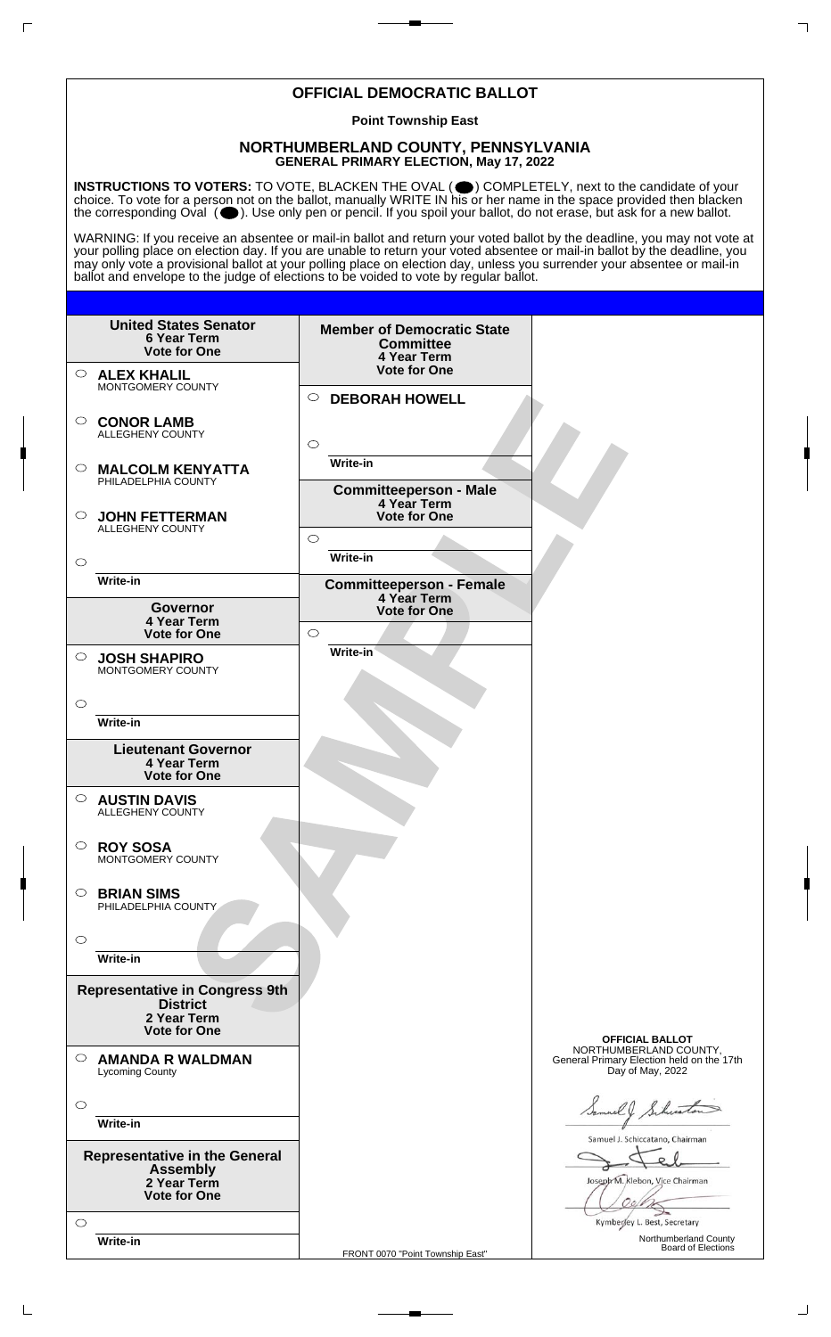# OFFICIAL DEMOCRATIC BALLOT

**Point Township East**

## NORTHUMBERLAND COUNTY, PENNSYLVANIA

**GENERAL PRIMARY ELECTION, May 17, 2022**

**INSTRUCTIONS TO VOTERS:** TO VOTE, BLACKEN THE OVAL ( ⬤ ) COMPLETELY, next to the candidate of your choice. To vote for a person not on the ballot, manually WRITE IN his or her name in the space provided then blacken the corresponding Oval ( ⬤ ). Use only pen or pencil. If you spoil your ballot, do not erase, but ask for a new ballot.

WARNING: If you receive an absentee or mail-in ballot and return your voted ballot by the deadline, you may not vote at your polling place on election day. If you are unable to return your voted absentee or mail-in ballot by the deadline, you may only vote a provisional ballot at your polling place on election day, unless you surrender your absentee or mail-in ballot and envelope to the judge of elections to be voided to vote by regular ballot.

### United States Senator
**6 Year Term**
**Vote for One**

- ○ **ALEX KHALIL** MONTGOMERY COUNTY
- ○ **CONOR LAMB** ALLEGHENY COUNTY
- ○ **MALCOLM KENYATTA** PHILADELPHIA COUNTY
- ○ **JOHN FETTERMAN** ALLEGHENY COUNTY
- ○ ______ Write-in

### Governor
**4 Year Term**
**Vote for One**

- ○ **JOSH SHAPIRO** MONTGOMERY COUNTY
- ○ ______ Write-in

### Lieutenant Governor
**4 Year Term**
**Vote for One**

- ○ **AUSTIN DAVIS** ALLEGHENY COUNTY
- ○ **ROY SOSA** MONTGOMERY COUNTY
- ○ **BRIAN SIMS** PHILADELPHIA COUNTY
- ○ ______ Write-in

### Representative in Congress 9th District
**2 Year Term**
**Vote for One**

- ○ **AMANDA R WALDMAN** Lycoming County
- ○ ______ Write-in

### Representative in the General Assembly
**2 Year Term**
**Vote for One**

- ○ ______ Write-in

### Member of Democratic State Committee
**4 Year Term**
**Vote for One**

- ○ **DEBORAH HOWELL**
- ○ ______ Write-in

### Committeeperson - Male
**4 Year Term**
**Vote for One**

- ○ ______ Write-in

### Committeeperson - Female
**4 Year Term**
**Vote for One**

- ○ ______ Write-in

SAMPLE

**OFFICIAL BALLOT**
NORTHUMBERLAND COUNTY,
General Primary Election held on the 17th Day of May, 2022

Samuel J. Schiccatano, Chairman

Joseph M. Klebon, Vice Chairman

Kymberley L. Best, Secretary

Northumberland County Board of Elections

FRONT 0070 "Point Township East"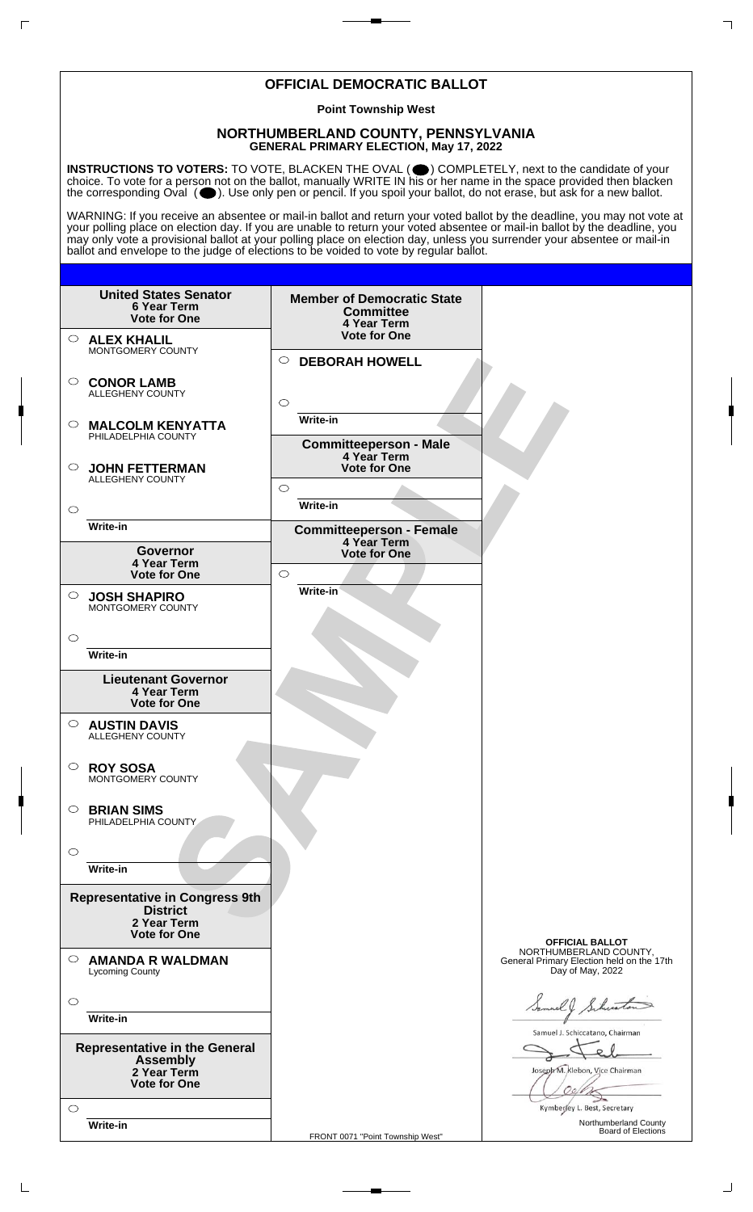# OFFICIAL DEMOCRATIC BALLOT

**Point Township West**

## NORTHUMBERLAND COUNTY, PENNSYLVANIA
**GENERAL PRIMARY ELECTION, May 17, 2022**

**INSTRUCTIONS TO VOTERS:** TO VOTE, BLACKEN THE OVAL ( ) COMPLETELY, next to the candidate of your choice. To vote for a person not on the ballot, manually WRITE IN his or her name in the space provided then blacken the corresponding Oval ( ). Use only pen or pencil. If you spoil your ballot, do not erase, but ask for a new ballot.

WARNING: If you receive an absentee or mail-in ballot and return your voted ballot by the deadline, you may not vote at your polling place on election day. If you are unable to return your voted absentee or mail-in ballot by the deadline, you may only vote a provisional ballot at your polling place on election day, unless you surrender your absentee or mail-in ballot and envelope to the judge of elections to be voided to vote by regular ballot.

**United States Senator**
**6 Year Term**
**Vote for One**

- ○ **ALEX KHALIL** MONTGOMERY COUNTY
- ○ **CONOR LAMB** ALLEGHENY COUNTY
- ○ **MALCOLM KENYATTA** PHILADELPHIA COUNTY
- ○ **JOHN FETTERMAN** ALLEGHENY COUNTY
- ○ Write-in

**Governor**
**4 Year Term**
**Vote for One**

- ○ **JOSH SHAPIRO** MONTGOMERY COUNTY
- ○ Write-in

**Lieutenant Governor**
**4 Year Term**
**Vote for One**

- ○ **AUSTIN DAVIS** ALLEGHENY COUNTY
- ○ **ROY SOSA** MONTGOMERY COUNTY
- ○ **BRIAN SIMS** PHILADELPHIA COUNTY
- ○ Write-in

**Representative in Congress 9th District**
**2 Year Term**
**Vote for One**

- ○ **AMANDA R WALDMAN** Lycoming County
- ○ Write-in

**Representative in the General Assembly**
**2 Year Term**
**Vote for One**

- ○ Write-in

**Member of Democratic State Committee**
**4 Year Term**
**Vote for One**

- ○ **DEBORAH HOWELL**
- ○ Write-in

**Committeeperson - Male**
**4 Year Term**
**Vote for One**

- ○ Write-in

**Committeeperson - Female**
**4 Year Term**
**Vote for One**

- ○ Write-in

SAMPLE

**OFFICIAL BALLOT**
NORTHUMBERLAND COUNTY,
General Primary Election held on the 17th Day of May, 2022

Samuel J. Schiccatano, Chairman

Joseph M. Klebon, Vice Chairman

Kymberley L. Best, Secretary

Northumberland County Board of Elections

FRONT 0071 "Point Township West"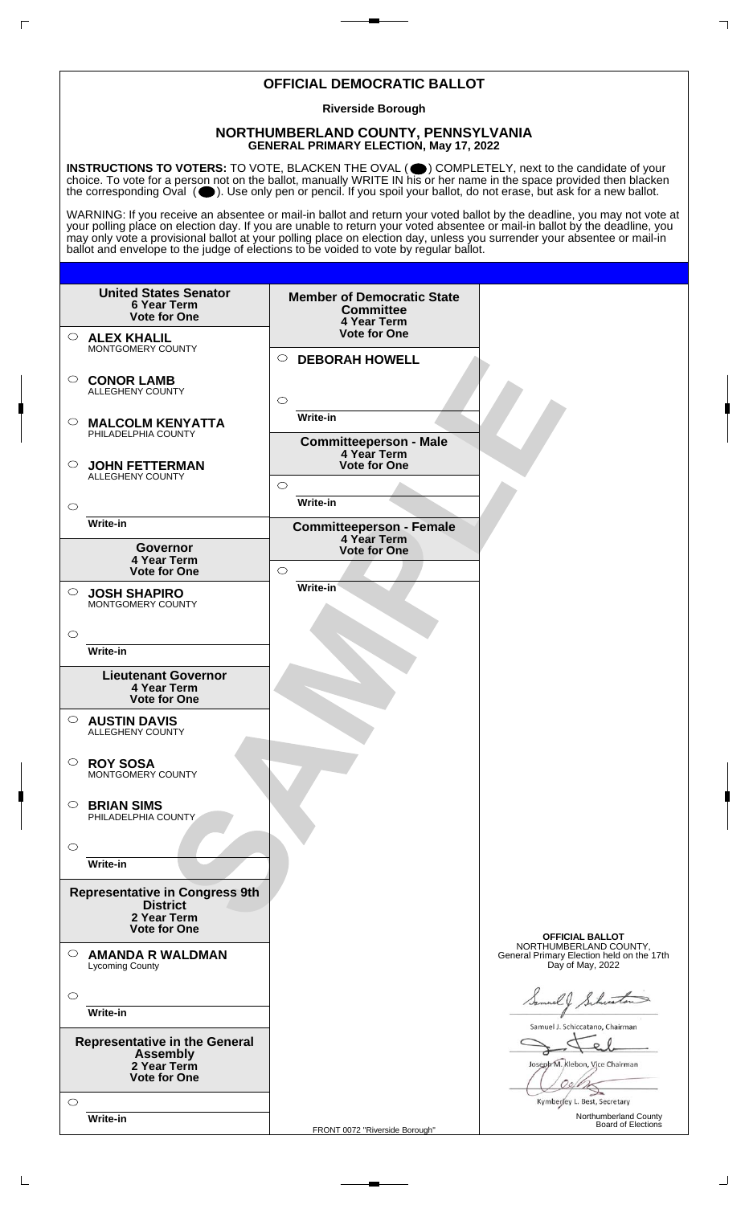# OFFICIAL DEMOCRATIC BALLOT

**Riverside Borough**

## NORTHUMBERLAND COUNTY, PENNSYLVANIA
**GENERAL PRIMARY ELECTION, May 17, 2022**

**INSTRUCTIONS TO VOTERS:** TO VOTE, BLACKEN THE OVAL (⬤) COMPLETELY, next to the candidate of your choice. To vote for a person not on the ballot, manually WRITE IN his or her name in the space provided then blacken the corresponding Oval (⬤). Use only pen or pencil. If you spoil your ballot, do not erase, but ask for a new ballot.

WARNING: If you receive an absentee or mail-in ballot and return your voted ballot by the deadline, you may not vote at your polling place on election day. If you are unable to return your voted absentee or mail-in ballot by the deadline, you may only vote a provisional ballot at your polling place on election day, unless you surrender your absentee or mail-in ballot and envelope to the judge of elections to be voided to vote by regular ballot.

### United States Senator
**6 Year Term**
**Vote for One**

- ○ **ALEX KHALIL** MONTGOMERY COUNTY
- ○ **CONOR LAMB** ALLEGHENY COUNTY
- ○ **MALCOLM KENYATTA** PHILADELPHIA COUNTY
- ○ **JOHN FETTERMAN** ALLEGHENY COUNTY
- ○ Write-in

### Governor
**4 Year Term**
**Vote for One**

- ○ **JOSH SHAPIRO** MONTGOMERY COUNTY
- ○ Write-in

### Lieutenant Governor
**4 Year Term**
**Vote for One**

- ○ **AUSTIN DAVIS** ALLEGHENY COUNTY
- ○ **ROY SOSA** MONTGOMERY COUNTY
- ○ **BRIAN SIMS** PHILADELPHIA COUNTY
- ○ Write-in

### Representative in Congress 9th District
**2 Year Term**
**Vote for One**

- ○ **AMANDA R WALDMAN** Lycoming County
- ○ Write-in

### Representative in the General Assembly
**2 Year Term**
**Vote for One**

- ○ Write-in

### Member of Democratic State Committee
**4 Year Term**
**Vote for One**

- ○ **DEBORAH HOWELL**
- ○ Write-in

### Committeeperson - Male
**4 Year Term**
**Vote for One**

- ○ Write-in

### Committeeperson - Female
**4 Year Term**
**Vote for One**

- ○ Write-in

SAMPLE

**OFFICIAL BALLOT**
NORTHUMBERLAND COUNTY,
General Primary Election held on the 17th Day of May, 2022

Samuel J. Schiccatano, Chairman

Joseph M. Klebon, Vice Chairman

Kymberley L. Best, Secretary

Northumberland County Board of Elections

FRONT 0072 "Riverside Borough"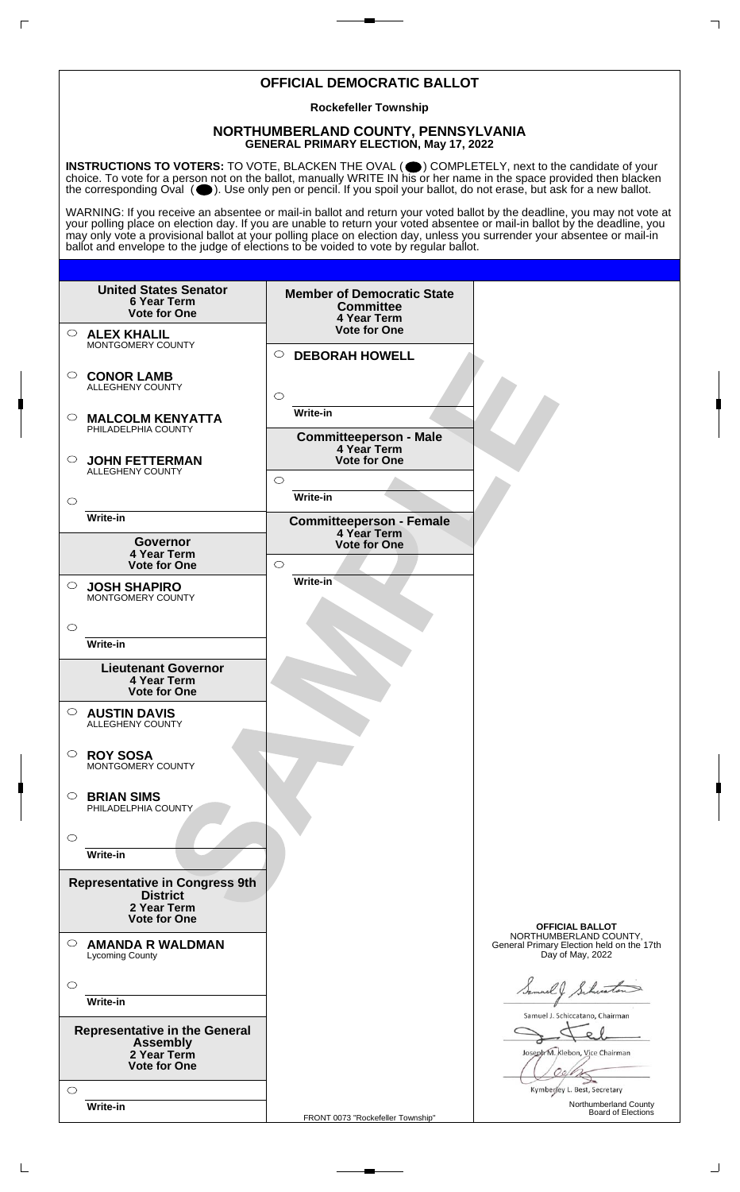# OFFICIAL DEMOCRATIC BALLOT

**Rockefeller Township**

## NORTHUMBERLAND COUNTY, PENNSYLVANIA
**GENERAL PRIMARY ELECTION, May 17, 2022**

**INSTRUCTIONS TO VOTERS:** TO VOTE, BLACKEN THE OVAL ( ⬤ ) COMPLETELY, next to the candidate of your choice. To vote for a person not on the ballot, manually WRITE IN his or her name in the space provided then blacken the corresponding Oval ( ⬤ ). Use only pen or pencil. If you spoil your ballot, do not erase, but ask for a new ballot.

WARNING: If you receive an absentee or mail-in ballot and return your voted ballot by the deadline, you may not vote at your polling place on election day. If you are unable to return your voted absentee or mail-in ballot by the deadline, you may only vote a provisional ballot at your polling place on election day, unless you surrender your absentee or mail-in ballot and envelope to the judge of elections to be voided to vote by regular ballot.

### United States Senator
**6 Year Term**
**Vote for One**

- ○ **ALEX KHALIL** MONTGOMERY COUNTY
- ○ **CONOR LAMB** ALLEGHENY COUNTY
- ○ **MALCOLM KENYATTA** PHILADELPHIA COUNTY
- ○ **JOHN FETTERMAN** ALLEGHENY COUNTY
- ○ Write-in

### Governor
**4 Year Term**
**Vote for One**

- ○ **JOSH SHAPIRO** MONTGOMERY COUNTY
- ○ Write-in

### Lieutenant Governor
**4 Year Term**
**Vote for One**

- ○ **AUSTIN DAVIS** ALLEGHENY COUNTY
- ○ **ROY SOSA** MONTGOMERY COUNTY
- ○ **BRIAN SIMS** PHILADELPHIA COUNTY
- ○ Write-in

### Representative in Congress 9th District
**2 Year Term**
**Vote for One**

- ○ **AMANDA R WALDMAN** Lycoming County
- ○ Write-in

### Representative in the General Assembly
**2 Year Term**
**Vote for One**

- ○ Write-in

### Member of Democratic State Committee
**4 Year Term**
**Vote for One**

- ○ **DEBORAH HOWELL**
- ○ Write-in

### Committeeperson - Male
**4 Year Term**
**Vote for One**

- ○ Write-in

### Committeeperson - Female
**4 Year Term**
**Vote for One**

- ○ Write-in

SAMPLE

**OFFICIAL BALLOT**
NORTHUMBERLAND COUNTY,
General Primary Election held on the 17th Day of May, 2022

Samuel J. Schiccatano, Chairman

Joseph M. Klebon, Vice Chairman

Kymberley L. Best, Secretary

Northumberland County Board of Elections

FRONT 0073 "Rockefeller Township"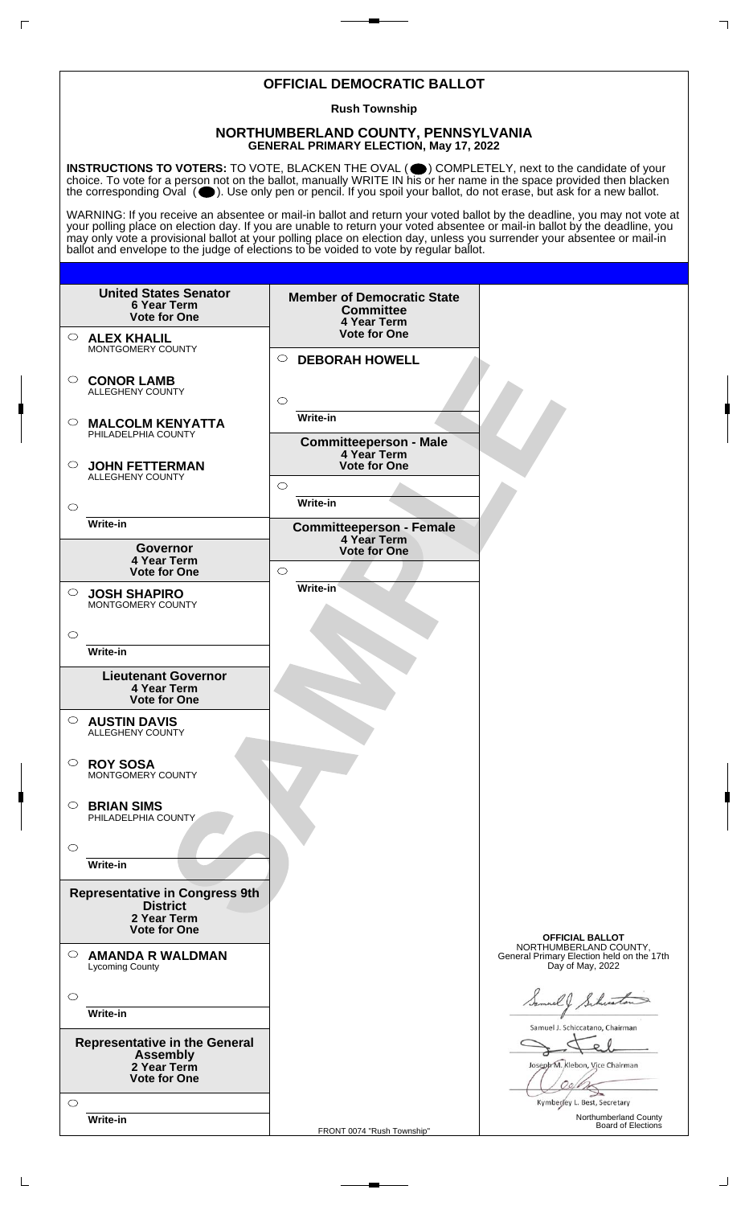# OFFICIAL DEMOCRATIC BALLOT

**Rush Township**

## NORTHUMBERLAND COUNTY, PENNSYLVANIA
**GENERAL PRIMARY ELECTION, May 17, 2022**

**INSTRUCTIONS TO VOTERS:** TO VOTE, BLACKEN THE OVAL ( ) COMPLETELY, next to the candidate of your choice. To vote for a person not on the ballot, manually WRITE IN his or her name in the space provided then blacken the corresponding Oval ( ). Use only pen or pencil. If you spoil your ballot, do not erase, but ask for a new ballot.

WARNING: If you receive an absentee or mail-in ballot and return your voted ballot by the deadline, you may not vote at your polling place on election day. If you are unable to return your voted absentee or mail-in ballot by the deadline, you may only vote a provisional ballot at your polling place on election day, unless you surrender your absentee or mail-in ballot and envelope to the judge of elections to be voided to vote by regular ballot.

**United States Senator**
**6 Year Term**
**Vote for One**

- ○ **ALEX KHALIL** MONTGOMERY COUNTY
- ○ **CONOR LAMB** ALLEGHENY COUNTY
- ○ **MALCOLM KENYATTA** PHILADELPHIA COUNTY
- ○ **JOHN FETTERMAN** ALLEGHENY COUNTY
- ○ Write-in

**Governor**
**4 Year Term**
**Vote for One**

- ○ **JOSH SHAPIRO** MONTGOMERY COUNTY
- ○ Write-in

**Lieutenant Governor**
**4 Year Term**
**Vote for One**

- ○ **AUSTIN DAVIS** ALLEGHENY COUNTY
- ○ **ROY SOSA** MONTGOMERY COUNTY
- ○ **BRIAN SIMS** PHILADELPHIA COUNTY
- ○ Write-in

**Representative in Congress 9th District**
**2 Year Term**
**Vote for One**

- ○ **AMANDA R WALDMAN** Lycoming County
- ○ Write-in

**Representative in the General Assembly**
**2 Year Term**
**Vote for One**

- ○ Write-in

**Member of Democratic State Committee**
**4 Year Term**
**Vote for One**

- ○ **DEBORAH HOWELL**
- ○ Write-in

**Committeeperson - Male**
**4 Year Term**
**Vote for One**

- ○ Write-in

**Committeeperson - Female**
**4 Year Term**
**Vote for One**

- ○ Write-in

SAMPLE

**OFFICIAL BALLOT**
NORTHUMBERLAND COUNTY,
General Primary Election held on the 17th Day of May, 2022

Samuel J. Schiccatano, Chairman

Joseph M. Klebon, Vice Chairman

Kymberley L. Best, Secretary

Northumberland County Board of Elections

FRONT 0074 "Rush Township"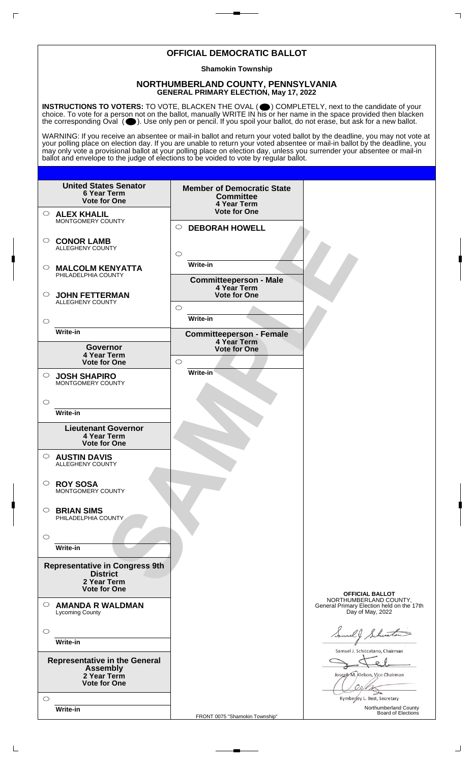# OFFICIAL DEMOCRATIC BALLOT

**Shamokin Township**

## NORTHUMBERLAND COUNTY, PENNSYLVANIA
**GENERAL PRIMARY ELECTION, May 17, 2022**

**INSTRUCTIONS TO VOTERS:** TO VOTE, BLACKEN THE OVAL (⬤) COMPLETELY, next to the candidate of your choice. To vote for a person not on the ballot, manually WRITE IN his or her name in the space provided then blacken the corresponding Oval (⬤). Use only pen or pencil. If you spoil your ballot, do not erase, but ask for a new ballot.

WARNING: If you receive an absentee or mail-in ballot and return your voted ballot by the deadline, you may not vote at your polling place on election day. If you are unable to return your voted absentee or mail-in ballot by the deadline, you may only vote a provisional ballot at your polling place on election day, unless you surrender your absentee or mail-in ballot and envelope to the judge of elections to be voided to vote by regular ballot.

**United States Senator**
**6 Year Term**
**Vote for One**

- ○ **ALEX KHALIL** MONTGOMERY COUNTY
- ○ **CONOR LAMB** ALLEGHENY COUNTY
- ○ **MALCOLM KENYATTA** PHILADELPHIA COUNTY
- ○ **JOHN FETTERMAN** ALLEGHENY COUNTY
- ○ Write-in

**Governor**
**4 Year Term**
**Vote for One**

- ○ **JOSH SHAPIRO** MONTGOMERY COUNTY
- ○ Write-in

**Lieutenant Governor**
**4 Year Term**
**Vote for One**

- ○ **AUSTIN DAVIS** ALLEGHENY COUNTY
- ○ **ROY SOSA** MONTGOMERY COUNTY
- ○ **BRIAN SIMS** PHILADELPHIA COUNTY
- ○ Write-in

**Representative in Congress 9th District**
**2 Year Term**
**Vote for One**

- ○ **AMANDA R WALDMAN** Lycoming County
- ○ Write-in

**Representative in the General Assembly**
**2 Year Term**
**Vote for One**

- ○ Write-in

**Member of Democratic State Committee**
**4 Year Term**
**Vote for One**

- ○ **DEBORAH HOWELL**
- ○ Write-in

**Committeeperson - Male**
**4 Year Term**
**Vote for One**

- ○ Write-in

**Committeeperson - Female**
**4 Year Term**
**Vote for One**

- ○ Write-in

SAMPLE

**OFFICIAL BALLOT**
NORTHUMBERLAND COUNTY,
General Primary Election held on the 17th Day of May, 2022

Samuel J. Schiccatano, Chairman

Joseph M. Klebon, Vice Chairman

Kymberley L. Best, Secretary

Northumberland County Board of Elections

FRONT 0075 "Shamokin Township"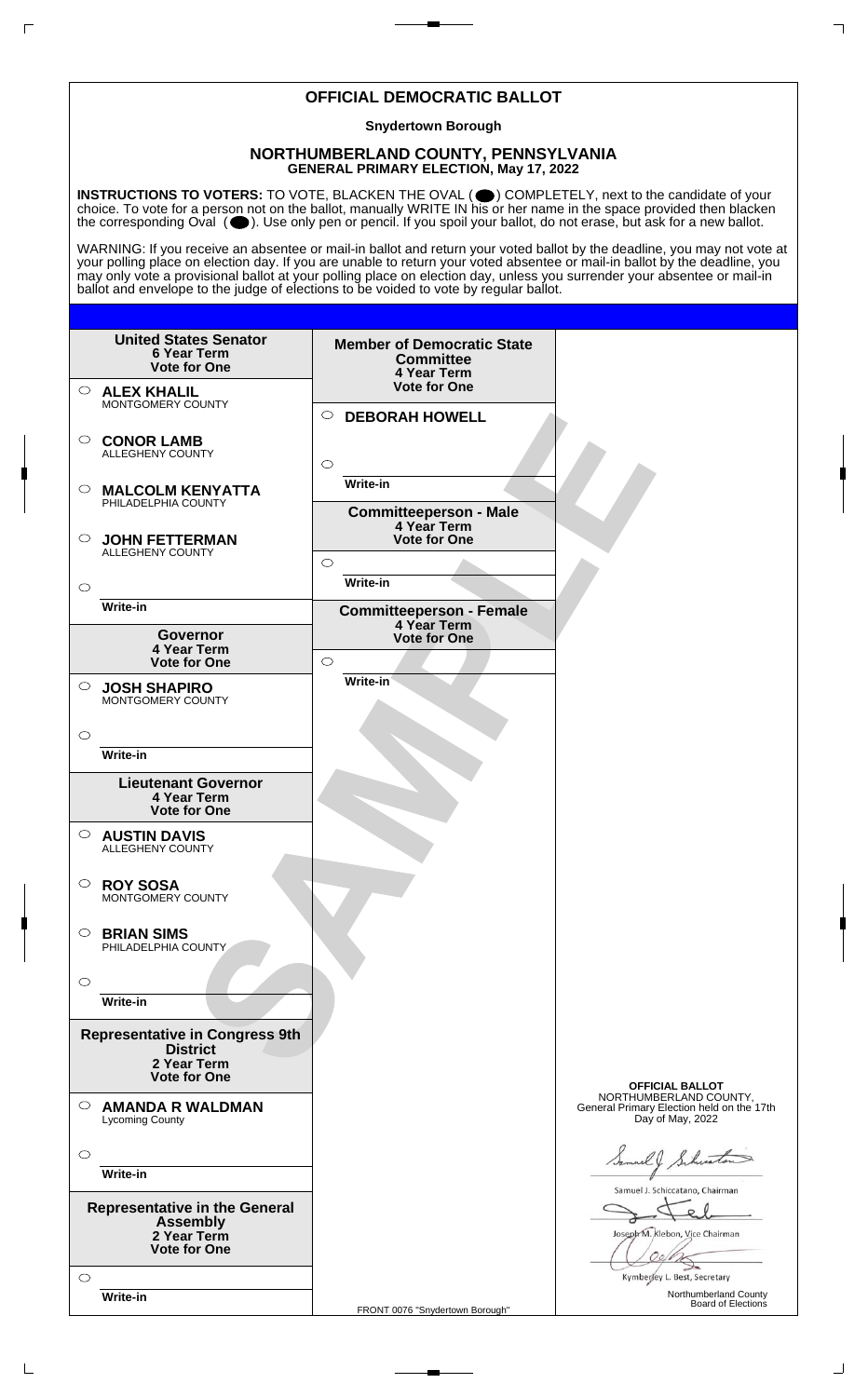# OFFICIAL DEMOCRATIC BALLOT

**Snydertown Borough**

## NORTHUMBERLAND COUNTY, PENNSYLVANIA
**GENERAL PRIMARY ELECTION, May 17, 2022**

**INSTRUCTIONS TO VOTERS:** TO VOTE, BLACKEN THE OVAL ( ⬤ ) COMPLETELY, next to the candidate of your choice. To vote for a person not on the ballot, manually WRITE IN his or her name in the space provided then blacken the corresponding Oval ( ⬤ ). Use only pen or pencil. If you spoil your ballot, do not erase, but ask for a new ballot.

WARNING: If you receive an absentee or mail-in ballot and return your voted ballot by the deadline, you may not vote at your polling place on election day. If you are unable to return your voted absentee or mail-in ballot by the deadline, you may only vote a provisional ballot at your polling place on election day, unless you surrender your absentee or mail-in ballot and envelope to the judge of elections to be voided to vote by regular ballot.

**United States Senator**
**6 Year Term**
**Vote for One**

- ○ **ALEX KHALIL** MONTGOMERY COUNTY
- ○ **CONOR LAMB** ALLEGHENY COUNTY
- ○ **MALCOLM KENYATTA** PHILADELPHIA COUNTY
- ○ **JOHN FETTERMAN** ALLEGHENY COUNTY
- ○ Write-in

**Governor**
**4 Year Term**
**Vote for One**

- ○ **JOSH SHAPIRO** MONTGOMERY COUNTY
- ○ Write-in

**Lieutenant Governor**
**4 Year Term**
**Vote for One**

- ○ **AUSTIN DAVIS** ALLEGHENY COUNTY
- ○ **ROY SOSA** MONTGOMERY COUNTY
- ○ **BRIAN SIMS** PHILADELPHIA COUNTY
- ○ Write-in

**Representative in Congress 9th District**
**2 Year Term**
**Vote for One**

- ○ **AMANDA R WALDMAN** Lycoming County
- ○ Write-in

**Representative in the General Assembly**
**2 Year Term**
**Vote for One**

- ○ Write-in

**Member of Democratic State Committee**
**4 Year Term**
**Vote for One**

- ○ **DEBORAH HOWELL**
- ○ Write-in

**Committeeperson - Male**
**4 Year Term**
**Vote for One**

- ○ Write-in

**Committeeperson - Female**
**4 Year Term**
**Vote for One**

- ○ Write-in

SAMPLE

**OFFICIAL BALLOT**
NORTHUMBERLAND COUNTY,
General Primary Election held on the 17th Day of May, 2022

Samuel J. Schiccatano, Chairman

Joseph M. Klebon, Vice Chairman

Kymberley L. Best, Secretary

Northumberland County Board of Elections

FRONT 0076 "Snydertown Borough"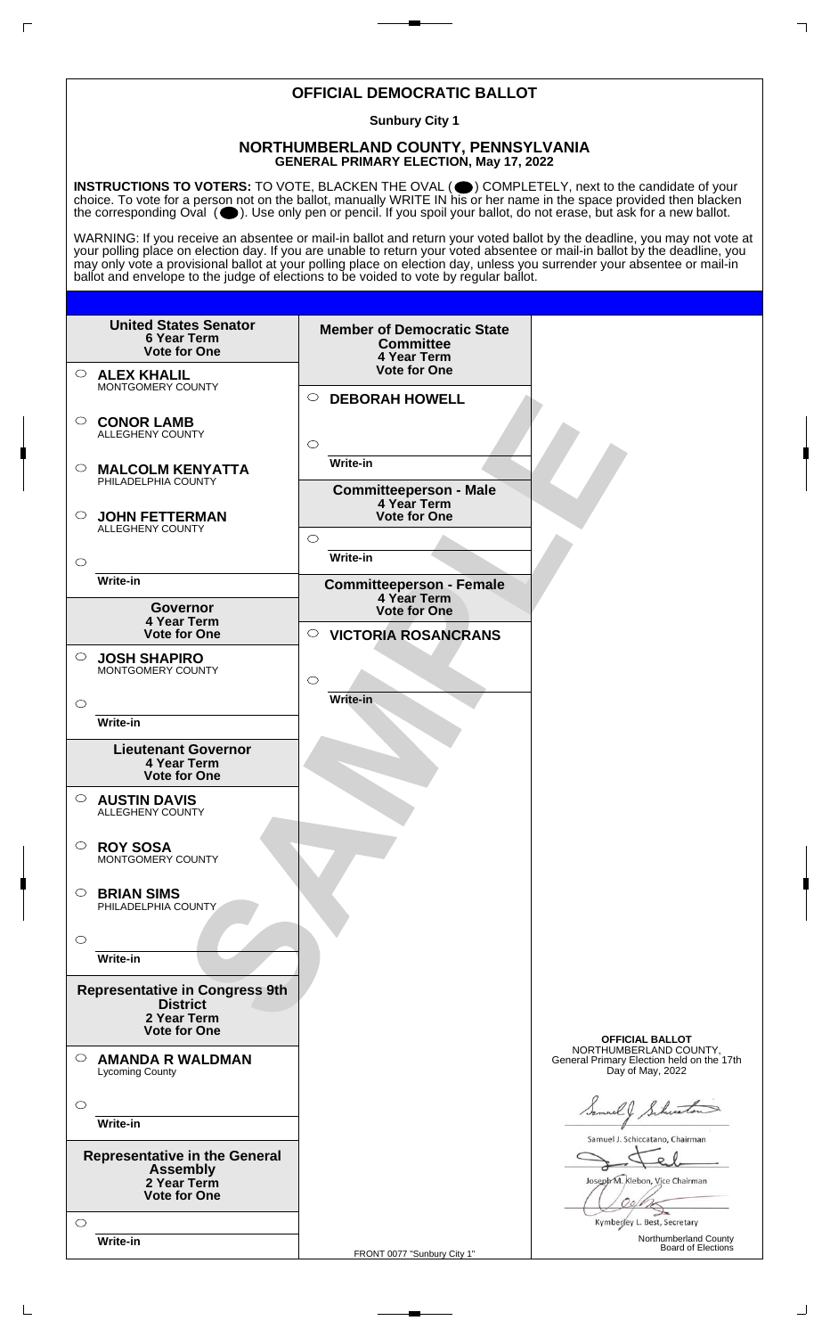# OFFICIAL DEMOCRATIC BALLOT

**Sunbury City 1**

## NORTHUMBERLAND COUNTY, PENNSYLVANIA
**GENERAL PRIMARY ELECTION, May 17, 2022**

**INSTRUCTIONS TO VOTERS:** TO VOTE, BLACKEN THE OVAL ( ) COMPLETELY, next to the candidate of your choice. To vote for a person not on the ballot, manually WRITE IN his or her name in the space provided then blacken the corresponding Oval ( ). Use only pen or pencil. If you spoil your ballot, do not erase, but ask for a new ballot.

WARNING: If you receive an absentee or mail-in ballot and return your voted ballot by the deadline, you may not vote at your polling place on election day. If you are unable to return your voted absentee or mail-in ballot by the deadline, you may only vote a provisional ballot at your polling place on election day, unless you surrender your absentee or mail-in ballot and envelope to the judge of elections to be voided to vote by regular ballot.

**United States Senator**
**6 Year Term**
**Vote for One**

- ○ **ALEX KHALIL** MONTGOMERY COUNTY
- ○ **CONOR LAMB** ALLEGHENY COUNTY
- ○ **MALCOLM KENYATTA** PHILADELPHIA COUNTY
- ○ **JOHN FETTERMAN** ALLEGHENY COUNTY
- ○ Write-in

**Governor**
**4 Year Term**
**Vote for One**

- ○ **JOSH SHAPIRO** MONTGOMERY COUNTY
- ○ Write-in

**Lieutenant Governor**
**4 Year Term**
**Vote for One**

- ○ **AUSTIN DAVIS** ALLEGHENY COUNTY
- ○ **ROY SOSA** MONTGOMERY COUNTY
- ○ **BRIAN SIMS** PHILADELPHIA COUNTY
- ○ Write-in

**Representative in Congress 9th District**
**2 Year Term**
**Vote for One**

- ○ **AMANDA R WALDMAN** Lycoming County
- ○ Write-in

**Representative in the General Assembly**
**2 Year Term**
**Vote for One**

- ○ Write-in

**Member of Democratic State Committee**
**4 Year Term**
**Vote for One**

- ○ **DEBORAH HOWELL**
- ○ Write-in

**Committeeperson - Male**
**4 Year Term**
**Vote for One**

- ○ Write-in

**Committeeperson - Female**
**4 Year Term**
**Vote for One**

- ○ **VICTORIA ROSANCRANS**
- ○ Write-in

SAMPLE

FRONT 0077 "Sunbury City 1"

**OFFICIAL BALLOT**
NORTHUMBERLAND COUNTY,
General Primary Election held on the 17th Day of May, 2022

Samuel J. Schiccatano, Chairman

Joseph M. Klebon, Vice Chairman

Kymberley L. Best, Secretary

Northumberland County Board of Elections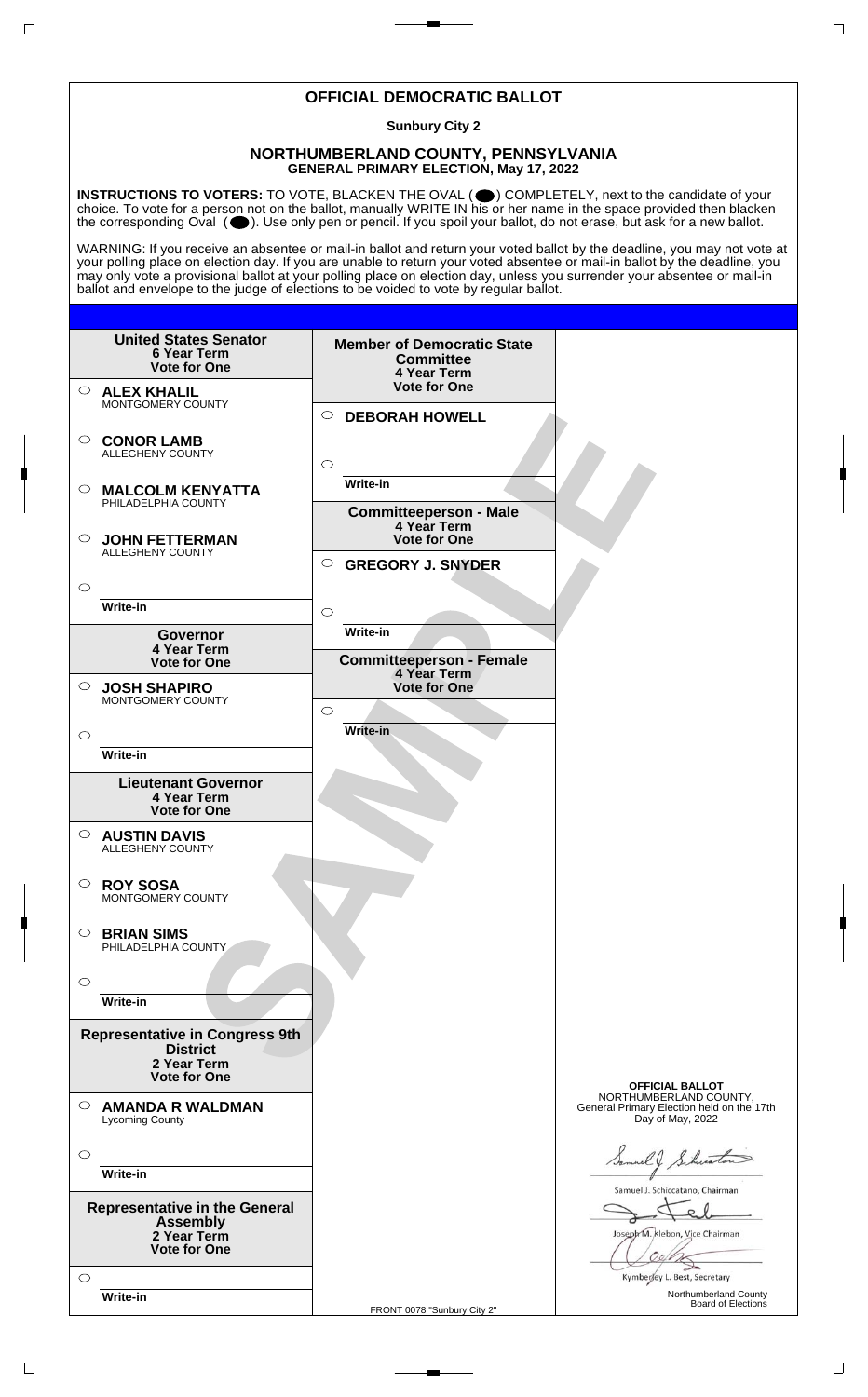# OFFICIAL DEMOCRATIC BALLOT

**Sunbury City 2**

## NORTHUMBERLAND COUNTY, PENNSYLVANIA
**GENERAL PRIMARY ELECTION, May 17, 2022**

**INSTRUCTIONS TO VOTERS:** TO VOTE, BLACKEN THE OVAL ( ⬤ ) COMPLETELY, next to the candidate of your choice. To vote for a person not on the ballot, manually WRITE IN his or her name in the space provided then blacken the corresponding Oval ( ⬤ ). Use only pen or pencil. If you spoil your ballot, do not erase, but ask for a new ballot.

WARNING: If you receive an absentee or mail-in ballot and return your voted ballot by the deadline, you may not vote at your polling place on election day. If you are unable to return your voted absentee or mail-in ballot by the deadline, you may only vote a provisional ballot at your polling place on election day, unless you surrender your absentee or mail-in ballot and envelope to the judge of elections to be voided to vote by regular ballot.

**United States Senator**
**6 Year Term**
**Vote for One**

- ○ **ALEX KHALIL** — MONTGOMERY COUNTY
- ○ **CONOR LAMB** — ALLEGHENY COUNTY
- ○ **MALCOLM KENYATTA** — PHILADELPHIA COUNTY
- ○ **JOHN FETTERMAN** — ALLEGHENY COUNTY
- ○ Write-in

**Governor**
**4 Year Term**
**Vote for One**

- ○ **JOSH SHAPIRO** — MONTGOMERY COUNTY
- ○ Write-in

**Lieutenant Governor**
**4 Year Term**
**Vote for One**

- ○ **AUSTIN DAVIS** — ALLEGHENY COUNTY
- ○ **ROY SOSA** — MONTGOMERY COUNTY
- ○ **BRIAN SIMS** — PHILADELPHIA COUNTY
- ○ Write-in

**Representative in Congress 9th District**
**2 Year Term**
**Vote for One**

- ○ **AMANDA R WALDMAN** — Lycoming County
- ○ Write-in

**Representative in the General Assembly**
**2 Year Term**
**Vote for One**

- ○ Write-in

**Member of Democratic State Committee**
**4 Year Term**
**Vote for One**

- ○ **DEBORAH HOWELL**
- ○ Write-in

**Committeeperson - Male**
**4 Year Term**
**Vote for One**

- ○ **GREGORY J. SNYDER**
- ○ Write-in

**Committeeperson - Female**
**4 Year Term**
**Vote for One**

- ○ Write-in

SAMPLE

**OFFICIAL BALLOT**
NORTHUMBERLAND COUNTY,
General Primary Election held on the 17th Day of May, 2022

Samuel J. Schiccatano, Chairman

Joseph M. Klebon, Vice Chairman

Kymberley L. Best, Secretary

Northumberland County Board of Elections

FRONT 0078 "Sunbury City 2"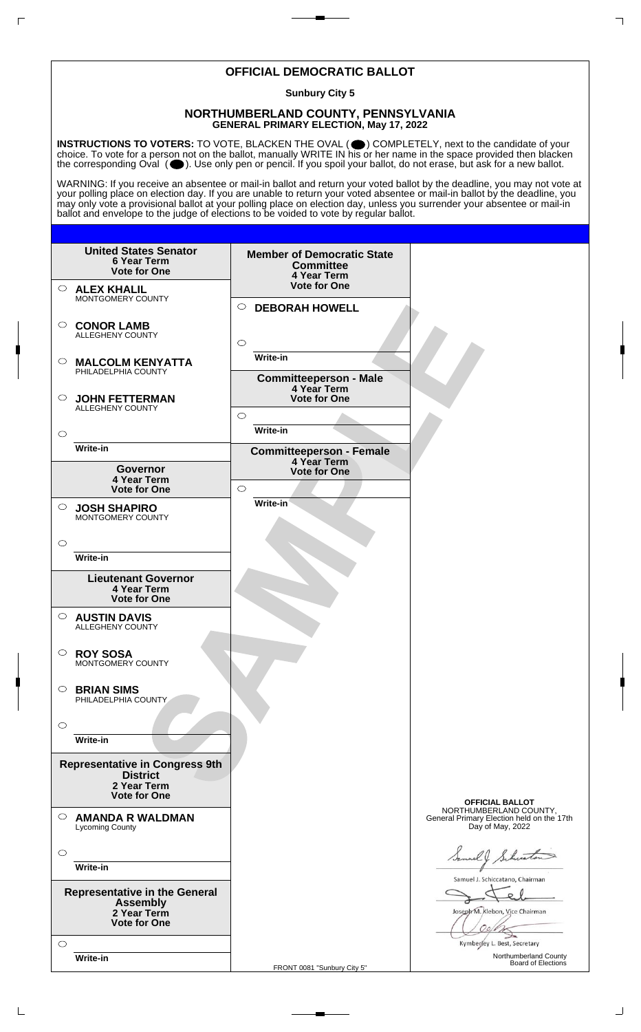# OFFICIAL DEMOCRATIC BALLOT

**Sunbury City 5**

## NORTHUMBERLAND COUNTY, PENNSYLVANIA
**GENERAL PRIMARY ELECTION, May 17, 2022**

**INSTRUCTIONS TO VOTERS:** TO VOTE, BLACKEN THE OVAL ( ⬤ ) COMPLETELY, next to the candidate of your choice. To vote for a person not on the ballot, manually WRITE IN his or her name in the space provided then blacken the corresponding Oval ( ⬤ ). Use only pen or pencil. If you spoil your ballot, do not erase, but ask for a new ballot.

WARNING: If you receive an absentee or mail-in ballot and return your voted ballot by the deadline, you may not vote at your polling place on election day. If you are unable to return your voted absentee or mail-in ballot by the deadline, you may only vote a provisional ballot at your polling place on election day, unless you surrender your absentee or mail-in ballot and envelope to the judge of elections to be voided to vote by regular ballot.

**United States Senator**
**6 Year Term**
**Vote for One**

- ○ **ALEX KHALIL** MONTGOMERY COUNTY
- ○ **CONOR LAMB** ALLEGHENY COUNTY
- ○ **MALCOLM KENYATTA** PHILADELPHIA COUNTY
- ○ **JOHN FETTERMAN** ALLEGHENY COUNTY
- ○ Write-in

**Governor**
**4 Year Term**
**Vote for One**

- ○ **JOSH SHAPIRO** MONTGOMERY COUNTY
- ○ Write-in

**Lieutenant Governor**
**4 Year Term**
**Vote for One**

- ○ **AUSTIN DAVIS** ALLEGHENY COUNTY
- ○ **ROY SOSA** MONTGOMERY COUNTY
- ○ **BRIAN SIMS** PHILADELPHIA COUNTY
- ○ Write-in

**Representative in Congress 9th District**
**2 Year Term**
**Vote for One**

- ○ **AMANDA R WALDMAN** Lycoming County
- ○ Write-in

**Representative in the General Assembly**
**2 Year Term**
**Vote for One**

- ○ Write-in

**Member of Democratic State Committee**
**4 Year Term**
**Vote for One**

- ○ **DEBORAH HOWELL**
- ○ Write-in

**Committeeperson - Male**
**4 Year Term**
**Vote for One**

- ○ Write-in

**Committeeperson - Female**
**4 Year Term**
**Vote for One**

- ○ Write-in

SAMPLE

**OFFICIAL BALLOT**
NORTHUMBERLAND COUNTY,
General Primary Election held on the 17th Day of May, 2022

Samuel J. Schiccatano, Chairman

Joseph M. Klebon, Vice Chairman

Kymberley L. Best, Secretary

Northumberland County Board of Elections

FRONT 0081 "Sunbury City 5"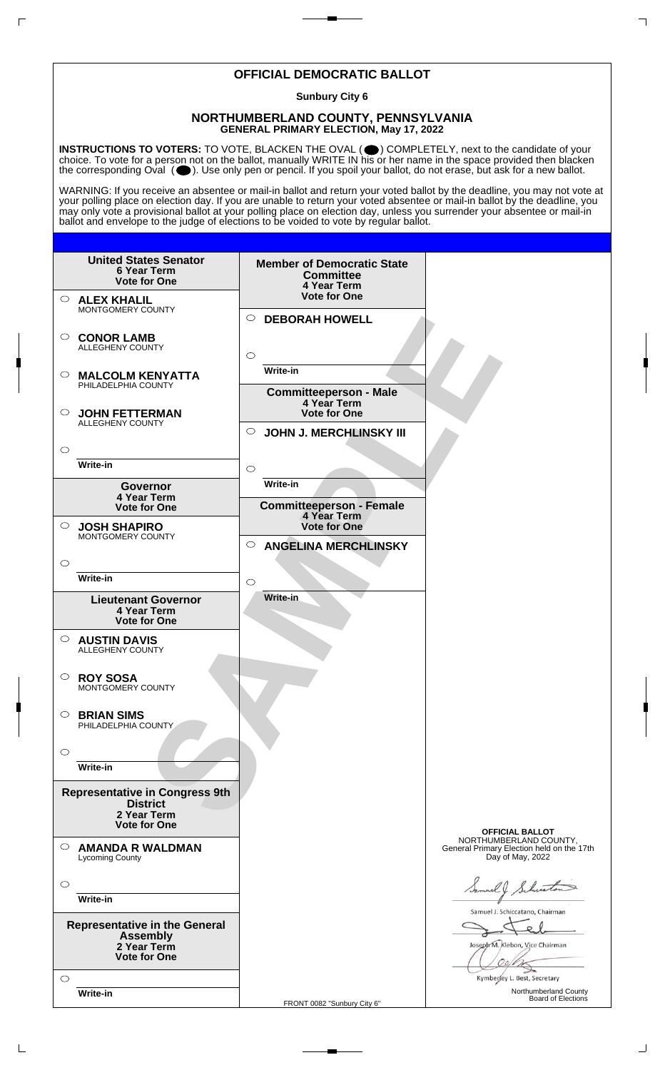# OFFICIAL DEMOCRATIC BALLOT

**Sunbury City 6**

## NORTHUMBERLAND COUNTY, PENNSYLVANIA
**GENERAL PRIMARY ELECTION, May 17, 2022**

**INSTRUCTIONS TO VOTERS:** TO VOTE, BLACKEN THE OVAL ( ⬤ ) COMPLETELY, next to the candidate of your choice. To vote for a person not on the ballot, manually WRITE IN his or her name in the space provided then blacken the corresponding Oval ( ⬤ ). Use only pen or pencil. If you spoil your ballot, do not erase, but ask for a new ballot.

WARNING: If you receive an absentee or mail-in ballot and return your voted ballot by the deadline, you may not vote at your polling place on election day. If you are unable to return your voted absentee or mail-in ballot by the deadline, you may only vote a provisional ballot at your polling place on election day, unless you surrender your absentee or mail-in ballot and envelope to the judge of elections to be voided to vote by regular ballot.

**United States Senator**
**6 Year Term**
**Vote for One**

- ○ **ALEX KHALIL** MONTGOMERY COUNTY
- ○ **CONOR LAMB** ALLEGHENY COUNTY
- ○ **MALCOLM KENYATTA** PHILADELPHIA COUNTY
- ○ **JOHN FETTERMAN** ALLEGHENY COUNTY
- ○ Write-in

**Governor**
**4 Year Term**
**Vote for One**

- ○ **JOSH SHAPIRO** MONTGOMERY COUNTY
- ○ Write-in

**Lieutenant Governor**
**4 Year Term**
**Vote for One**

- ○ **AUSTIN DAVIS** ALLEGHENY COUNTY
- ○ **ROY SOSA** MONTGOMERY COUNTY
- ○ **BRIAN SIMS** PHILADELPHIA COUNTY
- ○ Write-in

**Representative in Congress 9th District**
**2 Year Term**
**Vote for One**

- ○ **AMANDA R WALDMAN** Lycoming County
- ○ Write-in

**Representative in the General Assembly**
**2 Year Term**
**Vote for One**

- ○ Write-in

**Member of Democratic State Committee**
**4 Year Term**
**Vote for One**

- ○ **DEBORAH HOWELL**
- ○ Write-in

**Committeeperson - Male**
**4 Year Term**
**Vote for One**

- ○ **JOHN J. MERCHLINSKY III**
- ○ Write-in

**Committeeperson - Female**
**4 Year Term**
**Vote for One**

- ○ **ANGELINA MERCHLINSKY**
- ○ Write-in

SAMPLE

**OFFICIAL BALLOT**
NORTHUMBERLAND COUNTY,
General Primary Election held on the 17th Day of May, 2022

Samuel J. Schiccatano, Chairman

Joseph M. Klebon, Vice Chairman

Kymberley L. Best, Secretary

Northumberland County Board of Elections

FRONT 0082 "Sunbury City 6"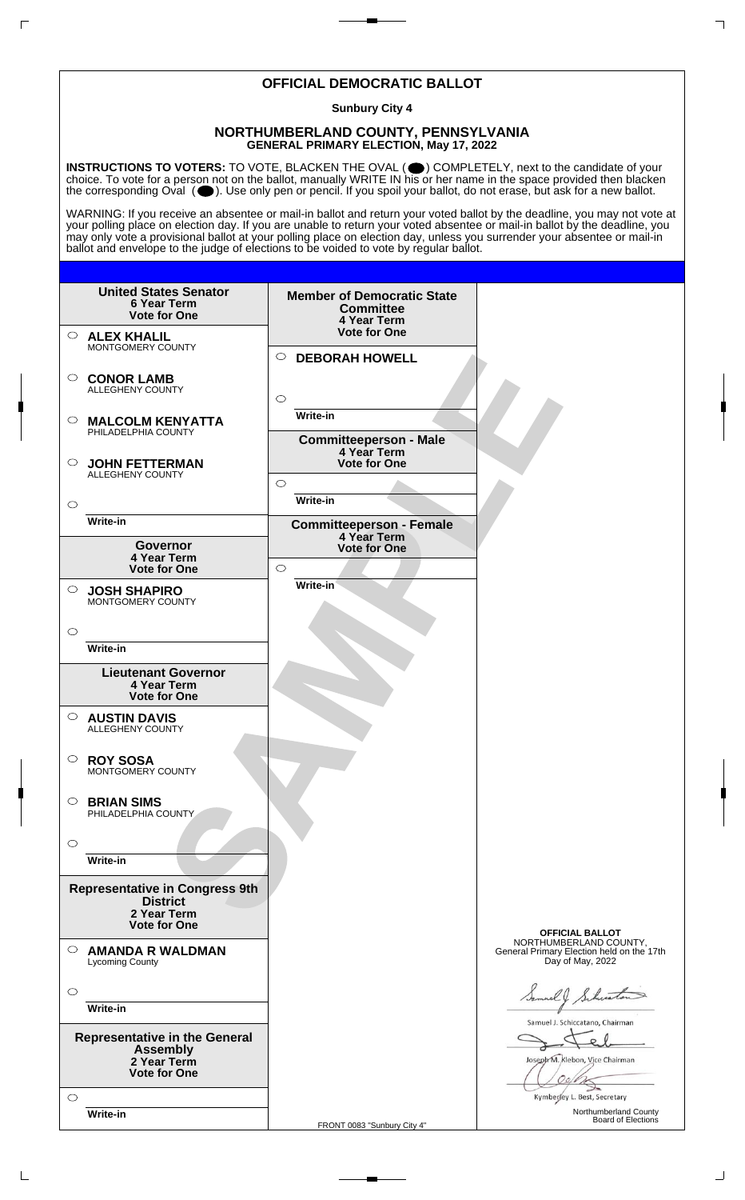# OFFICIAL DEMOCRATIC BALLOT

**Sunbury City 4**

## NORTHUMBERLAND COUNTY, PENNSYLVANIA
### GENERAL PRIMARY ELECTION, May 17, 2022

**INSTRUCTIONS TO VOTERS:** TO VOTE, BLACKEN THE OVAL ( ⬤ ) COMPLETELY, next to the candidate of your choice. To vote for a person not on the ballot, manually WRITE IN his or her name in the space provided then blacken the corresponding Oval ( ⬤ ). Use only pen or pencil. If you spoil your ballot, do not erase, but ask for a new ballot.

WARNING: If you receive an absentee or mail-in ballot and return your voted ballot by the deadline, you may not vote at your polling place on election day. If you are unable to return your voted absentee or mail-in ballot by the deadline, you may only vote a provisional ballot at your polling place on election day, unless you surrender your absentee or mail-in ballot and envelope to the judge of elections to be voided to vote by regular ballot.

**United States Senator**
**6 Year Term**
**Vote for One**

- ○ **ALEX KHALIL** MONTGOMERY COUNTY
- ○ **CONOR LAMB** ALLEGHENY COUNTY
- ○ **MALCOLM KENYATTA** PHILADELPHIA COUNTY
- ○ **JOHN FETTERMAN** ALLEGHENY COUNTY
- ○ Write-in

**Governor**
**4 Year Term**
**Vote for One**

- ○ **JOSH SHAPIRO** MONTGOMERY COUNTY
- ○ Write-in

**Lieutenant Governor**
**4 Year Term**
**Vote for One**

- ○ **AUSTIN DAVIS** ALLEGHENY COUNTY
- ○ **ROY SOSA** MONTGOMERY COUNTY
- ○ **BRIAN SIMS** PHILADELPHIA COUNTY
- ○ Write-in

**Representative in Congress 9th District**
**2 Year Term**
**Vote for One**

- ○ **AMANDA R WALDMAN** Lycoming County
- ○ Write-in

**Representative in the General Assembly**
**2 Year Term**
**Vote for One**

- ○ Write-in

**Member of Democratic State Committee**
**4 Year Term**
**Vote for One**

- ○ **DEBORAH HOWELL**
- ○ Write-in

**Committeeperson - Male**
**4 Year Term**
**Vote for One**

- ○ Write-in

**Committeeperson - Female**
**4 Year Term**
**Vote for One**

- ○ Write-in

SAMPLE

**OFFICIAL BALLOT**
NORTHUMBERLAND COUNTY,
General Primary Election held on the 17th Day of May, 2022

Samuel J. Schiccatano, Chairman

Joseph M. Klebon, Vice Chairman

Kymberley L. Best, Secretary

Northumberland County Board of Elections

FRONT 0083 "Sunbury City 4"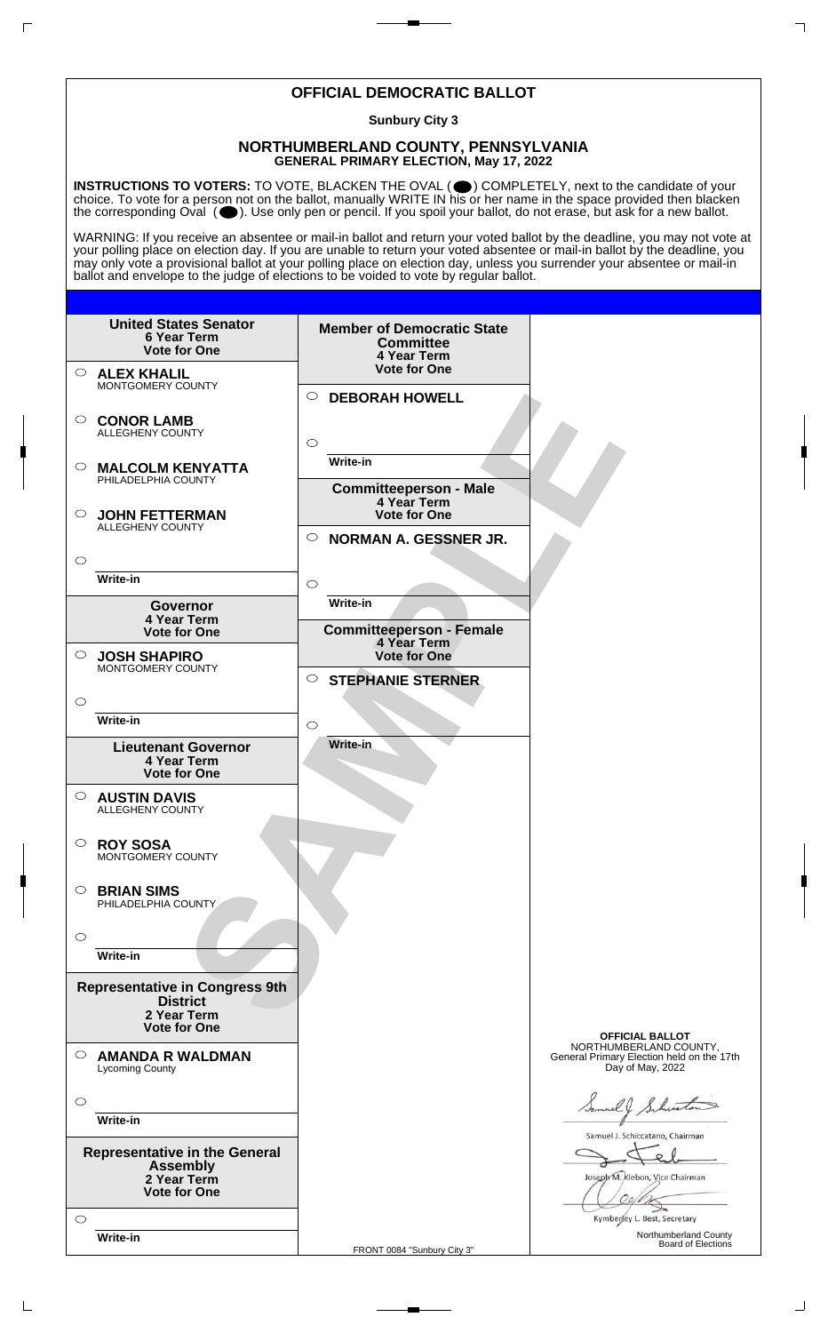# OFFICIAL DEMOCRATIC BALLOT

**Sunbury City 3**

## NORTHUMBERLAND COUNTY, PENNSYLVANIA

**GENERAL PRIMARY ELECTION, May 17, 2022**

**INSTRUCTIONS TO VOTERS:** TO VOTE, BLACKEN THE OVAL (⬤) COMPLETELY, next to the candidate of your choice. To vote for a person not on the ballot, manually WRITE IN his or her name in the space provided then blacken the corresponding Oval (⬤). Use only pen or pencil. If you spoil your ballot, do not erase, but ask for a new ballot.

WARNING: If you receive an absentee or mail-in ballot and return your voted ballot by the deadline, you may not vote at your polling place on election day. If you are unable to return your voted absentee or mail-in ballot by the deadline, you may only vote a provisional ballot at your polling place on election day, unless you surrender your absentee or mail-in ballot and envelope to the judge of elections to be voided to vote by regular ballot.

### United States Senator
**6 Year Term**
**Vote for One**

- ○ **ALEX KHALIL** MONTGOMERY COUNTY
- ○ **CONOR LAMB** ALLEGHENY COUNTY
- ○ **MALCOLM KENYATTA** PHILADELPHIA COUNTY
- ○ **JOHN FETTERMAN** ALLEGHENY COUNTY
- ○ Write-in

### Governor
**4 Year Term**
**Vote for One**

- ○ **JOSH SHAPIRO** MONTGOMERY COUNTY
- ○ Write-in

### Lieutenant Governor
**4 Year Term**
**Vote for One**

- ○ **AUSTIN DAVIS** ALLEGHENY COUNTY
- ○ **ROY SOSA** MONTGOMERY COUNTY
- ○ **BRIAN SIMS** PHILADELPHIA COUNTY
- ○ Write-in

### Representative in Congress 9th District
**2 Year Term**
**Vote for One**

- ○ **AMANDA R WALDMAN** Lycoming County
- ○ Write-in

### Representative in the General Assembly
**2 Year Term**
**Vote for One**

- ○ Write-in

### Member of Democratic State Committee
**4 Year Term**
**Vote for One**

- ○ **DEBORAH HOWELL**
- ○ Write-in

### Committeeperson - Male
**4 Year Term**
**Vote for One**

- ○ **NORMAN A. GESSNER JR.**
- ○ Write-in

### Committeeperson - Female
**4 Year Term**
**Vote for One**

- ○ **STEPHANIE STERNER**
- ○ Write-in

SAMPLE

**OFFICIAL BALLOT**
NORTHUMBERLAND COUNTY,
General Primary Election held on the 17th Day of May, 2022

Samuel J. Schiccatano, Chairman

Joseph M. Klebon, Vice Chairman

Kymberley L. Best, Secretary

Northumberland County Board of Elections

FRONT 0084 "Sunbury City 3"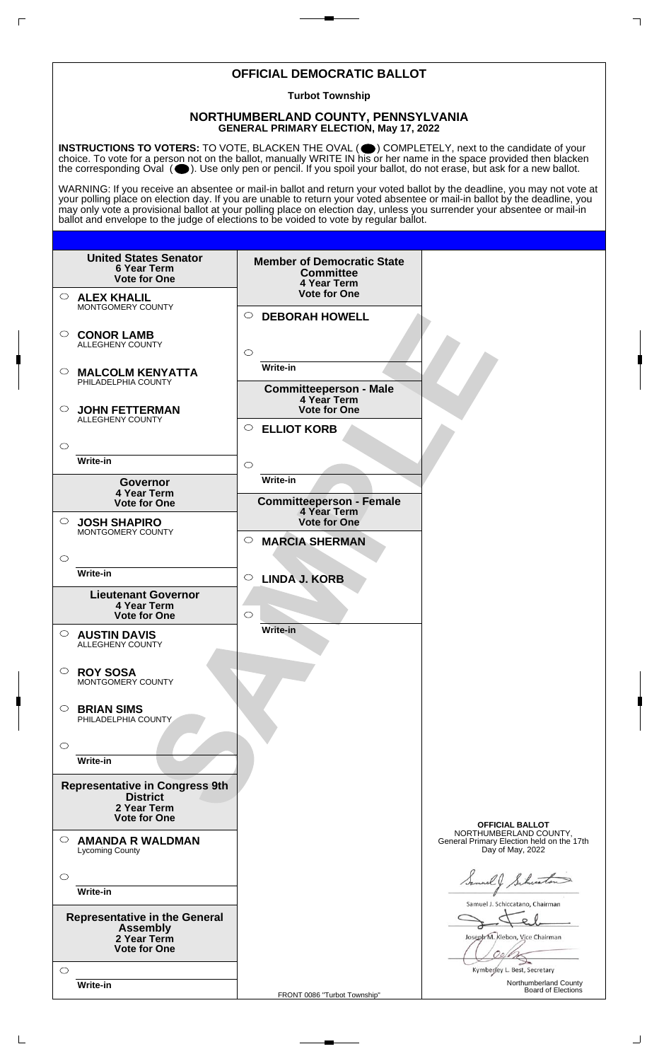# OFFICIAL DEMOCRATIC BALLOT

**Turbot Township**

## NORTHUMBERLAND COUNTY, PENNSYLVANIA
**GENERAL PRIMARY ELECTION, May 17, 2022**

**INSTRUCTIONS TO VOTERS:** TO VOTE, BLACKEN THE OVAL ( ⬤ ) COMPLETELY, next to the candidate of your choice. To vote for a person not on the ballot, manually WRITE IN his or her name in the space provided then blacken the corresponding Oval ( ⬤ ). Use only pen or pencil. If you spoil your ballot, do not erase, but ask for a new ballot.

WARNING: If you receive an absentee or mail-in ballot and return your voted ballot by the deadline, you may not vote at your polling place on election day. If you are unable to return your voted absentee or mail-in ballot by the deadline, you may only vote a provisional ballot at your polling place on election day, unless you surrender your absentee or mail-in ballot and envelope to the judge of elections to be voided to vote by regular ballot.

**United States Senator**
**6 Year Term**
**Vote for One**

- ○ **ALEX KHALIL** MONTGOMERY COUNTY
- ○ **CONOR LAMB** ALLEGHENY COUNTY
- ○ **MALCOLM KENYATTA** PHILADELPHIA COUNTY
- ○ **JOHN FETTERMAN** ALLEGHENY COUNTY
- ○ Write-in

**Governor**
**4 Year Term**
**Vote for One**

- ○ **JOSH SHAPIRO** MONTGOMERY COUNTY
- ○ Write-in

**Lieutenant Governor**
**4 Year Term**
**Vote for One**

- ○ **AUSTIN DAVIS** ALLEGHENY COUNTY
- ○ **ROY SOSA** MONTGOMERY COUNTY
- ○ **BRIAN SIMS** PHILADELPHIA COUNTY
- ○ Write-in

**Representative in Congress 9th District**
**2 Year Term**
**Vote for One**

- ○ **AMANDA R WALDMAN** Lycoming County
- ○ Write-in

**Representative in the General Assembly**
**2 Year Term**
**Vote for One**

- ○ Write-in

**Member of Democratic State Committee**
**4 Year Term**
**Vote for One**

- ○ **DEBORAH HOWELL**
- ○ Write-in

**Committeeperson - Male**
**4 Year Term**
**Vote for One**

- ○ **ELLIOT KORB**
- ○ Write-in

**Committeeperson - Female**
**4 Year Term**
**Vote for One**

- ○ **MARCIA SHERMAN**
- ○ **LINDA J. KORB**
- ○ Write-in

**OFFICIAL BALLOT**
NORTHUMBERLAND COUNTY,
General Primary Election held on the 17th Day of May, 2022

Samuel J. Schiccatano, Chairman

Joseph M. Klebon, Vice Chairman

Kymberley L. Best, Secretary

Northumberland County Board of Elections

FRONT 0086 "Turbot Township"

SAMPLE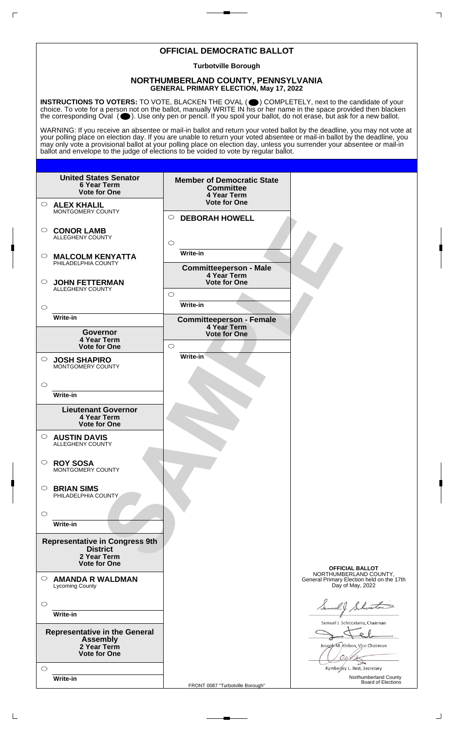# OFFICIAL DEMOCRATIC BALLOT

**Turbotville Borough**

## NORTHUMBERLAND COUNTY, PENNSYLVANIA
**GENERAL PRIMARY ELECTION, May 17, 2022**

**INSTRUCTIONS TO VOTERS:** TO VOTE, BLACKEN THE OVAL ( ⬬ ) COMPLETELY, next to the candidate of your choice. To vote for a person not on the ballot, manually WRITE IN his or her name in the space provided then blacken the corresponding Oval ( ⬬ ). Use only pen or pencil. If you spoil your ballot, do not erase, but ask for a new ballot.

WARNING: If you receive an absentee or mail-in ballot and return your voted ballot by the deadline, you may not vote at your polling place on election day. If you are unable to return your voted absentee or mail-in ballot by the deadline, you may only vote a provisional ballot at your polling place on election day, unless you surrender your absentee or mail-in ballot and envelope to the judge of elections to be voided to vote by regular ballot.

**United States Senator**
**6 Year Term**
**Vote for One**

- ○ **ALEX KHALIL** MONTGOMERY COUNTY
- ○ **CONOR LAMB** ALLEGHENY COUNTY
- ○ **MALCOLM KENYATTA** PHILADELPHIA COUNTY
- ○ **JOHN FETTERMAN** ALLEGHENY COUNTY
- ○ ______ Write-in

**Governor**
**4 Year Term**
**Vote for One**

- ○ **JOSH SHAPIRO** MONTGOMERY COUNTY
- ○ ______ Write-in

**Lieutenant Governor**
**4 Year Term**
**Vote for One**

- ○ **AUSTIN DAVIS** ALLEGHENY COUNTY
- ○ **ROY SOSA** MONTGOMERY COUNTY
- ○ **BRIAN SIMS** PHILADELPHIA COUNTY
- ○ ______ Write-in

**Representative in Congress 9th District**
**2 Year Term**
**Vote for One**

- ○ **AMANDA R WALDMAN** Lycoming County
- ○ ______ Write-in

**Representative in the General Assembly**
**2 Year Term**
**Vote for One**

- ○ ______ Write-in

**Member of Democratic State Committee**
**4 Year Term**
**Vote for One**

- ○ **DEBORAH HOWELL**
- ○ ______ Write-in

**Committeeperson - Male**
**4 Year Term**
**Vote for One**

- ○ ______ Write-in

**Committeeperson - Female**
**4 Year Term**
**Vote for One**

- ○ ______ Write-in

SAMPLE

**OFFICIAL BALLOT**
NORTHUMBERLAND COUNTY,
General Primary Election held on the 17th Day of May, 2022

Samuel J. Schiccatano, Chairman

Joseph M. Klebon, Vice Chairman

Kymberley L. Best, Secretary

Northumberland County Board of Elections

FRONT 0087 "Turbotville Borough"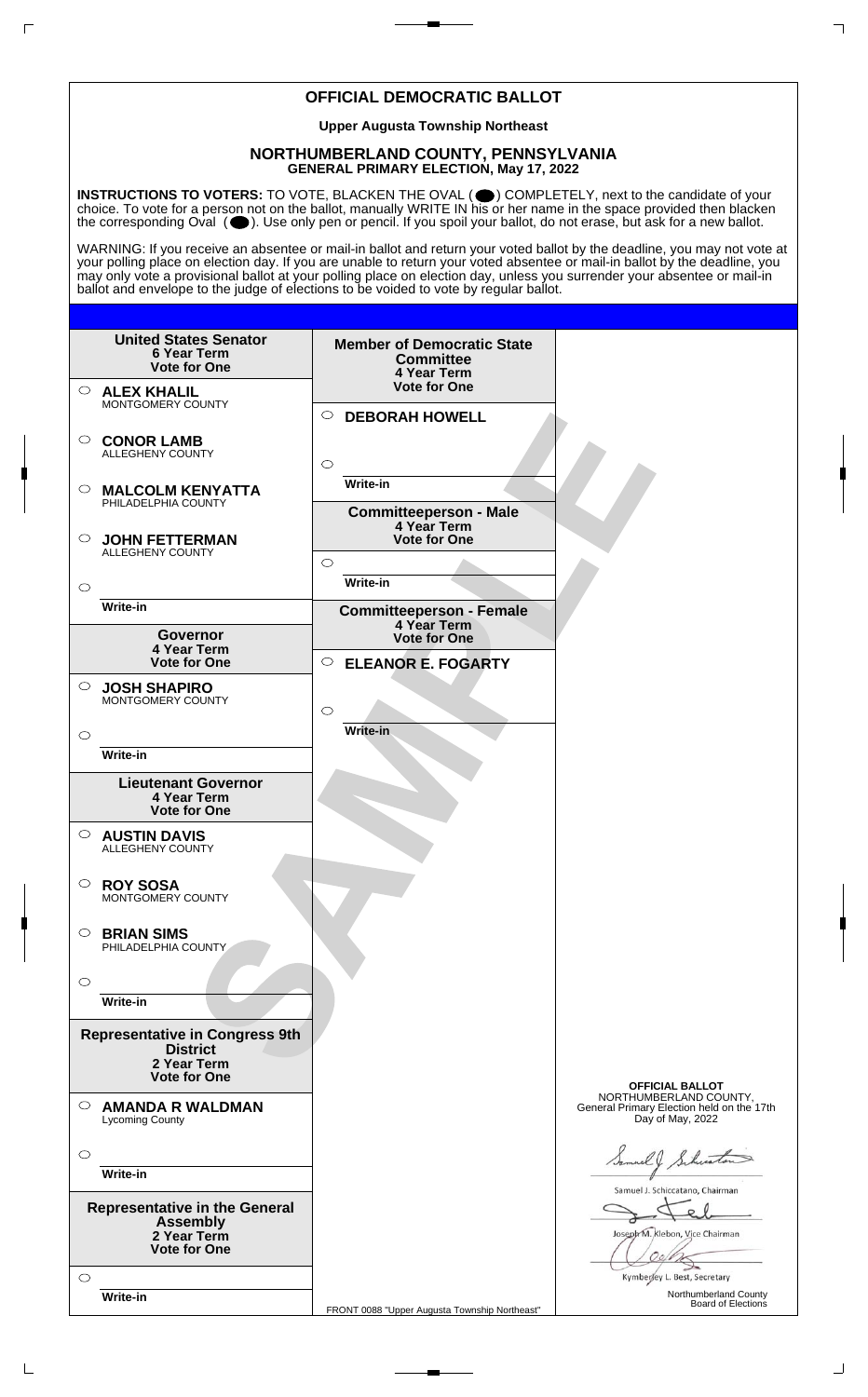# OFFICIAL DEMOCRATIC BALLOT

**Upper Augusta Township Northeast**

## NORTHUMBERLAND COUNTY, PENNSYLVANIA

**GENERAL PRIMARY ELECTION, May 17, 2022**

**INSTRUCTIONS TO VOTERS:** TO VOTE, BLACKEN THE OVAL ( ⬤ ) COMPLETELY, next to the candidate of your choice. To vote for a person not on the ballot, manually WRITE IN his or her name in the space provided then blacken the corresponding Oval ( ⬤ ). Use only pen or pencil. If you spoil your ballot, do not erase, but ask for a new ballot.

WARNING: If you receive an absentee or mail-in ballot and return your voted ballot by the deadline, you may not vote at your polling place on election day. If you are unable to return your voted absentee or mail-in ballot by the deadline, you may only vote a provisional ballot at your polling place on election day, unless you surrender your absentee or mail-in ballot and envelope to the judge of elections to be voided to vote by regular ballot.

### United States Senator
**6 Year Term**
**Vote for One**

- ○ **ALEX KHALIL** — MONTGOMERY COUNTY
- ○ **CONOR LAMB** — ALLEGHENY COUNTY
- ○ **MALCOLM KENYATTA** — PHILADELPHIA COUNTY
- ○ **JOHN FETTERMAN** — ALLEGHENY COUNTY
- ○ Write-in

### Governor
**4 Year Term**
**Vote for One**

- ○ **JOSH SHAPIRO** — MONTGOMERY COUNTY
- ○ Write-in

### Lieutenant Governor
**4 Year Term**
**Vote for One**

- ○ **AUSTIN DAVIS** — ALLEGHENY COUNTY
- ○ **ROY SOSA** — MONTGOMERY COUNTY
- ○ **BRIAN SIMS** — PHILADELPHIA COUNTY
- ○ Write-in

### Representative in Congress 9th District
**2 Year Term**
**Vote for One**

- ○ **AMANDA R WALDMAN** — Lycoming County
- ○ Write-in

### Representative in the General Assembly
**2 Year Term**
**Vote for One**

- ○ Write-in

### Member of Democratic State Committee
**4 Year Term**
**Vote for One**

- ○ **DEBORAH HOWELL**
- ○ Write-in

### Committeeperson - Male
**4 Year Term**
**Vote for One**

- ○ Write-in

### Committeeperson - Female
**4 Year Term**
**Vote for One**

- ○ **ELEANOR E. FOGARTY**
- ○ Write-in

**OFFICIAL BALLOT**
NORTHUMBERLAND COUNTY,
General Primary Election held on the 17th Day of May, 2022

Samuel J. Schiccatano, Chairman

Joseph M. Klebon, Vice Chairman

Kymberley L. Best, Secretary

Northumberland County Board of Elections

FRONT 0088 "Upper Augusta Township Northeast"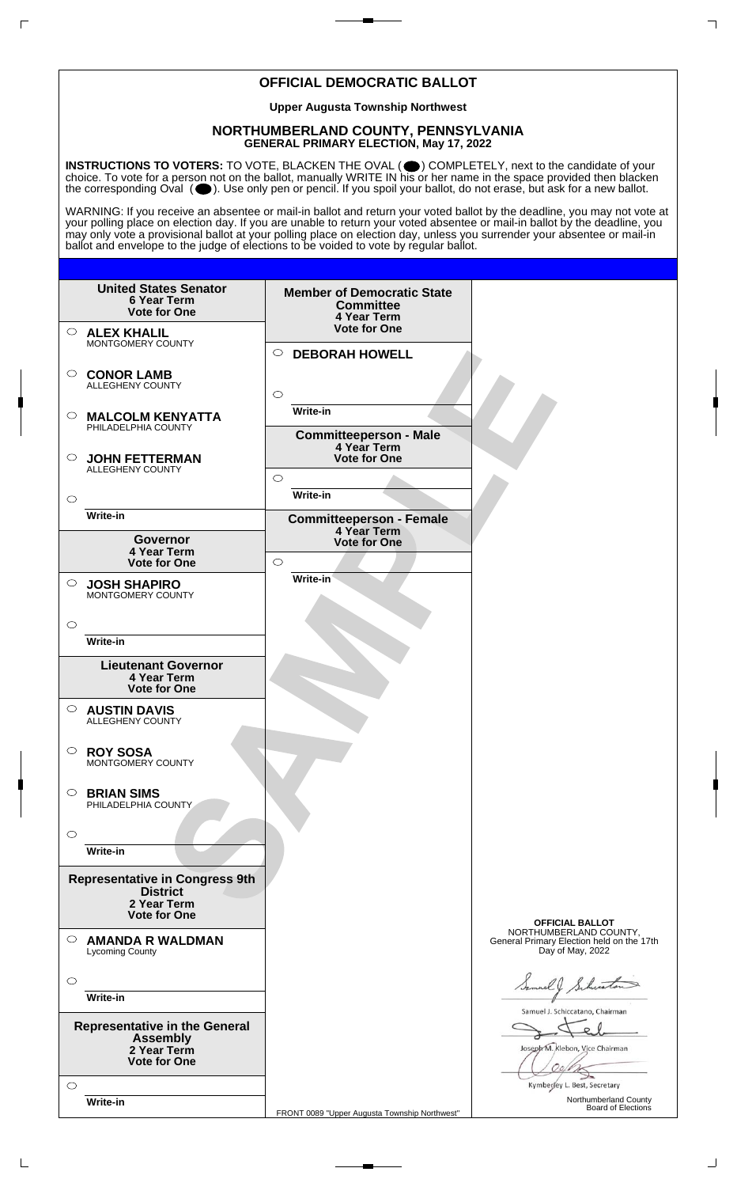# OFFICIAL DEMOCRATIC BALLOT

**Upper Augusta Township Northwest**

## NORTHUMBERLAND COUNTY, PENNSYLVANIA

**GENERAL PRIMARY ELECTION, May 17, 2022**

**INSTRUCTIONS TO VOTERS:** TO VOTE, BLACKEN THE OVAL ( ⬤ ) COMPLETELY, next to the candidate of your choice. To vote for a person not on the ballot, manually WRITE IN his or her name in the space provided then blacken the corresponding Oval ( ⬤ ). Use only pen or pencil. If you spoil your ballot, do not erase, but ask for a new ballot.

WARNING: If you receive an absentee or mail-in ballot and return your voted ballot by the deadline, you may not vote at your polling place on election day. If you are unable to return your voted absentee or mail-in ballot by the deadline, you may only vote a provisional ballot at your polling place on election day, unless you surrender your absentee or mail-in ballot and envelope to the judge of elections to be voided to vote by regular ballot.

### United States Senator
**6 Year Term**
**Vote for One**

- ○ **ALEX KHALIL** — MONTGOMERY COUNTY
- ○ **CONOR LAMB** — ALLEGHENY COUNTY
- ○ **MALCOLM KENYATTA** — PHILADELPHIA COUNTY
- ○ **JOHN FETTERMAN** — ALLEGHENY COUNTY
- ○ Write-in

### Governor
**4 Year Term**
**Vote for One**

- ○ **JOSH SHAPIRO** — MONTGOMERY COUNTY
- ○ Write-in

### Lieutenant Governor
**4 Year Term**
**Vote for One**

- ○ **AUSTIN DAVIS** — ALLEGHENY COUNTY
- ○ **ROY SOSA** — MONTGOMERY COUNTY
- ○ **BRIAN SIMS** — PHILADELPHIA COUNTY
- ○ Write-in

### Representative in Congress 9th District
**2 Year Term**
**Vote for One**

- ○ **AMANDA R WALDMAN** — Lycoming County
- ○ Write-in

### Representative in the General Assembly
**2 Year Term**
**Vote for One**

- ○ Write-in

### Member of Democratic State Committee
**4 Year Term**
**Vote for One**

- ○ **DEBORAH HOWELL**
- ○ Write-in

### Committeeperson - Male
**4 Year Term**
**Vote for One**

- ○ Write-in

### Committeeperson - Female
**4 Year Term**
**Vote for One**

- ○ Write-in

SAMPLE

**OFFICIAL BALLOT**
NORTHUMBERLAND COUNTY,
General Primary Election held on the 17th Day of May, 2022

Samuel J. Schiccatano, Chairman

Joseph M. Klebon, Vice Chairman

Kymberley L. Best, Secretary

Northumberland County Board of Elections

FRONT 0089 "Upper Augusta Township Northwest"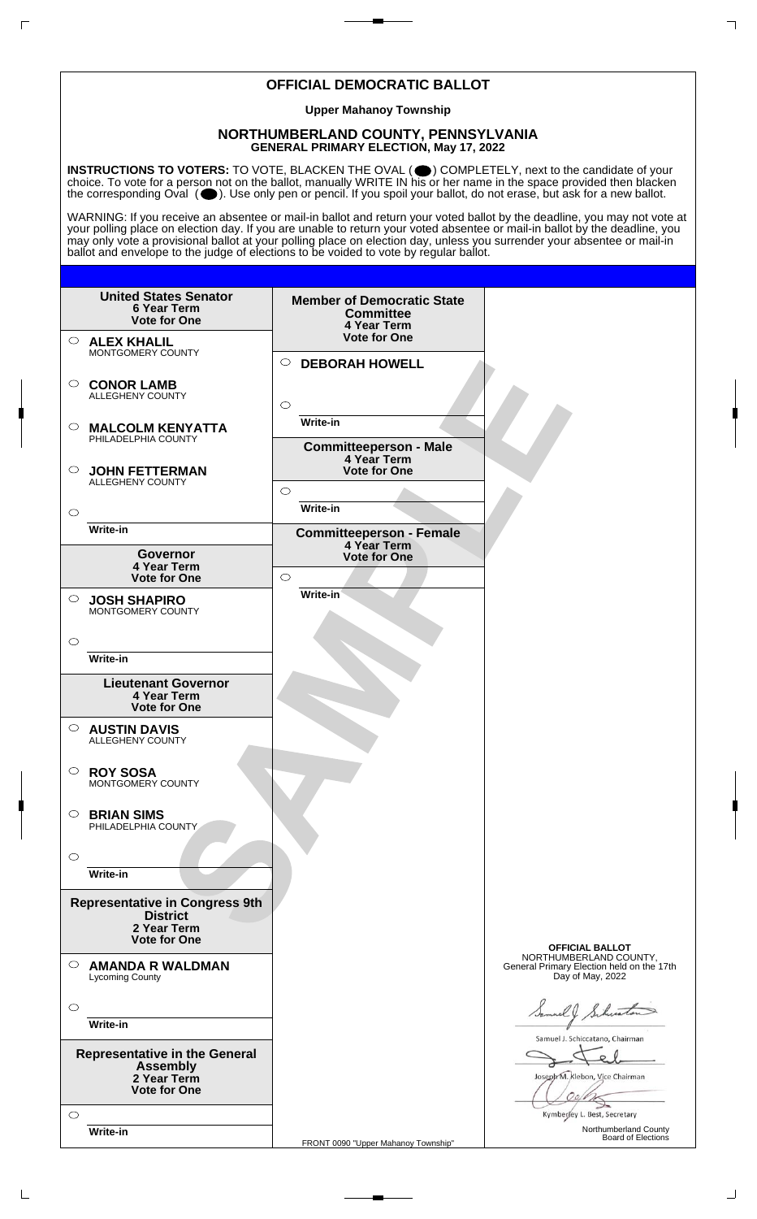# OFFICIAL DEMOCRATIC BALLOT

**Upper Mahanoy Township**

## NORTHUMBERLAND COUNTY, PENNSYLVANIA
### GENERAL PRIMARY ELECTION, May 17, 2022

**INSTRUCTIONS TO VOTERS:** TO VOTE, BLACKEN THE OVAL ( ⬤ ) COMPLETELY, next to the candidate of your choice. To vote for a person not on the ballot, manually WRITE IN his or her name in the space provided then blacken the corresponding Oval ( ⬤ ). Use only pen or pencil. If you spoil your ballot, do not erase, but ask for a new ballot.

WARNING: If you receive an absentee or mail-in ballot and return your voted ballot by the deadline, you may not vote at your polling place on election day. If you are unable to return your voted absentee or mail-in ballot by the deadline, you may only vote a provisional ballot at your polling place on election day, unless you surrender your absentee or mail-in ballot and envelope to the judge of elections to be voided to vote by regular ballot.

**United States Senator**
**6 Year Term**
**Vote for One**

- ○ **ALEX KHALIL** MONTGOMERY COUNTY
- ○ **CONOR LAMB** ALLEGHENY COUNTY
- ○ **MALCOLM KENYATTA** PHILADELPHIA COUNTY
- ○ **JOHN FETTERMAN** ALLEGHENY COUNTY
- ○ ________ Write-in

**Governor**
**4 Year Term**
**Vote for One**

- ○ **JOSH SHAPIRO** MONTGOMERY COUNTY
- ○ ________ Write-in

**Lieutenant Governor**
**4 Year Term**
**Vote for One**

- ○ **AUSTIN DAVIS** ALLEGHENY COUNTY
- ○ **ROY SOSA** MONTGOMERY COUNTY
- ○ **BRIAN SIMS** PHILADELPHIA COUNTY
- ○ ________ Write-in

**Representative in Congress 9th District**
**2 Year Term**
**Vote for One**

- ○ **AMANDA R WALDMAN** Lycoming County
- ○ ________ Write-in

**Representative in the General Assembly**
**2 Year Term**
**Vote for One**

- ○ ________ Write-in

**Member of Democratic State Committee**
**4 Year Term**
**Vote for One**

- ○ **DEBORAH HOWELL**
- ○ ________ Write-in

**Committeeperson - Male**
**4 Year Term**
**Vote for One**

- ○ ________ Write-in

**Committeeperson - Female**
**4 Year Term**
**Vote for One**

- ○ ________ Write-in

SAMPLE

**OFFICIAL BALLOT**
NORTHUMBERLAND COUNTY,
General Primary Election held on the 17th Day of May, 2022

Samuel J. Schiccatano, Chairman

Joseph M. Klebon, Vice Chairman

Kymberley L. Best, Secretary

Northumberland County Board of Elections

FRONT 0090 "Upper Mahanoy Township"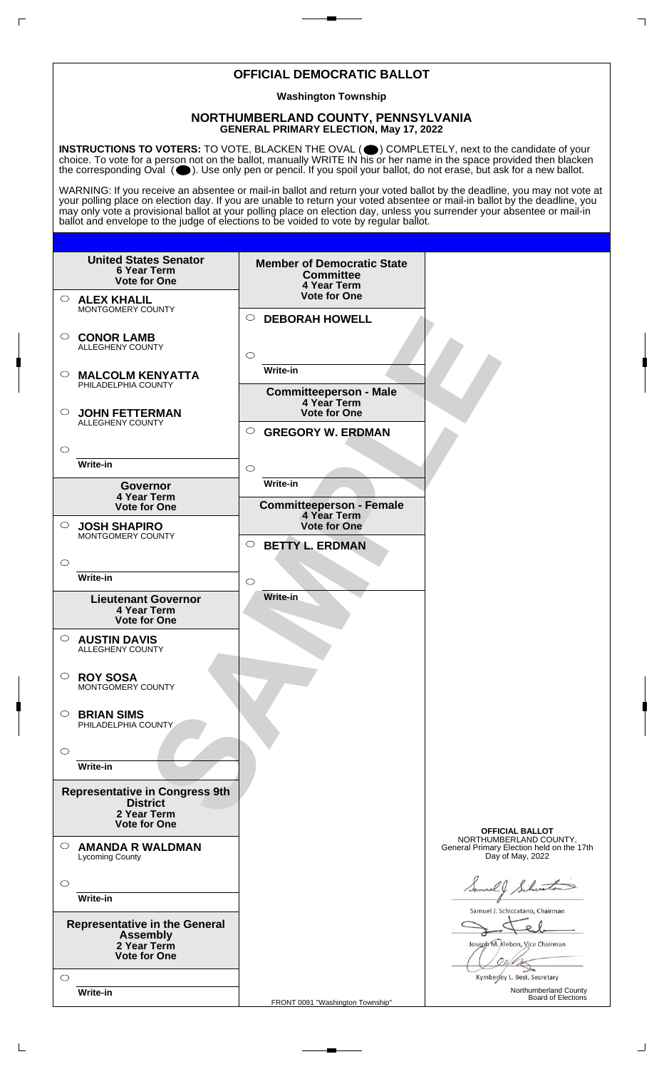# OFFICIAL DEMOCRATIC BALLOT

**Washington Township**

## NORTHUMBERLAND COUNTY, PENNSYLVANIA
**GENERAL PRIMARY ELECTION, May 17, 2022**

**INSTRUCTIONS TO VOTERS:** TO VOTE, BLACKEN THE OVAL ( ⬤ ) COMPLETELY, next to the candidate of your choice. To vote for a person not on the ballot, manually WRITE IN his or her name in the space provided then blacken the corresponding Oval ( ⬤ ). Use only pen or pencil. If you spoil your ballot, do not erase, but ask for a new ballot.

WARNING: If you receive an absentee or mail-in ballot and return your voted ballot by the deadline, you may not vote at your polling place on election day. If you are unable to return your voted absentee or mail-in ballot by the deadline, you may only vote a provisional ballot at your polling place on election day, unless you surrender your absentee or mail-in ballot and envelope to the judge of elections to be voided to vote by regular ballot.

**United States Senator**
**6 Year Term**
**Vote for One**

- ○ **ALEX KHALIL** MONTGOMERY COUNTY
- ○ **CONOR LAMB** ALLEGHENY COUNTY
- ○ **MALCOLM KENYATTA** PHILADELPHIA COUNTY
- ○ **JOHN FETTERMAN** ALLEGHENY COUNTY
- ○ Write-in

**Governor**
**4 Year Term**
**Vote for One**

- ○ **JOSH SHAPIRO** MONTGOMERY COUNTY
- ○ Write-in

**Lieutenant Governor**
**4 Year Term**
**Vote for One**

- ○ **AUSTIN DAVIS** ALLEGHENY COUNTY
- ○ **ROY SOSA** MONTGOMERY COUNTY
- ○ **BRIAN SIMS** PHILADELPHIA COUNTY
- ○ Write-in

**Representative in Congress 9th District**
**2 Year Term**
**Vote for One**

- ○ **AMANDA R WALDMAN** Lycoming County
- ○ Write-in

**Representative in the General Assembly**
**2 Year Term**
**Vote for One**

- ○ Write-in

**Member of Democratic State Committee**
**4 Year Term**
**Vote for One**

- ○ **DEBORAH HOWELL**
- ○ Write-in

**Committeeperson - Male**
**4 Year Term**
**Vote for One**

- ○ **GREGORY W. ERDMAN**
- ○ Write-in

**Committeeperson - Female**
**4 Year Term**
**Vote for One**

- ○ **BETTY L. ERDMAN**
- ○ Write-in

SAMPLE

**OFFICIAL BALLOT**
NORTHUMBERLAND COUNTY,
General Primary Election held on the 17th Day of May, 2022

Samuel J. Schiccatano, Chairman

Joseph M. Klebon, Vice Chairman

Kymberley L. Best, Secretary

Northumberland County Board of Elections

FRONT 0091 "Washington Township"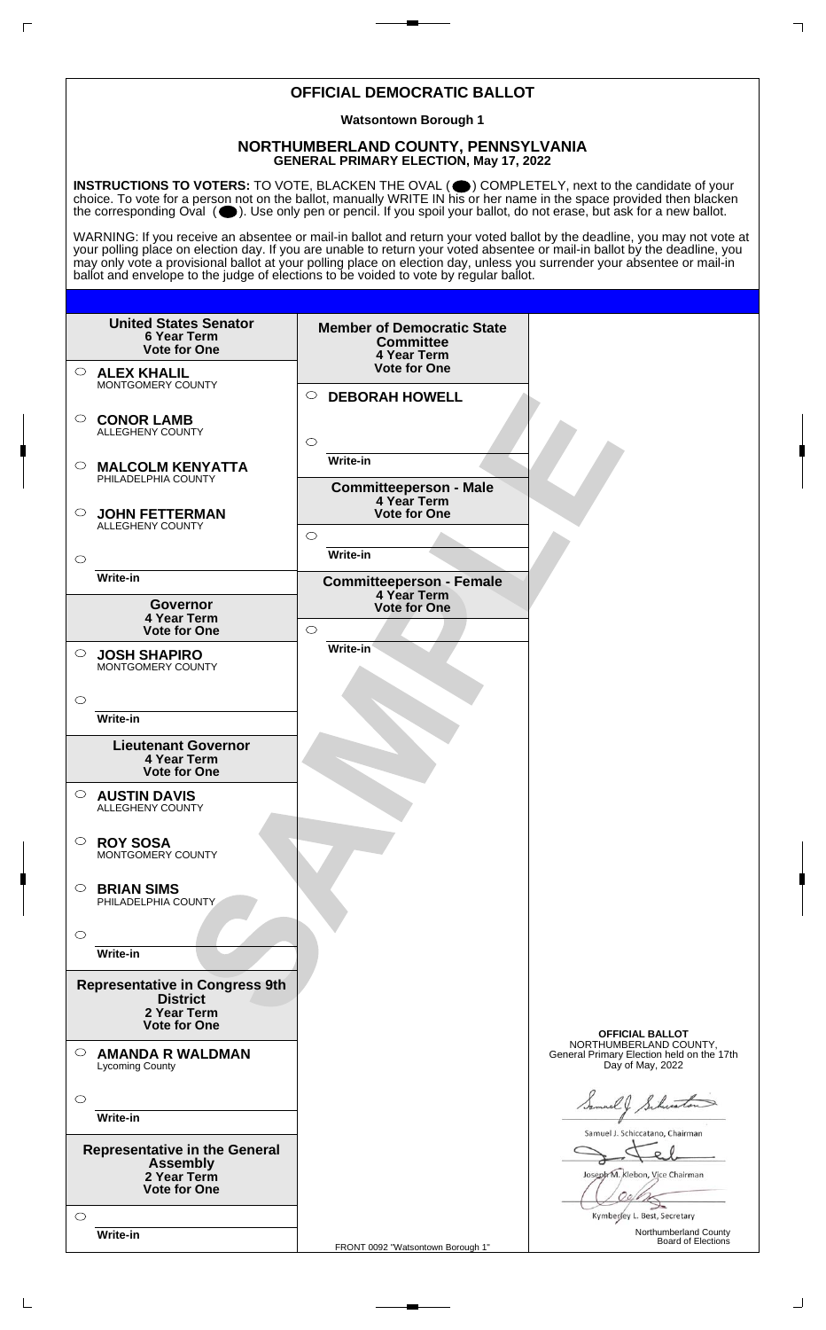# OFFICIAL DEMOCRATIC BALLOT

**Watsontown Borough 1**

## NORTHUMBERLAND COUNTY, PENNSYLVANIA
**GENERAL PRIMARY ELECTION, May 17, 2022**

**INSTRUCTIONS TO VOTERS:** TO VOTE, BLACKEN THE OVAL ( ⬬ ) COMPLETELY, next to the candidate of your choice. To vote for a person not on the ballot, manually WRITE IN his or her name in the space provided then blacken the corresponding Oval ( ⬬ ). Use only pen or pencil. If you spoil your ballot, do not erase, but ask for a new ballot.

WARNING: If you receive an absentee or mail-in ballot and return your voted ballot by the deadline, you may not vote at your polling place on election day. If you are unable to return your voted absentee or mail-in ballot by the deadline, you may only vote a provisional ballot at your polling place on election day, unless you surrender your absentee or mail-in ballot and envelope to the judge of elections to be voided to vote by regular ballot.

**United States Senator**
**6 Year Term**
**Vote for One**

- ○ **ALEX KHALIL** MONTGOMERY COUNTY
- ○ **CONOR LAMB** ALLEGHENY COUNTY
- ○ **MALCOLM KENYATTA** PHILADELPHIA COUNTY
- ○ **JOHN FETTERMAN** ALLEGHENY COUNTY
- ○ ______ Write-in

**Governor**
**4 Year Term**
**Vote for One**

- ○ **JOSH SHAPIRO** MONTGOMERY COUNTY
- ○ ______ Write-in

**Lieutenant Governor**
**4 Year Term**
**Vote for One**

- ○ **AUSTIN DAVIS** ALLEGHENY COUNTY
- ○ **ROY SOSA** MONTGOMERY COUNTY
- ○ **BRIAN SIMS** PHILADELPHIA COUNTY
- ○ ______ Write-in

**Representative in Congress 9th District**
**2 Year Term**
**Vote for One**

- ○ **AMANDA R WALDMAN** Lycoming County
- ○ ______ Write-in

**Representative in the General Assembly**
**2 Year Term**
**Vote for One**

- ○ ______ Write-in

**Member of Democratic State Committee**
**4 Year Term**
**Vote for One**

- ○ **DEBORAH HOWELL**
- ○ ______ Write-in

**Committeeperson - Male**
**4 Year Term**
**Vote for One**

- ○ ______ Write-in

**Committeeperson - Female**
**4 Year Term**
**Vote for One**

- ○ ______ Write-in

SAMPLE

**OFFICIAL BALLOT**
NORTHUMBERLAND COUNTY,
General Primary Election held on the 17th Day of May, 2022

Samuel J. Schiccatano, Chairman

Joseph M. Klebon, Vice Chairman

Kymberley L. Best, Secretary

Northumberland County Board of Elections

FRONT 0092 "Watsontown Borough 1"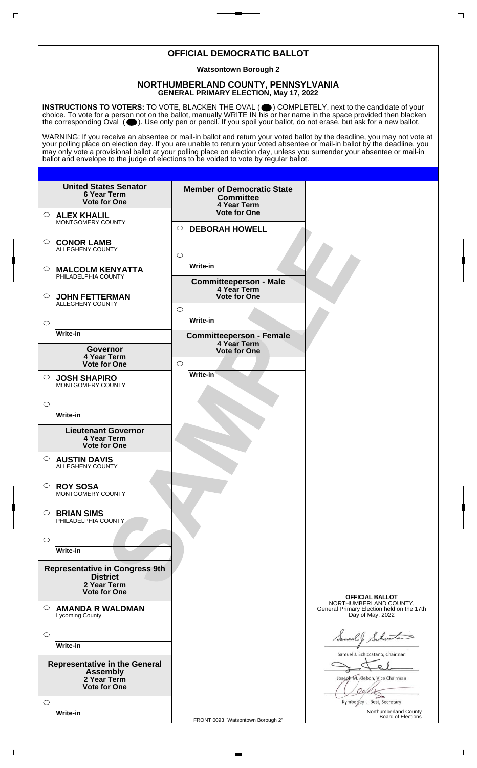# OFFICIAL DEMOCRATIC BALLOT

**Watsontown Borough 2**

## NORTHUMBERLAND COUNTY, PENNSYLVANIA
**GENERAL PRIMARY ELECTION, May 17, 2022**

**INSTRUCTIONS TO VOTERS:** TO VOTE, BLACKEN THE OVAL ( ⬤ ) COMPLETELY, next to the candidate of your choice. To vote for a person not on the ballot, manually WRITE IN his or her name in the space provided then blacken the corresponding Oval ( ⬤ ). Use only pen or pencil. If you spoil your ballot, do not erase, but ask for a new ballot.

WARNING: If you receive an absentee or mail-in ballot and return your voted ballot by the deadline, you may not vote at your polling place on election day. If you are unable to return your voted absentee or mail-in ballot by the deadline, you may only vote a provisional ballot at your polling place on election day, unless you surrender your absentee or mail-in ballot and envelope to the judge of elections to be voided to vote by regular ballot.

**United States Senator**
**6 Year Term**
**Vote for One**

- ○ **ALEX KHALIL** MONTGOMERY COUNTY
- ○ **CONOR LAMB** ALLEGHENY COUNTY
- ○ **MALCOLM KENYATTA** PHILADELPHIA COUNTY
- ○ **JOHN FETTERMAN** ALLEGHENY COUNTY
- ○ Write-in

**Governor**
**4 Year Term**
**Vote for One**

- ○ **JOSH SHAPIRO** MONTGOMERY COUNTY
- ○ Write-in

**Lieutenant Governor**
**4 Year Term**
**Vote for One**

- ○ **AUSTIN DAVIS** ALLEGHENY COUNTY
- ○ **ROY SOSA** MONTGOMERY COUNTY
- ○ **BRIAN SIMS** PHILADELPHIA COUNTY
- ○ Write-in

**Representative in Congress 9th District**
**2 Year Term**
**Vote for One**

- ○ **AMANDA R WALDMAN** Lycoming County
- ○ Write-in

**Representative in the General Assembly**
**2 Year Term**
**Vote for One**

- ○ Write-in

**Member of Democratic State Committee**
**4 Year Term**
**Vote for One**

- ○ **DEBORAH HOWELL**
- ○ Write-in

**Committeeperson - Male**
**4 Year Term**
**Vote for One**

- ○ Write-in

**Committeeperson - Female**
**4 Year Term**
**Vote for One**

- ○ Write-in

SAMPLE

**OFFICIAL BALLOT**
NORTHUMBERLAND COUNTY,
General Primary Election held on the 17th Day of May, 2022

Samuel J. Schiccatano, Chairman

Joseph M. Klebon, Vice Chairman

Kymberley L. Best, Secretary

Northumberland County Board of Elections

FRONT 0093 "Watsontown Borough 2"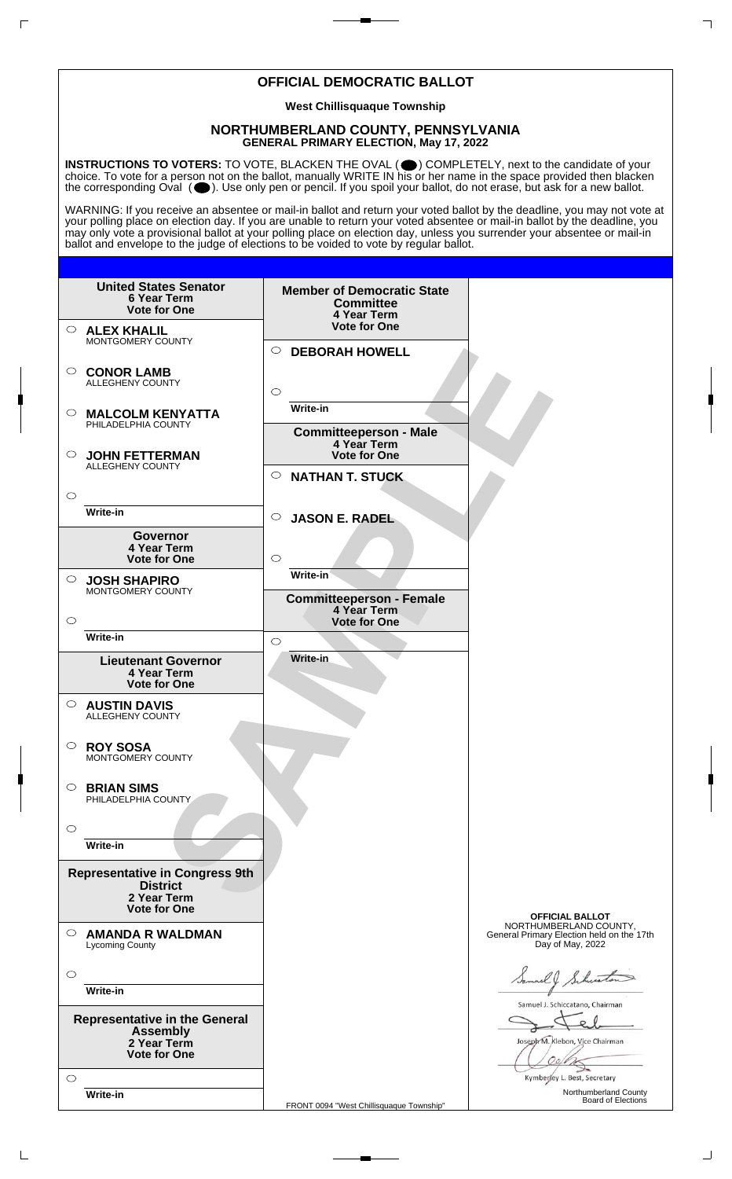# OFFICIAL DEMOCRATIC BALLOT

**West Chillisquaque Township**

## NORTHUMBERLAND COUNTY, PENNSYLVANIA
**GENERAL PRIMARY ELECTION, May 17, 2022**

**INSTRUCTIONS TO VOTERS:** TO VOTE, BLACKEN THE OVAL ( ⬤ ) COMPLETELY, next to the candidate of your choice. To vote for a person not on the ballot, manually WRITE IN his or her name in the space provided then blacken the corresponding Oval ( ⬤ ). Use only pen or pencil. If you spoil your ballot, do not erase, but ask for a new ballot.

WARNING: If you receive an absentee or mail-in ballot and return your voted ballot by the deadline, you may not vote at your polling place on election day. If you are unable to return your voted absentee or mail-in ballot by the deadline, you may only vote a provisional ballot at your polling place on election day, unless you surrender your absentee or mail-in ballot and envelope to the judge of elections to be voided to vote by regular ballot.

**United States Senator**
**6 Year Term**
**Vote for One**

- ○ **ALEX KHALIL** — MONTGOMERY COUNTY
- ○ **CONOR LAMB** — ALLEGHENY COUNTY
- ○ **MALCOLM KENYATTA** — PHILADELPHIA COUNTY
- ○ **JOHN FETTERMAN** — ALLEGHENY COUNTY
- ○ Write-in

**Governor**
**4 Year Term**
**Vote for One**

- ○ **JOSH SHAPIRO** — MONTGOMERY COUNTY
- ○ Write-in

**Lieutenant Governor**
**4 Year Term**
**Vote for One**

- ○ **AUSTIN DAVIS** — ALLEGHENY COUNTY
- ○ **ROY SOSA** — MONTGOMERY COUNTY
- ○ **BRIAN SIMS** — PHILADELPHIA COUNTY
- ○ Write-in

**Representative in Congress 9th District**
**2 Year Term**
**Vote for One**

- ○ **AMANDA R WALDMAN** — Lycoming County
- ○ Write-in

**Representative in the General Assembly**
**2 Year Term**
**Vote for One**

- ○ Write-in

**Member of Democratic State Committee**
**4 Year Term**
**Vote for One**

- ○ **DEBORAH HOWELL**
- ○ Write-in

**Committeeperson - Male**
**4 Year Term**
**Vote for One**

- ○ **NATHAN T. STUCK**
- ○ **JASON E. RADEL**
- ○ Write-in

**Committeeperson - Female**
**4 Year Term**
**Vote for One**

- ○ Write-in

**OFFICIAL BALLOT**
NORTHUMBERLAND COUNTY,
General Primary Election held on the 17th Day of May, 2022

Samuel J. Schiccatano, Chairman

Joseph M. Klebon, Vice Chairman

Kymberley L. Best, Secretary

Northumberland County Board of Elections

SAMPLE

FRONT 0094 "West Chillisquaque Township"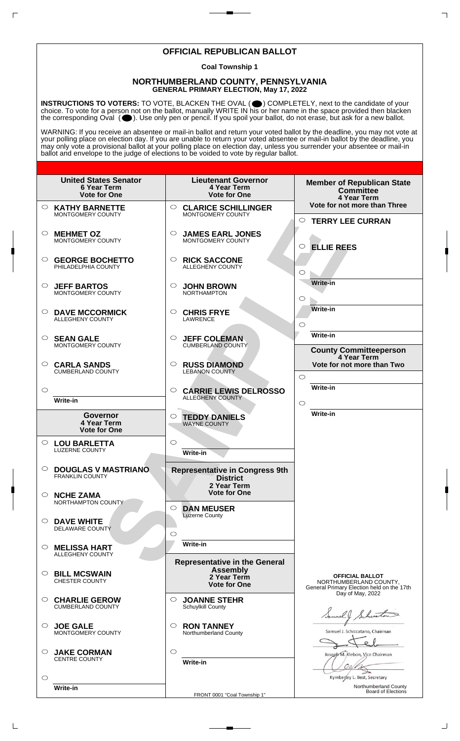# OFFICIAL REPUBLICAN BALLOT

**Coal Township 1**

## NORTHUMBERLAND COUNTY, PENNSYLVANIA
**GENERAL PRIMARY ELECTION, May 17, 2022**

**INSTRUCTIONS TO VOTERS:** TO VOTE, BLACKEN THE OVAL ( ) COMPLETELY, next to the candidate of your choice. To vote for a person not on the ballot, manually WRITE IN his or her name in the space provided then blacken the corresponding Oval ( ). Use only pen or pencil. If you spoil your ballot, do not erase, but ask for a new ballot.

WARNING: If you receive an absentee or mail-in ballot and return your voted ballot by the deadline, you may not vote at your polling place on election day. If you are unable to return your voted absentee or mail-in ballot by the deadline, you may only vote a provisional ballot at your polling place on election day, unless you surrender your absentee or mail-in ballot and envelope to the judge of elections to be voided to vote by regular ballot.

### United States Senator
**6 Year Term**
**Vote for One**

- ○ **KATHY BARNETTE** MONTGOMERY COUNTY
- ○ **MEHMET OZ** MONTGOMERY COUNTY
- ○ **GEORGE BOCHETTO** PHILADELPHIA COUNTY
- ○ **JEFF BARTOS** MONTGOMERY COUNTY
- ○ **DAVE MCCORMICK** ALLEGHENY COUNTY
- ○ **SEAN GALE** MONTGOMERY COUNTY
- ○ **CARLA SANDS** CUMBERLAND COUNTY
- ○ Write-in

### Governor
**4 Year Term**
**Vote for One**

- ○ **LOU BARLETTA** LUZERNE COUNTY
- ○ **DOUGLAS V MASTRIANO** FRANKLIN COUNTY
- ○ **NCHE ZAMA** NORTHAMPTON COUNTY
- ○ **DAVE WHITE** DELAWARE COUNTY
- ○ **MELISSA HART** ALLEGHENY COUNTY
- ○ **BILL MCSWAIN** CHESTER COUNTY
- ○ **CHARLIE GEROW** CUMBERLAND COUNTY
- ○ **JOE GALE** MONTGOMERY COUNTY
- ○ **JAKE CORMAN** CENTRE COUNTY
- ○ Write-in

### Lieutenant Governor
**4 Year Term**
**Vote for One**

- ○ **CLARICE SCHILLINGER** MONTGOMERY COUNTY
- ○ **JAMES EARL JONES** MONTGOMERY COUNTY
- ○ **RICK SACCONE** ALLEGHENY COUNTY
- ○ **JOHN BROWN** NORTHAMPTON
- ○ **CHRIS FRYE** LAWRENCE
- ○ **JEFF COLEMAN** CUMBERLAND COUNTY
- ○ **RUSS DIAMOND** LEBANON COUNTY
- ○ **CARRIE LEWIS DELROSSO** ALLEGHENY COUNTY
- ○ **TEDDY DANIELS** WAYNE COUNTY
- ○ Write-in

### Representative in Congress 9th District
**2 Year Term**
**Vote for One**

- ○ **DAN MEUSER** Luzerne County
- ○ Write-in

### Representative in the General Assembly
**2 Year Term**
**Vote for One**

- ○ **JOANNE STEHR** Schuylkill County
- ○ **RON TANNEY** Northumberland County
- ○ Write-in

### Member of Republican State Committee
**4 Year Term**
**Vote for not more than Three**

- ○ **TERRY LEE CURRAN**
- ○ **ELLIE REES**
- ○ Write-in
- ○ Write-in
- ○ Write-in

### County Committeeperson
**4 Year Term**
**Vote for not more than Two**

- ○ Write-in
- ○ Write-in

**OFFICIAL BALLOT**
NORTHUMBERLAND COUNTY,
General Primary Election held on the 17th Day of May, 2022

Samuel J. Schiccatano, Chairman

Joseph M. Klebon, Vice Chairman

Kymberley L. Best, Secretary

Northumberland County
Board of Elections

FRONT 0001 "Coal Township 1"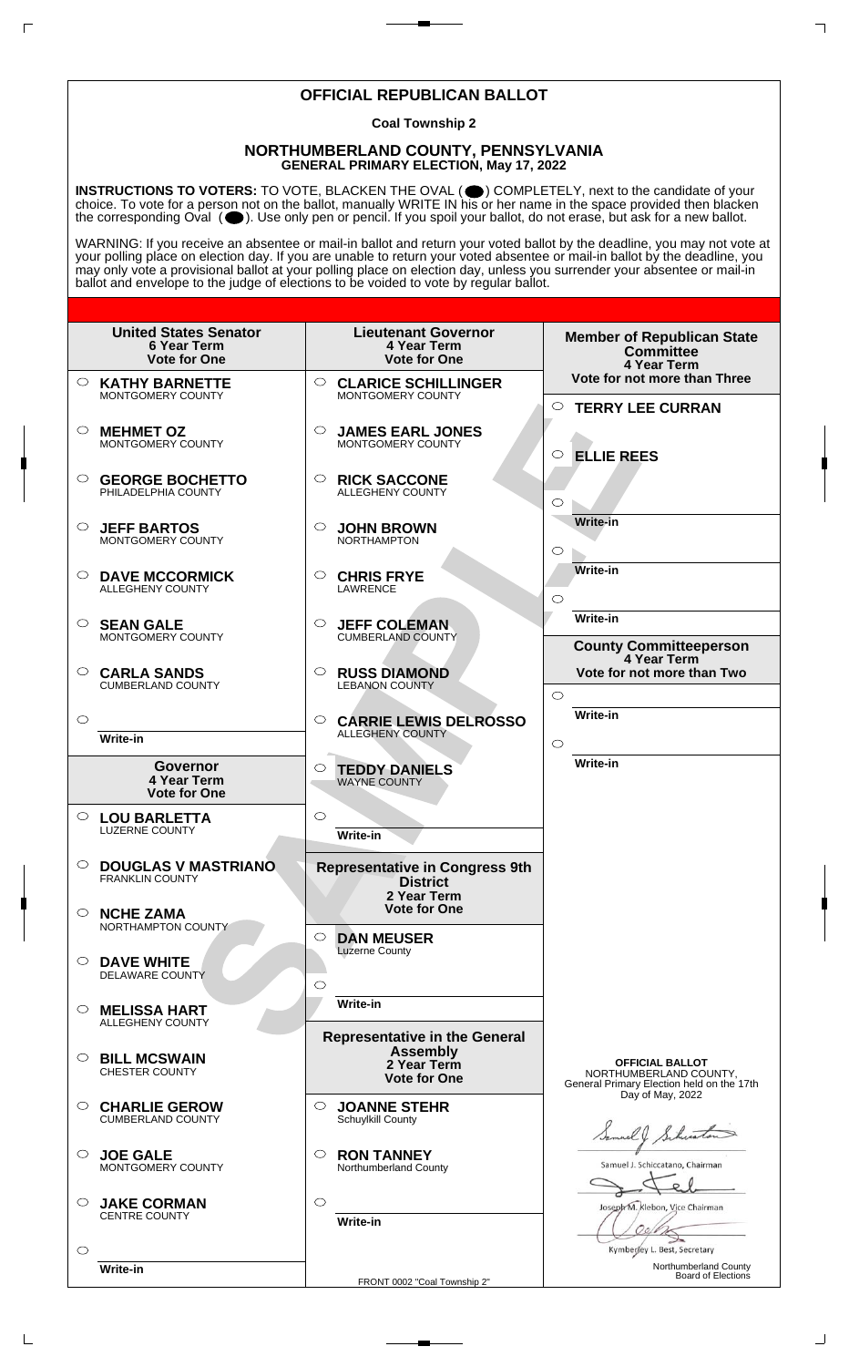# OFFICIAL REPUBLICAN BALLOT

**Coal Township 2**

## NORTHUMBERLAND COUNTY, PENNSYLVANIA
**GENERAL PRIMARY ELECTION, May 17, 2022**

**INSTRUCTIONS TO VOTERS:** TO VOTE, BLACKEN THE OVAL ( ) COMPLETELY, next to the candidate of your choice. To vote for a person not on the ballot, manually WRITE IN his or her name in the space provided then blacken the corresponding Oval ( ). Use only pen or pencil. If you spoil your ballot, do not erase, but ask for a new ballot.

WARNING: If you receive an absentee or mail-in ballot and return your voted ballot by the deadline, you may not vote at your polling place on election day. If you are unable to return your voted absentee or mail-in ballot by the deadline, you may only vote a provisional ballot at your polling place on election day, unless you surrender your absentee or mail-in ballot and envelope to the judge of elections to be voided to vote by regular ballot.

### United States Senator
6 Year Term
Vote for One

- ○ **KATHY BARNETTE** — MONTGOMERY COUNTY
- ○ **MEHMET OZ** — MONTGOMERY COUNTY
- ○ **GEORGE BOCHETTO** — PHILADELPHIA COUNTY
- ○ **JEFF BARTOS** — MONTGOMERY COUNTY
- ○ **DAVE MCCORMICK** — ALLEGHENY COUNTY
- ○ **SEAN GALE** — MONTGOMERY COUNTY
- ○ **CARLA SANDS** — CUMBERLAND COUNTY
- ○ Write-in

### Governor
4 Year Term
Vote for One

- ○ **LOU BARLETTA** — LUZERNE COUNTY
- ○ **DOUGLAS V MASTRIANO** — FRANKLIN COUNTY
- ○ **NCHE ZAMA** — NORTHAMPTON COUNTY
- ○ **DAVE WHITE** — DELAWARE COUNTY
- ○ **MELISSA HART** — ALLEGHENY COUNTY
- ○ **BILL MCSWAIN** — CHESTER COUNTY
- ○ **CHARLIE GEROW** — CUMBERLAND COUNTY
- ○ **JOE GALE** — MONTGOMERY COUNTY
- ○ **JAKE CORMAN** — CENTRE COUNTY
- ○ Write-in

### Lieutenant Governor
4 Year Term
Vote for One

- ○ **CLARICE SCHILLINGER** — MONTGOMERY COUNTY
- ○ **JAMES EARL JONES** — MONTGOMERY COUNTY
- ○ **RICK SACCONE** — ALLEGHENY COUNTY
- ○ **JOHN BROWN** — NORTHAMPTON
- ○ **CHRIS FRYE** — LAWRENCE
- ○ **JEFF COLEMAN** — CUMBERLAND COUNTY
- ○ **RUSS DIAMOND** — LEBANON COUNTY
- ○ **CARRIE LEWIS DELROSSO** — ALLEGHENY COUNTY
- ○ **TEDDY DANIELS** — WAYNE COUNTY
- ○ Write-in

### Representative in Congress 9th District
2 Year Term
Vote for One

- ○ **DAN MEUSER** — Luzerne County
- ○ Write-in

### Representative in the General Assembly
2 Year Term
Vote for One

- ○ **JOANNE STEHR** — Schuylkill County
- ○ **RON TANNEY** — Northumberland County
- ○ Write-in

### Member of Republican State Committee
4 Year Term
Vote for not more than Three

- ○ **TERRY LEE CURRAN**
- ○ **ELLIE REES**
- ○ Write-in
- ○ Write-in
- ○ Write-in

### County Committeeperson
4 Year Term
Vote for not more than Two

- ○ Write-in
- ○ Write-in

**OFFICIAL BALLOT**
NORTHUMBERLAND COUNTY,
General Primary Election held on the 17th Day of May, 2022

Samuel J. Schiccatano, Chairman

Joseph M. Klebon, Vice Chairman

Kymberley L. Best, Secretary

Northumberland County Board of Elections

FRONT 0002 "Coal Township 2"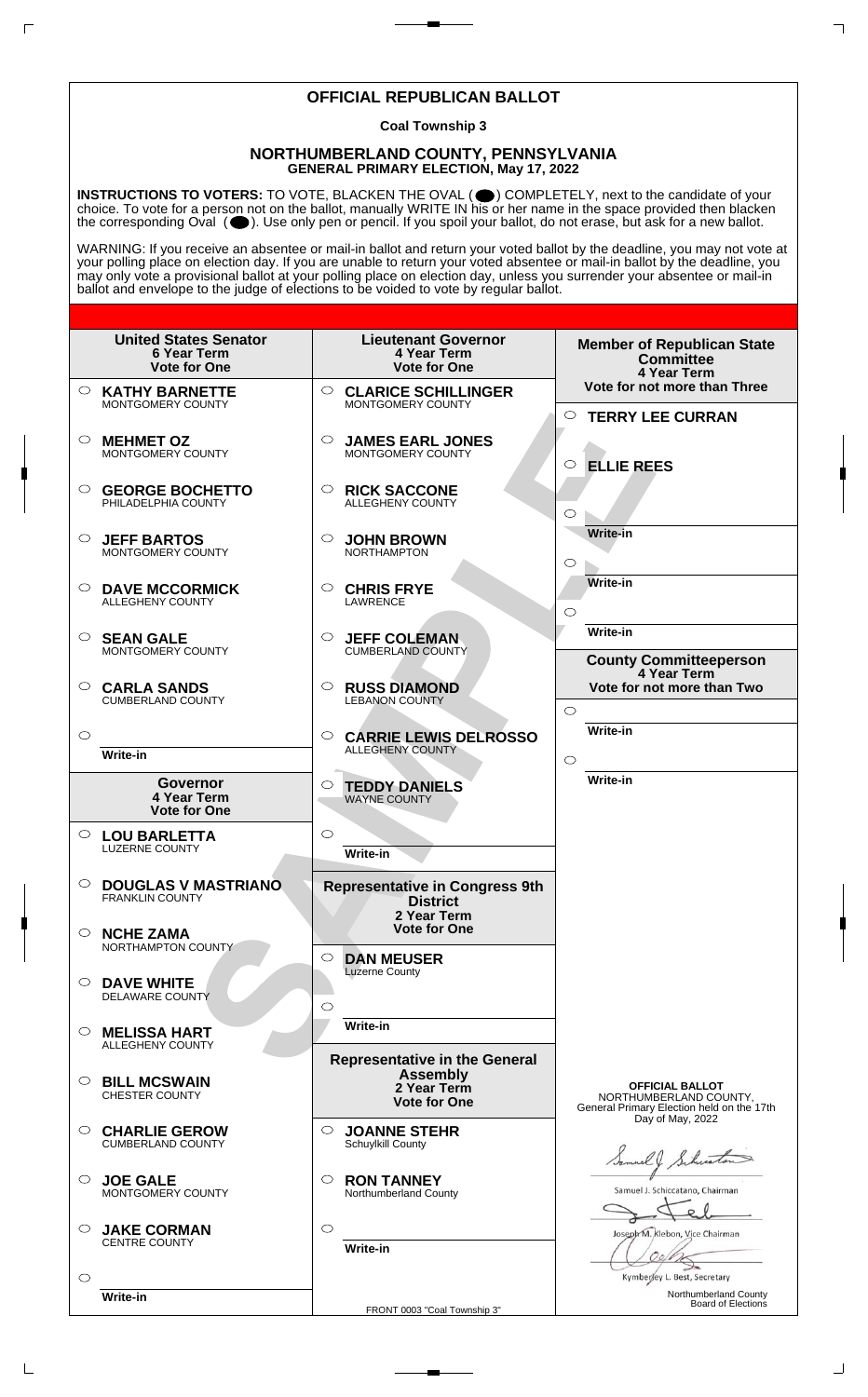# OFFICIAL REPUBLICAN BALLOT

**Coal Township 3**

## NORTHUMBERLAND COUNTY, PENNSYLVANIA
**GENERAL PRIMARY ELECTION, May 17, 2022**

**INSTRUCTIONS TO VOTERS:** TO VOTE, BLACKEN THE OVAL ( ) COMPLETELY, next to the candidate of your choice. To vote for a person not on the ballot, manually WRITE IN his or her name in the space provided then blacken the corresponding Oval ( ). Use only pen or pencil. If you spoil your ballot, do not erase, but ask for a new ballot.

WARNING: If you receive an absentee or mail-in ballot and return your voted ballot by the deadline, you may not vote at your polling place on election day. If you are unable to return your voted absentee or mail-in ballot by the deadline, you may only vote a provisional ballot at your polling place on election day, unless you surrender your absentee or mail-in ballot and envelope to the judge of elections to be voided to vote by regular ballot.

### United States Senator
**6 Year Term**
**Vote for One**

- ○ **KATHY BARNETTE** MONTGOMERY COUNTY
- ○ **MEHMET OZ** MONTGOMERY COUNTY
- ○ **GEORGE BOCHETTO** PHILADELPHIA COUNTY
- ○ **JEFF BARTOS** MONTGOMERY COUNTY
- ○ **DAVE MCCORMICK** ALLEGHENY COUNTY
- ○ **SEAN GALE** MONTGOMERY COUNTY
- ○ **CARLA SANDS** CUMBERLAND COUNTY
- ○ Write-in

### Governor
**4 Year Term**
**Vote for One**

- ○ **LOU BARLETTA** LUZERNE COUNTY
- ○ **DOUGLAS V MASTRIANO** FRANKLIN COUNTY
- ○ **NCHE ZAMA** NORTHAMPTON COUNTY
- ○ **DAVE WHITE** DELAWARE COUNTY
- ○ **MELISSA HART** ALLEGHENY COUNTY
- ○ **BILL MCSWAIN** CHESTER COUNTY
- ○ **CHARLIE GEROW** CUMBERLAND COUNTY
- ○ **JOE GALE** MONTGOMERY COUNTY
- ○ **JAKE CORMAN** CENTRE COUNTY
- ○ Write-in

### Lieutenant Governor
**4 Year Term**
**Vote for One**

- ○ **CLARICE SCHILLINGER** MONTGOMERY COUNTY
- ○ **JAMES EARL JONES** MONTGOMERY COUNTY
- ○ **RICK SACCONE** ALLEGHENY COUNTY
- ○ **JOHN BROWN** NORTHAMPTON
- ○ **CHRIS FRYE** LAWRENCE
- ○ **JEFF COLEMAN** CUMBERLAND COUNTY
- ○ **RUSS DIAMOND** LEBANON COUNTY
- ○ **CARRIE LEWIS DELROSSO** ALLEGHENY COUNTY
- ○ **TEDDY DANIELS** WAYNE COUNTY
- ○ Write-in

### Representative in Congress 9th District
**2 Year Term**
**Vote for One**

- ○ **DAN MEUSER** Luzerne County
- ○ Write-in

### Representative in the General Assembly
**2 Year Term**
**Vote for One**

- ○ **JOANNE STEHR** Schuylkill County
- ○ **RON TANNEY** Northumberland County
- ○ Write-in

### Member of Republican State Committee
**4 Year Term**
**Vote for not more than Three**

- ○ **TERRY LEE CURRAN**
- ○ **ELLIE REES**
- ○ Write-in
- ○ Write-in
- ○ Write-in

### County Committeeperson
**4 Year Term**
**Vote for not more than Two**

- ○ Write-in
- ○ Write-in

**OFFICIAL BALLOT**
NORTHUMBERLAND COUNTY,
General Primary Election held on the 17th Day of May, 2022

Samuel J. Schiccatano, Chairman

Joseph M. Klebon, Vice Chairman

Kymberley L. Best, Secretary

Northumberland County Board of Elections

FRONT 0003 "Coal Township 3"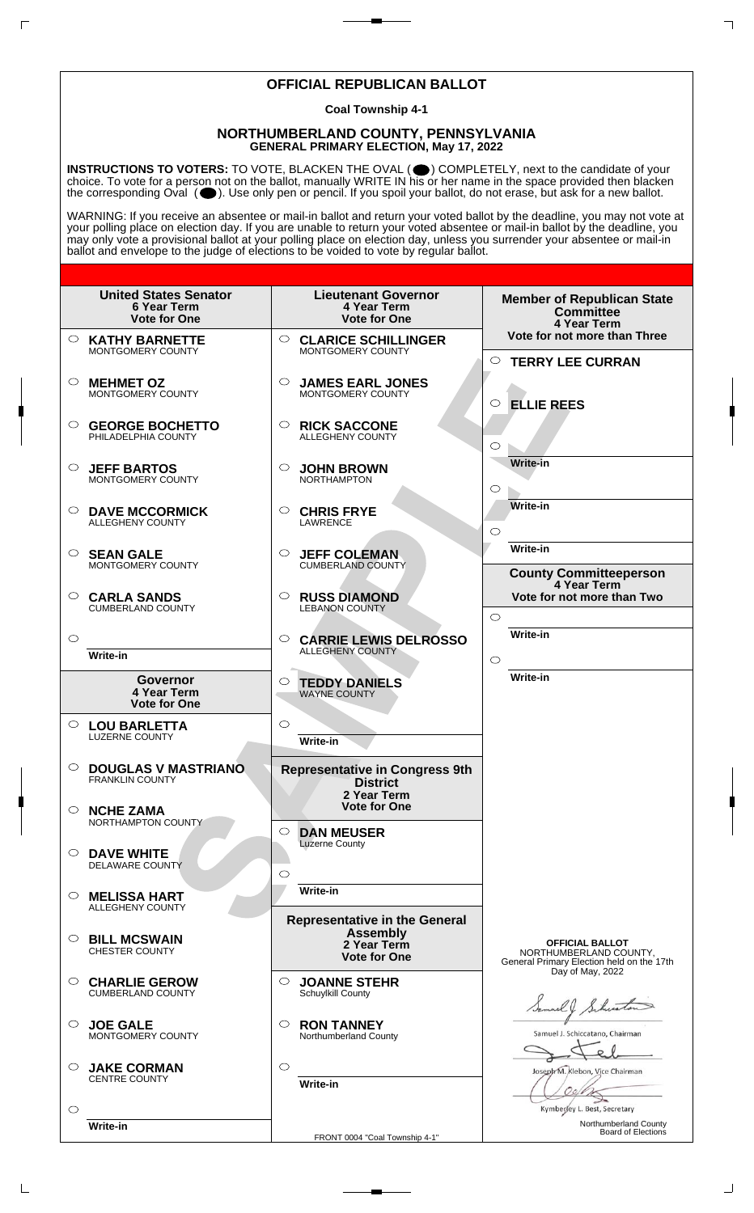# OFFICIAL REPUBLICAN BALLOT

**Coal Township 4-1**

## NORTHUMBERLAND COUNTY, PENNSYLVANIA
**GENERAL PRIMARY ELECTION, May 17, 2022**

**INSTRUCTIONS TO VOTERS:** TO VOTE, BLACKEN THE OVAL ( ) COMPLETELY, next to the candidate of your choice. To vote for a person not on the ballot, manually WRITE IN his or her name in the space provided then blacken the corresponding Oval ( ). Use only pen or pencil. If you spoil your ballot, do not erase, but ask for a new ballot.

WARNING: If you receive an absentee or mail-in ballot and return your voted ballot by the deadline, you may not vote at your polling place on election day. If you are unable to return your voted absentee or mail-in ballot by the deadline, you may only vote a provisional ballot at your polling place on election day, unless you surrender your absentee or mail-in ballot and envelope to the judge of elections to be voided to vote by regular ballot.

### United States Senator
6 Year Term
Vote for One

- ○ **KATHY BARNETTE** MONTGOMERY COUNTY
- ○ **MEHMET OZ** MONTGOMERY COUNTY
- ○ **GEORGE BOCHETTO** PHILADELPHIA COUNTY
- ○ **JEFF BARTOS** MONTGOMERY COUNTY
- ○ **DAVE MCCORMICK** ALLEGHENY COUNTY
- ○ **SEAN GALE** MONTGOMERY COUNTY
- ○ **CARLA SANDS** CUMBERLAND COUNTY
- ○ Write-in

### Governor
4 Year Term
Vote for One

- ○ **LOU BARLETTA** LUZERNE COUNTY
- ○ **DOUGLAS V MASTRIANO** FRANKLIN COUNTY
- ○ **NCHE ZAMA** NORTHAMPTON COUNTY
- ○ **DAVE WHITE** DELAWARE COUNTY
- ○ **MELISSA HART** ALLEGHENY COUNTY
- ○ **BILL MCSWAIN** CHESTER COUNTY
- ○ **CHARLIE GEROW** CUMBERLAND COUNTY
- ○ **JOE GALE** MONTGOMERY COUNTY
- ○ **JAKE CORMAN** CENTRE COUNTY
- ○ Write-in

### Lieutenant Governor
4 Year Term
Vote for One

- ○ **CLARICE SCHILLINGER** MONTGOMERY COUNTY
- ○ **JAMES EARL JONES** MONTGOMERY COUNTY
- ○ **RICK SACCONE** ALLEGHENY COUNTY
- ○ **JOHN BROWN** NORTHAMPTON
- ○ **CHRIS FRYE** LAWRENCE
- ○ **JEFF COLEMAN** CUMBERLAND COUNTY
- ○ **RUSS DIAMOND** LEBANON COUNTY
- ○ **CARRIE LEWIS DELROSSO** ALLEGHENY COUNTY
- ○ **TEDDY DANIELS** WAYNE COUNTY
- ○ Write-in

### Representative in Congress 9th District
2 Year Term
Vote for One

- ○ **DAN MEUSER** Luzerne County
- ○ Write-in

### Representative in the General Assembly
2 Year Term
Vote for One

- ○ **JOANNE STEHR** Schuylkill County
- ○ **RON TANNEY** Northumberland County
- ○ Write-in

### Member of Republican State Committee
4 Year Term
Vote for not more than Three

- ○ **TERRY LEE CURRAN**
- ○ **ELLIE REES**
- ○ Write-in
- ○ Write-in
- ○ Write-in

### County Committeeperson
4 Year Term
Vote for not more than Two

- ○ Write-in
- ○ Write-in

**OFFICIAL BALLOT**
NORTHUMBERLAND COUNTY,
General Primary Election held on the 17th Day of May, 2022

Samuel J. Schiccatano, Chairman

Joseph M. Klebon, Vice Chairman

Kymberley L. Best, Secretary

Northumberland County Board of Elections

FRONT 0004 "Coal Township 4-1"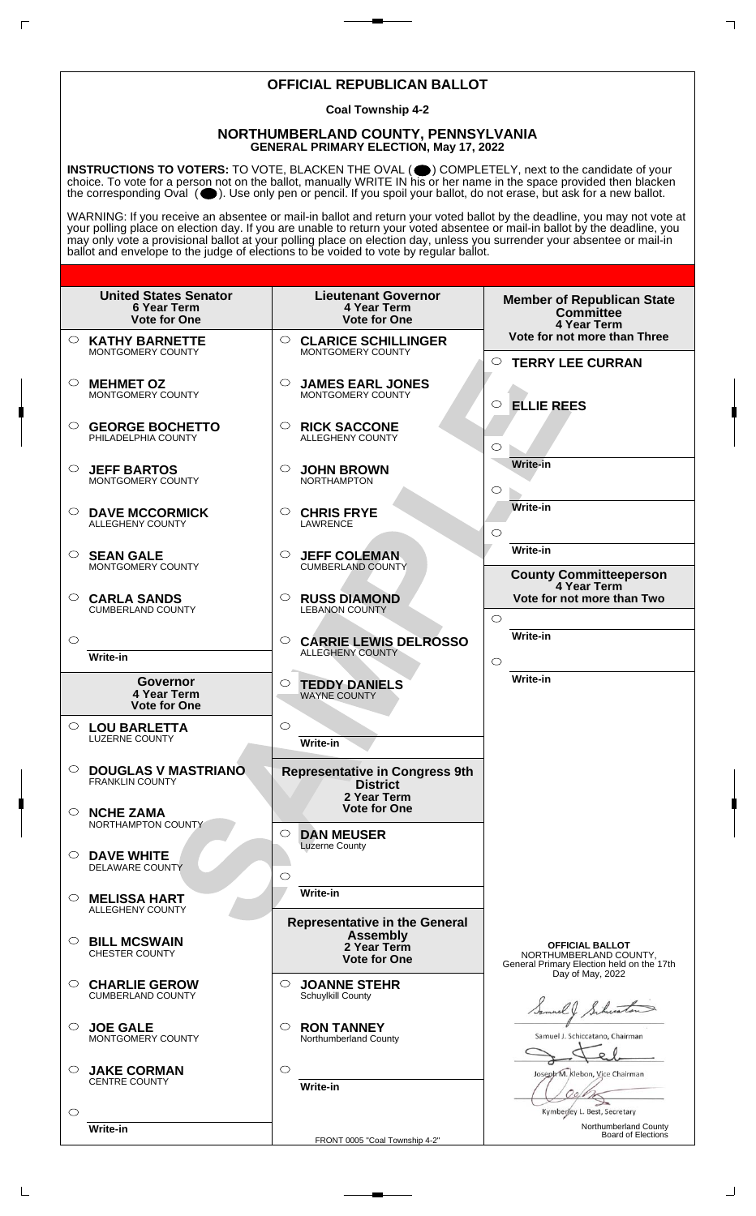# OFFICIAL REPUBLICAN BALLOT

**Coal Township 4-2**

## NORTHUMBERLAND COUNTY, PENNSYLVANIA

**GENERAL PRIMARY ELECTION, May 17, 2022**

**INSTRUCTIONS TO VOTERS:** TO VOTE, BLACKEN THE OVAL ( ⬤ ) COMPLETELY, next to the candidate of your choice. To vote for a person not on the ballot, manually WRITE IN his or her name in the space provided then blacken the corresponding Oval ( ⬤ ). Use only pen or pencil. If you spoil your ballot, do not erase, but ask for a new ballot.

WARNING: If you receive an absentee or mail-in ballot and return your voted ballot by the deadline, you may not vote at your polling place on election day. If you are unable to return your voted absentee or mail-in ballot by the deadline, you may only vote a provisional ballot at your polling place on election day, unless you surrender your absentee or mail-in ballot and envelope to the judge of elections to be voided to vote by regular ballot.

### United States Senator
**6 Year Term**
**Vote for One**

- ○ **KATHY BARNETTE** MONTGOMERY COUNTY
- ○ **MEHMET OZ** MONTGOMERY COUNTY
- ○ **GEORGE BOCHETTO** PHILADELPHIA COUNTY
- ○ **JEFF BARTOS** MONTGOMERY COUNTY
- ○ **DAVE MCCORMICK** ALLEGHENY COUNTY
- ○ **SEAN GALE** MONTGOMERY COUNTY
- ○ **CARLA SANDS** CUMBERLAND COUNTY
- ○ Write-in

### Governor
**4 Year Term**
**Vote for One**

- ○ **LOU BARLETTA** LUZERNE COUNTY
- ○ **DOUGLAS V MASTRIANO** FRANKLIN COUNTY
- ○ **NCHE ZAMA** NORTHAMPTON COUNTY
- ○ **DAVE WHITE** DELAWARE COUNTY
- ○ **MELISSA HART** ALLEGHENY COUNTY
- ○ **BILL MCSWAIN** CHESTER COUNTY
- ○ **CHARLIE GEROW** CUMBERLAND COUNTY
- ○ **JOE GALE** MONTGOMERY COUNTY
- ○ **JAKE CORMAN** CENTRE COUNTY
- ○ Write-in

### Lieutenant Governor
**4 Year Term**
**Vote for One**

- ○ **CLARICE SCHILLINGER** MONTGOMERY COUNTY
- ○ **JAMES EARL JONES** MONTGOMERY COUNTY
- ○ **RICK SACCONE** ALLEGHENY COUNTY
- ○ **JOHN BROWN** NORTHAMPTON
- ○ **CHRIS FRYE** LAWRENCE
- ○ **JEFF COLEMAN** CUMBERLAND COUNTY
- ○ **RUSS DIAMOND** LEBANON COUNTY
- ○ **CARRIE LEWIS DELROSSO** ALLEGHENY COUNTY
- ○ **TEDDY DANIELS** WAYNE COUNTY
- ○ Write-in

### Representative in Congress 9th District
**2 Year Term**
**Vote for One**

- ○ **DAN MEUSER** Luzerne County
- ○ Write-in

### Representative in the General Assembly
**2 Year Term**
**Vote for One**

- ○ **JOANNE STEHR** Schuylkill County
- ○ **RON TANNEY** Northumberland County
- ○ Write-in

### Member of Republican State Committee
**4 Year Term**
**Vote for not more than Three**

- ○ **TERRY LEE CURRAN**
- ○ **ELLIE REES**
- ○ Write-in
- ○ Write-in
- ○ Write-in

### County Committeeperson
**4 Year Term**
**Vote for not more than Two**

- ○ Write-in
- ○ Write-in

**OFFICIAL BALLOT**
NORTHUMBERLAND COUNTY,
General Primary Election held on the 17th Day of May, 2022

Samuel J. Schiccatano, Chairman

Joseph M. Klebon, Vice Chairman

Kymberley L. Best, Secretary

Northumberland County Board of Elections

FRONT 0005 "Coal Township 4-2"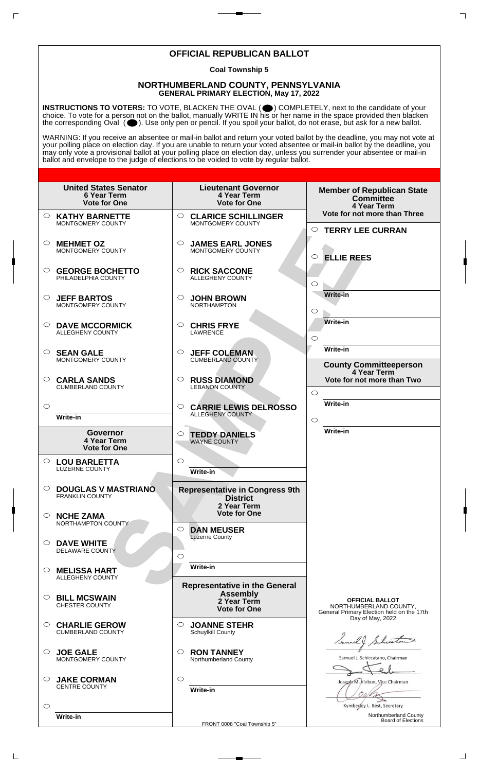# OFFICIAL REPUBLICAN BALLOT

**Coal Township 5**

## NORTHUMBERLAND COUNTY, PENNSYLVANIA
**GENERAL PRIMARY ELECTION, May 17, 2022**

**INSTRUCTIONS TO VOTERS:** TO VOTE, BLACKEN THE OVAL ( ) COMPLETELY, next to the candidate of your choice. To vote for a person not on the ballot, manually WRITE IN his or her name in the space provided then blacken the corresponding Oval ( ). Use only pen or pencil. If you spoil your ballot, do not erase, but ask for a new ballot.

WARNING: If you receive an absentee or mail-in ballot and return your voted ballot by the deadline, you may not vote at your polling place on election day. If you are unable to return your voted absentee or mail-in ballot by the deadline, you may only vote a provisional ballot at your polling place on election day, unless you surrender your absentee or mail-in ballot and envelope to the judge of elections to be voided to vote by regular ballot.

### United States Senator
**6 Year Term**
**Vote for One**

- ○ **KATHY BARNETTE** MONTGOMERY COUNTY
- ○ **MEHMET OZ** MONTGOMERY COUNTY
- ○ **GEORGE BOCHETTO** PHILADELPHIA COUNTY
- ○ **JEFF BARTOS** MONTGOMERY COUNTY
- ○ **DAVE MCCORMICK** ALLEGHENY COUNTY
- ○ **SEAN GALE** MONTGOMERY COUNTY
- ○ **CARLA SANDS** CUMBERLAND COUNTY
- ○ Write-in

### Governor
**4 Year Term**
**Vote for One**

- ○ **LOU BARLETTA** LUZERNE COUNTY
- ○ **DOUGLAS V MASTRIANO** FRANKLIN COUNTY
- ○ **NCHE ZAMA** NORTHAMPTON COUNTY
- ○ **DAVE WHITE** DELAWARE COUNTY
- ○ **MELISSA HART** ALLEGHENY COUNTY
- ○ **BILL MCSWAIN** CHESTER COUNTY
- ○ **CHARLIE GEROW** CUMBERLAND COUNTY
- ○ **JOE GALE** MONTGOMERY COUNTY
- ○ **JAKE CORMAN** CENTRE COUNTY
- ○ Write-in

### Lieutenant Governor
**4 Year Term**
**Vote for One**

- ○ **CLARICE SCHILLINGER** MONTGOMERY COUNTY
- ○ **JAMES EARL JONES** MONTGOMERY COUNTY
- ○ **RICK SACCONE** ALLEGHENY COUNTY
- ○ **JOHN BROWN** NORTHAMPTON
- ○ **CHRIS FRYE** LAWRENCE
- ○ **JEFF COLEMAN** CUMBERLAND COUNTY
- ○ **RUSS DIAMOND** LEBANON COUNTY
- ○ **CARRIE LEWIS DELROSSO** ALLEGHENY COUNTY
- ○ **TEDDY DANIELS** WAYNE COUNTY
- ○ Write-in

### Representative in Congress 9th District
**2 Year Term**
**Vote for One**

- ○ **DAN MEUSER** Luzerne County
- ○ Write-in

### Representative in the General Assembly
**2 Year Term**
**Vote for One**

- ○ **JOANNE STEHR** Schuylkill County
- ○ **RON TANNEY** Northumberland County
- ○ Write-in

### Member of Republican State Committee
**4 Year Term**
**Vote for not more than Three**

- ○ **TERRY LEE CURRAN**
- ○ **ELLIE REES**
- ○ Write-in
- ○ Write-in
- ○ Write-in

### County Committeeperson
**4 Year Term**
**Vote for not more than Two**

- ○ Write-in
- ○ Write-in

**OFFICIAL BALLOT**
NORTHUMBERLAND COUNTY,
General Primary Election held on the 17th Day of May, 2022

Samuel J. Schiccatano, Chairman

Joseph M. Klebon, Vice Chairman

Kymberley L. Best, Secretary

Northumberland County Board of Elections

FRONT 0008 "Coal Township 5"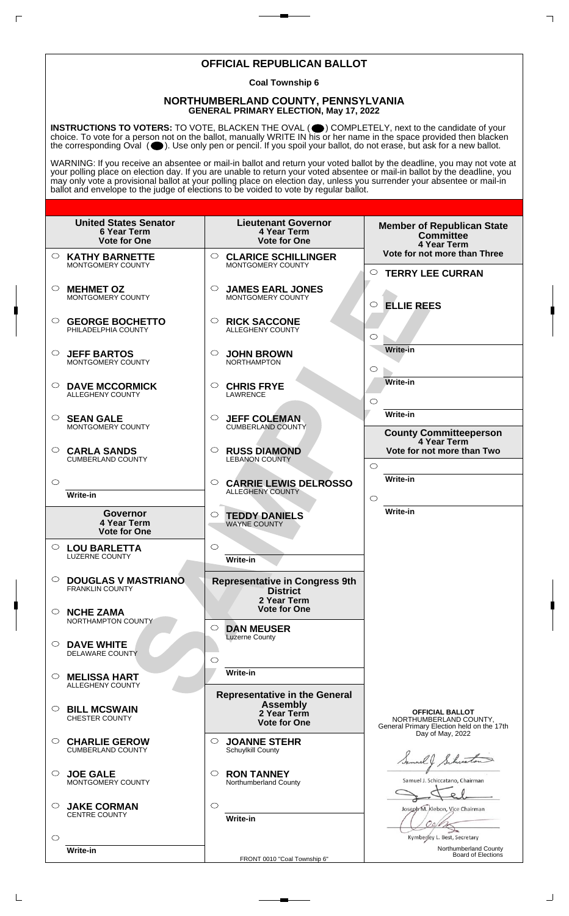# OFFICIAL REPUBLICAN BALLOT

**Coal Township 6**

## NORTHUMBERLAND COUNTY, PENNSYLVANIA
**GENERAL PRIMARY ELECTION, May 17, 2022**

**INSTRUCTIONS TO VOTERS:** TO VOTE, BLACKEN THE OVAL ( ⬤ ) COMPLETELY, next to the candidate of your choice. To vote for a person not on the ballot, manually WRITE IN his or her name in the space provided then blacken the corresponding Oval ( ⬤ ). Use only pen or pencil. If you spoil your ballot, do not erase, but ask for a new ballot.

WARNING: If you receive an absentee or mail-in ballot and return your voted ballot by the deadline, you may not vote at your polling place on election day. If you are unable to return your voted absentee or mail-in ballot by the deadline, you may only vote a provisional ballot at your polling place on election day, unless you surrender your absentee or mail-in ballot and envelope to the judge of elections to be voided to vote by regular ballot.

### United States Senator
6 Year Term
Vote for One

- ○ **KATHY BARNETTE** — MONTGOMERY COUNTY
- ○ **MEHMET OZ** — MONTGOMERY COUNTY
- ○ **GEORGE BOCHETTO** — PHILADELPHIA COUNTY
- ○ **JEFF BARTOS** — MONTGOMERY COUNTY
- ○ **DAVE MCCORMICK** — ALLEGHENY COUNTY
- ○ **SEAN GALE** — MONTGOMERY COUNTY
- ○ **CARLA SANDS** — CUMBERLAND COUNTY
- ○ Write-in

### Governor
4 Year Term
Vote for One

- ○ **LOU BARLETTA** — LUZERNE COUNTY
- ○ **DOUGLAS V MASTRIANO** — FRANKLIN COUNTY
- ○ **NCHE ZAMA** — NORTHAMPTON COUNTY
- ○ **DAVE WHITE** — DELAWARE COUNTY
- ○ **MELISSA HART** — ALLEGHENY COUNTY
- ○ **BILL MCSWAIN** — CHESTER COUNTY
- ○ **CHARLIE GEROW** — CUMBERLAND COUNTY
- ○ **JOE GALE** — MONTGOMERY COUNTY
- ○ **JAKE CORMAN** — CENTRE COUNTY
- ○ Write-in

### Lieutenant Governor
4 Year Term
Vote for One

- ○ **CLARICE SCHILLINGER** — MONTGOMERY COUNTY
- ○ **JAMES EARL JONES** — MONTGOMERY COUNTY
- ○ **RICK SACCONE** — ALLEGHENY COUNTY
- ○ **JOHN BROWN** — NORTHAMPTON
- ○ **CHRIS FRYE** — LAWRENCE
- ○ **JEFF COLEMAN** — CUMBERLAND COUNTY
- ○ **RUSS DIAMOND** — LEBANON COUNTY
- ○ **CARRIE LEWIS DELROSSO** — ALLEGHENY COUNTY
- ○ **TEDDY DANIELS** — WAYNE COUNTY
- ○ Write-in

### Representative in Congress 9th District
2 Year Term
Vote for One

- ○ **DAN MEUSER** — Luzerne County
- ○ Write-in

### Representative in the General Assembly
2 Year Term
Vote for One

- ○ **JOANNE STEHR** — Schuylkill County
- ○ **RON TANNEY** — Northumberland County
- ○ Write-in

### Member of Republican State Committee
4 Year Term
Vote for not more than Three

- ○ **TERRY LEE CURRAN**
- ○ **ELLIE REES**
- ○ Write-in
- ○ Write-in
- ○ Write-in

### County Committeeperson
4 Year Term
Vote for not more than Two

- ○ Write-in
- ○ Write-in

**OFFICIAL BALLOT**
NORTHUMBERLAND COUNTY,
General Primary Election held on the 17th Day of May, 2022

Samuel J. Schiccatano, Chairman

Joseph M. Klebon, Vice Chairman

Kymberley L. Best, Secretary

Northumberland County Board of Elections

FRONT 0010 "Coal Township 6"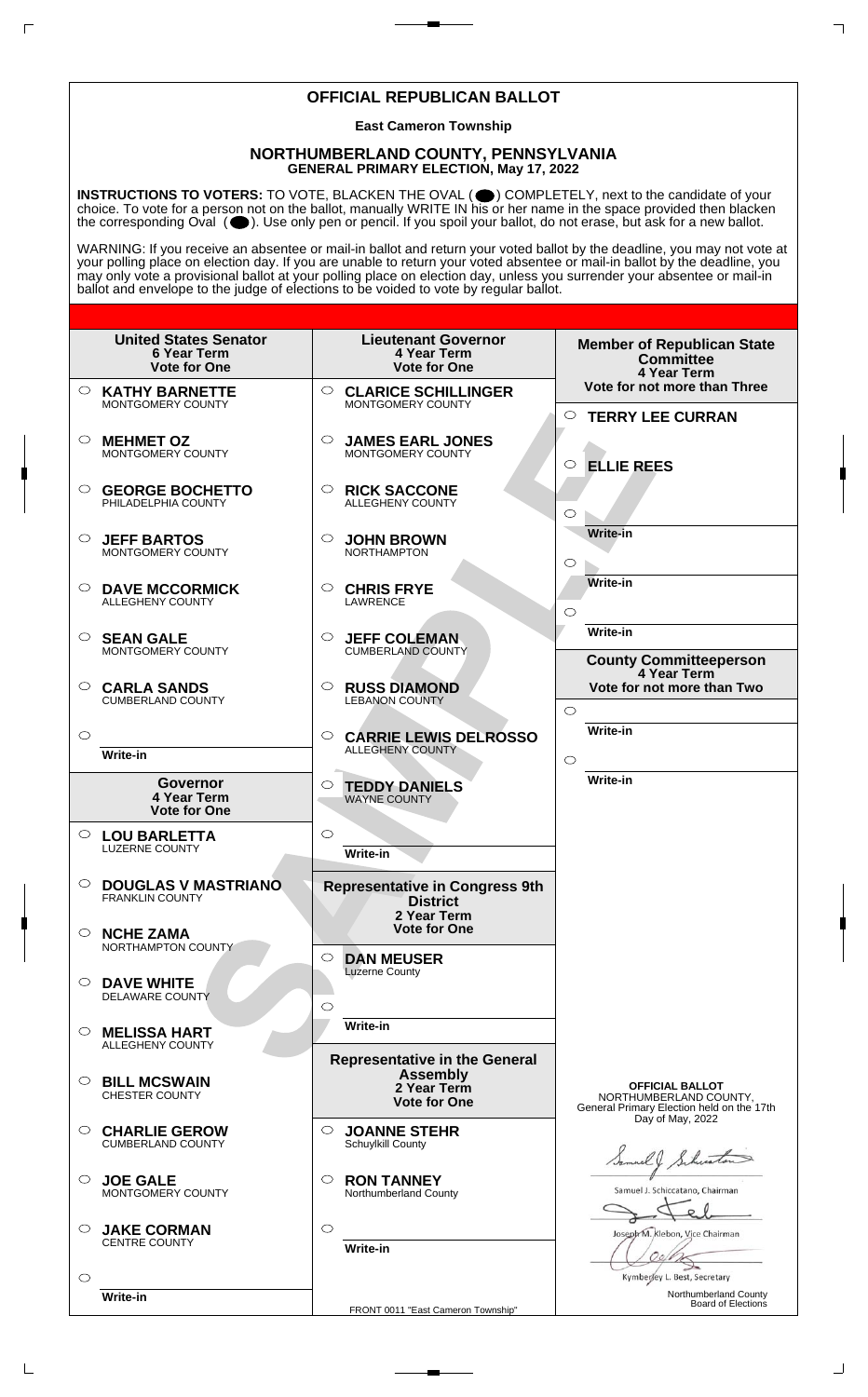# OFFICIAL REPUBLICAN BALLOT

**East Cameron Township**

## NORTHUMBERLAND COUNTY, PENNSYLVANIA
**GENERAL PRIMARY ELECTION, May 17, 2022**

**INSTRUCTIONS TO VOTERS:** TO VOTE, BLACKEN THE OVAL ( ⬤ ) COMPLETELY, next to the candidate of your choice. To vote for a person not on the ballot, manually WRITE IN his or her name in the space provided then blacken the corresponding Oval ( ⬤ ). Use only pen or pencil. If you spoil your ballot, do not erase, but ask for a new ballot.

WARNING: If you receive an absentee or mail-in ballot and return your voted ballot by the deadline, you may not vote at your polling place on election day. If you are unable to return your voted absentee or mail-in ballot by the deadline, you may only vote a provisional ballot at your polling place on election day, unless you surrender your absentee or mail-in ballot and envelope to the judge of elections to be voided to vote by regular ballot.

### United States Senator
**6 Year Term**
**Vote for One**

- ○ **KATHY BARNETTE** MONTGOMERY COUNTY
- ○ **MEHMET OZ** MONTGOMERY COUNTY
- ○ **GEORGE BOCHETTO** PHILADELPHIA COUNTY
- ○ **JEFF BARTOS** MONTGOMERY COUNTY
- ○ **DAVE MCCORMICK** ALLEGHENY COUNTY
- ○ **SEAN GALE** MONTGOMERY COUNTY
- ○ **CARLA SANDS** CUMBERLAND COUNTY
- ○ Write-in

### Governor
**4 Year Term**
**Vote for One**

- ○ **LOU BARLETTA** LUZERNE COUNTY
- ○ **DOUGLAS V MASTRIANO** FRANKLIN COUNTY
- ○ **NCHE ZAMA** NORTHAMPTON COUNTY
- ○ **DAVE WHITE** DELAWARE COUNTY
- ○ **MELISSA HART** ALLEGHENY COUNTY
- ○ **BILL MCSWAIN** CHESTER COUNTY
- ○ **CHARLIE GEROW** CUMBERLAND COUNTY
- ○ **JOE GALE** MONTGOMERY COUNTY
- ○ **JAKE CORMAN** CENTRE COUNTY
- ○ Write-in

### Lieutenant Governor
**4 Year Term**
**Vote for One**

- ○ **CLARICE SCHILLINGER** MONTGOMERY COUNTY
- ○ **JAMES EARL JONES** MONTGOMERY COUNTY
- ○ **RICK SACCONE** ALLEGHENY COUNTY
- ○ **JOHN BROWN** NORTHAMPTON
- ○ **CHRIS FRYE** LAWRENCE
- ○ **JEFF COLEMAN** CUMBERLAND COUNTY
- ○ **RUSS DIAMOND** LEBANON COUNTY
- ○ **CARRIE LEWIS DELROSSO** ALLEGHENY COUNTY
- ○ **TEDDY DANIELS** WAYNE COUNTY
- ○ Write-in

### Representative in Congress 9th District
**2 Year Term**
**Vote for One**

- ○ **DAN MEUSER** Luzerne County
- ○ Write-in

### Representative in the General Assembly
**2 Year Term**
**Vote for One**

- ○ **JOANNE STEHR** Schuylkill County
- ○ **RON TANNEY** Northumberland County
- ○ Write-in

### Member of Republican State Committee
**4 Year Term**
**Vote for not more than Three**

- ○ **TERRY LEE CURRAN**
- ○ **ELLIE REES**
- ○ Write-in
- ○ Write-in
- ○ Write-in

### County Committeeperson
**4 Year Term**
**Vote for not more than Two**

- ○ Write-in
- ○ Write-in

**OFFICIAL BALLOT**
NORTHUMBERLAND COUNTY,
General Primary Election held on the 17th Day of May, 2022

Samuel J. Schiccatano, Chairman

Joseph M. Klebon, Vice Chairman

Kymberley L. Best, Secretary

Northumberland County Board of Elections

FRONT 0011 "East Cameron Township"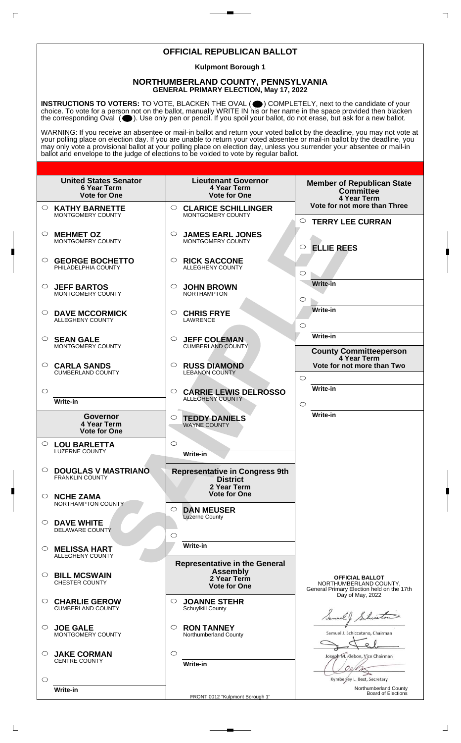# OFFICIAL REPUBLICAN BALLOT

**Kulpmont Borough 1**

## NORTHUMBERLAND COUNTY, PENNSYLVANIA
**GENERAL PRIMARY ELECTION, May 17, 2022**

**INSTRUCTIONS TO VOTERS:** TO VOTE, BLACKEN THE OVAL ( ) COMPLETELY, next to the candidate of your choice. To vote for a person not on the ballot, manually WRITE IN his or her name in the space provided then blacken the corresponding Oval ( ). Use only pen or pencil. If you spoil your ballot, do not erase, but ask for a new ballot.

WARNING: If you receive an absentee or mail-in ballot and return your voted ballot by the deadline, you may not vote at your polling place on election day. If you are unable to return your voted absentee or mail-in ballot by the deadline, you may only vote a provisional ballot at your polling place on election day, unless you surrender your absentee or mail-in ballot and envelope to the judge of elections to be voided to vote by regular ballot.

### United States Senator
**6 Year Term**
**Vote for One**

- ○ **KATHY BARNETTE** — MONTGOMERY COUNTY
- ○ **MEHMET OZ** — MONTGOMERY COUNTY
- ○ **GEORGE BOCHETTO** — PHILADELPHIA COUNTY
- ○ **JEFF BARTOS** — MONTGOMERY COUNTY
- ○ **DAVE MCCORMICK** — ALLEGHENY COUNTY
- ○ **SEAN GALE** — MONTGOMERY COUNTY
- ○ **CARLA SANDS** — CUMBERLAND COUNTY
- ○ Write-in

### Governor
**4 Year Term**
**Vote for One**

- ○ **LOU BARLETTA** — LUZERNE COUNTY
- ○ **DOUGLAS V MASTRIANO** — FRANKLIN COUNTY
- ○ **NCHE ZAMA** — NORTHAMPTON COUNTY
- ○ **DAVE WHITE** — DELAWARE COUNTY
- ○ **MELISSA HART** — ALLEGHENY COUNTY
- ○ **BILL MCSWAIN** — CHESTER COUNTY
- ○ **CHARLIE GEROW** — CUMBERLAND COUNTY
- ○ **JOE GALE** — MONTGOMERY COUNTY
- ○ **JAKE CORMAN** — CENTRE COUNTY
- ○ Write-in

### Lieutenant Governor
**4 Year Term**
**Vote for One**

- ○ **CLARICE SCHILLINGER** — MONTGOMERY COUNTY
- ○ **JAMES EARL JONES** — MONTGOMERY COUNTY
- ○ **RICK SACCONE** — ALLEGHENY COUNTY
- ○ **JOHN BROWN** — NORTHAMPTON
- ○ **CHRIS FRYE** — LAWRENCE
- ○ **JEFF COLEMAN** — CUMBERLAND COUNTY
- ○ **RUSS DIAMOND** — LEBANON COUNTY
- ○ **CARRIE LEWIS DELROSSO** — ALLEGHENY COUNTY
- ○ **TEDDY DANIELS** — WAYNE COUNTY
- ○ Write-in

### Representative in Congress 9th District
**2 Year Term**
**Vote for One**

- ○ **DAN MEUSER** — Luzerne County
- ○ Write-in

### Representative in the General Assembly
**2 Year Term**
**Vote for One**

- ○ **JOANNE STEHR** — Schuylkill County
- ○ **RON TANNEY** — Northumberland County
- ○ Write-in

### Member of Republican State Committee
**4 Year Term**
**Vote for not more than Three**

- ○ **TERRY LEE CURRAN**
- ○ **ELLIE REES**
- ○ Write-in
- ○ Write-in
- ○ Write-in

### County Committeeperson
**4 Year Term**
**Vote for not more than Two**

- ○ Write-in
- ○ Write-in

**OFFICIAL BALLOT**
NORTHUMBERLAND COUNTY,
General Primary Election held on the 17th Day of May, 2022

Samuel J. Schiccatano, Chairman

Joseph M. Klebon, Vice Chairman

Kymberley L. Best, Secretary

Northumberland County Board of Elections

FRONT 0012 "Kulpmont Borough 1"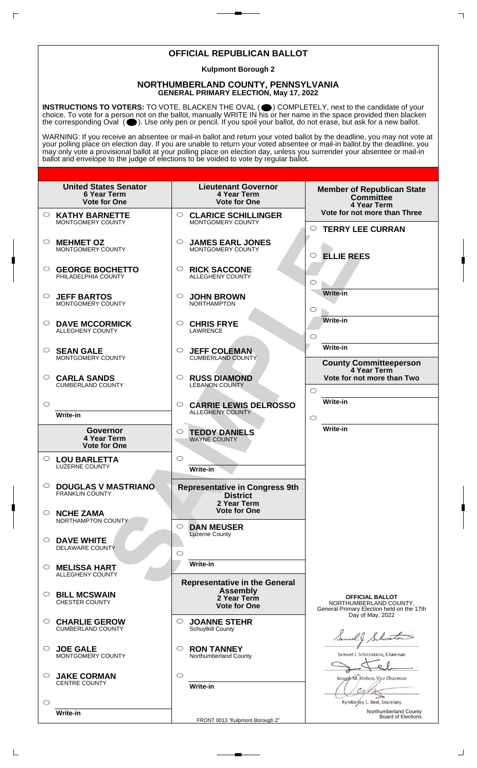# OFFICIAL REPUBLICAN BALLOT

**Kulpmont Borough 2**

## NORTHUMBERLAND COUNTY, PENNSYLVANIA
**GENERAL PRIMARY ELECTION, May 17, 2022**

**INSTRUCTIONS TO VOTERS:** TO VOTE, BLACKEN THE OVAL ( ) COMPLETELY, next to the candidate of your choice. To vote for a person not on the ballot, manually WRITE IN his or her name in the space provided then blacken the corresponding Oval ( ). Use only pen or pencil. If you spoil your ballot, do not erase, but ask for a new ballot.

WARNING: If you receive an absentee or mail-in ballot and return your voted ballot by the deadline, you may not vote at your polling place on election day. If you are unable to return your voted absentee or mail-in ballot by the deadline, you may only vote a provisional ballot at your polling place on election day, unless you surrender your absentee or mail-in ballot and envelope to the judge of elections to be voided to vote by regular ballot.

### United States Senator
**6 Year Term**
**Vote for One**

- ○ **KATHY BARNETTE** MONTGOMERY COUNTY
- ○ **MEHMET OZ** MONTGOMERY COUNTY
- ○ **GEORGE BOCHETTO** PHILADELPHIA COUNTY
- ○ **JEFF BARTOS** MONTGOMERY COUNTY
- ○ **DAVE MCCORMICK** ALLEGHENY COUNTY
- ○ **SEAN GALE** MONTGOMERY COUNTY
- ○ **CARLA SANDS** CUMBERLAND COUNTY
- ○ Write-in

### Governor
**4 Year Term**
**Vote for One**

- ○ **LOU BARLETTA** LUZERNE COUNTY
- ○ **DOUGLAS V MASTRIANO** FRANKLIN COUNTY
- ○ **NCHE ZAMA** NORTHAMPTON COUNTY
- ○ **DAVE WHITE** DELAWARE COUNTY
- ○ **MELISSA HART** ALLEGHENY COUNTY
- ○ **BILL MCSWAIN** CHESTER COUNTY
- ○ **CHARLIE GEROW** CUMBERLAND COUNTY
- ○ **JOE GALE** MONTGOMERY COUNTY
- ○ **JAKE CORMAN** CENTRE COUNTY
- ○ Write-in

### Lieutenant Governor
**4 Year Term**
**Vote for One**

- ○ **CLARICE SCHILLINGER** MONTGOMERY COUNTY
- ○ **JAMES EARL JONES** MONTGOMERY COUNTY
- ○ **RICK SACCONE** ALLEGHENY COUNTY
- ○ **JOHN BROWN** NORTHAMPTON
- ○ **CHRIS FRYE** LAWRENCE
- ○ **JEFF COLEMAN** CUMBERLAND COUNTY
- ○ **RUSS DIAMOND** LEBANON COUNTY
- ○ **CARRIE LEWIS DELROSSO** ALLEGHENY COUNTY
- ○ **TEDDY DANIELS** WAYNE COUNTY
- ○ Write-in

### Representative in Congress 9th District
**2 Year Term**
**Vote for One**

- ○ **DAN MEUSER** Luzerne County
- ○ Write-in

### Representative in the General Assembly
**2 Year Term**
**Vote for One**

- ○ **JOANNE STEHR** Schuylkill County
- ○ **RON TANNEY** Northumberland County
- ○ Write-in

### Member of Republican State Committee
**4 Year Term**
**Vote for not more than Three**

- ○ **TERRY LEE CURRAN**
- ○ **ELLIE REES**
- ○ Write-in
- ○ Write-in
- ○ Write-in

### County Committeeperson
**4 Year Term**
**Vote for not more than Two**

- ○ Write-in
- ○ Write-in

**OFFICIAL BALLOT**
NORTHUMBERLAND COUNTY,
General Primary Election held on the 17th Day of May, 2022

Samuel J. Schiccatano, Chairman

Joseph M. Klebon, Vice Chairman

Kymberley L. Best, Secretary

Northumberland County Board of Elections

FRONT 0013 "Kulpmont Borough 2"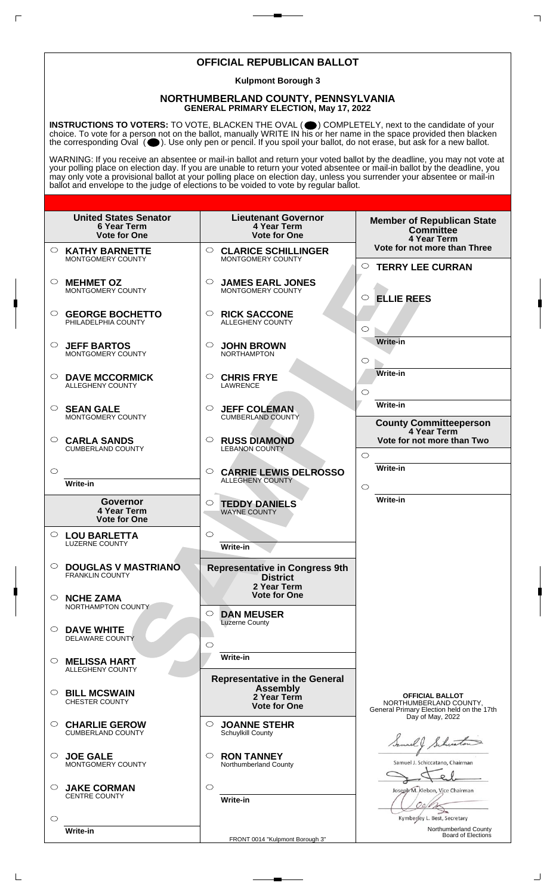# OFFICIAL REPUBLICAN BALLOT

**Kulpmont Borough 3**

## NORTHUMBERLAND COUNTY, PENNSYLVANIA
**GENERAL PRIMARY ELECTION, May 17, 2022**

**INSTRUCTIONS TO VOTERS:** TO VOTE, BLACKEN THE OVAL ( ) COMPLETELY, next to the candidate of your choice. To vote for a person not on the ballot, manually WRITE IN his or her name in the space provided then blacken the corresponding Oval ( ). Use only pen or pencil. If you spoil your ballot, do not erase, but ask for a new ballot.

WARNING: If you receive an absentee or mail-in ballot and return your voted ballot by the deadline, you may not vote at your polling place on election day. If you are unable to return your voted absentee or mail-in ballot by the deadline, you may only vote a provisional ballot at your polling place on election day, unless you surrender your absentee or mail-in ballot and envelope to the judge of elections to be voided to vote by regular ballot.

### United States Senator
**6 Year Term**
**Vote for One**

- ○ **KATHY BARNETTE** MONTGOMERY COUNTY
- ○ **MEHMET OZ** MONTGOMERY COUNTY
- ○ **GEORGE BOCHETTO** PHILADELPHIA COUNTY
- ○ **JEFF BARTOS** MONTGOMERY COUNTY
- ○ **DAVE MCCORMICK** ALLEGHENY COUNTY
- ○ **SEAN GALE** MONTGOMERY COUNTY
- ○ **CARLA SANDS** CUMBERLAND COUNTY
- ○ Write-in

### Governor
**4 Year Term**
**Vote for One**

- ○ **LOU BARLETTA** LUZERNE COUNTY
- ○ **DOUGLAS V MASTRIANO** FRANKLIN COUNTY
- ○ **NCHE ZAMA** NORTHAMPTON COUNTY
- ○ **DAVE WHITE** DELAWARE COUNTY
- ○ **MELISSA HART** ALLEGHENY COUNTY
- ○ **BILL MCSWAIN** CHESTER COUNTY
- ○ **CHARLIE GEROW** CUMBERLAND COUNTY
- ○ **JOE GALE** MONTGOMERY COUNTY
- ○ **JAKE CORMAN** CENTRE COUNTY
- ○ Write-in

### Lieutenant Governor
**4 Year Term**
**Vote for One**

- ○ **CLARICE SCHILLINGER** MONTGOMERY COUNTY
- ○ **JAMES EARL JONES** MONTGOMERY COUNTY
- ○ **RICK SACCONE** ALLEGHENY COUNTY
- ○ **JOHN BROWN** NORTHAMPTON
- ○ **CHRIS FRYE** LAWRENCE
- ○ **JEFF COLEMAN** CUMBERLAND COUNTY
- ○ **RUSS DIAMOND** LEBANON COUNTY
- ○ **CARRIE LEWIS DELROSSO** ALLEGHENY COUNTY
- ○ **TEDDY DANIELS** WAYNE COUNTY
- ○ Write-in

### Representative in Congress 9th District
**2 Year Term**
**Vote for One**

- ○ **DAN MEUSER** Luzerne County
- ○ Write-in

### Representative in the General Assembly
**2 Year Term**
**Vote for One**

- ○ **JOANNE STEHR** Schuylkill County
- ○ **RON TANNEY** Northumberland County
- ○ Write-in

### Member of Republican State Committee
**4 Year Term**
**Vote for not more than Three**

- ○ **TERRY LEE CURRAN**
- ○ **ELLIE REES**
- ○ Write-in
- ○ Write-in
- ○ Write-in

### County Committeeperson
**4 Year Term**
**Vote for not more than Two**

- ○ Write-in
- ○ Write-in

**OFFICIAL BALLOT**
NORTHUMBERLAND COUNTY,
General Primary Election held on the 17th Day of May, 2022

Samuel J. Schiccatano, Chairman

Joseph M. Klebon, Vice Chairman

Kymberley L. Best, Secretary

Northumberland County Board of Elections

FRONT 0014 "Kulpmont Borough 3"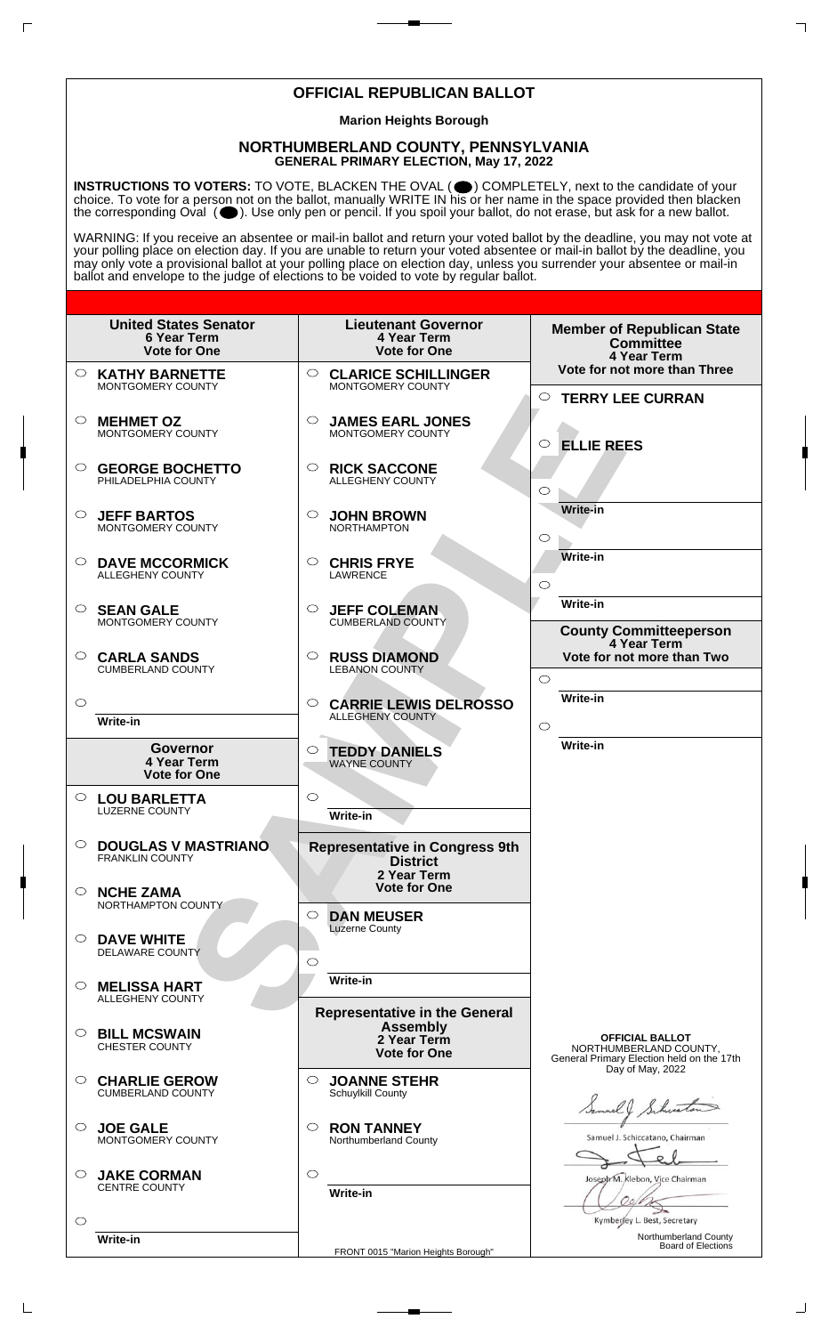# OFFICIAL REPUBLICAN BALLOT

**Marion Heights Borough**

## NORTHUMBERLAND COUNTY, PENNSYLVANIA
**GENERAL PRIMARY ELECTION, May 17, 2022**

**INSTRUCTIONS TO VOTERS:** TO VOTE, BLACKEN THE OVAL ( ) COMPLETELY, next to the candidate of your choice. To vote for a person not on the ballot, manually WRITE IN his or her name in the space provided then blacken the corresponding Oval ( ). Use only pen or pencil. If you spoil your ballot, do not erase, but ask for a new ballot.

WARNING: If you receive an absentee or mail-in ballot and return your voted ballot by the deadline, you may not vote at your polling place on election day. If you are unable to return your voted absentee or mail-in ballot by the deadline, you may only vote a provisional ballot at your polling place on election day, unless you surrender your absentee or mail-in ballot and envelope to the judge of elections to be voided to vote by regular ballot.

### United States Senator
**6 Year Term**
**Vote for One**

- ○ **KATHY BARNETTE** MONTGOMERY COUNTY
- ○ **MEHMET OZ** MONTGOMERY COUNTY
- ○ **GEORGE BOCHETTO** PHILADELPHIA COUNTY
- ○ **JEFF BARTOS** MONTGOMERY COUNTY
- ○ **DAVE MCCORMICK** ALLEGHENY COUNTY
- ○ **SEAN GALE** MONTGOMERY COUNTY
- ○ **CARLA SANDS** CUMBERLAND COUNTY
- ○ Write-in

### Governor
**4 Year Term**
**Vote for One**

- ○ **LOU BARLETTA** LUZERNE COUNTY
- ○ **DOUGLAS V MASTRIANO** FRANKLIN COUNTY
- ○ **NCHE ZAMA** NORTHAMPTON COUNTY
- ○ **DAVE WHITE** DELAWARE COUNTY
- ○ **MELISSA HART** ALLEGHENY COUNTY
- ○ **BILL MCSWAIN** CHESTER COUNTY
- ○ **CHARLIE GEROW** CUMBERLAND COUNTY
- ○ **JOE GALE** MONTGOMERY COUNTY
- ○ **JAKE CORMAN** CENTRE COUNTY
- ○ Write-in

### Lieutenant Governor
**4 Year Term**
**Vote for One**

- ○ **CLARICE SCHILLINGER** MONTGOMERY COUNTY
- ○ **JAMES EARL JONES** MONTGOMERY COUNTY
- ○ **RICK SACCONE** ALLEGHENY COUNTY
- ○ **JOHN BROWN** NORTHAMPTON
- ○ **CHRIS FRYE** LAWRENCE
- ○ **JEFF COLEMAN** CUMBERLAND COUNTY
- ○ **RUSS DIAMOND** LEBANON COUNTY
- ○ **CARRIE LEWIS DELROSSO** ALLEGHENY COUNTY
- ○ **TEDDY DANIELS** WAYNE COUNTY
- ○ Write-in

### Representative in Congress 9th District
**2 Year Term**
**Vote for One**

- ○ **DAN MEUSER** Luzerne County
- ○ Write-in

### Representative in the General Assembly
**2 Year Term**
**Vote for One**

- ○ **JOANNE STEHR** Schuylkill County
- ○ **RON TANNEY** Northumberland County
- ○ Write-in

### Member of Republican State Committee
**4 Year Term**
**Vote for not more than Three**

- ○ **TERRY LEE CURRAN**
- ○ **ELLIE REES**
- ○ Write-in
- ○ Write-in
- ○ Write-in

### County Committeeperson
**4 Year Term**
**Vote for not more than Two**

- ○ Write-in
- ○ Write-in

**OFFICIAL BALLOT**
NORTHUMBERLAND COUNTY,
General Primary Election held on the 17th Day of May, 2022

Samuel J. Schiccatano, Chairman

Joseph M. Klebon, Vice Chairman

Kymberley L. Best, Secretary

Northumberland County Board of Elections

FRONT 0015 "Marion Heights Borough"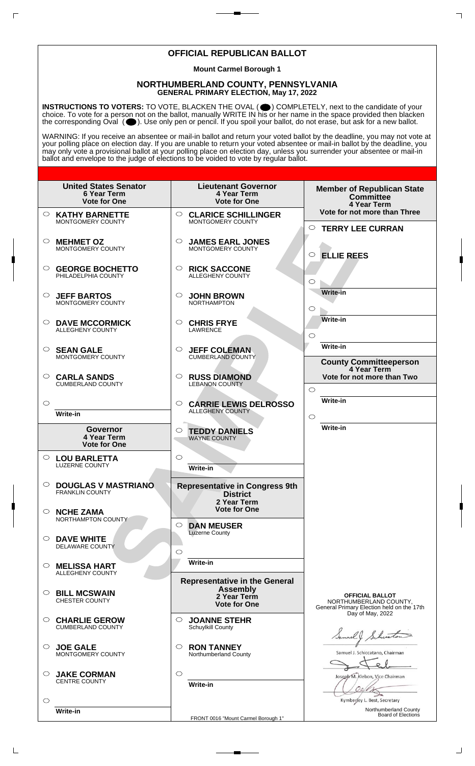# OFFICIAL REPUBLICAN BALLOT

**Mount Carmel Borough 1**

## NORTHUMBERLAND COUNTY, PENNSYLVANIA
**GENERAL PRIMARY ELECTION, May 17, 2022**

**INSTRUCTIONS TO VOTERS:** TO VOTE, BLACKEN THE OVAL ( ) COMPLETELY, next to the candidate of your choice. To vote for a person not on the ballot, manually WRITE IN his or her name in the space provided then blacken the corresponding Oval ( ). Use only pen or pencil. If you spoil your ballot, do not erase, but ask for a new ballot.

WARNING: If you receive an absentee or mail-in ballot and return your voted ballot by the deadline, you may not vote at your polling place on election day. If you are unable to return your voted absentee or mail-in ballot by the deadline, you may only vote a provisional ballot at your polling place on election day, unless you surrender your absentee or mail-in ballot and envelope to the judge of elections to be voided to vote by regular ballot.

### United States Senator
**6 Year Term**
**Vote for One**

- ○ **KATHY BARNETTE** — MONTGOMERY COUNTY
- ○ **MEHMET OZ** — MONTGOMERY COUNTY
- ○ **GEORGE BOCHETTO** — PHILADELPHIA COUNTY
- ○ **JEFF BARTOS** — MONTGOMERY COUNTY
- ○ **DAVE MCCORMICK** — ALLEGHENY COUNTY
- ○ **SEAN GALE** — MONTGOMERY COUNTY
- ○ **CARLA SANDS** — CUMBERLAND COUNTY
- ○ Write-in

### Governor
**4 Year Term**
**Vote for One**

- ○ **LOU BARLETTA** — LUZERNE COUNTY
- ○ **DOUGLAS V MASTRIANO** — FRANKLIN COUNTY
- ○ **NCHE ZAMA** — NORTHAMPTON COUNTY
- ○ **DAVE WHITE** — DELAWARE COUNTY
- ○ **MELISSA HART** — ALLEGHENY COUNTY
- ○ **BILL MCSWAIN** — CHESTER COUNTY
- ○ **CHARLIE GEROW** — CUMBERLAND COUNTY
- ○ **JOE GALE** — MONTGOMERY COUNTY
- ○ **JAKE CORMAN** — CENTRE COUNTY
- ○ Write-in

### Lieutenant Governor
**4 Year Term**
**Vote for One**

- ○ **CLARICE SCHILLINGER** — MONTGOMERY COUNTY
- ○ **JAMES EARL JONES** — MONTGOMERY COUNTY
- ○ **RICK SACCONE** — ALLEGHENY COUNTY
- ○ **JOHN BROWN** — NORTHAMPTON
- ○ **CHRIS FRYE** — LAWRENCE
- ○ **JEFF COLEMAN** — CUMBERLAND COUNTY
- ○ **RUSS DIAMOND** — LEBANON COUNTY
- ○ **CARRIE LEWIS DELROSSO** — ALLEGHENY COUNTY
- ○ **TEDDY DANIELS** — WAYNE COUNTY
- ○ Write-in

### Representative in Congress 9th District
**2 Year Term**
**Vote for One**

- ○ **DAN MEUSER** — Luzerne County
- ○ Write-in

### Representative in the General Assembly
**2 Year Term**
**Vote for One**

- ○ **JOANNE STEHR** — Schuylkill County
- ○ **RON TANNEY** — Northumberland County
- ○ Write-in

### Member of Republican State Committee
**4 Year Term**
**Vote for not more than Three**

- ○ **TERRY LEE CURRAN**
- ○ **ELLIE REES**
- ○ Write-in
- ○ Write-in
- ○ Write-in

### County Committeeperson
**4 Year Term**
**Vote for not more than Two**

- ○ Write-in
- ○ Write-in

**OFFICIAL BALLOT**
NORTHUMBERLAND COUNTY,
General Primary Election held on the 17th Day of May, 2022

Samuel J. Schiccatano, Chairman

Joseph M. Klebon, Vice Chairman

Kymberley L. Best, Secretary

Northumberland County Board of Elections

FRONT 0016 "Mount Carmel Borough 1"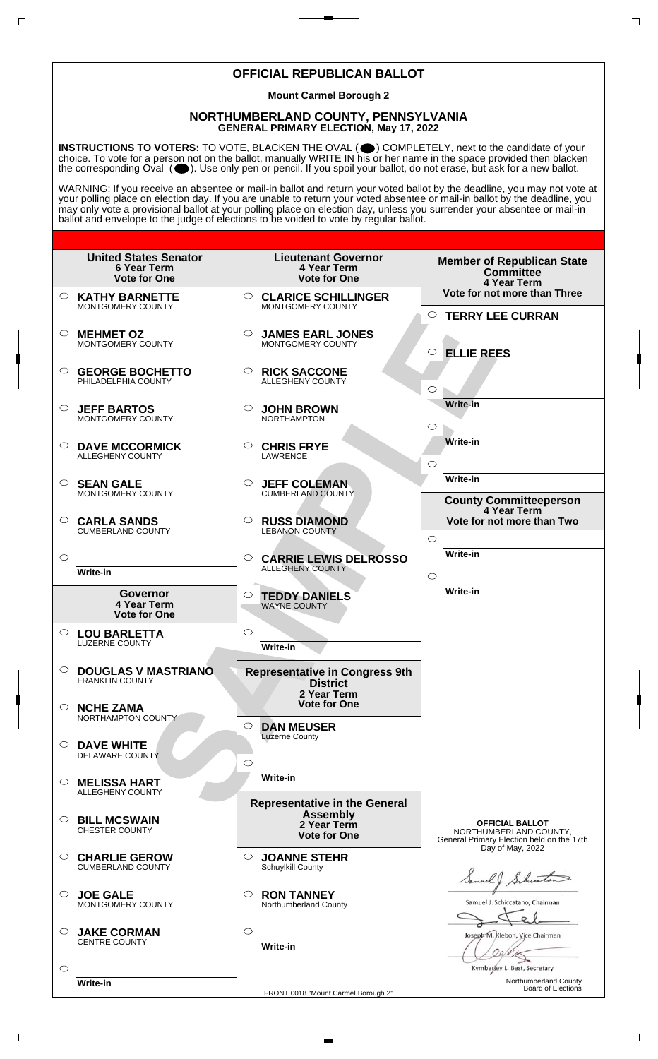# OFFICIAL REPUBLICAN BALLOT

**Mount Carmel Borough 2**

## NORTHUMBERLAND COUNTY, PENNSYLVANIA
**GENERAL PRIMARY ELECTION, May 17, 2022**

**INSTRUCTIONS TO VOTERS:** TO VOTE, BLACKEN THE OVAL ( ● ) COMPLETELY, next to the candidate of your choice. To vote for a person not on the ballot, manually WRITE IN his or her name in the space provided then blacken the corresponding Oval ( ● ). Use only pen or pencil. If you spoil your ballot, do not erase, but ask for a new ballot.

WARNING: If you receive an absentee or mail-in ballot and return your voted ballot by the deadline, you may not vote at your polling place on election day. If you are unable to return your voted absentee or mail-in ballot by the deadline, you may only vote a provisional ballot at your polling place on election day, unless you surrender your absentee or mail-in ballot and envelope to the judge of elections to be voided to vote by regular ballot.

### United States Senator
**6 Year Term**
**Vote for One**

- ○ **KATHY BARNETTE** — MONTGOMERY COUNTY
- ○ **MEHMET OZ** — MONTGOMERY COUNTY
- ○ **GEORGE BOCHETTO** — PHILADELPHIA COUNTY
- ○ **JEFF BARTOS** — MONTGOMERY COUNTY
- ○ **DAVE MCCORMICK** — ALLEGHENY COUNTY
- ○ **SEAN GALE** — MONTGOMERY COUNTY
- ○ **CARLA SANDS** — CUMBERLAND COUNTY
- ○ Write-in

### Governor
**4 Year Term**
**Vote for One**

- ○ **LOU BARLETTA** — LUZERNE COUNTY
- ○ **DOUGLAS V MASTRIANO** — FRANKLIN COUNTY
- ○ **NCHE ZAMA** — NORTHAMPTON COUNTY
- ○ **DAVE WHITE** — DELAWARE COUNTY
- ○ **MELISSA HART** — ALLEGHENY COUNTY
- ○ **BILL MCSWAIN** — CHESTER COUNTY
- ○ **CHARLIE GEROW** — CUMBERLAND COUNTY
- ○ **JOE GALE** — MONTGOMERY COUNTY
- ○ **JAKE CORMAN** — CENTRE COUNTY
- ○ Write-in

### Lieutenant Governor
**4 Year Term**
**Vote for One**

- ○ **CLARICE SCHILLINGER** — MONTGOMERY COUNTY
- ○ **JAMES EARL JONES** — MONTGOMERY COUNTY
- ○ **RICK SACCONE** — ALLEGHENY COUNTY
- ○ **JOHN BROWN** — NORTHAMPTON
- ○ **CHRIS FRYE** — LAWRENCE
- ○ **JEFF COLEMAN** — CUMBERLAND COUNTY
- ○ **RUSS DIAMOND** — LEBANON COUNTY
- ○ **CARRIE LEWIS DELROSSO** — ALLEGHENY COUNTY
- ○ **TEDDY DANIELS** — WAYNE COUNTY
- ○ Write-in

### Representative in Congress 9th District
**2 Year Term**
**Vote for One**

- ○ **DAN MEUSER** — Luzerne County
- ○ Write-in

### Representative in the General Assembly
**2 Year Term**
**Vote for One**

- ○ **JOANNE STEHR** — Schuylkill County
- ○ **RON TANNEY** — Northumberland County
- ○ Write-in

### Member of Republican State Committee
**4 Year Term**
**Vote for not more than Three**

- ○ **TERRY LEE CURRAN**
- ○ **ELLIE REES**
- ○ Write-in
- ○ Write-in
- ○ Write-in

### County Committeeperson
**4 Year Term**
**Vote for not more than Two**

- ○ Write-in
- ○ Write-in

**OFFICIAL BALLOT**
NORTHUMBERLAND COUNTY,
General Primary Election held on the 17th Day of May, 2022

Samuel J. Schiccatano, Chairman

Joseph M. Klebon, Vice Chairman

Kymberley L. Best, Secretary

Northumberland County Board of Elections

FRONT 0018 "Mount Carmel Borough 2"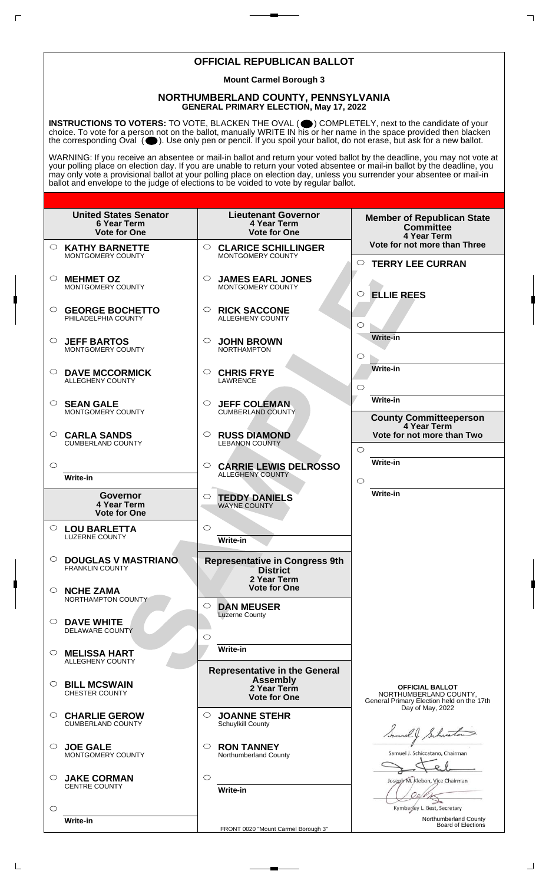# OFFICIAL REPUBLICAN BALLOT

**Mount Carmel Borough 3**

## NORTHUMBERLAND COUNTY, PENNSYLVANIA

**GENERAL PRIMARY ELECTION, May 17, 2022**

**INSTRUCTIONS TO VOTERS:** TO VOTE, BLACKEN THE OVAL ( ) COMPLETELY, next to the candidate of your choice. To vote for a person not on the ballot, manually WRITE IN his or her name in the space provided then blacken the corresponding Oval ( ). Use only pen or pencil. If you spoil your ballot, do not erase, but ask for a new ballot.

WARNING: If you receive an absentee or mail-in ballot and return your voted ballot by the deadline, you may not vote at your polling place on election day. If you are unable to return your voted absentee or mail-in ballot by the deadline, you may only vote a provisional ballot at your polling place on election day, unless you surrender your absentee or mail-in ballot and envelope to the judge of elections to be voided to vote by regular ballot.

### United States Senator
6 Year Term
Vote for One

- ○ **KATHY BARNETTE** MONTGOMERY COUNTY
- ○ **MEHMET OZ** MONTGOMERY COUNTY
- ○ **GEORGE BOCHETTO** PHILADELPHIA COUNTY
- ○ **JEFF BARTOS** MONTGOMERY COUNTY
- ○ **DAVE MCCORMICK** ALLEGHENY COUNTY
- ○ **SEAN GALE** MONTGOMERY COUNTY
- ○ **CARLA SANDS** CUMBERLAND COUNTY
- ○ Write-in

### Governor
4 Year Term
Vote for One

- ○ **LOU BARLETTA** LUZERNE COUNTY
- ○ **DOUGLAS V MASTRIANO** FRANKLIN COUNTY
- ○ **NCHE ZAMA** NORTHAMPTON COUNTY
- ○ **DAVE WHITE** DELAWARE COUNTY
- ○ **MELISSA HART** ALLEGHENY COUNTY
- ○ **BILL MCSWAIN** CHESTER COUNTY
- ○ **CHARLIE GEROW** CUMBERLAND COUNTY
- ○ **JOE GALE** MONTGOMERY COUNTY
- ○ **JAKE CORMAN** CENTRE COUNTY
- ○ Write-in

### Lieutenant Governor
4 Year Term
Vote for One

- ○ **CLARICE SCHILLINGER** MONTGOMERY COUNTY
- ○ **JAMES EARL JONES** MONTGOMERY COUNTY
- ○ **RICK SACCONE** ALLEGHENY COUNTY
- ○ **JOHN BROWN** NORTHAMPTON
- ○ **CHRIS FRYE** LAWRENCE
- ○ **JEFF COLEMAN** CUMBERLAND COUNTY
- ○ **RUSS DIAMOND** LEBANON COUNTY
- ○ **CARRIE LEWIS DELROSSO** ALLEGHENY COUNTY
- ○ **TEDDY DANIELS** WAYNE COUNTY
- ○ Write-in

### Representative in Congress 9th District
2 Year Term
Vote for One

- ○ **DAN MEUSER** Luzerne County
- ○ Write-in

### Representative in the General Assembly
2 Year Term
Vote for One

- ○ **JOANNE STEHR** Schuylkill County
- ○ **RON TANNEY** Northumberland County
- ○ Write-in

### Member of Republican State Committee
4 Year Term
Vote for not more than Three

- ○ **TERRY LEE CURRAN**
- ○ **ELLIE REES**
- ○ Write-in
- ○ Write-in
- ○ Write-in

### County Committeeperson
4 Year Term
Vote for not more than Two

- ○ Write-in
- ○ Write-in

**OFFICIAL BALLOT**
NORTHUMBERLAND COUNTY,
General Primary Election held on the 17th Day of May, 2022

Samuel J. Schiccatano, Chairman

Joseph M. Klebon, Vice Chairman

Kymberley L. Best, Secretary

Northumberland County Board of Elections

FRONT 0020 "Mount Carmel Borough 3"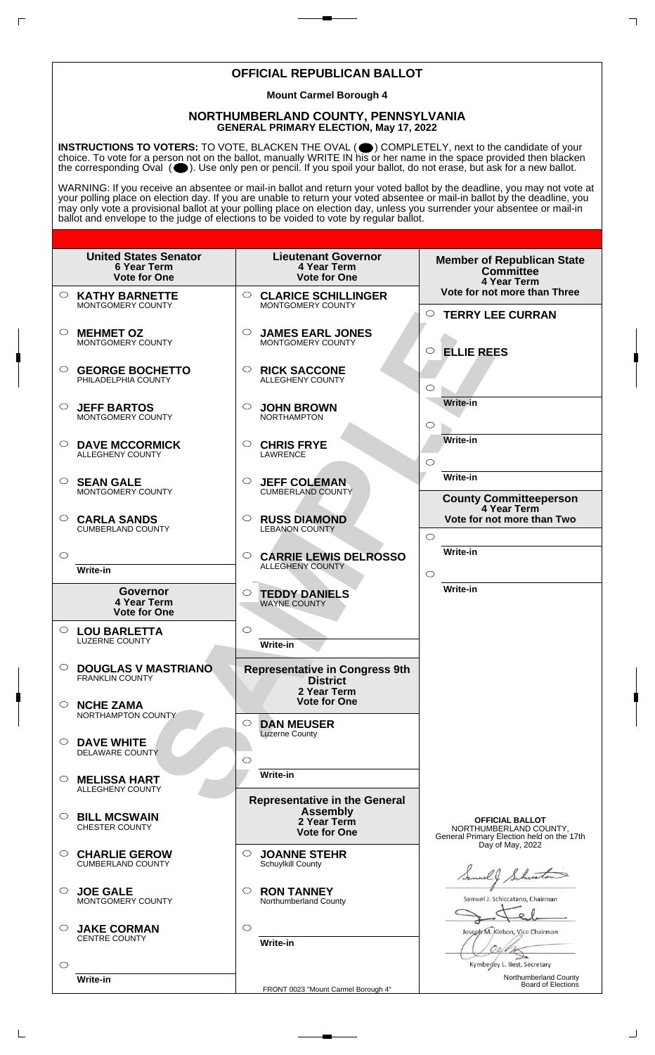# OFFICIAL REPUBLICAN BALLOT

**Mount Carmel Borough 4**

## NORTHUMBERLAND COUNTY, PENNSYLVANIA
**GENERAL PRIMARY ELECTION, May 17, 2022**

**INSTRUCTIONS TO VOTERS:** TO VOTE, BLACKEN THE OVAL ( ) COMPLETELY, next to the candidate of your choice. To vote for a person not on the ballot, manually WRITE IN his or her name in the space provided then blacken the corresponding Oval ( ). Use only pen or pencil. If you spoil your ballot, do not erase, but ask for a new ballot.

WARNING: If you receive an absentee or mail-in ballot and return your voted ballot by the deadline, you may not vote at your polling place on election day. If you are unable to return your voted absentee or mail-in ballot by the deadline, you may only vote a provisional ballot at your polling place on election day, unless you surrender your absentee or mail-in ballot and envelope to the judge of elections to be voided to vote by regular ballot.

### United States Senator
**6 Year Term**
**Vote for One**

- ○ **KATHY BARNETTE** MONTGOMERY COUNTY
- ○ **MEHMET OZ** MONTGOMERY COUNTY
- ○ **GEORGE BOCHETTO** PHILADELPHIA COUNTY
- ○ **JEFF BARTOS** MONTGOMERY COUNTY
- ○ **DAVE MCCORMICK** ALLEGHENY COUNTY
- ○ **SEAN GALE** MONTGOMERY COUNTY
- ○ **CARLA SANDS** CUMBERLAND COUNTY
- ○ Write-in

### Governor
**4 Year Term**
**Vote for One**

- ○ **LOU BARLETTA** LUZERNE COUNTY
- ○ **DOUGLAS V MASTRIANO** FRANKLIN COUNTY
- ○ **NCHE ZAMA** NORTHAMPTON COUNTY
- ○ **DAVE WHITE** DELAWARE COUNTY
- ○ **MELISSA HART** ALLEGHENY COUNTY
- ○ **BILL MCSWAIN** CHESTER COUNTY
- ○ **CHARLIE GEROW** CUMBERLAND COUNTY
- ○ **JOE GALE** MONTGOMERY COUNTY
- ○ **JAKE CORMAN** CENTRE COUNTY
- ○ Write-in

### Lieutenant Governor
**4 Year Term**
**Vote for One**

- ○ **CLARICE SCHILLINGER** MONTGOMERY COUNTY
- ○ **JAMES EARL JONES** MONTGOMERY COUNTY
- ○ **RICK SACCONE** ALLEGHENY COUNTY
- ○ **JOHN BROWN** NORTHAMPTON
- ○ **CHRIS FRYE** LAWRENCE
- ○ **JEFF COLEMAN** CUMBERLAND COUNTY
- ○ **RUSS DIAMOND** LEBANON COUNTY
- ○ **CARRIE LEWIS DELROSSO** ALLEGHENY COUNTY
- ○ **TEDDY DANIELS** WAYNE COUNTY
- ○ Write-in

### Representative in Congress 9th District
**2 Year Term**
**Vote for One**

- ○ **DAN MEUSER** Luzerne County
- ○ Write-in

### Representative in the General Assembly
**2 Year Term**
**Vote for One**

- ○ **JOANNE STEHR** Schuylkill County
- ○ **RON TANNEY** Northumberland County
- ○ Write-in

### Member of Republican State Committee
**4 Year Term**
**Vote for not more than Three**

- ○ **TERRY LEE CURRAN**
- ○ **ELLIE REES**
- ○ Write-in
- ○ Write-in
- ○ Write-in

### County Committeeperson
**4 Year Term**
**Vote for not more than Two**

- ○ Write-in
- ○ Write-in

**OFFICIAL BALLOT**
NORTHUMBERLAND COUNTY,
General Primary Election held on the 17th Day of May, 2022

Samuel J. Schiccatano, Chairman

Joseph M. Klebon, Vice Chairman

Kymberley L. Best, Secretary

Northumberland County Board of Elections

FRONT 0023 "Mount Carmel Borough 4"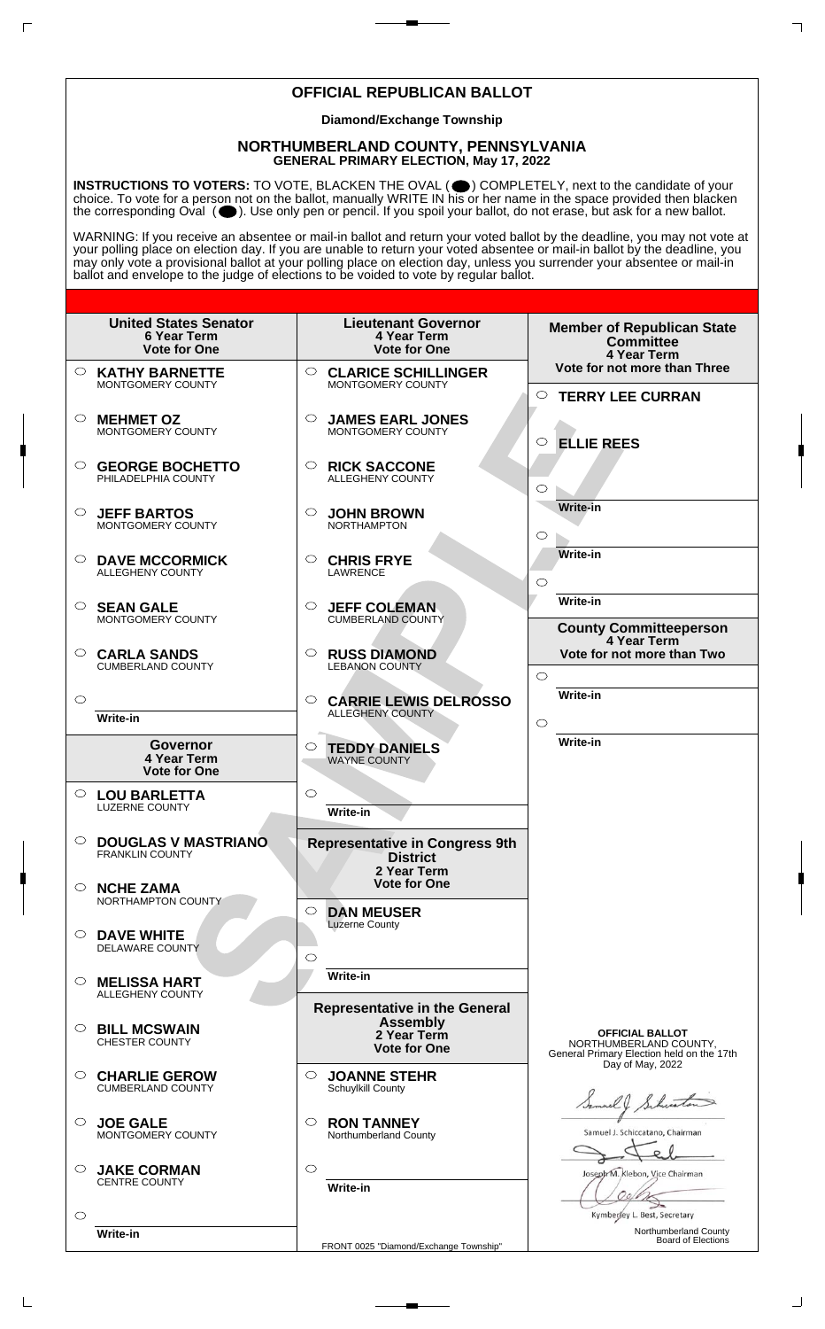# OFFICIAL REPUBLICAN BALLOT

**Diamond/Exchange Township**

## NORTHUMBERLAND COUNTY, PENNSYLVANIA
**GENERAL PRIMARY ELECTION, May 17, 2022**

**INSTRUCTIONS TO VOTERS:** TO VOTE, BLACKEN THE OVAL ( ⬤ ) COMPLETELY, next to the candidate of your choice. To vote for a person not on the ballot, manually WRITE IN his or her name in the space provided then blacken the corresponding Oval ( ⬤ ). Use only pen or pencil. If you spoil your ballot, do not erase, but ask for a new ballot.

WARNING: If you receive an absentee or mail-in ballot and return your voted ballot by the deadline, you may not vote at your polling place on election day. If you are unable to return your voted absentee or mail-in ballot by the deadline, you may only vote a provisional ballot at your polling place on election day, unless you surrender your absentee or mail-in ballot and envelope to the judge of elections to be voided to vote by regular ballot.

### United States Senator
**6 Year Term**
**Vote for One**

- ○ **KATHY BARNETTE** MONTGOMERY COUNTY
- ○ **MEHMET OZ** MONTGOMERY COUNTY
- ○ **GEORGE BOCHETTO** PHILADELPHIA COUNTY
- ○ **JEFF BARTOS** MONTGOMERY COUNTY
- ○ **DAVE MCCORMICK** ALLEGHENY COUNTY
- ○ **SEAN GALE** MONTGOMERY COUNTY
- ○ **CARLA SANDS** CUMBERLAND COUNTY
- ○ Write-in

### Governor
**4 Year Term**
**Vote for One**

- ○ **LOU BARLETTA** LUZERNE COUNTY
- ○ **DOUGLAS V MASTRIANO** FRANKLIN COUNTY
- ○ **NCHE ZAMA** NORTHAMPTON COUNTY
- ○ **DAVE WHITE** DELAWARE COUNTY
- ○ **MELISSA HART** ALLEGHENY COUNTY
- ○ **BILL MCSWAIN** CHESTER COUNTY
- ○ **CHARLIE GEROW** CUMBERLAND COUNTY
- ○ **JOE GALE** MONTGOMERY COUNTY
- ○ **JAKE CORMAN** CENTRE COUNTY
- ○ Write-in

### Lieutenant Governor
**4 Year Term**
**Vote for One**

- ○ **CLARICE SCHILLINGER** MONTGOMERY COUNTY
- ○ **JAMES EARL JONES** MONTGOMERY COUNTY
- ○ **RICK SACCONE** ALLEGHENY COUNTY
- ○ **JOHN BROWN** NORTHAMPTON
- ○ **CHRIS FRYE** LAWRENCE
- ○ **JEFF COLEMAN** CUMBERLAND COUNTY
- ○ **RUSS DIAMOND** LEBANON COUNTY
- ○ **CARRIE LEWIS DELROSSO** ALLEGHENY COUNTY
- ○ **TEDDY DANIELS** WAYNE COUNTY
- ○ Write-in

### Representative in Congress 9th District
**2 Year Term**
**Vote for One**

- ○ **DAN MEUSER** Luzerne County
- ○ Write-in

### Representative in the General Assembly
**2 Year Term**
**Vote for One**

- ○ **JOANNE STEHR** Schuylkill County
- ○ **RON TANNEY** Northumberland County
- ○ Write-in

### Member of Republican State Committee
**4 Year Term**
**Vote for not more than Three**

- ○ **TERRY LEE CURRAN**
- ○ **ELLIE REES**
- ○ Write-in
- ○ Write-in
- ○ Write-in

### County Committeeperson
**4 Year Term**
**Vote for not more than Two**

- ○ Write-in
- ○ Write-in

**OFFICIAL BALLOT**
NORTHUMBERLAND COUNTY,
General Primary Election held on the 17th Day of May, 2022

Samuel J. Schiccatano, Chairman

Joseph M. Klebon, Vice Chairman

Kymberley L. Best, Secretary

Northumberland County Board of Elections

FRONT 0025 "Diamond/Exchange Township"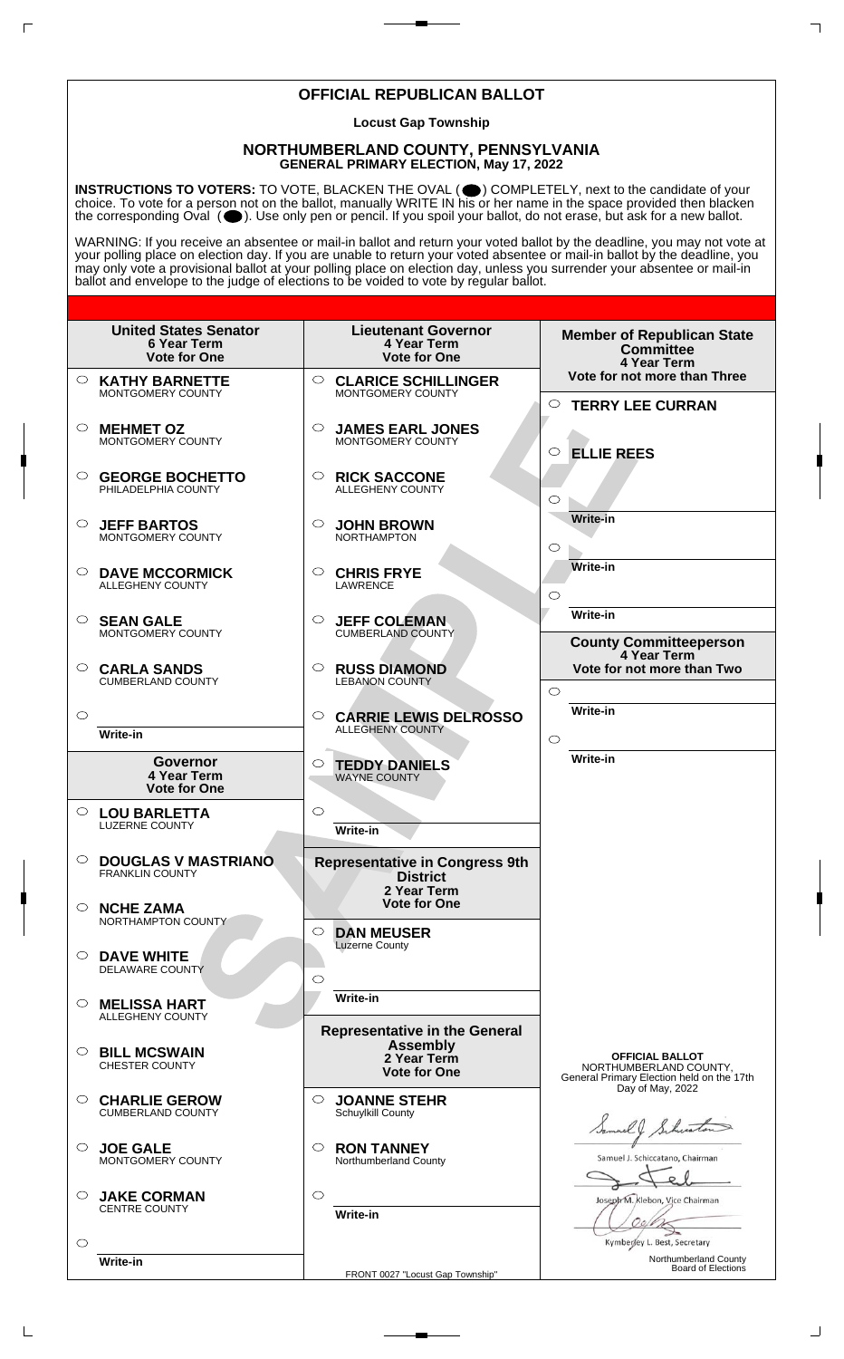# OFFICIAL REPUBLICAN BALLOT

**Locust Gap Township**

## NORTHUMBERLAND COUNTY, PENNSYLVANIA
**GENERAL PRIMARY ELECTION, May 17, 2022**

**INSTRUCTIONS TO VOTERS:** TO VOTE, BLACKEN THE OVAL ( ⬤ ) COMPLETELY, next to the candidate of your choice. To vote for a person not on the ballot, manually WRITE IN his or her name in the space provided then blacken the corresponding Oval ( ⬤ ). Use only pen or pencil. If you spoil your ballot, do not erase, but ask for a new ballot.

WARNING: If you receive an absentee or mail-in ballot and return your voted ballot by the deadline, you may not vote at your polling place on election day. If you are unable to return your voted absentee or mail-in ballot by the deadline, you may only vote a provisional ballot at your polling place on election day, unless you surrender your absentee or mail-in ballot and envelope to the judge of elections to be voided to vote by regular ballot.

### United States Senator
**6 Year Term**
**Vote for One**

- ○ **KATHY BARNETTE** MONTGOMERY COUNTY
- ○ **MEHMET OZ** MONTGOMERY COUNTY
- ○ **GEORGE BOCHETTO** PHILADELPHIA COUNTY
- ○ **JEFF BARTOS** MONTGOMERY COUNTY
- ○ **DAVE MCCORMICK** ALLEGHENY COUNTY
- ○ **SEAN GALE** MONTGOMERY COUNTY
- ○ **CARLA SANDS** CUMBERLAND COUNTY
- ○ Write-in

### Governor
**4 Year Term**
**Vote for One**

- ○ **LOU BARLETTA** LUZERNE COUNTY
- ○ **DOUGLAS V MASTRIANO** FRANKLIN COUNTY
- ○ **NCHE ZAMA** NORTHAMPTON COUNTY
- ○ **DAVE WHITE** DELAWARE COUNTY
- ○ **MELISSA HART** ALLEGHENY COUNTY
- ○ **BILL MCSWAIN** CHESTER COUNTY
- ○ **CHARLIE GEROW** CUMBERLAND COUNTY
- ○ **JOE GALE** MONTGOMERY COUNTY
- ○ **JAKE CORMAN** CENTRE COUNTY
- ○ Write-in

### Lieutenant Governor
**4 Year Term**
**Vote for One**

- ○ **CLARICE SCHILLINGER** MONTGOMERY COUNTY
- ○ **JAMES EARL JONES** MONTGOMERY COUNTY
- ○ **RICK SACCONE** ALLEGHENY COUNTY
- ○ **JOHN BROWN** NORTHAMPTON
- ○ **CHRIS FRYE** LAWRENCE
- ○ **JEFF COLEMAN** CUMBERLAND COUNTY
- ○ **RUSS DIAMOND** LEBANON COUNTY
- ○ **CARRIE LEWIS DELROSSO** ALLEGHENY COUNTY
- ○ **TEDDY DANIELS** WAYNE COUNTY
- ○ Write-in

### Representative in Congress 9th District
**2 Year Term**
**Vote for One**

- ○ **DAN MEUSER** Luzerne County
- ○ Write-in

### Representative in the General Assembly
**2 Year Term**
**Vote for One**

- ○ **JOANNE STEHR** Schuylkill County
- ○ **RON TANNEY** Northumberland County
- ○ Write-in

### Member of Republican State Committee
**4 Year Term**
**Vote for not more than Three**

- ○ **TERRY LEE CURRAN**
- ○ **ELLIE REES**
- ○ Write-in
- ○ Write-in
- ○ Write-in

### County Committeeperson
**4 Year Term**
**Vote for not more than Two**

- ○ Write-in
- ○ Write-in

**OFFICIAL BALLOT**
NORTHUMBERLAND COUNTY,
General Primary Election held on the 17th Day of May, 2022

Samuel J. Schiccatano, Chairman

Joseph M. Klebon, Vice Chairman

Kymberley L. Best, Secretary

Northumberland County Board of Elections

FRONT 0027 "Locust Gap Township"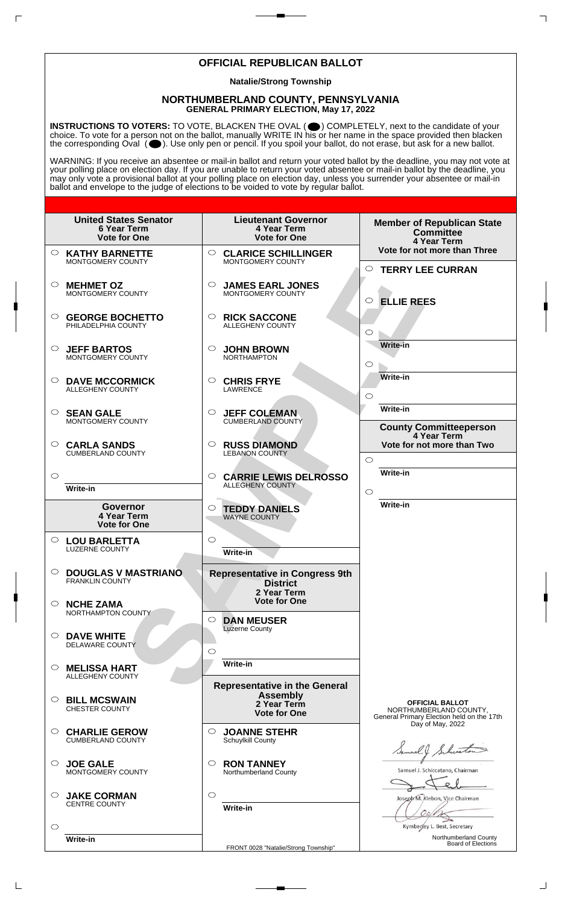# OFFICIAL REPUBLICAN BALLOT

**Natalie/Strong Township**

## NORTHUMBERLAND COUNTY, PENNSYLVANIA
**GENERAL PRIMARY ELECTION, May 17, 2022**

**INSTRUCTIONS TO VOTERS:** TO VOTE, BLACKEN THE OVAL ( ) COMPLETELY, next to the candidate of your choice. To vote for a person not on the ballot, manually WRITE IN his or her name in the space provided then blacken the corresponding Oval ( ). Use only pen or pencil. If you spoil your ballot, do not erase, but ask for a new ballot.

WARNING: If you receive an absentee or mail-in ballot and return your voted ballot by the deadline, you may not vote at your polling place on election day. If you are unable to return your voted absentee or mail-in ballot by the deadline, you may only vote a provisional ballot at your polling place on election day, unless you surrender your absentee or mail-in ballot and envelope to the judge of elections to be voided to vote by regular ballot.

### United States Senator
**6 Year Term**
**Vote for One**

- ○ **KATHY BARNETTE** — MONTGOMERY COUNTY
- ○ **MEHMET OZ** — MONTGOMERY COUNTY
- ○ **GEORGE BOCHETTO** — PHILADELPHIA COUNTY
- ○ **JEFF BARTOS** — MONTGOMERY COUNTY
- ○ **DAVE MCCORMICK** — ALLEGHENY COUNTY
- ○ **SEAN GALE** — MONTGOMERY COUNTY
- ○ **CARLA SANDS** — CUMBERLAND COUNTY
- ○ Write-in

### Governor
**4 Year Term**
**Vote for One**

- ○ **LOU BARLETTA** — LUZERNE COUNTY
- ○ **DOUGLAS V MASTRIANO** — FRANKLIN COUNTY
- ○ **NCHE ZAMA** — NORTHAMPTON COUNTY
- ○ **DAVE WHITE** — DELAWARE COUNTY
- ○ **MELISSA HART** — ALLEGHENY COUNTY
- ○ **BILL MCSWAIN** — CHESTER COUNTY
- ○ **CHARLIE GEROW** — CUMBERLAND COUNTY
- ○ **JOE GALE** — MONTGOMERY COUNTY
- ○ **JAKE CORMAN** — CENTRE COUNTY
- ○ Write-in

### Lieutenant Governor
**4 Year Term**
**Vote for One**

- ○ **CLARICE SCHILLINGER** — MONTGOMERY COUNTY
- ○ **JAMES EARL JONES** — MONTGOMERY COUNTY
- ○ **RICK SACCONE** — ALLEGHENY COUNTY
- ○ **JOHN BROWN** — NORTHAMPTON
- ○ **CHRIS FRYE** — LAWRENCE
- ○ **JEFF COLEMAN** — CUMBERLAND COUNTY
- ○ **RUSS DIAMOND** — LEBANON COUNTY
- ○ **CARRIE LEWIS DELROSSO** — ALLEGHENY COUNTY
- ○ **TEDDY DANIELS** — WAYNE COUNTY
- ○ Write-in

### Representative in Congress 9th District
**2 Year Term**
**Vote for One**

- ○ **DAN MEUSER** — Luzerne County
- ○ Write-in

### Representative in the General Assembly
**2 Year Term**
**Vote for One**

- ○ **JOANNE STEHR** — Schuylkill County
- ○ **RON TANNEY** — Northumberland County
- ○ Write-in

### Member of Republican State Committee
**4 Year Term**
**Vote for not more than Three**

- ○ **TERRY LEE CURRAN**
- ○ **ELLIE REES**
- ○ Write-in
- ○ Write-in
- ○ Write-in

### County Committeeperson
**4 Year Term**
**Vote for not more than Two**

- ○ Write-in
- ○ Write-in

**OFFICIAL BALLOT**
NORTHUMBERLAND COUNTY,
General Primary Election held on the 17th Day of May, 2022

Samuel J. Schiccatano, Chairman

Joseph M. Klebon, Vice Chairman

Kymberley L. Best, Secretary

Northumberland County Board of Elections

FRONT 0028 "Natalie/Strong Township"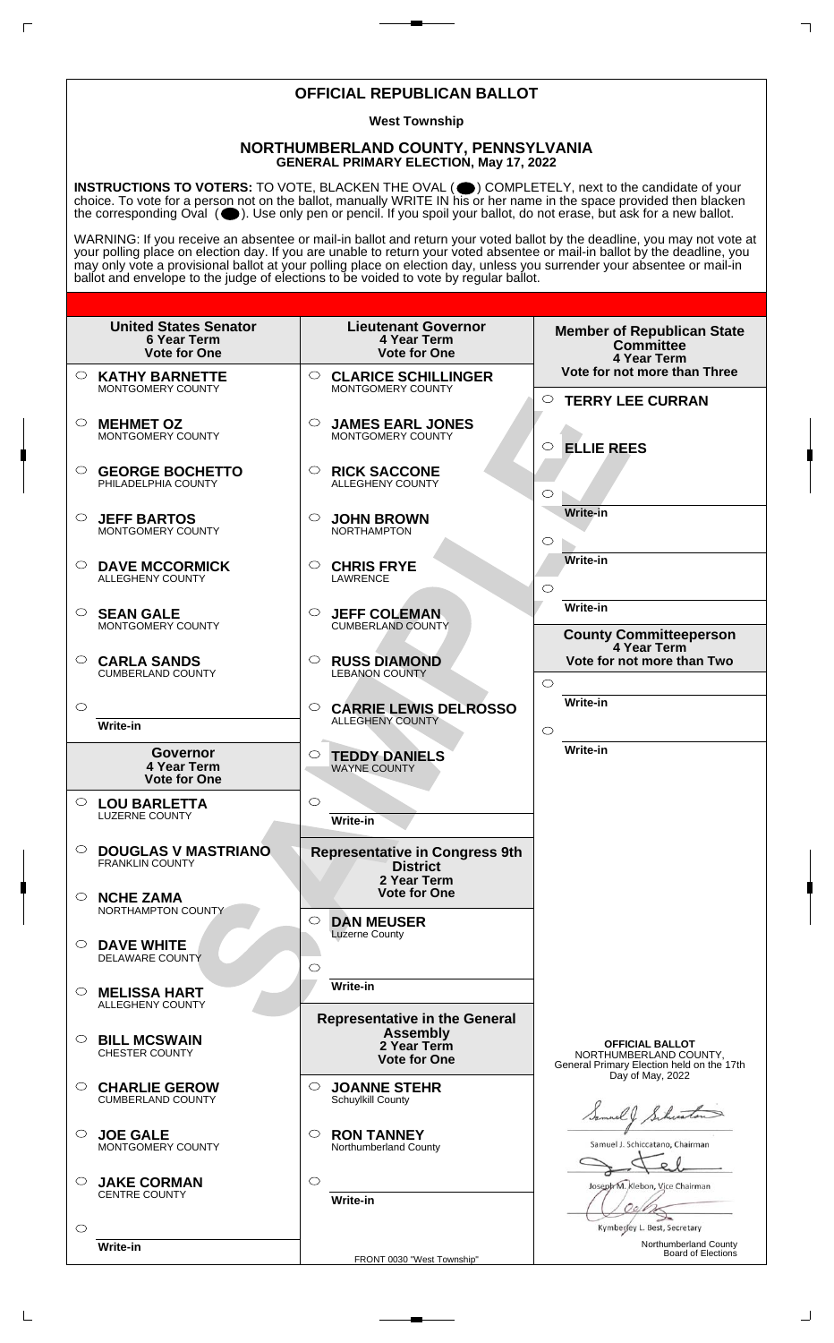# OFFICIAL REPUBLICAN BALLOT

**West Township**

## NORTHUMBERLAND COUNTY, PENNSYLVANIA
**GENERAL PRIMARY ELECTION, May 17, 2022**

**INSTRUCTIONS TO VOTERS:** TO VOTE, BLACKEN THE OVAL ( ⬤ ) COMPLETELY, next to the candidate of your choice. To vote for a person not on the ballot, manually WRITE IN his or her name in the space provided then blacken the corresponding Oval ( ⬤ ). Use only pen or pencil. If you spoil your ballot, do not erase, but ask for a new ballot.

WARNING: If you receive an absentee or mail-in ballot and return your voted ballot by the deadline, you may not vote at your polling place on election day. If you are unable to return your voted absentee or mail-in ballot by the deadline, you may only vote a provisional ballot at your polling place on election day, unless you surrender your absentee or mail-in ballot and envelope to the judge of elections to be voided to vote by regular ballot.

### United States Senator
**6 Year Term**
**Vote for One**

- ○ **KATHY BARNETTE** MONTGOMERY COUNTY
- ○ **MEHMET OZ** MONTGOMERY COUNTY
- ○ **GEORGE BOCHETTO** PHILADELPHIA COUNTY
- ○ **JEFF BARTOS** MONTGOMERY COUNTY
- ○ **DAVE MCCORMICK** ALLEGHENY COUNTY
- ○ **SEAN GALE** MONTGOMERY COUNTY
- ○ **CARLA SANDS** CUMBERLAND COUNTY
- ○ Write-in

### Governor
**4 Year Term**
**Vote for One**

- ○ **LOU BARLETTA** LUZERNE COUNTY
- ○ **DOUGLAS V MASTRIANO** FRANKLIN COUNTY
- ○ **NCHE ZAMA** NORTHAMPTON COUNTY
- ○ **DAVE WHITE** DELAWARE COUNTY
- ○ **MELISSA HART** ALLEGHENY COUNTY
- ○ **BILL MCSWAIN** CHESTER COUNTY
- ○ **CHARLIE GEROW** CUMBERLAND COUNTY
- ○ **JOE GALE** MONTGOMERY COUNTY
- ○ **JAKE CORMAN** CENTRE COUNTY
- ○ Write-in

### Lieutenant Governor
**4 Year Term**
**Vote for One**

- ○ **CLARICE SCHILLINGER** MONTGOMERY COUNTY
- ○ **JAMES EARL JONES** MONTGOMERY COUNTY
- ○ **RICK SACCONE** ALLEGHENY COUNTY
- ○ **JOHN BROWN** NORTHAMPTON
- ○ **CHRIS FRYE** LAWRENCE
- ○ **JEFF COLEMAN** CUMBERLAND COUNTY
- ○ **RUSS DIAMOND** LEBANON COUNTY
- ○ **CARRIE LEWIS DELROSSO** ALLEGHENY COUNTY
- ○ **TEDDY DANIELS** WAYNE COUNTY
- ○ Write-in

### Representative in Congress 9th District
**2 Year Term**
**Vote for One**

- ○ **DAN MEUSER** Luzerne County
- ○ Write-in

### Representative in the General Assembly
**2 Year Term**
**Vote for One**

- ○ **JOANNE STEHR** Schuylkill County
- ○ **RON TANNEY** Northumberland County
- ○ Write-in

### Member of Republican State Committee
**4 Year Term**
**Vote for not more than Three**

- ○ **TERRY LEE CURRAN**
- ○ **ELLIE REES**
- ○ Write-in
- ○ Write-in
- ○ Write-in

### County Committeeperson
**4 Year Term**
**Vote for not more than Two**

- ○ Write-in
- ○ Write-in

**OFFICIAL BALLOT**
NORTHUMBERLAND COUNTY,
General Primary Election held on the 17th Day of May, 2022

Samuel J. Schiccatano, Chairman

Joseph M. Klebon, Vice Chairman

Kymberley L. Best, Secretary

Northumberland County Board of Elections

FRONT 0030 "West Township"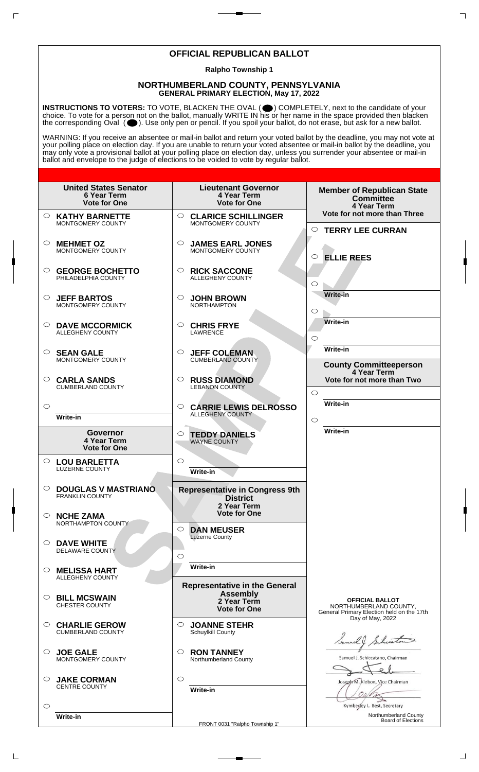# OFFICIAL REPUBLICAN BALLOT

**Ralpho Township 1**

## NORTHUMBERLAND COUNTY, PENNSYLVANIA
**GENERAL PRIMARY ELECTION, May 17, 2022**

**INSTRUCTIONS TO VOTERS:** TO VOTE, BLACKEN THE OVAL ( ⬤ ) COMPLETELY, next to the candidate of your choice. To vote for a person not on the ballot, manually WRITE IN his or her name in the space provided then blacken the corresponding Oval ( ⬤ ). Use only pen or pencil. If you spoil your ballot, do not erase, but ask for a new ballot.

WARNING: If you receive an absentee or mail-in ballot and return your voted ballot by the deadline, you may not vote at your polling place on election day. If you are unable to return your voted absentee or mail-in ballot by the deadline, you may only vote a provisional ballot at your polling place on election day, unless you surrender your absentee or mail-in ballot and envelope to the judge of elections to be voided to vote by regular ballot.

### United States Senator
**6 Year Term**
**Vote for One**

- ○ **KATHY BARNETTE** — MONTGOMERY COUNTY
- ○ **MEHMET OZ** — MONTGOMERY COUNTY
- ○ **GEORGE BOCHETTO** — PHILADELPHIA COUNTY
- ○ **JEFF BARTOS** — MONTGOMERY COUNTY
- ○ **DAVE MCCORMICK** — ALLEGHENY COUNTY
- ○ **SEAN GALE** — MONTGOMERY COUNTY
- ○ **CARLA SANDS** — CUMBERLAND COUNTY
- ○ Write-in

### Governor
**4 Year Term**
**Vote for One**

- ○ **LOU BARLETTA** — LUZERNE COUNTY
- ○ **DOUGLAS V MASTRIANO** — FRANKLIN COUNTY
- ○ **NCHE ZAMA** — NORTHAMPTON COUNTY
- ○ **DAVE WHITE** — DELAWARE COUNTY
- ○ **MELISSA HART** — ALLEGHENY COUNTY
- ○ **BILL MCSWAIN** — CHESTER COUNTY
- ○ **CHARLIE GEROW** — CUMBERLAND COUNTY
- ○ **JOE GALE** — MONTGOMERY COUNTY
- ○ **JAKE CORMAN** — CENTRE COUNTY
- ○ Write-in

### Lieutenant Governor
**4 Year Term**
**Vote for One**

- ○ **CLARICE SCHILLINGER** — MONTGOMERY COUNTY
- ○ **JAMES EARL JONES** — MONTGOMERY COUNTY
- ○ **RICK SACCONE** — ALLEGHENY COUNTY
- ○ **JOHN BROWN** — NORTHAMPTON
- ○ **CHRIS FRYE** — LAWRENCE
- ○ **JEFF COLEMAN** — CUMBERLAND COUNTY
- ○ **RUSS DIAMOND** — LEBANON COUNTY
- ○ **CARRIE LEWIS DELROSSO** — ALLEGHENY COUNTY
- ○ **TEDDY DANIELS** — WAYNE COUNTY
- ○ Write-in

### Representative in Congress 9th District
**2 Year Term**
**Vote for One**

- ○ **DAN MEUSER** — Luzerne County
- ○ Write-in

### Representative in the General Assembly
**2 Year Term**
**Vote for One**

- ○ **JOANNE STEHR** — Schuylkill County
- ○ **RON TANNEY** — Northumberland County
- ○ Write-in

### Member of Republican State Committee
**4 Year Term**
**Vote for not more than Three**

- ○ **TERRY LEE CURRAN**
- ○ **ELLIE REES**
- ○ Write-in
- ○ Write-in
- ○ Write-in

### County Committeeperson
**4 Year Term**
**Vote for not more than Two**

- ○ Write-in
- ○ Write-in

**OFFICIAL BALLOT**
NORTHUMBERLAND COUNTY,
General Primary Election held on the 17th Day of May, 2022

Samuel J. Schiccatano, Chairman

Joseph M. Klebon, Vice Chairman

Kymberley L. Best, Secretary

Northumberland County Board of Elections

FRONT 0031 "Ralpho Township 1"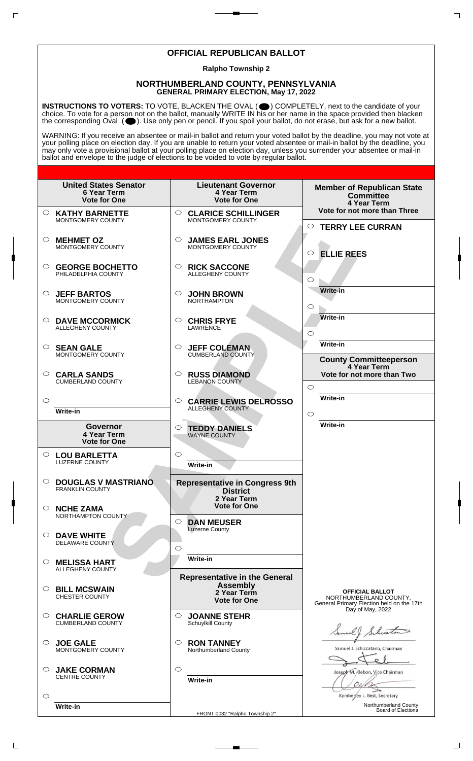# OFFICIAL REPUBLICAN BALLOT

**Ralpho Township 2**

## NORTHUMBERLAND COUNTY, PENNSYLVANIA
**GENERAL PRIMARY ELECTION, May 17, 2022**

**INSTRUCTIONS TO VOTERS:** TO VOTE, BLACKEN THE OVAL ( ⬤ ) COMPLETELY, next to the candidate of your choice. To vote for a person not on the ballot, manually WRITE IN his or her name in the space provided then blacken the corresponding Oval ( ⬤ ). Use only pen or pencil. If you spoil your ballot, do not erase, but ask for a new ballot.

WARNING: If you receive an absentee or mail-in ballot and return your voted ballot by the deadline, you may not vote at your polling place on election day. If you are unable to return your voted absentee or mail-in ballot by the deadline, you may only vote a provisional ballot at your polling place on election day, unless you surrender your absentee or mail-in ballot and envelope to the judge of elections to be voided to vote by regular ballot.

### United States Senator
**6 Year Term**
**Vote for One**

- ○ **KATHY BARNETTE** — MONTGOMERY COUNTY
- ○ **MEHMET OZ** — MONTGOMERY COUNTY
- ○ **GEORGE BOCHETTO** — PHILADELPHIA COUNTY
- ○ **JEFF BARTOS** — MONTGOMERY COUNTY
- ○ **DAVE MCCORMICK** — ALLEGHENY COUNTY
- ○ **SEAN GALE** — MONTGOMERY COUNTY
- ○ **CARLA SANDS** — CUMBERLAND COUNTY
- ○ Write-in

### Governor
**4 Year Term**
**Vote for One**

- ○ **LOU BARLETTA** — LUZERNE COUNTY
- ○ **DOUGLAS V MASTRIANO** — FRANKLIN COUNTY
- ○ **NCHE ZAMA** — NORTHAMPTON COUNTY
- ○ **DAVE WHITE** — DELAWARE COUNTY
- ○ **MELISSA HART** — ALLEGHENY COUNTY
- ○ **BILL MCSWAIN** — CHESTER COUNTY
- ○ **CHARLIE GEROW** — CUMBERLAND COUNTY
- ○ **JOE GALE** — MONTGOMERY COUNTY
- ○ **JAKE CORMAN** — CENTRE COUNTY
- ○ Write-in

### Lieutenant Governor
**4 Year Term**
**Vote for One**

- ○ **CLARICE SCHILLINGER** — MONTGOMERY COUNTY
- ○ **JAMES EARL JONES** — MONTGOMERY COUNTY
- ○ **RICK SACCONE** — ALLEGHENY COUNTY
- ○ **JOHN BROWN** — NORTHAMPTON
- ○ **CHRIS FRYE** — LAWRENCE
- ○ **JEFF COLEMAN** — CUMBERLAND COUNTY
- ○ **RUSS DIAMOND** — LEBANON COUNTY
- ○ **CARRIE LEWIS DELROSSO** — ALLEGHENY COUNTY
- ○ **TEDDY DANIELS** — WAYNE COUNTY
- ○ Write-in

### Representative in Congress 9th District
**2 Year Term**
**Vote for One**

- ○ **DAN MEUSER** — Luzerne County
- ○ Write-in

### Representative in the General Assembly
**2 Year Term**
**Vote for One**

- ○ **JOANNE STEHR** — Schuylkill County
- ○ **RON TANNEY** — Northumberland County
- ○ Write-in

### Member of Republican State Committee
**4 Year Term**
**Vote for not more than Three**

- ○ **TERRY LEE CURRAN**
- ○ **ELLIE REES**
- ○ Write-in
- ○ Write-in
- ○ Write-in

### County Committeeperson
**4 Year Term**
**Vote for not more than Two**

- ○ Write-in
- ○ Write-in

**OFFICIAL BALLOT**
NORTHUMBERLAND COUNTY,
General Primary Election held on the 17th Day of May, 2022

Samuel J. Schiccatano, Chairman

Joseph M. Klebon, Vice Chairman

Kymberley L. Best, Secretary

Northumberland County Board of Elections

FRONT 0032 "Ralpho Township 2"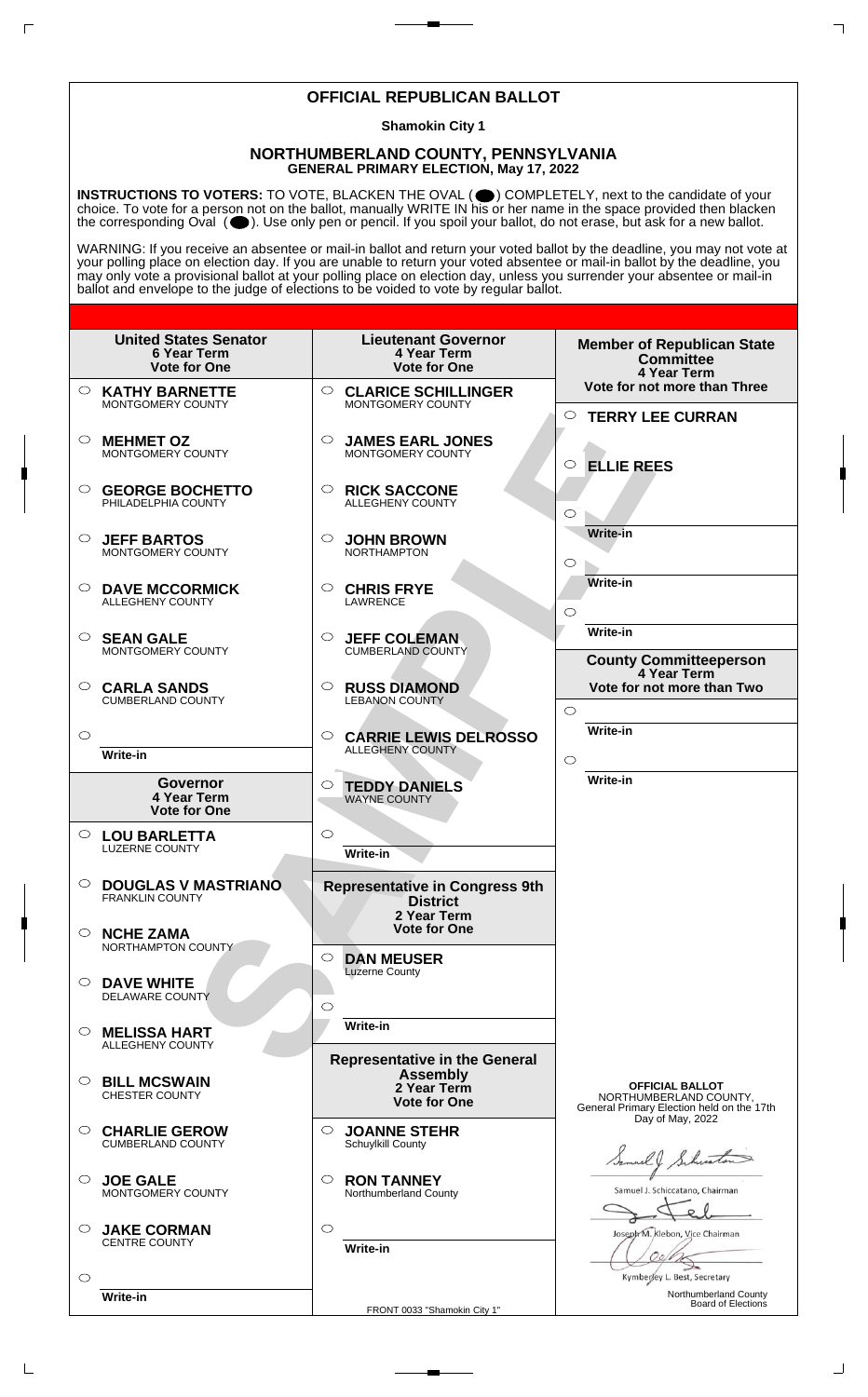# OFFICIAL REPUBLICAN BALLOT

**Shamokin City 1**

## NORTHUMBERLAND COUNTY, PENNSYLVANIA
**GENERAL PRIMARY ELECTION, May 17, 2022**

**INSTRUCTIONS TO VOTERS:** TO VOTE, BLACKEN THE OVAL ( ) COMPLETELY, next to the candidate of your choice. To vote for a person not on the ballot, manually WRITE IN his or her name in the space provided then blacken the corresponding Oval ( ). Use only pen or pencil. If you spoil your ballot, do not erase, but ask for a new ballot.

WARNING: If you receive an absentee or mail-in ballot and return your voted ballot by the deadline, you may not vote at your polling place on election day. If you are unable to return your voted absentee or mail-in ballot by the deadline, you may only vote a provisional ballot at your polling place on election day, unless you surrender your absentee or mail-in ballot and envelope to the judge of elections to be voided to vote by regular ballot.

### United States Senator
**6 Year Term**
**Vote for One**

- ○ **KATHY BARNETTE** — MONTGOMERY COUNTY
- ○ **MEHMET OZ** — MONTGOMERY COUNTY
- ○ **GEORGE BOCHETTO** — PHILADELPHIA COUNTY
- ○ **JEFF BARTOS** — MONTGOMERY COUNTY
- ○ **DAVE MCCORMICK** — ALLEGHENY COUNTY
- ○ **SEAN GALE** — MONTGOMERY COUNTY
- ○ **CARLA SANDS** — CUMBERLAND COUNTY
- ○ Write-in

### Governor
**4 Year Term**
**Vote for One**

- ○ **LOU BARLETTA** — LUZERNE COUNTY
- ○ **DOUGLAS V MASTRIANO** — FRANKLIN COUNTY
- ○ **NCHE ZAMA** — NORTHAMPTON COUNTY
- ○ **DAVE WHITE** — DELAWARE COUNTY
- ○ **MELISSA HART** — ALLEGHENY COUNTY
- ○ **BILL MCSWAIN** — CHESTER COUNTY
- ○ **CHARLIE GEROW** — CUMBERLAND COUNTY
- ○ **JOE GALE** — MONTGOMERY COUNTY
- ○ **JAKE CORMAN** — CENTRE COUNTY
- ○ Write-in

### Lieutenant Governor
**4 Year Term**
**Vote for One**

- ○ **CLARICE SCHILLINGER** — MONTGOMERY COUNTY
- ○ **JAMES EARL JONES** — MONTGOMERY COUNTY
- ○ **RICK SACCONE** — ALLEGHENY COUNTY
- ○ **JOHN BROWN** — NORTHAMPTON
- ○ **CHRIS FRYE** — LAWRENCE
- ○ **JEFF COLEMAN** — CUMBERLAND COUNTY
- ○ **RUSS DIAMOND** — LEBANON COUNTY
- ○ **CARRIE LEWIS DELROSSO** — ALLEGHENY COUNTY
- ○ **TEDDY DANIELS** — WAYNE COUNTY
- ○ Write-in

### Representative in Congress 9th District
**2 Year Term**
**Vote for One**

- ○ **DAN MEUSER** — Luzerne County
- ○ Write-in

### Representative in the General Assembly
**2 Year Term**
**Vote for One**

- ○ **JOANNE STEHR** — Schuylkill County
- ○ **RON TANNEY** — Northumberland County
- ○ Write-in

### Member of Republican State Committee
**4 Year Term**
**Vote for not more than Three**

- ○ **TERRY LEE CURRAN**
- ○ **ELLIE REES**
- ○ Write-in
- ○ Write-in
- ○ Write-in

### County Committeeperson
**4 Year Term**
**Vote for not more than Two**

- ○ Write-in
- ○ Write-in

**OFFICIAL BALLOT**
NORTHUMBERLAND COUNTY,
General Primary Election held on the 17th Day of May, 2022

Samuel J. Schiccatano, Chairman

Joseph M. Klebon, Vice Chairman

Kymberley L. Best, Secretary

Northumberland County Board of Elections

FRONT 0033 "Shamokin City 1"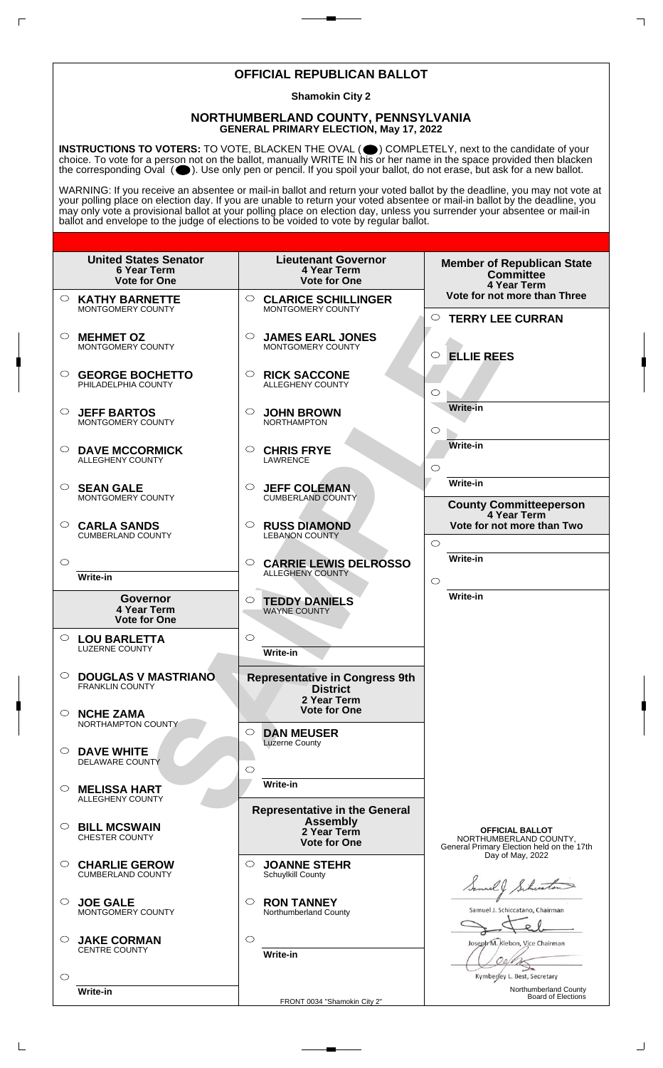# OFFICIAL REPUBLICAN BALLOT

**Shamokin City 2**

## NORTHUMBERLAND COUNTY, PENNSYLVANIA
**GENERAL PRIMARY ELECTION, May 17, 2022**

**INSTRUCTIONS TO VOTERS:** TO VOTE, BLACKEN THE OVAL ( ⬤ ) COMPLETELY, next to the candidate of your choice. To vote for a person not on the ballot, manually WRITE IN his or her name in the space provided then blacken the corresponding Oval ( ⬤ ). Use only pen or pencil. If you spoil your ballot, do not erase, but ask for a new ballot.

WARNING: If you receive an absentee or mail-in ballot and return your voted ballot by the deadline, you may not vote at your polling place on election day. If you are unable to return your voted absentee or mail-in ballot by the deadline, you may only vote a provisional ballot at your polling place on election day, unless you surrender your absentee or mail-in ballot and envelope to the judge of elections to be voided to vote by regular ballot.

### United States Senator
**6 Year Term**
**Vote for One**

- ○ **KATHY BARNETTE** MONTGOMERY COUNTY
- ○ **MEHMET OZ** MONTGOMERY COUNTY
- ○ **GEORGE BOCHETTO** PHILADELPHIA COUNTY
- ○ **JEFF BARTOS** MONTGOMERY COUNTY
- ○ **DAVE MCCORMICK** ALLEGHENY COUNTY
- ○ **SEAN GALE** MONTGOMERY COUNTY
- ○ **CARLA SANDS** CUMBERLAND COUNTY
- ○ Write-in

### Governor
**4 Year Term**
**Vote for One**

- ○ **LOU BARLETTA** LUZERNE COUNTY
- ○ **DOUGLAS V MASTRIANO** FRANKLIN COUNTY
- ○ **NCHE ZAMA** NORTHAMPTON COUNTY
- ○ **DAVE WHITE** DELAWARE COUNTY
- ○ **MELISSA HART** ALLEGHENY COUNTY
- ○ **BILL MCSWAIN** CHESTER COUNTY
- ○ **CHARLIE GEROW** CUMBERLAND COUNTY
- ○ **JOE GALE** MONTGOMERY COUNTY
- ○ **JAKE CORMAN** CENTRE COUNTY
- ○ Write-in

### Lieutenant Governor
**4 Year Term**
**Vote for One**

- ○ **CLARICE SCHILLINGER** MONTGOMERY COUNTY
- ○ **JAMES EARL JONES** MONTGOMERY COUNTY
- ○ **RICK SACCONE** ALLEGHENY COUNTY
- ○ **JOHN BROWN** NORTHAMPTON
- ○ **CHRIS FRYE** LAWRENCE
- ○ **JEFF COLEMAN** CUMBERLAND COUNTY
- ○ **RUSS DIAMOND** LEBANON COUNTY
- ○ **CARRIE LEWIS DELROSSO** ALLEGHENY COUNTY
- ○ **TEDDY DANIELS** WAYNE COUNTY
- ○ Write-in

### Representative in Congress 9th District
**2 Year Term**
**Vote for One**

- ○ **DAN MEUSER** Luzerne County
- ○ Write-in

### Representative in the General Assembly
**2 Year Term**
**Vote for One**

- ○ **JOANNE STEHR** Schuylkill County
- ○ **RON TANNEY** Northumberland County
- ○ Write-in

### Member of Republican State Committee
**4 Year Term**
**Vote for not more than Three**

- ○ **TERRY LEE CURRAN**
- ○ **ELLIE REES**
- ○ Write-in
- ○ Write-in
- ○ Write-in

### County Committeeperson
**4 Year Term**
**Vote for not more than Two**

- ○ Write-in
- ○ Write-in

**OFFICIAL BALLOT**
NORTHUMBERLAND COUNTY,
General Primary Election held on the 17th Day of May, 2022

Samuel J. Schiccatano, Chairman

Joseph M. Klebon, Vice Chairman

Kymberley L. Best, Secretary

Northumberland County Board of Elections

FRONT 0034 "Shamokin City 2"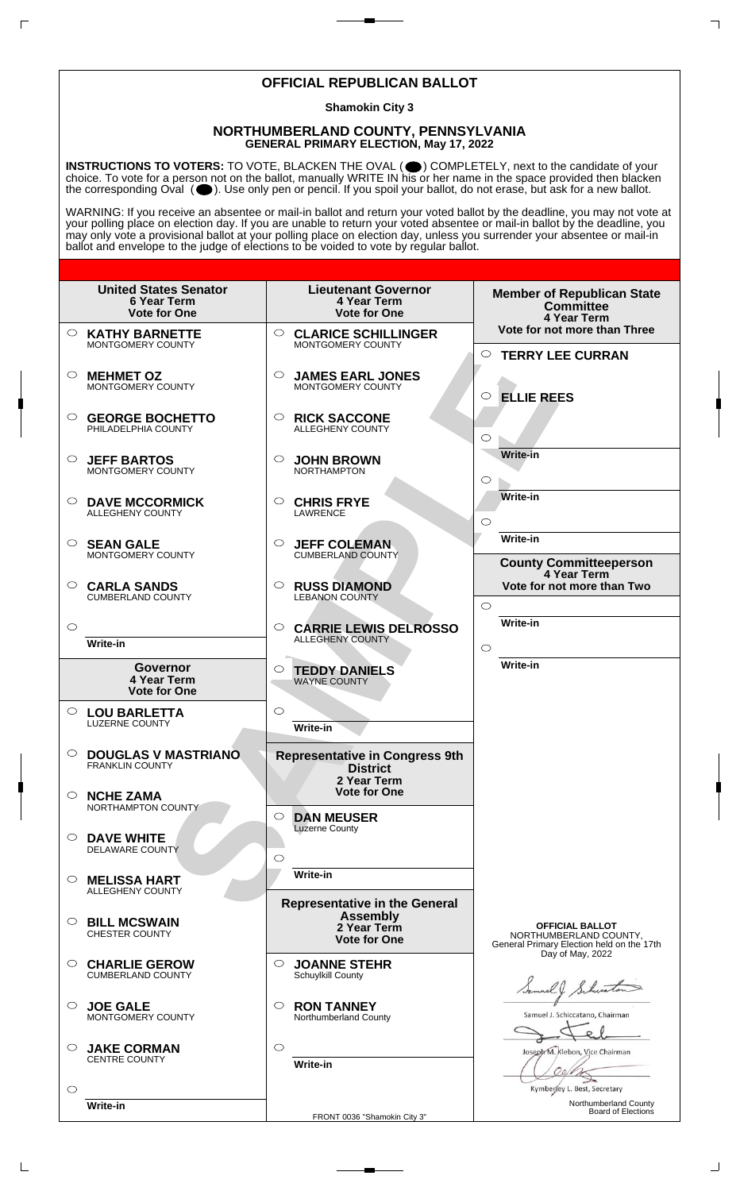# OFFICIAL REPUBLICAN BALLOT

**Shamokin City 3**

## NORTHUMBERLAND COUNTY, PENNSYLVANIA
**GENERAL PRIMARY ELECTION, May 17, 2022**

**INSTRUCTIONS TO VOTERS:** TO VOTE, BLACKEN THE OVAL ( ⬤ ) COMPLETELY, next to the candidate of your choice. To vote for a person not on the ballot, manually WRITE IN his or her name in the space provided then blacken the corresponding Oval ( ⬤ ). Use only pen or pencil. If you spoil your ballot, do not erase, but ask for a new ballot.

WARNING: If you receive an absentee or mail-in ballot and return your voted ballot by the deadline, you may not vote at your polling place on election day. If you are unable to return your voted absentee or mail-in ballot by the deadline, you may only vote a provisional ballot at your polling place on election day, unless you surrender your absentee or mail-in ballot and envelope to the judge of elections to be voided to vote by regular ballot.

### United States Senator
**6 Year Term**
**Vote for One**

- ○ **KATHY BARNETTE** MONTGOMERY COUNTY
- ○ **MEHMET OZ** MONTGOMERY COUNTY
- ○ **GEORGE BOCHETTO** PHILADELPHIA COUNTY
- ○ **JEFF BARTOS** MONTGOMERY COUNTY
- ○ **DAVE MCCORMICK** ALLEGHENY COUNTY
- ○ **SEAN GALE** MONTGOMERY COUNTY
- ○ **CARLA SANDS** CUMBERLAND COUNTY
- ○ Write-in

### Governor
**4 Year Term**
**Vote for One**

- ○ **LOU BARLETTA** LUZERNE COUNTY
- ○ **DOUGLAS V MASTRIANO** FRANKLIN COUNTY
- ○ **NCHE ZAMA** NORTHAMPTON COUNTY
- ○ **DAVE WHITE** DELAWARE COUNTY
- ○ **MELISSA HART** ALLEGHENY COUNTY
- ○ **BILL MCSWAIN** CHESTER COUNTY
- ○ **CHARLIE GEROW** CUMBERLAND COUNTY
- ○ **JOE GALE** MONTGOMERY COUNTY
- ○ **JAKE CORMAN** CENTRE COUNTY
- ○ Write-in

### Lieutenant Governor
**4 Year Term**
**Vote for One**

- ○ **CLARICE SCHILLINGER** MONTGOMERY COUNTY
- ○ **JAMES EARL JONES** MONTGOMERY COUNTY
- ○ **RICK SACCONE** ALLEGHENY COUNTY
- ○ **JOHN BROWN** NORTHAMPTON
- ○ **CHRIS FRYE** LAWRENCE
- ○ **JEFF COLEMAN** CUMBERLAND COUNTY
- ○ **RUSS DIAMOND** LEBANON COUNTY
- ○ **CARRIE LEWIS DELROSSO** ALLEGHENY COUNTY
- ○ **TEDDY DANIELS** WAYNE COUNTY
- ○ Write-in

### Representative in Congress 9th District
**2 Year Term**
**Vote for One**

- ○ **DAN MEUSER** Luzerne County
- ○ Write-in

### Representative in the General Assembly
**2 Year Term**
**Vote for One**

- ○ **JOANNE STEHR** Schuylkill County
- ○ **RON TANNEY** Northumberland County
- ○ Write-in

### Member of Republican State Committee
**4 Year Term**
**Vote for not more than Three**

- ○ **TERRY LEE CURRAN**
- ○ **ELLIE REES**
- ○ Write-in
- ○ Write-in
- ○ Write-in

### County Committeeperson
**4 Year Term**
**Vote for not more than Two**

- ○ Write-in
- ○ Write-in

**OFFICIAL BALLOT**
NORTHUMBERLAND COUNTY,
General Primary Election held on the 17th Day of May, 2022

Samuel J. Schiccatano, Chairman

Joseph M. Klebon, Vice Chairman

Kymberley L. Best, Secretary

Northumberland County Board of Elections

FRONT 0036 "Shamokin City 3"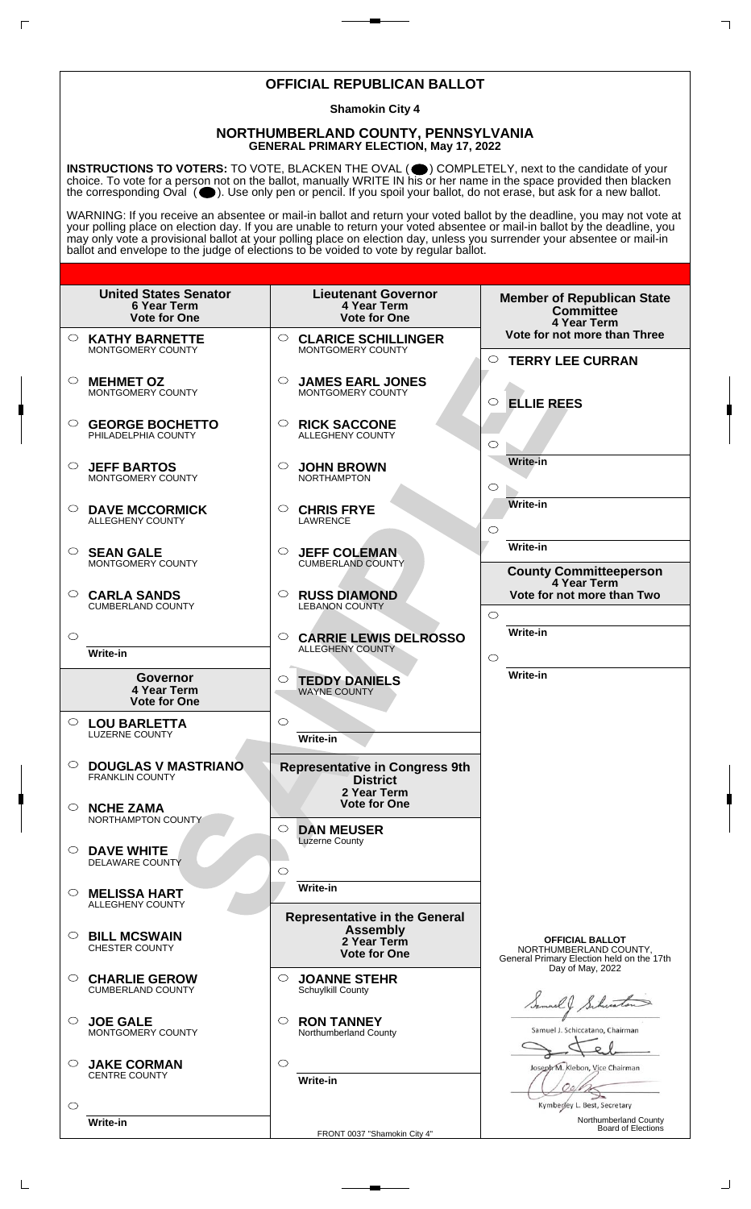# OFFICIAL REPUBLICAN BALLOT

**Shamokin City 4**

## NORTHUMBERLAND COUNTY, PENNSYLVANIA
**GENERAL PRIMARY ELECTION, May 17, 2022**

**INSTRUCTIONS TO VOTERS:** TO VOTE, BLACKEN THE OVAL ( ) COMPLETELY, next to the candidate of your choice. To vote for a person not on the ballot, manually WRITE IN his or her name in the space provided then blacken the corresponding Oval ( ). Use only pen or pencil. If you spoil your ballot, do not erase, but ask for a new ballot.

WARNING: If you receive an absentee or mail-in ballot and return your voted ballot by the deadline, you may not vote at your polling place on election day. If you are unable to return your voted absentee or mail-in ballot by the deadline, you may only vote a provisional ballot at your polling place on election day, unless you surrender your absentee or mail-in ballot and envelope to the judge of elections to be voided to vote by regular ballot.

### United States Senator
**6 Year Term**
**Vote for One**

- ○ **KATHY BARNETTE** — MONTGOMERY COUNTY
- ○ **MEHMET OZ** — MONTGOMERY COUNTY
- ○ **GEORGE BOCHETTO** — PHILADELPHIA COUNTY
- ○ **JEFF BARTOS** — MONTGOMERY COUNTY
- ○ **DAVE MCCORMICK** — ALLEGHENY COUNTY
- ○ **SEAN GALE** — MONTGOMERY COUNTY
- ○ **CARLA SANDS** — CUMBERLAND COUNTY
- ○ Write-in

### Governor
**4 Year Term**
**Vote for One**

- ○ **LOU BARLETTA** — LUZERNE COUNTY
- ○ **DOUGLAS V MASTRIANO** — FRANKLIN COUNTY
- ○ **NCHE ZAMA** — NORTHAMPTON COUNTY
- ○ **DAVE WHITE** — DELAWARE COUNTY
- ○ **MELISSA HART** — ALLEGHENY COUNTY
- ○ **BILL MCSWAIN** — CHESTER COUNTY
- ○ **CHARLIE GEROW** — CUMBERLAND COUNTY
- ○ **JOE GALE** — MONTGOMERY COUNTY
- ○ **JAKE CORMAN** — CENTRE COUNTY
- ○ Write-in

### Lieutenant Governor
**4 Year Term**
**Vote for One**

- ○ **CLARICE SCHILLINGER** — MONTGOMERY COUNTY
- ○ **JAMES EARL JONES** — MONTGOMERY COUNTY
- ○ **RICK SACCONE** — ALLEGHENY COUNTY
- ○ **JOHN BROWN** — NORTHAMPTON
- ○ **CHRIS FRYE** — LAWRENCE
- ○ **JEFF COLEMAN** — CUMBERLAND COUNTY
- ○ **RUSS DIAMOND** — LEBANON COUNTY
- ○ **CARRIE LEWIS DELROSSO** — ALLEGHENY COUNTY
- ○ **TEDDY DANIELS** — WAYNE COUNTY
- ○ Write-in

### Representative in Congress 9th District
**2 Year Term**
**Vote for One**

- ○ **DAN MEUSER** — Luzerne County
- ○ Write-in

### Representative in the General Assembly
**2 Year Term**
**Vote for One**

- ○ **JOANNE STEHR** — Schuylkill County
- ○ **RON TANNEY** — Northumberland County
- ○ Write-in

### Member of Republican State Committee
**4 Year Term**
**Vote for not more than Three**

- ○ **TERRY LEE CURRAN**
- ○ **ELLIE REES**
- ○ Write-in
- ○ Write-in
- ○ Write-in

### County Committeeperson
**4 Year Term**
**Vote for not more than Two**

- ○ Write-in
- ○ Write-in

**OFFICIAL BALLOT**
NORTHUMBERLAND COUNTY,
General Primary Election held on the 17th Day of May, 2022

Samuel J. Schiccatano, Chairman

Joseph M. Klebon, Vice Chairman

Kymberley L. Best, Secretary

Northumberland County Board of Elections

FRONT 0037 "Shamokin City 4"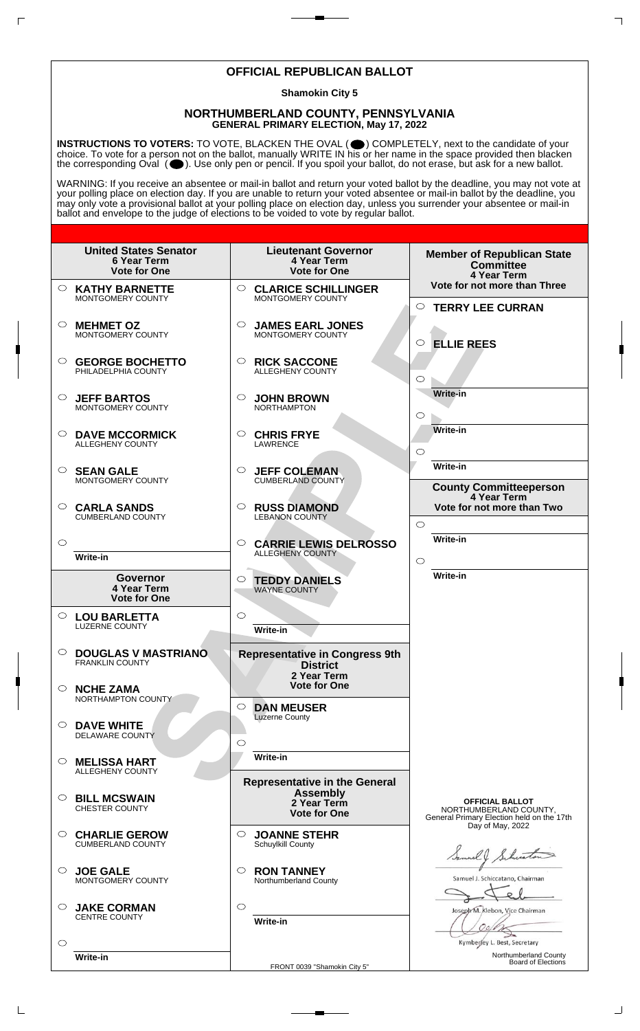# OFFICIAL REPUBLICAN BALLOT

**Shamokin City 5**

## NORTHUMBERLAND COUNTY, PENNSYLVANIA
**GENERAL PRIMARY ELECTION, May 17, 2022**

**INSTRUCTIONS TO VOTERS:** TO VOTE, BLACKEN THE OVAL ( ⬤ ) COMPLETELY, next to the candidate of your choice. To vote for a person not on the ballot, manually WRITE IN his or her name in the space provided then blacken the corresponding Oval ( ⬤ ). Use only pen or pencil. If you spoil your ballot, do not erase, but ask for a new ballot.

WARNING: If you receive an absentee or mail-in ballot and return your voted ballot by the deadline, you may not vote at your polling place on election day. If you are unable to return your voted absentee or mail-in ballot by the deadline, you may only vote a provisional ballot at your polling place on election day, unless you surrender your absentee or mail-in ballot and envelope to the judge of elections to be voided to vote by regular ballot.

### United States Senator
6 Year Term
Vote for One

- ○ **KATHY BARNETTE** MONTGOMERY COUNTY
- ○ **MEHMET OZ** MONTGOMERY COUNTY
- ○ **GEORGE BOCHETTO** PHILADELPHIA COUNTY
- ○ **JEFF BARTOS** MONTGOMERY COUNTY
- ○ **DAVE MCCORMICK** ALLEGHENY COUNTY
- ○ **SEAN GALE** MONTGOMERY COUNTY
- ○ **CARLA SANDS** CUMBERLAND COUNTY
- ○ Write-in

### Governor
4 Year Term
Vote for One

- ○ **LOU BARLETTA** LUZERNE COUNTY
- ○ **DOUGLAS V MASTRIANO** FRANKLIN COUNTY
- ○ **NCHE ZAMA** NORTHAMPTON COUNTY
- ○ **DAVE WHITE** DELAWARE COUNTY
- ○ **MELISSA HART** ALLEGHENY COUNTY
- ○ **BILL MCSWAIN** CHESTER COUNTY
- ○ **CHARLIE GEROW** CUMBERLAND COUNTY
- ○ **JOE GALE** MONTGOMERY COUNTY
- ○ **JAKE CORMAN** CENTRE COUNTY
- ○ Write-in

### Lieutenant Governor
4 Year Term
Vote for One

- ○ **CLARICE SCHILLINGER** MONTGOMERY COUNTY
- ○ **JAMES EARL JONES** MONTGOMERY COUNTY
- ○ **RICK SACCONE** ALLEGHENY COUNTY
- ○ **JOHN BROWN** NORTHAMPTON
- ○ **CHRIS FRYE** LAWRENCE
- ○ **JEFF COLEMAN** CUMBERLAND COUNTY
- ○ **RUSS DIAMOND** LEBANON COUNTY
- ○ **CARRIE LEWIS DELROSSO** ALLEGHENY COUNTY
- ○ **TEDDY DANIELS** WAYNE COUNTY
- ○ Write-in

### Representative in Congress 9th District
2 Year Term
Vote for One

- ○ **DAN MEUSER** Luzerne County
- ○ Write-in

### Representative in the General Assembly
2 Year Term
Vote for One

- ○ **JOANNE STEHR** Schuylkill County
- ○ **RON TANNEY** Northumberland County
- ○ Write-in

### Member of Republican State Committee
4 Year Term
Vote for not more than Three

- ○ **TERRY LEE CURRAN**
- ○ **ELLIE REES**
- ○ Write-in
- ○ Write-in
- ○ Write-in

### County Committeeperson
4 Year Term
Vote for not more than Two

- ○ Write-in
- ○ Write-in

**OFFICIAL BALLOT**
NORTHUMBERLAND COUNTY,
General Primary Election held on the 17th Day of May, 2022

Samuel J. Schiccatano, Chairman

Joseph M. Klebon, Vice Chairman

Kymberley L. Best, Secretary

Northumberland County Board of Elections

FRONT 0039 "Shamokin City 5"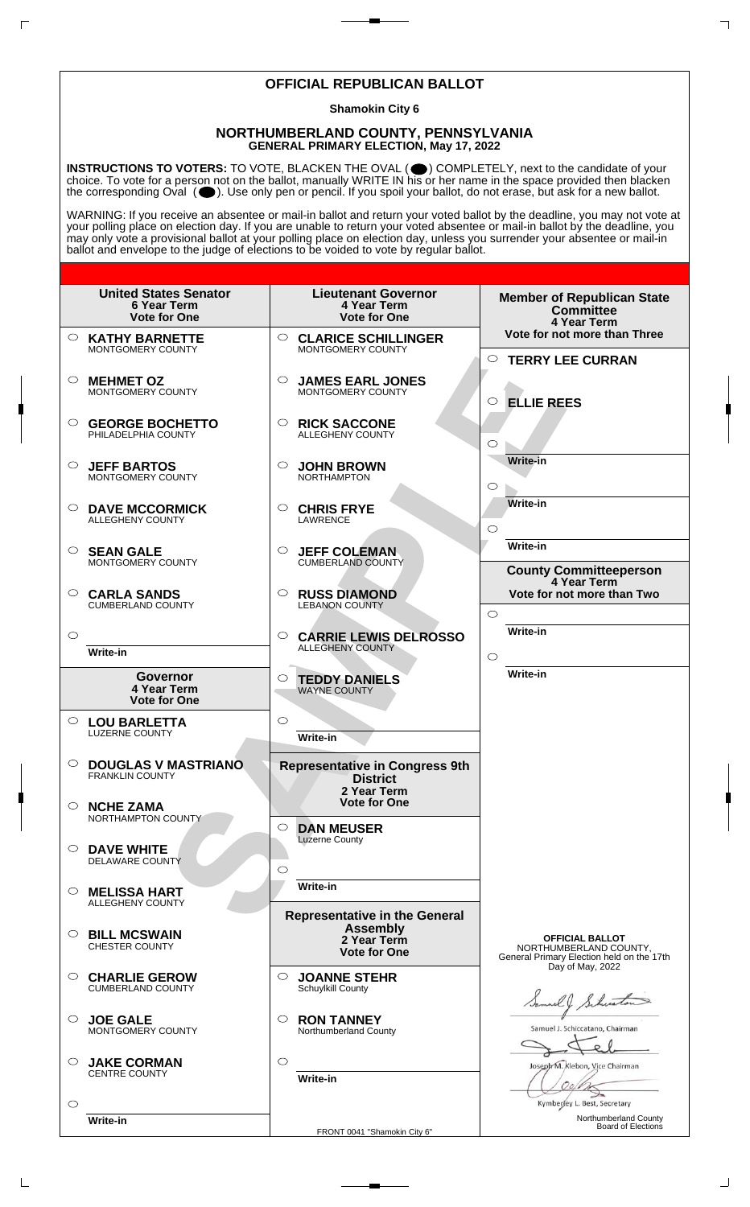# OFFICIAL REPUBLICAN BALLOT

**Shamokin City 6**

## NORTHUMBERLAND COUNTY, PENNSYLVANIA
**GENERAL PRIMARY ELECTION, May 17, 2022**

**INSTRUCTIONS TO VOTERS:** TO VOTE, BLACKEN THE OVAL ( ⬤ ) COMPLETELY, next to the candidate of your choice. To vote for a person not on the ballot, manually WRITE IN his or her name in the space provided then blacken the corresponding Oval ( ⬤ ). Use only pen or pencil. If you spoil your ballot, do not erase, but ask for a new ballot.

WARNING: If you receive an absentee or mail-in ballot and return your voted ballot by the deadline, you may not vote at your polling place on election day. If you are unable to return your voted absentee or mail-in ballot by the deadline, you may only vote a provisional ballot at your polling place on election day, unless you surrender your absentee or mail-in ballot and envelope to the judge of elections to be voided to vote by regular ballot.

### United States Senator
**6 Year Term**
**Vote for One**

- ○ **KATHY BARNETTE** MONTGOMERY COUNTY
- ○ **MEHMET OZ** MONTGOMERY COUNTY
- ○ **GEORGE BOCHETTO** PHILADELPHIA COUNTY
- ○ **JEFF BARTOS** MONTGOMERY COUNTY
- ○ **DAVE MCCORMICK** ALLEGHENY COUNTY
- ○ **SEAN GALE** MONTGOMERY COUNTY
- ○ **CARLA SANDS** CUMBERLAND COUNTY
- ○ Write-in

### Governor
**4 Year Term**
**Vote for One**

- ○ **LOU BARLETTA** LUZERNE COUNTY
- ○ **DOUGLAS V MASTRIANO** FRANKLIN COUNTY
- ○ **NCHE ZAMA** NORTHAMPTON COUNTY
- ○ **DAVE WHITE** DELAWARE COUNTY
- ○ **MELISSA HART** ALLEGHENY COUNTY
- ○ **BILL MCSWAIN** CHESTER COUNTY
- ○ **CHARLIE GEROW** CUMBERLAND COUNTY
- ○ **JOE GALE** MONTGOMERY COUNTY
- ○ **JAKE CORMAN** CENTRE COUNTY
- ○ Write-in

### Lieutenant Governor
**4 Year Term**
**Vote for One**

- ○ **CLARICE SCHILLINGER** MONTGOMERY COUNTY
- ○ **JAMES EARL JONES** MONTGOMERY COUNTY
- ○ **RICK SACCONE** ALLEGHENY COUNTY
- ○ **JOHN BROWN** NORTHAMPTON
- ○ **CHRIS FRYE** LAWRENCE
- ○ **JEFF COLEMAN** CUMBERLAND COUNTY
- ○ **RUSS DIAMOND** LEBANON COUNTY
- ○ **CARRIE LEWIS DELROSSO** ALLEGHENY COUNTY
- ○ **TEDDY DANIELS** WAYNE COUNTY
- ○ Write-in

### Representative in Congress 9th District
**2 Year Term**
**Vote for One**

- ○ **DAN MEUSER** Luzerne County
- ○ Write-in

### Representative in the General Assembly
**2 Year Term**
**Vote for One**

- ○ **JOANNE STEHR** Schuylkill County
- ○ **RON TANNEY** Northumberland County
- ○ Write-in

### Member of Republican State Committee
**4 Year Term**
**Vote for not more than Three**

- ○ **TERRY LEE CURRAN**
- ○ **ELLIE REES**
- ○ Write-in
- ○ Write-in
- ○ Write-in

### County Committeeperson
**4 Year Term**
**Vote for not more than Two**

- ○ Write-in
- ○ Write-in

**OFFICIAL BALLOT**
NORTHUMBERLAND COUNTY,
General Primary Election held on the 17th Day of May, 2022

Samuel J. Schiccatano, Chairman

Joseph M. Klebon, Vice Chairman

Kymberley L. Best, Secretary

Northumberland County Board of Elections

FRONT 0041 "Shamokin City 6"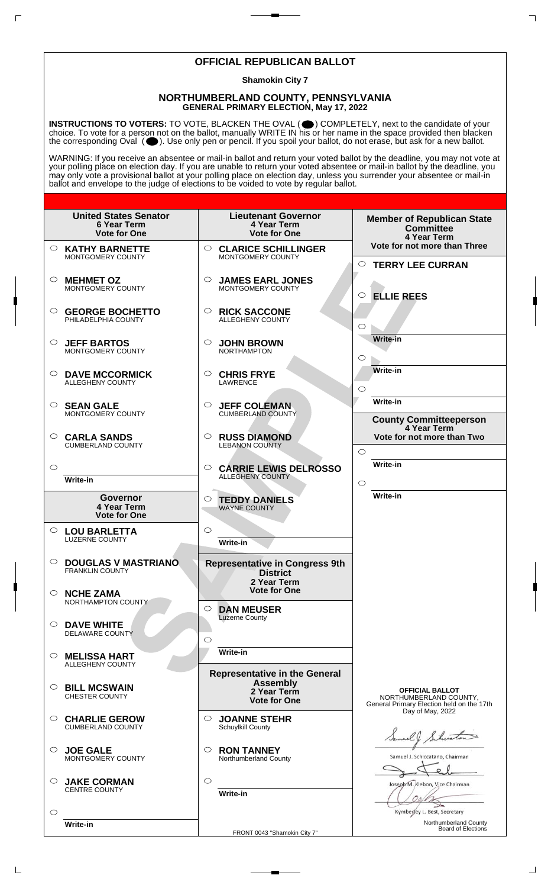# OFFICIAL REPUBLICAN BALLOT

**Shamokin City 7**

## NORTHUMBERLAND COUNTY, PENNSYLVANIA
**GENERAL PRIMARY ELECTION, May 17, 2022**

**INSTRUCTIONS TO VOTERS:** TO VOTE, BLACKEN THE OVAL ( ) COMPLETELY, next to the candidate of your choice. To vote for a person not on the ballot, manually WRITE IN his or her name in the space provided then blacken the corresponding Oval ( ). Use only pen or pencil. If you spoil your ballot, do not erase, but ask for a new ballot.

WARNING: If you receive an absentee or mail-in ballot and return your voted ballot by the deadline, you may not vote at your polling place on election day. If you are unable to return your voted absentee or mail-in ballot by the deadline, you may only vote a provisional ballot at your polling place on election day, unless you surrender your absentee or mail-in ballot and envelope to the judge of elections to be voided to vote by regular ballot.

### United States Senator
6 Year Term
Vote for One

- ○ **KATHY BARNETTE** — MONTGOMERY COUNTY
- ○ **MEHMET OZ** — MONTGOMERY COUNTY
- ○ **GEORGE BOCHETTO** — PHILADELPHIA COUNTY
- ○ **JEFF BARTOS** — MONTGOMERY COUNTY
- ○ **DAVE MCCORMICK** — ALLEGHENY COUNTY
- ○ **SEAN GALE** — MONTGOMERY COUNTY
- ○ **CARLA SANDS** — CUMBERLAND COUNTY
- ○ Write-in

### Governor
4 Year Term
Vote for One

- ○ **LOU BARLETTA** — LUZERNE COUNTY
- ○ **DOUGLAS V MASTRIANO** — FRANKLIN COUNTY
- ○ **NCHE ZAMA** — NORTHAMPTON COUNTY
- ○ **DAVE WHITE** — DELAWARE COUNTY
- ○ **MELISSA HART** — ALLEGHENY COUNTY
- ○ **BILL MCSWAIN** — CHESTER COUNTY
- ○ **CHARLIE GEROW** — CUMBERLAND COUNTY
- ○ **JOE GALE** — MONTGOMERY COUNTY
- ○ **JAKE CORMAN** — CENTRE COUNTY
- ○ Write-in

### Lieutenant Governor
4 Year Term
Vote for One

- ○ **CLARICE SCHILLINGER** — MONTGOMERY COUNTY
- ○ **JAMES EARL JONES** — MONTGOMERY COUNTY
- ○ **RICK SACCONE** — ALLEGHENY COUNTY
- ○ **JOHN BROWN** — NORTHAMPTON
- ○ **CHRIS FRYE** — LAWRENCE
- ○ **JEFF COLEMAN** — CUMBERLAND COUNTY
- ○ **RUSS DIAMOND** — LEBANON COUNTY
- ○ **CARRIE LEWIS DELROSSO** — ALLEGHENY COUNTY
- ○ **TEDDY DANIELS** — WAYNE COUNTY
- ○ Write-in

### Representative in Congress 9th District
2 Year Term
Vote for One

- ○ **DAN MEUSER** — Luzerne County
- ○ Write-in

### Representative in the General Assembly
2 Year Term
Vote for One

- ○ **JOANNE STEHR** — Schuylkill County
- ○ **RON TANNEY** — Northumberland County
- ○ Write-in

### Member of Republican State Committee
4 Year Term
Vote for not more than Three

- ○ **TERRY LEE CURRAN**
- ○ **ELLIE REES**
- ○ Write-in
- ○ Write-in
- ○ Write-in

### County Committeeperson
4 Year Term
Vote for not more than Two

- ○ Write-in
- ○ Write-in

**OFFICIAL BALLOT**
NORTHUMBERLAND COUNTY,
General Primary Election held on the 17th Day of May, 2022

Samuel J. Schiccatano, Chairman

Joseph M. Klebon, Vice Chairman

Kymberley L. Best, Secretary

Northumberland County Board of Elections

FRONT 0043 "Shamokin City 7"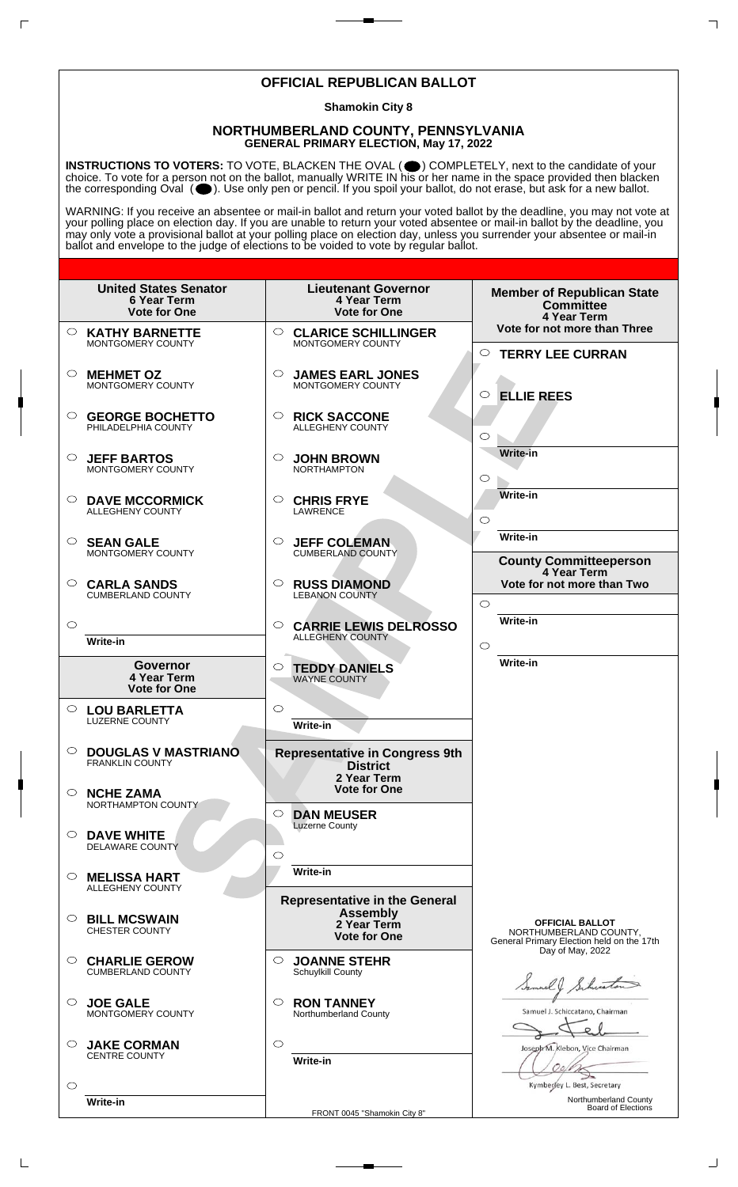# OFFICIAL REPUBLICAN BALLOT

**Shamokin City 8**

## NORTHUMBERLAND COUNTY, PENNSYLVANIA
**GENERAL PRIMARY ELECTION, May 17, 2022**

**INSTRUCTIONS TO VOTERS:** TO VOTE, BLACKEN THE OVAL ( ) COMPLETELY, next to the candidate of your choice. To vote for a person not on the ballot, manually WRITE IN his or her name in the space provided then blacken the corresponding Oval ( ). Use only pen or pencil. If you spoil your ballot, do not erase, but ask for a new ballot.

WARNING: If you receive an absentee or mail-in ballot and return your voted ballot by the deadline, you may not vote at your polling place on election day. If you are unable to return your voted absentee or mail-in ballot by the deadline, you may only vote a provisional ballot at your polling place on election day, unless you surrender your absentee or mail-in ballot and envelope to the judge of elections to be voided to vote by regular ballot.

### United States Senator
6 Year Term
Vote for One

- ○ **KATHY BARNETTE** — MONTGOMERY COUNTY
- ○ **MEHMET OZ** — MONTGOMERY COUNTY
- ○ **GEORGE BOCHETTO** — PHILADELPHIA COUNTY
- ○ **JEFF BARTOS** — MONTGOMERY COUNTY
- ○ **DAVE MCCORMICK** — ALLEGHENY COUNTY
- ○ **SEAN GALE** — MONTGOMERY COUNTY
- ○ **CARLA SANDS** — CUMBERLAND COUNTY
- ○ Write-in

### Governor
4 Year Term
Vote for One

- ○ **LOU BARLETTA** — LUZERNE COUNTY
- ○ **DOUGLAS V MASTRIANO** — FRANKLIN COUNTY
- ○ **NCHE ZAMA** — NORTHAMPTON COUNTY
- ○ **DAVE WHITE** — DELAWARE COUNTY
- ○ **MELISSA HART** — ALLEGHENY COUNTY
- ○ **BILL MCSWAIN** — CHESTER COUNTY
- ○ **CHARLIE GEROW** — CUMBERLAND COUNTY
- ○ **JOE GALE** — MONTGOMERY COUNTY
- ○ **JAKE CORMAN** — CENTRE COUNTY
- ○ Write-in

### Lieutenant Governor
4 Year Term
Vote for One

- ○ **CLARICE SCHILLINGER** — MONTGOMERY COUNTY
- ○ **JAMES EARL JONES** — MONTGOMERY COUNTY
- ○ **RICK SACCONE** — ALLEGHENY COUNTY
- ○ **JOHN BROWN** — NORTHAMPTON
- ○ **CHRIS FRYE** — LAWRENCE
- ○ **JEFF COLEMAN** — CUMBERLAND COUNTY
- ○ **RUSS DIAMOND** — LEBANON COUNTY
- ○ **CARRIE LEWIS DELROSSO** — ALLEGHENY COUNTY
- ○ **TEDDY DANIELS** — WAYNE COUNTY
- ○ Write-in

### Representative in Congress 9th District
2 Year Term
Vote for One

- ○ **DAN MEUSER** — Luzerne County
- ○ Write-in

### Representative in the General Assembly
2 Year Term
Vote for One

- ○ **JOANNE STEHR** — Schuylkill County
- ○ **RON TANNEY** — Northumberland County
- ○ Write-in

### Member of Republican State Committee
4 Year Term
Vote for not more than Three

- ○ **TERRY LEE CURRAN**
- ○ **ELLIE REES**
- ○ Write-in
- ○ Write-in
- ○ Write-in

### County Committeeperson
4 Year Term
Vote for not more than Two

- ○ Write-in
- ○ Write-in

**OFFICIAL BALLOT**
NORTHUMBERLAND COUNTY,
General Primary Election held on the 17th Day of May, 2022

Samuel J. Schiccatano, Chairman

Joseph M. Klebon, Vice Chairman

Kymberley L. Best, Secretary

Northumberland County Board of Elections

FRONT 0045 "Shamokin City 8"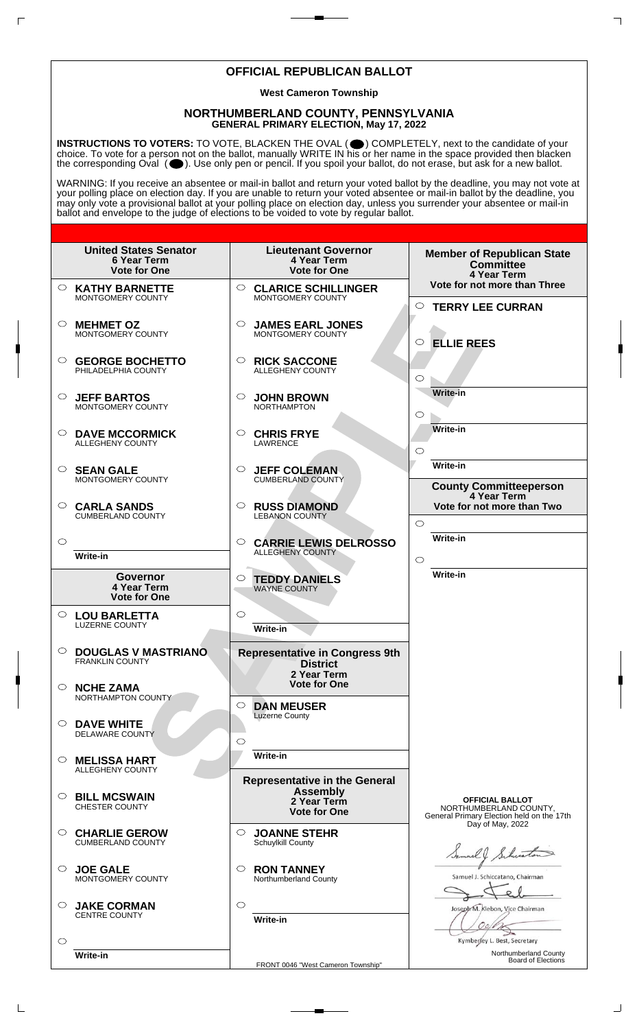# OFFICIAL REPUBLICAN BALLOT

**West Cameron Township**

## NORTHUMBERLAND COUNTY, PENNSYLVANIA
**GENERAL PRIMARY ELECTION, May 17, 2022**

**INSTRUCTIONS TO VOTERS:** TO VOTE, BLACKEN THE OVAL ( ⬤ ) COMPLETELY, next to the candidate of your choice. To vote for a person not on the ballot, manually WRITE IN his or her name in the space provided then blacken the corresponding Oval ( ⬤ ). Use only pen or pencil. If you spoil your ballot, do not erase, but ask for a new ballot.

WARNING: If you receive an absentee or mail-in ballot and return your voted ballot by the deadline, you may not vote at your polling place on election day. If you are unable to return your voted absentee or mail-in ballot by the deadline, you may only vote a provisional ballot at your polling place on election day, unless you surrender your absentee or mail-in ballot and envelope to the judge of elections to be voided to vote by regular ballot.

### United States Senator
**6 Year Term**
**Vote for One**

- ○ **KATHY BARNETTE** — MONTGOMERY COUNTY
- ○ **MEHMET OZ** — MONTGOMERY COUNTY
- ○ **GEORGE BOCHETTO** — PHILADELPHIA COUNTY
- ○ **JEFF BARTOS** — MONTGOMERY COUNTY
- ○ **DAVE MCCORMICK** — ALLEGHENY COUNTY
- ○ **SEAN GALE** — MONTGOMERY COUNTY
- ○ **CARLA SANDS** — CUMBERLAND COUNTY
- ○ Write-in

### Governor
**4 Year Term**
**Vote for One**

- ○ **LOU BARLETTA** — LUZERNE COUNTY
- ○ **DOUGLAS V MASTRIANO** — FRANKLIN COUNTY
- ○ **NCHE ZAMA** — NORTHAMPTON COUNTY
- ○ **DAVE WHITE** — DELAWARE COUNTY
- ○ **MELISSA HART** — ALLEGHENY COUNTY
- ○ **BILL MCSWAIN** — CHESTER COUNTY
- ○ **CHARLIE GEROW** — CUMBERLAND COUNTY
- ○ **JOE GALE** — MONTGOMERY COUNTY
- ○ **JAKE CORMAN** — CENTRE COUNTY
- ○ Write-in

### Lieutenant Governor
**4 Year Term**
**Vote for One**

- ○ **CLARICE SCHILLINGER** — MONTGOMERY COUNTY
- ○ **JAMES EARL JONES** — MONTGOMERY COUNTY
- ○ **RICK SACCONE** — ALLEGHENY COUNTY
- ○ **JOHN BROWN** — NORTHAMPTON
- ○ **CHRIS FRYE** — LAWRENCE
- ○ **JEFF COLEMAN** — CUMBERLAND COUNTY
- ○ **RUSS DIAMOND** — LEBANON COUNTY
- ○ **CARRIE LEWIS DELROSSO** — ALLEGHENY COUNTY
- ○ **TEDDY DANIELS** — WAYNE COUNTY
- ○ Write-in

### Representative in Congress 9th District
**2 Year Term**
**Vote for One**

- ○ **DAN MEUSER** — Luzerne County
- ○ Write-in

### Representative in the General Assembly
**2 Year Term**
**Vote for One**

- ○ **JOANNE STEHR** — Schuylkill County
- ○ **RON TANNEY** — Northumberland County
- ○ Write-in

### Member of Republican State Committee
**4 Year Term**
**Vote for not more than Three**

- ○ **TERRY LEE CURRAN**
- ○ **ELLIE REES**
- ○ Write-in
- ○ Write-in
- ○ Write-in

### County Committeeperson
**4 Year Term**
**Vote for not more than Two**

- ○ Write-in
- ○ Write-in

**OFFICIAL BALLOT**
NORTHUMBERLAND COUNTY,
General Primary Election held on the 17th Day of May, 2022

Samuel J. Schiccatano, Chairman

Joseph M. Klebon, Vice Chairman

Kymberley L. Best, Secretary

Northumberland County Board of Elections

FRONT 0046 "West Cameron Township"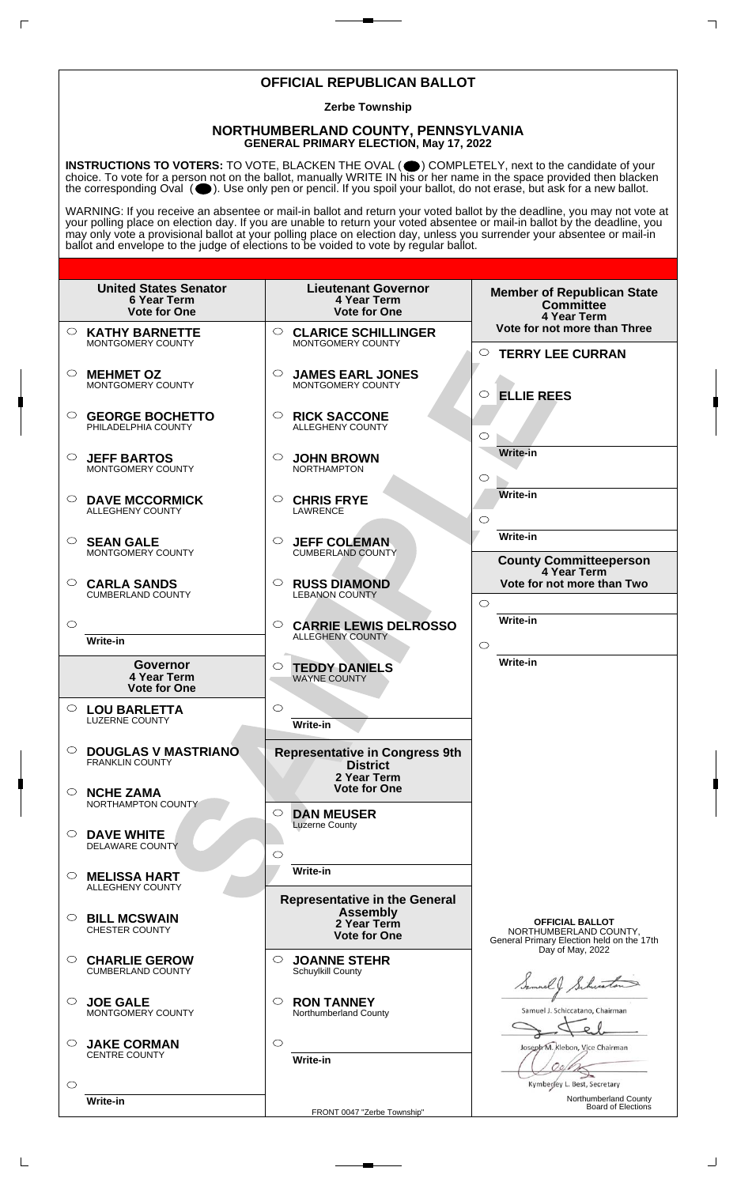# OFFICIAL REPUBLICAN BALLOT

**Zerbe Township**

## NORTHUMBERLAND COUNTY, PENNSYLVANIA
**GENERAL PRIMARY ELECTION, May 17, 2022**

**INSTRUCTIONS TO VOTERS:** TO VOTE, BLACKEN THE OVAL ( ) COMPLETELY, next to the candidate of your choice. To vote for a person not on the ballot, manually WRITE IN his or her name in the space provided then blacken the corresponding Oval ( ). Use only pen or pencil. If you spoil your ballot, do not erase, but ask for a new ballot.

WARNING: If you receive an absentee or mail-in ballot and return your voted ballot by the deadline, you may not vote at your polling place on election day. If you are unable to return your voted absentee or mail-in ballot by the deadline, you may only vote a provisional ballot at your polling place on election day, unless you surrender your absentee or mail-in ballot and envelope to the judge of elections to be voided to vote by regular ballot.

### United States Senator
6 Year Term
Vote for One

- ○ **KATHY BARNETTE** MONTGOMERY COUNTY
- ○ **MEHMET OZ** MONTGOMERY COUNTY
- ○ **GEORGE BOCHETTO** PHILADELPHIA COUNTY
- ○ **JEFF BARTOS** MONTGOMERY COUNTY
- ○ **DAVE MCCORMICK** ALLEGHENY COUNTY
- ○ **SEAN GALE** MONTGOMERY COUNTY
- ○ **CARLA SANDS** CUMBERLAND COUNTY
- ○ Write-in

### Governor
4 Year Term
Vote for One

- ○ **LOU BARLETTA** LUZERNE COUNTY
- ○ **DOUGLAS V MASTRIANO** FRANKLIN COUNTY
- ○ **NCHE ZAMA** NORTHAMPTON COUNTY
- ○ **DAVE WHITE** DELAWARE COUNTY
- ○ **MELISSA HART** ALLEGHENY COUNTY
- ○ **BILL MCSWAIN** CHESTER COUNTY
- ○ **CHARLIE GEROW** CUMBERLAND COUNTY
- ○ **JOE GALE** MONTGOMERY COUNTY
- ○ **JAKE CORMAN** CENTRE COUNTY
- ○ Write-in

### Lieutenant Governor
4 Year Term
Vote for One

- ○ **CLARICE SCHILLINGER** MONTGOMERY COUNTY
- ○ **JAMES EARL JONES** MONTGOMERY COUNTY
- ○ **RICK SACCONE** ALLEGHENY COUNTY
- ○ **JOHN BROWN** NORTHAMPTON
- ○ **CHRIS FRYE** LAWRENCE
- ○ **JEFF COLEMAN** CUMBERLAND COUNTY
- ○ **RUSS DIAMOND** LEBANON COUNTY
- ○ **CARRIE LEWIS DELROSSO** ALLEGHENY COUNTY
- ○ **TEDDY DANIELS** WAYNE COUNTY
- ○ Write-in

### Representative in Congress 9th District
2 Year Term
Vote for One

- ○ **DAN MEUSER** Luzerne County
- ○ Write-in

### Representative in the General Assembly
2 Year Term
Vote for One

- ○ **JOANNE STEHR** Schuylkill County
- ○ **RON TANNEY** Northumberland County
- ○ Write-in

### Member of Republican State Committee
4 Year Term
Vote for not more than Three

- ○ **TERRY LEE CURRAN**
- ○ **ELLIE REES**
- ○ Write-in
- ○ Write-in
- ○ Write-in

### County Committeeperson
4 Year Term
Vote for not more than Two

- ○ Write-in
- ○ Write-in

**OFFICIAL BALLOT**
NORTHUMBERLAND COUNTY,
General Primary Election held on the 17th Day of May, 2022

Samuel J. Schiccatano, Chairman

Joseph M. Klebon, Vice Chairman

Kymberley L. Best, Secretary

Northumberland County Board of Elections

FRONT 0047 "Zerbe Township"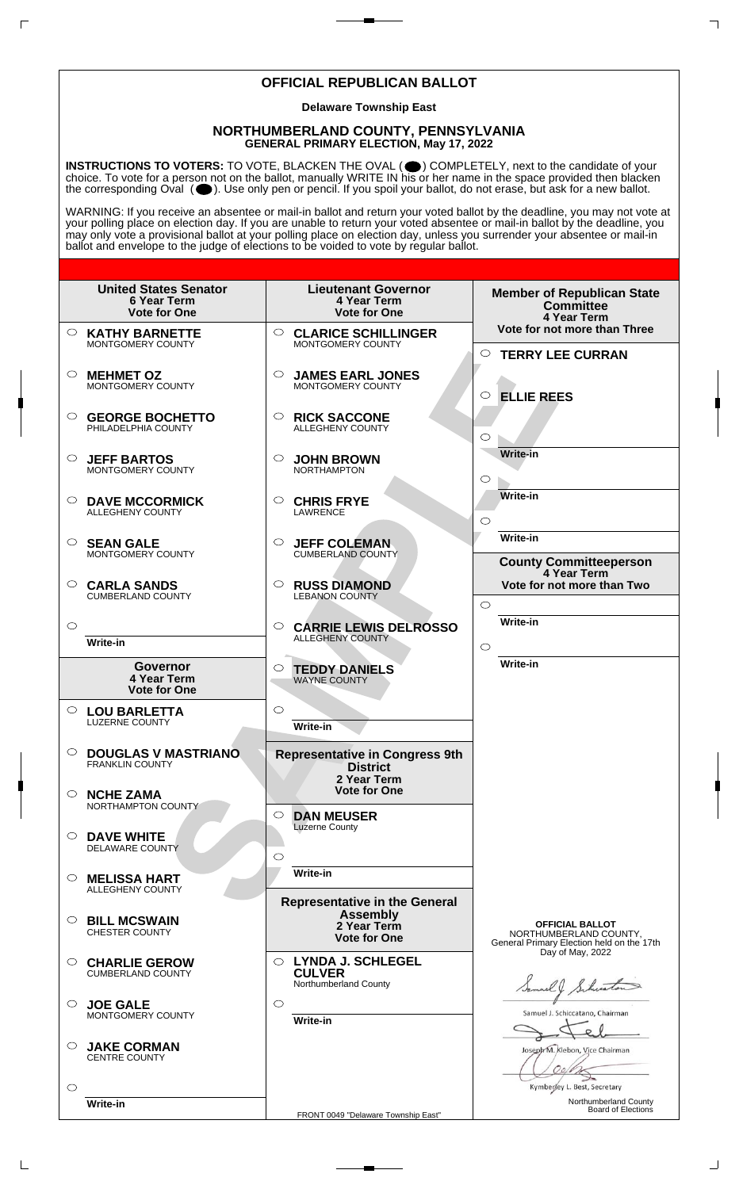# OFFICIAL REPUBLICAN BALLOT

**Delaware Township East**

## NORTHUMBERLAND COUNTY, PENNSYLVANIA
**GENERAL PRIMARY ELECTION, May 17, 2022**

**INSTRUCTIONS TO VOTERS:** TO VOTE, BLACKEN THE OVAL ( ⬤ ) COMPLETELY, next to the candidate of your choice. To vote for a person not on the ballot, manually WRITE IN his or her name in the space provided then blacken the corresponding Oval ( ⬤ ). Use only pen or pencil. If you spoil your ballot, do not erase, but ask for a new ballot.

WARNING: If you receive an absentee or mail-in ballot and return your voted ballot by the deadline, you may not vote at your polling place on election day. If you are unable to return your voted absentee or mail-in ballot by the deadline, you may only vote a provisional ballot at your polling place on election day, unless you surrender your absentee or mail-in ballot and envelope to the judge of elections to be voided to vote by regular ballot.

### United States Senator
**6 Year Term**
**Vote for One**

- ○ **KATHY BARNETTE** — MONTGOMERY COUNTY
- ○ **MEHMET OZ** — MONTGOMERY COUNTY
- ○ **GEORGE BOCHETTO** — PHILADELPHIA COUNTY
- ○ **JEFF BARTOS** — MONTGOMERY COUNTY
- ○ **DAVE MCCORMICK** — ALLEGHENY COUNTY
- ○ **SEAN GALE** — MONTGOMERY COUNTY
- ○ **CARLA SANDS** — CUMBERLAND COUNTY
- ○ Write-in

### Governor
**4 Year Term**
**Vote for One**

- ○ **LOU BARLETTA** — LUZERNE COUNTY
- ○ **DOUGLAS V MASTRIANO** — FRANKLIN COUNTY
- ○ **NCHE ZAMA** — NORTHAMPTON COUNTY
- ○ **DAVE WHITE** — DELAWARE COUNTY
- ○ **MELISSA HART** — ALLEGHENY COUNTY
- ○ **BILL MCSWAIN** — CHESTER COUNTY
- ○ **CHARLIE GEROW** — CUMBERLAND COUNTY
- ○ **JOE GALE** — MONTGOMERY COUNTY
- ○ **JAKE CORMAN** — CENTRE COUNTY
- ○ Write-in

### Lieutenant Governor
**4 Year Term**
**Vote for One**

- ○ **CLARICE SCHILLINGER** — MONTGOMERY COUNTY
- ○ **JAMES EARL JONES** — MONTGOMERY COUNTY
- ○ **RICK SACCONE** — ALLEGHENY COUNTY
- ○ **JOHN BROWN** — NORTHAMPTON
- ○ **CHRIS FRYE** — LAWRENCE
- ○ **JEFF COLEMAN** — CUMBERLAND COUNTY
- ○ **RUSS DIAMOND** — LEBANON COUNTY
- ○ **CARRIE LEWIS DELROSSO** — ALLEGHENY COUNTY
- ○ **TEDDY DANIELS** — WAYNE COUNTY
- ○ Write-in

### Representative in Congress 9th District
**2 Year Term**
**Vote for One**

- ○ **DAN MEUSER** — Luzerne County
- ○ Write-in

### Representative in the General Assembly
**2 Year Term**
**Vote for One**

- ○ **LYNDA J. SCHLEGEL CULVER** — Northumberland County
- ○ Write-in

### Member of Republican State Committee
**4 Year Term**
**Vote for not more than Three**

- ○ **TERRY LEE CURRAN**
- ○ **ELLIE REES**
- ○ Write-in
- ○ Write-in
- ○ Write-in

### County Committeeperson
**4 Year Term**
**Vote for not more than Two**

- ○ Write-in
- ○ Write-in

**OFFICIAL BALLOT**
NORTHUMBERLAND COUNTY,
General Primary Election held on the 17th Day of May, 2022

Samuel J. Schiccatano, Chairman

Joseph M. Klebon, Vice Chairman

Kymberley L. Best, Secretary

Northumberland County Board of Elections

FRONT 0049 "Delaware Township East"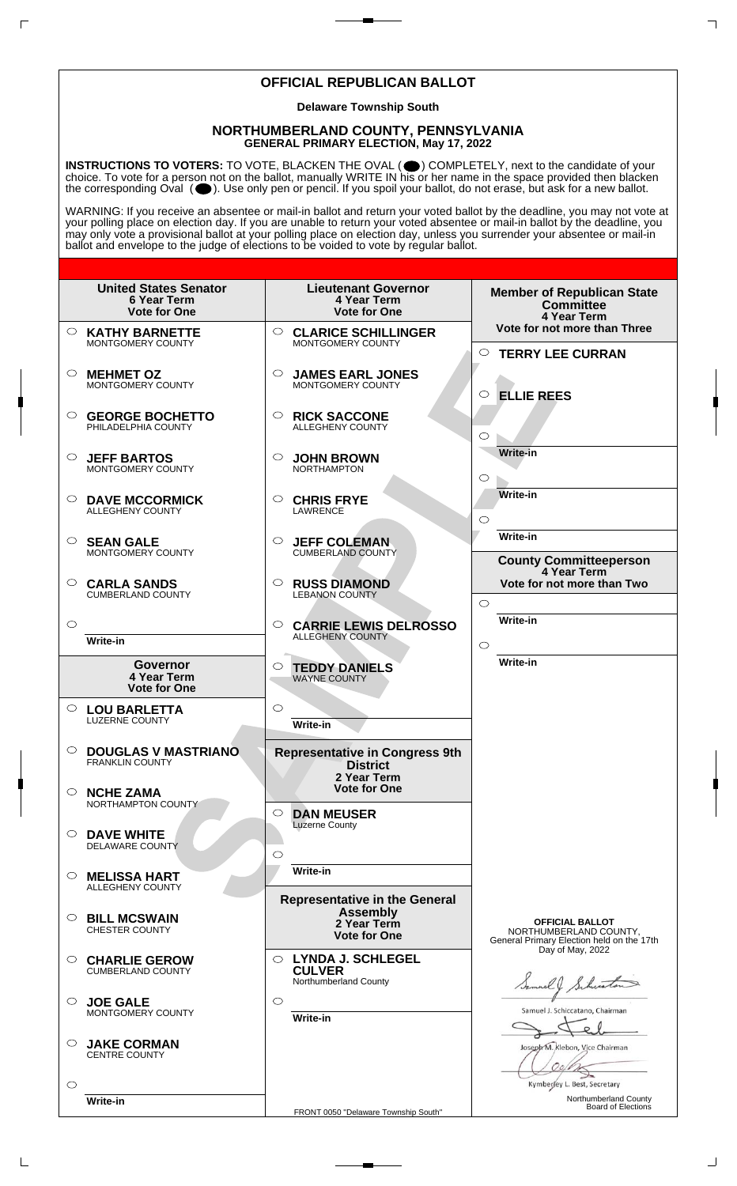# OFFICIAL REPUBLICAN BALLOT

**Delaware Township South**

## NORTHUMBERLAND COUNTY, PENNSYLVANIA
**GENERAL PRIMARY ELECTION, May 17, 2022**

**INSTRUCTIONS TO VOTERS:** TO VOTE, BLACKEN THE OVAL ( ) COMPLETELY, next to the candidate of your choice. To vote for a person not on the ballot, manually WRITE IN his or her name in the space provided then blacken the corresponding Oval ( ). Use only pen or pencil. If you spoil your ballot, do not erase, but ask for a new ballot.

WARNING: If you receive an absentee or mail-in ballot and return your voted ballot by the deadline, you may not vote at your polling place on election day. If you are unable to return your voted absentee or mail-in ballot by the deadline, you may only vote a provisional ballot at your polling place on election day, unless you surrender your absentee or mail-in ballot and envelope to the judge of elections to be voided to vote by regular ballot.

### United States Senator
**6 Year Term**
**Vote for One**

- ○ **KATHY BARNETTE** — MONTGOMERY COUNTY
- ○ **MEHMET OZ** — MONTGOMERY COUNTY
- ○ **GEORGE BOCHETTO** — PHILADELPHIA COUNTY
- ○ **JEFF BARTOS** — MONTGOMERY COUNTY
- ○ **DAVE MCCORMICK** — ALLEGHENY COUNTY
- ○ **SEAN GALE** — MONTGOMERY COUNTY
- ○ **CARLA SANDS** — CUMBERLAND COUNTY
- ○ Write-in

### Governor
**4 Year Term**
**Vote for One**

- ○ **LOU BARLETTA** — LUZERNE COUNTY
- ○ **DOUGLAS V MASTRIANO** — FRANKLIN COUNTY
- ○ **NCHE ZAMA** — NORTHAMPTON COUNTY
- ○ **DAVE WHITE** — DELAWARE COUNTY
- ○ **MELISSA HART** — ALLEGHENY COUNTY
- ○ **BILL MCSWAIN** — CHESTER COUNTY
- ○ **CHARLIE GEROW** — CUMBERLAND COUNTY
- ○ **JOE GALE** — MONTGOMERY COUNTY
- ○ **JAKE CORMAN** — CENTRE COUNTY
- ○ Write-in

### Lieutenant Governor
**4 Year Term**
**Vote for One**

- ○ **CLARICE SCHILLINGER** — MONTGOMERY COUNTY
- ○ **JAMES EARL JONES** — MONTGOMERY COUNTY
- ○ **RICK SACCONE** — ALLEGHENY COUNTY
- ○ **JOHN BROWN** — NORTHAMPTON
- ○ **CHRIS FRYE** — LAWRENCE
- ○ **JEFF COLEMAN** — CUMBERLAND COUNTY
- ○ **RUSS DIAMOND** — LEBANON COUNTY
- ○ **CARRIE LEWIS DELROSSO** — ALLEGHENY COUNTY
- ○ **TEDDY DANIELS** — WAYNE COUNTY
- ○ Write-in

### Representative in Congress 9th District
**2 Year Term**
**Vote for One**

- ○ **DAN MEUSER** — Luzerne County
- ○ Write-in

### Representative in the General Assembly
**2 Year Term**
**Vote for One**

- ○ **LYNDA J. SCHLEGEL CULVER** — Northumberland County
- ○ Write-in

### Member of Republican State Committee
**4 Year Term**
**Vote for not more than Three**

- ○ **TERRY LEE CURRAN**
- ○ **ELLIE REES**
- ○ Write-in
- ○ Write-in
- ○ Write-in

### County Committeeperson
**4 Year Term**
**Vote for not more than Two**

- ○ Write-in
- ○ Write-in

**OFFICIAL BALLOT**
NORTHUMBERLAND COUNTY,
General Primary Election held on the 17th Day of May, 2022

Samuel J. Schiccatano, Chairman

Joseph M. Klebon, Vice Chairman

Kymberley L. Best, Secretary

Northumberland County Board of Elections

FRONT 0050 "Delaware Township South"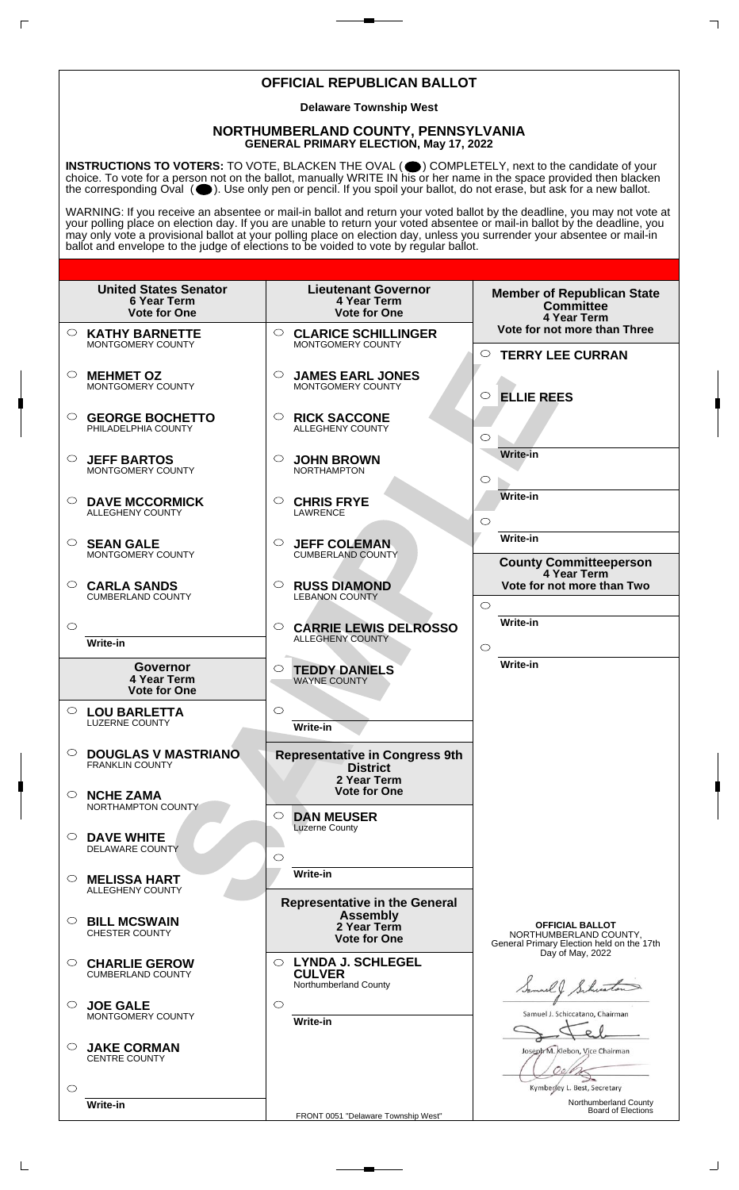# OFFICIAL REPUBLICAN BALLOT

**Delaware Township West**

## NORTHUMBERLAND COUNTY, PENNSYLVANIA
**GENERAL PRIMARY ELECTION, May 17, 2022**

**INSTRUCTIONS TO VOTERS:** TO VOTE, BLACKEN THE OVAL ( ) COMPLETELY, next to the candidate of your choice. To vote for a person not on the ballot, manually WRITE IN his or her name in the space provided then blacken the corresponding Oval ( ). Use only pen or pencil. If you spoil your ballot, do not erase, but ask for a new ballot.

WARNING: If you receive an absentee or mail-in ballot and return your voted ballot by the deadline, you may not vote at your polling place on election day. If you are unable to return your voted absentee or mail-in ballot by the deadline, you may only vote a provisional ballot at your polling place on election day, unless you surrender your absentee or mail-in ballot and envelope to the judge of elections to be voided to vote by regular ballot.

### United States Senator
**6 Year Term**
**Vote for One**

- ○ **KATHY BARNETTE** MONTGOMERY COUNTY
- ○ **MEHMET OZ** MONTGOMERY COUNTY
- ○ **GEORGE BOCHETTO** PHILADELPHIA COUNTY
- ○ **JEFF BARTOS** MONTGOMERY COUNTY
- ○ **DAVE MCCORMICK** ALLEGHENY COUNTY
- ○ **SEAN GALE** MONTGOMERY COUNTY
- ○ **CARLA SANDS** CUMBERLAND COUNTY
- ○ Write-in

### Governor
**4 Year Term**
**Vote for One**

- ○ **LOU BARLETTA** LUZERNE COUNTY
- ○ **DOUGLAS V MASTRIANO** FRANKLIN COUNTY
- ○ **NCHE ZAMA** NORTHAMPTON COUNTY
- ○ **DAVE WHITE** DELAWARE COUNTY
- ○ **MELISSA HART** ALLEGHENY COUNTY
- ○ **BILL MCSWAIN** CHESTER COUNTY
- ○ **CHARLIE GEROW** CUMBERLAND COUNTY
- ○ **JOE GALE** MONTGOMERY COUNTY
- ○ **JAKE CORMAN** CENTRE COUNTY
- ○ Write-in

### Lieutenant Governor
**4 Year Term**
**Vote for One**

- ○ **CLARICE SCHILLINGER** MONTGOMERY COUNTY
- ○ **JAMES EARL JONES** MONTGOMERY COUNTY
- ○ **RICK SACCONE** ALLEGHENY COUNTY
- ○ **JOHN BROWN** NORTHAMPTON
- ○ **CHRIS FRYE** LAWRENCE
- ○ **JEFF COLEMAN** CUMBERLAND COUNTY
- ○ **RUSS DIAMOND** LEBANON COUNTY
- ○ **CARRIE LEWIS DELROSSO** ALLEGHENY COUNTY
- ○ **TEDDY DANIELS** WAYNE COUNTY
- ○ Write-in

### Representative in Congress 9th District
**2 Year Term**
**Vote for One**

- ○ **DAN MEUSER** Luzerne County
- ○ Write-in

### Representative in the General Assembly
**2 Year Term**
**Vote for One**

- ○ **LYNDA J. SCHLEGEL CULVER** Northumberland County
- ○ Write-in

### Member of Republican State Committee
**4 Year Term**
**Vote for not more than Three**

- ○ **TERRY LEE CURRAN**
- ○ **ELLIE REES**
- ○ Write-in
- ○ Write-in
- ○ Write-in

### County Committeeperson
**4 Year Term**
**Vote for not more than Two**

- ○ Write-in
- ○ Write-in

**OFFICIAL BALLOT**
NORTHUMBERLAND COUNTY,
General Primary Election held on the 17th Day of May, 2022

Samuel J. Schiccatano, Chairman

Joseph M. Klebon, Vice Chairman

Kymberley L. Best, Secretary

Northumberland County Board of Elections

FRONT 0051 "Delaware Township West"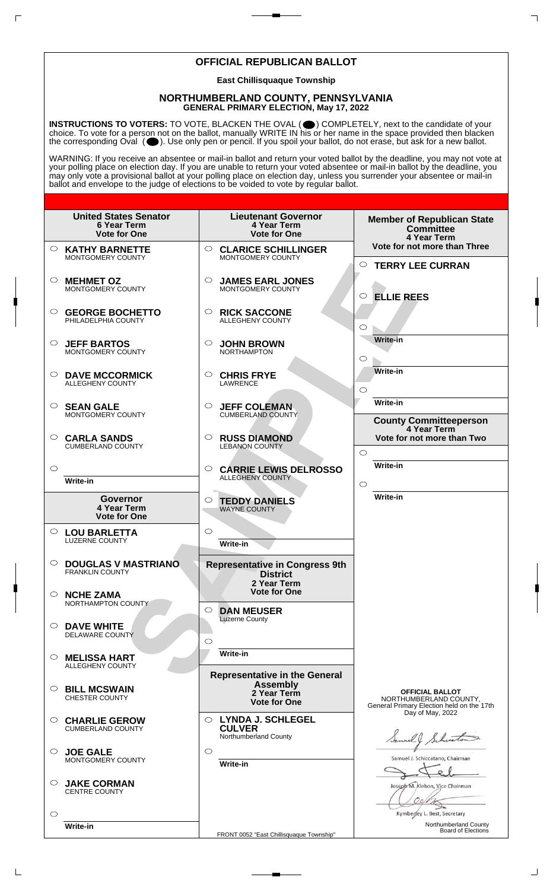# OFFICIAL REPUBLICAN BALLOT

**East Chillisquaque Township**

## NORTHUMBERLAND COUNTY, PENNSYLVANIA
**GENERAL PRIMARY ELECTION, May 17, 2022**

**INSTRUCTIONS TO VOTERS:** TO VOTE, BLACKEN THE OVAL ( ⬤ ) COMPLETELY, next to the candidate of your choice. To vote for a person not on the ballot, manually WRITE IN his or her name in the space provided then blacken the corresponding Oval ( ⬤ ). Use only pen or pencil. If you spoil your ballot, do not erase, but ask for a new ballot.

WARNING: If you receive an absentee or mail-in ballot and return your voted ballot by the deadline, you may not vote at your polling place on election day. If you are unable to return your voted absentee or mail-in ballot by the deadline, you may only vote a provisional ballot at your polling place on election day, unless you surrender your absentee or mail-in ballot and envelope to the judge of elections to be voided to vote by regular ballot.

### United States Senator
**6 Year Term**
**Vote for One**

- ○ **KATHY BARNETTE** MONTGOMERY COUNTY
- ○ **MEHMET OZ** MONTGOMERY COUNTY
- ○ **GEORGE BOCHETTO** PHILADELPHIA COUNTY
- ○ **JEFF BARTOS** MONTGOMERY COUNTY
- ○ **DAVE MCCORMICK** ALLEGHENY COUNTY
- ○ **SEAN GALE** MONTGOMERY COUNTY
- ○ **CARLA SANDS** CUMBERLAND COUNTY
- ○ Write-in

### Governor
**4 Year Term**
**Vote for One**

- ○ **LOU BARLETTA** LUZERNE COUNTY
- ○ **DOUGLAS V MASTRIANO** FRANKLIN COUNTY
- ○ **NCHE ZAMA** NORTHAMPTON COUNTY
- ○ **DAVE WHITE** DELAWARE COUNTY
- ○ **MELISSA HART** ALLEGHENY COUNTY
- ○ **BILL MCSWAIN** CHESTER COUNTY
- ○ **CHARLIE GEROW** CUMBERLAND COUNTY
- ○ **JOE GALE** MONTGOMERY COUNTY
- ○ **JAKE CORMAN** CENTRE COUNTY
- ○ Write-in

### Lieutenant Governor
**4 Year Term**
**Vote for One**

- ○ **CLARICE SCHILLINGER** MONTGOMERY COUNTY
- ○ **JAMES EARL JONES** MONTGOMERY COUNTY
- ○ **RICK SACCONE** ALLEGHENY COUNTY
- ○ **JOHN BROWN** NORTHAMPTON
- ○ **CHRIS FRYE** LAWRENCE
- ○ **JEFF COLEMAN** CUMBERLAND COUNTY
- ○ **RUSS DIAMOND** LEBANON COUNTY
- ○ **CARRIE LEWIS DELROSSO** ALLEGHENY COUNTY
- ○ **TEDDY DANIELS** WAYNE COUNTY
- ○ Write-in

### Representative in Congress 9th District
**2 Year Term**
**Vote for One**

- ○ **DAN MEUSER** Luzerne County
- ○ Write-in

### Representative in the General Assembly
**2 Year Term**
**Vote for One**

- ○ **LYNDA J. SCHLEGEL CULVER** Northumberland County
- ○ Write-in

### Member of Republican State Committee
**4 Year Term**
**Vote for not more than Three**

- ○ **TERRY LEE CURRAN**
- ○ **ELLIE REES**
- ○ Write-in
- ○ Write-in
- ○ Write-in

### County Committeeperson
**4 Year Term**
**Vote for not more than Two**

- ○ Write-in
- ○ Write-in

**OFFICIAL BALLOT**
NORTHUMBERLAND COUNTY,
General Primary Election held on the 17th Day of May, 2022

Samuel J. Schiccatano, Chairman

Joseph M. Klebon, Vice Chairman

Kymberley L. Best, Secretary

Northumberland County Board of Elections

FRONT 0052 "East Chillisquaque Township"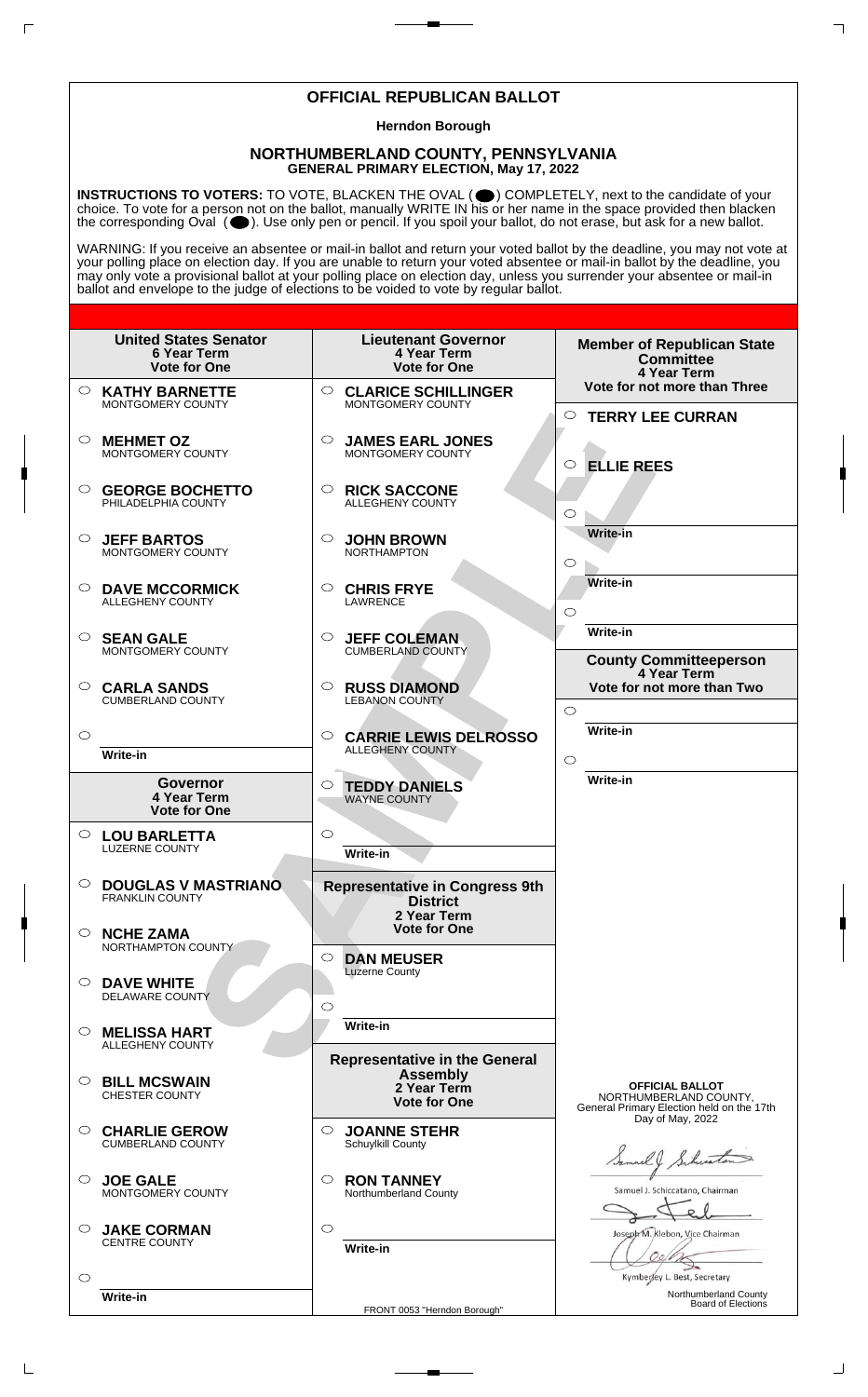# OFFICIAL REPUBLICAN BALLOT

**Herndon Borough**

## NORTHUMBERLAND COUNTY, PENNSYLVANIA
**GENERAL PRIMARY ELECTION, May 17, 2022**

**INSTRUCTIONS TO VOTERS:** TO VOTE, BLACKEN THE OVAL ( ⬤ ) COMPLETELY, next to the candidate of your choice. To vote for a person not on the ballot, manually WRITE IN his or her name in the space provided then blacken the corresponding Oval ( ⬤ ). Use only pen or pencil. If you spoil your ballot, do not erase, but ask for a new ballot.

WARNING: If you receive an absentee or mail-in ballot and return your voted ballot by the deadline, you may not vote at your polling place on election day. If you are unable to return your voted absentee or mail-in ballot by the deadline, you may only vote a provisional ballot at your polling place on election day, unless you surrender your absentee or mail-in ballot and envelope to the judge of elections to be voided to vote by regular ballot.

### United States Senator
6 Year Term
Vote for One

- ○ **KATHY BARNETTE** MONTGOMERY COUNTY
- ○ **MEHMET OZ** MONTGOMERY COUNTY
- ○ **GEORGE BOCHETTO** PHILADELPHIA COUNTY
- ○ **JEFF BARTOS** MONTGOMERY COUNTY
- ○ **DAVE MCCORMICK** ALLEGHENY COUNTY
- ○ **SEAN GALE** MONTGOMERY COUNTY
- ○ **CARLA SANDS** CUMBERLAND COUNTY
- ○ Write-in

### Governor
4 Year Term
Vote for One

- ○ **LOU BARLETTA** LUZERNE COUNTY
- ○ **DOUGLAS V MASTRIANO** FRANKLIN COUNTY
- ○ **NCHE ZAMA** NORTHAMPTON COUNTY
- ○ **DAVE WHITE** DELAWARE COUNTY
- ○ **MELISSA HART** ALLEGHENY COUNTY
- ○ **BILL MCSWAIN** CHESTER COUNTY
- ○ **CHARLIE GEROW** CUMBERLAND COUNTY
- ○ **JOE GALE** MONTGOMERY COUNTY
- ○ **JAKE CORMAN** CENTRE COUNTY
- ○ Write-in

### Lieutenant Governor
4 Year Term
Vote for One

- ○ **CLARICE SCHILLINGER** MONTGOMERY COUNTY
- ○ **JAMES EARL JONES** MONTGOMERY COUNTY
- ○ **RICK SACCONE** ALLEGHENY COUNTY
- ○ **JOHN BROWN** NORTHAMPTON
- ○ **CHRIS FRYE** LAWRENCE
- ○ **JEFF COLEMAN** CUMBERLAND COUNTY
- ○ **RUSS DIAMOND** LEBANON COUNTY
- ○ **CARRIE LEWIS DELROSSO** ALLEGHENY COUNTY
- ○ **TEDDY DANIELS** WAYNE COUNTY
- ○ Write-in

### Representative in Congress 9th District
2 Year Term
Vote for One

- ○ **DAN MEUSER** Luzerne County
- ○ Write-in

### Representative in the General Assembly
2 Year Term
Vote for One

- ○ **JOANNE STEHR** Schuylkill County
- ○ **RON TANNEY** Northumberland County
- ○ Write-in

### Member of Republican State Committee
4 Year Term
Vote for not more than Three

- ○ **TERRY LEE CURRAN**
- ○ **ELLIE REES**
- ○ Write-in
- ○ Write-in
- ○ Write-in

### County Committeeperson
4 Year Term
Vote for not more than Two

- ○ Write-in
- ○ Write-in

**OFFICIAL BALLOT**
NORTHUMBERLAND COUNTY,
General Primary Election held on the 17th Day of May, 2022

Samuel J. Schiccatano, Chairman

Joseph M. Klebon, Vice Chairman

Kymberley L. Best, Secretary

Northumberland County Board of Elections

FRONT 0053 "Herndon Borough"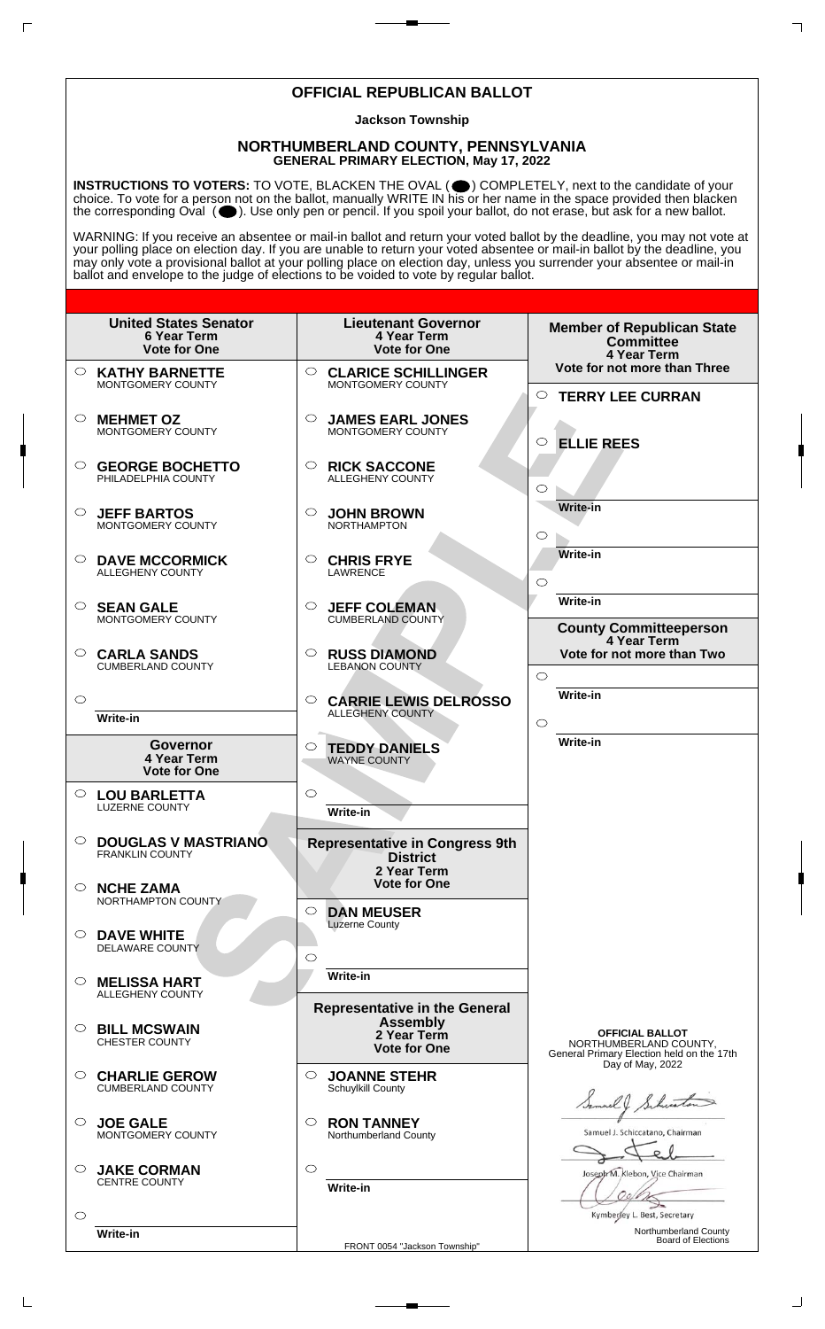# OFFICIAL REPUBLICAN BALLOT

**Jackson Township**

## NORTHUMBERLAND COUNTY, PENNSYLVANIA
**GENERAL PRIMARY ELECTION, May 17, 2022**

**INSTRUCTIONS TO VOTERS:** TO VOTE, BLACKEN THE OVAL ( ● ) COMPLETELY, next to the candidate of your choice. To vote for a person not on the ballot, manually WRITE IN his or her name in the space provided then blacken the corresponding Oval ( ● ). Use only pen or pencil. If you spoil your ballot, do not erase, but ask for a new ballot.

WARNING: If you receive an absentee or mail-in ballot and return your voted ballot by the deadline, you may not vote at your polling place on election day. If you are unable to return your voted absentee or mail-in ballot by the deadline, you may only vote a provisional ballot at your polling place on election day, unless you surrender your absentee or mail-in ballot and envelope to the judge of elections to be voided to vote by regular ballot.

### United States Senator
**6 Year Term**
**Vote for One**

- ○ **KATHY BARNETTE** MONTGOMERY COUNTY
- ○ **MEHMET OZ** MONTGOMERY COUNTY
- ○ **GEORGE BOCHETTO** PHILADELPHIA COUNTY
- ○ **JEFF BARTOS** MONTGOMERY COUNTY
- ○ **DAVE MCCORMICK** ALLEGHENY COUNTY
- ○ **SEAN GALE** MONTGOMERY COUNTY
- ○ **CARLA SANDS** CUMBERLAND COUNTY
- ○ Write-in

### Governor
**4 Year Term**
**Vote for One**

- ○ **LOU BARLETTA** LUZERNE COUNTY
- ○ **DOUGLAS V MASTRIANO** FRANKLIN COUNTY
- ○ **NCHE ZAMA** NORTHAMPTON COUNTY
- ○ **DAVE WHITE** DELAWARE COUNTY
- ○ **MELISSA HART** ALLEGHENY COUNTY
- ○ **BILL MCSWAIN** CHESTER COUNTY
- ○ **CHARLIE GEROW** CUMBERLAND COUNTY
- ○ **JOE GALE** MONTGOMERY COUNTY
- ○ **JAKE CORMAN** CENTRE COUNTY
- ○ Write-in

### Lieutenant Governor
**4 Year Term**
**Vote for One**

- ○ **CLARICE SCHILLINGER** MONTGOMERY COUNTY
- ○ **JAMES EARL JONES** MONTGOMERY COUNTY
- ○ **RICK SACCONE** ALLEGHENY COUNTY
- ○ **JOHN BROWN** NORTHAMPTON
- ○ **CHRIS FRYE** LAWRENCE
- ○ **JEFF COLEMAN** CUMBERLAND COUNTY
- ○ **RUSS DIAMOND** LEBANON COUNTY
- ○ **CARRIE LEWIS DELROSSO** ALLEGHENY COUNTY
- ○ **TEDDY DANIELS** WAYNE COUNTY
- ○ Write-in

### Representative in Congress 9th District
**2 Year Term**
**Vote for One**

- ○ **DAN MEUSER** Luzerne County
- ○ Write-in

### Representative in the General Assembly
**2 Year Term**
**Vote for One**

- ○ **JOANNE STEHR** Schuylkill County
- ○ **RON TANNEY** Northumberland County
- ○ Write-in

### Member of Republican State Committee
**4 Year Term**
**Vote for not more than Three**

- ○ **TERRY LEE CURRAN**
- ○ **ELLIE REES**
- ○ Write-in
- ○ Write-in
- ○ Write-in

### County Committeeperson
**4 Year Term**
**Vote for not more than Two**

- ○ Write-in
- ○ Write-in

**OFFICIAL BALLOT**
NORTHUMBERLAND COUNTY,
General Primary Election held on the 17th Day of May, 2022

Samuel J. Schiccatano, Chairman

Joseph M. Klebon, Vice Chairman

Kymberley L. Best, Secretary

Northumberland County Board of Elections

FRONT 0054 "Jackson Township"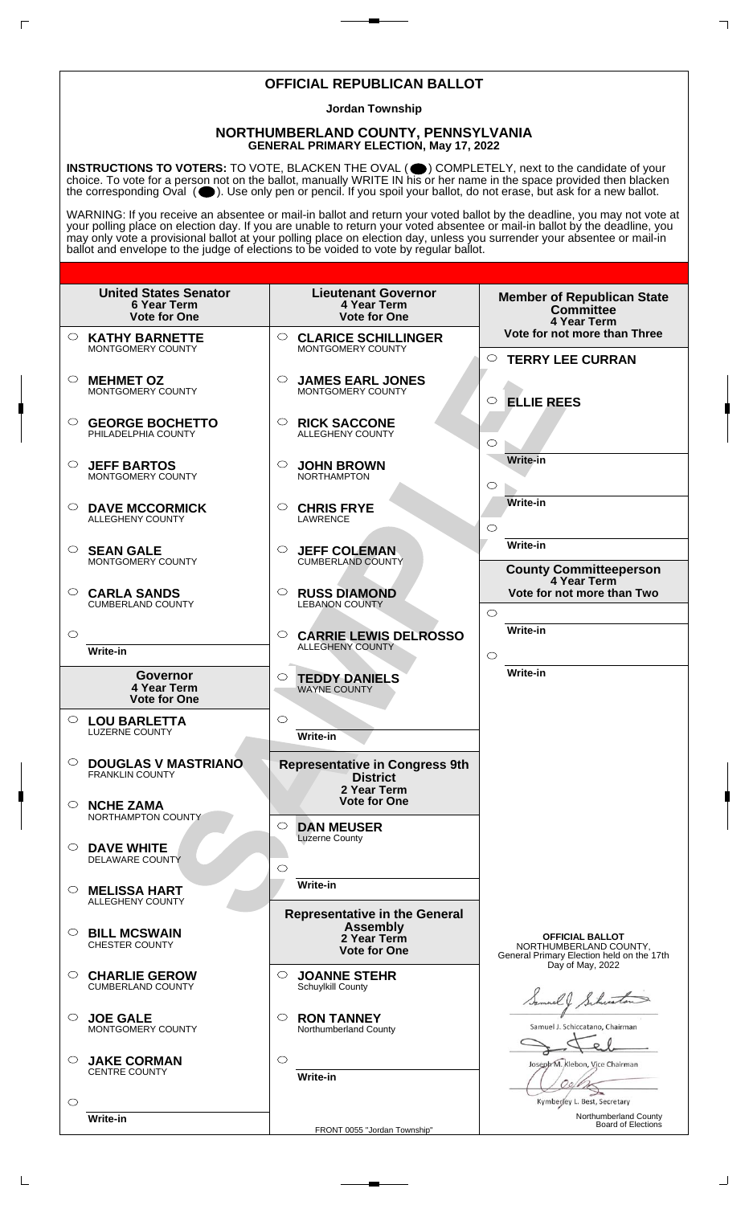# OFFICIAL REPUBLICAN BALLOT

**Jordan Township**

## NORTHUMBERLAND COUNTY, PENNSYLVANIA
**GENERAL PRIMARY ELECTION, May 17, 2022**

**INSTRUCTIONS TO VOTERS:** TO VOTE, BLACKEN THE OVAL ( ⬤ ) COMPLETELY, next to the candidate of your choice. To vote for a person not on the ballot, manually WRITE IN his or her name in the space provided then blacken the corresponding Oval ( ⬤ ). Use only pen or pencil. If you spoil your ballot, do not erase, but ask for a new ballot.

WARNING: If you receive an absentee or mail-in ballot and return your voted ballot by the deadline, you may not vote at your polling place on election day. If you are unable to return your voted absentee or mail-in ballot by the deadline, you may only vote a provisional ballot at your polling place on election day, unless you surrender your absentee or mail-in ballot and envelope to the judge of elections to be voided to vote by regular ballot.

### United States Senator
**6 Year Term**
**Vote for One**

- ○ **KATHY BARNETTE** — MONTGOMERY COUNTY
- ○ **MEHMET OZ** — MONTGOMERY COUNTY
- ○ **GEORGE BOCHETTO** — PHILADELPHIA COUNTY
- ○ **JEFF BARTOS** — MONTGOMERY COUNTY
- ○ **DAVE MCCORMICK** — ALLEGHENY COUNTY
- ○ **SEAN GALE** — MONTGOMERY COUNTY
- ○ **CARLA SANDS** — CUMBERLAND COUNTY
- ○ Write-in

### Governor
**4 Year Term**
**Vote for One**

- ○ **LOU BARLETTA** — LUZERNE COUNTY
- ○ **DOUGLAS V MASTRIANO** — FRANKLIN COUNTY
- ○ **NCHE ZAMA** — NORTHAMPTON COUNTY
- ○ **DAVE WHITE** — DELAWARE COUNTY
- ○ **MELISSA HART** — ALLEGHENY COUNTY
- ○ **BILL MCSWAIN** — CHESTER COUNTY
- ○ **CHARLIE GEROW** — CUMBERLAND COUNTY
- ○ **JOE GALE** — MONTGOMERY COUNTY
- ○ **JAKE CORMAN** — CENTRE COUNTY
- ○ Write-in

### Lieutenant Governor
**4 Year Term**
**Vote for One**

- ○ **CLARICE SCHILLINGER** — MONTGOMERY COUNTY
- ○ **JAMES EARL JONES** — MONTGOMERY COUNTY
- ○ **RICK SACCONE** — ALLEGHENY COUNTY
- ○ **JOHN BROWN** — NORTHAMPTON
- ○ **CHRIS FRYE** — LAWRENCE
- ○ **JEFF COLEMAN** — CUMBERLAND COUNTY
- ○ **RUSS DIAMOND** — LEBANON COUNTY
- ○ **CARRIE LEWIS DELROSSO** — ALLEGHENY COUNTY
- ○ **TEDDY DANIELS** — WAYNE COUNTY
- ○ Write-in

### Representative in Congress 9th District
**2 Year Term**
**Vote for One**

- ○ **DAN MEUSER** — Luzerne County
- ○ Write-in

### Representative in the General Assembly
**2 Year Term**
**Vote for One**

- ○ **JOANNE STEHR** — Schuylkill County
- ○ **RON TANNEY** — Northumberland County
- ○ Write-in

### Member of Republican State Committee
**4 Year Term**
**Vote for not more than Three**

- ○ **TERRY LEE CURRAN**
- ○ **ELLIE REES**
- ○ Write-in
- ○ Write-in
- ○ Write-in

### County Committeeperson
**4 Year Term**
**Vote for not more than Two**

- ○ Write-in
- ○ Write-in

**OFFICIAL BALLOT**
NORTHUMBERLAND COUNTY,
General Primary Election held on the 17th Day of May, 2022

Samuel J. Schiccatano, Chairman

Joseph M. Klebon, Vice Chairman

Kymberley L. Best, Secretary

Northumberland County Board of Elections

FRONT 0055 "Jordan Township"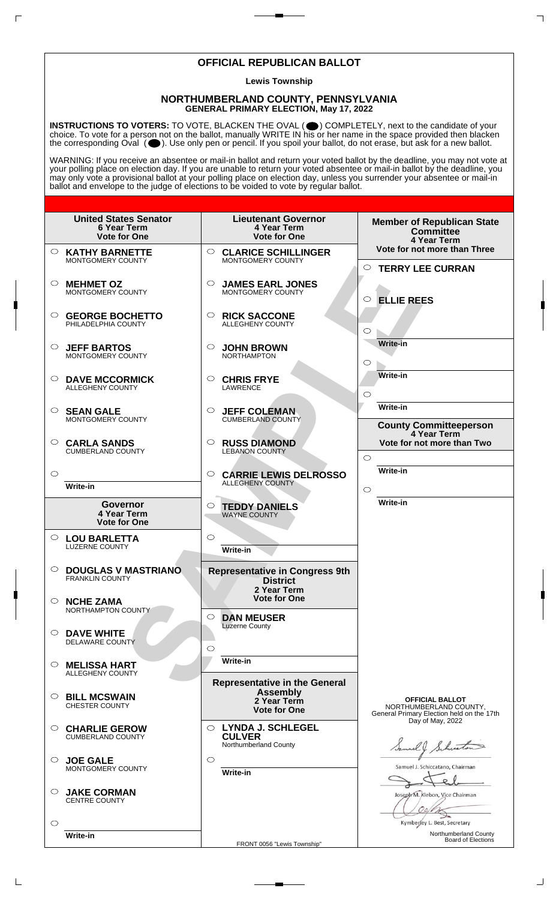# OFFICIAL REPUBLICAN BALLOT

**Lewis Township**

## NORTHUMBERLAND COUNTY, PENNSYLVANIA

**GENERAL PRIMARY ELECTION, May 17, 2022**

**INSTRUCTIONS TO VOTERS:** TO VOTE, BLACKEN THE OVAL ( ● ) COMPLETELY, next to the candidate of your choice. To vote for a person not on the ballot, manually WRITE IN his or her name in the space provided then blacken the corresponding Oval ( ● ). Use only pen or pencil. If you spoil your ballot, do not erase, but ask for a new ballot.

WARNING: If you receive an absentee or mail-in ballot and return your voted ballot by the deadline, you may not vote at your polling place on election day. If you are unable to return your voted absentee or mail-in ballot by the deadline, you may only vote a provisional ballot at your polling place on election day, unless you surrender your absentee or mail-in ballot and envelope to the judge of elections to be voided to vote by regular ballot.

### United States Senator
**6 Year Term**
**Vote for One**

- ○ **KATHY BARNETTE** MONTGOMERY COUNTY
- ○ **MEHMET OZ** MONTGOMERY COUNTY
- ○ **GEORGE BOCHETTO** PHILADELPHIA COUNTY
- ○ **JEFF BARTOS** MONTGOMERY COUNTY
- ○ **DAVE MCCORMICK** ALLEGHENY COUNTY
- ○ **SEAN GALE** MONTGOMERY COUNTY
- ○ **CARLA SANDS** CUMBERLAND COUNTY
- ○ Write-in

### Governor
**4 Year Term**
**Vote for One**

- ○ **LOU BARLETTA** LUZERNE COUNTY
- ○ **DOUGLAS V MASTRIANO** FRANKLIN COUNTY
- ○ **NCHE ZAMA** NORTHAMPTON COUNTY
- ○ **DAVE WHITE** DELAWARE COUNTY
- ○ **MELISSA HART** ALLEGHENY COUNTY
- ○ **BILL MCSWAIN** CHESTER COUNTY
- ○ **CHARLIE GEROW** CUMBERLAND COUNTY
- ○ **JOE GALE** MONTGOMERY COUNTY
- ○ **JAKE CORMAN** CENTRE COUNTY
- ○ Write-in

### Lieutenant Governor
**4 Year Term**
**Vote for One**

- ○ **CLARICE SCHILLINGER** MONTGOMERY COUNTY
- ○ **JAMES EARL JONES** MONTGOMERY COUNTY
- ○ **RICK SACCONE** ALLEGHENY COUNTY
- ○ **JOHN BROWN** NORTHAMPTON
- ○ **CHRIS FRYE** LAWRENCE
- ○ **JEFF COLEMAN** CUMBERLAND COUNTY
- ○ **RUSS DIAMOND** LEBANON COUNTY
- ○ **CARRIE LEWIS DELROSSO** ALLEGHENY COUNTY
- ○ **TEDDY DANIELS** WAYNE COUNTY
- ○ Write-in

### Representative in Congress 9th District
**2 Year Term**
**Vote for One**

- ○ **DAN MEUSER** Luzerne County
- ○ Write-in

### Representative in the General Assembly
**2 Year Term**
**Vote for One**

- ○ **LYNDA J. SCHLEGEL CULVER** Northumberland County
- ○ Write-in

### Member of Republican State Committee
**4 Year Term**
**Vote for not more than Three**

- ○ **TERRY LEE CURRAN**
- ○ **ELLIE REES**
- ○ Write-in

### County Committeeperson
**4 Year Term**
**Vote for not more than Two**

- ○ Write-in
- ○ Write-in

**OFFICIAL BALLOT**
NORTHUMBERLAND COUNTY,
General Primary Election held on the 17th Day of May, 2022

Samuel J. Schiccatano, Chairman

Joseph M. Klebon, Vice Chairman

Kymberley L. Best, Secretary

Northumberland County Board of Elections

FRONT 0056 "Lewis Township"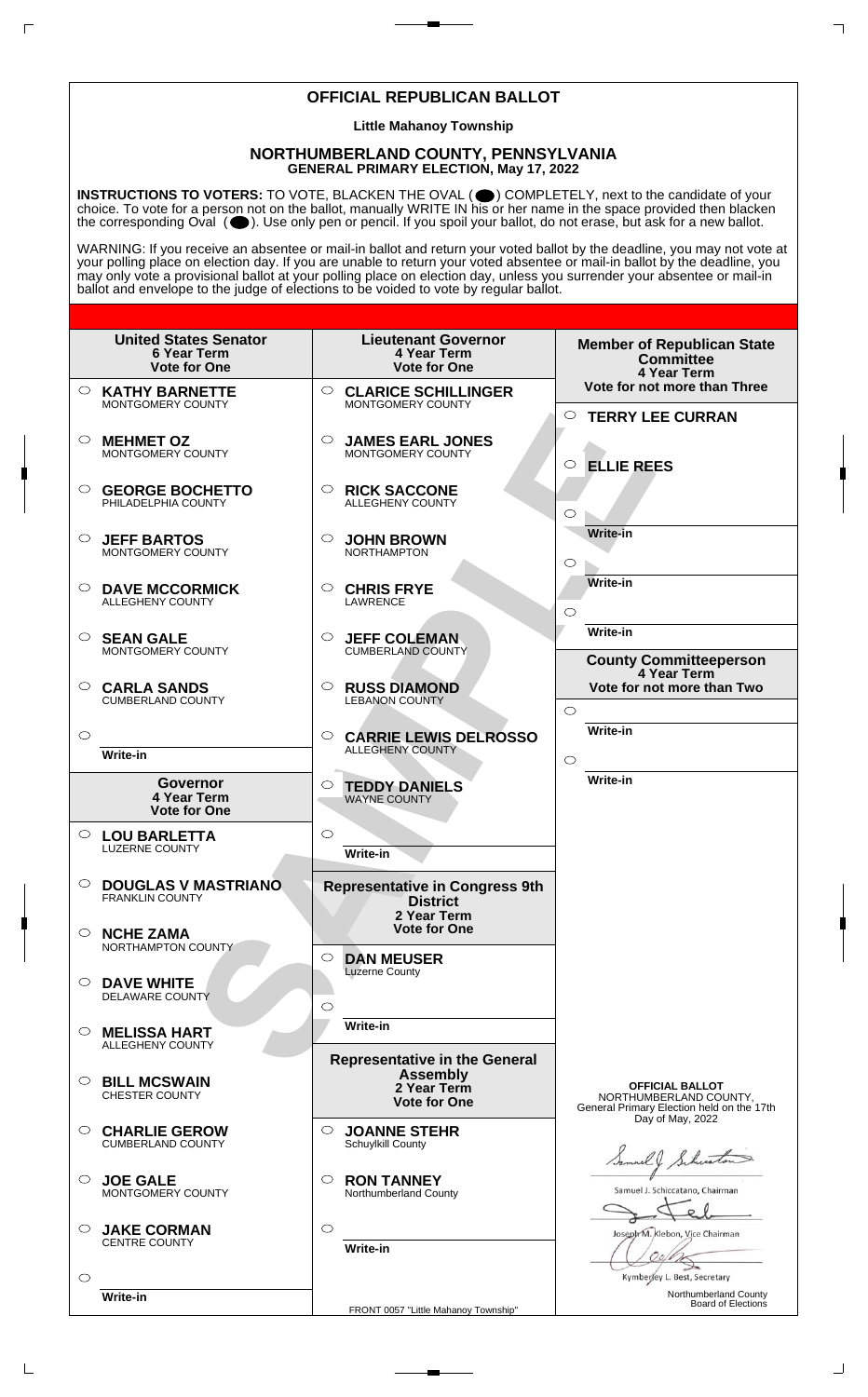# OFFICIAL REPUBLICAN BALLOT

**Little Mahanoy Township**

## NORTHUMBERLAND COUNTY, PENNSYLVANIA
**GENERAL PRIMARY ELECTION, May 17, 2022**

**INSTRUCTIONS TO VOTERS:** TO VOTE, BLACKEN THE OVAL ( ⬤ ) COMPLETELY, next to the candidate of your choice. To vote for a person not on the ballot, manually WRITE IN his or her name in the space provided then blacken the corresponding Oval ( ⬤ ). Use only pen or pencil. If you spoil your ballot, do not erase, but ask for a new ballot.

WARNING: If you receive an absentee or mail-in ballot and return your voted ballot by the deadline, you may not vote at your polling place on election day. If you are unable to return your voted absentee or mail-in ballot by the deadline, you may only vote a provisional ballot at your polling place on election day, unless you surrender your absentee or mail-in ballot and envelope to the judge of elections to be voided to vote by regular ballot.

### United States Senator
**6 Year Term**
**Vote for One**

- ○ **KATHY BARNETTE** MONTGOMERY COUNTY
- ○ **MEHMET OZ** MONTGOMERY COUNTY
- ○ **GEORGE BOCHETTO** PHILADELPHIA COUNTY
- ○ **JEFF BARTOS** MONTGOMERY COUNTY
- ○ **DAVE MCCORMICK** ALLEGHENY COUNTY
- ○ **SEAN GALE** MONTGOMERY COUNTY
- ○ **CARLA SANDS** CUMBERLAND COUNTY
- ○ ________ Write-in

### Governor
**4 Year Term**
**Vote for One**

- ○ **LOU BARLETTA** LUZERNE COUNTY
- ○ **DOUGLAS V MASTRIANO** FRANKLIN COUNTY
- ○ **NCHE ZAMA** NORTHAMPTON COUNTY
- ○ **DAVE WHITE** DELAWARE COUNTY
- ○ **MELISSA HART** ALLEGHENY COUNTY
- ○ **BILL MCSWAIN** CHESTER COUNTY
- ○ **CHARLIE GEROW** CUMBERLAND COUNTY
- ○ **JOE GALE** MONTGOMERY COUNTY
- ○ **JAKE CORMAN** CENTRE COUNTY
- ○ ________ Write-in

### Lieutenant Governor
**4 Year Term**
**Vote for One**

- ○ **CLARICE SCHILLINGER** MONTGOMERY COUNTY
- ○ **JAMES EARL JONES** MONTGOMERY COUNTY
- ○ **RICK SACCONE** ALLEGHENY COUNTY
- ○ **JOHN BROWN** NORTHAMPTON
- ○ **CHRIS FRYE** LAWRENCE
- ○ **JEFF COLEMAN** CUMBERLAND COUNTY
- ○ **RUSS DIAMOND** LEBANON COUNTY
- ○ **CARRIE LEWIS DELROSSO** ALLEGHENY COUNTY
- ○ **TEDDY DANIELS** WAYNE COUNTY
- ○ ________ Write-in

### Representative in Congress 9th District
**2 Year Term**
**Vote for One**

- ○ **DAN MEUSER** Luzerne County
- ○ ________ Write-in

### Representative in the General Assembly
**2 Year Term**
**Vote for One**

- ○ **JOANNE STEHR** Schuylkill County
- ○ **RON TANNEY** Northumberland County
- ○ ________ Write-in

### Member of Republican State Committee
**4 Year Term**
**Vote for not more than Three**

- ○ **TERRY LEE CURRAN**
- ○ **ELLIE REES**
- ○ ________ Write-in
- ○ ________ Write-in
- ○ ________ Write-in

### County Committeeperson
**4 Year Term**
**Vote for not more than Two**

- ○ ________ Write-in
- ○ ________ Write-in

**OFFICIAL BALLOT**
NORTHUMBERLAND COUNTY,
General Primary Election held on the 17th Day of May, 2022

Samuel J. Schiccatano, Chairman

Joseph M. Klebon, Vice Chairman

Kymberley L. Best, Secretary

Northumberland County Board of Elections

FRONT 0057 "Little Mahanoy Township"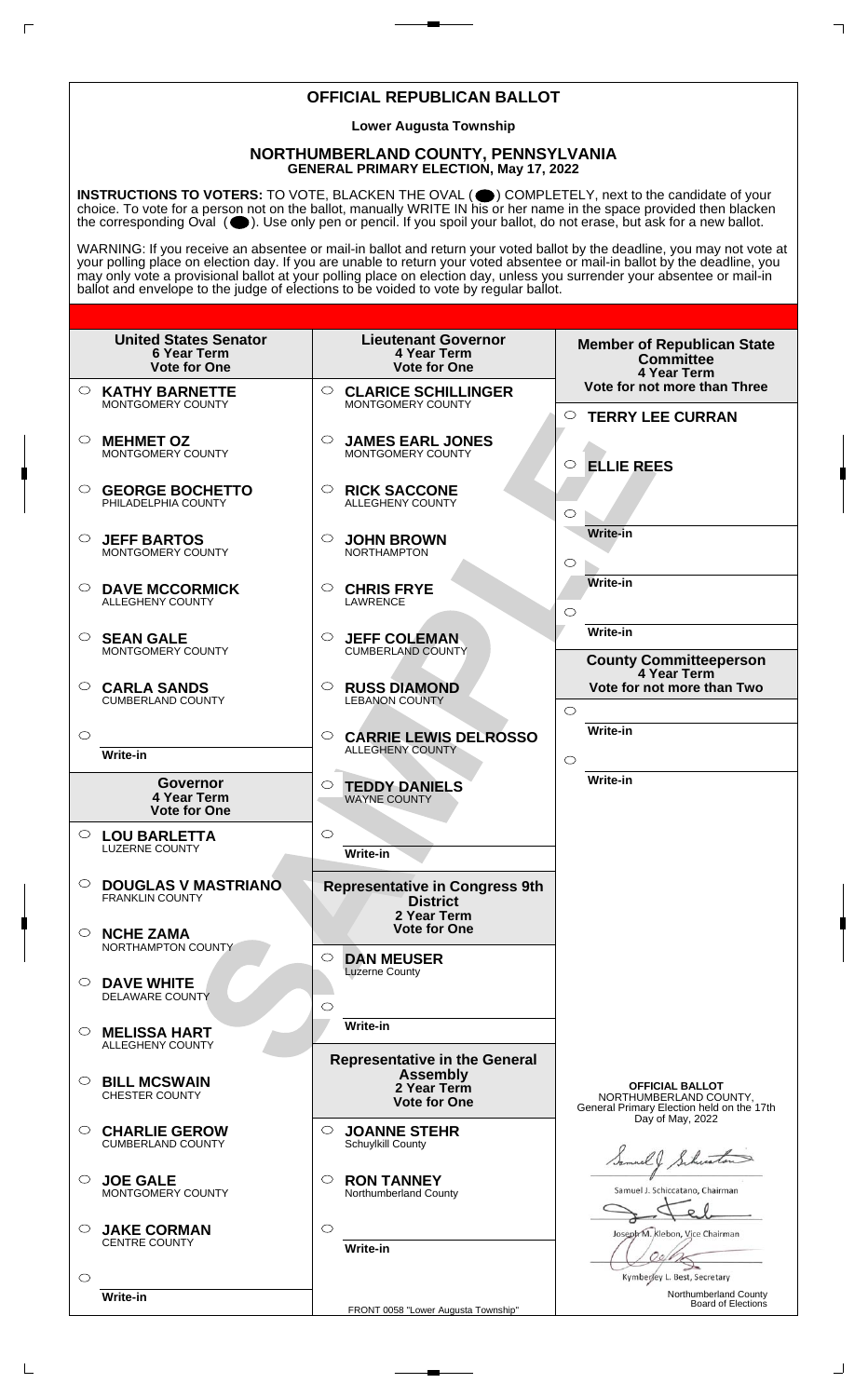# OFFICIAL REPUBLICAN BALLOT

**Lower Augusta Township**

## NORTHUMBERLAND COUNTY, PENNSYLVANIA
**GENERAL PRIMARY ELECTION, May 17, 2022**

**INSTRUCTIONS TO VOTERS:** TO VOTE, BLACKEN THE OVAL ( ) COMPLETELY, next to the candidate of your choice. To vote for a person not on the ballot, manually WRITE IN his or her name in the space provided then blacken the corresponding Oval ( ). Use only pen or pencil. If you spoil your ballot, do not erase, but ask for a new ballot.

WARNING: If you receive an absentee or mail-in ballot and return your voted ballot by the deadline, you may not vote at your polling place on election day. If you are unable to return your voted absentee or mail-in ballot by the deadline, you may only vote a provisional ballot at your polling place on election day, unless you surrender your absentee or mail-in ballot and envelope to the judge of elections to be voided to vote by regular ballot.

### United States Senator
6 Year Term
Vote for One

- ○ **KATHY BARNETTE** MONTGOMERY COUNTY
- ○ **MEHMET OZ** MONTGOMERY COUNTY
- ○ **GEORGE BOCHETTO** PHILADELPHIA COUNTY
- ○ **JEFF BARTOS** MONTGOMERY COUNTY
- ○ **DAVE MCCORMICK** ALLEGHENY COUNTY
- ○ **SEAN GALE** MONTGOMERY COUNTY
- ○ **CARLA SANDS** CUMBERLAND COUNTY
- ○ Write-in

### Governor
4 Year Term
Vote for One

- ○ **LOU BARLETTA** LUZERNE COUNTY
- ○ **DOUGLAS V MASTRIANO** FRANKLIN COUNTY
- ○ **NCHE ZAMA** NORTHAMPTON COUNTY
- ○ **DAVE WHITE** DELAWARE COUNTY
- ○ **MELISSA HART** ALLEGHENY COUNTY
- ○ **BILL MCSWAIN** CHESTER COUNTY
- ○ **CHARLIE GEROW** CUMBERLAND COUNTY
- ○ **JOE GALE** MONTGOMERY COUNTY
- ○ **JAKE CORMAN** CENTRE COUNTY
- ○ Write-in

### Lieutenant Governor
4 Year Term
Vote for One

- ○ **CLARICE SCHILLINGER** MONTGOMERY COUNTY
- ○ **JAMES EARL JONES** MONTGOMERY COUNTY
- ○ **RICK SACCONE** ALLEGHENY COUNTY
- ○ **JOHN BROWN** NORTHAMPTON
- ○ **CHRIS FRYE** LAWRENCE
- ○ **JEFF COLEMAN** CUMBERLAND COUNTY
- ○ **RUSS DIAMOND** LEBANON COUNTY
- ○ **CARRIE LEWIS DELROSSO** ALLEGHENY COUNTY
- ○ **TEDDY DANIELS** WAYNE COUNTY
- ○ Write-in

### Representative in Congress 9th District
2 Year Term
Vote for One

- ○ **DAN MEUSER** Luzerne County
- ○ Write-in

### Representative in the General Assembly
2 Year Term
Vote for One

- ○ **JOANNE STEHR** Schuylkill County
- ○ **RON TANNEY** Northumberland County
- ○ Write-in

### Member of Republican State Committee
4 Year Term
Vote for not more than Three

- ○ **TERRY LEE CURRAN**
- ○ **ELLIE REES**
- ○ Write-in
- ○ Write-in
- ○ Write-in

### County Committeeperson
4 Year Term
Vote for not more than Two

- ○ Write-in
- ○ Write-in

**OFFICIAL BALLOT**
NORTHUMBERLAND COUNTY,
General Primary Election held on the 17th Day of May, 2022

Samuel J. Schiccatano, Chairman

Joseph M. Klebon, Vice Chairman

Kymberley L. Best, Secretary

Northumberland County Board of Elections

FRONT 0058 "Lower Augusta Township"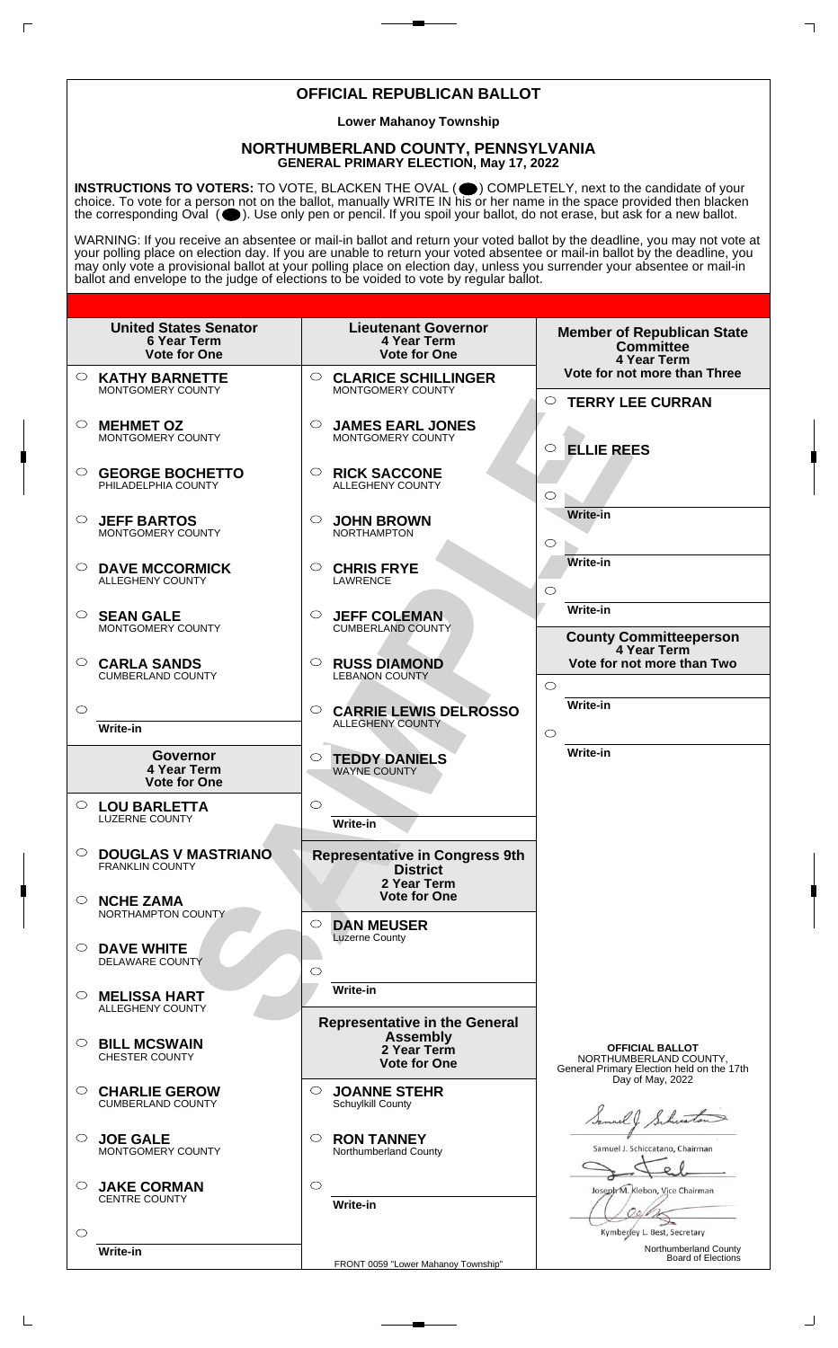# OFFICIAL REPUBLICAN BALLOT

**Lower Mahanoy Township**

## NORTHUMBERLAND COUNTY, PENNSYLVANIA
### GENERAL PRIMARY ELECTION, May 17, 2022

**INSTRUCTIONS TO VOTERS:** TO VOTE, BLACKEN THE OVAL ( ) COMPLETELY, next to the candidate of your choice. To vote for a person not on the ballot, manually WRITE IN his or her name in the space provided then blacken the corresponding Oval ( ). Use only pen or pencil. If you spoil your ballot, do not erase, but ask for a new ballot.

WARNING: If you receive an absentee or mail-in ballot and return your voted ballot by the deadline, you may not vote at your polling place on election day. If you are unable to return your voted absentee or mail-in ballot by the deadline, you may only vote a provisional ballot at your polling place on election day, unless you surrender your absentee or mail-in ballot and envelope to the judge of elections to be voided to vote by regular ballot.

### United States Senator
6 Year Term
Vote for One

- ○ **KATHY BARNETTE** MONTGOMERY COUNTY
- ○ **MEHMET OZ** MONTGOMERY COUNTY
- ○ **GEORGE BOCHETTO** PHILADELPHIA COUNTY
- ○ **JEFF BARTOS** MONTGOMERY COUNTY
- ○ **DAVE MCCORMICK** ALLEGHENY COUNTY
- ○ **SEAN GALE** MONTGOMERY COUNTY
- ○ **CARLA SANDS** CUMBERLAND COUNTY
- ○ Write-in

### Governor
4 Year Term
Vote for One

- ○ **LOU BARLETTA** LUZERNE COUNTY
- ○ **DOUGLAS V MASTRIANO** FRANKLIN COUNTY
- ○ **NCHE ZAMA** NORTHAMPTON COUNTY
- ○ **DAVE WHITE** DELAWARE COUNTY
- ○ **MELISSA HART** ALLEGHENY COUNTY
- ○ **BILL MCSWAIN** CHESTER COUNTY
- ○ **CHARLIE GEROW** CUMBERLAND COUNTY
- ○ **JOE GALE** MONTGOMERY COUNTY
- ○ **JAKE CORMAN** CENTRE COUNTY
- ○ Write-in

### Lieutenant Governor
4 Year Term
Vote for One

- ○ **CLARICE SCHILLINGER** MONTGOMERY COUNTY
- ○ **JAMES EARL JONES** MONTGOMERY COUNTY
- ○ **RICK SACCONE** ALLEGHENY COUNTY
- ○ **JOHN BROWN** NORTHAMPTON
- ○ **CHRIS FRYE** LAWRENCE
- ○ **JEFF COLEMAN** CUMBERLAND COUNTY
- ○ **RUSS DIAMOND** LEBANON COUNTY
- ○ **CARRIE LEWIS DELROSSO** ALLEGHENY COUNTY
- ○ **TEDDY DANIELS** WAYNE COUNTY
- ○ Write-in

### Representative in Congress 9th District
2 Year Term
Vote for One

- ○ **DAN MEUSER** Luzerne County
- ○ Write-in

### Representative in the General Assembly
2 Year Term
Vote for One

- ○ **JOANNE STEHR** Schuylkill County
- ○ **RON TANNEY** Northumberland County
- ○ Write-in

### Member of Republican State Committee
4 Year Term
Vote for not more than Three

- ○ **TERRY LEE CURRAN**
- ○ **ELLIE REES**
- ○ Write-in
- ○ Write-in
- ○ Write-in

### County Committeeperson
4 Year Term
Vote for not more than Two

- ○ Write-in
- ○ Write-in

**OFFICIAL BALLOT**
NORTHUMBERLAND COUNTY,
General Primary Election held on the 17th Day of May, 2022

Samuel J. Schiccatano, Chairman

Joseph M. Klebon, Vice Chairman

Kymberley L. Best, Secretary

Northumberland County Board of Elections

FRONT 0059 "Lower Mahanoy Township"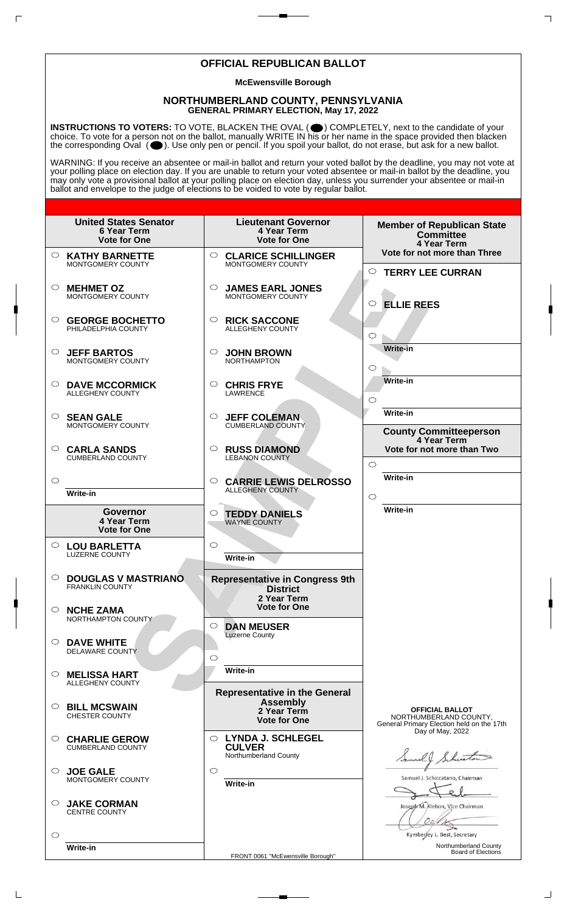# OFFICIAL REPUBLICAN BALLOT

**McEwensville Borough**

## NORTHUMBERLAND COUNTY, PENNSYLVANIA
**GENERAL PRIMARY ELECTION, May 17, 2022**

**INSTRUCTIONS TO VOTERS:** TO VOTE, BLACKEN THE OVAL ( ) COMPLETELY, next to the candidate of your choice. To vote for a person not on the ballot, manually WRITE IN his or her name in the space provided then blacken the corresponding Oval ( ). Use only pen or pencil. If you spoil your ballot, do not erase, but ask for a new ballot.

WARNING: If you receive an absentee or mail-in ballot and return your voted ballot by the deadline, you may not vote at your polling place on election day. If you are unable to return your voted absentee or mail-in ballot by the deadline, you may only vote a provisional ballot at your polling place on election day, unless you surrender your absentee or mail-in ballot and envelope to the judge of elections to be voided to vote by regular ballot.

### United States Senator
**6 Year Term**
**Vote for One**

- ○ **KATHY BARNETTE** MONTGOMERY COUNTY
- ○ **MEHMET OZ** MONTGOMERY COUNTY
- ○ **GEORGE BOCHETTO** PHILADELPHIA COUNTY
- ○ **JEFF BARTOS** MONTGOMERY COUNTY
- ○ **DAVE MCCORMICK** ALLEGHENY COUNTY
- ○ **SEAN GALE** MONTGOMERY COUNTY
- ○ **CARLA SANDS** CUMBERLAND COUNTY
- ○ Write-in

### Governor
**4 Year Term**
**Vote for One**

- ○ **LOU BARLETTA** LUZERNE COUNTY
- ○ **DOUGLAS V MASTRIANO** FRANKLIN COUNTY
- ○ **NCHE ZAMA** NORTHAMPTON COUNTY
- ○ **DAVE WHITE** DELAWARE COUNTY
- ○ **MELISSA HART** ALLEGHENY COUNTY
- ○ **BILL MCSWAIN** CHESTER COUNTY
- ○ **CHARLIE GEROW** CUMBERLAND COUNTY
- ○ **JOE GALE** MONTGOMERY COUNTY
- ○ **JAKE CORMAN** CENTRE COUNTY
- ○ Write-in

### Lieutenant Governor
**4 Year Term**
**Vote for One**

- ○ **CLARICE SCHILLINGER** MONTGOMERY COUNTY
- ○ **JAMES EARL JONES** MONTGOMERY COUNTY
- ○ **RICK SACCONE** ALLEGHENY COUNTY
- ○ **JOHN BROWN** NORTHAMPTON
- ○ **CHRIS FRYE** LAWRENCE
- ○ **JEFF COLEMAN** CUMBERLAND COUNTY
- ○ **RUSS DIAMOND** LEBANON COUNTY
- ○ **CARRIE LEWIS DELROSSO** ALLEGHENY COUNTY
- ○ **TEDDY DANIELS** WAYNE COUNTY
- ○ Write-in

### Representative in Congress 9th District
**2 Year Term**
**Vote for One**

- ○ **DAN MEUSER** Luzerne County
- ○ Write-in

### Representative in the General Assembly
**2 Year Term**
**Vote for One**

- ○ **LYNDA J. SCHLEGEL CULVER** Northumberland County
- ○ Write-in

### Member of Republican State Committee
**4 Year Term**
**Vote for not more than Three**

- ○ **TERRY LEE CURRAN**
- ○ **ELLIE REES**
- ○ Write-in
- ○ Write-in
- ○ Write-in

### County Committeeperson
**4 Year Term**
**Vote for not more than Two**

- ○ Write-in
- ○ Write-in

**OFFICIAL BALLOT**
NORTHUMBERLAND COUNTY,
General Primary Election held on the 17th Day of May, 2022

Samuel J. Schiccatano, Chairman

Joseph M. Klebon, Vice Chairman

Kymberley L. Best, Secretary

Northumberland County Board of Elections

FRONT 0061 "McEwensville Borough"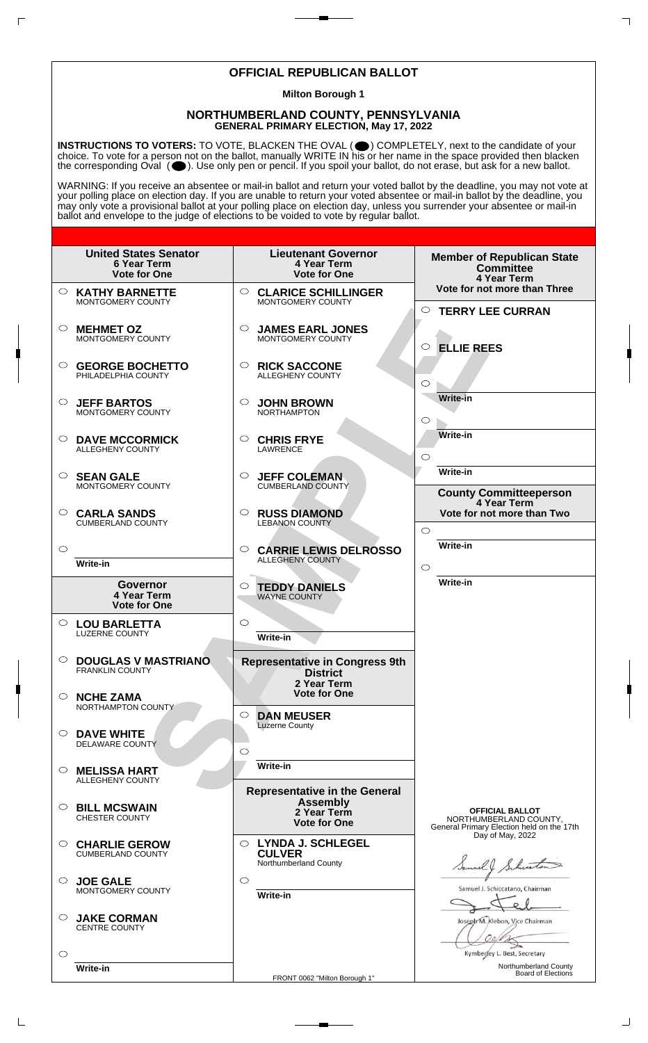# OFFICIAL REPUBLICAN BALLOT

**Milton Borough 1**

## NORTHUMBERLAND COUNTY, PENNSYLVANIA
**GENERAL PRIMARY ELECTION, May 17, 2022**

**INSTRUCTIONS TO VOTERS:** TO VOTE, BLACKEN THE OVAL ( ⬤ ) COMPLETELY, next to the candidate of your choice. To vote for a person not on the ballot, manually WRITE IN his or her name in the space provided then blacken the corresponding Oval ( ⬤ ). Use only pen or pencil. If you spoil your ballot, do not erase, but ask for a new ballot.

WARNING: If you receive an absentee or mail-in ballot and return your voted ballot by the deadline, you may not vote at your polling place on election day. If you are unable to return your voted absentee or mail-in ballot by the deadline, you may only vote a provisional ballot at your polling place on election day, unless you surrender your absentee or mail-in ballot and envelope to the judge of elections to be voided to vote by regular ballot.

### United States Senator
**6 Year Term**
**Vote for One**

- ○ **KATHY BARNETTE** MONTGOMERY COUNTY
- ○ **MEHMET OZ** MONTGOMERY COUNTY
- ○ **GEORGE BOCHETTO** PHILADELPHIA COUNTY
- ○ **JEFF BARTOS** MONTGOMERY COUNTY
- ○ **DAVE MCCORMICK** ALLEGHENY COUNTY
- ○ **SEAN GALE** MONTGOMERY COUNTY
- ○ **CARLA SANDS** CUMBERLAND COUNTY
- ○ Write-in

### Governor
**4 Year Term**
**Vote for One**

- ○ **LOU BARLETTA** LUZERNE COUNTY
- ○ **DOUGLAS V MASTRIANO** FRANKLIN COUNTY
- ○ **NCHE ZAMA** NORTHAMPTON COUNTY
- ○ **DAVE WHITE** DELAWARE COUNTY
- ○ **MELISSA HART** ALLEGHENY COUNTY
- ○ **BILL MCSWAIN** CHESTER COUNTY
- ○ **CHARLIE GEROW** CUMBERLAND COUNTY
- ○ **JOE GALE** MONTGOMERY COUNTY
- ○ **JAKE CORMAN** CENTRE COUNTY
- ○ Write-in

### Lieutenant Governor
**4 Year Term**
**Vote for One**

- ○ **CLARICE SCHILLINGER** MONTGOMERY COUNTY
- ○ **JAMES EARL JONES** MONTGOMERY COUNTY
- ○ **RICK SACCONE** ALLEGHENY COUNTY
- ○ **JOHN BROWN** NORTHAMPTON
- ○ **CHRIS FRYE** LAWRENCE
- ○ **JEFF COLEMAN** CUMBERLAND COUNTY
- ○ **RUSS DIAMOND** LEBANON COUNTY
- ○ **CARRIE LEWIS DELROSSO** ALLEGHENY COUNTY
- ○ **TEDDY DANIELS** WAYNE COUNTY
- ○ Write-in

### Representative in Congress 9th District
**2 Year Term**
**Vote for One**

- ○ **DAN MEUSER** Luzerne County
- ○ Write-in

### Representative in the General Assembly
**2 Year Term**
**Vote for One**

- ○ **LYNDA J. SCHLEGEL CULVER** Northumberland County
- ○ Write-in

### Member of Republican State Committee
**4 Year Term**
**Vote for not more than Three**

- ○ **TERRY LEE CURRAN**
- ○ **ELLIE REES**
- ○ Write-in
- ○ Write-in
- ○ Write-in

### County Committeeperson
**4 Year Term**
**Vote for not more than Two**

- ○ Write-in
- ○ Write-in

**OFFICIAL BALLOT**
NORTHUMBERLAND COUNTY,
General Primary Election held on the 17th Day of May, 2022

Samuel J. Schiccatano, Chairman

Joseph M. Klebon, Vice Chairman

Kymberley L. Best, Secretary

Northumberland County Board of Elections

FRONT 0062 "Milton Borough 1"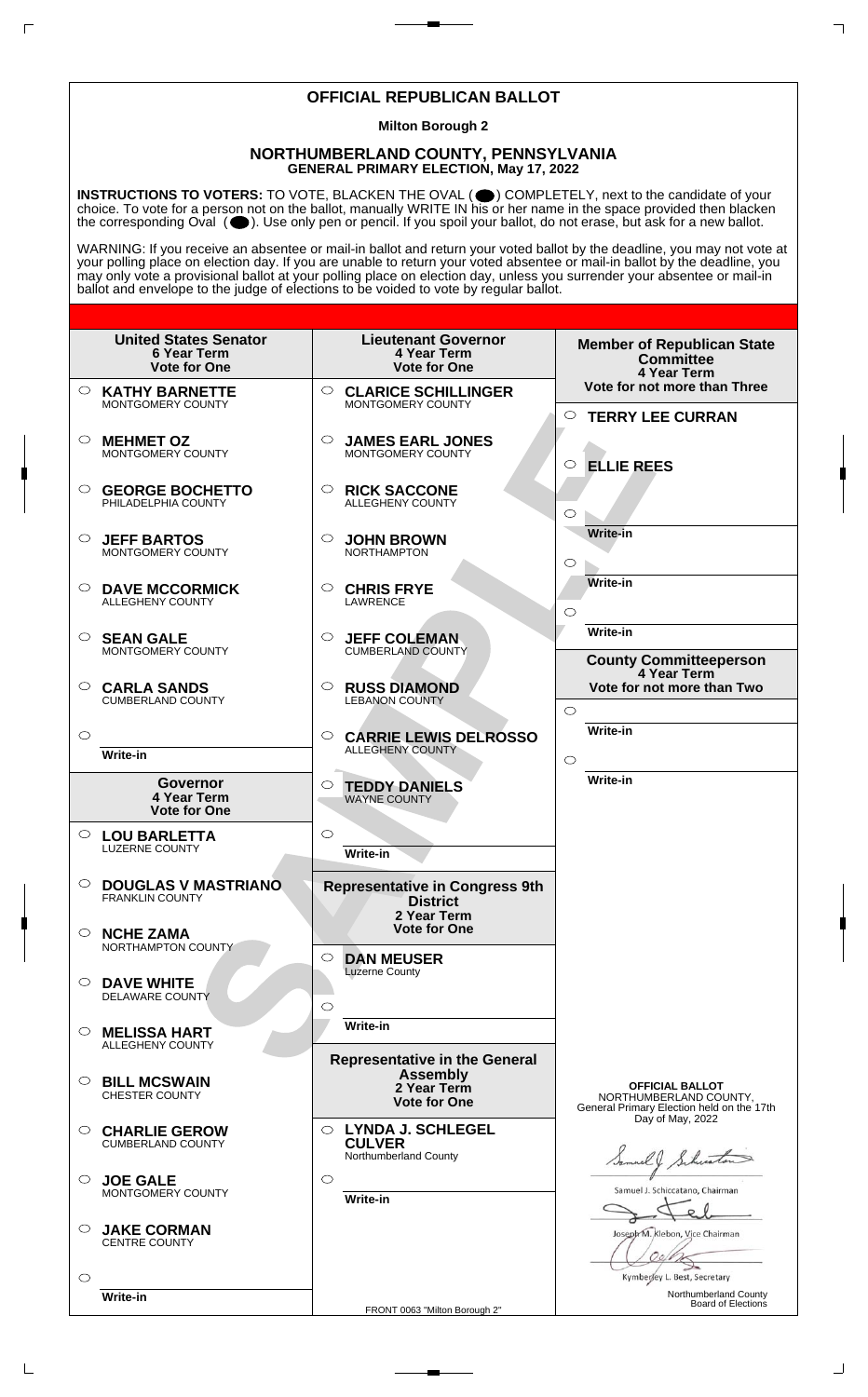# OFFICIAL REPUBLICAN BALLOT

**Milton Borough 2**

## NORTHUMBERLAND COUNTY, PENNSYLVANIA
**GENERAL PRIMARY ELECTION, May 17, 2022**

**INSTRUCTIONS TO VOTERS:** TO VOTE, BLACKEN THE OVAL ( ) COMPLETELY, next to the candidate of your choice. To vote for a person not on the ballot, manually WRITE IN his or her name in the space provided then blacken the corresponding Oval ( ). Use only pen or pencil. If you spoil your ballot, do not erase, but ask for a new ballot.

WARNING: If you receive an absentee or mail-in ballot and return your voted ballot by the deadline, you may not vote at your polling place on election day. If you are unable to return your voted absentee or mail-in ballot by the deadline, you may only vote a provisional ballot at your polling place on election day, unless you surrender your absentee or mail-in ballot and envelope to the judge of elections to be voided to vote by regular ballot.

### United States Senator
**6 Year Term**
**Vote for One**

- ○ **KATHY BARNETTE** — MONTGOMERY COUNTY
- ○ **MEHMET OZ** — MONTGOMERY COUNTY
- ○ **GEORGE BOCHETTO** — PHILADELPHIA COUNTY
- ○ **JEFF BARTOS** — MONTGOMERY COUNTY
- ○ **DAVE MCCORMICK** — ALLEGHENY COUNTY
- ○ **SEAN GALE** — MONTGOMERY COUNTY
- ○ **CARLA SANDS** — CUMBERLAND COUNTY
- ○ Write-in

### Governor
**4 Year Term**
**Vote for One**

- ○ **LOU BARLETTA** — LUZERNE COUNTY
- ○ **DOUGLAS V MASTRIANO** — FRANKLIN COUNTY
- ○ **NCHE ZAMA** — NORTHAMPTON COUNTY
- ○ **DAVE WHITE** — DELAWARE COUNTY
- ○ **MELISSA HART** — ALLEGHENY COUNTY
- ○ **BILL MCSWAIN** — CHESTER COUNTY
- ○ **CHARLIE GEROW** — CUMBERLAND COUNTY
- ○ **JOE GALE** — MONTGOMERY COUNTY
- ○ **JAKE CORMAN** — CENTRE COUNTY
- ○ Write-in

### Lieutenant Governor
**4 Year Term**
**Vote for One**

- ○ **CLARICE SCHILLINGER** — MONTGOMERY COUNTY
- ○ **JAMES EARL JONES** — MONTGOMERY COUNTY
- ○ **RICK SACCONE** — ALLEGHENY COUNTY
- ○ **JOHN BROWN** — NORTHAMPTON
- ○ **CHRIS FRYE** — LAWRENCE
- ○ **JEFF COLEMAN** — CUMBERLAND COUNTY
- ○ **RUSS DIAMOND** — LEBANON COUNTY
- ○ **CARRIE LEWIS DELROSSO** — ALLEGHENY COUNTY
- ○ **TEDDY DANIELS** — WAYNE COUNTY
- ○ Write-in

### Representative in Congress 9th District
**2 Year Term**
**Vote for One**

- ○ **DAN MEUSER** — Luzerne County
- ○ Write-in

### Representative in the General Assembly
**2 Year Term**
**Vote for One**

- ○ **LYNDA J. SCHLEGEL CULVER** — Northumberland County
- ○ Write-in

### Member of Republican State Committee
**4 Year Term**
**Vote for not more than Three**

- ○ **TERRY LEE CURRAN**
- ○ **ELLIE REES**
- ○ Write-in
- ○ Write-in
- ○ Write-in

### County Committeeperson
**4 Year Term**
**Vote for not more than Two**

- ○ Write-in
- ○ Write-in

**OFFICIAL BALLOT**
NORTHUMBERLAND COUNTY,
General Primary Election held on the 17th Day of May, 2022

Samuel J. Schiccatano, Chairman

Joseph M. Klebon, Vice Chairman

Kymberley L. Best, Secretary

Northumberland County Board of Elections

FRONT 0063 "Milton Borough 2"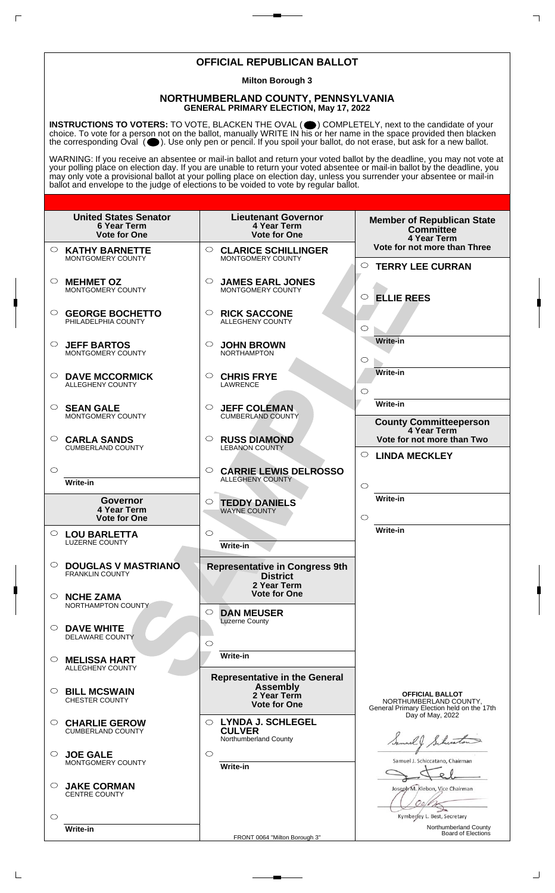# OFFICIAL REPUBLICAN BALLOT

**Milton Borough 3**

## NORTHUMBERLAND COUNTY, PENNSYLVANIA
**GENERAL PRIMARY ELECTION, May 17, 2022**

**INSTRUCTIONS TO VOTERS:** TO VOTE, BLACKEN THE OVAL ( ⬤ ) COMPLETELY, next to the candidate of your choice. To vote for a person not on the ballot, manually WRITE IN his or her name in the space provided then blacken the corresponding Oval ( ⬤ ). Use only pen or pencil. If you spoil your ballot, do not erase, but ask for a new ballot.

WARNING: If you receive an absentee or mail-in ballot and return your voted ballot by the deadline, you may not vote at your polling place on election day. If you are unable to return your voted absentee or mail-in ballot by the deadline, you may only vote a provisional ballot at your polling place on election day, unless you surrender your absentee or mail-in ballot and envelope to the judge of elections to be voided to vote by regular ballot.

### United States Senator
**6 Year Term**
**Vote for One**

- ○ **KATHY BARNETTE** — MONTGOMERY COUNTY
- ○ **MEHMET OZ** — MONTGOMERY COUNTY
- ○ **GEORGE BOCHETTO** — PHILADELPHIA COUNTY
- ○ **JEFF BARTOS** — MONTGOMERY COUNTY
- ○ **DAVE MCCORMICK** — ALLEGHENY COUNTY
- ○ **SEAN GALE** — MONTGOMERY COUNTY
- ○ **CARLA SANDS** — CUMBERLAND COUNTY
- ○ Write-in

### Governor
**4 Year Term**
**Vote for One**

- ○ **LOU BARLETTA** — LUZERNE COUNTY
- ○ **DOUGLAS V MASTRIANO** — FRANKLIN COUNTY
- ○ **NCHE ZAMA** — NORTHAMPTON COUNTY
- ○ **DAVE WHITE** — DELAWARE COUNTY
- ○ **MELISSA HART** — ALLEGHENY COUNTY
- ○ **BILL MCSWAIN** — CHESTER COUNTY
- ○ **CHARLIE GEROW** — CUMBERLAND COUNTY
- ○ **JOE GALE** — MONTGOMERY COUNTY
- ○ **JAKE CORMAN** — CENTRE COUNTY
- ○ Write-in

### Lieutenant Governor
**4 Year Term**
**Vote for One**

- ○ **CLARICE SCHILLINGER** — MONTGOMERY COUNTY
- ○ **JAMES EARL JONES** — MONTGOMERY COUNTY
- ○ **RICK SACCONE** — ALLEGHENY COUNTY
- ○ **JOHN BROWN** — NORTHAMPTON
- ○ **CHRIS FRYE** — LAWRENCE
- ○ **JEFF COLEMAN** — CUMBERLAND COUNTY
- ○ **RUSS DIAMOND** — LEBANON COUNTY
- ○ **CARRIE LEWIS DELROSSO** — ALLEGHENY COUNTY
- ○ **TEDDY DANIELS** — WAYNE COUNTY
- ○ Write-in

### Representative in Congress 9th District
**2 Year Term**
**Vote for One**

- ○ **DAN MEUSER** — Luzerne County
- ○ Write-in

### Representative in the General Assembly
**2 Year Term**
**Vote for One**

- ○ **LYNDA J. SCHLEGEL CULVER** — Northumberland County
- ○ Write-in

### Member of Republican State Committee
**4 Year Term**
**Vote for not more than Three**

- ○ **TERRY LEE CURRAN**
- ○ **ELLIE REES**
- ○ Write-in
- ○ Write-in
- ○ Write-in

### County Committeeperson
**4 Year Term**
**Vote for not more than Two**

- ○ **LINDA MECKLEY**
- ○ Write-in
- ○ Write-in

**OFFICIAL BALLOT**
NORTHUMBERLAND COUNTY,
General Primary Election held on the 17th Day of May, 2022

Samuel J. Schiccatano, Chairman

Joseph M. Klebon, Vice Chairman

Kymberley L. Best, Secretary

Northumberland County Board of Elections

FRONT 0064 "Milton Borough 3"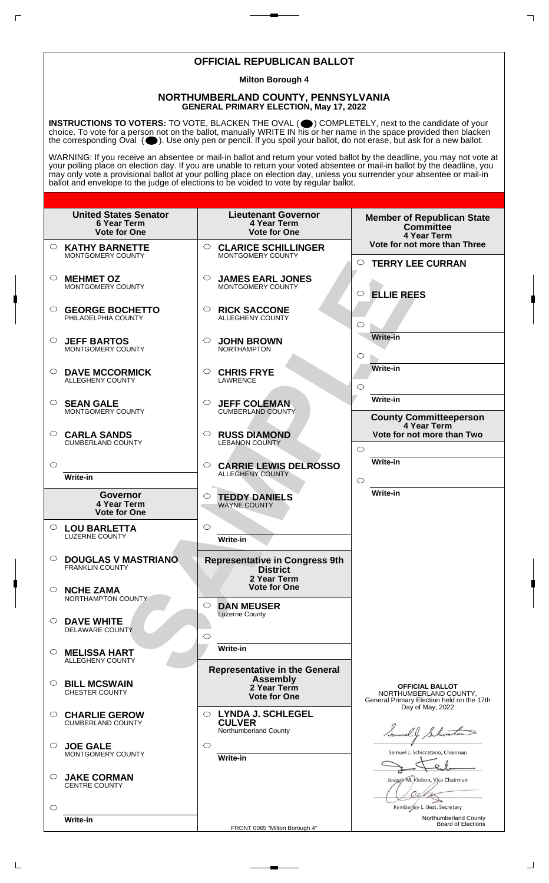# OFFICIAL REPUBLICAN BALLOT

**Milton Borough 4**

## NORTHUMBERLAND COUNTY, PENNSYLVANIA

**GENERAL PRIMARY ELECTION, May 17, 2022**

**INSTRUCTIONS TO VOTERS:** TO VOTE, BLACKEN THE OVAL ( ⬤ ) COMPLETELY, next to the candidate of your choice. To vote for a person not on the ballot, manually WRITE IN his or her name in the space provided then blacken the corresponding Oval ( ⬤ ). Use only pen or pencil. If you spoil your ballot, do not erase, but ask for a new ballot.

WARNING: If you receive an absentee or mail-in ballot and return your voted ballot by the deadline, you may not vote at your polling place on election day. If you are unable to return your voted absentee or mail-in ballot by the deadline, you may only vote a provisional ballot at your polling place on election day, unless you surrender your absentee or mail-in ballot and envelope to the judge of elections to be voided to vote by regular ballot.

### United States Senator
**6 Year Term**
**Vote for One**

- ○ **KATHY BARNETTE** MONTGOMERY COUNTY
- ○ **MEHMET OZ** MONTGOMERY COUNTY
- ○ **GEORGE BOCHETTO** PHILADELPHIA COUNTY
- ○ **JEFF BARTOS** MONTGOMERY COUNTY
- ○ **DAVE MCCORMICK** ALLEGHENY COUNTY
- ○ **SEAN GALE** MONTGOMERY COUNTY
- ○ **CARLA SANDS** CUMBERLAND COUNTY
- ○ Write-in

### Governor
**4 Year Term**
**Vote for One**

- ○ **LOU BARLETTA** LUZERNE COUNTY
- ○ **DOUGLAS V MASTRIANO** FRANKLIN COUNTY
- ○ **NCHE ZAMA** NORTHAMPTON COUNTY
- ○ **DAVE WHITE** DELAWARE COUNTY
- ○ **MELISSA HART** ALLEGHENY COUNTY
- ○ **BILL MCSWAIN** CHESTER COUNTY
- ○ **CHARLIE GEROW** CUMBERLAND COUNTY
- ○ **JOE GALE** MONTGOMERY COUNTY
- ○ **JAKE CORMAN** CENTRE COUNTY
- ○ Write-in

### Lieutenant Governor
**4 Year Term**
**Vote for One**

- ○ **CLARICE SCHILLINGER** MONTGOMERY COUNTY
- ○ **JAMES EARL JONES** MONTGOMERY COUNTY
- ○ **RICK SACCONE** ALLEGHENY COUNTY
- ○ **JOHN BROWN** NORTHAMPTON
- ○ **CHRIS FRYE** LAWRENCE
- ○ **JEFF COLEMAN** CUMBERLAND COUNTY
- ○ **RUSS DIAMOND** LEBANON COUNTY
- ○ **CARRIE LEWIS DELROSSO** ALLEGHENY COUNTY
- ○ **TEDDY DANIELS** WAYNE COUNTY
- ○ Write-in

### Representative in Congress 9th District
**2 Year Term**
**Vote for One**

- ○ **DAN MEUSER** Luzerne County
- ○ Write-in

### Representative in the General Assembly
**2 Year Term**
**Vote for One**

- ○ **LYNDA J. SCHLEGEL CULVER** Northumberland County
- ○ Write-in

### Member of Republican State Committee
**4 Year Term**
**Vote for not more than Three**

- ○ **TERRY LEE CURRAN**
- ○ **ELLIE REES**
- ○ Write-in
- ○ Write-in
- ○ Write-in

### County Committeeperson
**4 Year Term**
**Vote for not more than Two**

- ○ Write-in
- ○ Write-in

**OFFICIAL BALLOT**
NORTHUMBERLAND COUNTY,
General Primary Election held on the 17th Day of May, 2022

Samuel J. Schiccatano, Chairman

Joseph M. Klebon, Vice Chairman

Kymberley L. Best, Secretary

Northumberland County Board of Elections

FRONT 0065 "Milton Borough 4"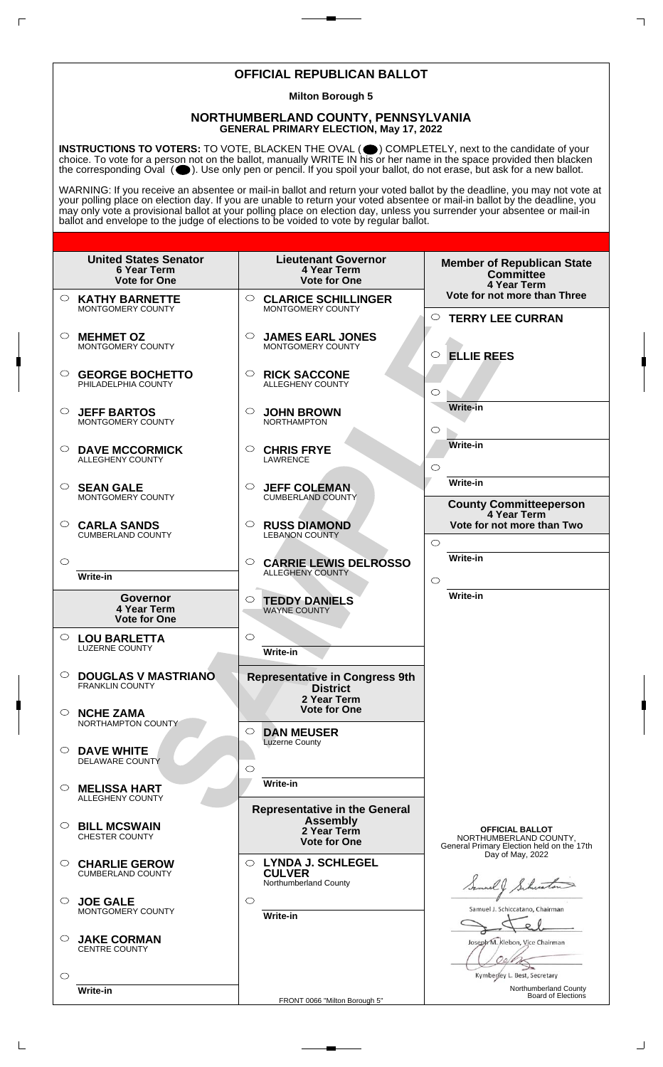# OFFICIAL REPUBLICAN BALLOT

**Milton Borough 5**

## NORTHUMBERLAND COUNTY, PENNSYLVANIA

**GENERAL PRIMARY ELECTION, May 17, 2022**

**INSTRUCTIONS TO VOTERS:** TO VOTE, BLACKEN THE OVAL ( ⬤ ) COMPLETELY, next to the candidate of your choice. To vote for a person not on the ballot, manually WRITE IN his or her name in the space provided then blacken the corresponding Oval ( ⬤ ). Use only pen or pencil. If you spoil your ballot, do not erase, but ask for a new ballot.

WARNING: If you receive an absentee or mail-in ballot and return your voted ballot by the deadline, you may not vote at your polling place on election day. If you are unable to return your voted absentee or mail-in ballot by the deadline, you may only vote a provisional ballot at your polling place on election day, unless you surrender your absentee or mail-in ballot and envelope to the judge of elections to be voided to vote by regular ballot.

### United States Senator
**6 Year Term**
**Vote for One**

- ○ **KATHY BARNETTE** — MONTGOMERY COUNTY
- ○ **MEHMET OZ** — MONTGOMERY COUNTY
- ○ **GEORGE BOCHETTO** — PHILADELPHIA COUNTY
- ○ **JEFF BARTOS** — MONTGOMERY COUNTY
- ○ **DAVE MCCORMICK** — ALLEGHENY COUNTY
- ○ **SEAN GALE** — MONTGOMERY COUNTY
- ○ **CARLA SANDS** — CUMBERLAND COUNTY
- ○ Write-in

### Governor
**4 Year Term**
**Vote for One**

- ○ **LOU BARLETTA** — LUZERNE COUNTY
- ○ **DOUGLAS V MASTRIANO** — FRANKLIN COUNTY
- ○ **NCHE ZAMA** — NORTHAMPTON COUNTY
- ○ **DAVE WHITE** — DELAWARE COUNTY
- ○ **MELISSA HART** — ALLEGHENY COUNTY
- ○ **BILL MCSWAIN** — CHESTER COUNTY
- ○ **CHARLIE GEROW** — CUMBERLAND COUNTY
- ○ **JOE GALE** — MONTGOMERY COUNTY
- ○ **JAKE CORMAN** — CENTRE COUNTY
- ○ Write-in

### Lieutenant Governor
**4 Year Term**
**Vote for One**

- ○ **CLARICE SCHILLINGER** — MONTGOMERY COUNTY
- ○ **JAMES EARL JONES** — MONTGOMERY COUNTY
- ○ **RICK SACCONE** — ALLEGHENY COUNTY
- ○ **JOHN BROWN** — NORTHAMPTON
- ○ **CHRIS FRYE** — LAWRENCE
- ○ **JEFF COLEMAN** — CUMBERLAND COUNTY
- ○ **RUSS DIAMOND** — LEBANON COUNTY
- ○ **CARRIE LEWIS DELROSSO** — ALLEGHENY COUNTY
- ○ **TEDDY DANIELS** — WAYNE COUNTY
- ○ Write-in

### Representative in Congress 9th District
**2 Year Term**
**Vote for One**

- ○ **DAN MEUSER** — Luzerne County
- ○ Write-in

### Representative in the General Assembly
**2 Year Term**
**Vote for One**

- ○ **LYNDA J. SCHLEGEL CULVER** — Northumberland County
- ○ Write-in

### Member of Republican State Committee
**4 Year Term**
**Vote for not more than Three**

- ○ **TERRY LEE CURRAN**
- ○ **ELLIE REES**
- ○ Write-in
- ○ Write-in
- ○ Write-in

### County Committeeperson
**4 Year Term**
**Vote for not more than Two**

- ○ Write-in
- ○ Write-in

**OFFICIAL BALLOT**
NORTHUMBERLAND COUNTY,
General Primary Election held on the 17th Day of May, 2022

Samuel J. Schiccatano, Chairman

Joseph M. Klebon, Vice Chairman

Kymberley L. Best, Secretary

Northumberland County Board of Elections

FRONT 0066 "Milton Borough 5"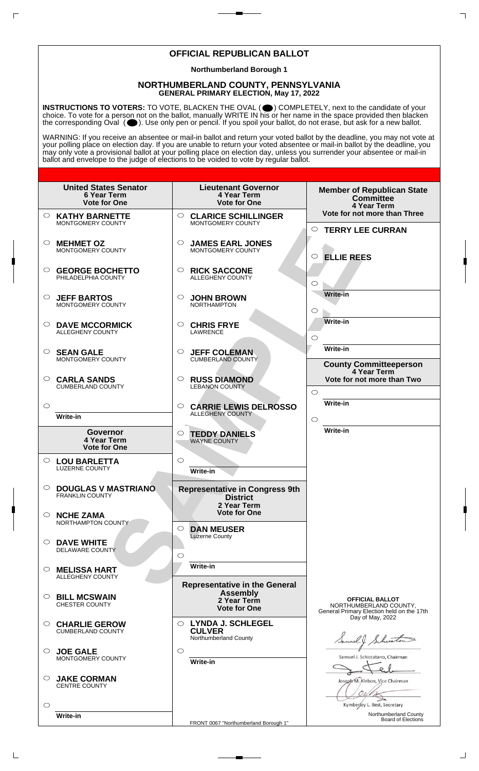# OFFICIAL REPUBLICAN BALLOT

**Northumberland Borough 1**

## NORTHUMBERLAND COUNTY, PENNSYLVANIA
**GENERAL PRIMARY ELECTION, May 17, 2022**

**INSTRUCTIONS TO VOTERS:** TO VOTE, BLACKEN THE OVAL ( ) COMPLETELY, next to the candidate of your choice. To vote for a person not on the ballot, manually WRITE IN his or her name in the space provided then blacken the corresponding Oval ( ). Use only pen or pencil. If you spoil your ballot, do not erase, but ask for a new ballot.

WARNING: If you receive an absentee or mail-in ballot and return your voted ballot by the deadline, you may not vote at your polling place on election day. If you are unable to return your voted absentee or mail-in ballot by the deadline, you may only vote a provisional ballot at your polling place on election day, unless you surrender your absentee or mail-in ballot and envelope to the judge of elections to be voided to vote by regular ballot.

### United States Senator
**6 Year Term**
**Vote for One**

- ○ **KATHY BARNETTE** — MONTGOMERY COUNTY
- ○ **MEHMET OZ** — MONTGOMERY COUNTY
- ○ **GEORGE BOCHETTO** — PHILADELPHIA COUNTY
- ○ **JEFF BARTOS** — MONTGOMERY COUNTY
- ○ **DAVE MCCORMICK** — ALLEGHENY COUNTY
- ○ **SEAN GALE** — MONTGOMERY COUNTY
- ○ **CARLA SANDS** — CUMBERLAND COUNTY
- ○ Write-in

### Governor
**4 Year Term**
**Vote for One**

- ○ **LOU BARLETTA** — LUZERNE COUNTY
- ○ **DOUGLAS V MASTRIANO** — FRANKLIN COUNTY
- ○ **NCHE ZAMA** — NORTHAMPTON COUNTY
- ○ **DAVE WHITE** — DELAWARE COUNTY
- ○ **MELISSA HART** — ALLEGHENY COUNTY
- ○ **BILL MCSWAIN** — CHESTER COUNTY
- ○ **CHARLIE GEROW** — CUMBERLAND COUNTY
- ○ **JOE GALE** — MONTGOMERY COUNTY
- ○ **JAKE CORMAN** — CENTRE COUNTY
- ○ Write-in

### Lieutenant Governor
**4 Year Term**
**Vote for One**

- ○ **CLARICE SCHILLINGER** — MONTGOMERY COUNTY
- ○ **JAMES EARL JONES** — MONTGOMERY COUNTY
- ○ **RICK SACCONE** — ALLEGHENY COUNTY
- ○ **JOHN BROWN** — NORTHAMPTON
- ○ **CHRIS FRYE** — LAWRENCE
- ○ **JEFF COLEMAN** — CUMBERLAND COUNTY
- ○ **RUSS DIAMOND** — LEBANON COUNTY
- ○ **CARRIE LEWIS DELROSSO** — ALLEGHENY COUNTY
- ○ **TEDDY DANIELS** — WAYNE COUNTY
- ○ Write-in

### Representative in Congress 9th District
**2 Year Term**
**Vote for One**

- ○ **DAN MEUSER** — Luzerne County
- ○ Write-in

### Representative in the General Assembly
**2 Year Term**
**Vote for One**

- ○ **LYNDA J. SCHLEGEL CULVER** — Northumberland County
- ○ Write-in

### Member of Republican State Committee
**4 Year Term**
**Vote for not more than Three**

- ○ **TERRY LEE CURRAN**
- ○ **ELLIE REES**
- ○ Write-in
- ○ Write-in
- ○ Write-in

### County Committeeperson
**4 Year Term**
**Vote for not more than Two**

- ○ Write-in
- ○ Write-in

**OFFICIAL BALLOT**
NORTHUMBERLAND COUNTY,
General Primary Election held on the 17th Day of May, 2022

Samuel J. Schiccatano, Chairman

Joseph M. Klebon, Vice Chairman

Kymberley L. Best, Secretary

Northumberland County Board of Elections

FRONT 0067 "Northumberland Borough 1"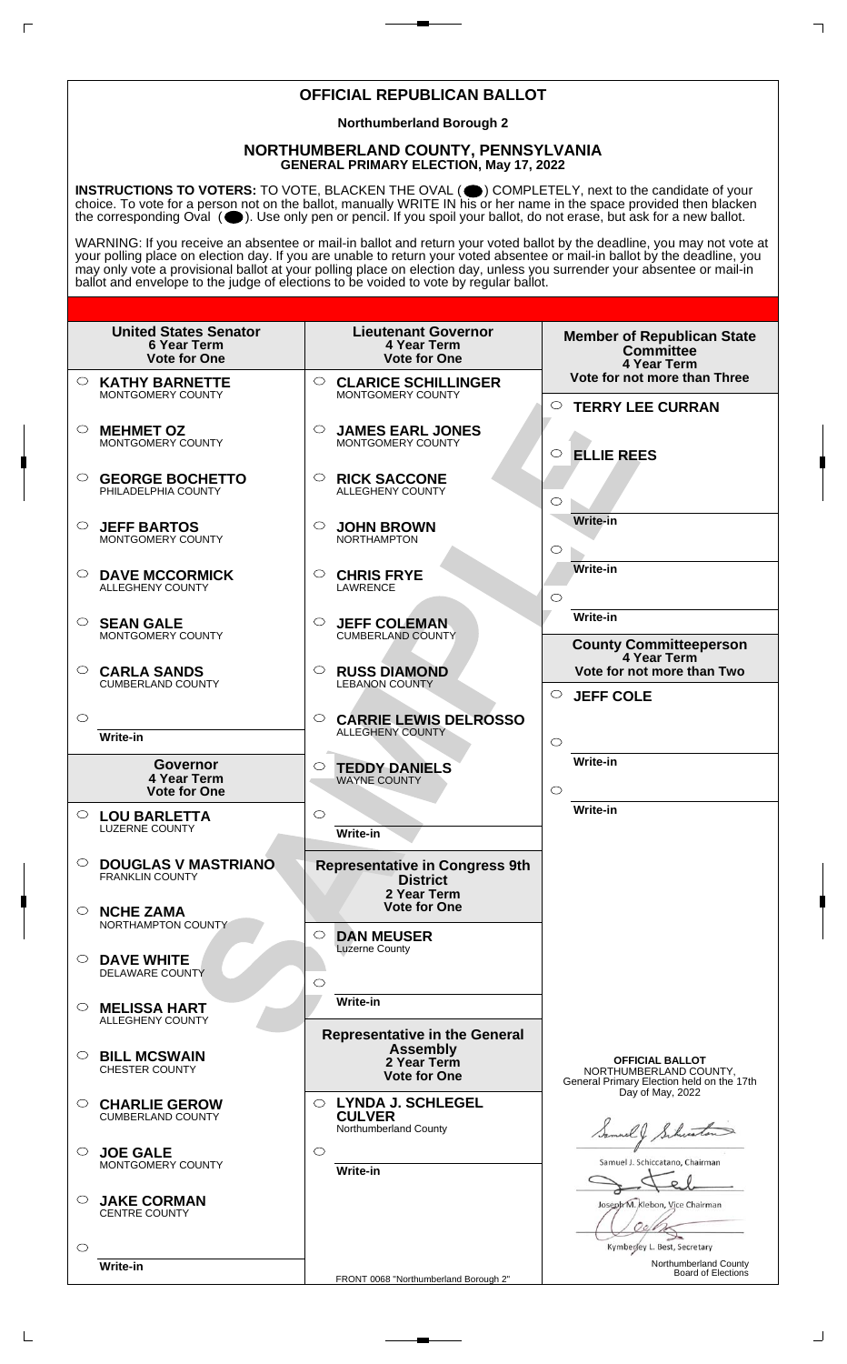# OFFICIAL REPUBLICAN BALLOT

**Northumberland Borough 2**

## NORTHUMBERLAND COUNTY, PENNSYLVANIA
**GENERAL PRIMARY ELECTION, May 17, 2022**

**INSTRUCTIONS TO VOTERS:** TO VOTE, BLACKEN THE OVAL ( ⬤ ) COMPLETELY, next to the candidate of your choice. To vote for a person not on the ballot, manually WRITE IN his or her name in the space provided then blacken the corresponding Oval ( ⬤ ). Use only pen or pencil. If you spoil your ballot, do not erase, but ask for a new ballot.

WARNING: If you receive an absentee or mail-in ballot and return your voted ballot by the deadline, you may not vote at your polling place on election day. If you are unable to return your voted absentee or mail-in ballot by the deadline, you may only vote a provisional ballot at your polling place on election day, unless you surrender your absentee or mail-in ballot and envelope to the judge of elections to be voided to vote by regular ballot.

### United States Senator
**6 Year Term**
**Vote for One**

- ○ **KATHY BARNETTE** — MONTGOMERY COUNTY
- ○ **MEHMET OZ** — MONTGOMERY COUNTY
- ○ **GEORGE BOCHETTO** — PHILADELPHIA COUNTY
- ○ **JEFF BARTOS** — MONTGOMERY COUNTY
- ○ **DAVE MCCORMICK** — ALLEGHENY COUNTY
- ○ **SEAN GALE** — MONTGOMERY COUNTY
- ○ **CARLA SANDS** — CUMBERLAND COUNTY
- ○ Write-in

### Governor
**4 Year Term**
**Vote for One**

- ○ **LOU BARLETTA** — LUZERNE COUNTY
- ○ **DOUGLAS V MASTRIANO** — FRANKLIN COUNTY
- ○ **NCHE ZAMA** — NORTHAMPTON COUNTY
- ○ **DAVE WHITE** — DELAWARE COUNTY
- ○ **MELISSA HART** — ALLEGHENY COUNTY
- ○ **BILL MCSWAIN** — CHESTER COUNTY
- ○ **CHARLIE GEROW** — CUMBERLAND COUNTY
- ○ **JOE GALE** — MONTGOMERY COUNTY
- ○ **JAKE CORMAN** — CENTRE COUNTY
- ○ Write-in

### Lieutenant Governor
**4 Year Term**
**Vote for One**

- ○ **CLARICE SCHILLINGER** — MONTGOMERY COUNTY
- ○ **JAMES EARL JONES** — MONTGOMERY COUNTY
- ○ **RICK SACCONE** — ALLEGHENY COUNTY
- ○ **JOHN BROWN** — NORTHAMPTON
- ○ **CHRIS FRYE** — LAWRENCE
- ○ **JEFF COLEMAN** — CUMBERLAND COUNTY
- ○ **RUSS DIAMOND** — LEBANON COUNTY
- ○ **CARRIE LEWIS DELROSSO** — ALLEGHENY COUNTY
- ○ **TEDDY DANIELS** — WAYNE COUNTY
- ○ Write-in

### Representative in Congress 9th District
**2 Year Term**
**Vote for One**

- ○ **DAN MEUSER** — Luzerne County
- ○ Write-in

### Representative in the General Assembly
**2 Year Term**
**Vote for One**

- ○ **LYNDA J. SCHLEGEL CULVER** — Northumberland County
- ○ Write-in

### Member of Republican State Committee
**4 Year Term**
**Vote for not more than Three**

- ○ **TERRY LEE CURRAN**
- ○ **ELLIE REES**
- ○ Write-in
- ○ Write-in
- ○ Write-in

### County Committeeperson
**4 Year Term**
**Vote for not more than Two**

- ○ **JEFF COLE**
- ○ Write-in
- ○ Write-in

**OFFICIAL BALLOT**
NORTHUMBERLAND COUNTY,
General Primary Election held on the 17th Day of May, 2022

Samuel J. Schiccatano, Chairman

Joseph M. Klebon, Vice Chairman

Kymberley L. Best, Secretary

Northumberland County Board of Elections

FRONT 0068 "Northumberland Borough 2"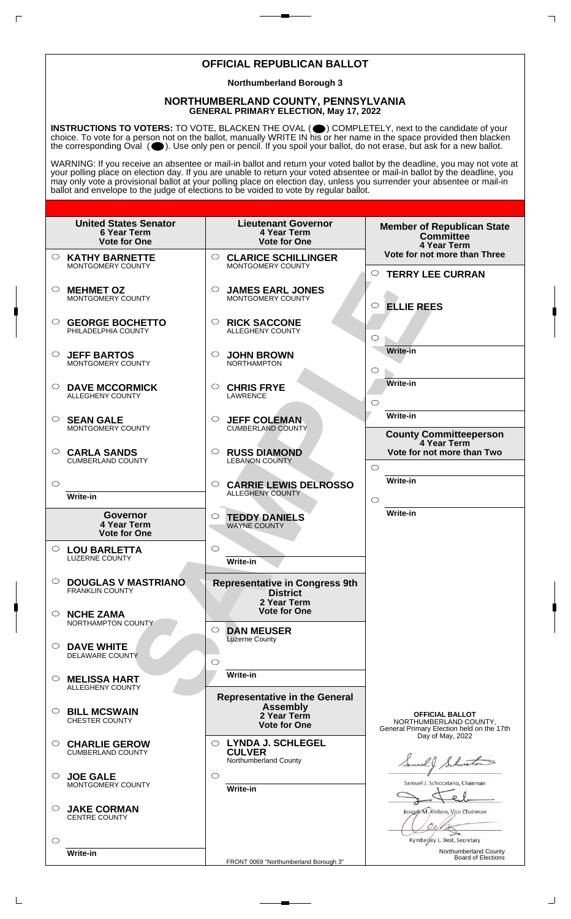# OFFICIAL REPUBLICAN BALLOT

**Northumberland Borough 3**

## NORTHUMBERLAND COUNTY, PENNSYLVANIA
**GENERAL PRIMARY ELECTION, May 17, 2022**

**INSTRUCTIONS TO VOTERS:** TO VOTE, BLACKEN THE OVAL ( ● ) COMPLETELY, next to the candidate of your choice. To vote for a person not on the ballot, manually WRITE IN his or her name in the space provided then blacken the corresponding Oval ( ● ). Use only pen or pencil. If you spoil your ballot, do not erase, but ask for a new ballot.

WARNING: If you receive an absentee or mail-in ballot and return your voted ballot by the deadline, you may not vote at your polling place on election day. If you are unable to return your voted absentee or mail-in ballot by the deadline, you may only vote a provisional ballot at your polling place on election day, unless you surrender your absentee or mail-in ballot and envelope to the judge of elections to be voided to vote by regular ballot.

### United States Senator
**6 Year Term**
**Vote for One**

- ○ **KATHY BARNETTE** — MONTGOMERY COUNTY
- ○ **MEHMET OZ** — MONTGOMERY COUNTY
- ○ **GEORGE BOCHETTO** — PHILADELPHIA COUNTY
- ○ **JEFF BARTOS** — MONTGOMERY COUNTY
- ○ **DAVE MCCORMICK** — ALLEGHENY COUNTY
- ○ **SEAN GALE** — MONTGOMERY COUNTY
- ○ **CARLA SANDS** — CUMBERLAND COUNTY
- ○ Write-in

### Governor
**4 Year Term**
**Vote for One**

- ○ **LOU BARLETTA** — LUZERNE COUNTY
- ○ **DOUGLAS V MASTRIANO** — FRANKLIN COUNTY
- ○ **NCHE ZAMA** — NORTHAMPTON COUNTY
- ○ **DAVE WHITE** — DELAWARE COUNTY
- ○ **MELISSA HART** — ALLEGHENY COUNTY
- ○ **BILL MCSWAIN** — CHESTER COUNTY
- ○ **CHARLIE GEROW** — CUMBERLAND COUNTY
- ○ **JOE GALE** — MONTGOMERY COUNTY
- ○ **JAKE CORMAN** — CENTRE COUNTY
- ○ Write-in

### Lieutenant Governor
**4 Year Term**
**Vote for One**

- ○ **CLARICE SCHILLINGER** — MONTGOMERY COUNTY
- ○ **JAMES EARL JONES** — MONTGOMERY COUNTY
- ○ **RICK SACCONE** — ALLEGHENY COUNTY
- ○ **JOHN BROWN** — NORTHAMPTON
- ○ **CHRIS FRYE** — LAWRENCE
- ○ **JEFF COLEMAN** — CUMBERLAND COUNTY
- ○ **RUSS DIAMOND** — LEBANON COUNTY
- ○ **CARRIE LEWIS DELROSSO** — ALLEGHENY COUNTY
- ○ **TEDDY DANIELS** — WAYNE COUNTY
- ○ Write-in

### Representative in Congress 9th District
**2 Year Term**
**Vote for One**

- ○ **DAN MEUSER** — Luzerne County
- ○ Write-in

### Representative in the General Assembly
**2 Year Term**
**Vote for One**

- ○ **LYNDA J. SCHLEGEL CULVER** — Northumberland County
- ○ Write-in

### Member of Republican State Committee
**4 Year Term**
**Vote for not more than Three**

- ○ **TERRY LEE CURRAN**
- ○ **ELLIE REES**
- ○ Write-in
- ○ Write-in
- ○ Write-in

### County Committeeperson
**4 Year Term**
**Vote for not more than Two**

- ○ Write-in
- ○ Write-in

**OFFICIAL BALLOT**
NORTHUMBERLAND COUNTY,
General Primary Election held on the 17th Day of May, 2022

Samuel J. Schiccatano, Chairman

Joseph M. Klebon, Vice Chairman

Kymberley L. Best, Secretary

Northumberland County Board of Elections

FRONT 0069 "Northumberland Borough 3"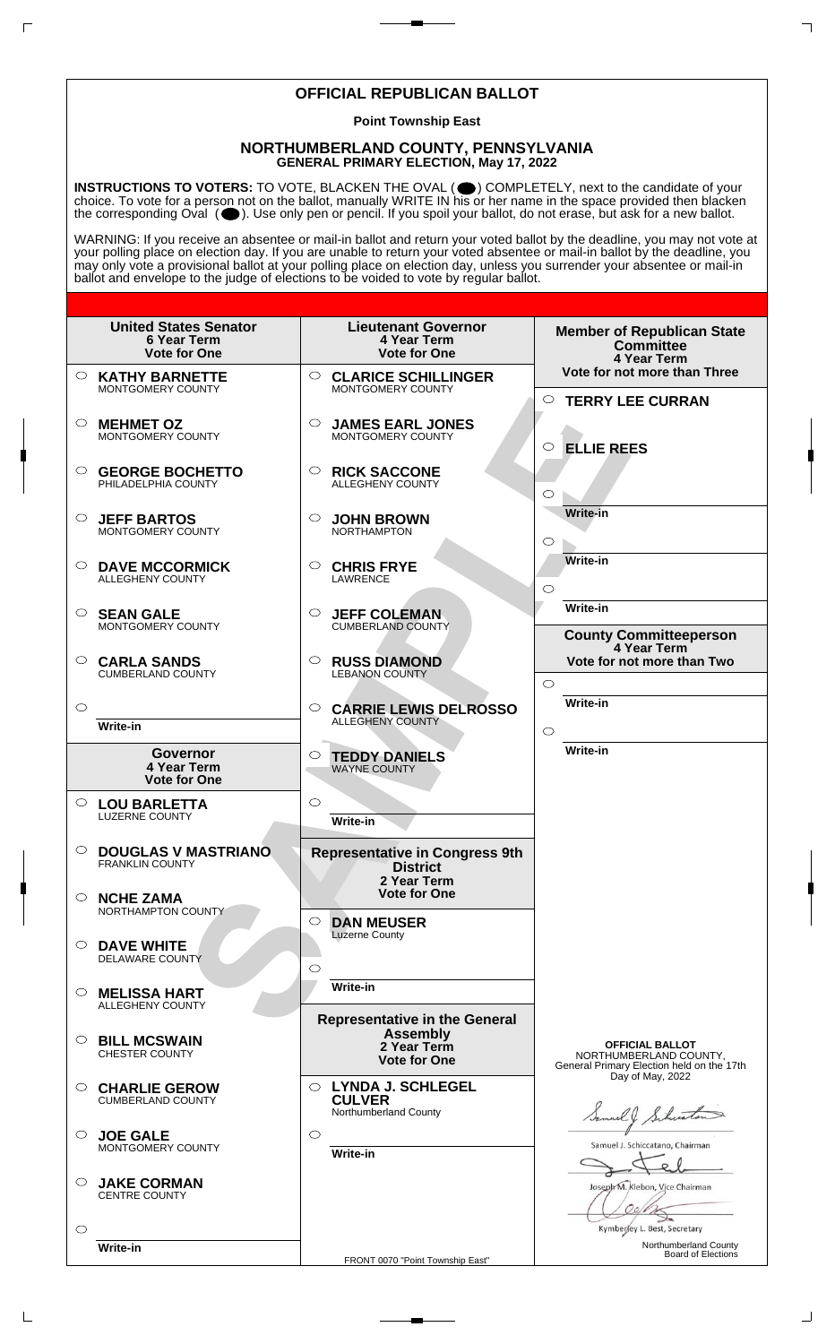# OFFICIAL REPUBLICAN BALLOT

**Point Township East**

## NORTHUMBERLAND COUNTY, PENNSYLVANIA
**GENERAL PRIMARY ELECTION, May 17, 2022**

**INSTRUCTIONS TO VOTERS:** TO VOTE, BLACKEN THE OVAL ( ) COMPLETELY, next to the candidate of your choice. To vote for a person not on the ballot, manually WRITE IN his or her name in the space provided then blacken the corresponding Oval ( ). Use only pen or pencil. If you spoil your ballot, do not erase, but ask for a new ballot.

WARNING: If you receive an absentee or mail-in ballot and return your voted ballot by the deadline, you may not vote at your polling place on election day. If you are unable to return your voted absentee or mail-in ballot by the deadline, you may only vote a provisional ballot at your polling place on election day, unless you surrender your absentee or mail-in ballot and envelope to the judge of elections to be voided to vote by regular ballot.

### United States Senator
**6 Year Term**
**Vote for One**

- ○ **KATHY BARNETTE** — MONTGOMERY COUNTY
- ○ **MEHMET OZ** — MONTGOMERY COUNTY
- ○ **GEORGE BOCHETTO** — PHILADELPHIA COUNTY
- ○ **JEFF BARTOS** — MONTGOMERY COUNTY
- ○ **DAVE MCCORMICK** — ALLEGHENY COUNTY
- ○ **SEAN GALE** — MONTGOMERY COUNTY
- ○ **CARLA SANDS** — CUMBERLAND COUNTY
- ○ Write-in

### Governor
**4 Year Term**
**Vote for One**

- ○ **LOU BARLETTA** — LUZERNE COUNTY
- ○ **DOUGLAS V MASTRIANO** — FRANKLIN COUNTY
- ○ **NCHE ZAMA** — NORTHAMPTON COUNTY
- ○ **DAVE WHITE** — DELAWARE COUNTY
- ○ **MELISSA HART** — ALLEGHENY COUNTY
- ○ **BILL MCSWAIN** — CHESTER COUNTY
- ○ **CHARLIE GEROW** — CUMBERLAND COUNTY
- ○ **JOE GALE** — MONTGOMERY COUNTY
- ○ **JAKE CORMAN** — CENTRE COUNTY
- ○ Write-in

### Lieutenant Governor
**4 Year Term**
**Vote for One**

- ○ **CLARICE SCHILLINGER** — MONTGOMERY COUNTY
- ○ **JAMES EARL JONES** — MONTGOMERY COUNTY
- ○ **RICK SACCONE** — ALLEGHENY COUNTY
- ○ **JOHN BROWN** — NORTHAMPTON
- ○ **CHRIS FRYE** — LAWRENCE
- ○ **JEFF COLEMAN** — CUMBERLAND COUNTY
- ○ **RUSS DIAMOND** — LEBANON COUNTY
- ○ **CARRIE LEWIS DELROSSO** — ALLEGHENY COUNTY
- ○ **TEDDY DANIELS** — WAYNE COUNTY
- ○ Write-in

### Representative in Congress 9th District
**2 Year Term**
**Vote for One**

- ○ **DAN MEUSER** — Luzerne County
- ○ Write-in

### Representative in the General Assembly
**2 Year Term**
**Vote for One**

- ○ **LYNDA J. SCHLEGEL CULVER** — Northumberland County
- ○ Write-in

### Member of Republican State Committee
**4 Year Term**
**Vote for not more than Three**

- ○ **TERRY LEE CURRAN**
- ○ **ELLIE REES**
- ○ Write-in
- ○ Write-in
- ○ Write-in

### County Committeeperson
**4 Year Term**
**Vote for not more than Two**

- ○ Write-in
- ○ Write-in

**OFFICIAL BALLOT**
NORTHUMBERLAND COUNTY,
General Primary Election held on the 17th Day of May, 2022

Samuel J. Schiccatano, Chairman

Joseph M. Klebon, Vice Chairman

Kymberley L. Best, Secretary

Northumberland County Board of Elections

FRONT 0070 "Point Township East"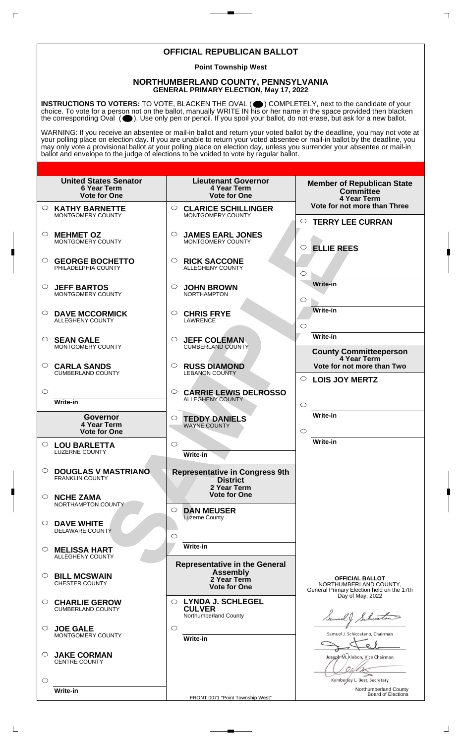# OFFICIAL REPUBLICAN BALLOT

**Point Township West**

## NORTHUMBERLAND COUNTY, PENNSYLVANIA
**GENERAL PRIMARY ELECTION, May 17, 2022**

**INSTRUCTIONS TO VOTERS:** TO VOTE, BLACKEN THE OVAL ( ⬤ ) COMPLETELY, next to the candidate of your choice. To vote for a person not on the ballot, manually WRITE IN his or her name in the space provided then blacken the corresponding Oval ( ⬤ ). Use only pen or pencil. If you spoil your ballot, do not erase, but ask for a new ballot.

WARNING: If you receive an absentee or mail-in ballot and return your voted ballot by the deadline, you may not vote at your polling place on election day. If you are unable to return your voted absentee or mail-in ballot by the deadline, you may only vote a provisional ballot at your polling place on election day, unless you surrender your absentee or mail-in ballot and envelope to the judge of elections to be voided to vote by regular ballot.

### United States Senator
**6 Year Term**
**Vote for One**

- ○ **KATHY BARNETTE** — MONTGOMERY COUNTY
- ○ **MEHMET OZ** — MONTGOMERY COUNTY
- ○ **GEORGE BOCHETTO** — PHILADELPHIA COUNTY
- ○ **JEFF BARTOS** — MONTGOMERY COUNTY
- ○ **DAVE MCCORMICK** — ALLEGHENY COUNTY
- ○ **SEAN GALE** — MONTGOMERY COUNTY
- ○ **CARLA SANDS** — CUMBERLAND COUNTY
- ○ Write-in

### Governor
**4 Year Term**
**Vote for One**

- ○ **LOU BARLETTA** — LUZERNE COUNTY
- ○ **DOUGLAS V MASTRIANO** — FRANKLIN COUNTY
- ○ **NCHE ZAMA** — NORTHAMPTON COUNTY
- ○ **DAVE WHITE** — DELAWARE COUNTY
- ○ **MELISSA HART** — ALLEGHENY COUNTY
- ○ **BILL MCSWAIN** — CHESTER COUNTY
- ○ **CHARLIE GEROW** — CUMBERLAND COUNTY
- ○ **JOE GALE** — MONTGOMERY COUNTY
- ○ **JAKE CORMAN** — CENTRE COUNTY
- ○ Write-in

### Lieutenant Governor
**4 Year Term**
**Vote for One**

- ○ **CLARICE SCHILLINGER** — MONTGOMERY COUNTY
- ○ **JAMES EARL JONES** — MONTGOMERY COUNTY
- ○ **RICK SACCONE** — ALLEGHENY COUNTY
- ○ **JOHN BROWN** — NORTHAMPTON
- ○ **CHRIS FRYE** — LAWRENCE
- ○ **JEFF COLEMAN** — CUMBERLAND COUNTY
- ○ **RUSS DIAMOND** — LEBANON COUNTY
- ○ **CARRIE LEWIS DELROSSO** — ALLEGHENY COUNTY
- ○ **TEDDY DANIELS** — WAYNE COUNTY
- ○ Write-in

### Representative in Congress 9th District
**2 Year Term**
**Vote for One**

- ○ **DAN MEUSER** — Luzerne County
- ○ Write-in

### Representative in the General Assembly
**2 Year Term**
**Vote for One**

- ○ **LYNDA J. SCHLEGEL CULVER** — Northumberland County
- ○ Write-in

### Member of Republican State Committee
**4 Year Term**
**Vote for not more than Three**

- ○ **TERRY LEE CURRAN**
- ○ **ELLIE REES**
- ○ Write-in
- ○ Write-in
- ○ Write-in

### County Committeeperson
**4 Year Term**
**Vote for not more than Two**

- ○ **LOIS JOY MERTZ**
- ○ Write-in
- ○ Write-in

**OFFICIAL BALLOT**
NORTHUMBERLAND COUNTY,
General Primary Election held on the 17th Day of May, 2022

Samuel J. Schiccatano, Chairman

Joseph M. Klebon, Vice Chairman

Kymberley L. Best, Secretary

Northumberland County Board of Elections

FRONT 0071 "Point Township West"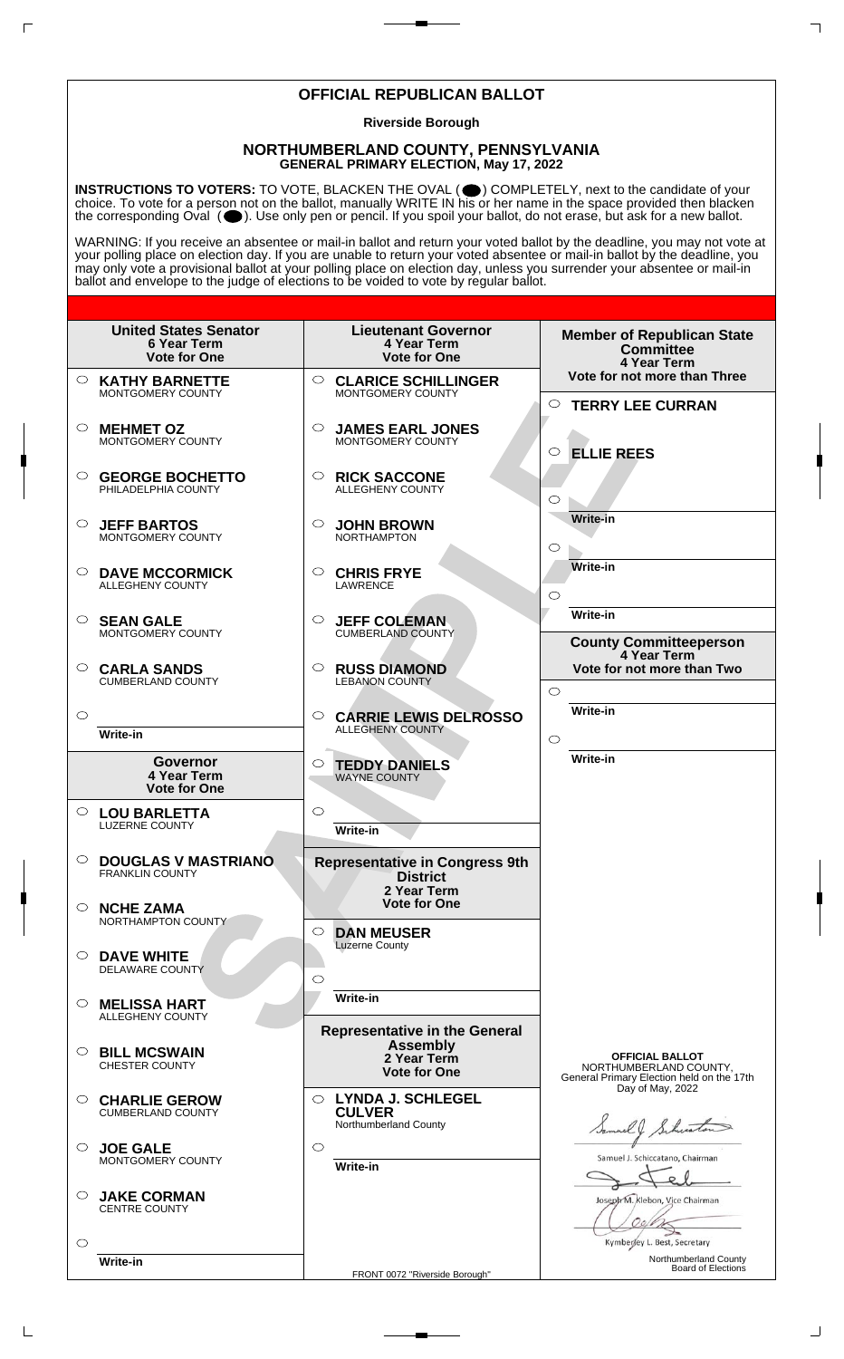# OFFICIAL REPUBLICAN BALLOT

**Riverside Borough**

## NORTHUMBERLAND COUNTY, PENNSYLVANIA
**GENERAL PRIMARY ELECTION, May 17, 2022**

**INSTRUCTIONS TO VOTERS:** TO VOTE, BLACKEN THE OVAL ( ) COMPLETELY, next to the candidate of your choice. To vote for a person not on the ballot, manually WRITE IN his or her name in the space provided then blacken the corresponding Oval ( ). Use only pen or pencil. If you spoil your ballot, do not erase, but ask for a new ballot.

WARNING: If you receive an absentee or mail-in ballot and return your voted ballot by the deadline, you may not vote at your polling place on election day. If you are unable to return your voted absentee or mail-in ballot by the deadline, you may only vote a provisional ballot at your polling place on election day, unless you surrender your absentee or mail-in ballot and envelope to the judge of elections to be voided to vote by regular ballot.

### United States Senator
**6 Year Term**
**Vote for One**

- ○ **KATHY BARNETTE** MONTGOMERY COUNTY
- ○ **MEHMET OZ** MONTGOMERY COUNTY
- ○ **GEORGE BOCHETTO** PHILADELPHIA COUNTY
- ○ **JEFF BARTOS** MONTGOMERY COUNTY
- ○ **DAVE MCCORMICK** ALLEGHENY COUNTY
- ○ **SEAN GALE** MONTGOMERY COUNTY
- ○ **CARLA SANDS** CUMBERLAND COUNTY
- ○ Write-in

### Governor
**4 Year Term**
**Vote for One**

- ○ **LOU BARLETTA** LUZERNE COUNTY
- ○ **DOUGLAS V MASTRIANO** FRANKLIN COUNTY
- ○ **NCHE ZAMA** NORTHAMPTON COUNTY
- ○ **DAVE WHITE** DELAWARE COUNTY
- ○ **MELISSA HART** ALLEGHENY COUNTY
- ○ **BILL MCSWAIN** CHESTER COUNTY
- ○ **CHARLIE GEROW** CUMBERLAND COUNTY
- ○ **JOE GALE** MONTGOMERY COUNTY
- ○ **JAKE CORMAN** CENTRE COUNTY
- ○ Write-in

### Lieutenant Governor
**4 Year Term**
**Vote for One**

- ○ **CLARICE SCHILLINGER** MONTGOMERY COUNTY
- ○ **JAMES EARL JONES** MONTGOMERY COUNTY
- ○ **RICK SACCONE** ALLEGHENY COUNTY
- ○ **JOHN BROWN** NORTHAMPTON
- ○ **CHRIS FRYE** LAWRENCE
- ○ **JEFF COLEMAN** CUMBERLAND COUNTY
- ○ **RUSS DIAMOND** LEBANON COUNTY
- ○ **CARRIE LEWIS DELROSSO** ALLEGHENY COUNTY
- ○ **TEDDY DANIELS** WAYNE COUNTY
- ○ Write-in

### Representative in Congress 9th District
**2 Year Term**
**Vote for One**

- ○ **DAN MEUSER** Luzerne County
- ○ Write-in

### Representative in the General Assembly
**2 Year Term**
**Vote for One**

- ○ **LYNDA J. SCHLEGEL CULVER** Northumberland County
- ○ Write-in

### Member of Republican State Committee
**4 Year Term**
**Vote for not more than Three**

- ○ **TERRY LEE CURRAN**
- ○ **ELLIE REES**
- ○ Write-in
- ○ Write-in
- ○ Write-in

### County Committeeperson
**4 Year Term**
**Vote for not more than Two**

- ○ Write-in
- ○ Write-in

**OFFICIAL BALLOT**
NORTHUMBERLAND COUNTY,
General Primary Election held on the 17th Day of May, 2022

Samuel J. Schiccatano, Chairman

Joseph M. Klebon, Vice Chairman

Kymberley L. Best, Secretary

Northumberland County Board of Elections

FRONT 0072 "Riverside Borough"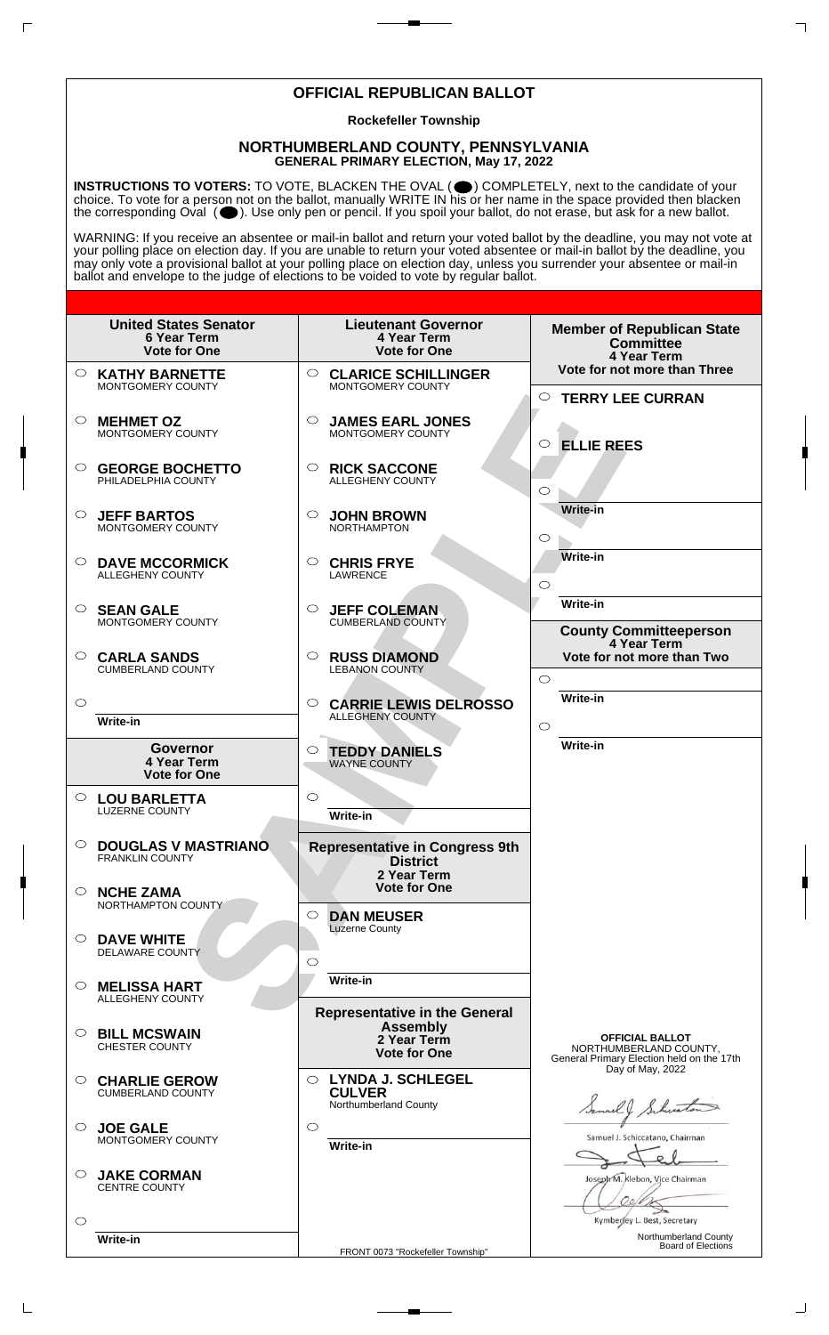# OFFICIAL REPUBLICAN BALLOT

**Rockefeller Township**

## NORTHUMBERLAND COUNTY, PENNSYLVANIA
**GENERAL PRIMARY ELECTION, May 17, 2022**

**INSTRUCTIONS TO VOTERS:** TO VOTE, BLACKEN THE OVAL (⬤) COMPLETELY, next to the candidate of your choice. To vote for a person not on the ballot, manually WRITE IN his or her name in the space provided then blacken the corresponding Oval (⬤). Use only pen or pencil. If you spoil your ballot, do not erase, but ask for a new ballot.

WARNING: If you receive an absentee or mail-in ballot and return your voted ballot by the deadline, you may not vote at your polling place on election day. If you are unable to return your voted absentee or mail-in ballot by the deadline, you may only vote a provisional ballot at your polling place on election day, unless you surrender your absentee or mail-in ballot and envelope to the judge of elections to be voided to vote by regular ballot.

### United States Senator
**6 Year Term**
**Vote for One**

- ○ **KATHY BARNETTE** MONTGOMERY COUNTY
- ○ **MEHMET OZ** MONTGOMERY COUNTY
- ○ **GEORGE BOCHETTO** PHILADELPHIA COUNTY
- ○ **JEFF BARTOS** MONTGOMERY COUNTY
- ○ **DAVE MCCORMICK** ALLEGHENY COUNTY
- ○ **SEAN GALE** MONTGOMERY COUNTY
- ○ **CARLA SANDS** CUMBERLAND COUNTY
- ○ Write-in

### Governor
**4 Year Term**
**Vote for One**

- ○ **LOU BARLETTA** LUZERNE COUNTY
- ○ **DOUGLAS V MASTRIANO** FRANKLIN COUNTY
- ○ **NCHE ZAMA** NORTHAMPTON COUNTY
- ○ **DAVE WHITE** DELAWARE COUNTY
- ○ **MELISSA HART** ALLEGHENY COUNTY
- ○ **BILL MCSWAIN** CHESTER COUNTY
- ○ **CHARLIE GEROW** CUMBERLAND COUNTY
- ○ **JOE GALE** MONTGOMERY COUNTY
- ○ **JAKE CORMAN** CENTRE COUNTY
- ○ Write-in

### Lieutenant Governor
**4 Year Term**
**Vote for One**

- ○ **CLARICE SCHILLINGER** MONTGOMERY COUNTY
- ○ **JAMES EARL JONES** MONTGOMERY COUNTY
- ○ **RICK SACCONE** ALLEGHENY COUNTY
- ○ **JOHN BROWN** NORTHAMPTON
- ○ **CHRIS FRYE** LAWRENCE
- ○ **JEFF COLEMAN** CUMBERLAND COUNTY
- ○ **RUSS DIAMOND** LEBANON COUNTY
- ○ **CARRIE LEWIS DELROSSO** ALLEGHENY COUNTY
- ○ **TEDDY DANIELS** WAYNE COUNTY
- ○ Write-in

### Representative in Congress 9th District
**2 Year Term**
**Vote for One**

- ○ **DAN MEUSER** Luzerne County
- ○ Write-in

### Representative in the General Assembly
**2 Year Term**
**Vote for One**

- ○ **LYNDA J. SCHLEGEL CULVER** Northumberland County
- ○ Write-in

### Member of Republican State Committee
**4 Year Term**
**Vote for not more than Three**

- ○ **TERRY LEE CURRAN**
- ○ **ELLIE REES**
- ○ Write-in
- ○ Write-in
- ○ Write-in

### County Committeeperson
**4 Year Term**
**Vote for not more than Two**

- ○ Write-in
- ○ Write-in

**OFFICIAL BALLOT**
NORTHUMBERLAND COUNTY,
General Primary Election held on the 17th Day of May, 2022

Samuel J. Schiccatano, Chairman

Joseph M. Klebon, Vice Chairman

Kymberley L. Best, Secretary

Northumberland County Board of Elections

FRONT 0073 "Rockefeller Township"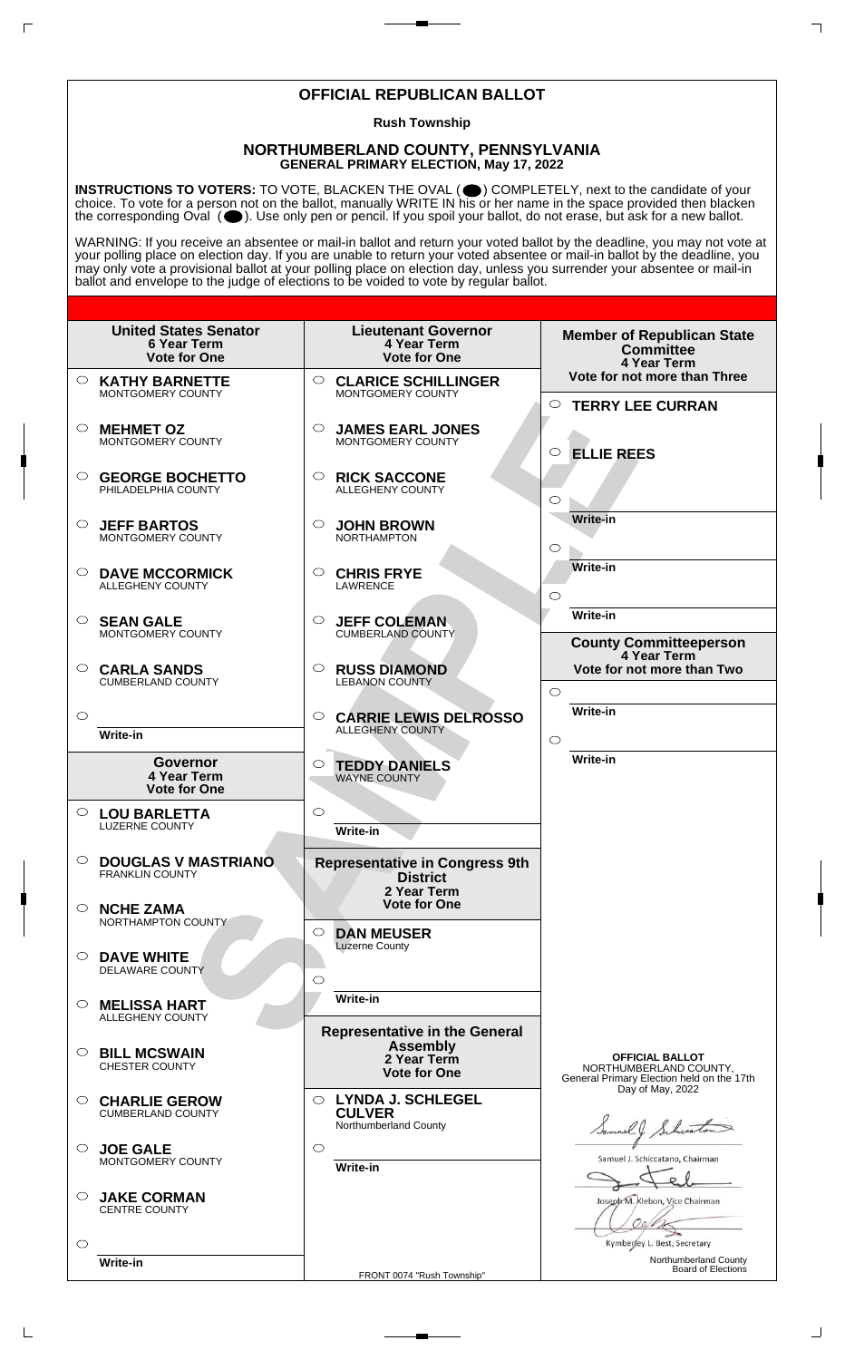# OFFICIAL REPUBLICAN BALLOT

**Rush Township**

## NORTHUMBERLAND COUNTY, PENNSYLVANIA

**GENERAL PRIMARY ELECTION, May 17, 2022**

**INSTRUCTIONS TO VOTERS:** TO VOTE, BLACKEN THE OVAL ( ⬤ ) COMPLETELY, next to the candidate of your choice. To vote for a person not on the ballot, manually WRITE IN his or her name in the space provided then blacken the corresponding Oval ( ⬤ ). Use only pen or pencil. If you spoil your ballot, do not erase, but ask for a new ballot.

WARNING: If you receive an absentee or mail-in ballot and return your voted ballot by the deadline, you may not vote at your polling place on election day. If you are unable to return your voted absentee or mail-in ballot by the deadline, you may only vote a provisional ballot at your polling place on election day, unless you surrender your absentee or mail-in ballot and envelope to the judge of elections to be voided to vote by regular ballot.

### United States Senator
**6 Year Term**
**Vote for One**

- ○ **KATHY BARNETTE** — MONTGOMERY COUNTY
- ○ **MEHMET OZ** — MONTGOMERY COUNTY
- ○ **GEORGE BOCHETTO** — PHILADELPHIA COUNTY
- ○ **JEFF BARTOS** — MONTGOMERY COUNTY
- ○ **DAVE MCCORMICK** — ALLEGHENY COUNTY
- ○ **SEAN GALE** — MONTGOMERY COUNTY
- ○ **CARLA SANDS** — CUMBERLAND COUNTY
- ○ Write-in

### Governor
**4 Year Term**
**Vote for One**

- ○ **LOU BARLETTA** — LUZERNE COUNTY
- ○ **DOUGLAS V MASTRIANO** — FRANKLIN COUNTY
- ○ **NCHE ZAMA** — NORTHAMPTON COUNTY
- ○ **DAVE WHITE** — DELAWARE COUNTY
- ○ **MELISSA HART** — ALLEGHENY COUNTY
- ○ **BILL MCSWAIN** — CHESTER COUNTY
- ○ **CHARLIE GEROW** — CUMBERLAND COUNTY
- ○ **JOE GALE** — MONTGOMERY COUNTY
- ○ **JAKE CORMAN** — CENTRE COUNTY
- ○ Write-in

### Lieutenant Governor
**4 Year Term**
**Vote for One**

- ○ **CLARICE SCHILLINGER** — MONTGOMERY COUNTY
- ○ **JAMES EARL JONES** — MONTGOMERY COUNTY
- ○ **RICK SACCONE** — ALLEGHENY COUNTY
- ○ **JOHN BROWN** — NORTHAMPTON
- ○ **CHRIS FRYE** — LAWRENCE
- ○ **JEFF COLEMAN** — CUMBERLAND COUNTY
- ○ **RUSS DIAMOND** — LEBANON COUNTY
- ○ **CARRIE LEWIS DELROSSO** — ALLEGHENY COUNTY
- ○ **TEDDY DANIELS** — WAYNE COUNTY
- ○ Write-in

### Representative in Congress 9th District
**2 Year Term**
**Vote for One**

- ○ **DAN MEUSER** — Luzerne County
- ○ Write-in

### Representative in the General Assembly
**2 Year Term**
**Vote for One**

- ○ **LYNDA J. SCHLEGEL CULVER** — Northumberland County
- ○ Write-in

### Member of Republican State Committee
**4 Year Term**
**Vote for not more than Three**

- ○ **TERRY LEE CURRAN**
- ○ **ELLIE REES**
- ○ Write-in
- ○ Write-in
- ○ Write-in

### County Committeeperson
**4 Year Term**
**Vote for not more than Two**

- ○ Write-in
- ○ Write-in

**OFFICIAL BALLOT**
NORTHUMBERLAND COUNTY,
General Primary Election held on the 17th Day of May, 2022

Samuel J. Schiccatano, Chairman

Joseph M. Klebon, Vice Chairman

Kymberley L. Best, Secretary

Northumberland County Board of Elections

FRONT 0074 "Rush Township"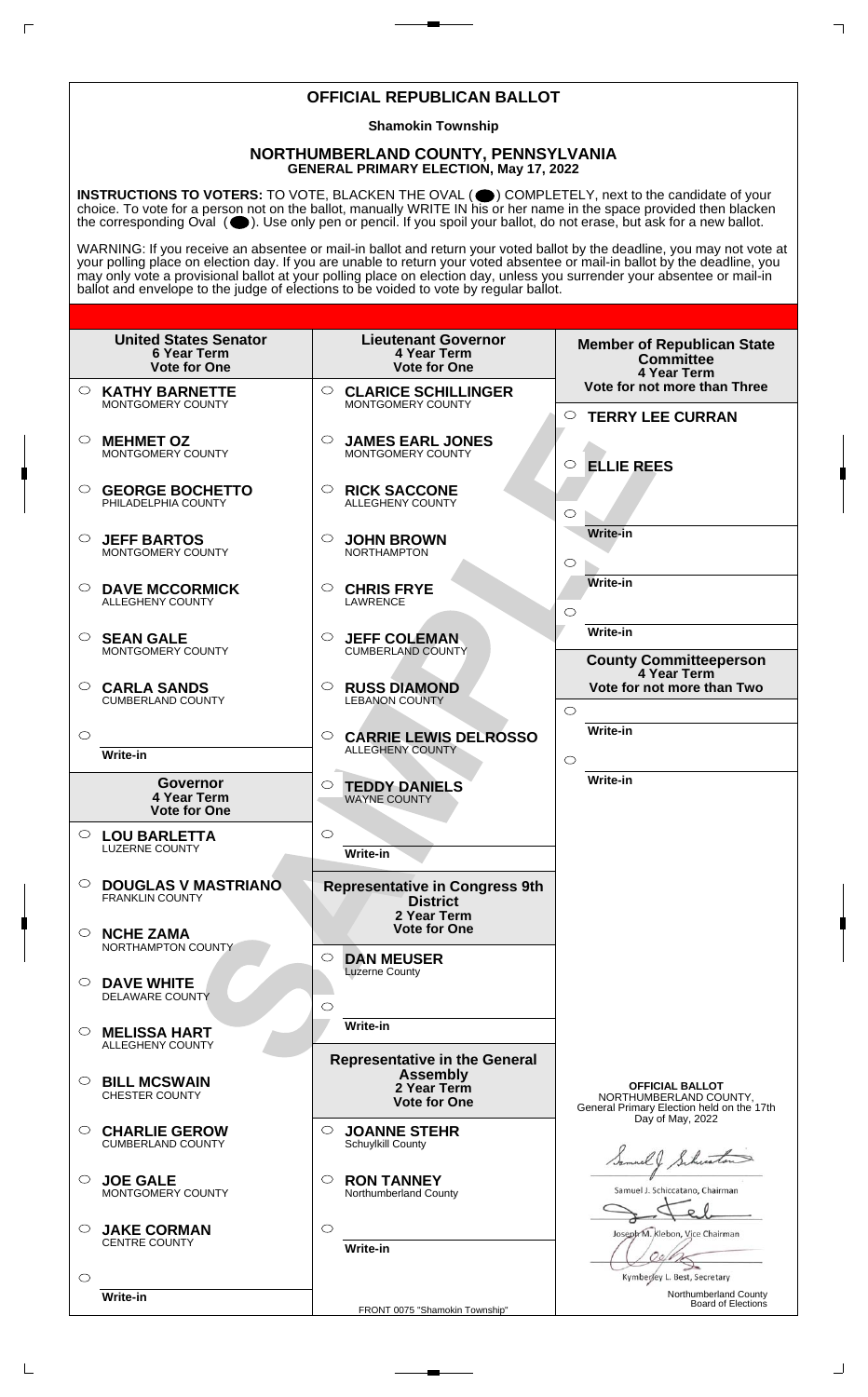# OFFICIAL REPUBLICAN BALLOT

**Shamokin Township**

## NORTHUMBERLAND COUNTY, PENNSYLVANIA
**GENERAL PRIMARY ELECTION, May 17, 2022**

**INSTRUCTIONS TO VOTERS:** TO VOTE, BLACKEN THE OVAL ( ) COMPLETELY, next to the candidate of your choice. To vote for a person not on the ballot, manually WRITE IN his or her name in the space provided then blacken the corresponding Oval ( ). Use only pen or pencil. If you spoil your ballot, do not erase, but ask for a new ballot.

WARNING: If you receive an absentee or mail-in ballot and return your voted ballot by the deadline, you may not vote at your polling place on election day. If you are unable to return your voted absentee or mail-in ballot by the deadline, you may only vote a provisional ballot at your polling place on election day, unless you surrender your absentee or mail-in ballot and envelope to the judge of elections to be voided to vote by regular ballot.

### United States Senator
**6 Year Term**
**Vote for One**

- ○ **KATHY BARNETTE** MONTGOMERY COUNTY
- ○ **MEHMET OZ** MONTGOMERY COUNTY
- ○ **GEORGE BOCHETTO** PHILADELPHIA COUNTY
- ○ **JEFF BARTOS** MONTGOMERY COUNTY
- ○ **DAVE MCCORMICK** ALLEGHENY COUNTY
- ○ **SEAN GALE** MONTGOMERY COUNTY
- ○ **CARLA SANDS** CUMBERLAND COUNTY
- ○ Write-in

### Governor
**4 Year Term**
**Vote for One**

- ○ **LOU BARLETTA** LUZERNE COUNTY
- ○ **DOUGLAS V MASTRIANO** FRANKLIN COUNTY
- ○ **NCHE ZAMA** NORTHAMPTON COUNTY
- ○ **DAVE WHITE** DELAWARE COUNTY
- ○ **MELISSA HART** ALLEGHENY COUNTY
- ○ **BILL MCSWAIN** CHESTER COUNTY
- ○ **CHARLIE GEROW** CUMBERLAND COUNTY
- ○ **JOE GALE** MONTGOMERY COUNTY
- ○ **JAKE CORMAN** CENTRE COUNTY
- ○ Write-in

### Lieutenant Governor
**4 Year Term**
**Vote for One**

- ○ **CLARICE SCHILLINGER** MONTGOMERY COUNTY
- ○ **JAMES EARL JONES** MONTGOMERY COUNTY
- ○ **RICK SACCONE** ALLEGHENY COUNTY
- ○ **JOHN BROWN** NORTHAMPTON
- ○ **CHRIS FRYE** LAWRENCE
- ○ **JEFF COLEMAN** CUMBERLAND COUNTY
- ○ **RUSS DIAMOND** LEBANON COUNTY
- ○ **CARRIE LEWIS DELROSSO** ALLEGHENY COUNTY
- ○ **TEDDY DANIELS** WAYNE COUNTY
- ○ Write-in

### Representative in Congress 9th District
**2 Year Term**
**Vote for One**

- ○ **DAN MEUSER** Luzerne County
- ○ Write-in

### Representative in the General Assembly
**2 Year Term**
**Vote for One**

- ○ **JOANNE STEHR** Schuylkill County
- ○ **RON TANNEY** Northumberland County
- ○ Write-in

### Member of Republican State Committee
**4 Year Term**
**Vote for not more than Three**

- ○ **TERRY LEE CURRAN**
- ○ **ELLIE REES**
- ○ Write-in
- ○ Write-in
- ○ Write-in

### County Committeeperson
**4 Year Term**
**Vote for not more than Two**

- ○ Write-in
- ○ Write-in

**OFFICIAL BALLOT**
NORTHUMBERLAND COUNTY,
General Primary Election held on the 17th Day of May, 2022

Samuel J. Schiccatano, Chairman

Joseph M. Klebon, Vice Chairman

Kymberley L. Best, Secretary

Northumberland County Board of Elections

FRONT 0075 "Shamokin Township"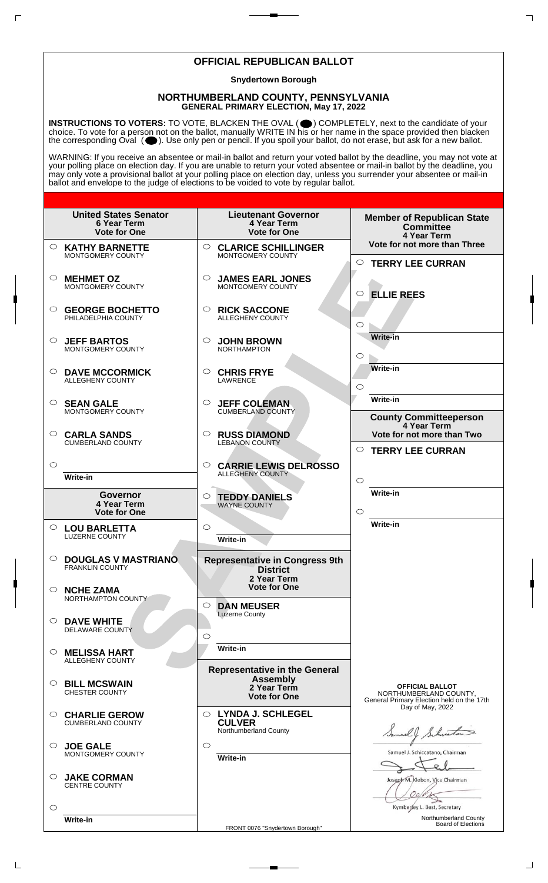# OFFICIAL REPUBLICAN BALLOT

**Snydertown Borough**

## NORTHUMBERLAND COUNTY, PENNSYLVANIA
**GENERAL PRIMARY ELECTION, May 17, 2022**

**INSTRUCTIONS TO VOTERS:** TO VOTE, BLACKEN THE OVAL ( ● ) COMPLETELY, next to the candidate of your choice. To vote for a person not on the ballot, manually WRITE IN his or her name in the space provided then blacken the corresponding Oval ( ● ). Use only pen or pencil. If you spoil your ballot, do not erase, but ask for a new ballot.

WARNING: If you receive an absentee or mail-in ballot and return your voted ballot by the deadline, you may not vote at your polling place on election day. If you are unable to return your voted absentee or mail-in ballot by the deadline, you may only vote a provisional ballot at your polling place on election day, unless you surrender your absentee or mail-in ballot and envelope to the judge of elections to be voided to vote by regular ballot.

### United States Senator
**6 Year Term**
**Vote for One**

- ○ **KATHY BARNETTE** MONTGOMERY COUNTY
- ○ **MEHMET OZ** MONTGOMERY COUNTY
- ○ **GEORGE BOCHETTO** PHILADELPHIA COUNTY
- ○ **JEFF BARTOS** MONTGOMERY COUNTY
- ○ **DAVE MCCORMICK** ALLEGHENY COUNTY
- ○ **SEAN GALE** MONTGOMERY COUNTY
- ○ **CARLA SANDS** CUMBERLAND COUNTY
- ○ Write-in

### Governor
**4 Year Term**
**Vote for One**

- ○ **LOU BARLETTA** LUZERNE COUNTY
- ○ **DOUGLAS V MASTRIANO** FRANKLIN COUNTY
- ○ **NCHE ZAMA** NORTHAMPTON COUNTY
- ○ **DAVE WHITE** DELAWARE COUNTY
- ○ **MELISSA HART** ALLEGHENY COUNTY
- ○ **BILL MCSWAIN** CHESTER COUNTY
- ○ **CHARLIE GEROW** CUMBERLAND COUNTY
- ○ **JOE GALE** MONTGOMERY COUNTY
- ○ **JAKE CORMAN** CENTRE COUNTY
- ○ Write-in

### Lieutenant Governor
**4 Year Term**
**Vote for One**

- ○ **CLARICE SCHILLINGER** MONTGOMERY COUNTY
- ○ **JAMES EARL JONES** MONTGOMERY COUNTY
- ○ **RICK SACCONE** ALLEGHENY COUNTY
- ○ **JOHN BROWN** NORTHAMPTON
- ○ **CHRIS FRYE** LAWRENCE
- ○ **JEFF COLEMAN** CUMBERLAND COUNTY
- ○ **RUSS DIAMOND** LEBANON COUNTY
- ○ **CARRIE LEWIS DELROSSO** ALLEGHENY COUNTY
- ○ **TEDDY DANIELS** WAYNE COUNTY
- ○ Write-in

### Representative in Congress 9th District
**2 Year Term**
**Vote for One**

- ○ **DAN MEUSER** Luzerne County
- ○ Write-in

### Representative in the General Assembly
**2 Year Term**
**Vote for One**

- ○ **LYNDA J. SCHLEGEL CULVER** Northumberland County
- ○ Write-in

### Member of Republican State Committee
**4 Year Term**
**Vote for not more than Three**

- ○ **TERRY LEE CURRAN**
- ○ **ELLIE REES**
- ○ Write-in
- ○ Write-in
- ○ Write-in

### County Committeeperson
**4 Year Term**
**Vote for not more than Two**

- ○ **TERRY LEE CURRAN**
- ○ Write-in
- ○ Write-in

**OFFICIAL BALLOT**
NORTHUMBERLAND COUNTY,
General Primary Election held on the 17th Day of May, 2022

Samuel J. Schiccatano, Chairman

Joseph M. Klebon, Vice Chairman

Kymberley L. Best, Secretary

Northumberland County Board of Elections

FRONT 0076 "Snydertown Borough"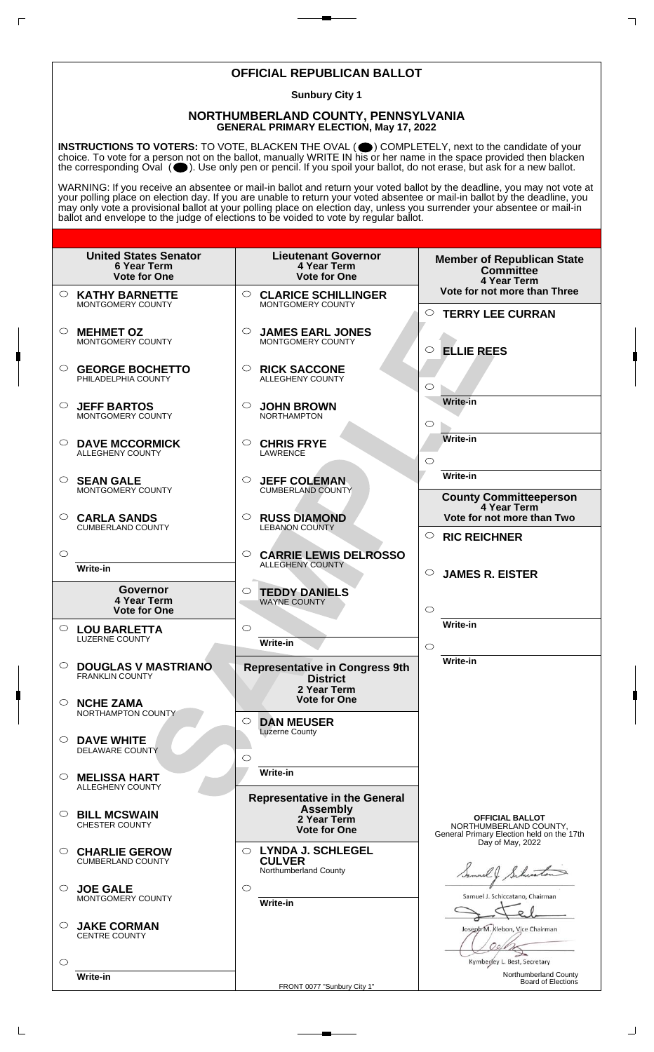# OFFICIAL REPUBLICAN BALLOT

**Sunbury City 1**

## NORTHUMBERLAND COUNTY, PENNSYLVANIA
**GENERAL PRIMARY ELECTION, May 17, 2022**

**INSTRUCTIONS TO VOTERS:** TO VOTE, BLACKEN THE OVAL ( ⬤ ) COMPLETELY, next to the candidate of your choice. To vote for a person not on the ballot, manually WRITE IN his or her name in the space provided then blacken the corresponding Oval ( ⬤ ). Use only pen or pencil. If you spoil your ballot, do not erase, but ask for a new ballot.

WARNING: If you receive an absentee or mail-in ballot and return your voted ballot by the deadline, you may not vote at your polling place on election day. If you are unable to return your voted absentee or mail-in ballot by the deadline, you may only vote a provisional ballot at your polling place on election day, unless you surrender your absentee or mail-in ballot and envelope to the judge of elections to be voided to vote by regular ballot.

### United States Senator
**6 Year Term**
**Vote for One**

- ○ **KATHY BARNETTE** MONTGOMERY COUNTY
- ○ **MEHMET OZ** MONTGOMERY COUNTY
- ○ **GEORGE BOCHETTO** PHILADELPHIA COUNTY
- ○ **JEFF BARTOS** MONTGOMERY COUNTY
- ○ **DAVE MCCORMICK** ALLEGHENY COUNTY
- ○ **SEAN GALE** MONTGOMERY COUNTY
- ○ **CARLA SANDS** CUMBERLAND COUNTY
- ○ Write-in

### Governor
**4 Year Term**
**Vote for One**

- ○ **LOU BARLETTA** LUZERNE COUNTY
- ○ **DOUGLAS V MASTRIANO** FRANKLIN COUNTY
- ○ **NCHE ZAMA** NORTHAMPTON COUNTY
- ○ **DAVE WHITE** DELAWARE COUNTY
- ○ **MELISSA HART** ALLEGHENY COUNTY
- ○ **BILL MCSWAIN** CHESTER COUNTY
- ○ **CHARLIE GEROW** CUMBERLAND COUNTY
- ○ **JOE GALE** MONTGOMERY COUNTY
- ○ **JAKE CORMAN** CENTRE COUNTY
- ○ Write-in

### Lieutenant Governor
**4 Year Term**
**Vote for One**

- ○ **CLARICE SCHILLINGER** MONTGOMERY COUNTY
- ○ **JAMES EARL JONES** MONTGOMERY COUNTY
- ○ **RICK SACCONE** ALLEGHENY COUNTY
- ○ **JOHN BROWN** NORTHAMPTON
- ○ **CHRIS FRYE** LAWRENCE
- ○ **JEFF COLEMAN** CUMBERLAND COUNTY
- ○ **RUSS DIAMOND** LEBANON COUNTY
- ○ **CARRIE LEWIS DELROSSO** ALLEGHENY COUNTY
- ○ **TEDDY DANIELS** WAYNE COUNTY
- ○ Write-in

### Representative in Congress 9th District
**2 Year Term**
**Vote for One**

- ○ **DAN MEUSER** Luzerne County
- ○ Write-in

### Representative in the General Assembly
**2 Year Term**
**Vote for One**

- ○ **LYNDA J. SCHLEGEL CULVER** Northumberland County
- ○ Write-in

### Member of Republican State Committee
**4 Year Term**
**Vote for not more than Three**

- ○ **TERRY LEE CURRAN**
- ○ **ELLIE REES**
- ○ Write-in
- ○ Write-in
- ○ Write-in

### County Committeeperson
**4 Year Term**
**Vote for not more than Two**

- ○ **RIC REICHNER**
- ○ **JAMES R. EISTER**
- ○ Write-in
- ○ Write-in

**OFFICIAL BALLOT**
NORTHUMBERLAND COUNTY,
General Primary Election held on the 17th Day of May, 2022

Samuel J. Schiccatano, Chairman

Joseph M. Klebon, Vice Chairman

Kymberley L. Best, Secretary

Northumberland County Board of Elections

FRONT 0077 "Sunbury City 1"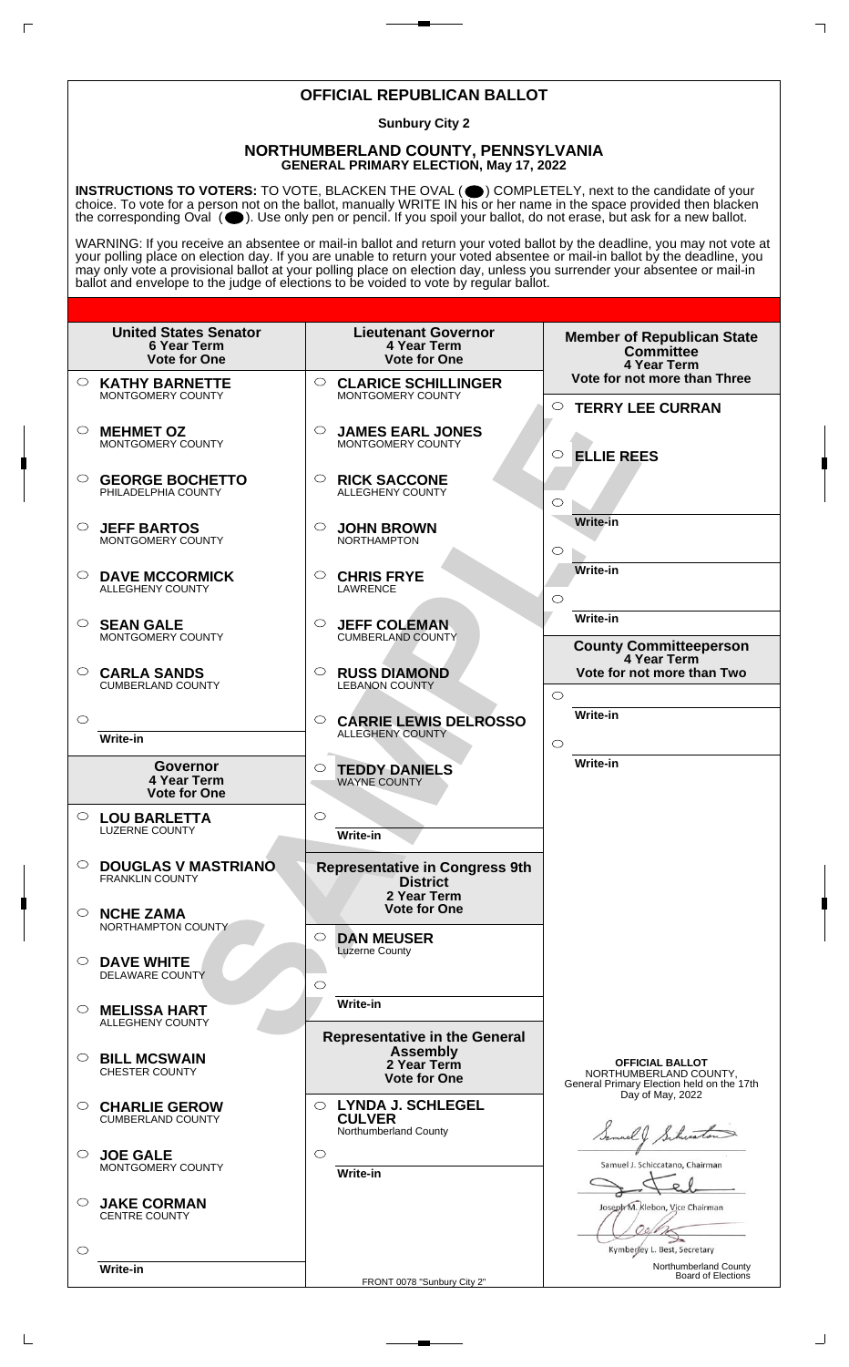# OFFICIAL REPUBLICAN BALLOT

**Sunbury City 2**

## NORTHUMBERLAND COUNTY, PENNSYLVANIA

**GENERAL PRIMARY ELECTION, May 17, 2022**

**INSTRUCTIONS TO VOTERS:** TO VOTE, BLACKEN THE OVAL ( ⬤ ) COMPLETELY, next to the candidate of your choice. To vote for a person not on the ballot, manually WRITE IN his or her name in the space provided then blacken the corresponding Oval ( ⬤ ). Use only pen or pencil. If you spoil your ballot, do not erase, but ask for a new ballot.

WARNING: If you receive an absentee or mail-in ballot and return your voted ballot by the deadline, you may not vote at your polling place on election day. If you are unable to return your voted absentee or mail-in ballot by the deadline, you may only vote a provisional ballot at your polling place on election day, unless you surrender your absentee or mail-in ballot and envelope to the judge of elections to be voided to vote by regular ballot.

### United States Senator
**6 Year Term**
**Vote for One**

- ○ **KATHY BARNETTE** MONTGOMERY COUNTY
- ○ **MEHMET OZ** MONTGOMERY COUNTY
- ○ **GEORGE BOCHETTO** PHILADELPHIA COUNTY
- ○ **JEFF BARTOS** MONTGOMERY COUNTY
- ○ **DAVE MCCORMICK** ALLEGHENY COUNTY
- ○ **SEAN GALE** MONTGOMERY COUNTY
- ○ **CARLA SANDS** CUMBERLAND COUNTY
- ○ Write-in

### Governor
**4 Year Term**
**Vote for One**

- ○ **LOU BARLETTA** LUZERNE COUNTY
- ○ **DOUGLAS V MASTRIANO** FRANKLIN COUNTY
- ○ **NCHE ZAMA** NORTHAMPTON COUNTY
- ○ **DAVE WHITE** DELAWARE COUNTY
- ○ **MELISSA HART** ALLEGHENY COUNTY
- ○ **BILL MCSWAIN** CHESTER COUNTY
- ○ **CHARLIE GEROW** CUMBERLAND COUNTY
- ○ **JOE GALE** MONTGOMERY COUNTY
- ○ **JAKE CORMAN** CENTRE COUNTY
- ○ Write-in

### Lieutenant Governor
**4 Year Term**
**Vote for One**

- ○ **CLARICE SCHILLINGER** MONTGOMERY COUNTY
- ○ **JAMES EARL JONES** MONTGOMERY COUNTY
- ○ **RICK SACCONE** ALLEGHENY COUNTY
- ○ **JOHN BROWN** NORTHAMPTON
- ○ **CHRIS FRYE** LAWRENCE
- ○ **JEFF COLEMAN** CUMBERLAND COUNTY
- ○ **RUSS DIAMOND** LEBANON COUNTY
- ○ **CARRIE LEWIS DELROSSO** ALLEGHENY COUNTY
- ○ **TEDDY DANIELS** WAYNE COUNTY
- ○ Write-in

### Representative in Congress 9th District
**2 Year Term**
**Vote for One**

- ○ **DAN MEUSER** Luzerne County
- ○ Write-in

### Representative in the General Assembly
**2 Year Term**
**Vote for One**

- ○ **LYNDA J. SCHLEGEL CULVER** Northumberland County
- ○ Write-in

### Member of Republican State Committee
**4 Year Term**
**Vote for not more than Three**

- ○ **TERRY LEE CURRAN**
- ○ **ELLIE REES**
- ○ Write-in
- ○ Write-in
- ○ Write-in

### County Committeeperson
**4 Year Term**
**Vote for not more than Two**

- ○ Write-in
- ○ Write-in

**OFFICIAL BALLOT**
NORTHUMBERLAND COUNTY,
General Primary Election held on the 17th Day of May, 2022

Samuel J. Schiccatano, Chairman

Joseph M. Klebon, Vice Chairman

Kymberley L. Best, Secretary

Northumberland County Board of Elections

FRONT 0078 "Sunbury City 2"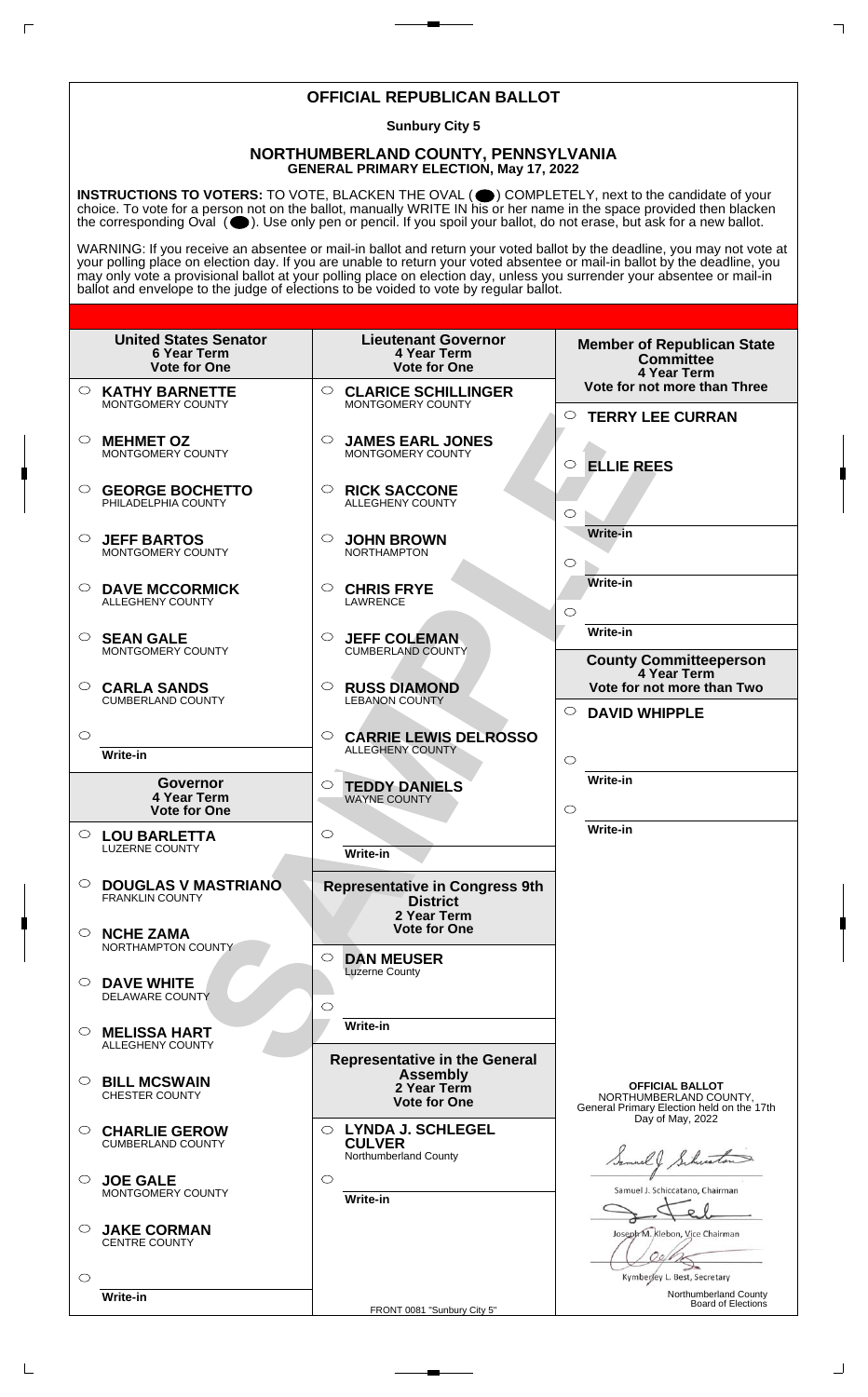# OFFICIAL REPUBLICAN BALLOT

**Sunbury City 5**

## NORTHUMBERLAND COUNTY, PENNSYLVANIA
**GENERAL PRIMARY ELECTION, May 17, 2022**

**INSTRUCTIONS TO VOTERS:** TO VOTE, BLACKEN THE OVAL ( ) COMPLETELY, next to the candidate of your choice. To vote for a person not on the ballot, manually WRITE IN his or her name in the space provided then blacken the corresponding Oval ( ). Use only pen or pencil. If you spoil your ballot, do not erase, but ask for a new ballot.

WARNING: If you receive an absentee or mail-in ballot and return your voted ballot by the deadline, you may not vote at your polling place on election day. If you are unable to return your voted absentee or mail-in ballot by the deadline, you may only vote a provisional ballot at your polling place on election day, unless you surrender your absentee or mail-in ballot and envelope to the judge of elections to be voided to vote by regular ballot.

### United States Senator
**6 Year Term**
**Vote for One**

- ○ **KATHY BARNETTE** — MONTGOMERY COUNTY
- ○ **MEHMET OZ** — MONTGOMERY COUNTY
- ○ **GEORGE BOCHETTO** — PHILADELPHIA COUNTY
- ○ **JEFF BARTOS** — MONTGOMERY COUNTY
- ○ **DAVE MCCORMICK** — ALLEGHENY COUNTY
- ○ **SEAN GALE** — MONTGOMERY COUNTY
- ○ **CARLA SANDS** — CUMBERLAND COUNTY
- ○ Write-in

### Governor
**4 Year Term**
**Vote for One**

- ○ **LOU BARLETTA** — LUZERNE COUNTY
- ○ **DOUGLAS V MASTRIANO** — FRANKLIN COUNTY
- ○ **NCHE ZAMA** — NORTHAMPTON COUNTY
- ○ **DAVE WHITE** — DELAWARE COUNTY
- ○ **MELISSA HART** — ALLEGHENY COUNTY
- ○ **BILL MCSWAIN** — CHESTER COUNTY
- ○ **CHARLIE GEROW** — CUMBERLAND COUNTY
- ○ **JOE GALE** — MONTGOMERY COUNTY
- ○ **JAKE CORMAN** — CENTRE COUNTY
- ○ Write-in

### Lieutenant Governor
**4 Year Term**
**Vote for One**

- ○ **CLARICE SCHILLINGER** — MONTGOMERY COUNTY
- ○ **JAMES EARL JONES** — MONTGOMERY COUNTY
- ○ **RICK SACCONE** — ALLEGHENY COUNTY
- ○ **JOHN BROWN** — NORTHAMPTON
- ○ **CHRIS FRYE** — LAWRENCE
- ○ **JEFF COLEMAN** — CUMBERLAND COUNTY
- ○ **RUSS DIAMOND** — LEBANON COUNTY
- ○ **CARRIE LEWIS DELROSSO** — ALLEGHENY COUNTY
- ○ **TEDDY DANIELS** — WAYNE COUNTY
- ○ Write-in

### Representative in Congress 9th District
**2 Year Term**
**Vote for One**

- ○ **DAN MEUSER** — Luzerne County
- ○ Write-in

### Representative in the General Assembly
**2 Year Term**
**Vote for One**

- ○ **LYNDA J. SCHLEGEL CULVER** — Northumberland County
- ○ Write-in

### Member of Republican State Committee
**4 Year Term**
**Vote for not more than Three**

- ○ **TERRY LEE CURRAN**
- ○ **ELLIE REES**
- ○ Write-in
- ○ Write-in
- ○ Write-in

### County Committeeperson
**4 Year Term**
**Vote for not more than Two**

- ○ **DAVID WHIPPLE**
- ○ Write-in
- ○ Write-in

**OFFICIAL BALLOT**
NORTHUMBERLAND COUNTY,
General Primary Election held on the 17th Day of May, 2022

Samuel J. Schiccatano, Chairman

Joseph M. Klebon, Vice Chairman

Kymberley L. Best, Secretary

Northumberland County Board of Elections

FRONT 0081 "Sunbury City 5"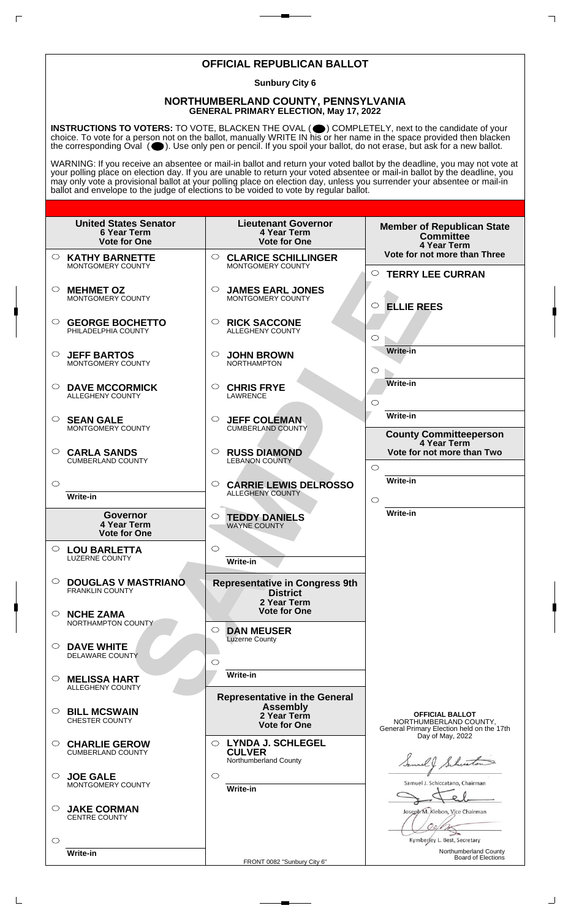# OFFICIAL REPUBLICAN BALLOT

**Sunbury City 6**

## NORTHUMBERLAND COUNTY, PENNSYLVANIA
**GENERAL PRIMARY ELECTION, May 17, 2022**

**INSTRUCTIONS TO VOTERS:** TO VOTE, BLACKEN THE OVAL ( ) COMPLETELY, next to the candidate of your choice. To vote for a person not on the ballot, manually WRITE IN his or her name in the space provided then blacken the corresponding Oval ( ). Use only pen or pencil. If you spoil your ballot, do not erase, but ask for a new ballot.

WARNING: If you receive an absentee or mail-in ballot and return your voted ballot by the deadline, you may not vote at your polling place on election day. If you are unable to return your voted absentee or mail-in ballot by the deadline, you may only vote a provisional ballot at your polling place on election day, unless you surrender your absentee or mail-in ballot and envelope to the judge of elections to be voided to vote by regular ballot.

### United States Senator
6 Year Term
Vote for One

- ○ **KATHY BARNETTE** MONTGOMERY COUNTY
- ○ **MEHMET OZ** MONTGOMERY COUNTY
- ○ **GEORGE BOCHETTO** PHILADELPHIA COUNTY
- ○ **JEFF BARTOS** MONTGOMERY COUNTY
- ○ **DAVE MCCORMICK** ALLEGHENY COUNTY
- ○ **SEAN GALE** MONTGOMERY COUNTY
- ○ **CARLA SANDS** CUMBERLAND COUNTY
- ○ Write-in

### Governor
4 Year Term
Vote for One

- ○ **LOU BARLETTA** LUZERNE COUNTY
- ○ **DOUGLAS V MASTRIANO** FRANKLIN COUNTY
- ○ **NCHE ZAMA** NORTHAMPTON COUNTY
- ○ **DAVE WHITE** DELAWARE COUNTY
- ○ **MELISSA HART** ALLEGHENY COUNTY
- ○ **BILL MCSWAIN** CHESTER COUNTY
- ○ **CHARLIE GEROW** CUMBERLAND COUNTY
- ○ **JOE GALE** MONTGOMERY COUNTY
- ○ **JAKE CORMAN** CENTRE COUNTY
- ○ Write-in

### Lieutenant Governor
4 Year Term
Vote for One

- ○ **CLARICE SCHILLINGER** MONTGOMERY COUNTY
- ○ **JAMES EARL JONES** MONTGOMERY COUNTY
- ○ **RICK SACCONE** ALLEGHENY COUNTY
- ○ **JOHN BROWN** NORTHAMPTON
- ○ **CHRIS FRYE** LAWRENCE
- ○ **JEFF COLEMAN** CUMBERLAND COUNTY
- ○ **RUSS DIAMOND** LEBANON COUNTY
- ○ **CARRIE LEWIS DELROSSO** ALLEGHENY COUNTY
- ○ **TEDDY DANIELS** WAYNE COUNTY
- ○ Write-in

### Representative in Congress 9th District
2 Year Term
Vote for One

- ○ **DAN MEUSER** Luzerne County
- ○ Write-in

### Representative in the General Assembly
2 Year Term
Vote for One

- ○ **LYNDA J. SCHLEGEL CULVER** Northumberland County
- ○ Write-in

### Member of Republican State Committee
4 Year Term
Vote for not more than Three

- ○ **TERRY LEE CURRAN**
- ○ **ELLIE REES**
- ○ Write-in
- ○ Write-in
- ○ Write-in

### County Committeeperson
4 Year Term
Vote for not more than Two

- ○ Write-in
- ○ Write-in

**OFFICIAL BALLOT**
NORTHUMBERLAND COUNTY,
General Primary Election held on the 17th Day of May, 2022

Samuel J. Schiccatano, Chairman

Joseph M. Klebon, Vice Chairman

Kymberley L. Best, Secretary

Northumberland County Board of Elections

FRONT 0082 "Sunbury City 6"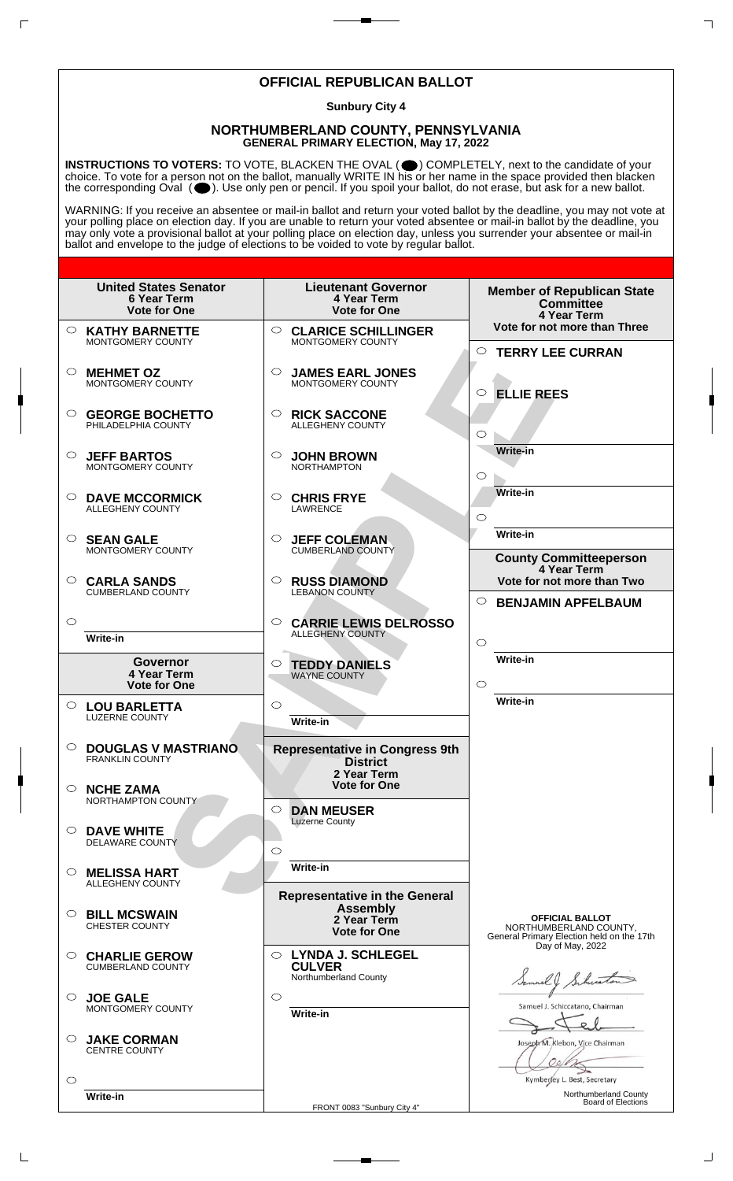# OFFICIAL REPUBLICAN BALLOT

**Sunbury City 4**

## NORTHUMBERLAND COUNTY, PENNSYLVANIA
**GENERAL PRIMARY ELECTION, May 17, 2022**

**INSTRUCTIONS TO VOTERS:** TO VOTE, BLACKEN THE OVAL ( ) COMPLETELY, next to the candidate of your choice. To vote for a person not on the ballot, manually WRITE IN his or her name in the space provided then blacken the corresponding Oval ( ). Use only pen or pencil. If you spoil your ballot, do not erase, but ask for a new ballot.

WARNING: If you receive an absentee or mail-in ballot and return your voted ballot by the deadline, you may not vote at your polling place on election day. If you are unable to return your voted absentee or mail-in ballot by the deadline, you may only vote a provisional ballot at your polling place on election day, unless you surrender your absentee or mail-in ballot and envelope to the judge of elections to be voided to vote by regular ballot.

### United States Senator
**6 Year Term**
**Vote for One**

- ○ **KATHY BARNETTE** — MONTGOMERY COUNTY
- ○ **MEHMET OZ** — MONTGOMERY COUNTY
- ○ **GEORGE BOCHETTO** — PHILADELPHIA COUNTY
- ○ **JEFF BARTOS** — MONTGOMERY COUNTY
- ○ **DAVE MCCORMICK** — ALLEGHENY COUNTY
- ○ **SEAN GALE** — MONTGOMERY COUNTY
- ○ **CARLA SANDS** — CUMBERLAND COUNTY
- ○ Write-in

### Governor
**4 Year Term**
**Vote for One**

- ○ **LOU BARLETTA** — LUZERNE COUNTY
- ○ **DOUGLAS V MASTRIANO** — FRANKLIN COUNTY
- ○ **NCHE ZAMA** — NORTHAMPTON COUNTY
- ○ **DAVE WHITE** — DELAWARE COUNTY
- ○ **MELISSA HART** — ALLEGHENY COUNTY
- ○ **BILL MCSWAIN** — CHESTER COUNTY
- ○ **CHARLIE GEROW** — CUMBERLAND COUNTY
- ○ **JOE GALE** — MONTGOMERY COUNTY
- ○ **JAKE CORMAN** — CENTRE COUNTY
- ○ Write-in

### Lieutenant Governor
**4 Year Term**
**Vote for One**

- ○ **CLARICE SCHILLINGER** — MONTGOMERY COUNTY
- ○ **JAMES EARL JONES** — MONTGOMERY COUNTY
- ○ **RICK SACCONE** — ALLEGHENY COUNTY
- ○ **JOHN BROWN** — NORTHAMPTON
- ○ **CHRIS FRYE** — LAWRENCE
- ○ **JEFF COLEMAN** — CUMBERLAND COUNTY
- ○ **RUSS DIAMOND** — LEBANON COUNTY
- ○ **CARRIE LEWIS DELROSSO** — ALLEGHENY COUNTY
- ○ **TEDDY DANIELS** — WAYNE COUNTY
- ○ Write-in

### Representative in Congress 9th District
**2 Year Term**
**Vote for One**

- ○ **DAN MEUSER** — Luzerne County
- ○ Write-in

### Representative in the General Assembly
**2 Year Term**
**Vote for One**

- ○ **LYNDA J. SCHLEGEL CULVER** — Northumberland County
- ○ Write-in

### Member of Republican State Committee
**4 Year Term**
**Vote for not more than Three**

- ○ **TERRY LEE CURRAN**
- ○ **ELLIE REES**
- ○ Write-in
- ○ Write-in
- ○ Write-in

### County Committeeperson
**4 Year Term**
**Vote for not more than Two**

- ○ **BENJAMIN APFELBAUM**
- ○ Write-in
- ○ Write-in

**OFFICIAL BALLOT**
NORTHUMBERLAND COUNTY,
General Primary Election held on the 17th Day of May, 2022

Samuel J. Schiccatano, Chairman

Joseph M. Klebon, Vice Chairman

Kymberley L. Best, Secretary

Northumberland County Board of Elections

FRONT 0083 "Sunbury City 4"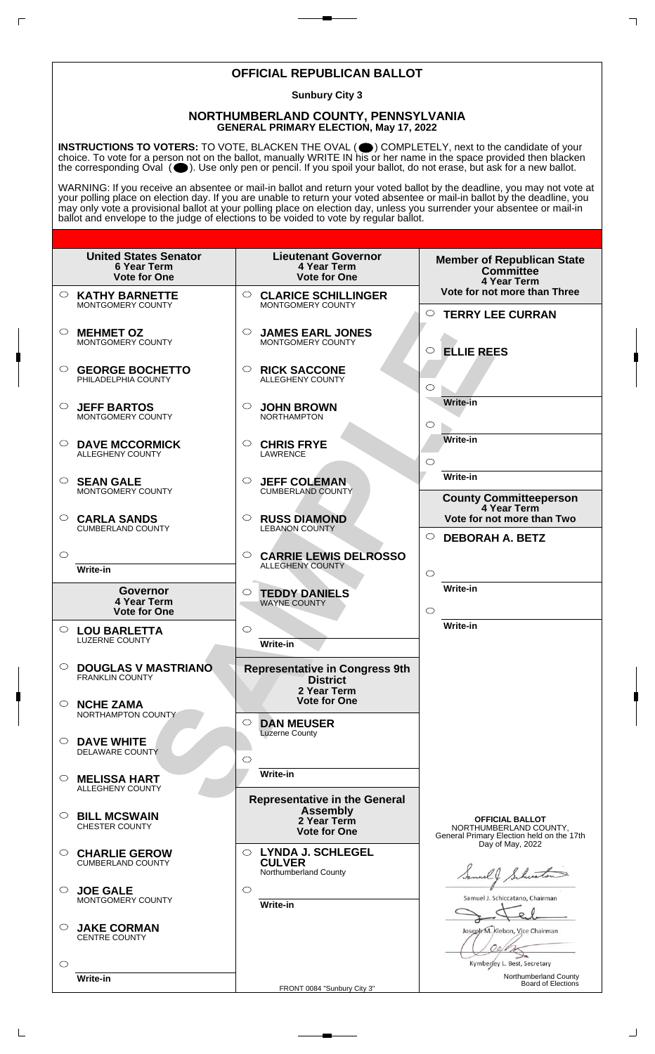# OFFICIAL REPUBLICAN BALLOT

**Sunbury City 3**

## NORTHUMBERLAND COUNTY, PENNSYLVANIA
**GENERAL PRIMARY ELECTION, May 17, 2022**

**INSTRUCTIONS TO VOTERS:** TO VOTE, BLACKEN THE OVAL ( ) COMPLETELY, next to the candidate of your choice. To vote for a person not on the ballot, manually WRITE IN his or her name in the space provided then blacken the corresponding Oval ( ). Use only pen or pencil. If you spoil your ballot, do not erase, but ask for a new ballot.

WARNING: If you receive an absentee or mail-in ballot and return your voted ballot by the deadline, you may not vote at your polling place on election day. If you are unable to return your voted absentee or mail-in ballot by the deadline, you may only vote a provisional ballot at your polling place on election day, unless you surrender your absentee or mail-in ballot and envelope to the judge of elections to be voided to vote by regular ballot.

### United States Senator
6 Year Term
Vote for One

- ○ **KATHY BARNETTE** MONTGOMERY COUNTY
- ○ **MEHMET OZ** MONTGOMERY COUNTY
- ○ **GEORGE BOCHETTO** PHILADELPHIA COUNTY
- ○ **JEFF BARTOS** MONTGOMERY COUNTY
- ○ **DAVE MCCORMICK** ALLEGHENY COUNTY
- ○ **SEAN GALE** MONTGOMERY COUNTY
- ○ **CARLA SANDS** CUMBERLAND COUNTY
- ○ Write-in

### Governor
4 Year Term
Vote for One

- ○ **LOU BARLETTA** LUZERNE COUNTY
- ○ **DOUGLAS V MASTRIANO** FRANKLIN COUNTY
- ○ **NCHE ZAMA** NORTHAMPTON COUNTY
- ○ **DAVE WHITE** DELAWARE COUNTY
- ○ **MELISSA HART** ALLEGHENY COUNTY
- ○ **BILL MCSWAIN** CHESTER COUNTY
- ○ **CHARLIE GEROW** CUMBERLAND COUNTY
- ○ **JOE GALE** MONTGOMERY COUNTY
- ○ **JAKE CORMAN** CENTRE COUNTY
- ○ Write-in

### Lieutenant Governor
4 Year Term
Vote for One

- ○ **CLARICE SCHILLINGER** MONTGOMERY COUNTY
- ○ **JAMES EARL JONES** MONTGOMERY COUNTY
- ○ **RICK SACCONE** ALLEGHENY COUNTY
- ○ **JOHN BROWN** NORTHAMPTON
- ○ **CHRIS FRYE** LAWRENCE
- ○ **JEFF COLEMAN** CUMBERLAND COUNTY
- ○ **RUSS DIAMOND** LEBANON COUNTY
- ○ **CARRIE LEWIS DELROSSO** ALLEGHENY COUNTY
- ○ **TEDDY DANIELS** WAYNE COUNTY
- ○ Write-in

### Representative in Congress 9th District
2 Year Term
Vote for One

- ○ **DAN MEUSER** Luzerne County
- ○ Write-in

### Representative in the General Assembly
2 Year Term
Vote for One

- ○ **LYNDA J. SCHLEGEL CULVER** Northumberland County
- ○ Write-in

### Member of Republican State Committee
4 Year Term
Vote for not more than Three

- ○ **TERRY LEE CURRAN**
- ○ **ELLIE REES**
- ○ Write-in
- ○ Write-in
- ○ Write-in

### County Committeeperson
4 Year Term
Vote for not more than Two

- ○ **DEBORAH A. BETZ**
- ○ Write-in
- ○ Write-in

**OFFICIAL BALLOT**
NORTHUMBERLAND COUNTY,
General Primary Election held on the 17th Day of May, 2022

Samuel J. Schiccatano, Chairman

Joseph M. Klebon, Vice Chairman

Kymberley L. Best, Secretary

Northumberland County Board of Elections

FRONT 0084 "Sunbury City 3"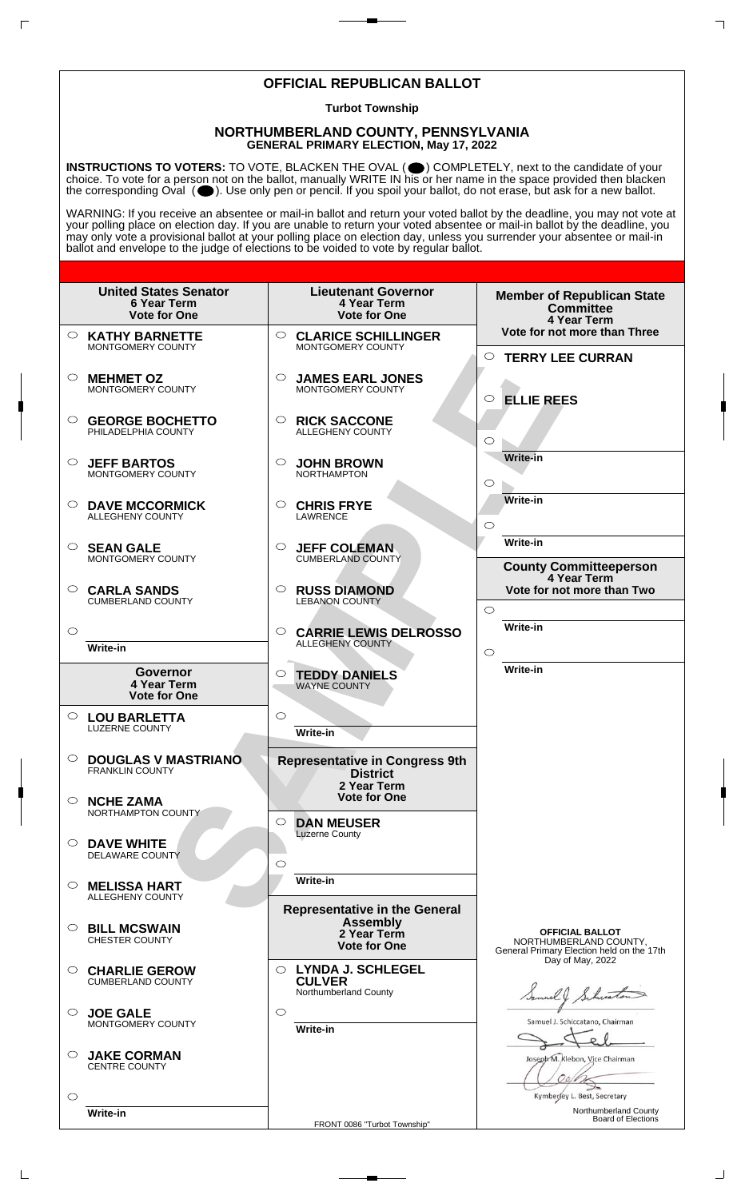# OFFICIAL REPUBLICAN BALLOT

**Turbot Township**

## NORTHUMBERLAND COUNTY, PENNSYLVANIA
**GENERAL PRIMARY ELECTION, May 17, 2022**

**INSTRUCTIONS TO VOTERS:** TO VOTE, BLACKEN THE OVAL ( ⬤ ) COMPLETELY, next to the candidate of your choice. To vote for a person not on the ballot, manually WRITE IN his or her name in the space provided then blacken the corresponding Oval ( ⬤ ). Use only pen or pencil. If you spoil your ballot, do not erase, but ask for a new ballot.

WARNING: If you receive an absentee or mail-in ballot and return your voted ballot by the deadline, you may not vote at your polling place on election day. If you are unable to return your voted absentee or mail-in ballot by the deadline, you may only vote a provisional ballot at your polling place on election day, unless you surrender your absentee or mail-in ballot and envelope to the judge of elections to be voided to vote by regular ballot.

### United States Senator
**6 Year Term**
**Vote for One**

- ○ **KATHY BARNETTE** — MONTGOMERY COUNTY
- ○ **MEHMET OZ** — MONTGOMERY COUNTY
- ○ **GEORGE BOCHETTO** — PHILADELPHIA COUNTY
- ○ **JEFF BARTOS** — MONTGOMERY COUNTY
- ○ **DAVE MCCORMICK** — ALLEGHENY COUNTY
- ○ **SEAN GALE** — MONTGOMERY COUNTY
- ○ **CARLA SANDS** — CUMBERLAND COUNTY
- ○ Write-in

### Governor
**4 Year Term**
**Vote for One**

- ○ **LOU BARLETTA** — LUZERNE COUNTY
- ○ **DOUGLAS V MASTRIANO** — FRANKLIN COUNTY
- ○ **NCHE ZAMA** — NORTHAMPTON COUNTY
- ○ **DAVE WHITE** — DELAWARE COUNTY
- ○ **MELISSA HART** — ALLEGHENY COUNTY
- ○ **BILL MCSWAIN** — CHESTER COUNTY
- ○ **CHARLIE GEROW** — CUMBERLAND COUNTY
- ○ **JOE GALE** — MONTGOMERY COUNTY
- ○ **JAKE CORMAN** — CENTRE COUNTY
- ○ Write-in

### Lieutenant Governor
**4 Year Term**
**Vote for One**

- ○ **CLARICE SCHILLINGER** — MONTGOMERY COUNTY
- ○ **JAMES EARL JONES** — MONTGOMERY COUNTY
- ○ **RICK SACCONE** — ALLEGHENY COUNTY
- ○ **JOHN BROWN** — NORTHAMPTON
- ○ **CHRIS FRYE** — LAWRENCE
- ○ **JEFF COLEMAN** — CUMBERLAND COUNTY
- ○ **RUSS DIAMOND** — LEBANON COUNTY
- ○ **CARRIE LEWIS DELROSSO** — ALLEGHENY COUNTY
- ○ **TEDDY DANIELS** — WAYNE COUNTY
- ○ Write-in

### Representative in Congress 9th District
**2 Year Term**
**Vote for One**

- ○ **DAN MEUSER** — Luzerne County
- ○ Write-in

### Representative in the General Assembly
**2 Year Term**
**Vote for One**

- ○ **LYNDA J. SCHLEGEL CULVER** — Northumberland County
- ○ Write-in

### Member of Republican State Committee
**4 Year Term**
**Vote for not more than Three**

- ○ **TERRY LEE CURRAN**
- ○ **ELLIE REES**
- ○ Write-in
- ○ Write-in
- ○ Write-in

### County Committeeperson
**4 Year Term**
**Vote for not more than Two**

- ○ Write-in
- ○ Write-in

**OFFICIAL BALLOT**
NORTHUMBERLAND COUNTY,
General Primary Election held on the 17th Day of May, 2022

Samuel J. Schiccatano, Chairman

Joseph M. Klebon, Vice Chairman

Kymberley L. Best, Secretary

Northumberland County Board of Elections

FRONT 0086 "Turbot Township"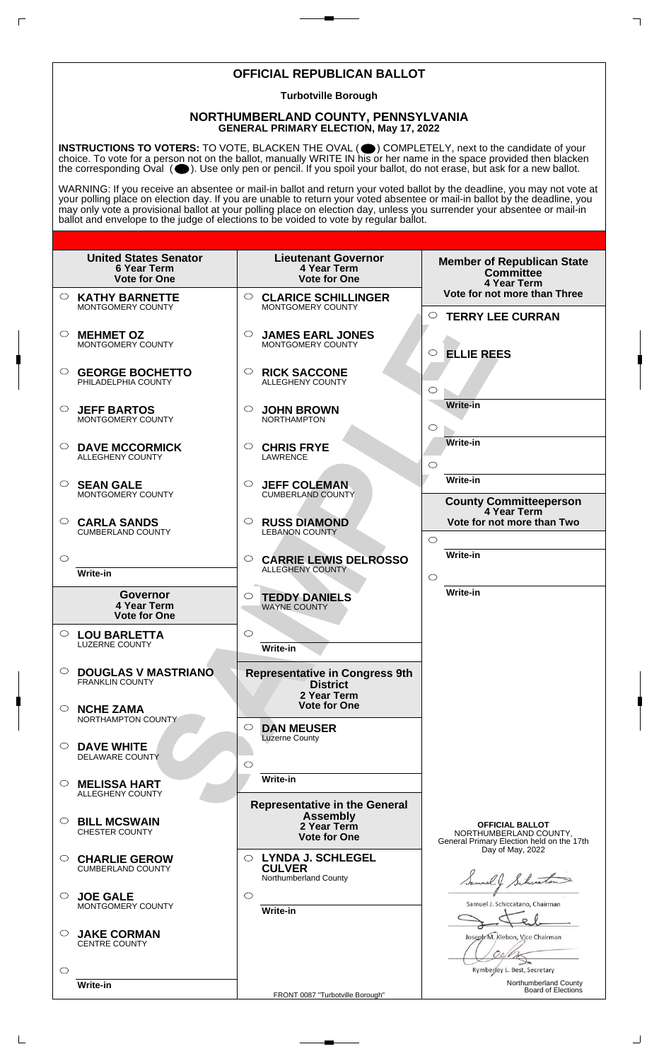# OFFICIAL REPUBLICAN BALLOT

**Turbotville Borough**

## NORTHUMBERLAND COUNTY, PENNSYLVANIA

**GENERAL PRIMARY ELECTION, May 17, 2022**

**INSTRUCTIONS TO VOTERS:** TO VOTE, BLACKEN THE OVAL ( ⬤ ) COMPLETELY, next to the candidate of your choice. To vote for a person not on the ballot, manually WRITE IN his or her name in the space provided then blacken the corresponding Oval ( ⬤ ). Use only pen or pencil. If you spoil your ballot, do not erase, but ask for a new ballot.

WARNING: If you receive an absentee or mail-in ballot and return your voted ballot by the deadline, you may not vote at your polling place on election day. If you are unable to return your voted absentee or mail-in ballot by the deadline, you may only vote a provisional ballot at your polling place on election day, unless you surrender your absentee or mail-in ballot and envelope to the judge of elections to be voided to vote by regular ballot.

### United States Senator
**6 Year Term**
**Vote for One**

- ○ **KATHY BARNETTE** — MONTGOMERY COUNTY
- ○ **MEHMET OZ** — MONTGOMERY COUNTY
- ○ **GEORGE BOCHETTO** — PHILADELPHIA COUNTY
- ○ **JEFF BARTOS** — MONTGOMERY COUNTY
- ○ **DAVE MCCORMICK** — ALLEGHENY COUNTY
- ○ **SEAN GALE** — MONTGOMERY COUNTY
- ○ **CARLA SANDS** — CUMBERLAND COUNTY
- ○ Write-in

### Governor
**4 Year Term**
**Vote for One**

- ○ **LOU BARLETTA** — LUZERNE COUNTY
- ○ **DOUGLAS V MASTRIANO** — FRANKLIN COUNTY
- ○ **NCHE ZAMA** — NORTHAMPTON COUNTY
- ○ **DAVE WHITE** — DELAWARE COUNTY
- ○ **MELISSA HART** — ALLEGHENY COUNTY
- ○ **BILL MCSWAIN** — CHESTER COUNTY
- ○ **CHARLIE GEROW** — CUMBERLAND COUNTY
- ○ **JOE GALE** — MONTGOMERY COUNTY
- ○ **JAKE CORMAN** — CENTRE COUNTY
- ○ Write-in

### Lieutenant Governor
**4 Year Term**
**Vote for One**

- ○ **CLARICE SCHILLINGER** — MONTGOMERY COUNTY
- ○ **JAMES EARL JONES** — MONTGOMERY COUNTY
- ○ **RICK SACCONE** — ALLEGHENY COUNTY
- ○ **JOHN BROWN** — NORTHAMPTON
- ○ **CHRIS FRYE** — LAWRENCE
- ○ **JEFF COLEMAN** — CUMBERLAND COUNTY
- ○ **RUSS DIAMOND** — LEBANON COUNTY
- ○ **CARRIE LEWIS DELROSSO** — ALLEGHENY COUNTY
- ○ **TEDDY DANIELS** — WAYNE COUNTY
- ○ Write-in

### Representative in Congress 9th District
**2 Year Term**
**Vote for One**

- ○ **DAN MEUSER** — Luzerne County
- ○ Write-in

### Representative in the General Assembly
**2 Year Term**
**Vote for One**

- ○ **LYNDA J. SCHLEGEL CULVER** — Northumberland County
- ○ Write-in

### Member of Republican State Committee
**4 Year Term**
**Vote for not more than Three**

- ○ **TERRY LEE CURRAN**
- ○ **ELLIE REES**
- ○ Write-in
- ○ Write-in
- ○ Write-in

### County Committeeperson
**4 Year Term**
**Vote for not more than Two**

- ○ Write-in
- ○ Write-in

**OFFICIAL BALLOT**
NORTHUMBERLAND COUNTY,
General Primary Election held on the 17th Day of May, 2022

Samuel J. Schiccatano, Chairman

Joseph M. Klebon, Vice Chairman

Kymberley L. Best, Secretary

Northumberland County Board of Elections

FRONT 0087 "Turbotville Borough"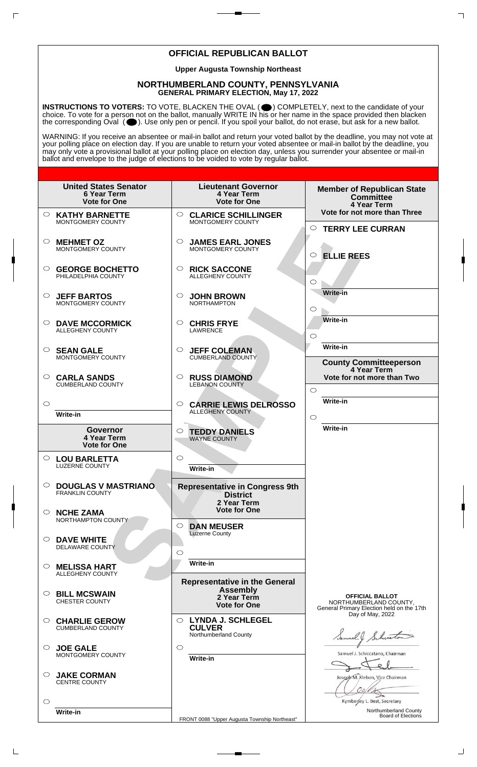# OFFICIAL REPUBLICAN BALLOT

**Upper Augusta Township Northeast**

## NORTHUMBERLAND COUNTY, PENNSYLVANIA

**GENERAL PRIMARY ELECTION, May 17, 2022**

**INSTRUCTIONS TO VOTERS:** TO VOTE, BLACKEN THE OVAL ( ) COMPLETELY, next to the candidate of your choice. To vote for a person not on the ballot, manually WRITE IN his or her name in the space provided then blacken the corresponding Oval ( ). Use only pen or pencil. If you spoil your ballot, do not erase, but ask for a new ballot.

WARNING: If you receive an absentee or mail-in ballot and return your voted ballot by the deadline, you may not vote at your polling place on election day. If you are unable to return your voted absentee or mail-in ballot by the deadline, you may only vote a provisional ballot at your polling place on election day, unless you surrender your absentee or mail-in ballot and envelope to the judge of elections to be voided to vote by regular ballot.

### United States Senator
**6 Year Term**
**Vote for One**

- ○ **KATHY BARNETTE** MONTGOMERY COUNTY
- ○ **MEHMET OZ** MONTGOMERY COUNTY
- ○ **GEORGE BOCHETTO** PHILADELPHIA COUNTY
- ○ **JEFF BARTOS** MONTGOMERY COUNTY
- ○ **DAVE MCCORMICK** ALLEGHENY COUNTY
- ○ **SEAN GALE** MONTGOMERY COUNTY
- ○ **CARLA SANDS** CUMBERLAND COUNTY
- ○ Write-in

### Governor
**4 Year Term**
**Vote for One**

- ○ **LOU BARLETTA** LUZERNE COUNTY
- ○ **DOUGLAS V MASTRIANO** FRANKLIN COUNTY
- ○ **NCHE ZAMA** NORTHAMPTON COUNTY
- ○ **DAVE WHITE** DELAWARE COUNTY
- ○ **MELISSA HART** ALLEGHENY COUNTY
- ○ **BILL MCSWAIN** CHESTER COUNTY
- ○ **CHARLIE GEROW** CUMBERLAND COUNTY
- ○ **JOE GALE** MONTGOMERY COUNTY
- ○ **JAKE CORMAN** CENTRE COUNTY
- ○ Write-in

### Lieutenant Governor
**4 Year Term**
**Vote for One**

- ○ **CLARICE SCHILLINGER** MONTGOMERY COUNTY
- ○ **JAMES EARL JONES** MONTGOMERY COUNTY
- ○ **RICK SACCONE** ALLEGHENY COUNTY
- ○ **JOHN BROWN** NORTHAMPTON
- ○ **CHRIS FRYE** LAWRENCE
- ○ **JEFF COLEMAN** CUMBERLAND COUNTY
- ○ **RUSS DIAMOND** LEBANON COUNTY
- ○ **CARRIE LEWIS DELROSSO** ALLEGHENY COUNTY
- ○ **TEDDY DANIELS** WAYNE COUNTY
- ○ Write-in

### Representative in Congress 9th District
**2 Year Term**
**Vote for One**

- ○ **DAN MEUSER** Luzerne County
- ○ Write-in

### Representative in the General Assembly
**2 Year Term**
**Vote for One**

- ○ **LYNDA J. SCHLEGEL CULVER** Northumberland County
- ○ Write-in

### Member of Republican State Committee
**4 Year Term**
**Vote for not more than Three**

- ○ **TERRY LEE CURRAN**
- ○ **ELLIE REES**
- ○ Write-in
- ○ Write-in
- ○ Write-in

### County Committeeperson
**4 Year Term**
**Vote for not more than Two**

- ○ Write-in
- ○ Write-in

**OFFICIAL BALLOT**
NORTHUMBERLAND COUNTY,
General Primary Election held on the 17th Day of May, 2022

Samuel J. Schiccatano, Chairman

Joseph M. Klebon, Vice Chairman

Kymberley L. Best, Secretary

Northumberland County Board of Elections

FRONT 0088 "Upper Augusta Township Northeast"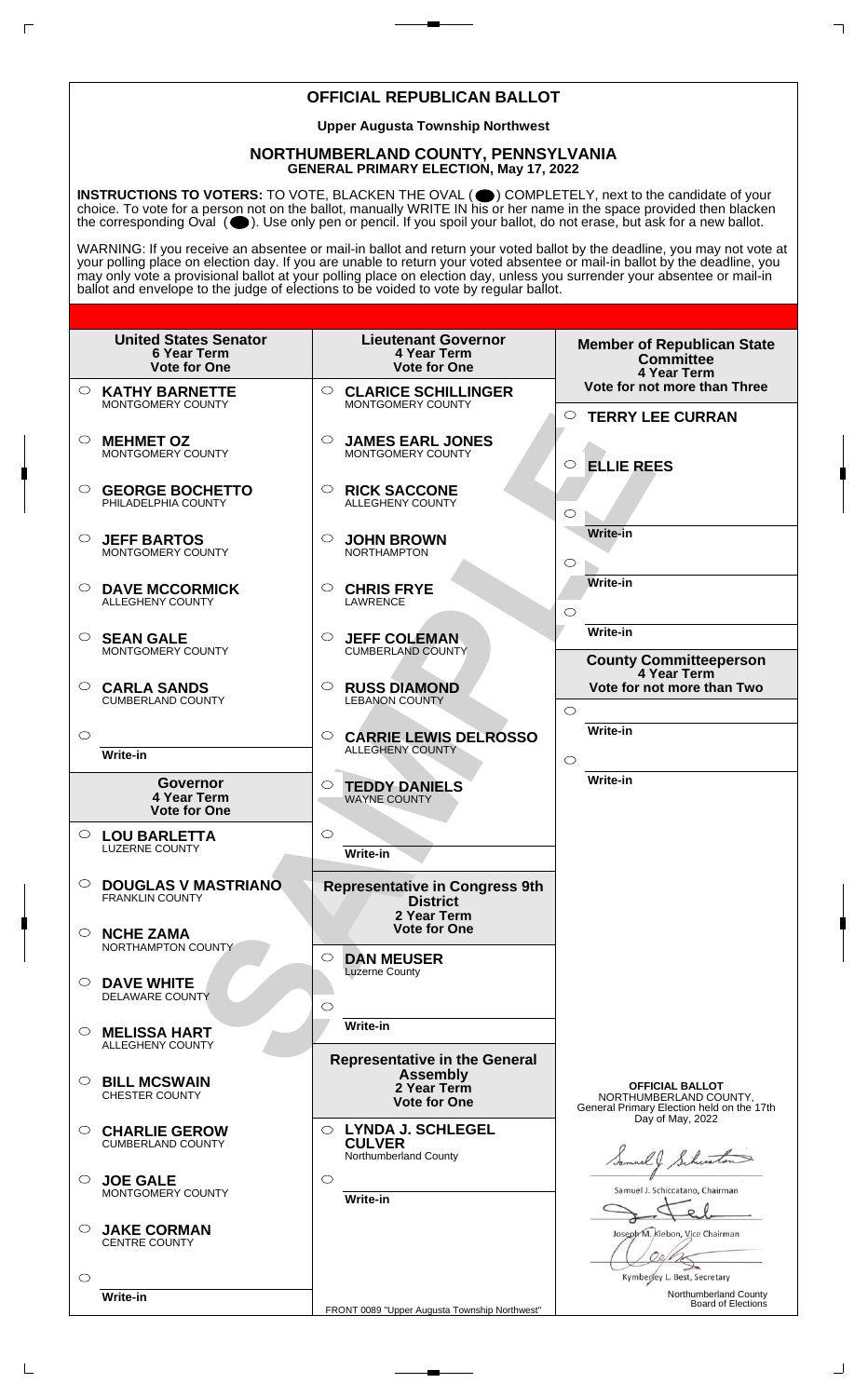# OFFICIAL REPUBLICAN BALLOT

**Upper Augusta Township Northwest**

## NORTHUMBERLAND COUNTY, PENNSYLVANIA
**GENERAL PRIMARY ELECTION, May 17, 2022**

**INSTRUCTIONS TO VOTERS:** TO VOTE, BLACKEN THE OVAL ( ) COMPLETELY, next to the candidate of your choice. To vote for a person not on the ballot, manually WRITE IN his or her name in the space provided then blacken the corresponding Oval ( ). Use only pen or pencil. If you spoil your ballot, do not erase, but ask for a new ballot.

WARNING: If you receive an absentee or mail-in ballot and return your voted ballot by the deadline, you may not vote at your polling place on election day. If you are unable to return your voted absentee or mail-in ballot by the deadline, you may only vote a provisional ballot at your polling place on election day, unless you surrender your absentee or mail-in ballot and envelope to the judge of elections to be voided to vote by regular ballot.

### United States Senator
6 Year Term
Vote for One

- ○ **KATHY BARNETTE** MONTGOMERY COUNTY
- ○ **MEHMET OZ** MONTGOMERY COUNTY
- ○ **GEORGE BOCHETTO** PHILADELPHIA COUNTY
- ○ **JEFF BARTOS** MONTGOMERY COUNTY
- ○ **DAVE MCCORMICK** ALLEGHENY COUNTY
- ○ **SEAN GALE** MONTGOMERY COUNTY
- ○ **CARLA SANDS** CUMBERLAND COUNTY
- ○ Write-in

### Governor
4 Year Term
Vote for One

- ○ **LOU BARLETTA** LUZERNE COUNTY
- ○ **DOUGLAS V MASTRIANO** FRANKLIN COUNTY
- ○ **NCHE ZAMA** NORTHAMPTON COUNTY
- ○ **DAVE WHITE** DELAWARE COUNTY
- ○ **MELISSA HART** ALLEGHENY COUNTY
- ○ **BILL MCSWAIN** CHESTER COUNTY
- ○ **CHARLIE GEROW** CUMBERLAND COUNTY
- ○ **JOE GALE** MONTGOMERY COUNTY
- ○ **JAKE CORMAN** CENTRE COUNTY
- ○ Write-in

### Lieutenant Governor
4 Year Term
Vote for One

- ○ **CLARICE SCHILLINGER** MONTGOMERY COUNTY
- ○ **JAMES EARL JONES** MONTGOMERY COUNTY
- ○ **RICK SACCONE** ALLEGHENY COUNTY
- ○ **JOHN BROWN** NORTHAMPTON
- ○ **CHRIS FRYE** LAWRENCE
- ○ **JEFF COLEMAN** CUMBERLAND COUNTY
- ○ **RUSS DIAMOND** LEBANON COUNTY
- ○ **CARRIE LEWIS DELROSSO** ALLEGHENY COUNTY
- ○ **TEDDY DANIELS** WAYNE COUNTY
- ○ Write-in

### Representative in Congress 9th District
2 Year Term
Vote for One

- ○ **DAN MEUSER** Luzerne County
- ○ Write-in

### Representative in the General Assembly
2 Year Term
Vote for One

- ○ **LYNDA J. SCHLEGEL CULVER** Northumberland County
- ○ Write-in

### Member of Republican State Committee
4 Year Term
Vote for not more than Three

- ○ **TERRY LEE CURRAN**
- ○ **ELLIE REES**
- ○ Write-in
- ○ Write-in
- ○ Write-in

### County Committeeperson
4 Year Term
Vote for not more than Two

- ○ Write-in
- ○ Write-in

**OFFICIAL BALLOT**
NORTHUMBERLAND COUNTY,
General Primary Election held on the 17th Day of May, 2022

Samuel J. Schiccatano, Chairman

Joseph M. Klebon, Vice Chairman

Kymberley L. Best, Secretary

Northumberland County Board of Elections

FRONT 0089 "Upper Augusta Township Northwest"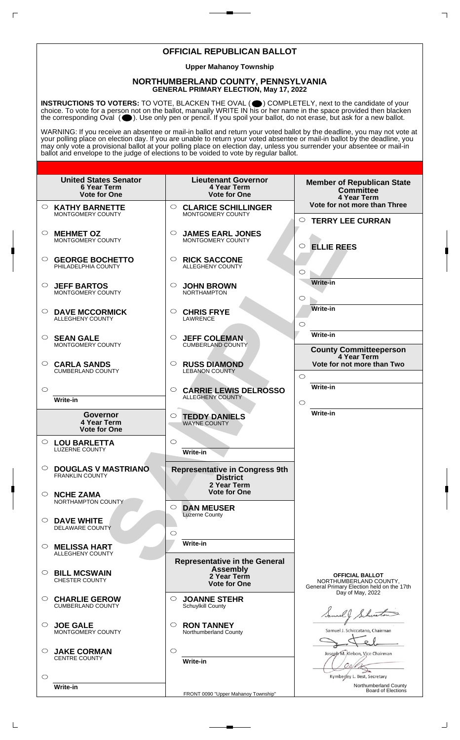# OFFICIAL REPUBLICAN BALLOT

**Upper Mahanoy Township**

## NORTHUMBERLAND COUNTY, PENNSYLVANIA
**GENERAL PRIMARY ELECTION, May 17, 2022**

**INSTRUCTIONS TO VOTERS:** TO VOTE, BLACKEN THE OVAL ( ● ) COMPLETELY, next to the candidate of your choice. To vote for a person not on the ballot, manually WRITE IN his or her name in the space provided then blacken the corresponding Oval ( ● ). Use only pen or pencil. If you spoil your ballot, do not erase, but ask for a new ballot.

WARNING: If you receive an absentee or mail-in ballot and return your voted ballot by the deadline, you may not vote at your polling place on election day. If you are unable to return your voted absentee or mail-in ballot by the deadline, you may only vote a provisional ballot at your polling place on election day, unless you surrender your absentee or mail-in ballot and envelope to the judge of elections to be voided to vote by regular ballot.

### United States Senator
**6 Year Term**
**Vote for One**

- ○ **KATHY BARNETTE** MONTGOMERY COUNTY
- ○ **MEHMET OZ** MONTGOMERY COUNTY
- ○ **GEORGE BOCHETTO** PHILADELPHIA COUNTY
- ○ **JEFF BARTOS** MONTGOMERY COUNTY
- ○ **DAVE MCCORMICK** ALLEGHENY COUNTY
- ○ **SEAN GALE** MONTGOMERY COUNTY
- ○ **CARLA SANDS** CUMBERLAND COUNTY
- ○ Write-in

### Governor
**4 Year Term**
**Vote for One**

- ○ **LOU BARLETTA** LUZERNE COUNTY
- ○ **DOUGLAS V MASTRIANO** FRANKLIN COUNTY
- ○ **NCHE ZAMA** NORTHAMPTON COUNTY
- ○ **DAVE WHITE** DELAWARE COUNTY
- ○ **MELISSA HART** ALLEGHENY COUNTY
- ○ **BILL MCSWAIN** CHESTER COUNTY
- ○ **CHARLIE GEROW** CUMBERLAND COUNTY
- ○ **JOE GALE** MONTGOMERY COUNTY
- ○ **JAKE CORMAN** CENTRE COUNTY
- ○ Write-in

### Lieutenant Governor
**4 Year Term**
**Vote for One**

- ○ **CLARICE SCHILLINGER** MONTGOMERY COUNTY
- ○ **JAMES EARL JONES** MONTGOMERY COUNTY
- ○ **RICK SACCONE** ALLEGHENY COUNTY
- ○ **JOHN BROWN** NORTHAMPTON
- ○ **CHRIS FRYE** LAWRENCE
- ○ **JEFF COLEMAN** CUMBERLAND COUNTY
- ○ **RUSS DIAMOND** LEBANON COUNTY
- ○ **CARRIE LEWIS DELROSSO** ALLEGHENY COUNTY
- ○ **TEDDY DANIELS** WAYNE COUNTY
- ○ Write-in

### Representative in Congress 9th District
**2 Year Term**
**Vote for One**

- ○ **DAN MEUSER** Luzerne County
- ○ Write-in

### Representative in the General Assembly
**2 Year Term**
**Vote for One**

- ○ **JOANNE STEHR** Schuylkill County
- ○ **RON TANNEY** Northumberland County
- ○ Write-in

### Member of Republican State Committee
**4 Year Term**
**Vote for not more than Three**

- ○ **TERRY LEE CURRAN**
- ○ **ELLIE REES**
- ○ Write-in
- ○ Write-in
- ○ Write-in

### County Committeeperson
**4 Year Term**
**Vote for not more than Two**

- ○ Write-in
- ○ Write-in

**OFFICIAL BALLOT**
NORTHUMBERLAND COUNTY,
General Primary Election held on the 17th Day of May, 2022

Samuel J. Schiccatano, Chairman

Joseph M. Klebon, Vice Chairman

Kymberley L. Best, Secretary

Northumberland County Board of Elections

FRONT 0090 "Upper Mahanoy Township"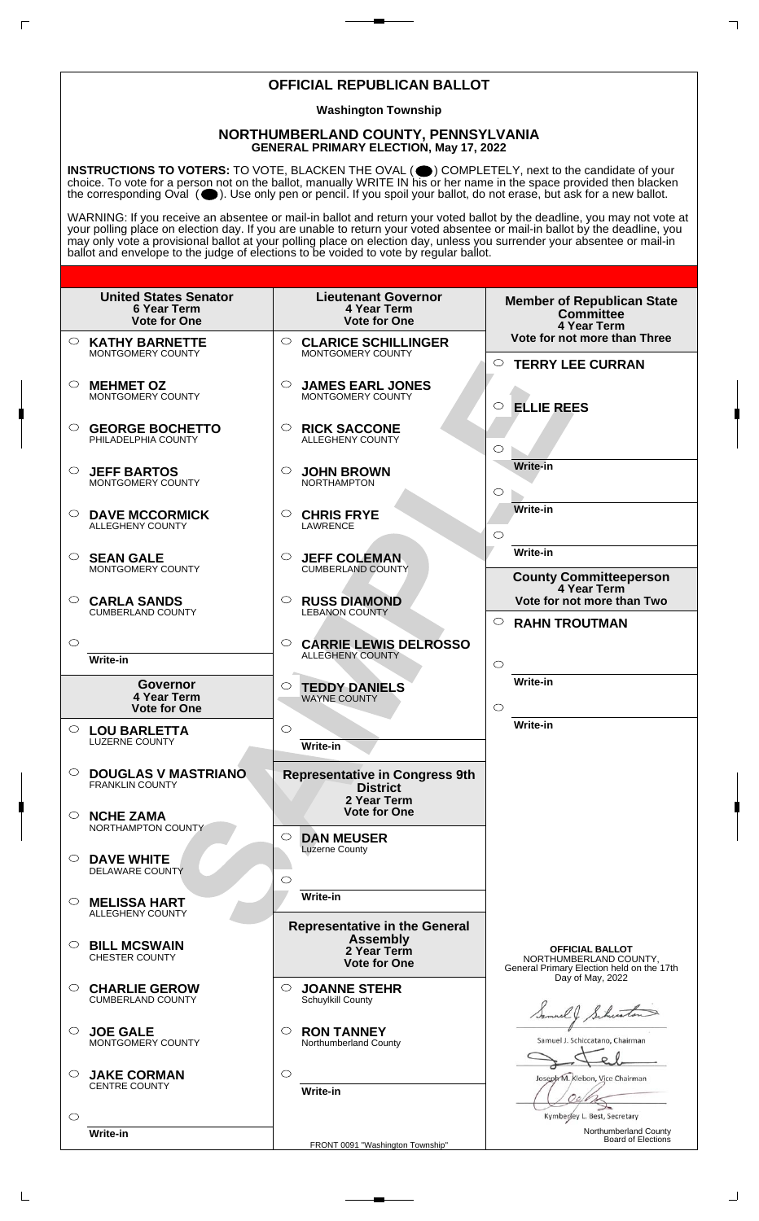# OFFICIAL REPUBLICAN BALLOT

**Washington Township**

## NORTHUMBERLAND COUNTY, PENNSYLVANIA
**GENERAL PRIMARY ELECTION, May 17, 2022**

**INSTRUCTIONS TO VOTERS:** TO VOTE, BLACKEN THE OVAL ( ⬤ ) COMPLETELY, next to the candidate of your choice. To vote for a person not on the ballot, manually WRITE IN his or her name in the space provided then blacken the corresponding Oval ( ⬤ ). Use only pen or pencil. If you spoil your ballot, do not erase, but ask for a new ballot.

WARNING: If you receive an absentee or mail-in ballot and return your voted ballot by the deadline, you may not vote at your polling place on election day. If you are unable to return your voted absentee or mail-in ballot by the deadline, you may only vote a provisional ballot at your polling place on election day, unless you surrender your absentee or mail-in ballot and envelope to the judge of elections to be voided to vote by regular ballot.

### United States Senator
**6 Year Term**
**Vote for One**

- ○ **KATHY BARNETTE** — MONTGOMERY COUNTY
- ○ **MEHMET OZ** — MONTGOMERY COUNTY
- ○ **GEORGE BOCHETTO** — PHILADELPHIA COUNTY
- ○ **JEFF BARTOS** — MONTGOMERY COUNTY
- ○ **DAVE MCCORMICK** — ALLEGHENY COUNTY
- ○ **SEAN GALE** — MONTGOMERY COUNTY
- ○ **CARLA SANDS** — CUMBERLAND COUNTY
- ○ Write-in

### Governor
**4 Year Term**
**Vote for One**

- ○ **LOU BARLETTA** — LUZERNE COUNTY
- ○ **DOUGLAS V MASTRIANO** — FRANKLIN COUNTY
- ○ **NCHE ZAMA** — NORTHAMPTON COUNTY
- ○ **DAVE WHITE** — DELAWARE COUNTY
- ○ **MELISSA HART** — ALLEGHENY COUNTY
- ○ **BILL MCSWAIN** — CHESTER COUNTY
- ○ **CHARLIE GEROW** — CUMBERLAND COUNTY
- ○ **JOE GALE** — MONTGOMERY COUNTY
- ○ **JAKE CORMAN** — CENTRE COUNTY
- ○ Write-in

### Lieutenant Governor
**4 Year Term**
**Vote for One**

- ○ **CLARICE SCHILLINGER** — MONTGOMERY COUNTY
- ○ **JAMES EARL JONES** — MONTGOMERY COUNTY
- ○ **RICK SACCONE** — ALLEGHENY COUNTY
- ○ **JOHN BROWN** — NORTHAMPTON
- ○ **CHRIS FRYE** — LAWRENCE
- ○ **JEFF COLEMAN** — CUMBERLAND COUNTY
- ○ **RUSS DIAMOND** — LEBANON COUNTY
- ○ **CARRIE LEWIS DELROSSO** — ALLEGHENY COUNTY
- ○ **TEDDY DANIELS** — WAYNE COUNTY
- ○ Write-in

### Representative in Congress 9th District
**2 Year Term**
**Vote for One**

- ○ **DAN MEUSER** — Luzerne County
- ○ Write-in

### Representative in the General Assembly
**2 Year Term**
**Vote for One**

- ○ **JOANNE STEHR** — Schuylkill County
- ○ **RON TANNEY** — Northumberland County
- ○ Write-in

### Member of Republican State Committee
**4 Year Term**
**Vote for not more than Three**

- ○ **TERRY LEE CURRAN**
- ○ **ELLIE REES**
- ○ Write-in
- ○ Write-in
- ○ Write-in

### County Committeeperson
**4 Year Term**
**Vote for not more than Two**

- ○ **RAHN TROUTMAN**
- ○ Write-in
- ○ Write-in

**OFFICIAL BALLOT**
NORTHUMBERLAND COUNTY,
General Primary Election held on the 17th Day of May, 2022

Samuel J. Schiccatano, Chairman

Joseph M. Klebon, Vice Chairman

Kymberley L. Best, Secretary

Northumberland County Board of Elections

FRONT 0091 "Washington Township"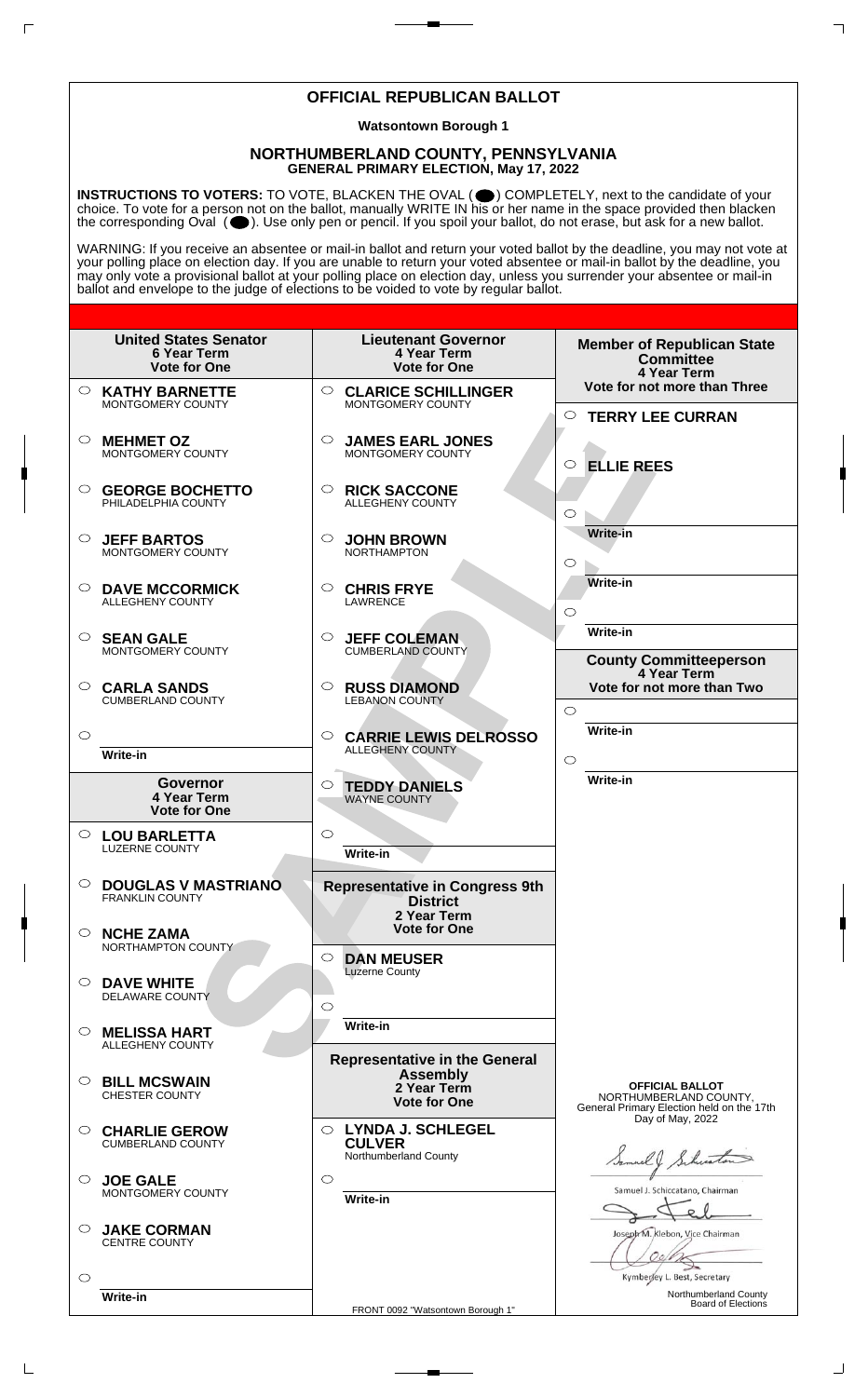# OFFICIAL REPUBLICAN BALLOT

**Watsontown Borough 1**

## NORTHUMBERLAND COUNTY, PENNSYLVANIA
**GENERAL PRIMARY ELECTION, May 17, 2022**

**INSTRUCTIONS TO VOTERS:** TO VOTE, BLACKEN THE OVAL ( ) COMPLETELY, next to the candidate of your choice. To vote for a person not on the ballot, manually WRITE IN his or her name in the space provided then blacken the corresponding Oval ( ). Use only pen or pencil. If you spoil your ballot, do not erase, but ask for a new ballot.

WARNING: If you receive an absentee or mail-in ballot and return your voted ballot by the deadline, you may not vote at your polling place on election day. If you are unable to return your voted absentee or mail-in ballot by the deadline, you may only vote a provisional ballot at your polling place on election day, unless you surrender your absentee or mail-in ballot and envelope to the judge of elections to be voided to vote by regular ballot.

### United States Senator
**6 Year Term**
**Vote for One**

- ○ **KATHY BARNETTE** MONTGOMERY COUNTY
- ○ **MEHMET OZ** MONTGOMERY COUNTY
- ○ **GEORGE BOCHETTO** PHILADELPHIA COUNTY
- ○ **JEFF BARTOS** MONTGOMERY COUNTY
- ○ **DAVE MCCORMICK** ALLEGHENY COUNTY
- ○ **SEAN GALE** MONTGOMERY COUNTY
- ○ **CARLA SANDS** CUMBERLAND COUNTY
- ○ Write-in

### Governor
**4 Year Term**
**Vote for One**

- ○ **LOU BARLETTA** LUZERNE COUNTY
- ○ **DOUGLAS V MASTRIANO** FRANKLIN COUNTY
- ○ **NCHE ZAMA** NORTHAMPTON COUNTY
- ○ **DAVE WHITE** DELAWARE COUNTY
- ○ **MELISSA HART** ALLEGHENY COUNTY
- ○ **BILL MCSWAIN** CHESTER COUNTY
- ○ **CHARLIE GEROW** CUMBERLAND COUNTY
- ○ **JOE GALE** MONTGOMERY COUNTY
- ○ **JAKE CORMAN** CENTRE COUNTY
- ○ Write-in

### Lieutenant Governor
**4 Year Term**
**Vote for One**

- ○ **CLARICE SCHILLINGER** MONTGOMERY COUNTY
- ○ **JAMES EARL JONES** MONTGOMERY COUNTY
- ○ **RICK SACCONE** ALLEGHENY COUNTY
- ○ **JOHN BROWN** NORTHAMPTON
- ○ **CHRIS FRYE** LAWRENCE
- ○ **JEFF COLEMAN** CUMBERLAND COUNTY
- ○ **RUSS DIAMOND** LEBANON COUNTY
- ○ **CARRIE LEWIS DELROSSO** ALLEGHENY COUNTY
- ○ **TEDDY DANIELS** WAYNE COUNTY
- ○ Write-in

### Representative in Congress 9th District
**2 Year Term**
**Vote for One**

- ○ **DAN MEUSER** Luzerne County
- ○ Write-in

### Representative in the General Assembly
**2 Year Term**
**Vote for One**

- ○ **LYNDA J. SCHLEGEL CULVER** Northumberland County
- ○ Write-in

### Member of Republican State Committee
**4 Year Term**
**Vote for not more than Three**

- ○ **TERRY LEE CURRAN**
- ○ **ELLIE REES**
- ○ Write-in
- ○ Write-in
- ○ Write-in

### County Committeeperson
**4 Year Term**
**Vote for not more than Two**

- ○ Write-in
- ○ Write-in

**OFFICIAL BALLOT**
NORTHUMBERLAND COUNTY,
General Primary Election held on the 17th Day of May, 2022

Samuel J. Schiccatano, Chairman

Joseph M. Klebon, Vice Chairman

Kymberley L. Best, Secretary

Northumberland County Board of Elections

FRONT 0092 "Watsontown Borough 1"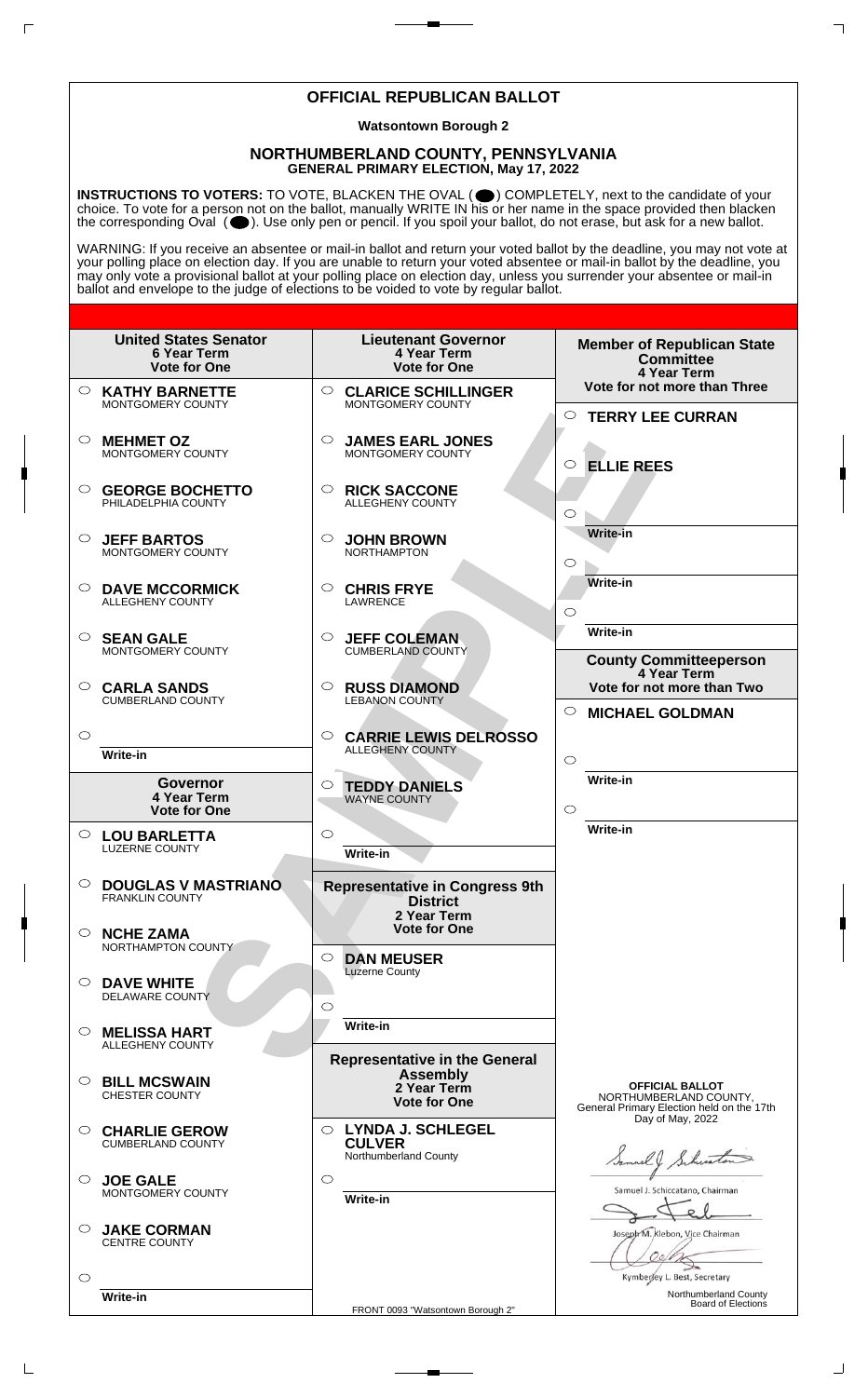# OFFICIAL REPUBLICAN BALLOT

**Watsontown Borough 2**

## NORTHUMBERLAND COUNTY, PENNSYLVANIA
**GENERAL PRIMARY ELECTION, May 17, 2022**

**INSTRUCTIONS TO VOTERS:** TO VOTE, BLACKEN THE OVAL ( ) COMPLETELY, next to the candidate of your choice. To vote for a person not on the ballot, manually WRITE IN his or her name in the space provided then blacken the corresponding Oval ( ). Use only pen or pencil. If you spoil your ballot, do not erase, but ask for a new ballot.

WARNING: If you receive an absentee or mail-in ballot and return your voted ballot by the deadline, you may not vote at your polling place on election day. If you are unable to return your voted absentee or mail-in ballot by the deadline, you may only vote a provisional ballot at your polling place on election day, unless you surrender your absentee or mail-in ballot and envelope to the judge of elections to be voided to vote by regular ballot.

### United States Senator
**6 Year Term**
**Vote for One**

- ○ **KATHY BARNETTE** — MONTGOMERY COUNTY
- ○ **MEHMET OZ** — MONTGOMERY COUNTY
- ○ **GEORGE BOCHETTO** — PHILADELPHIA COUNTY
- ○ **JEFF BARTOS** — MONTGOMERY COUNTY
- ○ **DAVE MCCORMICK** — ALLEGHENY COUNTY
- ○ **SEAN GALE** — MONTGOMERY COUNTY
- ○ **CARLA SANDS** — CUMBERLAND COUNTY
- ○ Write-in

### Governor
**4 Year Term**
**Vote for One**

- ○ **LOU BARLETTA** — LUZERNE COUNTY
- ○ **DOUGLAS V MASTRIANO** — FRANKLIN COUNTY
- ○ **NCHE ZAMA** — NORTHAMPTON COUNTY
- ○ **DAVE WHITE** — DELAWARE COUNTY
- ○ **MELISSA HART** — ALLEGHENY COUNTY
- ○ **BILL MCSWAIN** — CHESTER COUNTY
- ○ **CHARLIE GEROW** — CUMBERLAND COUNTY
- ○ **JOE GALE** — MONTGOMERY COUNTY
- ○ **JAKE CORMAN** — CENTRE COUNTY
- ○ Write-in

### Lieutenant Governor
**4 Year Term**
**Vote for One**

- ○ **CLARICE SCHILLINGER** — MONTGOMERY COUNTY
- ○ **JAMES EARL JONES** — MONTGOMERY COUNTY
- ○ **RICK SACCONE** — ALLEGHENY COUNTY
- ○ **JOHN BROWN** — NORTHAMPTON
- ○ **CHRIS FRYE** — LAWRENCE
- ○ **JEFF COLEMAN** — CUMBERLAND COUNTY
- ○ **RUSS DIAMOND** — LEBANON COUNTY
- ○ **CARRIE LEWIS DELROSSO** — ALLEGHENY COUNTY
- ○ **TEDDY DANIELS** — WAYNE COUNTY
- ○ Write-in

### Representative in Congress 9th District
**2 Year Term**
**Vote for One**

- ○ **DAN MEUSER** — Luzerne County
- ○ Write-in

### Representative in the General Assembly
**2 Year Term**
**Vote for One**

- ○ **LYNDA J. SCHLEGEL CULVER** — Northumberland County
- ○ Write-in

### Member of Republican State Committee
**4 Year Term**
**Vote for not more than Three**

- ○ **TERRY LEE CURRAN**
- ○ **ELLIE REES**
- ○ Write-in
- ○ Write-in
- ○ Write-in

### County Committeeperson
**4 Year Term**
**Vote for not more than Two**

- ○ **MICHAEL GOLDMAN**
- ○ Write-in
- ○ Write-in

**OFFICIAL BALLOT**
NORTHUMBERLAND COUNTY,
General Primary Election held on the 17th Day of May, 2022

Samuel J. Schiccatano, Chairman

Joseph M. Klebon, Vice Chairman

Kymberley L. Best, Secretary

Northumberland County Board of Elections

FRONT 0093 "Watsontown Borough 2"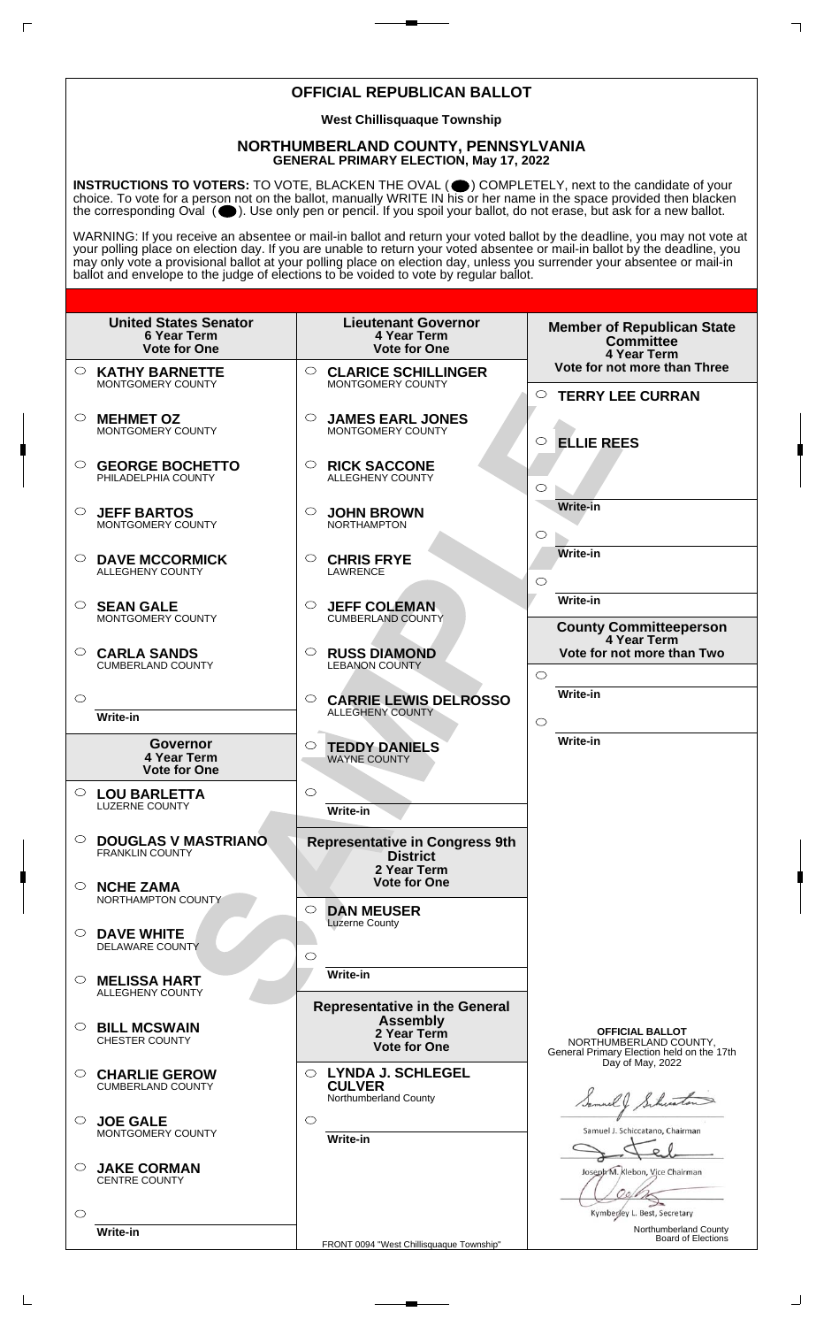# OFFICIAL REPUBLICAN BALLOT

**West Chillisquaque Township**

## NORTHUMBERLAND COUNTY, PENNSYLVANIA

**GENERAL PRIMARY ELECTION, May 17, 2022**

**INSTRUCTIONS TO VOTERS:** TO VOTE, BLACKEN THE OVAL ( ) COMPLETELY, next to the candidate of your choice. To vote for a person not on the ballot, manually WRITE IN his or her name in the space provided then blacken the corresponding Oval ( ). Use only pen or pencil. If you spoil your ballot, do not erase, but ask for a new ballot.

WARNING: If you receive an absentee or mail-in ballot and return your voted ballot by the deadline, you may not vote at your polling place on election day. If you are unable to return your voted absentee or mail-in ballot by the deadline, you may only vote a provisional ballot at your polling place on election day, unless you surrender your absentee or mail-in ballot and envelope to the judge of elections to be voided to vote by regular ballot.

### United States Senator
6 Year Term
Vote for One

- ○ **KATHY BARNETTE** MONTGOMERY COUNTY
- ○ **MEHMET OZ** MONTGOMERY COUNTY
- ○ **GEORGE BOCHETTO** PHILADELPHIA COUNTY
- ○ **JEFF BARTOS** MONTGOMERY COUNTY
- ○ **DAVE MCCORMICK** ALLEGHENY COUNTY
- ○ **SEAN GALE** MONTGOMERY COUNTY
- ○ **CARLA SANDS** CUMBERLAND COUNTY
- ○ Write-in

### Governor
4 Year Term
Vote for One

- ○ **LOU BARLETTA** LUZERNE COUNTY
- ○ **DOUGLAS V MASTRIANO** FRANKLIN COUNTY
- ○ **NCHE ZAMA** NORTHAMPTON COUNTY
- ○ **DAVE WHITE** DELAWARE COUNTY
- ○ **MELISSA HART** ALLEGHENY COUNTY
- ○ **BILL MCSWAIN** CHESTER COUNTY
- ○ **CHARLIE GEROW** CUMBERLAND COUNTY
- ○ **JOE GALE** MONTGOMERY COUNTY
- ○ **JAKE CORMAN** CENTRE COUNTY
- ○ Write-in

### Lieutenant Governor
4 Year Term
Vote for One

- ○ **CLARICE SCHILLINGER** MONTGOMERY COUNTY
- ○ **JAMES EARL JONES** MONTGOMERY COUNTY
- ○ **RICK SACCONE** ALLEGHENY COUNTY
- ○ **JOHN BROWN** NORTHAMPTON
- ○ **CHRIS FRYE** LAWRENCE
- ○ **JEFF COLEMAN** CUMBERLAND COUNTY
- ○ **RUSS DIAMOND** LEBANON COUNTY
- ○ **CARRIE LEWIS DELROSSO** ALLEGHENY COUNTY
- ○ **TEDDY DANIELS** WAYNE COUNTY
- ○ Write-in

### Representative in Congress 9th District
2 Year Term
Vote for One

- ○ **DAN MEUSER** Luzerne County
- ○ Write-in

### Representative in the General Assembly
2 Year Term
Vote for One

- ○ **LYNDA J. SCHLEGEL CULVER** Northumberland County
- ○ Write-in

### Member of Republican State Committee
4 Year Term
Vote for not more than Three

- ○ **TERRY LEE CURRAN**
- ○ **ELLIE REES**
- ○ Write-in
- ○ Write-in
- ○ Write-in

### County Committeeperson
4 Year Term
Vote for not more than Two

- ○ Write-in
- ○ Write-in

**OFFICIAL BALLOT**
NORTHUMBERLAND COUNTY,
General Primary Election held on the 17th Day of May, 2022

Samuel J. Schiccatano, Chairman

Joseph M. Klebon, Vice Chairman

Kymberley L. Best, Secretary

Northumberland County Board of Elections

FRONT 0094 "West Chillisquaque Township"